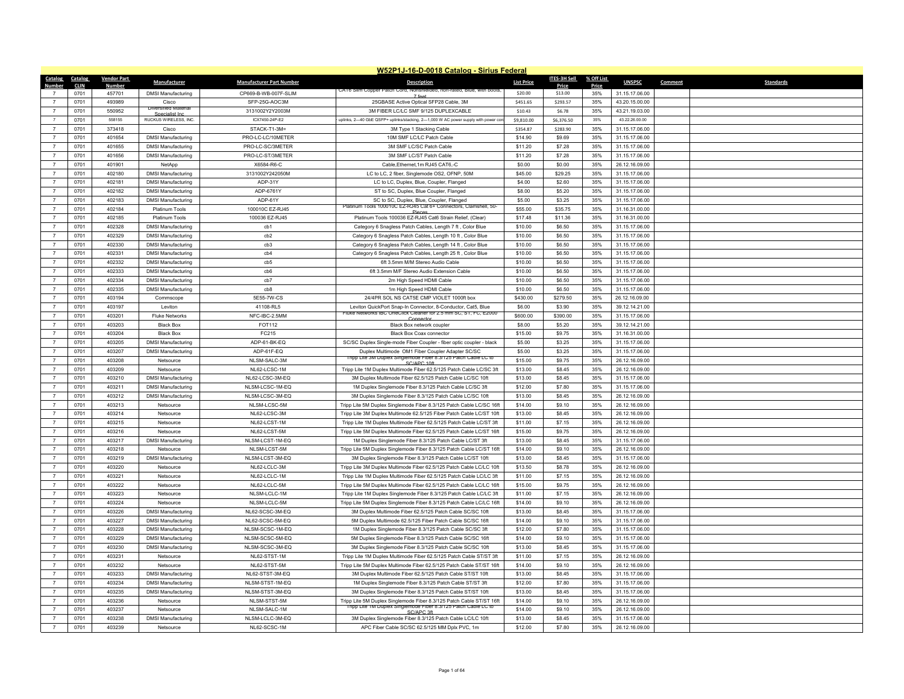# W52P1J-16-D-0018 Catalog - Sirius Federal

| Catalog Number | Catalog CLIN | Vendor Part Number | Manufacturer | Manufacturer Part Number | Description | List Price | ITES-3H Sell Price | % Off List Price | UNSPSC | Comment | Standards |
|---|---|---|---|---|---|---|---|---|---|---|---|
| 7 | 0701 | 457701 | DMSI Manufacturing | CP669-B-WB-007F-SLIM | CAT6 Slim Copper Patch Cord, Nonshielded, non-rated, Blue, with boots, 7 feet | $20.00 | $13.00 | 35% | 31.15.17.06.00 | | |
| 7 | 0701 | 493989 | Cisco | SFP-25G-AOC3M | 25GBASE Active Optical SFP28 Cable, 3M | $451.65 | $293.57 | 35% | 43.20.15.00.00 | | |
| 7 | 0701 | 550952 | Diversified Material Specialist Inc | 3131002Y2Y2003M | 3M FIBER LC/LC SMF 9/125 DUPLEXCABLE | $10.43 | $6.78 | 35% | 43.21.19.03.00 | | |
| 7 | 0701 | 558155 | RUCKUS WIRELESS, INC. | ICX7450-24P-E2 | uplinks, 2—40 GbE QSFP+ uplinks/stacking, 2—1,000 W AC power supply with power cord | $9,810.00 | $6,376.50 | 35% | 43.22.26.00.00 | | |
| 7 | 0701 | 373418 | Cisco | STACK-T1-3M= | 3M Type 1 Stacking Cable | $354.87 | $283.90 | 35% | 31.15.17.06.00 | | |
| 7 | 0701 | 401654 | DMSI Manufacturing | PRO-LC-LC/10METER | 10M SMF LC/LC Patch Cable | $14.90 | $9.69 | 35% | 31.15.17.06.00 | | |
| 7 | 0701 | 401655 | DMSI Manufacturing | PRO-LC-SC/3METER | 3M SMF LC/SC Patch Cable | $11.20 | $7.28 | 35% | 31.15.17.06.00 | | |
| 7 | 0701 | 401656 | DMSI Manufacturing | PRO-LC-ST/3METER | 3M SMF LC/ST Patch Cable | $11.20 | $7.28 | 35% | 31.15.17.06.00 | | |
| 7 | 0701 | 401901 | NetApp | X6584-R6-C | Cable,Ethernet,1m RJ45 CAT6,-C | $0.00 | $0.00 | 35% | 26.12.16.09.00 | | |
| 7 | 0701 | 402180 | DMSI Manufacturing | 3131002Y242050M | LC to LC, 2 fiber, Singlemode OS2, OFNP, 50M | $45.00 | $29.25 | 35% | 31.15.17.06.00 | | |
| 7 | 0701 | 402181 | DMSI Manufacturing | ADP-31Y | LC to LC, Duplex, Blue, Coupler, Flanged | $4.00 | $2.60 | 35% | 31.15.17.06.00 | | |
| 7 | 0701 | 402182 | DMSI Manufacturing | ADP-6761Y | ST to SC, Duplex, Blue Coupler, Flanged | $8.00 | $5.20 | 35% | 31.15.17.06.00 | | |
| 7 | 0701 | 402183 | DMSI Manufacturing | ADP-61Y | SC to SC, Duplex, Blue, Coupler, Flanged | $5.00 | $3.25 | 35% | 31.15.17.06.00 | | |
| 7 | 0701 | 402184 | Platinum Tools | 100010C EZ-RJ45 | Platinum Tools 100010C EZ-RJ45 Cat 6+ Connectors, Clamshell, 50-Pieces | $55.00 | $35.75 | 35% | 31.16.31.00.00 | | |
| 7 | 0701 | 402185 | Platinum Tools | 100036 EZ-RJ45 | Platinum Tools 100036 EZ-RJ45 Cat6 Strain Relief, (Clear) | $17.48 | $11.36 | 35% | 31.16.31.00.00 | | |
| 7 | 0701 | 402328 | DMSI Manufacturing | cb1 | Category 6 Snagless Patch Cables, Length 7 ft , Color Blue | $10.00 | $6.50 | 35% | 31.15.17.06.00 | | |
| 7 | 0701 | 402329 | DMSI Manufacturing | cb2 | Category 6 Snagless Patch Cables, Length 10 ft , Color Blue | $10.00 | $6.50 | 35% | 31.15.17.06.00 | | |
| 7 | 0701 | 402330 | DMSI Manufacturing | cb3 | Category 6 Snagless Patch Cables, Length 14 ft , Color Blue | $10.00 | $6.50 | 35% | 31.15.17.06.00 | | |
| 7 | 0701 | 402331 | DMSI Manufacturing | cb4 | Category 6 Snagless Patch Cables, Length 25 ft , Color Blue | $10.00 | $6.50 | 35% | 31.15.17.06.00 | | |
| 7 | 0701 | 402332 | DMSI Manufacturing | cb5 | 6ft 3.5mm M/M Stereo Audio Cable | $10.00 | $6.50 | 35% | 31.15.17.06.00 | | |
| 7 | 0701 | 402333 | DMSI Manufacturing | cb6 | 6ft 3.5mm M/F Stereo Audio Extension Cable | $10.00 | $6.50 | 35% | 31.15.17.06.00 | | |
| 7 | 0701 | 402334 | DMSI Manufacturing | cb7 | 2m High Speed HDMI Cable | $10.00 | $6.50 | 35% | 31.15.17.06.00 | | |
| 7 | 0701 | 402335 | DMSI Manufacturing | cb8 | 1m High Speed HDMI Cable | $10.00 | $6.50 | 35% | 31.15.17.06.00 | | |
| 7 | 0701 | 403194 | Commscope | 5E55-7W-CS | 24/4PR SOL NS CAT5E CMP VIOLET 1000ft box | $430.00 | $279.50 | 35% | 26.12.16.09.00 | | |
| 7 | 0701 | 403197 | Leviton | 41108-RL5 | Leviton QuickPort Snap-In Connector, 8-Conductor, Cat5, Blue | $6.00 | $3.90 | 35% | 39.12.14.21.00 | | |
| 7 | 0701 | 403201 | Fluke Networks | NFC-IBC-2.5MM | Fluke Networks IBC OneClick Cleaner for 2.5 mm SC, ST, FC, E2000 Connector | $600.00 | $390.00 | 35% | 31.15.17.06.00 | | |
| 7 | 0701 | 403203 | Black Box | FOT112 | Black Box network coupler | $8.00 | $5.20 | 35% | 39.12.14.21.00 | | |
| 7 | 0701 | 403204 | Black Box | FC215 | Black Box Coax connector | $15.00 | $9.75 | 35% | 31.16.31.00.00 | | |
| 7 | 0701 | 403205 | DMSI Manufacturing | ADP-61-BK-EQ | SC/SC Duplex Single-mode Fiber Coupler - fiber optic coupler - black | $5.00 | $3.25 | 35% | 31.15.17.06.00 | | |
| 7 | 0701 | 403207 | DMSI Manufacturing | ADP-61F-EQ | Duplex Multimode OM1 Fiber Coupler Adapter SC/SC | $5.00 | $3.25 | 35% | 31.15.17.06.00 | | |
| 7 | 0701 | 403208 | Netsource | NLSM-SALC-3M | Tripp Lite 3M Duplex Singlemode Fiber 8.3/125 Patch Cable LC to SC/APC 10ft | $15.00 | $9.75 | 35% | 26.12.16.09.00 | | |
| 7 | 0701 | 403209 | Netsource | NL62-LCSC-1M | Tripp Lite 1M Duplex Multimode Fiber 62.5/125 Patch Cable LC/SC 3ft | $13.00 | $8.45 | 35% | 26.12.16.09.00 | | |
| 7 | 0701 | 403210 | DMSI Manufacturing | NL62-LCSC-3M-EQ | 3M Duplex Multimode Fiber 62.5/125 Patch Cable LC/SC 10ft | $13.00 | $8.45 | 35% | 31.15.17.06.00 | | |
| 7 | 0701 | 403211 | DMSI Manufacturing | NLSM-LCSC-1M-EQ | 1M Duplex Singlemode Fiber 8.3/125 Patch Cable LC/SC 3ft | $12.00 | $7.80 | 35% | 31.15.17.06.00 | | |
| 7 | 0701 | 403212 | DMSI Manufacturing | NLSM-LCSC-3M-EQ | 3M Duplex Singlemode Fiber 8.3/125 Patch Cable LC/SC 10ft | $13.00 | $8.45 | 35% | 26.12.16.09.00 | | |
| 7 | 0701 | 403213 | Netsource | NLSM-LCSC-5M | Tripp Lite 5M Duplex Singlemode Fiber 8.3/125 Patch Cable LC/SC 16ft | $14.00 | $9.10 | 35% | 26.12.16.09.00 | | |
| 7 | 0701 | 403214 | Netsource | NL62-LCSC-3M | Tripp Lite 3M Duplex Multimode 62.5/125 Fiber Patch Cable LC/ST 10ft | $13.00 | $8.45 | 35% | 26.12.16.09.00 | | |
| 7 | 0701 | 403215 | Netsource | NL62-LCST-1M | Tripp Lite 1M Duplex Multimode Fiber 62.5/125 Patch Cable LC/ST 3ft | $11.00 | $7.15 | 35% | 26.12.16.09.00 | | |
| 7 | 0701 | 403216 | Netsource | NL62-LCST-5M | Tripp Lite 5M Duplex Multimode Fiber 62.5/125 Patch Cable LC/ST 16ft | $15.00 | $9.75 | 35% | 26.12.16.09.00 | | |
| 7 | 0701 | 403217 | DMSI Manufacturing | NLSM-LCST-1M-EQ | 1M Duplex Singlemode Fiber 8.3/125 Patch Cable LC/ST 3ft | $13.00 | $8.45 | 35% | 31.15.17.06.00 | | |
| 7 | 0701 | 403218 | Netsource | NLSM-LCST-5M | Tripp Lite 5M Duplex Singlemode Fiber 8.3/125 Patch Cable LC/ST 16ft | $14.00 | $9.10 | 35% | 26.12.16.09.00 | | |
| 7 | 0701 | 403219 | DMSI Manufacturing | NLSM-LCST-3M-EQ | 3M Duplex Singlemode Fiber 8.3/125 Patch Cable LC/ST 10ft | $13.00 | $8.45 | 35% | 31.15.17.06.00 | | |
| 7 | 0701 | 403220 | Netsource | NL62-LCLC-3M | Tripp Lite 3M Duplex Multimode Fiber 62.5/125 Patch Cable LC/LC 10ft | $13.50 | $8.78 | 35% | 26.12.16.09.00 | | |
| 7 | 0701 | 403221 | Netsource | NL62-LCLC-1M | Tripp Lite 1M Duplex Multimode Fiber 62.5/125 Patch Cable LC/LC 3ft | $11.00 | $7.15 | 35% | 26.12.16.09.00 | | |
| 7 | 0701 | 403222 | Netsource | NL62-LCLC-5M | Tripp Lite 5M Duplex Multimode Fiber 62.5/125 Patch Cable LC/LC 16ft | $15.00 | $9.75 | 35% | 26.12.16.09.00 | | |
| 7 | 0701 | 403223 | Netsource | NLSM-LCLC-1M | Tripp Lite 1M Duplex Singlemode Fiber 8.3/125 Patch Cable LC/LC 3ft | $11.00 | $7.15 | 35% | 26.12.16.09.00 | | |
| 7 | 0701 | 403224 | Netsource | NLSM-LCLC-5M | Tripp Lite 5M Duplex Singlemode Fiber 8.3/125 Patch Cable LC/LC 16ft | $14.00 | $9.10 | 35% | 26.12.16.09.00 | | |
| 7 | 0701 | 403226 | DMSI Manufacturing | NL62-SCSC-3M-EQ | 3M Duplex Multimode Fiber 62.5/125 Patch Cable SC/SC 10ft | $13.00 | $8.45 | 35% | 31.15.17.06.00 | | |
| 7 | 0701 | 403227 | DMSI Manufacturing | NL62-SCSC-5M-EQ | 5M Duplex Multimode 62.5/125 Fiber Patch Cable SC/SC 16ft | $14.00 | $9.10 | 35% | 31.15.17.06.00 | | |
| 7 | 0701 | 403228 | DMSI Manufacturing | NLSM-SCSC-1M-EQ | 1M Duplex Singlemode Fiber 8.3/125 Patch Cable SC/SC 3ft | $12.00 | $7.80 | 35% | 31.15.17.06.00 | | |
| 7 | 0701 | 403229 | DMSI Manufacturing | NLSM-SCSC-5M-EQ | 5M Duplex Singlemode Fiber 8.3/125 Patch Cable SC/SC 16ft | $14.00 | $9.10 | 35% | 31.15.17.06.00 | | |
| 7 | 0701 | 403230 | DMSI Manufacturing | NLSM-SCSC-3M-EQ | 3M Duplex Singlemode Fiber 8.3/125 Patch Cable SC/SC 10ft | $13.00 | $8.45 | 35% | 31.15.17.06.00 | | |
| 7 | 0701 | 403231 | Netsource | NL62-STST-1M | Tripp Lite 1M Duplex Multimode Fiber 62.5/125 Patch Cable ST/ST 3ft | $11.00 | $7.15 | 35% | 26.12.16.09.00 | | |
| 7 | 0701 | 403232 | Netsource | NL62-STST-5M | Tripp Lite 5M Duplex Multimode Fiber 62.5/125 Patch Cable ST/ST 16ft | $14.00 | $9.10 | 35% | 26.12.16.09.00 | | |
| 7 | 0701 | 403233 | DMSI Manufacturing | NL62-STST-3M-EQ | 3M Duplex Multimode Fiber 62.5/125 Patch Cable ST/ST 10ft | $13.00 | $8.45 | 35% | 31.15.17.06.00 | | |
| 7 | 0701 | 403234 | DMSI Manufacturing | NLSM-STST-1M-EQ | 1M Duplex Singlemode Fiber 8.3/125 Patch Cable ST/ST 3ft | $12.00 | $7.80 | 35% | 31.15.17.06.00 | | |
| 7 | 0701 | 403235 | DMSI Manufacturing | NLSM-STST-3M-EQ | 3M Duplex Singlemode Fiber 8.3/125 Patch Cable ST/ST 10ft | $13.00 | $8.45 | 35% | 31.15.17.06.00 | | |
| 7 | 0701 | 403236 | Netsource | NLSM-STST-5M | Tripp Lite 5M Duplex Singlemode Fiber 8.3/125 Patch Cable ST/ST 16ft | $14.00 | $9.10 | 35% | 26.12.16.09.00 | | |
| 7 | 0701 | 403237 | Netsource | NLSM-SALC-1M | Tripp Lite 1M Duplex Singlemode Fiber 8.3/125 Patch Cable LC to SC/APC 3ft | $14.00 | $9.10 | 35% | 26.12.16.09.00 | | |
| 7 | 0701 | 403238 | DMSI Manufacturing | NLSM-LCLC-3M-EQ | 3M Duplex Singlemode Fiber 8.3/125 Patch Cable LC/LC 10ft | $13.00 | $8.45 | 35% | 31.15.17.06.00 | | |
| 7 | 0701 | 403239 | Netsource | NL62-SCSC-1M | APC Fiber Cable SC/SC 62.5/125 MM Dplx PVC, 1m | $12.00 | $7.80 | 35% | 26.12.16.09.00 | | |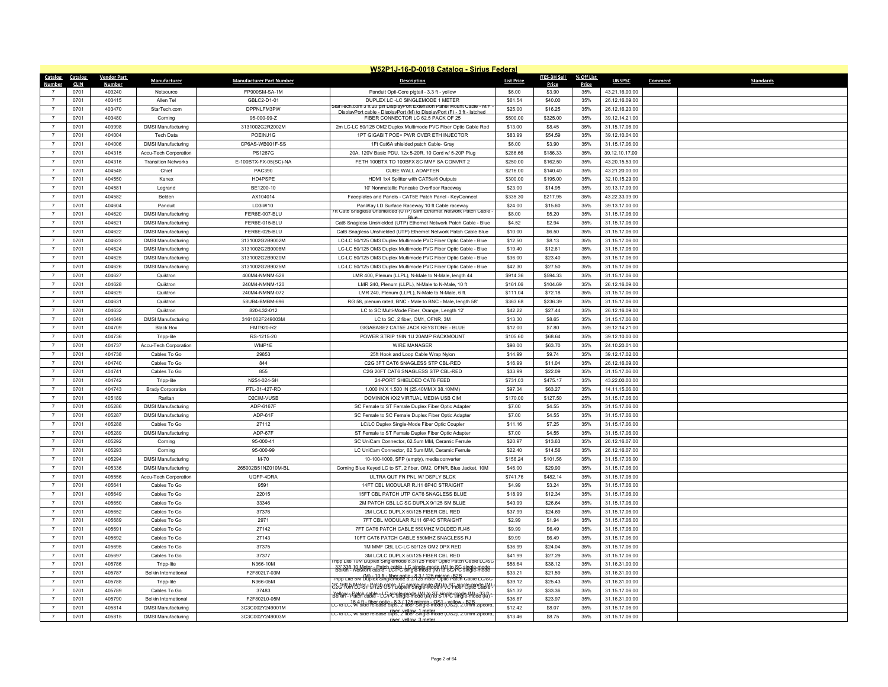# W52P1J-16-D-0018 Catalog - Sirius Federal

| Catalog Number | Catalog CLIN | Vendor Part Number | Manufacturer | Manufacturer Part Number | Description | List Price | ITES-3H Sell Price | % Off List Price | UNSPSC | Comment | Standards |
|---|---|---|---|---|---|---|---|---|---|---|---|
| 7 | 0701 | 403240 | Netsource | FP900SM-SA-1M | Panduit Opti-Core pigtail - 3.3 ft - yellow | $6.00 | $3.90 | 35% | 43.21.16.00.00 | | |
| 7 | 0701 | 403415 | Allen Tel | GBLC2-D1-01 | DUPLEX LC -LC SINGLEMODE 1 METER | $61.54 | $40.00 | 35% | 26.12.16.09.00 | | |
| 7 | 0701 | 403470 | StarTech.com | DPPNLFM3PW | StarTech.com 3 ft 20 pin DisplayPort Extension Panel Mount Cable - M/F - DisplayPort cable - DisplayPort (M) to DisplayPort (F) - 3 ft - latched | $25.00 | $16.25 | 35% | 26.12.16.20.00 | | |
| 7 | 0701 | 403480 | Corning | 95-000-99-Z | FIBER CONNECTOR LC 62.5 PACK OF 25 | $500.00 | $325.00 | 35% | 39.12.14.21.00 | | |
| 7 | 0701 | 403998 | DMSI Manufacturing | 3131002G2R2002M | 2m LC-LC 50/125 OM2 Duplex Multimode PVC Fiber Optic Cable Red | $13.00 | $8.45 | 35% | 31.15.17.06.00 | | |
| 7 | 0701 | 404004 | Tech Data | POEINJ1G | 1PT GIGABIT POE+ PWR OVER ETH INJECTOR | $83.99 | $54.59 | 35% | 39.12.10.04.00 | | |
| 7 | 0701 | 404006 | DMSI Manufacturing | CP6AS-WB001F-SS | 1Ft Cat6A shielded patch Cable- Gray | $6.00 | $3.90 | 35% | 31.15.17.06.00 | | |
| 7 | 0701 | 404315 | Accu-Tech Corporation | PS1267G | 20A, 120V Basic PDU, 12x 5-20R, 10 Cord w/ 5-20P Plug | $286.66 | $186.33 | 35% | 39.12.10.17.00 | | |
| 7 | 0701 | 404316 | Transition Networks | E-100BTX-FX-05(SC)-NA | FETH 100BTX TO 100BFX SC MMF SA CONVRT 2 | $250.00 | $162.50 | 35% | 43.20.15.53.00 | | |
| 7 | 0701 | 404548 | Chief | PAC390 | CUBE WALL ADAPTER | $216.00 | $140.40 | 35% | 43.21.20.00.00 | | |
| 7 | 0701 | 404550 | Kanex | HD4PSPE | HDMI 1x4 Splitter with CAT5e/6 Outputs | $300.00 | $195.00 | 35% | 32.10.15.29.00 | | |
| 7 | 0701 | 404581 | Legrand | BE1200-10 | 10' Nonmetallic Pancake Overfloor Raceway | $23.00 | $14.95 | 35% | 39.13.17.09.00 | | |
| 7 | 0701 | 404582 | Belden | AX104014 | Faceplates and Panels - CAT5E Patch Panel - KeyConnect | $335.30 | $217.95 | 35% | 43.22.33.09.00 | | |
| 7 | 0701 | 404604 | Panduit | LD3IW10 | PanWay LD Surface Raceway 10 ft Cable raceway | $24.00 | $15.60 | 35% | 39.13.17.00.00 | | |
| 7 | 0701 | 404620 | DMSI Manufacturing | FER6E-007-BLU | 7ft Cat6 Snagless Unshielded (UTP) Slim Ethernet Network Patch Cable - Blue | $8.00 | $5.20 | 35% | 31.15.17.06.00 | | |
| 7 | 0701 | 404621 | DMSI Manufacturing | FER6E-015-BLU | Cat6 Snagless Unshielded (UTP) Ethernet Network Patch Cable - Blue | $4.52 | $2.94 | 35% | 31.15.17.06.00 | | |
| 7 | 0701 | 404622 | DMSI Manufacturing | FER6E-025-BLU | Cat6 Snagless Unshielded (UTP) Ethernet Network Patch Cable Blue | $10.00 | $6.50 | 35% | 31.15.17.06.00 | | |
| 7 | 0701 | 404623 | DMSI Manufacturing | 3131002G2B9002M | LC-LC 50/125 OM3 Duplex Multimode PVC Fiber Optic Cable - Blue | $12.50 | $8.13 | 35% | 31.15.17.06.00 | | |
| 7 | 0701 | 404624 | DMSI Manufacturing | 3131002G2B9008M | LC-LC 50/125 OM3 Duplex Multimode PVC Fiber Optic Cable - Blue | $19.40 | $12.61 | 35% | 31.15.17.06.00 | | |
| 7 | 0701 | 404625 | DMSI Manufacturing | 3131002G2B9020M | LC-LC 50/125 OM3 Duplex Multimode PVC Fiber Optic Cable - Blue | $36.00 | $23.40 | 35% | 31.15.17.06.00 | | |
| 7 | 0701 | 404626 | DMSI Manufacturing | 3131002G2B9025M | LC-LC 50/125 OM3 Duplex Multimode PVC Fiber Optic Cable - Blue | $42.30 | $27.50 | 35% | 31.15.17.06.00 | | |
| 7 | 0701 | 404627 | Quiktron | 400M4-NMNM-528 | LMR 400, Plenum (LLPL), N-Male to N-Male, length 44 | $914.36 | $594.33 | 35% | 31.15.17.06.00 | | |
| 7 | 0701 | 404628 | Quiktron | 240M4-NMNM-120 | LMR 240, Plenum (LLPL), N-Male to N-Male, 10 ft | $161.06 | $104.69 | 35% | 26.12.16.09.00 | | |
| 7 | 0701 | 404629 | Quiktron | 240M4-NMNM-072 | LMR 240, Plenum (LLPL), N-Male to N-Male, 6 ft. | $111.04 | $72.18 | 35% | 31.15.17.06.00 | | |
| 7 | 0701 | 404631 | Quiktron | 58UB4-BMBM-696 | RG 58, plenum rated, BNC - Male to BNC - Male, length 58' | $363.68 | $236.39 | 35% | 31.15.17.06.00 | | |
| 7 | 0701 | 404632 | Quiktron | 820-L32-012 | LC to SC Multi-Mode Fiber, Orange, Length 12' | $42.22 | $27.44 | 35% | 26.12.16.09.00 | | |
| 7 | 0701 | 404649 | DMSI Manufacturing | 3161002F249003M | LC to SC, 2 fiber, OM1, OFNR, 3M | $13.30 | $8.65 | 35% | 31.15.17.06.00 | | |
| 7 | 0701 | 404709 | Black Box | FMT920-R2 | GIGABASE2 CAT5E JACK KEYSTONE - BLUE | $12.00 | $7.80 | 35% | 39.12.14.21.00 | | |
| 7 | 0701 | 404736 | Tripp-lite | RS-1215-20 | POWER STRIP 19IN 1U 20AMP RACKMOUNT | $105.60 | $68.64 | 35% | 39.12.10.00.00 | | |
| 7 | 0701 | 404737 | Accu-Tech Corporation | WMP1E | WIRE MANAGER | $98.00 | $63.70 | 35% | 24.10.20.01.00 | | |
| 7 | 0701 | 404738 | Cables To Go | 29853 | 25ft Hook and Loop Cable Wrap Nylon | $14.99 | $9.74 | 35% | 39.12.17.02.00 | | |
| 7 | 0701 | 404740 | Cables To Go | 844 | C2G 3FT CAT6 SNAGLESS STP CBL-RED | $16.99 | $11.04 | 35% | 26.12.16.09.00 | | |
| 7 | 0701 | 404741 | Cables To Go | 855 | C2G 20FT CAT6 SNAGLESS STP CBL-RED | $33.99 | $22.09 | 35% | 31.15.17.06.00 | | |
| 7 | 0701 | 404742 | Tripp-lite | N254-024-SH | 24-PORT SHIELDED CAT6 FEED | $731.03 | $475.17 | 35% | 43.22.00.00.00 | | |
| 7 | 0701 | 404743 | Brady Corporation | PTL-31-427-RD | 1.000 IN X 1.500 IN (25.40MM X 38.10MM) | $97.34 | $63.27 | 35% | 14.11.15.06.00 | | |
| 7 | 0701 | 405189 | Raritan | D2CIM-VUSB | DOMINION KX2 VIRTUAL MEDIA USB CIM | $170.00 | $127.50 | 25% | 31.15.17.06.00 | | |
| 7 | 0701 | 405286 | DMSI Manufacturing | ADP-6167F | SC Female to ST Female Duplex Fiber Optic Adapter | $7.00 | $4.55 | 35% | 31.15.17.06.00 | | |
| 7 | 0701 | 405287 | DMSI Manufacturing | ADP-61F | SC Female to SC Female Duplex Fiber Optic Adapter | $7.00 | $4.55 | 35% | 31.15.17.06.00 | | |
| 7 | 0701 | 405288 | Cables To Go | 27112 | LC/LC Duplex Single-Mode Fiber Optic Coupler | $11.16 | $7.25 | 35% | 31.15.17.06.00 | | |
| 7 | 0701 | 405289 | DMSI Manufacturing | ADP-67F | ST Female to ST Female Duplex Fiber Optic Adapter | $7.00 | $4.55 | 35% | 31.15.17.06.00 | | |
| 7 | 0701 | 405292 | Corning | 95-000-41 | SC UniCam Connector, 62.5um MM, Ceramic Ferrule | $20.97 | $13.63 | 35% | 26.12.16.07.00 | | |
| 7 | 0701 | 405293 | Corning | 95-000-99 | LC UniCam Connector, 62.5um MM, Ceramic Ferrule | $22.40 | $14.56 | 35% | 26.12.16.07.00 | | |
| 7 | 0701 | 405294 | DMSI Manufacturing | M-70 | 10-100-1000, SFP (empty), media converter | $156.24 | $101.56 | 35% | 31.15.17.06.00 | | |
| 7 | 0701 | 405336 | DMSI Manufacturing | 265002B51NZ010M-BL | Corning Blue Keyed LC to ST, 2 fiber, OM2, OFNR, Blue Jacket, 10M | $46.00 | $29.90 | 35% | 31.15.17.06.00 | | |
| 7 | 0701 | 405556 | Accu-Tech Corporation | UQFP-4DRA | ULTRA QUT FN PNL W/ DSPLY BLCK | $741.76 | $482.14 | 35% | 31.15.17.06.00 | | |
| 7 | 0701 | 405641 | Cables To Go | 9591 | 14FT CBL MODULAR RJ11 6P4C STRAIGHT | $4.99 | $3.24 | 35% | 31.15.17.06.00 | | |
| 7 | 0701 | 405649 | Cables To Go | 22015 | 15FT CBL PATCH UTP CAT6 SNAGLESS BLUE | $18.99 | $12.34 | 35% | 31.15.17.06.00 | | |
| 7 | 0701 | 405650 | Cables To Go | 33346 | 2M PATCH CBL LC SC DUPLX 9/125 SM BLUE | $40.99 | $26.64 | 35% | 31.15.17.06.00 | | |
| 7 | 0701 | 405652 | Cables To Go | 37376 | 2M LC/LC DUPLX 50/125 FIBER CBL RED | $37.99 | $24.69 | 35% | 31.15.17.06.00 | | |
| 7 | 0701 | 405689 | Cables To Go | 2971 | 7FT CBL MODULAR RJ11 6P4C STRAIGHT | $2.99 | $1.94 | 35% | 31.15.17.06.00 | | |
| 7 | 0701 | 405691 | Cables To Go | 27142 | 7FT CAT6 PATCH CABLE 550MHZ MOLDED RJ45 | $9.99 | $6.49 | 35% | 31.15.17.06.00 | | |
| 7 | 0701 | 405692 | Cables To Go | 27143 | 10FT CAT6 PATCH CABLE 550MHZ SNAGLESS RJ | $9.99 | $6.49 | 35% | 31.15.17.06.00 | | |
| 7 | 0701 | 405695 | Cables To Go | 37375 | 1M MMF CBL LC-LC 50/125 OM2 DPX RED | $36.99 | $24.04 | 35% | 31.15.17.06.00 | | |
| 7 | 0701 | 405697 | Cables To Go | 37377 | 3M LC/LC DUPLX 50/125 FIBER CBL RED | $41.99 | $27.29 | 35% | 31.15.17.06.00 | | |
| 7 | 0701 | 405786 | Tripp-lite | N366-10M | Tripp Lite 10M Duplex Singlemode 8.3/125 Fiber Optic Patch Cable LC/SC 33' 33ft 10 Meter - Patch cable - LC single-mode (M) to SC single-mode | $58.64 | $38.12 | 35% | 31.16.31.00.00 | | |
| 7 | 0701 | 405787 | Belkin International | F2F802L7-03M | Belkin - Network cable - LC/PC single-mode (M) to SC/PC single-mode (M) - 10 ft - fiber optic - 8.3 / 125 micron - B2B | $33.21 | $21.59 | 35% | 31.16.31.00.00 | | |
| 7 | 0701 | 405788 | Tripp-lite | N366-05M | Tripp Lite 5M Duplex Singlemode 8.3/125 Fiber Optic Patch Cable LC/SC 16' 16ft 5 Meter - Patch cable - LC single-mode (M) to SC single-mode (M) - | $39.12 | $25.43 | 35% | 31.16.31.00.00 | | |
| 7 | 0701 | 405789 | Cables To Go | 37483 | C2G 10m LC-ST 9/125 OS1 Duplex Single-Mode PVC Fiber Optic Cable - Yellow - Patch cable - LC single-mode (M) to ST single-mode (M) - 33 ft - | $51.32 | $33.36 | 35% | 31.15.17.06.00 | | |
| 7 | 0701 | 405790 | Belkin International | F2F802L0-05M | Belkin - Patch cable - LC/PC single-mode (M) to ST/PC single-mode (M) - 16.4 ft - fiber optic - 8.3 / 125 micron - OS1 - yellow - B2B | $36.87 | $23.97 | 35% | 31.16.31.00.00 | | |
| 7 | 0701 | 405814 | DMSI Manufacturing | 3C3C002Y249001M | LC to LC, w/ slide release clips, 2 fiber Single-mode (OS2), 2.0mm zipcord, riser, yellow, 1 meter | $12.42 | $8.07 | 35% | 31.15.17.06.00 | | |
| 7 | 0701 | 405815 | DMSI Manufacturing | 3C3C002Y249003M | LC to LC, w/ slide release clips, 2 fiber Single-mode (OS2), 2.0mm zipcord, riser, yellow, 3 meter | $13.46 | $8.75 | 35% | 31.15.17.06.00 | | |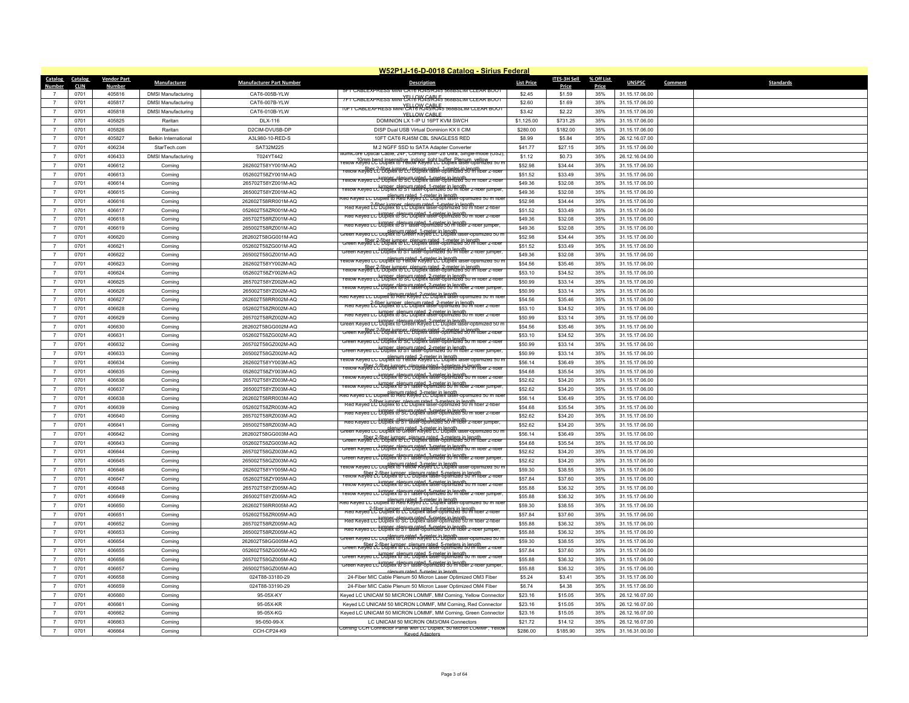# W52P1J-16-D-0018 Catalog - Sirius Federal

| Catalog Number | Catalog CLIN | Vendor Part Number | Manufacturer | Manufacturer Part Number | Description | List Price | ITES-3H Sell Price | % Off List Price | UNSPSC | Comment | Standards |
|---|---|---|---|---|---|---|---|---|---|---|---|
| 7 | 0701 | 405816 | DMSI Manufacturing | CAT6-005B-YLW | 5FT CABLEXPRESS MINI CAT6 RJ45/RJ45 568BSLIM CLEAR BOOT YELLOW CABLE | $2.45 | $1.59 | 35% | 31.15.17.06.00 | | |
| 7 | 0701 | 405817 | DMSI Manufacturing | CAT6-007B-YLW | 7FT CABLEXPRESS MINI CAT6 RJ45/RJ45 568BSLIM CLEAR BOOT YELLOW CABLE | $2.60 | $1.69 | 35% | 31.15.17.06.00 | | |
| 7 | 0701 | 405818 | DMSI Manufacturing | CAT6-010B-YLW | 10FT CABLEXPRESS MINI CAT6 RJ45/RJ45 568BSLIM CLEAR BOOT YELLOW CABLE | $3.42 | $2.22 | 35% | 31.15.17.06.00 | | |
| 7 | 0701 | 405825 | Raritan | DLX-116 | DOMINION LX 1-IP U 16PT KVM SWCH | $1,125.00 | $731.25 | 35% | 31.15.17.06.00 | | |
| 7 | 0701 | 405826 | Raritan | D2CIM-DVUSB-DP | DISP Dual USB Virtual Dominion KX II CIM | $280.00 | $182.00 | 35% | 31.15.17.06.00 | | |
| 7 | 0701 | 405827 | Belkin International | A3L980-10-RED-S | 10FT CAT6 RJ45M CBL SNAGLESS RED | $8.99 | $5.84 | 35% | 26.12.16.07.00 | | |
| 7 | 0701 | 406234 | StarTech.com | SAT32M225 | M.2 NGFF SSD to SATA Adapter Converter | $41.77 | $27.15 | 35% | 31.15.17.06.00 | | |
| 7 | 0701 | 406433 | DMSI Manufacturing | T024YT442 | IllumiCore Optical Cable, 24F, Corning SMF-28 Ultra, Single-mode (OS2), 10mm bend insensitive, indoor, tight buffer, Plenum, yellow | $1.12 | $0.73 | 35% | 26.12.16.04.00 | | |
| 7 | 0701 | 406612 | Corning | 262602T58YY001M-AQ | Yellow Keyed LC Duplex to Yellow Keyed LC Duplex laser-optimized 50 m fiber 2-fiber jumper, plenum rated, 1-meter in length | $52.98 | $34.44 | 35% | 31.15.17.06.00 | | |
| 7 | 0701 | 406613 | Corning | 052602T58ZY001M-AQ | Yellow Keyed LC Duplex to LC Duplex laser-optimized 50 m fiber 2-fiber jumper, plenum rated, 1-meter in length | $51.52 | $33.49 | 35% | 31.15.17.06.00 | | |
| 7 | 0701 | 406614 | Corning | 265702T58YZ001M-AQ | Yellow Keyed LC Duplex to SC Duplex laser-optimized 50 m fiber 2-fiber jumper, plenum rated, 1-meter in length | $49.36 | $32.08 | 35% | 31.15.17.06.00 | | |
| 7 | 0701 | 406615 | Corning | 265002T58YZ001M-AQ | Yellow Keyed LC Duplex to ST laser-optimized 50 m fiber 2-fiber jumper, plenum rated, 1-meter in length | $49.36 | $32.08 | 35% | 31.15.17.06.00 | | |
| 7 | 0701 | 406616 | Corning | 262602T58RR001M-AQ | Red Keyed LC Duplex to Red Keyed LC Duplex laser-optimized 50 m fiber 2-fiber jumper, plenum rated, 1-meter in length | $52.98 | $34.44 | 35% | 31.15.17.06.00 | | |
| 7 | 0701 | 406617 | Corning | 052602T58ZR001M-AQ | Red Keyed LC Duplex to LC Duplex laser-optimized 50 m fiber 2-fiber jumper, plenum rated, 1-meter in length | $51.52 | $33.49 | 35% | 31.15.17.06.00 | | |
| 7 | 0701 | 406618 | Corning | 265702T58RZ001M-AQ | Red Keyed LC Duplex to SC Duplex laser-optimized 50 m fiber 2-fiber jumper, plenum rated, 1-meter in length | $49.36 | $32.08 | 35% | 31.15.17.06.00 | | |
| 7 | 0701 | 406619 | Corning | 265002T58RZ001M-AQ | Red Keyed LC Duplex to ST laser-optimized 50 m fiber 2-fiber jumper, plenum rated, 1-meter in length | $49.36 | $32.08 | 35% | 31.15.17.06.00 | | |
| 7 | 0701 | 406620 | Corning | 262602T58GG001M-AQ | Green Keyed LC Duplex to Green Keyed LC Duplex laser-optimized 50 m fiber 2-fiber jumper, plenum rated, 1-meter in length | $52.98 | $34.44 | 35% | 31.15.17.06.00 | | |
| 7 | 0701 | 406621 | Corning | 052602T58ZG001M-AQ | Green Keyed LC Duplex to LC Duplex laser-optimized 50 m fiber 2-fiber jumper, plenum rated, 1-meter in length | $51.52 | $33.49 | 35% | 31.15.17.06.00 | | |
| 7 | 0701 | 406622 | Corning | 265002T58GZ001M-AQ | Green Keyed LC Duplex to ST laser-optimized 50 m fiber 2-fiber jumper, plenum rated, 1-meter in length | $49.36 | $32.08 | 35% | 31.15.17.06.00 | | |
| 7 | 0701 | 406623 | Corning | 262602T58YY002M-AQ | Yellow Keyed LC Duplex to Yellow Keyed LC Duplex laser-optimized 50 m fiber 2-fiber jumper, plenum rated, 2-meter in length | $54.56 | $35.46 | 35% | 31.15.17.06.00 | | |
| 7 | 0701 | 406624 | Corning | 052602T58ZY002M-AQ | Yellow Keyed LC Duplex to LC Duplex laser-optimized 50 m fiber 2-fiber jumper, plenum rated, 2-meter in length | $53.10 | $34.52 | 35% | 31.15.17.06.00 | | |
| 7 | 0701 | 406625 | Corning | 265702T58YZ002M-AQ | Yellow Keyed LC Duplex to SC Duplex laser-optimized 50 m fiber 2-fiber jumper, plenum rated, 2-meter in length | $50.99 | $33.14 | 35% | 31.15.17.06.00 | | |
| 7 | 0701 | 406626 | Corning | 265002T58YZ002M-AQ | Yellow Keyed LC Duplex to ST laser-optimized 50 m fiber 2-fiber jumper, plenum rated, 2-meter in length | $50.99 | $33.14 | 35% | 31.15.17.06.00 | | |
| 7 | 0701 | 406627 | Corning | 262602T58RR002M-AQ | Red Keyed LC Duplex to Red Keyed LC Duplex laser-optimized 50 m fiber 2-fiber jumper, plenum rated, 2-meter in length | $54.56 | $35.46 | 35% | 31.15.17.06.00 | | |
| 7 | 0701 | 406628 | Corning | 052602T58ZR002M-AQ | Red Keyed LC Duplex to LC Duplex laser-optimized 50 m fiber 2-fiber jumper, plenum rated, 2-meter in length | $53.10 | $34.52 | 35% | 31.15.17.06.00 | | |
| 7 | 0701 | 406629 | Corning | 265702T58RZ002M-AQ | Red Keyed LC Duplex to SC Duplex laser-optimized 50 m fiber 2-fiber jumper, plenum rated, 2-meter in length | $50.99 | $33.14 | 35% | 31.15.17.06.00 | | |
| 7 | 0701 | 406630 | Corning | 262602T58GG002M-AQ | Green Keyed LC Duplex to Green Keyed LC Duplex laser-optimized 50 m fiber 2-fiber jumper, plenum rated, 2-meter in length | $54.56 | $35.46 | 35% | 31.15.17.06.00 | | |
| 7 | 0701 | 406631 | Corning | 052602T58ZG002M-AQ | Green Keyed LC Duplex to LC Duplex laser-optimized 50 m fiber 2-fiber jumper, plenum rated, 2-meter in length | $53.10 | $34.52 | 35% | 31.15.17.06.00 | | |
| 7 | 0701 | 406632 | Corning | 265702T58GZ002M-AQ | Green Keyed LC Duplex to SC Duplex laser-optimized 50 m fiber 2-fiber jumper, plenum rated, 2-meter in length | $50.99 | $33.14 | 35% | 31.15.17.06.00 | | |
| 7 | 0701 | 406633 | Corning | 265002T58GZ002M-AQ | Green Keyed LC Duplex to ST laser-optimized 50 m fiber 2-fiber jumper, plenum rated, 2-meter in length | $50.99 | $33.14 | 35% | 31.15.17.06.00 | | |
| 7 | 0701 | 406634 | Corning | 262602T58YY003M-AQ | Yellow Keyed LC Duplex to Yellow Keyed LC Duplex laser-optimized 50 m fiber 2-fiber jumper, plenum rated, 3-meters in length | $56.14 | $36.49 | 35% | 31.15.17.06.00 | | |
| 7 | 0701 | 406635 | Corning | 052602T58ZY003M-AQ | Yellow Keyed LC Duplex to LC Duplex laser-optimized 50 m fiber 2-fiber jumper, plenum rated, 3-meters in length | $54.68 | $35.54 | 35% | 31.15.17.06.00 | | |
| 7 | 0701 | 406636 | Corning | 265702T58YZ003M-AQ | Yellow Keyed LC Duplex to SC Duplex laser-optimized 50 m fiber 2-fiber jumper, plenum rated, 3-meter in length | $52.62 | $34.20 | 35% | 31.15.17.06.00 | | |
| 7 | 0701 | 406637 | Corning | 265002T58YZ003M-AQ | Yellow Keyed LC Duplex to ST laser-optimized 50 m fiber 2-fiber jumper, plenum rated, 3-meter in length | $52.62 | $34.20 | 35% | 31.15.17.06.00 | | |
| 7 | 0701 | 406638 | Corning | 262602T58RR003M-AQ | Red Keyed LC Duplex to Red Keyed LC Duplex laser-optimized 50 m fiber 2-fiber jumper, plenum rated, 3-meter in length | $56.14 | $36.49 | 35% | 31.15.17.06.00 | | |
| 7 | 0701 | 406639 | Corning | 052602T58ZR003M-AQ | Red Keyed LC Duplex to LC Duplex laser-optimized 50 m fiber 2-fiber jumper, plenum rated, 3-meters in length | $54.68 | $35.54 | 35% | 31.15.17.06.00 | | |
| 7 | 0701 | 406640 | Corning | 265702T58RZ003M-AQ | Red Keyed LC Duplex to SC Duplex laser-optimized 50 m fiber 2-fiber jumper, plenum rated, 3-meter in length | $52.62 | $34.20 | 35% | 31.15.17.06.00 | | |
| 7 | 0701 | 406641 | Corning | 265002T58RZ003M-AQ | Red Keyed LC Duplex to ST laser-optimized 50 m fiber 2-fiber jumper, plenum rated, 3-meter in length | $52.62 | $34.20 | 35% | 31.15.17.06.00 | | |
| 7 | 0701 | 406642 | Corning | 262602T58GG003M-AQ | Green Keyed LC Duplex to Green Keyed LC Duplex laser-optimized 50 m fiber 2-fiber jumper, plenum rated, 3-meter in length | $56.14 | $36.49 | 35% | 31.15.17.06.00 | | |
| 7 | 0701 | 406643 | Corning | 052602T58ZG003M-AQ | Green Keyed LC Duplex to LC Duplex laser-optimized 50 m fiber 2-fiber jumper, plenum rated, 3-meters in length | $54.68 | $35.54 | 35% | 31.15.17.06.00 | | |
| 7 | 0701 | 406644 | Corning | 265702T58GZ003M-AQ | Green Keyed LC Duplex to SC Duplex laser-optimized 50 m fiber 2-fiber jumper, plenum rated, 3-meter in length | $52.62 | $34.20 | 35% | 31.15.17.06.00 | | |
| 7 | 0701 | 406645 | Corning | 265002T58GZ003M-AQ | Green Keyed LC Duplex to ST laser-optimized 50 m fiber 2-fiber jumper, plenum rated, 3-meter in length | $52.62 | $34.20 | 35% | 31.15.17.06.00 | | |
| 7 | 0701 | 406646 | Corning | 262602T58YY005M-AQ | Yellow Keyed LC Duplex to Yellow Keyed LC Duplex laser-optimized 50 m fiber 2-fiber jumper, plenum rated, 5-meters in length | $59.30 | $38.55 | 35% | 31.15.17.06.00 | | |
| 7 | 0701 | 406647 | Corning | 052602T58ZY005M-AQ | Yellow Keyed LC Duplex to LC Duplex laser-optimized 50 m fiber 2-fiber jumper, plenum rated, 5-meters in length | $57.84 | $37.60 | 35% | 31.15.17.06.00 | | |
| 7 | 0701 | 406648 | Corning | 265702T58YZ005M-AQ | Yellow Keyed LC Duplex to SC Duplex laser-optimized 50 m fiber 2-fiber jumper, plenum rated, 5-meter in length | $55.88 | $36.32 | 35% | 31.15.17.06.00 | | |
| 7 | 0701 | 406649 | Corning | 265002T58YZ005M-AQ | Yellow Keyed LC Duplex to ST laser-optimized 50 m fiber 2-fiber jumper, plenum rated, 5-meter in length | $55.88 | $36.32 | 35% | 31.15.17.06.00 | | |
| 7 | 0701 | 406650 | Corning | 262602T58RR005M-AQ | Red Keyed LC Duplex to Red Keyed LC Duplex laser-optimized 50 m fiber 2-fiber jumper, plenum rated, 5-meter in length | $59.30 | $38.55 | 35% | 31.15.17.06.00 | | |
| 7 | 0701 | 406651 | Corning | 052602T58ZR005M-AQ | Red Keyed LC Duplex to LC Duplex laser-optimized 50 m fiber 2-fiber jumper, plenum rated, 5-meters in length | $57.84 | $37.60 | 35% | 31.15.17.06.00 | | |
| 7 | 0701 | 406652 | Corning | 265702T58RZ005M-AQ | Red Keyed LC Duplex to SC Duplex laser-optimized 50 m fiber 2-fiber jumper, plenum rated, 5-meter in length | $55.88 | $36.32 | 35% | 31.15.17.06.00 | | |
| 7 | 0701 | 406653 | Corning | 265002T58RZ005M-AQ | Red Keyed LC Duplex to ST laser-optimized 50 m fiber 2-fiber jumper, plenum rated, 5-meter in length | $55.88 | $36.32 | 35% | 31.15.17.06.00 | | |
| 7 | 0701 | 406654 | Corning | 262602T58GG005M-AQ | Green Keyed LC Duplex to Green Keyed LC Duplex laser-optimized 50 m fiber 2-fiber jumper, plenum rated, 5-meter in length | $59.30 | $38.55 | 35% | 31.15.17.06.00 | | |
| 7 | 0701 | 406655 | Corning | 052602T58ZG005M-AQ | Green Keyed LC Duplex to LC Duplex laser-optimized 50 m fiber 2-fiber jumper, plenum rated, 5-meters in length | $57.84 | $37.60 | 35% | 31.15.17.06.00 | | |
| 7 | 0701 | 406656 | Corning | 265702T58GZ005M-AQ | Green Keyed LC Duplex to SC Duplex laser-optimized 50 m fiber 2-fiber jumper, plenum rated, 5-meter in length | $55.88 | $36.32 | 35% | 31.15.17.06.00 | | |
| 7 | 0701 | 406657 | Corning | 265002T58GZ005M-AQ | Green Keyed LC Duplex to ST laser-optimized 50 m fiber 2-fiber jumper, plenum rated, 5-meter in length | $55.88 | $36.32 | 35% | 31.15.17.06.00 | | |
| 7 | 0701 | 406658 | Corning | 024T88-33180-29 | 24-Fiber MIC Cable Plenum 50 Micron Laser Optimized OM3 Fiber | $5.24 | $3.41 | 35% | 31.15.17.06.00 | | |
| 7 | 0701 | 406659 | Corning | 024T88-33190-29 | 24-Fiber MIC Cable Plenum 50 Micron Laser Optimized OM4 Fiber | $6.74 | $4.38 | 35% | 31.15.17.06.00 | | |
| 7 | 0701 | 406660 | Corning | 95-05X-KY | Keyed LC UNICAM 50 MICRON LOMMF, MM Corning, Yellow Connector | $23.16 | $15.05 | 35% | 26.12.16.07.00 | | |
| 7 | 0701 | 406661 | Corning | 95-05X-KR | Keyed LC UNICAM 50 MICRON LOMMF, MM Corning, Red Connector | $23.16 | $15.05 | 35% | 26.12.16.07.00 | | |
| 7 | 0701 | 406662 | Corning | 95-05X-KG | Keyed LC UNICAM 50 MICRON LOMMF, MM Corning, Green Connector | $23.16 | $15.05 | 35% | 26.12.16.07.00 | | |
| 7 | 0701 | 406663 | Corning | 95-050-99-X | LC UNICAM 50 MICRON OM3/OM4 Connectors | $21.72 | $14.12 | 35% | 26.12.16.07.00 | | |
| 7 | 0701 | 406664 | Corning | CCH-CP24-K9 | Corning CCH Connector Panel with LC Duplex, 50 Micron LOMMF, Yellow Keyed Adapters | $286.00 | $185.90 | 35% | 31.16.31.00.00 | | |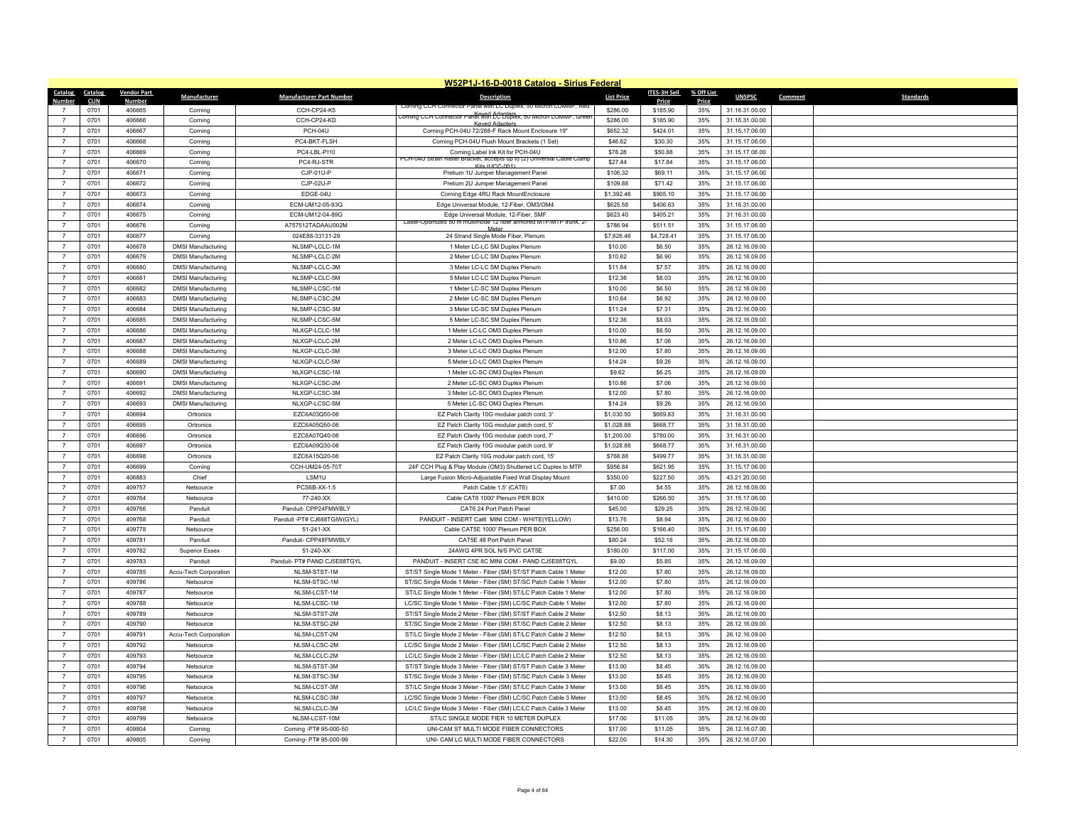# W52P1J-16-D-0018 Catalog - Sirius Federal

| Catalog Number | Catalog CLIN | Vendor Part Number | Manufacturer | Manufacturer Part Number | Description | List Price | ITES-3H Sell Price | % Off List Price | UNSPSC | Comment | Standards |
|---|---|---|---|---|---|---|---|---|---|---|---|
| 7 | 0701 | 406665 | Corning | CCH-CP24-K5 | Corning CCH Connector Panel with LC Duplex, 50 Micron LOMMF, Red Keyed Adapters | $286.00 | $185.90 | 35% | 31.16.31.00.00 | | |
| 7 | 0701 | 406666 | Corning | CCH-CP24-KD | Corning CCH Connector Panel with LC Duplex, 50 Micron LOMMF, Green Keyed Adapters | $286.00 | $185.90 | 35% | 31.16.31.00.00 | | |
| 7 | 0701 | 406667 | Corning | PCH-04U | Corning PCH-04U 72/288-F Rack Mount Enclosure 19" | $652.32 | $424.01 | 35% | 31.15.17.06.00 | | |
| 7 | 0701 | 406668 | Corning | PC4-BKT-FLSH | Corning PCH-04U Flush Mount Brackets (1 Set) | $46.62 | $30.30 | 35% | 31.15.17.06.00 | | |
| 7 | 0701 | 406669 | Corning | PC4-LBL-PI10 | Corning Label Ink Kit for PCH-04U | $78.28 | $50.88 | 35% | 31.15.17.06.00 | | |
| 7 | 0701 | 406670 | Corning | PC4-RJ-STR | PCH-04U Strain Relief Bracket, accepts up to (2) Universal Cable Clamp Kits (UCC-001) | $27.44 | $17.84 | 35% | 31.15.17.06.00 | | |
| 7 | 0701 | 406671 | Corning | CJP-01U-P | Pretium 1U Jumper Management Panel | $106.32 | $69.11 | 35% | 31.15.17.06.00 | | |
| 7 | 0701 | 406672 | Corning | CJP-02U-P | Pretium 2U Jumper Management Panel | $109.88 | $71.42 | 35% | 31.15.17.06.00 | | |
| 7 | 0701 | 406673 | Corning | EDGE-04U | Corning Edge 4RU Rack MountEnclosure | $1,392.46 | $905.10 | 35% | 31.15.17.06.00 | | |
| 7 | 0701 | 406674 | Corning | ECM-UM12-05-93Q | Edge Universal Module, 12-Fiber, OM3/OM4 | $625.58 | $406.63 | 35% | 31.16.31.00.00 | | |
| 7 | 0701 | 406675 | Corning | ECM-UM12-04-89G | Edge Universal Module, 12-Fiber, SMF | $623.40 | $405.21 | 35% | 31.16.31.00.00 | | |
| 7 | 0701 | 406676 | Corning | A757512TADAAU002M | Laser-Optimized 50 m multimode 12 fiber armored MTP/MTP trunk, 2-Meter | $786.94 | $511.51 | 35% | 31.15.17.06.00 | | |
| 7 | 0701 | 406677 | Corning | 024E88-33131-29 | 24 Strand Single Mode Fiber, Plenum | $7,626.46 | $4,728.41 | 35% | 31.15.17.06.00 | | |
| 7 | 0701 | 406678 | DMSI Manufacturing | NLSMP-LCLC-1M | 1 Meter LC-LC SM Duplex Plenum | $10.00 | $6.50 | 35% | 26.12.16.09.00 | | |
| 7 | 0701 | 406679 | DMSI Manufacturing | NLSMP-LCLC-2M | 2 Meter LC-LC SM Duplex Plenum | $10.62 | $6.90 | 35% | 26.12.16.09.00 | | |
| 7 | 0701 | 406680 | DMSI Manufacturing | NLSMP-LCLC-3M | 3 Meter LC-LC SM Duplex Plenum | $11.64 | $7.57 | 35% | 26.12.16.09.00 | | |
| 7 | 0701 | 406681 | DMSI Manufacturing | NLSMP-LCLC-5M | 5 Meter LC-LC SM Duplex Plenum | $12.36 | $8.03 | 35% | 26.12.16.09.00 | | |
| 7 | 0701 | 406682 | DMSI Manufacturing | NLSMP-LCSC-1M | 1 Meter LC-SC SM Duplex Plenum | $10.00 | $6.50 | 35% | 26.12.16.09.00 | | |
| 7 | 0701 | 406683 | DMSI Manufacturing | NLSMP-LCSC-2M | 2 Meter LC-SC SM Duplex Plenum | $10.64 | $6.92 | 35% | 26.12.16.09.00 | | |
| 7 | 0701 | 406684 | DMSI Manufacturing | NLSMP-LCSC-3M | 3 Meter LC-SC SM Duplex Plenum | $11.24 | $7.31 | 35% | 26.12.16.09.00 | | |
| 7 | 0701 | 406685 | DMSI Manufacturing | NLSMP-LCSC-5M | 5 Meter LC-SC SM Duplex Plenum | $12.36 | $8.03 | 35% | 26.12.16.09.00 | | |
| 7 | 0701 | 406686 | DMSI Manufacturing | NLXGP-LCLC-1M | 1 Meter LC-LC OM3 Duplex Plenum | $10.00 | $6.50 | 35% | 26.12.16.09.00 | | |
| 7 | 0701 | 406687 | DMSI Manufacturing | NLXGP-LCLC-2M | 2 Meter LC-LC OM3 Duplex Plenum | $10.86 | $7.06 | 35% | 26.12.16.09.00 | | |
| 7 | 0701 | 406688 | DMSI Manufacturing | NLXGP-LCLC-3M | 3 Meter LC-LC OM3 Duplex Plenum | $12.00 | $7.80 | 35% | 26.12.16.09.00 | | |
| 7 | 0701 | 406689 | DMSI Manufacturing | NLXGP-LCLC-5M | 5 Meter LC-LC OM3 Duplex Plenum | $14.24 | $9.26 | 35% | 26.12.16.09.00 | | |
| 7 | 0701 | 406690 | DMSI Manufacturing | NLXGP-LCSC-1M | 1 Meter LC-SC OM3 Duplex Plenum | $9.62 | $6.25 | 35% | 26.12.16.09.00 | | |
| 7 | 0701 | 406691 | DMSI Manufacturing | NLXGP-LCSC-2M | 2 Meter LC-SC OM3 Duplex Plenum | $10.86 | $7.06 | 35% | 26.12.16.09.00 | | |
| 7 | 0701 | 406692 | DMSI Manufacturing | NLXGP-LCSC-3M | 3 Meter LC-SC OM3 Duplex Plenum | $12.00 | $7.80 | 35% | 26.12.16.09.00 | | |
| 7 | 0701 | 406693 | DMSI Manufacturing | NLXGP-LCSC-5M | 5 Meter LC-SC OM3 Duplex Plenum | $14.24 | $9.26 | 35% | 26.12.16.09.00 | | |
| 7 | 0701 | 406694 | Ortronics | EZC6A03Q50-06 | EZ Patch Clarity 10G modular patch cord, 3' | $1,030.50 | $669.83 | 35% | 31.16.31.00.00 | | |
| 7 | 0701 | 406695 | Ortronics | EZC6A05Q50-06 | EZ Patch Clarity 10G modular patch cord, 5' | $1,028.88 | $668.77 | 35% | 31.16.31.00.00 | | |
| 7 | 0701 | 406696 | Ortronics | EZC6A07Q40-06 | EZ Patch Clarity 10G modular patch cord, 7' | $1,200.00 | $780.00 | 35% | 31.16.31.00.00 | | |
| 7 | 0701 | 406697 | Ortronics | EZC6A09Q30-06 | EZ Patch Clarity 10G modular patch cord, 9' | $1,028.88 | $668.77 | 35% | 31.16.31.00.00 | | |
| 7 | 0701 | 406698 | Ortronics | EZC6A15Q20-06 | EZ Patch Clarity 10G modular patch cord, 15' | $768.88 | $499.77 | 35% | 31.16.31.00.00 | | |
| 7 | 0701 | 406699 | Corning | CCH-UM24-05-70T | 24F CCH Plug & Play Module (OM3) Shuttered LC Duplex to MTP | $956.84 | $621.95 | 35% | 31.15.17.06.00 | | |
| 7 | 0701 | 406883 | Chief | LSM1U | Large Fusion Micro-Adjustable Fixed Wall Display Mount | $350.00 | $227.50 | 35% | 43.21.20.00.00 | | |
| 7 | 0701 | 409757 | Netsource | PCS6B-XX-1.5 | Patch Cable 1.5' (CAT6) | $7.00 | $4.55 | 35% | 26.12.16.09.00 | | |
| 7 | 0701 | 409764 | Netsource | 77-240-XX | Cable CAT6 1000' Plenum PER BOX | $410.00 | $266.50 | 35% | 31.15.17.06.00 | | |
| 7 | 0701 | 409766 | Panduit | Panduit- CPP24FMWBLY | CAT6 24 Port Patch Panel | $45.00 | $29.25 | 35% | 26.12.16.09.00 | | |
| 7 | 0701 | 409768 | Panduit | Panduit -PT# CJ688TGIW(GYL) | PANDUIT - INSERT Cat6 MINI COM - WHITE(YELLOW) | $13.76 | $8.94 | 35% | 26.12.16.09.00 | | |
| 7 | 0701 | 409778 | Netsource | 51-241-XX | Cable CAT5E 1000' Plenum PER BOX | $256.00 | $166.40 | 35% | 31.15.17.06.00 | | |
| 7 | 0701 | 409781 | Panduit | Panduit- CPP48FMWBLY | CAT5E 48 Port Patch Panel | $80.24 | $52.16 | 35% | 26.12.16.09.00 | | |
| 7 | 0701 | 409782 | Superior Essex | 51-240-XX | 24AWG 4PR SOL N/S PVC CAT5E | $180.00 | $117.00 | 35% | 31.15.17.06.00 | | |
| 7 | 0701 | 409783 | Panduit | Panduit- PT# PAND CJ5E88TGYL | PANDUIT - INSERT C5E 8C MINI COM - PAND CJ5E88TGYL | $9.00 | $5.85 | 35% | 26.12.16.09.00 | | |
| 7 | 0701 | 409785 | Accu-Tech Corporation | NLSM-STST-1M | ST/ST Single Mode 1 Meter - Fiber (SM) ST/ST Patch Cable 1 Meter | $12.00 | $7.80 | 35% | 26.12.16.09.00 | | |
| 7 | 0701 | 409786 | Netsource | NLSM-STSC-1M | ST/SC Single Mode 1 Meter - Fiber (SM) ST/SC Patch Cable 1 Meter | $12.00 | $7.80 | 35% | 26.12.16.09.00 | | |
| 7 | 0701 | 409787 | Netsource | NLSM-LCST-1M | ST/LC Single Mode 1 Meter - Fiber (SM) ST/LC Patch Cable 1 Meter | $12.00 | $7.80 | 35% | 26.12.16.09.00 | | |
| 7 | 0701 | 409788 | Netsource | NLSM-LCSC-1M | LC/SC Single Mode 1 Meter - Fiber (SM) LC/SC Patch Cable 1 Meter | $12.00 | $7.80 | 35% | 26.12.16.09.00 | | |
| 7 | 0701 | 409789 | Netsource | NLSM-STST-2M | ST/ST Single Mode 2 Meter - Fiber (SM) ST/ST Patch Cable 2 Meter | $12.50 | $8.13 | 35% | 26.12.16.09.00 | | |
| 7 | 0701 | 409790 | Netsource | NLSM-STSC-2M | ST/SC Single Mode 2 Meter - Fiber (SM) ST/SC Patch Cable 2 Meter | $12.50 | $8.13 | 35% | 26.12.16.09.00 | | |
| 7 | 0701 | 409791 | Accu-Tech Corporation | NLSM-LCST-2M | ST/LC Single Mode 2 Meter - Fiber (SM) ST/LC Patch Cable 2 Meter | $12.50 | $8.13 | 35% | 26.12.16.09.00 | | |
| 7 | 0701 | 409792 | Netsource | NLSM-LCSC-2M | LC/SC Single Mode 2 Meter - Fiber (SM) LC/SC Patch Cable 2 Meter | $12.50 | $8.13 | 35% | 26.12.16.09.00 | | |
| 7 | 0701 | 409793 | Netsource | NLSM-LCLC-2M | LC/LC Single Mode 2 Meter - Fiber (SM) LC/LC Patch Cable 2 Meter | $12.50 | $8.13 | 35% | 26.12.16.09.00 | | |
| 7 | 0701 | 409794 | Netsource | NLSM-STST-3M | ST/ST Single Mode 3 Meter - Fiber (SM) ST/ST Patch Cable 3 Meter | $13.00 | $8.45 | 35% | 26.12.16.09.00 | | |
| 7 | 0701 | 409795 | Netsource | NLSM-STSC-3M | ST/SC Single Mode 3 Meter - Fiber (SM) ST/SC Patch Cable 3 Meter | $13.00 | $8.45 | 35% | 26.12.16.09.00 | | |
| 7 | 0701 | 409796 | Netsource | NLSM-LCST-3M | ST/LC Single Mode 3 Meter - Fiber (SM) ST/LC Patch Cable 3 Meter | $13.00 | $8.45 | 35% | 26.12.16.09.00 | | |
| 7 | 0701 | 409797 | Netsource | NLSM-LCSC-3M | LC/SC Single Mode 3 Meter - Fiber (SM) LC/SC Patch Cable 3 Meter | $13.00 | $8.45 | 35% | 26.12.16.09.00 | | |
| 7 | 0701 | 409798 | Netsource | NLSM-LCLC-3M | LC/LC Single Mode 3 Meter - Fiber (SM) LC/LC Patch Cable 3 Meter | $13.00 | $8.45 | 35% | 26.12.16.09.00 | | |
| 7 | 0701 | 409799 | Netsource | NLSM-LCST-10M | ST/LC SINGLE MODE FIER 10 METER DUPLEX | $17.00 | $11.05 | 35% | 26.12.16.09.00 | | |
| 7 | 0701 | 409804 | Corning | Corning -PT# 95-000-50 | UNI-CAM ST MULTI MODE FIBER CONNECTORS | $17.00 | $11.05 | 35% | 26.12.16.07.00 | | |
| 7 | 0701 | 409805 | Corning | Corning- PT# 95-000-99 | UNI- CAM LC MULTI MODE FIBER CONNECTORS | $22.00 | $14.30 | 35% | 26.12.16.07.00 | | |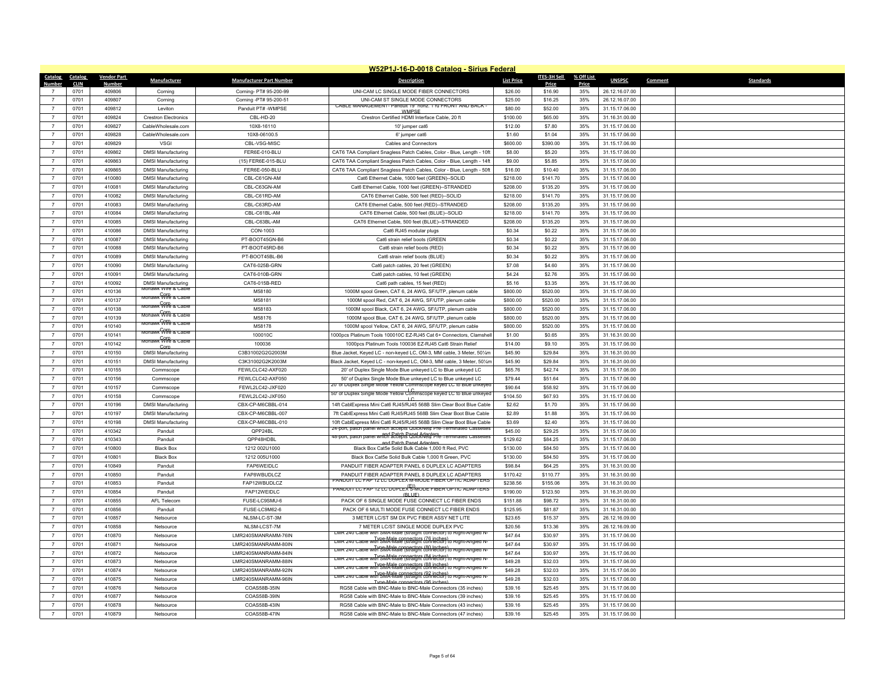# W52P1J-16-D-0018 Catalog - Sirius Federal

| Catalog Number | Catalog CLIN | Vendor Part Number | Manufacturer | Manufacturer Part Number | Description | List Price | ITES-3H Sell Price | % Off List Price | UNSPSC | Comment | Standards |
|---|---|---|---|---|---|---|---|---|---|---|---|
| 7 | 0701 | 409806 | Corning | Corning- PT# 95-200-99 | UNI-CAM LC SINGLE MODE FIBER CONNECTORS | $26.00 | $16.90 | 35% | 26.12.16.07.00 | | |
| 7 | 0701 | 409807 | Corning | Corning -PT# 95-200-51 | UNI-CAM ST SINGLE MODE CONNECTORS | $25.00 | $16.25 | 35% | 26.12.16.07.00 | | |
| 7 | 0701 | 409812 | Leviton | Panduit PT# -WMPSE | CABLE MANAGEMENT- Panduit 19" horiz. 1 ru FRONT AND BACK - WMPSE | $80.00 | $52.00 | 35% | 31.15.17.06.00 | | |
| 7 | 0701 | 409824 | Crestron Electronics | CBL-HD-20 | Crestron Certified HDMI Interface Cable, 20 ft | $100.00 | $65.00 | 35% | 31.16.31.00.00 | | |
| 7 | 0701 | 409827 | CableWholesale.com | 10X8-16110 | 10' jumper cat6 | $12.00 | $7.80 | 35% | 31.15.17.06.00 | | |
| 7 | 0701 | 409828 | CableWholesale.com | 10X8-06100.5 | 6' jumper cat6 | $1.60 | $1.04 | 35% | 31.15.17.06.00 | | |
| 7 | 0701 | 409829 | VSGI | CBL-VSG-MISC | Cables and Connectors | $600.00 | $390.00 | 35% | 31.15.17.06.00 | | |
| 7 | 0701 | 409862 | DMSI Manufacturing | FER6E-010-BLU | CAT6 TAA Compliant Snagless Patch Cables, Color - Blue, Length - 10ft | $8.00 | $5.20 | 35% | 31.15.17.06.00 | | |
| 7 | 0701 | 409863 | DMSI Manufacturing | (15) FER6E-015-BLU | CAT6 TAA Compliant Snagless Patch Cables, Color - Blue, Length - 14ft | $9.00 | $5.85 | 35% | 31.15.17.06.00 | | |
| 7 | 0701 | 409865 | DMSI Manufacturing | FER6E-050-BLU | CAT6 TAA Compliant Snagless Patch Cables, Color - Blue, Length - 50ft | $16.00 | $10.40 | 35% | 31.15.17.06.00 | | |
| 7 | 0701 | 410080 | DMSI Manufacturing | CBL-C61GN-AM | Cat6 Ethernet Cable, 1000 feet (GREEN)--SOLID | $218.00 | $141.70 | 35% | 31.15.17.06.00 | | |
| 7 | 0701 | 410081 | DMSI Manufacturing | CBL-C63GN-AM | Cat6 Ethernet Cable, 1000 feet (GREEN)--STRANDED | $208.00 | $135.20 | 35% | 31.15.17.06.00 | | |
| 7 | 0701 | 410082 | DMSI Manufacturing | CBL-C61RD-AM | CAT6 Ethernet Cable, 500 feet (RED)--SOLID | $218.00 | $141.70 | 35% | 31.15.17.06.00 | | |
| 7 | 0701 | 410083 | DMSI Manufacturing | CBL-C63RD-AM | CAT6 Ethernet Cable, 500 feet (RED)--STRANDED | $208.00 | $135.20 | 35% | 31.15.17.06.00 | | |
| 7 | 0701 | 410084 | DMSI Manufacturing | CBL-C61BL-AM | CAT6 Ethernet Cable, 500 feet (BLUE)--SOLID | $218.00 | $141.70 | 35% | 31.15.17.06.00 | | |
| 7 | 0701 | 410085 | DMSI Manufacturing | CBL-C63BL-AM | CAT6 Ethernet Cable, 500 feet (BLUE)--STRANDED | $208.00 | $135.20 | 35% | 31.15.17.06.00 | | |
| 7 | 0701 | 410086 | DMSI Manufacturing | CON-1003 | Cat6 RJ45 modular plugs | $0.34 | $0.22 | 35% | 31.15.17.06.00 | | |
| 7 | 0701 | 410087 | DMSI Manufacturing | PT-BOOT45GN-B6 | Cat6 strain relief boots (GREEN | $0.34 | $0.22 | 35% | 31.15.17.06.00 | | |
| 7 | 0701 | 410088 | DMSI Manufacturing | PT-BOOT45RD-B6 | Cat6 strain relief boots (RED) | $0.34 | $0.22 | 35% | 31.15.17.06.00 | | |
| 7 | 0701 | 410089 | DMSI Manufacturing | PT-BOOT45BL-B6 | Cat6 strain relief boots (BLUE) | $0.34 | $0.22 | 35% | 31.15.17.06.00 | | |
| 7 | 0701 | 410090 | DMSI Manufacturing | CAT6-025B-GRN | Cat6 patch cables, 20 feet (GREEN) | $7.08 | $4.60 | 35% | 31.15.17.06.00 | | |
| 7 | 0701 | 410091 | DMSI Manufacturing | CAT6-010B-GRN | Cat6 patch cables, 10 feet (GREEN) | $4.24 | $2.76 | 35% | 31.15.17.06.00 | | |
| 7 | 0701 | 410092 | DMSI Manufacturing | CAT6-015B-RED | Cat6 path cables, 15 feet (RED) | $5.16 | $3.35 | 35% | 31.15.17.06.00 | | |
| 7 | 0701 | 410136 | Mohawk Wire & Cable Corp | M58180 | 1000M spool Green, CAT 6, 24 AWG, SF/UTP, plenum cable | $800.00 | $520.00 | 35% | 31.15.17.06.00 | | |
| 7 | 0701 | 410137 | Mohawk Wire & Cable Corp | M58181 | 1000M spool Red, CAT 6, 24 AWG, SF/UTP, plenum cable | $800.00 | $520.00 | 35% | 31.15.17.06.00 | | |
| 7 | 0701 | 410138 | Mohawk Wire & Cable Corp | M58183 | 1000M spool Black, CAT 6, 24 AWG, SF/UTP, plenum cable | $800.00 | $520.00 | 35% | 31.15.17.06.00 | | |
| 7 | 0701 | 410139 | Mohawk Wire & Cable Corp | M58176 | 1000M spool Blue, CAT 6, 24 AWG, SF/UTP, plenum cable | $800.00 | $520.00 | 35% | 31.15.17.06.00 | | |
| 7 | 0701 | 410140 | Mohawk Wire & Cable Corp | M58178 | 1000M spool Yellow, CAT 6, 24 AWG, SF/UTP, plenum cable | $800.00 | $520.00 | 35% | 31.15.17.06.00 | | |
| 7 | 0701 | 410141 | Mohawk Wire & Cable Corp | 100010C | 1000pcs Platinum Tools 100010C EZ-RJ45 Cat 6+ Connectors, Clamshell | $1.00 | $0.65 | 35% | 31.16.31.00.00 | | |
| 7 | 0701 | 410142 | Mohawk Wire & Cable Corp | 100036 | 1000pcs Platinum Tools 100036 EZ-RJ45 Cat6 Strain Relief | $14.00 | $9.10 | 35% | 31.15.17.06.00 | | |
| 7 | 0701 | 410150 | DMSI Manufacturing | C3B31002G2G2003M | Blue Jacket, Keyed LC - non-keyed LC, OM-3, MM cable, 3 Meter, 50¼m | $45.90 | $29.84 | 35% | 31.16.31.00.00 | | |
| 7 | 0701 | 410151 | DMSI Manufacturing | C3K31002G2K2003M | Black Jacket, Keyed LC - non-keyed LC, OM-3, MM cable, 3 Meter, 50¼m | $45.90 | $29.84 | 35% | 31.16.31.00.00 | | |
| 7 | 0701 | 410155 | Commscope | FEWLCLC42-AXF020 | 20' of Duplex Single Mode Blue unkeyed LC to Blue unkeyed LC | $65.76 | $42.74 | 35% | 31.15.17.06.00 | | |
| 7 | 0701 | 410156 | Commscope | FEWLCLC42-AXF050 | 50' of Duplex Single Mode Blue unkeyed LC to Blue unkeyed LC | $79.44 | $51.64 | 35% | 31.15.17.06.00 | | |
| 7 | 0701 | 410157 | Commscope | FEWL2LC42-JXF020 | 20' of Duplex Single Mode Yellow Commscope keyed LC to Blue unkeyed LC | $90.64 | $58.92 | 35% | 31.15.17.06.00 | | |
| 7 | 0701 | 410158 | Commscope | FEWL2LC42-JXF050 | 50' of Duplex Single Mode Yellow Commscope keyed LC to Blue unkeyed LC | $104.50 | $67.93 | 35% | 31.15.17.06.00 | | |
| 7 | 0701 | 410196 | DMSI Manufacturing | CBX-CP-M6CBBL-014 | 14ft CablExpress Mini Cat6 RJ45/RJ45 568B Slim Clear Boot Blue Cable | $2.62 | $1.70 | 35% | 31.15.17.06.00 | | |
| 7 | 0701 | 410197 | DMSI Manufacturing | CBX-CP-M6CBBL-007 | 7ft CablExpress Mini Cat6 RJ45/RJ45 568B Slim Clear Boot Blue Cable | $2.89 | $1.88 | 35% | 31.15.17.06.00 | | |
| 7 | 0701 | 410198 | DMSI Manufacturing | CBX-CP-M6CBBL-010 | 10ft CablExpress Mini Cat6 RJ45/RJ45 568B Slim Clear Boot Blue Cable | $3.69 | $2.40 | 35% | 31.15.17.06.00 | | |
| 7 | 0701 | 410342 | Panduit | QPP24BL | 24-port, patch panel which accepts QuickNet© Pre-Terminated Cassettes and Patch Panel Adapters | $45.00 | $29.25 | 35% | 31.15.17.06.00 | | |
| 7 | 0701 | 410343 | Panduit | QPP48HDBL | 48-port, patch panel which accepts QuickNet© Pre-Terminated Cassettes and Patch Panel Adapters | $129.62 | $84.25 | 35% | 31.15.17.06.00 | | |
| 7 | 0701 | 410800 | Black Box | 1212 002U1000 | Black Box Cat5e Solid Bulk Cable 1,000 ft Red, PVC | $130.00 | $84.50 | 35% | 31.15.17.06.00 | | |
| 7 | 0701 | 410801 | Black Box | 1212 005U1000 | Black Box Cat5e Solid Bulk Cable 1,000 ft Green, PVC | $130.00 | $84.50 | 35% | 31.15.17.06.00 | | |
| 7 | 0701 | 410849 | Panduit | FAP6WEIDLC | PANDUIT FIBER ADAPTER PANEL 6 DUPLEX LC ADAPTERS | $98.84 | $64.25 | 35% | 31.16.31.00.00 | | |
| 7 | 0701 | 410850 | Panduit | FAP8WBUDLCZ | PANDUIT FIBER ADAPTER PANEL 8 DUPLEX LC ADAPTERS | $170.42 | $110.77 | 35% | 31.16.31.00.00 | | |
| 7 | 0701 | 410853 | Panduit | FAP12WBUDLCZ | PANDUIT LC FAP 12 LC DUPLEX M-MODE FIBER OPTIC ADAPTERS (EI) | $238.56 | $155.06 | 35% | 31.16.31.00.00 | | |
| 7 | 0701 | 410854 | Panduit | FAP12WEIDLC | PANDUIT LC FAP 12 LC DUPLEX S-MODE FIBER OPTIC ADAPTERS (BLUE) | $190.00 | $123.50 | 35% | 31.16.31.00.00 | | |
| 7 | 0701 | 410855 | AFL Telecom | FUSE-LC9SMU-6 | PACK OF 6 SINGLE MODE FUSE CONNECT LC FIBER ENDS | $151.88 | $98.72 | 35% | 31.16.31.00.00 | | |
| 7 | 0701 | 410856 | Panduit | FUSE-LC9M62-6 | PACK OF 6 MULTI MODE FUSE CONNECT LC FIBER ENDS | $125.95 | $81.87 | 35% | 31.16.31.00.00 | | |
| 7 | 0701 | 410857 | Netsource | NLSM-LC-ST-3M | 3 METER LC/ST SM DX PVC FIBER ASSY NET LITE | $23.65 | $15.37 | 35% | 26.12.16.09.00 | | |
| 7 | 0701 | 410858 | Netsource | NLSM-LCST-7M | 7 METER LC/ST SINGLE MODE DUPLEX PVC | $20.56 | $13.36 | 35% | 26.12.16.09.00 | | |
| 7 | 0701 | 410870 | Netsource | LMR240SMANRAMM-76IN | LMR 240 Cable with SMA-Male (straight connector) to Right-Angled N-Type-Male connectors (76 inches) | $47.64 | $30.97 | 35% | 31.15.17.06.00 | | |
| 7 | 0701 | 410871 | Netsource | LMR240SMANRAMM-80IN | LMR 240 Cable with SMA-Male (straight connector) to Right-Angled N-Type-Male connectors (80 inches) | $47.64 | $30.97 | 35% | 31.15.17.06.00 | | |
| 7 | 0701 | 410872 | Netsource | LMR240SMANRAMM-84IN | LMR 240 Cable with SMA-Male (straight connector) to Right-Angled N-Type-Male connectors (84 inches) | $47.64 | $30.97 | 35% | 31.15.17.06.00 | | |
| 7 | 0701 | 410873 | Netsource | LMR240SMANRAMM-88IN | LMR 240 Cable with SMA-Male (straight connector) to Right-Angled N-Type-Male connectors (88 inches) | $49.28 | $32.03 | 35% | 31.15.17.06.00 | | |
| 7 | 0701 | 410874 | Netsource | LMR240SMANRAMM-92IN | LMR 240 Cable with SMA-Male (straight connector) to Right-Angled N-Type-Male connectors (92 inches) | $49.28 | $32.03 | 35% | 31.15.17.06.00 | | |
| 7 | 0701 | 410875 | Netsource | LMR240SMANRAMM-96IN | LMR 240 Cable with SMA-Male (straight connector) to Right-Angled N-Type-Male connectors (96 inches) | $49.28 | $32.03 | 35% | 31.15.17.06.00 | | |
| 7 | 0701 | 410876 | Netsource | COAS58B-35IN | RG58 Cable with BNC-Male to BNC-Male Connectors (35 inches) | $39.16 | $25.45 | 35% | 31.15.17.06.00 | | |
| 7 | 0701 | 410877 | Netsource | COAS58B-39IN | RG58 Cable with BNC-Male to BNC-Male Connectors (39 inches) | $39.16 | $25.45 | 35% | 31.15.17.06.00 | | |
| 7 | 0701 | 410878 | Netsource | COAS58B-43IN | RG58 Cable with BNC-Male to BNC-Male Connectors (43 inches) | $39.16 | $25.45 | 35% | 31.15.17.06.00 | | |
| 7 | 0701 | 410879 | Netsource | COAS58B-47IN | RG58 Cable with BNC-Male to BNC-Male Connectors (47 inches) | $39.16 | $25.45 | 35% | 31.15.17.06.00 | | |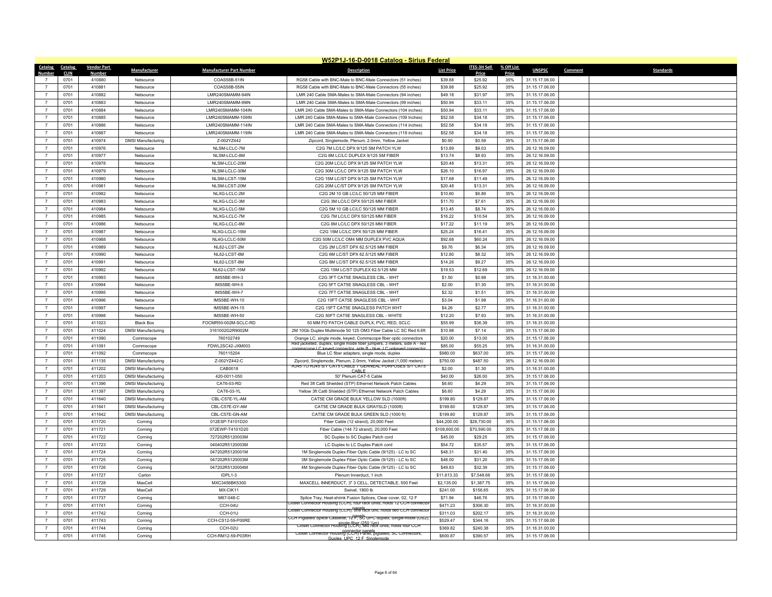## W52P1J-16-D-0018 Catalog - Sirius Federal

| Catalog Number | Catalog CLIN | Vendor Part Number | Manufacturer | Manufacturer Part Number | Description | List Price | ITES-3H Sell Price | % Off List Price | UNSPSC | Comment | Standards |
|---|---|---|---|---|---|---|---|---|---|---|---|
| 7 | 0701 | 410880 | Netsource | COAS58B-51IN | RG58 Cable with BNC-Male to BNC-Male Connectors (51 inches) | $39.88 | $25.92 | 35% | 31.15.17.06.00 | | |
| 7 | 0701 | 410881 | Netsource | COAS58B-55IN | RG58 Cable with BNC-Male to BNC-Male Connectors (55 inches) | $39.88 | $25.92 | 35% | 31.15.17.06.00 | | |
| 7 | 0701 | 410882 | Netsource | LMR240SMAMM-94IN | LMR 240 Cable SMA-Males to SMA-Male Connectors (94 inches) | $49.18 | $31.97 | 35% | 31.15.17.06.00 | | |
| 7 | 0701 | 410883 | Netsource | LMR240SMAMM-99IN | LMR 240 Cable SMA-Males to SMA-Male Connectors (99 inches) | $50.94 | $33.11 | 35% | 31.15.17.06.00 | | |
| 7 | 0701 | 410884 | Netsource | LMR240SMAMM-104IN | LMR 240 Cable SMA-Males to SMA-Male Connectors (104 inches) | $50.94 | $33.11 | 35% | 31.15.17.06.00 | | |
| 7 | 0701 | 410885 | Netsource | LMR240SMAMM-109IN | LMR 240 Cable SMA-Males to SMA-Male Connectors (109 Inches) | $52.58 | $34.18 | 35% | 31.15.17.06.00 | | |
| 7 | 0701 | 410886 | Netsource | LMR240SMAMM-114IN | LMR 240 Cable SMA-Males to SMA-Male Connectors (114 inches) | $52.58 | $34.18 | 35% | 31.15.17.06.00 | | |
| 7 | 0701 | 410887 | Netsource | LMR240SMAMM-119IN | LMR 240 Cable SMA-Males to SMA-Male Connectors (119 inches) | $52.58 | $34.18 | 35% | 31.15.17.06.00 | | |
| 7 | 0701 | 410974 | DMSI Manufacturing | Z-002YZ442 | Zipcord, Singlemode, Plenum, 2.0mm, Yellow Jacket | $0.90 | $0.59 | 35% | 31.15.17.06.00 | | |
| 7 | 0701 | 410976 | Netsource | NLSM-LCLC-7M | C2G 7M LC/LC DPX 9/125 SM PATCH YLW | $13.89 | $9.03 | 35% | 26.12.16.09.00 | | |
| 7 | 0701 | 410977 | Netsource | NLSM-LCLC-8M | C2G 8M LC/LC DUPLEX 9/125 SM FIBER | $13.74 | $8.93 | 35% | 26.12.16.09.00 | | |
| 7 | 0701 | 410978 | Netsource | NLSM-LCLC-20M | C2G 20M LC/LC DPX 9/125 SM PATCH YLW | $20.48 | $13.31 | 35% | 26.12.16.09.00 | | |
| 7 | 0701 | 410979 | Netsource | NLSM-LCLC-30M | C2G 30M LC/LC DPX 9/125 SM PATCH YLW | $26.10 | $16.97 | 35% | 26.12.16.09.00 | | |
| 7 | 0701 | 410980 | Netsource | NLSM-LCST-15M | C2G 15M LC/ST DPX 9/125 SM PATCH YLW | $17.68 | $11.49 | 35% | 26.12.16.09.00 | | |
| 7 | 0701 | 410981 | Netsource | NLSM-LCST-20M | C2G 20M LC/ST DPX 9/125 SM PATCH YLW | $20.48 | $13.31 | 35% | 26.12.16.09.00 | | |
| 7 | 0701 | 410982 | Netsource | NLXG-LCLC-2M | C2G 2M 10 GB LC/LC 50/125 MM FIBER | $10.60 | $6.89 | 35% | 26.12.16.09.00 | | |
| 7 | 0701 | 410983 | Netsource | NLXG-LCLC-3M | C2G 3M LC/LC DPX 50/125 MM FIBER | $11.70 | $7.61 | 35% | 26.12.16.09.00 | | |
| 7 | 0701 | 410984 | Netsource | NLXG-LCLC-5M | C2G 5M 10 GB LC/LC 50/125 MM FIBER | $13.45 | $8.74 | 35% | 26.12.16.09.00 | | |
| 7 | 0701 | 410985 | Netsource | NLXG-LCLC-7M | C2G 7M LC/LC DPX 50/125 MM FIBER | $16.22 | $10.54 | 35% | 26.12.16.09.00 | | |
| 7 | 0701 | 410986 | Netsource | NLXG-LCLC-8M | C2G 8M LC/LC DPX 50/125 MM FIBER | $17.22 | $11.19 | 35% | 26.12.16.09.00 | | |
| 7 | 0701 | 410987 | Netsource | NLXG-LCLC-15M | C2G 15M LC/LC DPX 50/125 MM FIBER | $25.24 | $16.41 | 35% | 26.12.16.09.00 | | |
| 7 | 0701 | 410988 | Netsource | NL4G-LCLC-50M | C2G 50M LC/LC OM4 MM DUPLEX PVC AQUA | $92.68 | $60.24 | 35% | 26.12.16.09.00 | | |
| 7 | 0701 | 410989 | Netsource | NL62-LCST-2M | C2G 2M LC/ST DPX 62.5/125 MM FIBER | $9.76 | $6.34 | 35% | 26.12.16.09.00 | | |
| 7 | 0701 | 410990 | Netsource | NL62-LCST-6M | C2G 6M LC/ST DPX 62.5/125 MM FIBER | $12.80 | $8.32 | 35% | 26.12.16.09.00 | | |
| 7 | 0701 | 410991 | Netsource | NL62-LCST-8M | C2G 8M LC/ST DPX 62.5/125 MM FIBER | $14.26 | $9.27 | 35% | 26.12.16.09.00 | | |
| 7 | 0701 | 410992 | Netsource | NL62-LCST-15M | C2G 15M LC/ST DUPLEX 62.5/125 MM | $19.53 | $12.69 | 35% | 26.12.16.09.00 | | |
| 7 | 0701 | 410993 | Netsource | IMS5BE-WH-3 | C2G 3FT CAT5E SNAGLESS CBL - WHT | $1.50 | $0.98 | 35% | 31.16.31.00.00 | | |
| 7 | 0701 | 410994 | Netsource | IMS5BE-WH-5 | C2G 5FT CAT5E SNAGLESS CBL - WHT | $2.00 | $1.30 | 35% | 31.16.31.00.00 | | |
| 7 | 0701 | 410995 | Netsource | IMS5BE-WH-7 | C2G 7FT CAT5E SNAGLESS CBL - WHT | $2.32 | $1.51 | 35% | 31.16.31.00.00 | | |
| 7 | 0701 | 410996 | Netsource | IMS5BE-WH-10 | C2G 10FT CAT5E SNAGLESS CBL - WHT | $3.04 | $1.98 | 35% | 31.16.31.00.00 | | |
| 7 | 0701 | 410997 | Netsource | IMS5BE-WH-15 | C2G 15FT CAT5E SNAGLESS PATCH WHT | $4.26 | $2.77 | 35% | 31.16.31.00.00 | | |
| 7 | 0701 | 410998 | Netsource | IMS5BE-WH-50 | C2G 50FT CAT5E SNAGLESS CBL - WHITE | $12.20 | $7.93 | 35% | 31.16.31.00.00 | | |
| 7 | 0701 | 411023 | Black Box | FOCMR50-002M-SCLC-RD | 50 MM FO PATCH CABLE DUPLX, PVC, RED, SCLC | $55.99 | $36.39 | 35% | 31.16.31.00.00 | | |
| 7 | 0701 | 411024 | DMSI Manufacturing | 3161002G2R9002M | 2M 10Gb Duplex Multimode 50 125 OM3 Fiber Cable LC SC Red 6.6ft | $10.98 | $7.14 | 35% | 31.15.17.06.00 | | |
| 7 | 0701 | 411090 | Commscope | 760102749 | Orange LC, single mode, keyed, Commscope fiber optic connectors | $20.00 | $13.00 | 35% | 31.15.17.06.00 | | |
| 7 | 0701 | 411091 | Commscope | FDWL2SC42-JXM003 | Red jacketed, duplex, single mode fiber jumpers, 3 meters, side A - red commscope LC keyed connector, side B - blue LC unkeyed connector | $85.00 | $55.25 | 35% | 31.16.31.00.00 | | |
| 7 | 0701 | 411092 | Commscope | 760115204 | Blue LC fiber adapters, single mode, duplex | $980.00 | $637.00 | 35% | 31.15.17.06.00 | | |
| 7 | 0701 | 411135 | DMSI Manufacturing | Z-002YZ442-C | Zipcord, Singlemode, Plenum, 2.0mm, Yellow Jacket (1,000 meters) | $750.00 | $487.50 | 35% | 26.12.16.09.00 | | |
| 7 | 0701 | 411202 | DMSI Manufacturing | CAB0018 | RJ45 TO RJ45 STT CAT5 CABLE / GERNEAL PURPOSES STT CAT5 CABLE | $2.00 | $1.30 | 35% | 31.16.31.00.00 | | |
| 7 | 0701 | 411203 | DMSI Manufacturing | 420-0011-050 | 50' Plenum CAT-5 Cable | $40.00 | $26.00 | 35% | 31.15.17.06.00 | | |
| 7 | 0701 | 411396 | DMSI Manufacturing | CAT6-03-RD | Red 3ft Cat6 Shielded (STP) Ethernet Network Patch Cables | $6.60 | $4.29 | 35% | 31.15.17.06.00 | | |
| 7 | 0701 | 411397 | DMSI Manufacturing | CAT6-03-YL | Yellow 3ft Cat6 Shielded (STP) Ethernet Network Patch Cables | $6.60 | $4.29 | 35% | 31.15.17.06.00 | | |
| 7 | 0701 | 411640 | DMSI Manufacturing | CBL-C57E-YL-AM | CAT5E CM GRADE BULK YELLOW SLD (1000ft) | $199.80 | $129.87 | 35% | 31.15.17.06.00 | | |
| 7 | 0701 | 411641 | DMSI Manufacturing | CBL-C57E-GY-AM | CAT5E CM GRADE BULK GRAYSLD (1000ft) | $199.80 | $129.87 | 35% | 31.15.17.06.00 | | |
| 7 | 0701 | 411642 | DMSI Manufacturing | CBL-C57E-GN-AM | CAT5E CM GRADE BULK GREEN SLD (1000 ft) | $199.80 | $129.87 | 35% | 31.15.17.06.00 | | |
| 7 | 0701 | 411720 | Corning | 012ESP-T4101D20 | Fiber Cable (12 strand), 20,000 Feet | $44,200.00 | $28,730.00 | 35% | 31.15.17.06.00 | | |
| 7 | 0701 | 411721 | Corning | 072EWP-T4101D20 | Fiber Cable (144 72 strand), 20,000 Feet | $108,600.00 | $70,590.00 | 35% | 31.15.17.06.00 | | |
| 7 | 0701 | 411722 | Corning | 727202R5120003M | SC Duplex to SC Duplex Patch cord | $45.00 | $29.25 | 35% | 31.15.17.06.00 | | |
| 7 | 0701 | 411723 | Corning | 040402R5120003M | LC Duplex to LC Duplex Patch cord | $54.72 | $35.57 | 35% | 31.15.17.06.00 | | |
| 7 | 0701 | 411724 | Corning | 047202R5120001M | 1M Singlemode Duplex Fiber Optic Cable (9/125) - LC to SC | $48.31 | $31.40 | 35% | 31.15.17.06.00 | | |
| 7 | 0701 | 411725 | Corning | 047202R5120003M | 3M Singlemode Duplex Fiber Optic Cable (9/125) - LC to SC | $48.00 | $31.20 | 35% | 31.15.17.06.00 | | |
| 7 | 0701 | 411726 | Corning | 047202R5120004M | 4M Singlemode Duplex Fiber Optic Cable (9/125) - LC to SC | $49.83 | $32.39 | 35% | 31.15.17.06.00 | | |
| 7 | 0701 | 411727 | Carlon | IDPL1-3 | Plenum Innerduct, 1 inch | $11,613.33 | $7,548.66 | 35% | 31.15.17.06.00 | | |
| 7 | 0701 | 411728 | MaxCell | MXC3456BK5300 | MAXCELL INNERDUCT, 3" 3 CELL, DETECTABLE, 500 Feet | $2,135.00 | $1,387.75 | 35% | 31.15.17.06.00 | | |
| 7 | 0701 | 411729 | MaxCell | MX-CIK11 | Swivel, 1800 lb | $241.00 | $156.65 | 35% | 31.15.17.06.00 | | |
| 7 | 0701 | 411737 | Corning | M67-048-C | Splice Tray, Heat-shrink Fusion Splices, Clear cover, 02, 12 F | $71.94 | $46.76 | 35% | 31.15.17.06.00 | | |
| 7 | 0701 | 411741 | Corning | CCH-04U | Closet Connector Housing (CCH), four rack units, holds 12 CCH connector panels | $471.23 | $306.30 | 35% | 31.16.31.00.00 | | |
| 7 | 0701 | 411742 | Corning | CCH-01U | Closet Connector Housing (CCH), one rack unit, holds two CCH connector panels | $311.03 | $202.17 | 35% | 31.16.31.00.00 | | |
| 7 | 0701 | 411743 | Corning | CCH-CS12-59-P00RE | CCH Pigtailed Splice Cassette, 12 F, SC UPC duplex, single-mode (OS2), single-fiber (250 µm) | $529.47 | $344.16 | 35% | 31.15.17.06.00 | | |
| 7 | 0701 | 411744 | Corning | CCH-02U | Closet Connector Housing (CCH), two rack units, holds four CCH connector panels | $369.82 | $240.38 | 35% | 31.16.31.00.00 | | |
| 7 | 0701 | 411745 | Corning | CCH-RM12-59-P03RH | Closet Connector Housing (CCH) Panel, pigtailed, SC Connectors, Duplex, UPC, 12 F, Singlemode | $600.87 | $390.57 | 35% | 31.15.17.06.00 | | |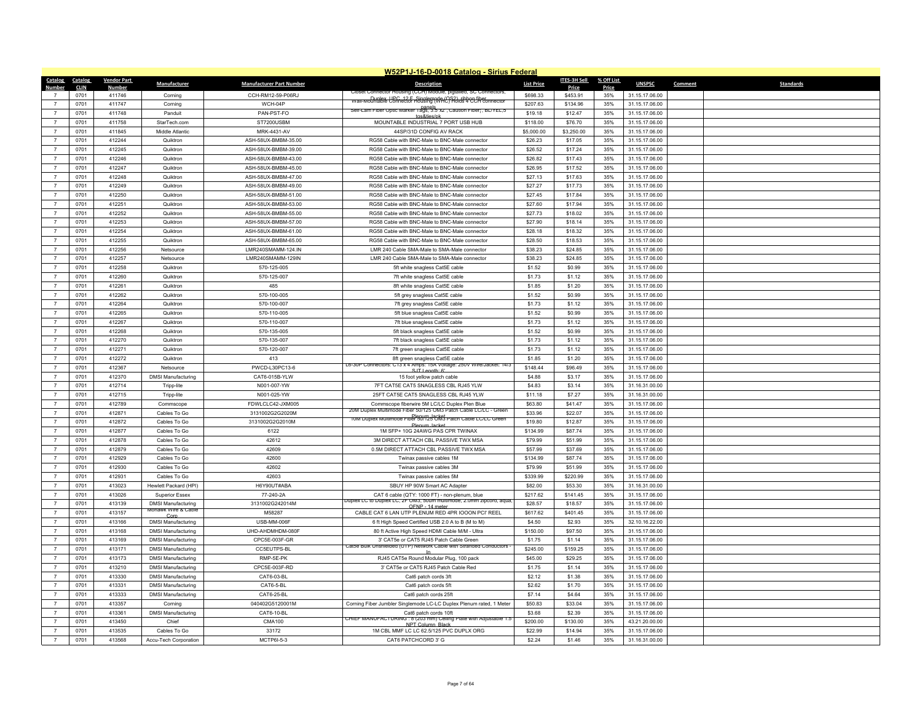## W52P1J-16-D-0018 Catalog - Sirius Federal

| Catalog Number | Catalog CLIN | Vendor Part Number | Manufacturer | Manufacturer Part Number | Description | List Price | ITES-3H Sell Price | % Off List Price | UNSPSC | Comment | Standards |
|---|---|---|---|---|---|---|---|---|---|---|---|
| 7 | 0701 | 411746 | Corning | CCH-RM12-59-P06RJ | Closet Connector Housing (CCH) Module, pigtailed, SC Connectors, Duplex, UPC, 12 F, Singlemode (OS2), ribbon fiber | $698.33 | $453.91 | 35% | 31.15.17.06.00 | | |
| 7 | 0701 | 411747 | Corning | WCH-04P | Wall-Mountable Connector Housing (WHC) Holds 4 CCH connector panels | $207.63 | $134.96 | 35% | 31.15.17.06.00 | | |
| 7 | 0701 | 411748 | Panduit | PAN-PST-FO | Self-Lam Fiber Optic Marker Tags, 3.5"x2", Caution Fiber, BL/YEL,5 tgs&ties/pk | $19.18 | $12.47 | 35% | 31.15.17.06.00 | | |
| 7 | 0701 | 411758 | StarTech.com | ST7200USBM | MOUNTABLE INDUSTRIAL 7 PORT USB HUB | $118.00 | $76.70 | 35% | 31.15.17.06.00 | | |
| 7 | 0701 | 411845 | Middle Atlantic | MRK-4431-AV | 44SP/31D CONFIG AV RACK | $5,000.00 | $3,250.00 | 35% | 31.15.17.06.00 | | |
| 7 | 0701 | 412244 | Quiktron | ASH-58UX-BMBM-35.00 | RG58 Cable with BNC-Male to BNC-Male connector | $26.23 | $17.05 | 35% | 31.15.17.06.00 | | |
| 7 | 0701 | 412245 | Quiktron | ASH-58UX-BMBM-39.00 | RG58 Cable with BNC-Male to BNC-Male connector | $26.52 | $17.24 | 35% | 31.15.17.06.00 | | |
| 7 | 0701 | 412246 | Quiktron | ASH-58UX-BMBM-43.00 | RG58 Cable with BNC-Male to BNC-Male connector | $26.82 | $17.43 | 35% | 31.15.17.06.00 | | |
| 7 | 0701 | 412247 | Quiktron | ASH-58UX-BMBM-45.00 | RG58 Cable with BNC-Male to BNC-Male connector | $26.95 | $17.52 | 35% | 31.15.17.06.00 | | |
| 7 | 0701 | 412248 | Quiktron | ASH-58UX-BMBM-47.00 | RG58 Cable with BNC-Male to BNC-Male connector | $27.13 | $17.63 | 35% | 31.15.17.06.00 | | |
| 7 | 0701 | 412249 | Quiktron | ASH-58UX-BMBM-49.00 | RG58 Cable with BNC-Male to BNC-Male connector | $27.27 | $17.73 | 35% | 31.15.17.06.00 | | |
| 7 | 0701 | 412250 | Quiktron | ASH-58UX-BMBM-51.00 | RG58 Cable with BNC-Male to BNC-Male connector | $27.45 | $17.84 | 35% | 31.15.17.06.00 | | |
| 7 | 0701 | 412251 | Quiktron | ASH-58UX-BMBM-53.00 | RG58 Cable with BNC-Male to BNC-Male connector | $27.60 | $17.94 | 35% | 31.15.17.06.00 | | |
| 7 | 0701 | 412252 | Quiktron | ASH-58UX-BMBM-55.00 | RG58 Cable with BNC-Male to BNC-Male connector | $27.73 | $18.02 | 35% | 31.15.17.06.00 | | |
| 7 | 0701 | 412253 | Quiktron | ASH-58UX-BMBM-57.00 | RG58 Cable with BNC-Male to BNC-Male connector | $27.90 | $18.14 | 35% | 31.15.17.06.00 | | |
| 7 | 0701 | 412254 | Quiktron | ASH-58UX-BMBM-61.00 | RG58 Cable with BNC-Male to BNC-Male connector | $28.18 | $18.32 | 35% | 31.15.17.06.00 | | |
| 7 | 0701 | 412255 | Quiktron | ASH-58UX-BMBM-65.00 | RG58 Cable with BNC-Male to BNC-Male connector | $28.50 | $18.53 | 35% | 31.15.17.06.00 | | |
| 7 | 0701 | 412256 | Netsource | LMR240SMAMM-124.IN | LMR 240 Cable SMA-Male to SMA-Male connector | $38.23 | $24.85 | 35% | 31.15.17.06.00 | | |
| 7 | 0701 | 412257 | Netsource | LMR240SMAMM-129IN | LMR 240 Cable SMA-Male to SMA-Male connector | $38.23 | $24.85 | 35% | 31.15.17.06.00 | | |
| 7 | 0701 | 412258 | Quiktron | 570-125-005 | 5ft white snagless Cat5E cable | $1.52 | $0.99 | 35% | 31.15.17.06.00 | | |
| 7 | 0701 | 412260 | Quiktron | 570-125-007 | 7ft white snagless Cat5E cable | $1.73 | $1.12 | 35% | 31.15.17.06.00 | | |
| 7 | 0701 | 412261 | Quiktron | 485 | 8ft white snagless Cat5E cable | $1.85 | $1.20 | 35% | 31.15.17.06.00 | | |
| 7 | 0701 | 412262 | Quiktron | 570-100-005 | 5ft grey snagless Cat5E cable | $1.52 | $0.99 | 35% | 31.15.17.06.00 | | |
| 7 | 0701 | 412264 | Quiktron | 570-100-007 | 7ft grey snagless Cat5E cable | $1.73 | $1.12 | 35% | 31.15.17.06.00 | | |
| 7 | 0701 | 412265 | Quiktron | 570-110-005 | 5ft blue snagless Cat5E cable | $1.52 | $0.99 | 35% | 31.15.17.06.00 | | |
| 7 | 0701 | 412267 | Quiktron | 570-110-007 | 7ft blue snagless Cat5E cable | $1.73 | $1.12 | 35% | 31.15.17.06.00 | | |
| 7 | 0701 | 412268 | Quiktron | 570-135-005 | 5ft black snagless Cat5E cable | $1.52 | $0.99 | 35% | 31.15.17.06.00 | | |
| 7 | 0701 | 412270 | Quiktron | 570-135-007 | 7ft black snagless Cat5E cable | $1.73 | $1.12 | 35% | 31.15.17.06.00 | | |
| 7 | 0701 | 412271 | Quiktron | 570-120-007 | 7ft green snagless Cat5E cable | $1.73 | $1.12 | 35% | 31.15.17.06.00 | | |
| 7 | 0701 | 412272 | Quiktron | 413 | 8ft green snagless Cat5E cable | $1.85 | $1.20 | 35% | 31.15.17.06.00 | | |
| 7 | 0701 | 412367 | Netsource | PWCD-L30PC13-6 | L6-30P Connectors: C13 x 4 Amps: 15A Voltage: 250V Wire/Jacket: 14/3 SJT Length: 6' | $148.44 | $96.49 | 35% | 31.15.17.06.00 | | |
| 7 | 0701 | 412370 | DMSI Manufacturing | CAT6-015B-YLW | 15 foot yellow patch cable | $4.88 | $3.17 | 35% | 31.15.17.06.00 | | |
| 7 | 0701 | 412714 | Tripp-lite | N001-007-YW | 7FT CAT5E CAT5 SNAGLESS CBL RJ45 YLW | $4.83 | $3.14 | 35% | 31.16.31.00.00 | | |
| 7 | 0701 | 412715 | Tripp-lite | N001-025-YW | 25FT CAT5E CAT5 SNAGLESS CBL RJ45 YLW | $11.18 | $7.27 | 35% | 31.16.31.00.00 | | |
| 7 | 0701 | 412789 | Commscope | FDWLCLC42-JXM005 | Commscope fiberwire 5M LC/LC Duplex Plen Blue | $63.80 | $41.47 | 35% | 31.15.17.06.00 | | |
| 7 | 0701 | 412871 | Cables To Go | 3131002G2G2020M | 20M Duplex Multimode Fiber 50/125 OM3 Patch Cable LC/LC - Green Plenum Jacket | $33.96 | $22.07 | 35% | 31.15.17.06.00 | | |
| 7 | 0701 | 412872 | Cables To Go | 3131002G2G2010M | 10M Duplex Multimode Fiber 50/125 OM3 Patch Cable LC/LC Green Plenum Jacket | $19.80 | $12.87 | 35% | 31.15.17.06.00 | | |
| 7 | 0701 | 412877 | Cables To Go | 6122 | 1M SFP+ 10G 24AWG PAS CPR TWINAX | $134.99 | $87.74 | 35% | 31.15.17.06.00 | | |
| 7 | 0701 | 412878 | Cables To Go | 42612 | 3M DIRECT ATTACH CBL PASSIVE TWX MSA | $79.99 | $51.99 | 35% | 31.15.17.06.00 | | |
| 7 | 0701 | 412879 | Cables To Go | 42609 | 0.5M DIRECT ATTACH CBL PASSIVE TWX MSA | $57.99 | $37.69 | 35% | 31.15.17.06.00 | | |
| 7 | 0701 | 412929 | Cables To Go | 42600 | Twinax passive cables 1M | $134.99 | $87.74 | 35% | 31.15.17.06.00 | | |
| 7 | 0701 | 412930 | Cables To Go | 42602 | Twinax passive cables 3M | $79.99 | $51.99 | 35% | 31.15.17.06.00 | | |
| 7 | 0701 | 412931 | Cables To Go | 42603 | Twinax passive cables 5M | $339.99 | $220.99 | 35% | 31.15.17.06.00 | | |
| 7 | 0701 | 413023 | Hewlett Packard (HPI) | H6Y90UT#ABA | SBUY HP 90W Smart AC Adapter | $82.00 | $53.30 | 35% | 31.16.31.00.00 | | |
| 7 | 0701 | 413026 | Superior Essex | 77-240-2A | CAT 6 cable (QTY: 1000 FT) - non-plenum, blue | $217.62 | $141.45 | 35% | 31.15.17.06.00 | | |
| 7 | 0701 | 413139 | DMSI Manufacturing | 3131002G242014M | Duplex LC to Duplex LC, 2F OM3, 50um multimode, 2.0mm zipcord, aqua, OFNP - 14 meter | $28.57 | $18.57 | 35% | 31.15.17.06.00 | | |
| 7 | 0701 | 413157 | Mohawk Wire & Cable Corp | M58287 | CABLE CAT 6 LAN UTP PLENUM RED 4PR IOOON PCI' REEL | $617.62 | $401.45 | 35% | 31.15.17.06.00 | | |
| 7 | 0701 | 413166 | DMSI Manufacturing | USB-MM-006F | 6 ft High Speed Certified USB 2.0 A to B (M to M) | $4.50 | $2.93 | 35% | 32.10.16.22.00 | | |
| 7 | 0701 | 413168 | DMSI Manufacturing | UHD-AHDMHDM-080F | 80 ft Active High Speed HDMI Cable M/M - Ultra | $150.00 | $97.50 | 35% | 31.15.17.06.00 | | |
| 7 | 0701 | 413169 | DMSI Manufacturing | CPC5E-003F-GR | 3' CAT5e or CAT5 RJ45 Patch Cable Green | $1.75 | $1.14 | 35% | 31.15.17.06.00 | | |
| 7 | 0701 | 413171 | DMSI Manufacturing | CC5EUTPS-BL | Cat5e Bulk Unshielded (UTP) Network Cable with Stranded Conductors - In | $245.00 | $159.25 | 35% | 31.15.17.06.00 | | |
| 7 | 0701 | 413173 | DMSI Manufacturing | RMP-5E-PK | RJ45 CAT5e Round Modular Plug, 100 pack | $45.00 | $29.25 | 35% | 31.15.17.06.00 | | |
| 7 | 0701 | 413210 | DMSI Manufacturing | CPC5E-003F-RD | 3' CAT5e or CAT5 RJ45 Patch Cable Red | $1.75 | $1.14 | 35% | 31.15.17.06.00 | | |
| 7 | 0701 | 413330 | DMSI Manufacturing | CAT6-03-BL | Cat6 patch cords 3ft | $2.12 | $1.38 | 35% | 31.15.17.06.00 | | |
| 7 | 0701 | 413331 | DMSI Manufacturing | CAT6-5-BL | Cat6 patch cords 5ft | $2.62 | $1.70 | 35% | 31.15.17.06.00 | | |
| 7 | 0701 | 413333 | DMSI Manufacturing | CAT6-25-BL | Cat6 patch cords 25ft | $7.14 | $4.64 | 35% | 31.15.17.06.00 | | |
| 7 | 0701 | 413357 | Corning | 040402G5120001M | Corning Fiber Jumbler Singlemode LC-LC Duplex Plenum rated, 1 Meter | $50.83 | $33.04 | 35% | 31.15.17.06.00 | | |
| 7 | 0701 | 413361 | DMSI Manufacturing | CAT6-10-BL | Cat6 patch cords 10ft | $3.68 | $2.39 | 35% | 31.15.17.06.00 | | |
| 7 | 0701 | 413450 | Chief | CMA100 | CHIEF MANUFACTURING : 8"(203 mm) Ceiling Plate with Adjustable 1.5" NPT Column, Black | $200.00 | $130.00 | 35% | 43.21.20.00.00 | | |
| 7 | 0701 | 413535 | Cables To Go | 33172 | 1M CBL MMF LC LC 62.5/125 PVC DUPLX ORG | $22.99 | $14.94 | 35% | 31.15.17.06.00 | | |
| 7 | 0701 | 413568 | Accu-Tech Corporation | MCTP6I-5-3 | CAT6 PATCHCORD 3' G | $2.24 | $1.46 | 35% | 31.16.31.00.00 | | |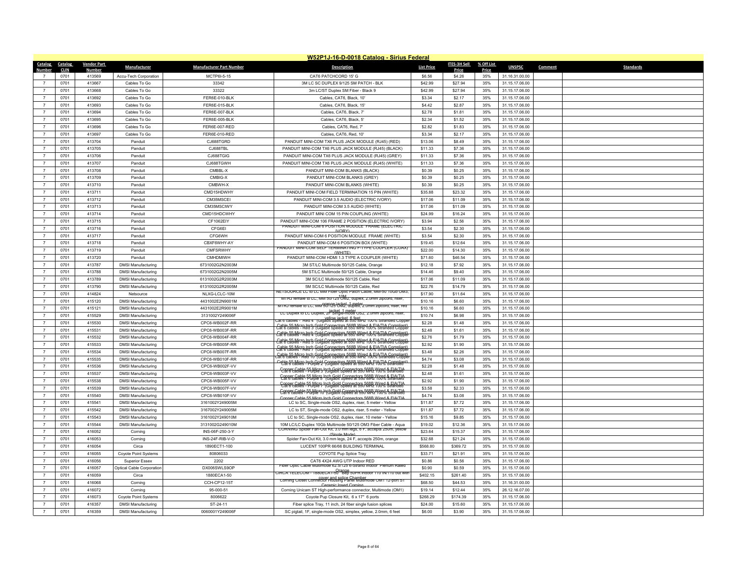## W52P1J-16-D-0018 Catalog - Sirius Federal

| Catalog Number | Catalog CLIN | Vendor Part Number | Manufacturer | Manufacturer Part Number | Description | List Price | ITES-3H Sell Price | % Off List Price | UNSPSC | Comment | Standards |
|---|---|---|---|---|---|---|---|---|---|---|---|
| 7 | 0701 | 413569 | Accu-Tech Corporation | MCTP6I-5-15 | CAT6 PATCHCORD 15' G | $6.56 | $4.26 | 35% | 31.16.31.00.00 | | |
| 7 | 0701 | 413667 | Cables To Go | 33342 | 3M LC SC DUPLEX 9/125 SM PATCH - BLK | $42.99 | $27.94 | 35% | 31.15.17.06.00 | | |
| 7 | 0701 | 413668 | Cables To Go | 33322 | 3m LC/ST Duplex SM Fiber - Black 9 | $42.99 | $27.94 | 35% | 31.15.17.06.00 | | |
| 7 | 0701 | 413692 | Cables To Go | FER6E-010-BLK | Cables, CAT6, Black, 10' | $3.34 | $2.17 | 35% | 31.15.17.06.00 | | |
| 7 | 0701 | 413693 | Cables To Go | FER6E-015-BLK | Cables, CAT6, Black, 15' | $4.42 | $2.87 | 35% | 31.15.17.06.00 | | |
| 7 | 0701 | 413694 | Cables To Go | FER6E-007-BLK | Cables, CAT6, Black, 7' | $2.78 | $1.81 | 35% | 31.15.17.06.00 | | |
| 7 | 0701 | 413695 | Cables To Go | FER6E-005-BLK | Cables, CAT6, Black, 5' | $2.34 | $1.52 | 35% | 31.15.17.06.00 | | |
| 7 | 0701 | 413696 | Cables To Go | FER6E-007-RED | Cables, CAT6, Red, 7' | $2.82 | $1.83 | 35% | 31.15.17.06.00 | | |
| 7 | 0701 | 413697 | Cables To Go | FER6E-010-RED | Cables, CAT6, Red, 10' | $3.34 | $2.17 | 35% | 31.15.17.06.00 | | |
| 7 | 0701 | 413704 | Panduit | CJ688TGRD | PANDUIT MINI-COM TX6 PLUS JACK MODULE (RJ45) (RED) | $13.06 | $8.49 | 35% | 31.15.17.06.00 | | |
| 7 | 0701 | 413705 | Panduit | CJ688TBL | PANDUIT MINI-COM TX6 PLUS JACK MODULE (RJ45) (BLACK) | $11.33 | $7.36 | 35% | 31.15.17.06.00 | | |
| 7 | 0701 | 413706 | Panduit | CJ688TGIG | PANDUIT MINI-COM TX6 PLUS JACK MODULE (RJ45) (GREY) | $11.33 | $7.36 | 35% | 31.15.17.06.00 | | |
| 7 | 0701 | 413707 | Panduit | CJ688TGWH | PANDUIT MINI-COM TX6 PLUS JACK MODULE (RJ45) (WHITE) | $11.33 | $7.36 | 35% | 31.15.17.06.00 | | |
| 7 | 0701 | 413708 | Panduit | CMBBL-X | PANDUIT MINI-COM BLANKS (BLACK) | $0.39 | $0.25 | 35% | 31.15.17.06.00 | | |
| 7 | 0701 | 413709 | Panduit | CMBIG-X | PANDUIT MINI-COM BLANKS (GREY) | $0.39 | $0.25 | 35% | 31.15.17.06.00 | | |
| 7 | 0701 | 413710 | Panduit | CMBWH-X | PANDUIT MINI-COM BLANKS (WHITE) | $0.39 | $0.25 | 35% | 31.15.17.06.00 | | |
| 7 | 0701 | 413711 | Panduit | CMD15HDWHY | PANDUIT MINI-COM FIELD TERMINATION 15 PIN (WHITE) | $35.88 | $23.32 | 35% | 31.15.17.06.00 | | |
| 7 | 0701 | 413712 | Panduit | CM35MSCEI | PANDUIT MINI-COM 3.5 AUDIO (ELECTRIC IVORY) | $17.06 | $11.09 | 35% | 31.15.17.06.00 | | |
| 7 | 0701 | 413713 | Panduit | CM35MSCIWY | PANDUIT MINI-COM 3.5 AUDIO (WHITE) | $17.06 | $11.09 | 35% | 31.15.17.06.00 | | |
| 7 | 0701 | 413714 | Panduit | CMD15HDCWHY | PANDUIT MINI COM 15 PIN COUPLING (WHITE) | $24.99 | $16.24 | 35% | 31.15.17.06.00 | | |
| 7 | 0701 | 413715 | Panduit | CF1062EIY | PANDUIT MINI-COM 106 FRAME 2 POSITION (ELECTRIC IVORY) | $3.94 | $2.56 | 35% | 31.15.17.06.00 | | |
| 7 | 0701 | 413716 | Panduit | CFG6EI | PANDUIT MINI-COM 6 POSITION MODULE FRAME (ELECTRIC IVORY) | $3.54 | $2.30 | 35% | 31.15.17.06.00 | | |
| 7 | 0701 | 413717 | Panduit | CFG6WH | PANDUIT MINI-COM 6 POSITION MODULE FRAME (WHITE) | $3.54 | $2.30 | 35% | 31.15.17.06.00 | | |
| 7 | 0701 | 413718 | Panduit | CBXF6WHY-AY | PANDUIT MINI-COM 6 POSITION BOX (WHITE) | $19.45 | $12.64 | 35% | 31.15.17.06.00 | | |
| 7 | 0701 | 413719 | Panduit | CMFSRWHY | PANDUIT MINI-COM SELF TERMINATING F-TYPE COUPLER (COAX) (WHITE) | $22.00 | $14.30 | 35% | 31.15.17.06.00 | | |
| 7 | 0701 | 413720 | Panduit | CMHDMIWH | PANDUIT MINI-COM HDMI 1.3 TYPE A COUPLER (WHITE) | $71.60 | $46.54 | 35% | 31.15.17.06.00 | | |
| 7 | 0701 | 413787 | DMSI Manufacturing | 6731002G2N2003M | 3M ST/LC Multimode 50/125 Cable, Orange | $12.18 | $7.92 | 35% | 31.15.17.06.00 | | |
| 7 | 0701 | 413788 | DMSI Manufacturing | 6731002G2N2005M | 5M ST/LC Multimode 50/125 Cable, Orange | $14.46 | $9.40 | 35% | 31.15.17.06.00 | | |
| 7 | 0701 | 413789 | DMSI Manufacturing | 6131002G2R2003M | 3M SC/LC Multimode 50/125 Cable, Red | $17.06 | $11.09 | 35% | 31.15.17.06.00 | | |
| 7 | 0701 | 413790 | DMSI Manufacturing | 6131002G2R2005M | 5M SC/LC Multimode 50/125 Cable, Red | $22.76 | $14.79 | 35% | 31.15.17.06.00 | | |
| 7 | 0701 | 414824 | Netsource | NLXG-LCLC-10M | NETSOURCE LC to LC MM Fiber Optic Patch Cable, MM-50 10Gb OM3, 10M | $17.90 | $11.64 | 35% | 31.15.17.06.00 | | |
| 7 | 0701 | 415120 | DMSI Manufacturing | 4431002E2N9001M | MTRJ female to LC, MM 50/125 OM2, duplex, 2.0mm zipcord, riser, orange jacket, 1 meter | $10.16 | $6.60 | 35% | 31.15.17.06.00 | | |
| 7 | 0701 | 415121 | DMSI Manufacturing | 4431002E2R9001M | MTRJ female to LC, MM 50/125 OM2, duplex, 2.0mm zipcord, riser, red jacket, 1 meter | $10.16 | $6.60 | 35% | 31.15.17.06.00 | | |
| 7 | 0701 | 415529 | DMSI Manufacturing | 3131002Y249006F | LC Duplex to LC Duplex, 2F Single-mode OS2, 2.0mm zipcord, riser, yellow jacket, 6 feet | $10.74 | $6.98 | 35% | 31.15.17.06.00 | | |
| 7 | 0701 | 415530 | DMSI Manufacturing | CPC6-WB002F-RR | Cat 6 cables - Red 2' (Gigabit Speed at 550 MHz 100% Stranded Copper Cable 55 Micro Inch Gold Connectors 568B Wired & EIA/TIA Compliant) | $2.28 | $1.48 | 35% | 31.15.17.06.00 | | |
| 7 | 0701 | 415531 | DMSI Manufacturing | CPC6-WB003F-RR | Cat 6 cables - Red 3' (Gigabit Speed at 550 MHz 100% Stranded Copper Cable 55 Micro Inch Gold Connectors 568B Wired & EIA/TIA Compliant) | $2.48 | $1.61 | 35% | 31.15.17.06.00 | | |
| 7 | 0701 | 415532 | DMSI Manufacturing | CPC6-WB004F-RR | Cat 6 cables - Red 4' (Gigabit Speed at 550 MHz 100% Stranded Copper Cable 55 Micro Inch Gold Connectors 568B Wired & EIA/TIA Compliant) | $2.76 | $1.79 | 35% | 31.15.17.06.00 | | |
| 7 | 0701 | 415533 | DMSI Manufacturing | CPC6-WB005F-RR | Cat 6 cables - Red 5' (Gigabit Speed at 550 MHz 100% Stranded Copper Cable 55 Micro Inch Gold Connectors 568B Wired & EIA/TIA Compliant) | $2.92 | $1.90 | 35% | 31.15.17.06.00 | | |
| 7 | 0701 | 415534 | DMSI Manufacturing | CPC6-WB007F-RR | Cat 6 cables - Red 7' (Gigabit Speed at 550 MHz 100% Stranded Copper Cable 55 Micro Inch Gold Connectors 568B Wired & EIA/TIA Compliant) | $3.48 | $2.26 | 35% | 31.15.17.06.00 | | |
| 7 | 0701 | 415535 | DMSI Manufacturing | CPC6-WB010F-RR | Cat 6 cables - Red 10' (Gigabit Speed at 550 MHz 100% Stranded Copper Cable 55 Micro Inch Gold Connectors 568B Wired & EIA/TIA Compliant) | $4.74 | $3.08 | 35% | 31.15.17.06.00 | | |
| 7 | 0701 | 415536 | DMSI Manufacturing | CPC6-WB002F-VV | Cat 6 cables - Purple 2' (Gigabit Speed at 550 MHz 100% Stranded Copper Cable 55 Micro Inch Gold Connectors 568B Wired & EIA/TIA | $2.28 | $1.48 | 35% | 31.15.17.06.00 | | |
| 7 | 0701 | 415537 | DMSI Manufacturing | CPC6-WB003F-VV | Cat 6 cables - Purple 3' (Gigabit Speed at 550 MHz 100% Stranded Copper Cable 55 Micro Inch Gold Connectors 568B Wired & EIA/TIA | $2.48 | $1.61 | 35% | 31.15.17.06.00 | | |
| 7 | 0701 | 415538 | DMSI Manufacturing | CPC6-WB005F-VV | Cat 6 cables - Purple 5' (Gigabit Speed at 550 MHz 100% Stranded Copper Cable 55 Micro Inch Gold Connectors 568B Wired & EIA/TIA | $2.92 | $1.90 | 35% | 31.15.17.06.00 | | |
| 7 | 0701 | 415539 | DMSI Manufacturing | CPC6-WB007F-VV | Cat 6 cables - Purple 7' (Gigabit Speed at 550 MHz 100% Stranded Copper Cable 55 Micro Inch Gold Connectors 568B Wired & EIA/TIA | $3.58 | $2.33 | 35% | 31.15.17.06.00 | | |
| 7 | 0701 | 415540 | DMSI Manufacturing | CPC6-WB010F-VV | Cat 6 cables - Purple 10' (Gigabit Speed at 550 MHz 100% Stranded Copper Cable 55 Micro Inch Gold Connectors 568B Wired & EIA/TIA | $4.74 | $3.08 | 35% | 31.15.17.06.00 | | |
| 7 | 0701 | 415541 | DMSI Manufacturing | 3161002Y249005M | LC to SC, Single-mode OS2, duplex, riser, 5 meter - Yellow | $11.87 | $7.72 | 35% | 31.15.17.06.00 | | |
| 7 | 0701 | 415542 | DMSI Manufacturing | 3167002Y249005M | LC to ST, Single-mode OS2, duplex, riser, 5 meter - Yellow | $11.87 | $7.72 | 35% | 31.15.17.06.00 | | |
| 7 | 0701 | 415543 | DMSI Manufacturing | 3161002Y249010M | LC to SC, Single-mode OS2, duplex, riser, 10 meter - Yellow | $15.16 | $9.85 | 35% | 31.15.17.06.00 | | |
| 7 | 0701 | 415544 | DMSI Manufacturing | 3131002G249010M | 10M LC/LC Duplex 10Gb Multimode 50/125 OM3 Fiber Cable - Aqua | $19.02 | $12.36 | 35% | 31.15.17.06.00 | | |
| 7 | 0701 | 416052 | Corning | INS-06F-250-3-Y | CORNING Spider Fan-Out Kit, 3.0 mm legs, 6 F, accepts 250m, yellow (Single Mode) | $23.64 | $15.37 | 35% | 31.15.17.06.00 | | |
| 7 | 0701 | 416053 | Corning | INS-24F-RIB-V-O | Spider Fan-Out Kit, 3.0 mm legs, 24 F, accepts 250m, orange | $32.68 | $21.24 | 35% | 31.15.17.06.00 | | |
| 7 | 0701 | 416054 | Circa | 1890ECT1-100 | LUCENT 100PR 66/66 BUILDING TERMINAL | $568.80 | $369.72 | 35% | 31.15.17.06.00 | | |
| 7 | 0701 | 416055 | Coyote Point Systems | 80806033 | COYOTE Pup Splice Tray | $33.71 | $21.91 | 35% | 31.15.17.06.00 | | |
| 7 | 0701 | 416056 | Superior Essex | 2202 | CAT6 4X24 AWG UTP Indoor RED | $0.86 | $0.56 | 35% | 31.15.17.06.00 | | |
| 7 | 0701 | 416057 | Optical Cable Corporation | DX006SWLS9OP | Fiber Optic Cable Multimode 62.5/125 6-Strand Indoor Plenum Rated Orange | $0.90 | $0.59 | 35% | 31.15.17.06.00 | | |
| 7 | 0701 | 416059 | Circa | 1880ECA1-50 | CIRCA TELECOM - 1880ECA1-50 - Bep 50PR Indoor 110 IN/110 out with cover and splice Chamber | $402.15 | $261.40 | 35% | 31.15.17.06.00 | | |
| 7 | 0701 | 416068 | Corning | CCH-CP12-15T | Corning Closet Connector Housing Panel Multimode OM1 12-port ST Ceramic Insert Corning | $68.50 | $44.53 | 35% | 31.16.31.00.00 | | |
| 7 | 0701 | 416072 | Corning | 95-000-51 | Corning Unicam ST High-performance connector, Multimode (OM1) | $19.14 | $12.44 | 35% | 26.12.16.07.00 | | |
| 7 | 0701 | 416073 | Coyote Point Systems | 8006622 | Coyote Pup Closure Kit, 6 x 17" 6 ports | $268.29 | $174.39 | 35% | 31.15.17.06.00 | | |
| 7 | 0701 | 416357 | DMSI Manufacturing | ST-24-11 | Fiber splice Tray, 11 inch, 24 fiber single fusion splices | $24.00 | $15.60 | 35% | 31.15.17.06.00 | | |
| 7 | 0701 | 416359 | DMSI Manufacturing | 0060001Y249006F | SC pigtail, 1F, single-mode OS2, simplex, yellow, 2.0mm, 6 feet | $6.00 | $3.90 | 35% | 31.15.17.06.00 | | |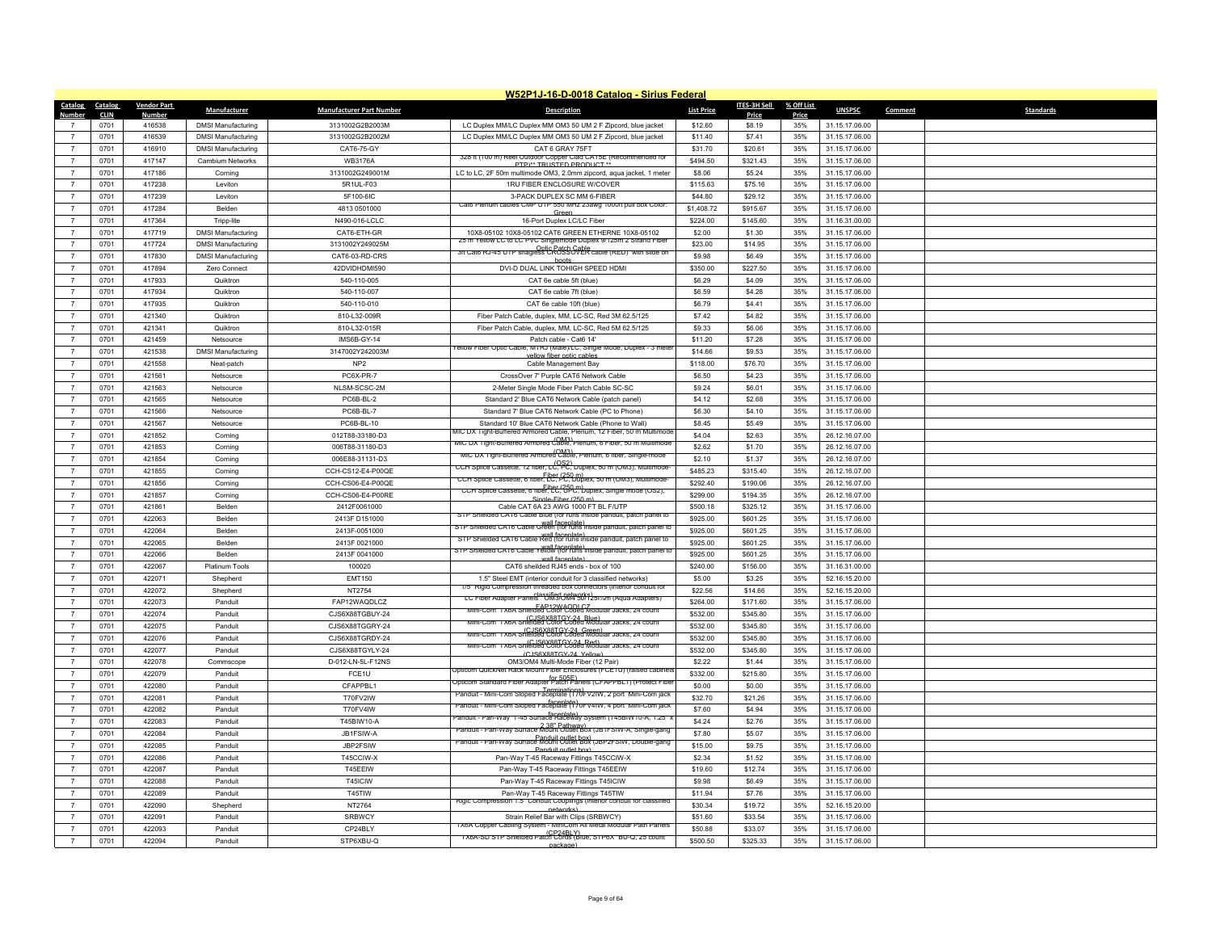## W52P1J-16-D-0018 Catalog - Sirius Federal

| Catalog Number | Catalog CLIN | Vendor Part Number | Manufacturer | Manufacturer Part Number | Description | List Price | ITES-3H Sell Price | % Off List Price | UNSPSC | Comment | Standards |
|---|---|---|---|---|---|---|---|---|---|---|---|
| 7 | 0701 | 416538 | DMSI Manufacturing | 3131002G2B2003M | LC Duplex MM/LC Duplex MM OM3 50 UM 2 F Zipcord, blue jacket | $12.60 | $8.19 | 35% | 31.15.17.06.00 | | |
| 7 | 0701 | 416539 | DMSI Manufacturing | 3131002G2B2002M | LC Duplex MM/LC Duplex MM OM3 50 UM 2 F Zipcord, blue jacket | $11.40 | $7.41 | 35% | 31.15.17.06.00 | | |
| 7 | 0701 | 416910 | DMSI Manufacturing | CAT6-75-GY | CAT 6 GRAY 75FT | $31.70 | $20.61 | 35% | 31.15.17.06.00 | | |
| 7 | 0701 | 417147 | Cambium Networks | WB3176A | 328 ft (100 m) Reel Outdoor Copper Clad CAT5E (Recommended for PTP)** TRUSTED PRODUCT ** | $494.50 | $321.43 | 35% | 31.15.17.06.00 | | |
| 7 | 0701 | 417186 | Corning | 3131002G249001M | LC to LC, 2F 50m multimode OM3, 2.0mm zipcord, aqua jacket, 1 meter | $8.06 | $5.24 | 35% | 31.15.17.06.00 | | |
| 7 | 0701 | 417238 | Leviton | 5R1UL-F03 | 1RU FIBER ENCLOSURE W/COVER | $115.63 | $75.16 | 35% | 31.15.17.06.00 | | |
| 7 | 0701 | 417239 | Leviton | 5F100-6IC | 3-PACK DUPLEX SC MM 6-FIBER | $44.80 | $29.12 | 35% | 31.15.17.06.00 | | |
| 7 | 0701 | 417284 | Belden | 4813 0501000 | Cat6 Plenum cables CMP UTP 550 MHz 23awg 1000ft pull box Color: Green | $1,408.72 | $915.67 | 35% | 31.15.17.06.00 | | |
| 7 | 0701 | 417364 | Tripp-lite | N490-016-LCLC | 16-Port Duplex LC/LC Fiber | $224.00 | $145.60 | 35% | 31.16.31.00.00 | | |
| 7 | 0701 | 417719 | DMSI Manufacturing | CAT6-ETH-GR | 10X8-05102 10X8-05102 CAT6 GREEN ETHERNE 10X8-05102 | $2.00 | $1.30 | 35% | 31.15.17.06.00 | | |
| 7 | 0701 | 417724 | DMSI Manufacturing | 3131002Y249025M | 25 m Yellow LC to LC PVC Singlemode Duplex 9/125m 2 Strand Fiber Optic Patch Cable | $23.00 | $14.95 | 35% | 31.15.17.06.00 | | |
| 7 | 0701 | 417830 | DMSI Manufacturing | CAT6-03-RD-CRS | 3ft Cat6 RJ-45 UTP snagless CROSSOVER cable (RED) with slide on boots | $9.98 | $6.49 | 35% | 31.15.17.06.00 | | |
| 7 | 0701 | 417894 | Zero Connect | 42DVIDHDMI590 | DVI-D DUAL LINK TOHIGH SPEED HDMI | $350.00 | $227.50 | 35% | 31.15.17.06.00 | | |
| 7 | 0701 | 417933 | Quiktron | 540-110-005 | CAT 6e cable 5ft (blue) | $6.29 | $4.09 | 35% | 31.15.17.06.00 | | |
| 7 | 0701 | 417934 | Quiktron | 540-110-007 | CAT 6e cable 7ft (blue) | $6.59 | $4.28 | 35% | 31.15.17.06.00 | | |
| 7 | 0701 | 417935 | Quiktron | 540-110-010 | CAT 6e cable 10ft (blue) | $6.79 | $4.41 | 35% | 31.15.17.06.00 | | |
| 7 | 0701 | 421340 | Quiktron | 810-L32-009R | Fiber Patch Cable, duplex, MM, LC-SC, Red 3M 62.5/125 | $7.42 | $4.82 | 35% | 31.15.17.06.00 | | |
| 7 | 0701 | 421341 | Quiktron | 810-L32-015R | Fiber Patch Cable, duplex, MM, LC-SC, Red 5M 62.5/125 | $9.33 | $6.06 | 35% | 31.15.17.06.00 | | |
| 7 | 0701 | 421459 | Netsource | IMS6B-GY-14 | Patch cable - Cat6 14' | $11.20 | $7.28 | 35% | 31.15.17.06.00 | | |
| 7 | 0701 | 421538 | DMSI Manufacturing | 3147002Y242003M | Yellow Fiber Optic Cable, MTRJ (Male)/LC, Single Mode, Duplex - 3 meter yellow fiber optic cables | $14.66 | $9.53 | 35% | 31.15.17.06.00 | | |
| 7 | 0701 | 421558 | Neat-patch | NP2 | Cable Management Bay | $118.00 | $76.70 | 35% | 31.15.17.06.00 | | |
| 7 | 0701 | 421561 | Netsource | PC6X-PR-7 | CrossOver 7' Purple CAT6 Network Cable | $6.50 | $4.23 | 35% | 31.15.17.06.00 | | |
| 7 | 0701 | 421563 | Netsource | NLSM-SCSC-2M | 2-Meter Single Mode Fiber Patch Cable SC-SC | $9.24 | $6.01 | 35% | 31.15.17.06.00 | | |
| 7 | 0701 | 421565 | Netsource | PC6B-BL-2 | Standard 2' Blue CAT6 Network Cable (patch panel) | $4.12 | $2.68 | 35% | 31.15.17.06.00 | | |
| 7 | 0701 | 421566 | Netsource | PC6B-BL-7 | Standard 7' Blue CAT6 Network Cable (PC to Phone) | $6.30 | $4.10 | 35% | 31.15.17.06.00 | | |
| 7 | 0701 | 421567 | Netsource | PC6B-BL-10 | Standard 10' Blue CAT6 Network Cable (Phone to Wall) | $8.45 | $5.49 | 35% | 31.15.17.06.00 | | |
| 7 | 0701 | 421852 | Corning | 012T88-33180-D3 | MIC DX Tight-Buffered Armored Cable, Plenum, 12 Fiber, 50 m Multimode (OM3) | $4.04 | $2.63 | 35% | 26.12.16.07.00 | | |
| 7 | 0701 | 421853 | Corning | 006T88-31180-D3 | MIC DX Tight-Buffered Armored Cable, Plenum, 6 Fiber, 50 m Multimode (OM3) | $2.62 | $1.70 | 35% | 26.12.16.07.00 | | |
| 7 | 0701 | 421854 | Corning | 006E88-31131-D3 | MIC DX Tight-Buffered Armored Cable, Plenum, 6 fiber, Single-mode (OS2) | $2.10 | $1.37 | 35% | 26.12.16.07.00 | | |
| 7 | 0701 | 421855 | Corning | CCH-CS12-E4-P00QE | CCH Splice Cassette, 12 fiber, LC, PC, Duplex, 50 m (OM3), Multimode-Fiber (250 m) | $485.23 | $315.40 | 35% | 26.12.16.07.00 | | |
| 7 | 0701 | 421856 | Corning | CCH-CS06-E4-P00QE | CCH Splice Cassette, 6 fiber, LC, PC, Duplex, 50 m (OM3), Multimode-Fiber (250 m) | $292.40 | $190.06 | 35% | 26.12.16.07.00 | | |
| 7 | 0701 | 421857 | Corning | CCH-CS06-E4-P00RE | CCH Splice Cassette, 6 fiber, LC, UPC, Duplex, Single mode (OS2), Single-Fiber (250 m) | $299.00 | $194.35 | 35% | 26.12.16.07.00 | | |
| 7 | 0701 | 421861 | Belden | 2412F0061000 | Cable CAT 6A 23 AWG 1000 FT BL F/UTP | $500.18 | $325.12 | 35% | 31.15.17.06.00 | | |
| 7 | 0701 | 422063 | Belden | 2413F D151000 | STP Shielded CAT6 Cable Blue (for runs inside panduit, patch panel to wall faceplate) | $925.00 | $601.25 | 35% | 31.15.17.06.00 | | |
| 7 | 0701 | 422064 | Belden | 2413F-0051000 | STP Shielded CAT6 Cable Green (for runs inside panduit, patch panel to wall faceplate) | $925.00 | $601.25 | 35% | 31.15.17.06.00 | | |
| 7 | 0701 | 422065 | Belden | 2413F 0021000 | STP Shielded CAT6 Cable Red (for runs inside panduit, patch panel to wall faceplate) | $925.00 | $601.25 | 35% | 31.15.17.06.00 | | |
| 7 | 0701 | 422066 | Belden | 2413F 0041000 | STP Shielded CAT6 Cable Yellow (for runs inside panduit, patch panel to wall faceplate) | $925.00 | $601.25 | 35% | 31.15.17.06.00 | | |
| 7 | 0701 | 422067 | Platinum Tools | 100020 | CAT6 sheilded RJ45 ends - box of 100 | $240.00 | $156.00 | 35% | 31.16.31.00.00 | | |
| 7 | 0701 | 422071 | Shepherd | EMT150 | 1.5" Steel EMT (interior conduit for 3 classified networks) | $5.00 | $3.25 | 35% | 52.16.15.20.00 | | |
| 7 | 0701 | 422072 | Shepherd | NT2754 | 1.5" Rigid Compression threaded box connectors (interior conduit for classified networks) | $22.56 | $14.66 | 35% | 52.16.15.20.00 | | |
| 7 | 0701 | 422073 | Panduit | FAP12WAQDLCZ | LC Fiber Adapter Panels - OM3/OM4 50/125?m (Aqua Adapters) FAP12WAQDLCZ | $264.00 | $171.60 | 35% | 31.15.17.06.00 | | |
| 7 | 0701 | 422074 | Panduit | CJS6X88TGBUY-24 | Mini-Com TX6A Shielded Color Coded Modular Jacks, 24 count (CJS6X88TGY-24 Blue) | $532.00 | $345.80 | 35% | 31.15.17.06.00 | | |
| 7 | 0701 | 422075 | Panduit | CJS6X88TGGRY-24 | Mini-Com TX6A Shielded Color Coded Modular Jacks, 24 count (CJS6X88TGY-24 Green) | $532.00 | $345.80 | 35% | 31.15.17.06.00 | | |
| 7 | 0701 | 422076 | Panduit | CJS6X88TGRDY-24 | Mini-Com TX6A Shielded Color Coded Modular Jacks, 24 count (CJS6X88TGY-24 Red) | $532.00 | $345.80 | 35% | 31.15.17.06.00 | | |
| 7 | 0701 | 422077 | Panduit | CJS6X88TGYLY-24 | Mini-Com TX6A Shielded Color Coded Modular Jacks, 24 count (CJS6X88TGY-24 Yellow) | $532.00 | $345.80 | 35% | 31.15.17.06.00 | | |
| 7 | 0701 | 422078 | Commscope | D-012-LN-5L-F12NS | OM3/OM4 Multi-Mode Fiber (12 Pair) | $2.22 | $1.44 | 35% | 31.15.17.06.00 | | |
| 7 | 0701 | 422079 | Panduit | FCE1U | Opticom QuickNet Rack Mount Fiber Enclosures (FCE1U) (raised cabinets for 505E) | $332.00 | $215.80 | 35% | 31.15.17.06.00 | | |
| 7 | 0701 | 422080 | Panduit | CFAPPBL1 | Opticom Standard Fiber Adapter Patch Panels (CFAPPBL1) (Protect Fiber Terminations) | $0.00 | $0.00 | 35% | 31.15.17.06.00 | | |
| 7 | 0701 | 422081 | Panduit | T70FV2IW | Panduit - Mini-Com Sloped Faceplate (T70FV2IW, 2 port Mini-Com jack faceplate) | $32.70 | $21.26 | 35% | 31.15.17.06.00 | | |
| 7 | 0701 | 422082 | Panduit | T70FV4IW | Panduit - Mini-Com Sloped Faceplate (T70FV4IW, 4 port Mini-Com jack faceplate) | $7.60 | $4.94 | 35% | 31.15.17.06.00 | | |
| 7 | 0701 | 422083 | Panduit | T45BIW10-A | Panduit - Pan-Way T-45 Surface Raceway System (T45BIW10-A, 1.25" x 2.38" Pathway) | $4.24 | $2.76 | 35% | 31.15.17.06.00 | | |
| 7 | 0701 | 422084 | Panduit | JB1FSIW-A | Panduit - Pan-Way Surface Mount Outlet Box (JB1FSIW-A, Single-gang Panduit outlet box) | $7.80 | $5.07 | 35% | 31.15.17.06.00 | | |
| 7 | 0701 | 422085 | Panduit | JBP2FSIW | Panduit - Pan-Way Surface Mount Outlet Box (JBP2FSIW, Double-gang Panduit outlet box) | $15.00 | $9.75 | 35% | 31.15.17.06.00 | | |
| 7 | 0701 | 422086 | Panduit | T45CCIW-X | Pan-Way T-45 Raceway Fittings T45CCIW-X | $2.34 | $1.52 | 35% | 31.15.17.06.00 | | |
| 7 | 0701 | 422087 | Panduit | T45EEIW | Pan-Way T-45 Raceway Fittings T45EEIW | $19.60 | $12.74 | 35% | 31.15.17.06.00 | | |
| 7 | 0701 | 422088 | Panduit | T45ICIW | Pan-Way T-45 Raceway Fittings T45ICIW | $9.98 | $6.49 | 35% | 31.15.17.06.00 | | |
| 7 | 0701 | 422089 | Panduit | T45TIW | Pan-Way T-45 Raceway Fittings T45TIW | $11.94 | $7.76 | 35% | 31.15.17.06.00 | | |
| 7 | 0701 | 422090 | Shepherd | NT2764 | Rigic Compression 1.5" Conduit Couplings (interior conduit for classified networks) | $30.34 | $19.72 | 35% | 52.16.15.20.00 | | |
| 7 | 0701 | 422091 | Panduit | SRBWCY | Strain Relief Bar with Clips (SRBWCY) | $51.60 | $33.54 | 35% | 31.15.17.06.00 | | |
| 7 | 0701 | 422093 | Panduit | CP24BLY | TX6A Copper Cabling System - MiniCom All Metal Modular Path Panels (CP24BLY) | $50.88 | $33.07 | 35% | 31.15.17.06.00 | | |
| 7 | 0701 | 422094 | Panduit | STP6XBU-Q | TX6A-SD STP Shielded Patch Cords (Blue, STP6X**BU-Q, 25 count package) | $500.50 | $325.33 | 35% | 31.15.17.06.00 | | |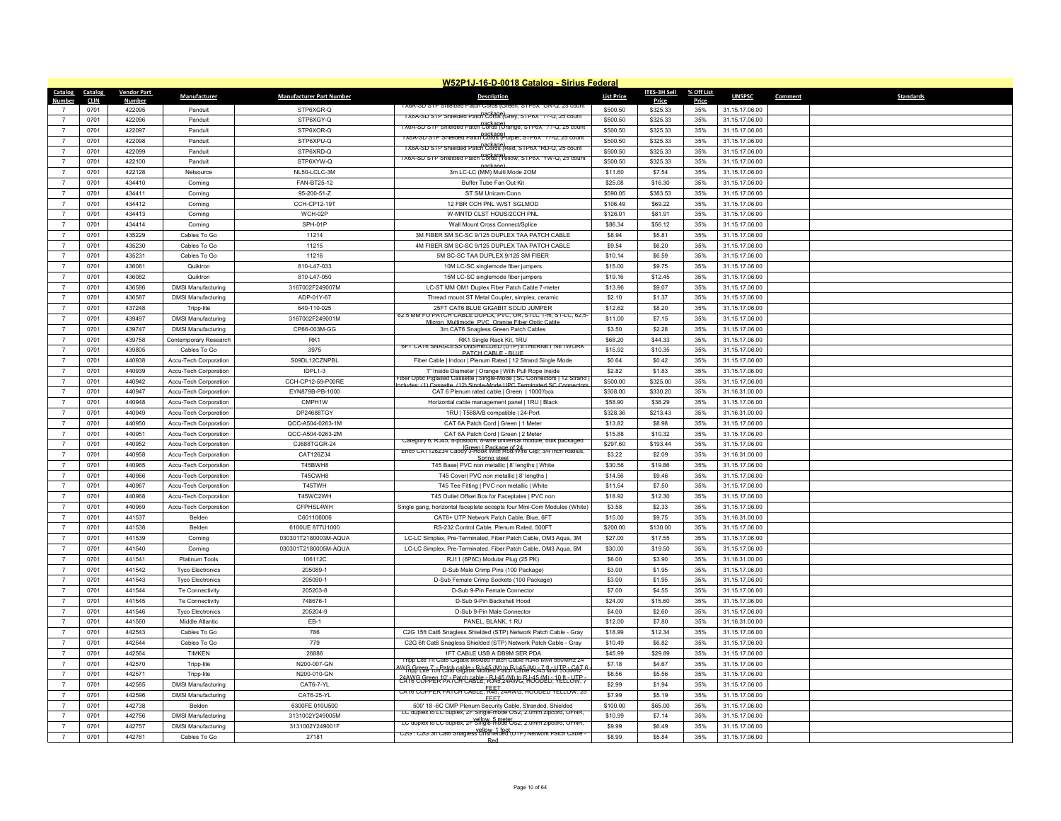# W52P1J-16-D-0018 Catalog - Sirius Federal

| Catalog Number | Catalog CLIN | Vendor Part Number | Manufacturer | Manufacturer Part Number | Description | List Price | ITES-3H Sell Price | % Off List Price | UNSPSC | Comment | Standards |
|---|---|---|---|---|---|---|---|---|---|---|---|
| 7 | 0701 | 422095 | Panduit | STP6XGR-Q | TX6A-SD STP Shielded Patch Cords (Green, STP6X **GR-Q, 25 count package) | $500.50 | $325.33 | 35% | 31.15.17.06.00 | | |
| 7 | 0701 | 422096 | Panduit | STP6XGY-Q | TX6A-SD STP Shielded Patch Cords (Grey, STP6X **-Q, 25 count package) | $500.50 | $325.33 | 35% | 31.15.17.06.00 | | |
| 7 | 0701 | 422097 | Panduit | STP6XOR-Q | TX6A-SD STP Shielded Patch Cords (Orange, STP6X **-Q, 25 count package) | $500.50 | $325.33 | 35% | 31.15.17.06.00 | | |
| 7 | 0701 | 422098 | Panduit | STP6XPU-Q | TX6A-SD STP Shielded Patch Cords (Purple, STP6X **-Q, 25 count package) | $500.50 | $325.33 | 35% | 31.15.17.06.00 | | |
| 7 | 0701 | 422099 | Panduit | STP6XRD-Q | TX6A-SD STP Shielded Patch Cords (Red, STP6X **RD-Q, 25 count package) | $500.50 | $325.33 | 35% | 31.15.17.06.00 | | |
| 7 | 0701 | 422100 | Panduit | STP6XYW-Q | TX6A-SD STP Shielded Patch Cords (Yellow, STP6X **YW-Q, 25 count package) | $500.50 | $325.33 | 35% | 31.15.17.06.00 | | |
| 7 | 0701 | 422128 | Netsource | NL50-LCLC-3M | 3m LC-LC (MM) Multi Mode 2OM | $11.60 | $7.54 | 35% | 31.15.17.06.00 | | |
| 7 | 0701 | 434410 | Corning | FAN-BT25-12 | Buffer Tube Fan Out Kit | $25.08 | $16.30 | 35% | 31.15.17.06.00 | | |
| 7 | 0701 | 434411 | Corning | 95-200-51-Z | ST SM Unicam Conn | $590.05 | $383.53 | 35% | 31.15.17.06.00 | | |
| 7 | 0701 | 434412 | Corning | CCH-CP12-19T | 12 FBR CCH PNL W/ST SGLMOD | $106.49 | $69.22 | 35% | 31.15.17.06.00 | | |
| 7 | 0701 | 434413 | Corning | WCH-02P | W-MNTD CLST HOUS/2CCH PNL | $126.01 | $81.91 | 35% | 31.15.17.06.00 | | |
| 7 | 0701 | 434414 | Corning | SPH-01P | Wall Mount Cross Connect/Splice | $86.34 | $56.12 | 35% | 31.15.17.06.00 | | |
| 7 | 0701 | 435229 | Cables To Go | 11214 | 3M FIBER SM SC-SC 9/125 DUPLEX TAA PATCH CABLE | $8.94 | $5.81 | 35% | 31.15.17.06.00 | | |
| 7 | 0701 | 435230 | Cables To Go | 11215 | 4M FIBER SM SC-SC 9/125 DUPLEX TAA PATCH CABLE | $9.54 | $6.20 | 35% | 31.15.17.06.00 | | |
| 7 | 0701 | 435231 | Cables To Go | 11216 | 5M SC-SC TAA DUPLEX 9/125 SM FIBER | $10.14 | $6.59 | 35% | 31.15.17.06.00 | | |
| 7 | 0701 | 436081 | Quiktron | 810-L47-033 | 10M LC-SC singlemode fiber jumpers | $15.00 | $9.75 | 35% | 31.15.17.06.00 | | |
| 7 | 0701 | 436082 | Quiktron | 810-L47-050 | 15M LC-SC singlemode fiber jumpers | $19.16 | $12.45 | 35% | 31.15.17.06.00 | | |
| 7 | 0701 | 436586 | DMSI Manufacturing | 3167002F249007M | LC-ST MM OM1 Duplex Fiber Patch Cable 7-meter | $13.96 | $9.07 | 35% | 31.15.17.06.00 | | |
| 7 | 0701 | 436587 | DMSI Manufacturing | ADP-01Y-67 | Thread mount ST Metal Coupler, simplex, ceramic | $2.10 | $1.37 | 35% | 31.15.17.06.00 | | |
| 7 | 0701 | 437248 | Tripp-lite | 640-110-025 | 25FT CAT6 BLUE GIGABIT SOLID JUMPER | $12.62 | $8.20 | 35% | 31.15.17.06.00 | | |
| 7 | 0701 | 439497 | DMSI Manufacturing | 3167002F249001M | 62.5 MM FO PATCH CABLE DUPLX, PVC, OR, ST-LC, 1-m, ST-LC, 62.5-Micron, Multimode, PVC, Orange Fiber Optic Cable | $11.00 | $7.15 | 35% | 31.15.17.06.00 | | |
| 7 | 0701 | 439747 | DMSI Manufacturing | CP66-003M-GG | 3m CAT6 Snagless Green Patch Cables | $3.50 | $2.28 | 35% | 31.15.17.06.00 | | |
| 7 | 0701 | 439758 | Contemporary Research | RK1 | RK1 Single Rack Kit, 1RU | $68.20 | $44.33 | 35% | 31.15.17.06.00 | | |
| 7 | 0701 | 439805 | Cables To Go | 3975 | 6FT CAT6 SNAGLESS UNSHIELDED (UTP) ETHERNET NETWORK PATCH CABLE - BLUE | $15.92 | $10.35 | 35% | 31.15.17.06.00 | | |
| 7 | 0701 | 440938 | Accu-Tech Corporation | S09DL12CZNPBL | Fiber Cable \| Indoor \| Plenum Rated \| 12 Strand Single Mode | $0.64 | $0.42 | 35% | 31.15.17.06.00 | | |
| 7 | 0701 | 440939 | Accu-Tech Corporation | IDPL1-3 | 1" Inside Diameter \| Orange \| With Pull Rope Inside | $2.82 | $1.83 | 35% | 31.15.17.06.00 | | |
| 7 | 0701 | 440942 | Accu-Tech Corporation | CCH-CP12-59-P00RE | Fiber Optic Pigtailed Cassette \| Single-Mode \| SC Connectors \| 12 Strand \| Includes: (1) Cassette, (12) Single-Mode UPC Terminated SC Connectors | $500.00 | $325.00 | 35% | 31.15.17.06.00 | | |
| 7 | 0701 | 440947 | Accu-Tech Corporation | EYN879B-PB-1000 | CAT 6 Plenum rated cable \| Green \| 1000'/box | $508.00 | $330.20 | 35% | 31.16.31.00.00 | | |
| 7 | 0701 | 440948 | Accu-Tech Corporation | CMPH1W | Horizontal cable management panel \| 1RU \| Black | $58.90 | $38.29 | 35% | 31.15.17.06.00 | | |
| 7 | 0701 | 440949 | Accu-Tech Corporation | DP24688TGY | 1RU \| T568A/B compatible \| 24-Port | $328.36 | $213.43 | 35% | 31.16.31.00.00 | | |
| 7 | 0701 | 440950 | Accu-Tech Corporation | QCC-A504-0263-1M | CAT 6A Patch Cord \| Green \| 1 Meter | $13.82 | $8.98 | 35% | 31.15.17.06.00 | | |
| 7 | 0701 | 440951 | Accu-Tech Corporation | QCC-A504-0263-2M | CAT 6A Patch Cord \| Green \| 2 Meter | $15.88 | $10.32 | 35% | 31.15.17.06.00 | | |
| 7 | 0701 | 440952 | Accu-Tech Corporation | CJ688TGGR-24 | Category 6, RJ45, 8-position, 8-wire universal module, bulk packaged \| Green \| Package of 24 | $297.60 | $193.44 | 35% | 31.15.17.06.00 | | |
| 7 | 0701 | 440958 | Accu-Tech Corporation | CAT126Z34 | Erico CAT126Z34 Caddy J-Hook With Rod/Wire Clip, 3/4 Inch Radius, Spring steel | $3.22 | $2.09 | 35% | 31.16.31.00.00 | | |
| 7 | 0701 | 440965 | Accu-Tech Corporation | T45BWH8 | T45 Base\| PVC non metallic \| 8' lengths \| White | $30.56 | $19.86 | 35% | 31.15.17.06.00 | | |
| 7 | 0701 | 440966 | Accu-Tech Corporation | T45CWH8 | T45 Cover\| PVC non metallic \| 8' lengths \| | $14.56 | $9.46 | 35% | 31.15.17.06.00 | | |
| 7 | 0701 | 440967 | Accu-Tech Corporation | T45TWH | T45 Tee Fitting \| PVC non metallic \| White | $11.54 | $7.50 | 35% | 31.15.17.06.00 | | |
| 7 | 0701 | 440968 | Accu-Tech Corporation | T45WC2WH | T45 Outlet Offset Box for Faceplates \| PVC non | $18.92 | $12.30 | 35% | 31.15.17.06.00 | | |
| 7 | 0701 | 440969 | Accu-Tech Corporation | CFPHSL4WH | Single gang, horizontal faceplate accepts four Mini-Com Modules (White) | $3.58 | $2.33 | 35% | 31.15.17.06.00 | | |
| 7 | 0701 | 441537 | Belden | C601106006 | CAT6+ UTP Network Patch Cable, Blue, 6FT | $15.00 | $9.75 | 35% | 31.16.31.00.00 | | |
| 7 | 0701 | 441538 | Belden | 6100UE 877U1000 | RS-232 Control Cable, Plenum Rated, 500FT | $200.00 | $130.00 | 35% | 31.15.17.06.00 | | |
| 7 | 0701 | 441539 | Corning | 030301T2180003M-AQUA | LC-LC Simplex, Pre-Terminated, Fiber Patch Cable, OM3 Aqua, 3M | $27.00 | $17.55 | 35% | 31.15.17.06.00 | | |
| 7 | 0701 | 441540 | Corning | 030301T2180005M-AQUA | LC-LC Simplex, Pre-Terminated, Fiber Patch Cable, OM3 Aqua, 5M | $30.00 | $19.50 | 35% | 31.15.17.06.00 | | |
| 7 | 0701 | 441541 | Platinum Tools | 106112C | RJ11 (6P6C) Modular Plug (25 PK) | $6.00 | $3.90 | 35% | 31.16.31.00.00 | | |
| 7 | 0701 | 441542 | Tyco Electronics | 205089-1 | D-Sub Male Crimp Pins (100 Package) | $3.00 | $1.95 | 35% | 31.15.17.06.00 | | |
| 7 | 0701 | 441543 | Tyco Electronics | 205090-1 | D-Sub Female Crimp Sockets (100 Package) | $3.00 | $1.95 | 35% | 31.15.17.06.00 | | |
| 7 | 0701 | 441544 | Te Connectivity | 205203-8 | D-Sub 9-Pin Female Connector | $7.00 | $4.55 | 35% | 31.15.17.06.00 | | |
| 7 | 0701 | 441545 | Te Connectivity | 748676-1 | D-Sub 9-Pin Backshell Hood | $24.00 | $15.60 | 35% | 31.15.17.06.00 | | |
| 7 | 0701 | 441546 | Tyco Electronics | 205204-9 | D-Sub 9-Pin Male Connector | $4.00 | $2.60 | 35% | 31.15.17.06.00 | | |
| 7 | 0701 | 441560 | Middle Atlantic | EB-1 | PANEL, BLANK, 1 RU | $12.00 | $7.80 | 35% | 31.16.31.00.00 | | |
| 7 | 0701 | 442543 | Cables To Go | 786 | C2G 15ft Cat6 Snagless Shielded (STP) Network Patch Cable - Gray | $18.99 | $12.34 | 35% | 31.15.17.06.00 | | |
| 7 | 0701 | 442544 | Cables To Go | 779 | C2G 6ft Cat6 Snagless Shielded (STP) Network Patch Cable - Gray | $10.49 | $6.82 | 35% | 31.15.17.06.00 | | |
| 7 | 0701 | 442564 | TIMKEN | 26886 | 1FT CABLE USB A DB9M SER PDA | $45.99 | $29.89 | 35% | 31.15.17.06.00 | | |
| 7 | 0701 | 442570 | Tripp-lite | N200-007-GN | Tripp Lite 7ft Cat6 Gigabit Molded Patch Cable RJ45 M/M 550MHz 24 AWG Green 7' - Patch cable - RJ-45 (M) to RJ-45 (M) - 7 ft - UTP - CAT 6 | $7.18 | $4.67 | 35% | 31.15.17.06.00 | | |
| 7 | 0701 | 442571 | Tripp-lite | N200-010-GN | Tripp Lite 10ft Cat6 Gigabit Molded Patch Cable RJ45 M/M 550MHz 24AWG Green 10' - Patch cable - RJ-45 (M) to RJ-45 (M) - 10 ft - UTP - | $8.56 | $5.56 | 35% | 31.15.17.06.00 | | |
| 7 | 0701 | 442585 | DMSI Manufacturing | CAT6-7-YL | CAT6 COPPER PATCH CABLE, RJ45,24AWG, HOODED, YELLOW, 7 FEET | $2.99 | $1.94 | 35% | 31.15.17.06.00 | | |
| 7 | 0701 | 442596 | DMSI Manufacturing | CAT6-25-YL | CAT6 COPPER PATCH CABLE, RJ45, 24AWG, HOODED YELLOW, 25 FEET | $7.99 | $5.19 | 35% | 31.15.17.06.00 | | |
| 7 | 0701 | 442738 | Belden | 6300FE 010U500 | 500' 18 -6C CMP Plenum Security Cable, Stranded, Shielded | $100.00 | $65.00 | 35% | 31.15.17.06.00 | | |
| 7 | 0701 | 442756 | DMSI Manufacturing | 3131002Y249005M | LC duplex to LC duplex, 2F Single-mode OS2, 2.0mm zipcord, OFNR, yellow, 5 meter | $10.99 | $7.14 | 35% | 31.15.17.06.00 | | |
| 7 | 0701 | 442757 | DMSI Manufacturing | 3131002Y249001F | LC duplex to LC duplex, 2F Single-mode OS2, 2.0mm zipcord, OFNR, yellow, 1 foot | $9.99 | $6.49 | 35% | 31.15.17.06.00 | | |
| 7 | 0701 | 442761 | Cables To Go | 27181 | C2G : C2G 3ft Cat6 Snagless Unshielded (UTP) Network Patch Cable - Red | $8.99 | $5.84 | 35% | 31.15.17.06.00 | | |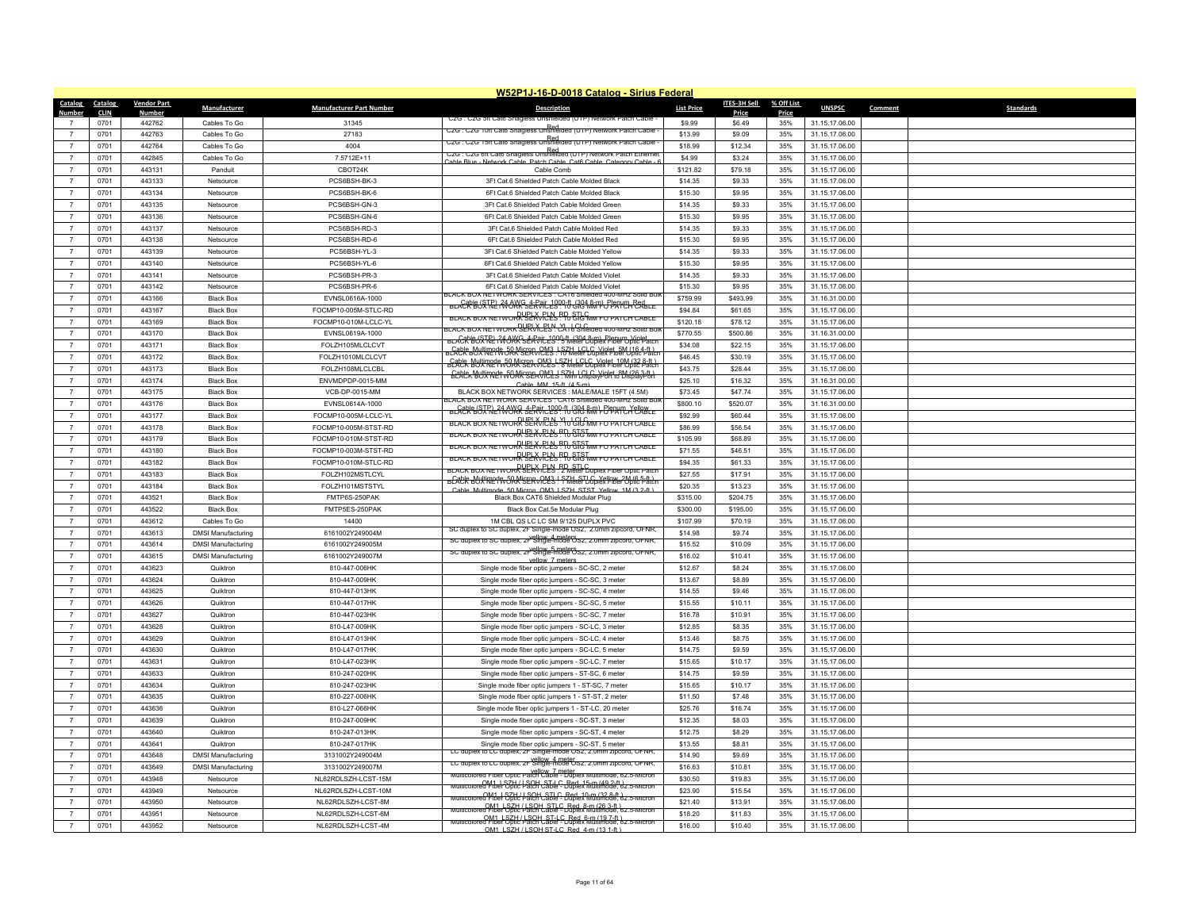# W52P1J-16-D-0018 Catalog - Sirius Federal

| Catalog Number | Catalog CLIN | Vendor Part Number | Manufacturer | Manufacturer Part Number | Description | List Price | ITES-3H Sell Price | % Off List Price | UNSPSC | Comment | Standards |
|---|---|---|---|---|---|---|---|---|---|---|---|
| 7 | 0701 | 442762 | Cables To Go | 31345 | C2G : C2G 5ft Cat6 Snagless Unshielded (UTP) Network Patch Cable - Red | $9.99 | $6.49 | 35% | 31.15.17.06.00 | | |
| 7 | 0701 | 442763 | Cables To Go | 27183 | C2G : C2G 10ft Cat6 Snagless Unshielded (UTP) Network Patch Cable - Red | $13.99 | $9.09 | 35% | 31.15.17.06.00 | | |
| 7 | 0701 | 442764 | Cables To Go | 4004 | C2G : C2G 15ft Cat6 Snagless Unshielded (UTP) Network Patch Cable - Red | $18.99 | $12.34 | 35% | 31.15.17.06.00 | | |
| 7 | 0701 | 442845 | Cables To Go | 7.5712E+11 | C2G : C2G 6ft Cat6 Snagless Unshielded (UTP) Network Patch Ethernet Cable Blue - Network Cable, Patch Cable, Cat6 Cable, Category Cable - 6 | $4.99 | $3.24 | 35% | 31.15.17.06.00 | | |
| 7 | 0701 | 443131 | Panduit | CBOT24K | Cable Comb | $121.82 | $79.18 | 35% | 31.15.17.06.00 | | |
| 7 | 0701 | 443133 | Netsource | PCS6BSH-BK-3 | 3Ft Cat.6 Shielded Patch Cable Molded Black | $14.35 | $9.33 | 35% | 31.15.17.06.00 | | |
| 7 | 0701 | 443134 | Netsource | PCS6BSH-BK-6 | 6Ft Cat.6 Shielded Patch Cable Molded Black | $15.30 | $9.95 | 35% | 31.15.17.06.00 | | |
| 7 | 0701 | 443135 | Netsource | PCS6BSH-GN-3 | 3Ft Cat.6 Shielded Patch Cable Molded Green | $14.35 | $9.33 | 35% | 31.15.17.06.00 | | |
| 7 | 0701 | 443136 | Netsource | PCS6BSH-GN-6 | 6Ft Cat.6 Shielded Patch Cable Molded Green | $15.30 | $9.95 | 35% | 31.15.17.06.00 | | |
| 7 | 0701 | 443137 | Netsource | PCS6BSH-RD-3 | 3Ft Cat.6 Shielded Patch Cable Molded Red | $14.35 | $9.33 | 35% | 31.15.17.06.00 | | |
| 7 | 0701 | 443138 | Netsource | PCS6BSH-RD-6 | 6Ft Cat.6 Shielded Patch Cable Molded Red | $15.30 | $9.95 | 35% | 31.15.17.06.00 | | |
| 7 | 0701 | 443139 | Netsource | PCS6BSH-YL-3 | 3Ft Cat.6 Shielded Patch Cable Molded Yellow | $14.35 | $9.33 | 35% | 31.15.17.06.00 | | |
| 7 | 0701 | 443140 | Netsource | PCS6BSH-YL-6 | 6Ft Cat.6 Shielded Patch Cable Molded Yellow | $15.30 | $9.95 | 35% | 31.15.17.06.00 | | |
| 7 | 0701 | 443141 | Netsource | PCS6BSH-PR-3 | 3Ft Cat.6 Shielded Patch Cable Molded Violet | $14.35 | $9.33 | 35% | 31.15.17.06.00 | | |
| 7 | 0701 | 443142 | Netsource | PCS6BSH-PR-6 | 6Ft Cat.6 Shielded Patch Cable Molded Violet | $15.30 | $9.95 | 35% | 31.15.17.06.00 | | |
| 7 | 0701 | 443166 | Black Box | EVNSL0616A-1000 | BLACK BOX NETWORK SERVICES : CAT6 Shielded 400-MHz Solid Bulk Cable (STP), 24 AWG, 4-Pair, 1000-ft. (304.8-m), Plenum, Red | $759.99 | $493.99 | 35% | 31.16.31.00.00 | | |
| 7 | 0701 | 443167 | Black Box | FOCMP10-005M-STLC-RD | BLACK BOX NETWORK SERVICES : 10 GIG MM FO PATCH CABLE DUPLX PLN RD STLC | $94.84 | $61.65 | 35% | 31.15.17.06.00 | | |
| 7 | 0701 | 443169 | Black Box | FOCMP10-010M-LCLC-YL | BLACK BOX NETWORK SERVICES : 10 GIG MM FO PATCH CABLE DUPLX PLN YL LCLC | $120.18 | $78.12 | 35% | 31.15.17.06.00 | | |
| 7 | 0701 | 443170 | Black Box | EVNSL0619A-1000 | BLACK BOX NETWORK SERVICES : CAT6 Shielded 400-MHz Solid Bulk Cable (STP), 24 AWG, 4-Pair, 1000-ft. (304.8-m), Plenum, Violet | $770.55 | $500.86 | 35% | 31.16.31.00.00 | | |
| 7 | 0701 | 443171 | Black Box | FOLZH105MLCLCVT | BLACK BOX NETWORK SERVICES : 5 Meter Duplex Fiber Optic Patch Cable, Multimode, 50 Micron, OM3, LSZH, LCLC, Violet, 5M (16.4-ft.) | $34.08 | $22.15 | 35% | 31.15.17.06.00 | | |
| 7 | 0701 | 443172 | Black Box | FOLZH1010MLCLCVT | BLACK BOX NETWORK SERVICES : 10 Meter Duplex Fiber Optic Patch Cable, Multimode, 50 Micron, OM3, LSZH, LCLC, Violet, 10M (32.8-ft.) | $46.45 | $30.19 | 35% | 31.15.17.06.00 | | |
| 7 | 0701 | 443173 | Black Box | FOLZH108MLCLCBL | BLACK BOX NETWORK SERVICES : 8 Meter Duplex Fiber Optic Patch Cable, Multimode, 50 Micron, OM3, LSZH, LCLC, Violet, 8M (26.3-ft.) | $43.75 | $28.44 | 35% | 31.15.17.06.00 | | |
| 7 | 0701 | 443174 | Black Box | ENVMDPDP-0015-MM | BLACK BOX NETWORK SERVICES : Mini DisplayPort to DisplayPort Cable, MM, 15-ft. (4.5-m) | $25.10 | $16.32 | 35% | 31.16.31.00.00 | | |
| 7 | 0701 | 443175 | Black Box | VCB-DP-0015-MM | BLACK BOX NETWORK SERVICES : MALE/MALE 15FT (4.5M) | $73.45 | $47.74 | 35% | 31.15.17.06.00 | | |
| 7 | 0701 | 443176 | Black Box | EVNSL0614A-1000 | BLACK BOX NETWORK SERVICES : CAT6 Shielded 400-MHz Solid Bulk Cable (STP), 24 AWG, 4-Pair, 1000-ft. (304.8-m), Plenum, Yellow | $800.10 | $520.07 | 35% | 31.16.31.00.00 | | |
| 7 | 0701 | 443177 | Black Box | FOCMP10-005M-LCLC-YL | BLACK BOX NETWORK SERVICES : 10 GIG MM FO PATCH CABLE DUPLX PLN YL LCLC | $92.99 | $60.44 | 35% | 31.15.17.06.00 | | |
| 7 | 0701 | 443178 | Black Box | FOCMP10-005M-STST-RD | BLACK BOX NETWORK SERVICES : 10 GIG MM FO PATCH CABLE DUPLX PLN RD STST | $86.99 | $56.54 | 35% | 31.15.17.06.00 | | |
| 7 | 0701 | 443179 | Black Box | FOCMP10-010M-STST-RD | BLACK BOX NETWORK SERVICES : 10 GIG MM FO PATCH CABLE DUPLX PLN RD STST | $105.99 | $68.89 | 35% | 31.15.17.06.00 | | |
| 7 | 0701 | 443180 | Black Box | FOCMP10-003M-STST-RD | BLACK BOX NETWORK SERVICES : 10 GIG MM FO PATCH CABLE DUPLX PLN RD STST | $71.55 | $46.51 | 35% | 31.15.17.06.00 | | |
| 7 | 0701 | 443182 | Black Box | FOCMP10-010M-STLC-RD | BLACK BOX NETWORK SERVICES : 10 GIG MM FO PATCH CABLE DUPLX PLN RD STLC | $94.35 | $61.33 | 35% | 31.15.17.06.00 | | |
| 7 | 0701 | 443183 | Black Box | FOLZH102MSTLCYL | BLACK BOX NETWORK SERVICES : 2 Meter Duplex Fiber Optic Patch Cable, Multimode, 50 Micron, OM3, LSZH, STLC, Yellow, 2M (6.5-ft.) | $27.55 | $17.91 | 35% | 31.15.17.06.00 | | |
| 7 | 0701 | 443184 | Black Box | FOLZH101MSTSTYL | BLACK BOX NETWORK SERVICES : 1 Meter Duplex Fiber Optic Patch Cable, Multimode, 50 Micron, OM3, LSZH, STST, Yellow, 1M (3.2-ft.) | $20.35 | $13.23 | 35% | 31.15.17.06.00 | | |
| 7 | 0701 | 443521 | Black Box | FMTP6S-250PAK | Black Box CAT6 Shielded Modular Plug | $315.00 | $204.75 | 35% | 31.15.17.06.00 | | |
| 7 | 0701 | 443522 | Black Box | FMTP5ES-250PAK | Black Box Cat.5e Modular Plug | $300.00 | $195.00 | 35% | 31.15.17.06.00 | | |
| 7 | 0701 | 443612 | Cables To Go | 14400 | 1M CBL QS LC LC SM 9/125 DUPLX PVC | $107.99 | $70.19 | 35% | 31.15.17.06.00 | | |
| 7 | 0701 | 443613 | DMSI Manufacturing | 6161002Y249004M | SC duplex to SC duplex, 2F Single-mode OS2, 2.0mm zipcord, OFNR, yellow, 4 meters | $14.98 | $9.74 | 35% | 31.15.17.06.00 | | |
| 7 | 0701 | 443614 | DMSI Manufacturing | 6161002Y249005M | SC duplex to SC duplex, 2F Single-mode OS2, 2.0mm zipcord, OFNR, yellow, 5 meters | $15.52 | $10.09 | 35% | 31.15.17.06.00 | | |
| 7 | 0701 | 443615 | DMSI Manufacturing | 6161002Y249007M | SC duplex to SC duplex, 2F Single-mode OS2, 2.0mm zipcord, OFNR, yellow, 7 meters | $16.02 | $10.41 | 35% | 31.15.17.06.00 | | |
| 7 | 0701 | 443623 | Quiktron | 810-447-006HK | Single mode fiber optic jumpers - SC-SC, 2 meter | $12.67 | $8.24 | 35% | 31.15.17.06.00 | | |
| 7 | 0701 | 443624 | Quiktron | 810-447-009HK | Single mode fiber optic jumpers - SC-SC, 3 meter | $13.67 | $8.89 | 35% | 31.15.17.06.00 | | |
| 7 | 0701 | 443625 | Quiktron | 810-447-013HK | Single mode fiber optic jumpers - SC-SC, 4 meter | $14.55 | $9.46 | 35% | 31.15.17.06.00 | | |
| 7 | 0701 | 443626 | Quiktron | 810-447-017HK | Single mode fiber optic jumpers - SC-SC, 5 meter | $15.55 | $10.11 | 35% | 31.15.17.06.00 | | |
| 7 | 0701 | 443627 | Quiktron | 810-447-023HK | Single mode fiber optic jumpers - SC-SC, 7 meter | $16.78 | $10.91 | 35% | 31.15.17.06.00 | | |
| 7 | 0701 | 443628 | Quiktron | 810-L47-009HK | Single mode fiber optic jumpers - SC-LC, 3 meter | $12.85 | $8.35 | 35% | 31.15.17.06.00 | | |
| 7 | 0701 | 443629 | Quiktron | 810-L47-013HK | Single mode fiber optic jumpers - SC-LC, 4 meter | $13.46 | $8.75 | 35% | 31.15.17.06.00 | | |
| 7 | 0701 | 443630 | Quiktron | 810-L47-017HK | Single mode fiber optic jumpers - SC-LC, 5 meter | $14.75 | $9.59 | 35% | 31.15.17.06.00 | | |
| 7 | 0701 | 443631 | Quiktron | 810-L47-023HK | Single mode fiber optic jumpers - SC-LC, 7 meter | $15.65 | $10.17 | 35% | 31.15.17.06.00 | | |
| 7 | 0701 | 443633 | Quiktron | 810-247-020HK | Single mode fiber optic jumpers - ST-SC, 6 meter | $14.75 | $9.59 | 35% | 31.15.17.06.00 | | |
| 7 | 0701 | 443634 | Quiktron | 810-247-023HK | Single mode fiber optic jumpers 1 - ST-SC, 7 meter | $15.65 | $10.17 | 35% | 31.15.17.06.00 | | |
| 7 | 0701 | 443635 | Quiktron | 810-227-006HK | Single mode fiber optic jumpers 1 - ST-ST, 2 meter | $11.50 | $7.48 | 35% | 31.15.17.06.00 | | |
| 7 | 0701 | 443636 | Quiktron | 810-L27-066HK | Single mode fiber optic jumpers 1 - ST-LC, 20 meter | $25.76 | $16.74 | 35% | 31.15.17.06.00 | | |
| 7 | 0701 | 443639 | Quiktron | 810-247-009HK | Single mode fiber optic jumpers - SC-ST, 3 meter | $12.35 | $8.03 | 35% | 31.15.17.06.00 | | |
| 7 | 0701 | 443640 | Quiktron | 810-247-013HK | Single mode fiber optic jumpers - SC-ST, 4 meter | $12.75 | $8.29 | 35% | 31.15.17.06.00 | | |
| 7 | 0701 | 443641 | Quiktron | 810-247-017HK | Single mode fiber optic jumpers - SC-ST, 5 meter | $13.55 | $8.81 | 35% | 31.15.17.06.00 | | |
| 7 | 0701 | 443648 | DMSI Manufacturing | 3131002Y249004M | LC duplex to LC duplex, 2F Single-mode OS2, 2.0mm zipcord, OFNR, yellow, 4 meter | $14.90 | $9.69 | 35% | 31.15.17.06.00 | | |
| 7 | 0701 | 443649 | DMSI Manufacturing | 3131002Y249007M | LC duplex to LC duplex, 2F Single-mode OS2, 2.0mm zipcord, OFNR, yellow, 7 meter | $16.63 | $10.81 | 35% | 31.15.17.06.00 | | |
| 7 | 0701 | 443948 | Netsource | NL62RDLSZH-LCST-15M | Multicolored Fiber Optic Patch Cable - Duplex Multimode, 62.5-Micron OM1, LSZH / LSOH, ST-LC, Red, 15-m (49.2-ft.) | $30.50 | $19.83 | 35% | 31.15.17.06.00 | | |
| 7 | 0701 | 443949 | Netsource | NL62RDLSZH-LCST-10M | Multicolored Fiber Optic Patch Cable - Duplex Multimode, 62.5-Micron OM1, LSZH / LSOH, ST-LC, Red, 10-m (32.8-ft.) | $23.90 | $15.54 | 35% | 31.15.17.06.00 | | |
| 7 | 0701 | 443950 | Netsource | NL62RDLSZH-LCST-8M | Multicolored Fiber Optic Patch Cable - Duplex Multimode, 62.5-Micron OM1, LSZH / LSOH, ST-LC, Red, 8-m (26.3-ft.) | $21.40 | $13.91 | 35% | 31.15.17.06.00 | | |
| 7 | 0701 | 443951 | Netsource | NL62RDLSZH-LCST-6M | Multicolored Fiber Optic Patch Cable - Duplex Multimode, 62.5-Micron OM1, LSZH / LSOH, ST-LC, Red, 6-m (19.7-ft.) | $18.20 | $11.83 | 35% | 31.15.17.06.00 | | |
| 7 | 0701 | 443952 | Netsource | NL62RDLSZH-LCST-4M | Multicolored Fiber Optic Patch Cable - Duplex Multimode, 62.5-Micron OM1, LSZH / LSOH, ST-LC, Red, 4-m (13.1-ft.) | $16.00 | $10.40 | 35% | 31.15.17.06.00 | | |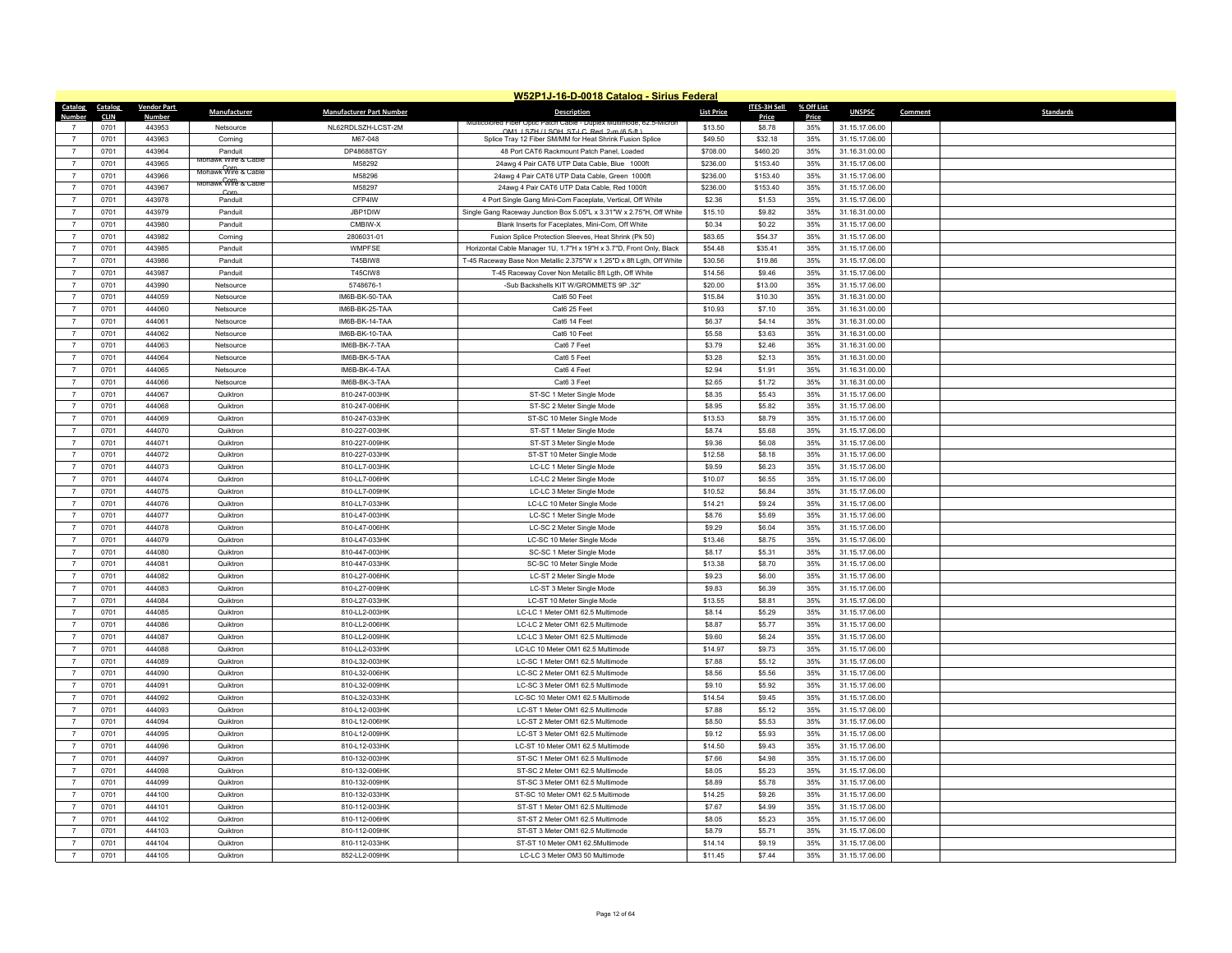## W52P1J-16-D-0018 Catalog - Sirius Federal

| Catalog Number | Catalog CLIN | Vendor Part Number | Manufacturer | Manufacturer Part Number | Description | List Price | ITES-3H Sell Price | % Off List Price | UNSPSC | Comment | Standards |
|---|---|---|---|---|---|---|---|---|---|---|---|
| 7 | 0701 | 443953 | Netsource | NL62RDLSZH-LCST-2M | Multicolored Fiber Optic Patch Cable - Duplex Multimode, 62.5-Micron OM1, LSZH (LSOH, ST-LC, Red, 2-m (6.5-ft.) | $13.50 | $8.78 | 35% | 31.15.17.06.00 | | |
| 7 | 0701 | 443963 | Corning | M67-048 | Splice Tray 12 Fiber SM/MM for Heat Shrink Fusion Splice | $49.50 | $32.18 | 35% | 31.15.17.06.00 | | |
| 7 | 0701 | 443964 | Panduit | DP48688TGY | 48 Port CAT6 Rackmount Patch Panel, Loaded | $708.00 | $460.20 | 35% | 31.16.31.00.00 | | |
| 7 | 0701 | 443965 | Mohawk Wire & Cable Corp | M58292 | 24awg 4 Pair CAT6 UTP Data Cable, Blue 1000ft | $236.00 | $153.40 | 35% | 31.15.17.06.00 | | |
| 7 | 0701 | 443966 | Mohawk Wire & Cable Corp | M58296 | 24awg 4 Pair CAT6 UTP Data Cable, Green 1000ft | $236.00 | $153.40 | 35% | 31.15.17.06.00 | | |
| 7 | 0701 | 443967 | Mohawk Wire & Cable Corp | M58297 | 24awg 4 Pair CAT6 UTP Data Cable, Red 1000ft | $236.00 | $153.40 | 35% | 31.15.17.06.00 | | |
| 7 | 0701 | 443978 | Panduit | CFP4IW | 4 Port Single Gang Mini-Com Faceplate, Vertical, Off White | $2.36 | $1.53 | 35% | 31.15.17.06.00 | | |
| 7 | 0701 | 443979 | Panduit | JBP1DIW | Single Gang Raceway Junction Box 5.05"L x 3.31"W x 2.75"H, Off White | $15.10 | $9.82 | 35% | 31.16.31.00.00 | | |
| 7 | 0701 | 443980 | Panduit | CMBIW-X | Blank Inserts for Faceplates, Mini-Com, Off White | $0.34 | $0.22 | 35% | 31.15.17.06.00 | | |
| 7 | 0701 | 443982 | Corning | 2806031-01 | Fusion Splice Protection Sleeves, Heat Shrink (Pk 50) | $83.65 | $54.37 | 35% | 31.15.17.06.00 | | |
| 7 | 0701 | 443985 | Panduit | WMPFSE | Horizontal Cable Manager 1U, 1.7"H x 19"H x 3.7"D, Front Only, Black | $54.48 | $35.41 | 35% | 31.15.17.06.00 | | |
| 7 | 0701 | 443986 | Panduit | T45BIW8 | T-45 Raceway Base Non Metallic 2.375"W x 1.25"D x 8ft Lgth, Off White | $30.56 | $19.86 | 35% | 31.15.17.06.00 | | |
| 7 | 0701 | 443987 | Panduit | T45CIW8 | T-45 Raceway Cover Non Metallic 8ft Lgth, Off White | $14.56 | $9.46 | 35% | 31.15.17.06.00 | | |
| 7 | 0701 | 443990 | Netsource | 5748676-1 | -Sub Backshells KIT W/GROMMETS 9P .32" | $20.00 | $13.00 | 35% | 31.15.17.06.00 | | |
| 7 | 0701 | 444059 | Netsource | IM6B-BK-50-TAA | Cat6 50 Feet | $15.84 | $10.30 | 35% | 31.16.31.00.00 | | |
| 7 | 0701 | 444060 | Netsource | IM6B-BK-25-TAA | Cat6 25 Feet | $10.93 | $7.10 | 35% | 31.16.31.00.00 | | |
| 7 | 0701 | 444061 | Netsource | IM6B-BK-14-TAA | Cat6 14 Feet | $6.37 | $4.14 | 35% | 31.16.31.00.00 | | |
| 7 | 0701 | 444062 | Netsource | IM6B-BK-10-TAA | Cat6 10 Feet | $5.58 | $3.63 | 35% | 31.16.31.00.00 | | |
| 7 | 0701 | 444063 | Netsource | IM6B-BK-7-TAA | Cat6 7 Feet | $3.79 | $2.46 | 35% | 31.16.31.00.00 | | |
| 7 | 0701 | 444064 | Netsource | IM6B-BK-5-TAA | Cat6 5 Feet | $3.28 | $2.13 | 35% | 31.16.31.00.00 | | |
| 7 | 0701 | 444065 | Netsource | IM6B-BK-4-TAA | Cat6 4 Feet | $2.94 | $1.91 | 35% | 31.16.31.00.00 | | |
| 7 | 0701 | 444066 | Netsource | IM6B-BK-3-TAA | Cat6 3 Feet | $2.65 | $1.72 | 35% | 31.16.31.00.00 | | |
| 7 | 0701 | 444067 | Quiktron | 810-247-003HK | ST-SC 1 Meter Single Mode | $8.35 | $5.43 | 35% | 31.15.17.06.00 | | |
| 7 | 0701 | 444068 | Quiktron | 810-247-006HK | ST-SC 2 Meter Single Mode | $8.95 | $5.82 | 35% | 31.15.17.06.00 | | |
| 7 | 0701 | 444069 | Quiktron | 810-247-033HK | ST-SC 10 Meter Single Mode | $13.53 | $8.79 | 35% | 31.15.17.06.00 | | |
| 7 | 0701 | 444070 | Quiktron | 810-227-003HK | ST-ST 1 Meter Single Mode | $8.74 | $5.68 | 35% | 31.15.17.06.00 | | |
| 7 | 0701 | 444071 | Quiktron | 810-227-009HK | ST-ST 3 Meter Single Mode | $9.36 | $6.08 | 35% | 31.15.17.06.00 | | |
| 7 | 0701 | 444072 | Quiktron | 810-227-033HK | ST-ST 10 Meter Single Mode | $12.58 | $8.18 | 35% | 31.15.17.06.00 | | |
| 7 | 0701 | 444073 | Quiktron | 810-LL7-003HK | LC-LC 1 Meter Single Mode | $9.59 | $6.23 | 35% | 31.15.17.06.00 | | |
| 7 | 0701 | 444074 | Quiktron | 810-LL7-006HK | LC-LC 2 Meter Single Mode | $10.07 | $6.55 | 35% | 31.15.17.06.00 | | |
| 7 | 0701 | 444075 | Quiktron | 810-LL7-009HK | LC-LC 3 Meter Single Mode | $10.52 | $6.84 | 35% | 31.15.17.06.00 | | |
| 7 | 0701 | 444076 | Quiktron | 810-LL7-033HK | LC-LC 10 Meter Single Mode | $14.21 | $9.24 | 35% | 31.15.17.06.00 | | |
| 7 | 0701 | 444077 | Quiktron | 810-L47-003HK | LC-SC 1 Meter Single Mode | $8.76 | $5.69 | 35% | 31.15.17.06.00 | | |
| 7 | 0701 | 444078 | Quiktron | 810-L47-006HK | LC-SC 2 Meter Single Mode | $9.29 | $6.04 | 35% | 31.15.17.06.00 | | |
| 7 | 0701 | 444079 | Quiktron | 810-L47-033HK | LC-SC 10 Meter Single Mode | $13.46 | $8.75 | 35% | 31.15.17.06.00 | | |
| 7 | 0701 | 444080 | Quiktron | 810-447-003HK | SC-SC 1 Meter Single Mode | $8.17 | $5.31 | 35% | 31.15.17.06.00 | | |
| 7 | 0701 | 444081 | Quiktron | 810-447-033HK | SC-SC 10 Meter Single Mode | $13.38 | $8.70 | 35% | 31.15.17.06.00 | | |
| 7 | 0701 | 444082 | Quiktron | 810-L27-006HK | LC-ST 2 Meter Single Mode | $9.23 | $6.00 | 35% | 31.15.17.06.00 | | |
| 7 | 0701 | 444083 | Quiktron | 810-L27-009HK | LC-ST 3 Meter Single Mode | $9.83 | $6.39 | 35% | 31.15.17.06.00 | | |
| 7 | 0701 | 444084 | Quiktron | 810-L27-033HK | LC-ST 10 Meter Single Mode | $13.55 | $8.81 | 35% | 31.15.17.06.00 | | |
| 7 | 0701 | 444085 | Quiktron | 810-LL2-003HK | LC-LC 1 Meter OM1 62.5 Multimode | $8.14 | $5.29 | 35% | 31.15.17.06.00 | | |
| 7 | 0701 | 444086 | Quiktron | 810-LL2-006HK | LC-LC 2 Meter OM1 62.5 Multimode | $8.87 | $5.77 | 35% | 31.15.17.06.00 | | |
| 7 | 0701 | 444087 | Quiktron | 810-LL2-009HK | LC-LC 3 Meter OM1 62.5 Multimode | $9.60 | $6.24 | 35% | 31.15.17.06.00 | | |
| 7 | 0701 | 444088 | Quiktron | 810-LL2-033HK | LC-LC 10 Meter OM1 62.5 Multimode | $14.97 | $9.73 | 35% | 31.15.17.06.00 | | |
| 7 | 0701 | 444089 | Quiktron | 810-L32-003HK | LC-SC 1 Meter OM1 62.5 Multimode | $7.88 | $5.12 | 35% | 31.15.17.06.00 | | |
| 7 | 0701 | 444090 | Quiktron | 810-L32-006HK | LC-SC 2 Meter OM1 62.5 Multimode | $8.56 | $5.56 | 35% | 31.15.17.06.00 | | |
| 7 | 0701 | 444091 | Quiktron | 810-L32-009HK | LC-SC 3 Meter OM1 62.5 Multimode | $9.10 | $5.92 | 35% | 31.15.17.06.00 | | |
| 7 | 0701 | 444092 | Quiktron | 810-L32-033HK | LC-SC 10 Meter OM1 62.5 Multimode | $14.54 | $9.45 | 35% | 31.15.17.06.00 | | |
| 7 | 0701 | 444093 | Quiktron | 810-L12-003HK | LC-ST 1 Meter OM1 62.5 Multimode | $7.88 | $5.12 | 35% | 31.15.17.06.00 | | |
| 7 | 0701 | 444094 | Quiktron | 810-L12-006HK | LC-ST 2 Meter OM1 62.5 Multimode | $8.50 | $5.53 | 35% | 31.15.17.06.00 | | |
| 7 | 0701 | 444095 | Quiktron | 810-L12-009HK | LC-ST 3 Meter OM1 62.5 Multimode | $9.12 | $5.93 | 35% | 31.15.17.06.00 | | |
| 7 | 0701 | 444096 | Quiktron | 810-L12-033HK | LC-ST 10 Meter OM1 62.5 Multimode | $14.50 | $9.43 | 35% | 31.15.17.06.00 | | |
| 7 | 0701 | 444097 | Quiktron | 810-132-003HK | ST-SC 1 Meter OM1 62.5 Multimode | $7.66 | $4.98 | 35% | 31.15.17.06.00 | | |
| 7 | 0701 | 444098 | Quiktron | 810-132-006HK | ST-SC 2 Meter OM1 62.5 Multimode | $8.05 | $5.23 | 35% | 31.15.17.06.00 | | |
| 7 | 0701 | 444099 | Quiktron | 810-132-009HK | ST-SC 3 Meter OM1 62.5 Multimode | $8.89 | $5.78 | 35% | 31.15.17.06.00 | | |
| 7 | 0701 | 444100 | Quiktron | 810-132-033HK | ST-SC 10 Meter OM1 62.5 Multimode | $14.25 | $9.26 | 35% | 31.15.17.06.00 | | |
| 7 | 0701 | 444101 | Quiktron | 810-112-003HK | ST-ST 1 Meter OM1 62.5 Multimode | $7.67 | $4.99 | 35% | 31.15.17.06.00 | | |
| 7 | 0701 | 444102 | Quiktron | 810-112-006HK | ST-ST 2 Meter OM1 62.5 Multimode | $8.05 | $5.23 | 35% | 31.15.17.06.00 | | |
| 7 | 0701 | 444103 | Quiktron | 810-112-009HK | ST-ST 3 Meter OM1 62.5 Multimode | $8.79 | $5.71 | 35% | 31.15.17.06.00 | | |
| 7 | 0701 | 444104 | Quiktron | 810-112-033HK | ST-ST 10 Meter OM1 62.5Multimode | $14.14 | $9.19 | 35% | 31.15.17.06.00 | | |
| 7 | 0701 | 444105 | Quiktron | 852-LL2-009HK | LC-LC 3 Meter OM3 50 Multimode | $11.45 | $7.44 | 35% | 31.15.17.06.00 | | |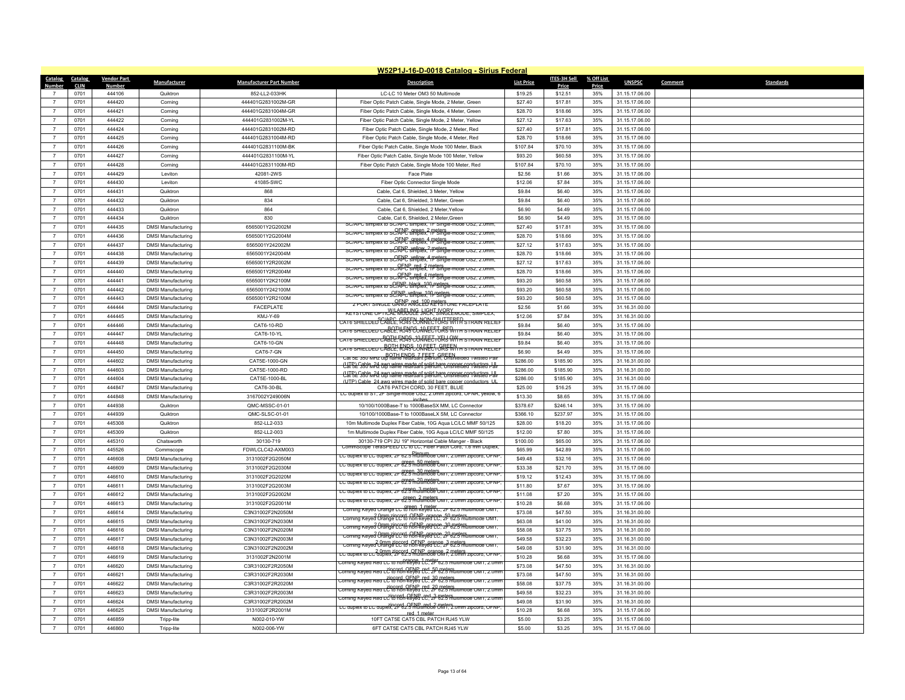# W52P1J-16-D-0018 Catalog - Sirius Federal

| Catalog Number | Catalog CLIN | Vendor Part Number | Manufacturer | Manufacturer Part Number | Description | List Price | ITES-3H Sell Price | % Off List Price | UNSPSC | Comment | Standards |
|---|---|---|---|---|---|---|---|---|---|---|---|
| 7 | 0701 | 444106 | Quiktron | 852-LL2-033HK | LC-LC 10 Meter OM3 50 Multimode | $19.25 | $12.51 | 35% | 31.15.17.06.00 | | |
| 7 | 0701 | 444420 | Corning | 444401G2831002M-GR | Fiber Optic Patch Cable, Single Mode, 2 Meter, Green | $27.40 | $17.81 | 35% | 31.15.17.06.00 | | |
| 7 | 0701 | 444421 | Corning | 444401G2831004M-GR | Fiber Optic Patch Cable, Single Mode, 4 Meter, Green | $28.70 | $18.66 | 35% | 31.15.17.06.00 | | |
| 7 | 0701 | 444422 | Corning | 444401G2831002M-YL | Fiber Optic Patch Cable, Single Mode, 2 Meter, Yellow | $27.12 | $17.63 | 35% | 31.15.17.06.00 | | |
| 7 | 0701 | 444424 | Corning | 444401G2831002M-RD | Fiber Optic Patch Cable, Single Mode, 2 Meter, Red | $27.40 | $17.81 | 35% | 31.15.17.06.00 | | |
| 7 | 0701 | 444425 | Corning | 444401G2831004M-RD | Fiber Optic Patch Cable, Single Mode, 4 Meter, Red | $28.70 | $18.66 | 35% | 31.15.17.06.00 | | |
| 7 | 0701 | 444426 | Corning | 444401G2831100M-BK | Fiber Optic Patch Cable, Single Mode 100 Meter, Black | $107.84 | $70.10 | 35% | 31.15.17.06.00 | | |
| 7 | 0701 | 444427 | Corning | 444401G2831100M-YL | Fiber Optic Patch Cable, Single Mode 100 Meter, Yellow | $93.20 | $60.58 | 35% | 31.15.17.06.00 | | |
| 7 | 0701 | 444428 | Corning | 444401G2831100M-RD | Fiber Optic Patch Cable, Single Mode 100 Meter, Red | $107.84 | $70.10 | 35% | 31.15.17.06.00 | | |
| 7 | 0701 | 444429 | Leviton | 42081-2WS | Face Plate | $2.56 | $1.66 | 35% | 31.15.17.06.00 | | |
| 7 | 0701 | 444430 | Leviton | 41085-SWC | Fiber Optic Connector Single Mode | $12.06 | $7.84 | 35% | 31.15.17.06.00 | | |
| 7 | 0701 | 444431 | Quiktron | 868 | Cable, Cat 6, Shielded, 3 Meter, Yellow | $9.84 | $6.40 | 35% | 31.15.17.06.00 | | |
| 7 | 0701 | 444432 | Quiktron | 834 | Cable, Cat 6, Shielded, 3 Meter, Green | $9.84 | $6.40 | 35% | 31.15.17.06.00 | | |
| 7 | 0701 | 444433 | Quiktron | 864 | Cable, Cat 6, Shielded, 2 Meter,Yellow | $6.90 | $4.49 | 35% | 31.15.17.06.00 | | |
| 7 | 0701 | 444434 | Quiktron | 830 | Cable, Cat 6, Shielded, 2 Meter,Green | $6.90 | $4.49 | 35% | 31.15.17.06.00 | | |
| 7 | 0701 | 444435 | DMSI Manufacturing | 6565001Y2G2002M | SC/APC simplex to SC/APC simplex, 1F Single-mode OS2, 2.0mm, OFNP, green, 2 meters | $27.40 | $17.81 | 35% | 31.15.17.06.00 | | |
| 7 | 0701 | 444436 | DMSI Manufacturing | 6565001Y2G2004M | SC/APC simplex to SC/APC simplex, 1F Single-mode OS2, 2.0mm, OFNP, green, 4 meters | $28.70 | $18.66 | 35% | 31.15.17.06.00 | | |
| 7 | 0701 | 444437 | DMSI Manufacturing | 6565001Y242002M | SC/APC simplex to SC/APC simplex, 1F Single-mode OS2, 2.0mm, OFNP, yellow, 2 meters | $27.12 | $17.63 | 35% | 31.15.17.06.00 | | |
| 7 | 0701 | 444438 | DMSI Manufacturing | 6565001Y242004M | SC/APC simplex to SC/APC simplex, 1F Single-mode OS2, 2.0mm, OFNP, yellow, 4 meters | $28.70 | $18.66 | 35% | 31.15.17.06.00 | | |
| 7 | 0701 | 444439 | DMSI Manufacturing | 6565001Y2R2002M | SC/APC simplex to SC/APC simplex, 1F Single-mode OS2, 2.0mm, OFNP, red, 2 meters | $27.12 | $17.63 | 35% | 31.15.17.06.00 | | |
| 7 | 0701 | 444440 | DMSI Manufacturing | 6565001Y2R2004M | SC/APC simplex to SC/APC simplex, 1F Single-mode OS2, 2.0mm, OFNP, red, 4 meters | $28.70 | $18.66 | 35% | 31.15.17.06.00 | | |
| 7 | 0701 | 444441 | DMSI Manufacturing | 6565001Y2K2100M | SC/APC simplex to SC/APC simplex, 1F Single-mode OS2, 2.0mm, OFNP, black, 100 meters | $93.20 | $60.58 | 35% | 31.15.17.06.00 | | |
| 7 | 0701 | 444442 | DMSI Manufacturing | 6565001Y242100M | SC/APC simplex to SC/APC simplex, 1F Single-mode OS2, 2.0mm, OFNP, yellow, 100 meters | $93.20 | $60.58 | 35% | 31.15.17.06.00 | | |
| 7 | 0701 | 444443 | DMSI Manufacturing | 6565001Y2R2100M | SC/APC simplex to SC/APC simplex, 1F Single-mode OS2, 2.0mm, OFNP, red, 100 meters | $93.20 | $60.58 | 35% | 31.15.17.06.00 | | |
| 7 | 0701 | 444444 | DMSI Manufacturing | FACEPLATE | 2 PORT SINGLE GANG ANGLED KEYSTONE FACEPLATE W/LABELING, LIGHT IVORY | $2.56 | $1.66 | 35% | 31.16.31.00.00 | | |
| 7 | 0701 | 444445 | DMSI Manufacturing | KMJ-Y-69 | KEYSTONE OPTICAL MODULE JACK, SINGLEMODE, SIMPLEX, SC/APC, GREEN, NON-SHUTTERED | $12.06 | $7.84 | 35% | 31.16.31.00.00 | | |
| 7 | 0701 | 444446 | DMSI Manufacturing | CAT6-10-RD | CAT6 SHIELDED CABLE, RJ45 CONNECTORS WITH STRAIN RELIEF BOTH ENDS, 10 FEET, RED | $9.84 | $6.40 | 35% | 31.15.17.06.00 | | |
| 7 | 0701 | 444447 | DMSI Manufacturing | CAT6-10-YL | CAT6 SHIELDED CABLE, RJ45 CONNECTORS WITH STRAIN RELIEF BOTH ENDS, 10 FEET, YELLOW | $9.84 | $6.40 | 35% | 31.15.17.06.00 | | |
| 7 | 0701 | 444448 | DMSI Manufacturing | CAT6-10-GN | CAT6 SHIELDED CABLE, RJ45 CONNECTORS WITH STRAIN RELIEF BOTH ENDS, 10 FEET, GREEN | $9.84 | $6.40 | 35% | 31.15.17.06.00 | | |
| 7 | 0701 | 444450 | DMSI Manufacturing | CAT6-7-GN | CAT6 SHIELDED CABLE, RJ45 CONNECTORS WITH STRAIN RELIEF BOTH ENDS, 7 FEET, GREEN | $6.90 | $4.49 | 35% | 31.15.17.06.00 | | |
| 7 | 0701 | 444602 | DMSI Manufacturing | CAT5E-1000-GN | Cat 5E 350 MHz utp flame retardant plenum, Unshielded Twisted Pair (UTP) Cable, 24 awg wires made of solid bare copper conductors, UL | $286.00 | $185.90 | 35% | 31.16.31.00.00 | | |
| 7 | 0701 | 444603 | DMSI Manufacturing | CAT5E-1000-RD | Cat 5E 350 MHz utp flame retardant plenum, Unshielded Twisted Pair (UTP) Cable, 24 awg wires made of solid bare copper conductors, UL | $286.00 | $185.90 | 35% | 31.16.31.00.00 | | |
| 7 | 0701 | 444604 | DMSI Manufacturing | CAT5E-1000-BL | Cat 5E 350 MHz utp flame retardant plenum, Unshielded Twisted Pair (UTP) Cable, 24 awg wires made of solid bare copper conductors, UL | $286.00 | $185.90 | 35% | 31.16.31.00.00 | | |
| 7 | 0701 | 444847 | DMSI Manufacturing | CAT6-30-BL | CAT6 PATCH CORD, 30 FEET, BLUE | $25.00 | $16.25 | 35% | 31.15.17.06.00 | | |
| 7 | 0701 | 444848 | DMSI Manufacturing | 3167002Y249006N | LC duplex to ST, 2F Single-mode OS2, 2.0mm zipcord, OFNR, yellow, 6 inches | $13.30 | $8.65 | 35% | 31.15.17.06.00 | | |
| 7 | 0701 | 444938 | Quiktron | QMC-MSSC-01-01 | 10/100/1000Base-T to 1000BaseSX MM, LC Connector | $378.67 | $246.14 | 35% | 31.15.17.06.00 | | |
| 7 | 0701 | 444939 | Quiktron | QMC-SLSC-01-01 | 10/100/1000Base-T to 1000BaseLX SM, LC Connector | $366.10 | $237.97 | 35% | 31.15.17.06.00 | | |
| 7 | 0701 | 445308 | Quiktron | 852-LL2-033 | 10m Multimode Duplex Fiber Cable, 10G Aqua LC/LC MMF 50/125 | $28.00 | $18.20 | 35% | 31.15.17.06.00 | | |
| 7 | 0701 | 445309 | Quiktron | 852-LL2-003 | 1m Multimode Duplex Fiber Cable, 10G Aqua LC/LC MMF 50/125 | $12.00 | $7.80 | 35% | 31.15.17.06.00 | | |
| 7 | 0701 | 445310 | Chatsworth | 30130-719 | 30130-719 CPI 2U 19" Horizontal Cable Manger - Black | $100.00 | $65.00 | 35% | 31.15.17.06.00 | | |
| 7 | 0701 | 445526 | Commscope | FDWLCLC42-AXM003 | CommScope TeraSPEED LC to LC, Fiber Patch Cord, 1.6 mm Duplex, Plenum | $65.99 | $42.89 | 35% | 31.15.17.06.00 | | |
| 7 | 0701 | 446608 | DMSI Manufacturing | 3131002F2G2050M | LC duplex to LC duplex, 2F 62.5 multimode OM1, 2.0mm zipcord, OFNP, green, 50 meters | $49.48 | $32.16 | 35% | 31.15.17.06.00 | | |
| 7 | 0701 | 446609 | DMSI Manufacturing | 3131002F2G2030M | LC duplex to LC duplex, 2F 62.5 multimode OM1, 2.0mm zipcord, OFNP, green, 30 meters | $33.38 | $21.70 | 35% | 31.15.17.06.00 | | |
| 7 | 0701 | 446610 | DMSI Manufacturing | 3131002F2G2020M | LC duplex to LC duplex, 2F 62.5 multimode OM1, 2.0mm zipcord, OFNP, green, 20 meters | $19.12 | $12.43 | 35% | 31.15.17.06.00 | | |
| 7 | 0701 | 446611 | DMSI Manufacturing | 3131002F2G2003M | LC duplex to LC duplex, 2F 62.5 multimode OM1, 2.0mm zipcord, OFNP, green, 3 meters | $11.80 | $7.67 | 35% | 31.15.17.06.00 | | |
| 7 | 0701 | 446612 | DMSI Manufacturing | 3131002F2G2002M | LC duplex to LC duplex, 2F 62.5 multimode OM1, 2.0mm zipcord, OFNP, green, 2 meters | $11.08 | $7.20 | 35% | 31.15.17.06.00 | | |
| 7 | 0701 | 446613 | DMSI Manufacturing | 3131002F2G2001M | LC duplex to LC duplex, 2F 62.5 multimode OM1, 2.0mm zipcord, OFNP, green, 1 meter | $10.28 | $6.68 | 35% | 31.15.17.06.00 | | |
| 7 | 0701 | 446614 | DMSI Manufacturing | C3N31002F2N2050M | Corning Keyed Orange LC to non-keyed LC, 2F 62.5 multimode OM1, 2.0mm zipcord, OFNP, orange, 50 meters | $73.08 | $47.50 | 35% | 31.16.31.00.00 | | |
| 7 | 0701 | 446615 | DMSI Manufacturing | C3N31002F2N2030M | Corning Keyed Orange LC to non-keyed LC, 2F 62.5 multimode OM1, 2.0mm zipcord, OFNP, orange, 30 meters | $63.08 | $41.00 | 35% | 31.16.31.00.00 | | |
| 7 | 0701 | 446616 | DMSI Manufacturing | C3N31002F2N2020M | Corning Keyed Orange LC to non-keyed LC, 2F 62.5 multimode OM1, 2.0mm zipcord, OFNP, orange, 20 meters | $58.08 | $37.75 | 35% | 31.16.31.00.00 | | |
| 7 | 0701 | 446617 | DMSI Manufacturing | C3N31002F2N2003M | Corning Keyed Orange LC to non-keyed LC, 2F 62.5 multimode OM1, 2.0mm zipcord, OFNP, orange, 3 meters | $49.58 | $32.23 | 35% | 31.16.31.00.00 | | |
| 7 | 0701 | 446618 | DMSI Manufacturing | C3N31002F2N2002M | Corning Keyed Orange LC to non-keyed LC, 2F 62.5 multimode OM1, 2.0mm zipcord, OFNP, orange, 2 meters | $49.08 | $31.90 | 35% | 31.16.31.00.00 | | |
| 7 | 0701 | 446619 | DMSI Manufacturing | 3131002F2N2001M | LC duplex to LC duplex, 2F 62.5 multimode OM1, 2.0mm zipcord, OFNP, orange, 1 meter | $10.28 | $6.68 | 35% | 31.15.17.06.00 | | |
| 7 | 0701 | 446620 | DMSI Manufacturing | C3R31002F2R2050M | Corning Keyed Red LC to non-keyed LC, 2F 62.5 multimode OM1, 2.0mm zipcord, OFNP, red, 50 meters | $73.08 | $47.50 | 35% | 31.16.31.00.00 | | |
| 7 | 0701 | 446621 | DMSI Manufacturing | C3R31002F2R2030M | Corning Keyed Red LC to non-keyed LC, 2F 62.5 multimode OM1, 2.0mm zipcord, OFNP, red, 30 meters | $73.08 | $47.50 | 35% | 31.16.31.00.00 | | |
| 7 | 0701 | 446622 | DMSI Manufacturing | C3R31002F2R2020M | Corning Keyed Red LC to non-keyed LC, 2F 62.5 multimode OM1, 2.0mm zipcord, OFNP, red, 20 meters | $58.08 | $37.75 | 35% | 31.16.31.00.00 | | |
| 7 | 0701 | 446623 | DMSI Manufacturing | C3R31002F2R2003M | Corning Keyed Red LC to non-keyed LC, 2F 62.5 multimode OM1, 2.0mm zipcord, OFNP, red, 3 meters | $49.58 | $32.23 | 35% | 31.16.31.00.00 | | |
| 7 | 0701 | 446624 | DMSI Manufacturing | C3R31002F2R2002M | Corning Keyed Red LC to non-keyed LC, 2F 62.5 multimode OM1, 2.0mm zipcord, OFNP, red, 2 meters | $49.08 | $31.90 | 35% | 31.16.31.00.00 | | |
| 7 | 0701 | 446625 | DMSI Manufacturing | 3131002F2R2001M | LC duplex to LC duplex, 2F 62.5 multimode OM1, 2.0mm zipcord, OFNP, red, 1 meter | $10.28 | $6.68 | 35% | 31.15.17.06.00 | | |
| 7 | 0701 | 446859 | Tripp-lite | N002-010-YW | 10FT CAT5E CAT5 CBL PATCH RJ45 YLW | $5.00 | $3.25 | 35% | 31.15.17.06.00 | | |
| 7 | 0701 | 446860 | Tripp-lite | N002-006-YW | 6FT CAT5E CAT5 CBL PATCH RJ45 YLW | $5.00 | $3.25 | 35% | 31.15.17.06.00 | | |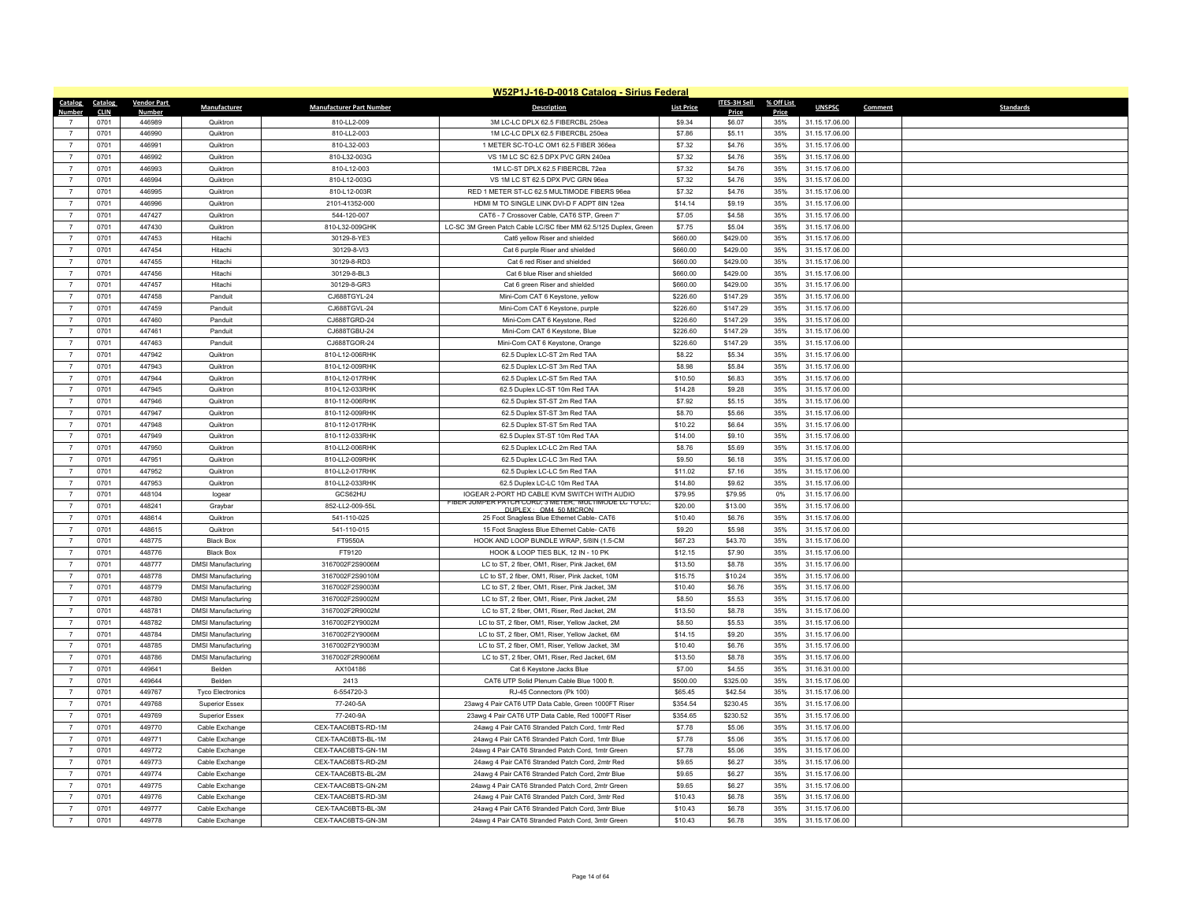# W52P1J-16-D-0018 Catalog - Sirius Federal

| Catalog Number | Catalog CLIN | Vendor Part Number | Manufacturer | Manufacturer Part Number | Description | List Price | ITES-3H Sell Price | % Off List Price | UNSPSC | Comment | Standards |
|---|---|---|---|---|---|---|---|---|---|---|---|
| 7 | 0701 | 446989 | Quiktron | 810-LL2-009 | 3M LC-LC DPLX 62.5 FIBERCBL 250ea | $9.34 | $6.07 | 35% | 31.15.17.06.00 | | |
| 7 | 0701 | 446990 | Quiktron | 810-LL2-003 | 1M LC-LC DPLX 62.5 FIBERCBL 250ea | $7.86 | $5.11 | 35% | 31.15.17.06.00 | | |
| 7 | 0701 | 446991 | Quiktron | 810-L32-003 | 1 METER SC-TO-LC OM1 62.5 FIBER 366ea | $7.32 | $4.76 | 35% | 31.15.17.06.00 | | |
| 7 | 0701 | 446992 | Quiktron | 810-L32-003G | VS 1M LC SC 62.5 DPX PVC GRN 240ea | $7.32 | $4.76 | 35% | 31.15.17.06.00 | | |
| 7 | 0701 | 446993 | Quiktron | 810-L12-003 | 1M LC-ST DPLX 62.5 FIBERCBL 72ea | $7.32 | $4.76 | 35% | 31.15.17.06.00 | | |
| 7 | 0701 | 446994 | Quiktron | 810-L12-003G | VS 1M LC ST 62.5 DPX PVC GRN 96ea | $7.32 | $4.76 | 35% | 31.15.17.06.00 | | |
| 7 | 0701 | 446995 | Quiktron | 810-L12-003R | RED 1 METER ST-LC 62.5 MULTIMODE FIBERS 96ea | $7.32 | $4.76 | 35% | 31.15.17.06.00 | | |
| 7 | 0701 | 446996 | Quiktron | 2101-41352-000 | HDMI M TO SINGLE LINK DVI-D F ADPT 8IN 12ea | $14.14 | $9.19 | 35% | 31.15.17.06.00 | | |
| 7 | 0701 | 447427 | Quiktron | 544-120-007 | CAT6 - 7 Crossover Cable, CAT6 STP, Green 7' | $7.05 | $4.58 | 35% | 31.15.17.06.00 | | |
| 7 | 0701 | 447430 | Quiktron | 810-L32-009GHK | LC-SC 3M Green Patch Cable LC/SC fiber MM 62.5/125 Duplex, Green | $7.75 | $5.04 | 35% | 31.15.17.06.00 | | |
| 7 | 0701 | 447453 | Hitachi | 30129-8-YE3 | Cat6 yellow Riser and shielded | $660.00 | $429.00 | 35% | 31.15.17.06.00 | | |
| 7 | 0701 | 447454 | Hitachi | 30129-8-VI3 | Cat 6 purple Riser and shielded | $660.00 | $429.00 | 35% | 31.15.17.06.00 | | |
| 7 | 0701 | 447455 | Hitachi | 30129-8-RD3 | Cat 6 red Riser and shielded | $660.00 | $429.00 | 35% | 31.15.17.06.00 | | |
| 7 | 0701 | 447456 | Hitachi | 30129-8-BL3 | Cat 6 blue Riser and shielded | $660.00 | $429.00 | 35% | 31.15.17.06.00 | | |
| 7 | 0701 | 447457 | Hitachi | 30129-8-GR3 | Cat 6 green Riser and shielded | $660.00 | $429.00 | 35% | 31.15.17.06.00 | | |
| 7 | 0701 | 447458 | Panduit | CJ688TGYL-24 | Mini-Com CAT 6 Keystone, yellow | $226.60 | $147.29 | 35% | 31.15.17.06.00 | | |
| 7 | 0701 | 447459 | Panduit | CJ688TGVL-24 | Mini-Com CAT 6 Keystone, purple | $226.60 | $147.29 | 35% | 31.15.17.06.00 | | |
| 7 | 0701 | 447460 | Panduit | CJ688TGRD-24 | Mini-Com CAT 6 Keystone, Red | $226.60 | $147.29 | 35% | 31.15.17.06.00 | | |
| 7 | 0701 | 447461 | Panduit | CJ688TGBU-24 | Mini-Com CAT 6 Keystone, Blue | $226.60 | $147.29 | 35% | 31.15.17.06.00 | | |
| 7 | 0701 | 447463 | Panduit | CJ688TGOR-24 | Mini-Com CAT 6 Keystone, Orange | $226.60 | $147.29 | 35% | 31.15.17.06.00 | | |
| 7 | 0701 | 447942 | Quiktron | 810-L12-006RHK | 62.5 Duplex LC-ST 2m Red TAA | $8.22 | $5.34 | 35% | 31.15.17.06.00 | | |
| 7 | 0701 | 447943 | Quiktron | 810-L12-009RHK | 62.5 Duplex LC-ST 3m Red TAA | $8.98 | $5.84 | 35% | 31.15.17.06.00 | | |
| 7 | 0701 | 447944 | Quiktron | 810-L12-017RHK | 62.5 Duplex LC-ST 5m Red TAA | $10.50 | $6.83 | 35% | 31.15.17.06.00 | | |
| 7 | 0701 | 447945 | Quiktron | 810-L12-033RHK | 62.5 Duplex LC-ST 10m Red TAA | $14.28 | $9.28 | 35% | 31.15.17.06.00 | | |
| 7 | 0701 | 447946 | Quiktron | 810-112-006RHK | 62.5 Duplex ST-ST 2m Red TAA | $7.92 | $5.15 | 35% | 31.15.17.06.00 | | |
| 7 | 0701 | 447947 | Quiktron | 810-112-009RHK | 62.5 Duplex ST-ST 3m Red TAA | $8.70 | $5.66 | 35% | 31.15.17.06.00 | | |
| 7 | 0701 | 447948 | Quiktron | 810-112-017RHK | 62.5 Duplex ST-ST 5m Red TAA | $10.22 | $6.64 | 35% | 31.15.17.06.00 | | |
| 7 | 0701 | 447949 | Quiktron | 810-112-033RHK | 62.5 Duplex ST-ST 10m Red TAA | $14.00 | $9.10 | 35% | 31.15.17.06.00 | | |
| 7 | 0701 | 447950 | Quiktron | 810-LL2-006RHK | 62.5 Duplex LC-LC 2m Red TAA | $8.76 | $5.69 | 35% | 31.15.17.06.00 | | |
| 7 | 0701 | 447951 | Quiktron | 810-LL2-009RHK | 62.5 Duplex LC-LC 3m Red TAA | $9.50 | $6.18 | 35% | 31.15.17.06.00 | | |
| 7 | 0701 | 447952 | Quiktron | 810-LL2-017RHK | 62.5 Duplex LC-LC 5m Red TAA | $11.02 | $7.16 | 35% | 31.15.17.06.00 | | |
| 7 | 0701 | 447953 | Quiktron | 810-LL2-033RHK | 62.5 Duplex LC-LC 10m Red TAA | $14.80 | $9.62 | 35% | 31.15.17.06.00 | | |
| 7 | 0701 | 448104 | Iogear | GCS62HU | IOGEAR 2-PORT HD CABLE KVM SWITCH WITH AUDIO | $79.95 | $79.95 | 0% | 31.15.17.06.00 | | |
| 7 | 0701 | 448241 | Graybar | 852-LL2-009-55L | FIBER JUMPER PATCH CORD; 3 METER; MULTIMODE LC TO LC; DUPLEX ; OM4 50 MICRON | $20.00 | $13.00 | 35% | 31.15.17.06.00 | | |
| 7 | 0701 | 448614 | Quiktron | 541-110-025 | 25 Foot Snagless Blue Ethernet Cable- CAT6 | $10.40 | $6.76 | 35% | 31.15.17.06.00 | | |
| 7 | 0701 | 448615 | Quiktron | 541-110-015 | 15 Foot Snagless Blue Ethernet Cable- CAT6 | $9.20 | $5.98 | 35% | 31.15.17.06.00 | | |
| 7 | 0701 | 448775 | Black Box | FT9550A | HOOK AND LOOP BUNDLE WRAP, 5/8IN (1.5-CM | $67.23 | $43.70 | 35% | 31.15.17.06.00 | | |
| 7 | 0701 | 448776 | Black Box | FT9120 | HOOK & LOOP TIES BLK, 12 IN - 10 PK | $12.15 | $7.90 | 35% | 31.15.17.06.00 | | |
| 7 | 0701 | 448777 | DMSI Manufacturing | 3167002F2S9006M | LC to ST, 2 fiber, OM1, Riser, Pink Jacket, 6M | $13.50 | $8.78 | 35% | 31.15.17.06.00 | | |
| 7 | 0701 | 448778 | DMSI Manufacturing | 3167002F2S9010M | LC to ST, 2 fiber, OM1, Riser, Pink Jacket, 10M | $15.75 | $10.24 | 35% | 31.15.17.06.00 | | |
| 7 | 0701 | 448779 | DMSI Manufacturing | 3167002F2S9003M | LC to ST, 2 fiber, OM1, Riser, Pink Jacket, 3M | $10.40 | $6.76 | 35% | 31.15.17.06.00 | | |
| 7 | 0701 | 448780 | DMSI Manufacturing | 3167002F2S9002M | LC to ST, 2 fiber, OM1, Riser, Pink Jacket, 2M | $8.50 | $5.53 | 35% | 31.15.17.06.00 | | |
| 7 | 0701 | 448781 | DMSI Manufacturing | 3167002F2R9002M | LC to ST, 2 fiber, OM1, Riser, Red Jacket, 2M | $13.50 | $8.78 | 35% | 31.15.17.06.00 | | |
| 7 | 0701 | 448782 | DMSI Manufacturing | 3167002F2Y9002M | LC to ST, 2 fiber, OM1, Riser, Yellow Jacket, 2M | $8.50 | $5.53 | 35% | 31.15.17.06.00 | | |
| 7 | 0701 | 448784 | DMSI Manufacturing | 3167002F2Y9006M | LC to ST, 2 fiber, OM1, Riser, Yellow Jacket, 6M | $14.15 | $9.20 | 35% | 31.15.17.06.00 | | |
| 7 | 0701 | 448785 | DMSI Manufacturing | 3167002F2Y9003M | LC to ST, 2 fiber, OM1, Riser, Yellow Jacket, 3M | $10.40 | $6.76 | 35% | 31.15.17.06.00 | | |
| 7 | 0701 | 448786 | DMSI Manufacturing | 3167002F2R9006M | LC to ST, 2 fiber, OM1, Riser, Red Jacket, 6M | $13.50 | $8.78 | 35% | 31.15.17.06.00 | | |
| 7 | 0701 | 449641 | Belden | AX104186 | Cat 6 Keystone Jacks Blue | $7.00 | $4.55 | 35% | 31.16.31.00.00 | | |
| 7 | 0701 | 449644 | Belden | 2413 | CAT6 UTP Solid Plenum Cable Blue 1000 ft. | $500.00 | $325.00 | 35% | 31.15.17.06.00 | | |
| 7 | 0701 | 449767 | Tyco Electronics | 6-554720-3 | RJ-45 Connectors (Pk 100) | $65.45 | $42.54 | 35% | 31.15.17.06.00 | | |
| 7 | 0701 | 449768 | Superior Essex | 77-240-5A | 23awg 4 Pair CAT6 UTP Data Cable, Green 1000FT Riser | $354.54 | $230.45 | 35% | 31.15.17.06.00 | | |
| 7 | 0701 | 449769 | Superior Essex | 77-240-9A | 23awg 4 Pair CAT6 UTP Data Cable, Red 1000FT Riser | $354.65 | $230.52 | 35% | 31.15.17.06.00 | | |
| 7 | 0701 | 449770 | Cable Exchange | CEX-TAAC6BTS-RD-1M | 24awg 4 Pair CAT6 Stranded Patch Cord, 1mtr Red | $7.78 | $5.06 | 35% | 31.15.17.06.00 | | |
| 7 | 0701 | 449771 | Cable Exchange | CEX-TAAC6BTS-BL-1M | 24awg 4 Pair CAT6 Stranded Patch Cord, 1mtr Blue | $7.78 | $5.06 | 35% | 31.15.17.06.00 | | |
| 7 | 0701 | 449772 | Cable Exchange | CEX-TAAC6BTS-GN-1M | 24awg 4 Pair CAT6 Stranded Patch Cord, 1mtr Green | $7.78 | $5.06 | 35% | 31.15.17.06.00 | | |
| 7 | 0701 | 449773 | Cable Exchange | CEX-TAAC6BTS-RD-2M | 24awg 4 Pair CAT6 Stranded Patch Cord, 2mtr Red | $9.65 | $6.27 | 35% | 31.15.17.06.00 | | |
| 7 | 0701 | 449774 | Cable Exchange | CEX-TAAC6BTS-BL-2M | 24awg 4 Pair CAT6 Stranded Patch Cord, 2mtr Blue | $9.65 | $6.27 | 35% | 31.15.17.06.00 | | |
| 7 | 0701 | 449775 | Cable Exchange | CEX-TAAC6BTS-GN-2M | 24awg 4 Pair CAT6 Stranded Patch Cord, 2mtr Green | $9.65 | $6.27 | 35% | 31.15.17.06.00 | | |
| 7 | 0701 | 449776 | Cable Exchange | CEX-TAAC6BTS-RD-3M | 24awg 4 Pair CAT6 Stranded Patch Cord, 3mtr Red | $10.43 | $6.78 | 35% | 31.15.17.06.00 | | |
| 7 | 0701 | 449777 | Cable Exchange | CEX-TAAC6BTS-BL-3M | 24awg 4 Pair CAT6 Stranded Patch Cord, 3mtr Blue | $10.43 | $6.78 | 35% | 31.15.17.06.00 | | |
| 7 | 0701 | 449778 | Cable Exchange | CEX-TAAC6BTS-GN-3M | 24awg 4 Pair CAT6 Stranded Patch Cord, 3mtr Green | $10.43 | $6.78 | 35% | 31.15.17.06.00 | | |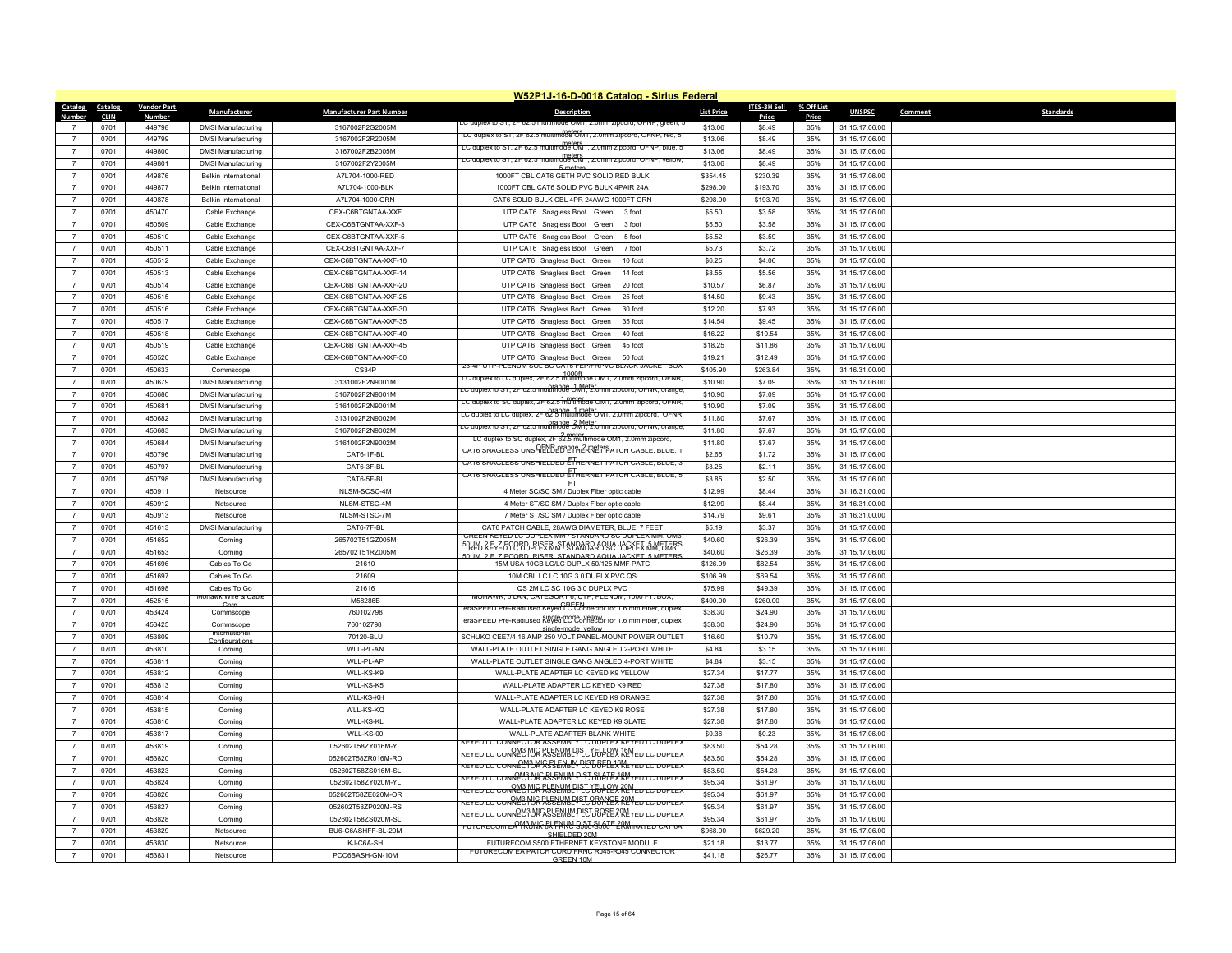## W52P1J-16-D-0018 Catalog - Sirius Federal

| Catalog Number | Catalog CLIN | Vendor Part Number | Manufacturer | Manufacturer Part Number | Description | List Price | ITES-3H Sell Price | % Off List Price | UNSPSC | Comment | Standards |
|---|---|---|---|---|---|---|---|---|---|---|---|
| 7 | 0701 | 449798 | DMSI Manufacturing | 3167002F2G2005M | LC duplex to ST, 2F 62.5 multimode OM1, 2.0mm zipcord, OFNP, green, 5 meters | $13.06 | $8.49 | 35% | 31.15.17.06.00 | | |
| 7 | 0701 | 449799 | DMSI Manufacturing | 3167002F2R2005M | LC duplex to ST, 2F 62.5 multimode OM1, 2.0mm zipcord, OFNP, red, 5 meters | $13.06 | $8.49 | 35% | 31.15.17.06.00 | | |
| 7 | 0701 | 449800 | DMSI Manufacturing | 3167002F2B2005M | LC duplex to ST, 2F 62.5 multimode OM1, 2.0mm zipcord, OFNP, blue, 5 meters | $13.06 | $8.49 | 35% | 31.15.17.06.00 | | |
| 7 | 0701 | 449801 | DMSI Manufacturing | 3167002F2Y2005M | LC duplex to ST, 2F 62.5 multimode OM1, 2.0mm zipcord, OFNP, yellow, 5 meters | $13.06 | $8.49 | 35% | 31.15.17.06.00 | | |
| 7 | 0701 | 449876 | Belkin International | A7L704-1000-RED | 1000FT CBL CAT6 GETH PVC SOLID RED BULK | $354.45 | $230.39 | 35% | 31.15.17.06.00 | | |
| 7 | 0701 | 449877 | Belkin International | A7L704-1000-BLK | 1000FT CBL CAT6 SOLID PVC BULK 4PAIR 24A | $298.00 | $193.70 | 35% | 31.15.17.06.00 | | |
| 7 | 0701 | 449878 | Belkin International | A7L704-1000-GRN | CAT6 SOLID BULK CBL 4PR 24AWG 1000FT GRN | $298.00 | $193.70 | 35% | 31.15.17.06.00 | | |
| 7 | 0701 | 450470 | Cable Exchange | CEX-C6BTGNTAA-XXF | UTP CAT6 Snagless Boot Green 3 foot | $5.50 | $3.58 | 35% | 31.15.17.06.00 | | |
| 7 | 0701 | 450509 | Cable Exchange | CEX-C6BTGNTAA-XXF-3 | UTP CAT6 Snagless Boot Green 3 foot | $5.50 | $3.58 | 35% | 31.15.17.06.00 | | |
| 7 | 0701 | 450510 | Cable Exchange | CEX-C6BTGNTAA-XXF-5 | UTP CAT6 Snagless Boot Green 5 foot | $5.52 | $3.59 | 35% | 31.15.17.06.00 | | |
| 7 | 0701 | 450511 | Cable Exchange | CEX-C6BTGNTAA-XXF-7 | UTP CAT6 Snagless Boot Green 7 foot | $5.73 | $3.72 | 35% | 31.15.17.06.00 | | |
| 7 | 0701 | 450512 | Cable Exchange | CEX-C6BTGNTAA-XXF-10 | UTP CAT6 Snagless Boot Green 10 foot | $6.25 | $4.06 | 35% | 31.15.17.06.00 | | |
| 7 | 0701 | 450513 | Cable Exchange | CEX-C6BTGNTAA-XXF-14 | UTP CAT6 Snagless Boot Green 14 foot | $8.55 | $5.56 | 35% | 31.15.17.06.00 | | |
| 7 | 0701 | 450514 | Cable Exchange | CEX-C6BTGNTAA-XXF-20 | UTP CAT6 Snagless Boot Green 20 foot | $10.57 | $6.87 | 35% | 31.15.17.06.00 | | |
| 7 | 0701 | 450515 | Cable Exchange | CEX-C6BTGNTAA-XXF-25 | UTP CAT6 Snagless Boot Green 25 foot | $14.50 | $9.43 | 35% | 31.15.17.06.00 | | |
| 7 | 0701 | 450516 | Cable Exchange | CEX-C6BTGNTAA-XXF-30 | UTP CAT6 Snagless Boot Green 30 foot | $12.20 | $7.93 | 35% | 31.15.17.06.00 | | |
| 7 | 0701 | 450517 | Cable Exchange | CEX-C6BTGNTAA-XXF-35 | UTP CAT6 Snagless Boot Green 35 foot | $14.54 | $9.45 | 35% | 31.15.17.06.00 | | |
| 7 | 0701 | 450518 | Cable Exchange | CEX-C6BTGNTAA-XXF-40 | UTP CAT6 Snagless Boot Green 40 foot | $16.22 | $10.54 | 35% | 31.15.17.06.00 | | |
| 7 | 0701 | 450519 | Cable Exchange | CEX-C6BTGNTAA-XXF-45 | UTP CAT6 Snagless Boot Green 45 foot | $18.25 | $11.86 | 35% | 31.15.17.06.00 | | |
| 7 | 0701 | 450520 | Cable Exchange | CEX-C6BTGNTAA-XXF-50 | UTP CAT6 Snagless Boot Green 50 foot | $19.21 | $12.49 | 35% | 31.15.17.06.00 | | |
| 7 | 0701 | 450633 | Commscope | CS34P | 23-4P UTP-PLENUM SOL BC CAT6 FEP/FRPVC BLACK JACKET BOX 1000ft | $405.90 | $263.84 | 35% | 31.16.31.00.00 | | |
| 7 | 0701 | 450679 | DMSI Manufacturing | 3131002F2N9001M | LC duplex to LC duplex, 2F 62.5 multimode OM1, 2.0mm zipcord, OFNR, orange, 1 Meter | $10.90 | $7.09 | 35% | 31.15.17.06.00 | | |
| 7 | 0701 | 450680 | DMSI Manufacturing | 3167002F2N9001M | LC duplex to ST, 2F 62.5 multimode OM1, 2.0mm zipcord, OFNR, orange, 1 meter | $10.90 | $7.09 | 35% | 31.15.17.06.00 | | |
| 7 | 0701 | 450681 | DMSI Manufacturing | 3161002F2N9001M | LC duplex to SC duplex, 2F 62.5 multimode OM1, 2.0mm zipcord, OFNR, orange, 1 meter | $10.90 | $7.09 | 35% | 31.15.17.06.00 | | |
| 7 | 0701 | 450682 | DMSI Manufacturing | 3131002F2N9002M | LC duplex to LC duplex, 2F 62.5 multimode OM1, 2.0mm zipcord, OFNR, orange, 2 Meter | $11.80 | $7.67 | 35% | 31.15.17.06.00 | | |
| 7 | 0701 | 450683 | DMSI Manufacturing | 3167002F2N9002M | LC duplex to ST, 2F 62.5 multimode OM1, 2.0mm zipcord, OFNR, orange, 2 meter | $11.80 | $7.67 | 35% | 31.15.17.06.00 | | |
| 7 | 0701 | 450684 | DMSI Manufacturing | 3161002F2N9002M | LC duplex to SC duplex, 2F 62.5 multimode OM1, 2.0mm zipcord, OFNR, orange, 2 meters | $11.80 | $7.67 | 35% | 31.15.17.06.00 | | |
| 7 | 0701 | 450796 | DMSI Manufacturing | CAT6-1F-BL | CAT6 SNAGLESS UNSHIELDED ETHERNET PATCH CABLE, BLUE, 1 FT | $2.65 | $1.72 | 35% | 31.15.17.06.00 | | |
| 7 | 0701 | 450797 | DMSI Manufacturing | CAT6-3F-BL | CAT6 SNAGLESS UNSHIELDED ETHERNET PATCH CABLE, BLUE, 3 FT | $3.25 | $2.11 | 35% | 31.15.17.06.00 | | |
| 7 | 0701 | 450798 | DMSI Manufacturing | CAT6-5F-BL | CAT6 SNAGLESS UNSHIELDED ETHERNET PATCH CABLE, BLUE, 5 FT | $3.85 | $2.50 | 35% | 31.15.17.06.00 | | |
| 7 | 0701 | 450911 | Netsource | NLSM-SCSC-4M | 4 Meter SC/SC SM / Duplex Fiber optic cable | $12.99 | $8.44 | 35% | 31.16.31.00.00 | | |
| 7 | 0701 | 450912 | Netsource | NLSM-STSC-4M | 4 Meter ST/SC SM / Duplex Fiber optic cable | $12.99 | $8.44 | 35% | 31.16.31.00.00 | | |
| 7 | 0701 | 450913 | Netsource | NLSM-STSC-7M | 7 Meter ST/SC SM / Duplex Fiber optic cable | $14.79 | $9.61 | 35% | 31.16.31.00.00 | | |
| 7 | 0701 | 451613 | DMSI Manufacturing | CAT6-7F-BL | CAT6 PATCH CABLE, 28AWG DIAMETER, BLUE, 7 FEET | $5.19 | $3.37 | 35% | 31.15.17.06.00 | | |
| 7 | 0701 | 451652 | Corning | 265702T51GZ005M | GREEN KEYED LC DUPLEX MM / STANDARD SC DUPLEX MM, OM3 50UM, 2 F, ZIPCORD, RISER, STANDARD AQUA JACKET, 5 METERS | $40.60 | $26.39 | 35% | 31.15.17.06.00 | | |
| 7 | 0701 | 451653 | Corning | 265702T51RZ005M | RED KEYED LC DUPLEX MM / STANDARD SC DUPLEX MM, OM3 50UM, 2 F, ZIPCORD, RISER, STANDARD AQUA JACKET, 5 METERS | $40.60 | $26.39 | 35% | 31.15.17.06.00 | | |
| 7 | 0701 | 451696 | Cables To Go | 21610 | 15M USA 10GB LC/LC DUPLX 50/125 MMF PATC | $126.99 | $82.54 | 35% | 31.15.17.06.00 | | |
| 7 | 0701 | 451697 | Cables To Go | 21609 | 10M CBL LC LC 10G 3.0 DUPLX PVC QS | $106.99 | $69.54 | 35% | 31.15.17.06.00 | | |
| 7 | 0701 | 451698 | Cables To Go | 21616 | QS 2M LC SC 10G 3.0 DUPLX PVC | $75.99 | $49.39 | 35% | 31.15.17.06.00 | | |
| 7 | 0701 | 452515 | Mohawk Wire & Cable Corp | M58286B | MOHAWK, 6 LAN, CATEGORY 6, UTP, PLENUM, 1000 FT. BOX, GREEN | $400.00 | $260.00 | 35% | 31.15.17.06.00 | | |
| 7 | 0701 | 453424 | Commscope | 760102798 | eraSPEED Pre-Radiused Keyed LC Connector for 1.6 mm Fiber, duplex single-mode, yellow | $38.30 | $24.90 | 35% | 31.15.17.06.00 | | |
| 7 | 0701 | 453425 | Commscope | 760102798 | eraSPEED Pre-Radiused Keyed LC Connector for 1.6 mm Fiber, duplex single-mode, yellow | $38.30 | $24.90 | 35% | 31.15.17.06.00 | | |
| 7 | 0701 | 453809 | International Configurations | 70120-BLU | SCHUKO CEE7/4 16 AMP 250 VOLT PANEL-MOUNT POWER OUTLET | $16.60 | $10.79 | 35% | 31.15.17.06.00 | | |
| 7 | 0701 | 453810 | Corning | WLL-PL-AN | WALL-PLATE OUTLET SINGLE GANG ANGLED 2-PORT WHITE | $4.84 | $3.15 | 35% | 31.15.17.06.00 | | |
| 7 | 0701 | 453811 | Corning | WLL-PL-AP | WALL-PLATE OUTLET SINGLE GANG ANGLED 4-PORT WHITE | $4.84 | $3.15 | 35% | 31.15.17.06.00 | | |
| 7 | 0701 | 453812 | Corning | WLL-KS-K9 | WALL-PLATE ADAPTER LC KEYED K9 YELLOW | $27.34 | $17.77 | 35% | 31.15.17.06.00 | | |
| 7 | 0701 | 453813 | Corning | WLL-KS-K5 | WALL-PLATE ADAPTER LC KEYED K9 RED | $27.38 | $17.80 | 35% | 31.15.17.06.00 | | |
| 7 | 0701 | 453814 | Corning | WLL-KS-KH | WALL-PLATE ADAPTER LC KEYED K9 ORANGE | $27.38 | $17.80 | 35% | 31.15.17.06.00 | | |
| 7 | 0701 | 453815 | Corning | WLL-KS-KQ | WALL-PLATE ADAPTER LC KEYED K9 ROSE | $27.38 | $17.80 | 35% | 31.15.17.06.00 | | |
| 7 | 0701 | 453816 | Corning | WLL-KS-KL | WALL-PLATE ADAPTER LC KEYED K9 SLATE | $27.38 | $17.80 | 35% | 31.15.17.06.00 | | |
| 7 | 0701 | 453817 | Corning | WLL-KS-00 | WALL-PLATE ADAPTER BLANK WHITE | $0.36 | $0.23 | 35% | 31.15.17.06.00 | | |
| 7 | 0701 | 453819 | Corning | 052602T58ZY016M-YL | KEYED LC CONNECTOR ASSEMBLY LC DUPLEX KEYED LC DUPLEX OM3 MIC PLENUM DIST YELLOW 16M | $83.50 | $54.28 | 35% | 31.15.17.06.00 | | |
| 7 | 0701 | 453820 | Corning | 052602T58ZR016M-RD | KEYED LC CONNECTOR ASSEMBLY LC DUPLEX KEYED LC DUPLEX OM3 MIC PLENUM DIST RED 16M | $83.50 | $54.28 | 35% | 31.15.17.06.00 | | |
| 7 | 0701 | 453823 | Corning | 052602T58ZS016M-SL | KEYED LC CONNECTOR ASSEMBLY LC DUPLEX KEYED LC DUPLEX OM3 MIC PLENUM DIST SLATE 16M | $83.50 | $54.28 | 35% | 31.15.17.06.00 | | |
| 7 | 0701 | 453824 | Corning | 052602T58ZY020M-YL | KEYED LC CONNECTOR ASSEMBLY LC DUPLEX KEYED LC DUPLEX OM3 MIC PLENUM DIST YELLOW 20M | $95.34 | $61.97 | 35% | 31.15.17.06.00 | | |
| 7 | 0701 | 453826 | Corning | 052602T58ZE020M-OR | KEYED LC CONNECTOR ASSEMBLY LC DUPLEX KEYED LC DUPLEX OM3 MIC PLENUM DIST ORANGE 20M | $95.34 | $61.97 | 35% | 31.15.17.06.00 | | |
| 7 | 0701 | 453827 | Corning | 052602T58ZP020M-RS | KEYED LC CONNECTOR ASSEMBLY LC DUPLEX KEYED LC DUPLEX OM3 MIC PLENUM DIST ROSE 20M | $95.34 | $61.97 | 35% | 31.15.17.06.00 | | |
| 7 | 0701 | 453828 | Corning | 052602T58ZS020M-SL | KEYED LC CONNECTOR ASSEMBLY LC DUPLEX KEYED LC DUPLEX OM3 MIC PLENUM DIST SLATE 20M | $95.34 | $61.97 | 35% | 31.15.17.06.00 | | |
| 7 | 0701 | 453829 | Netsource | BU6-C6ASHFF-BL-20M | FUTURECOM EA TRUNK 6X FRNC S500-S500 TERMINATED CAT 6A SHIELDED 20M | $968.00 | $629.20 | 35% | 31.15.17.06.00 | | |
| 7 | 0701 | 453830 | Netsource | KJ-C6A-SH | FUTURECOM S500 ETHERNET KEYSTONE MODULE | $21.18 | $13.77 | 35% | 31.15.17.06.00 | | |
| 7 | 0701 | 453831 | Netsource | PCC6BASH-GN-10M | FUTURECOM EA PATCH CORD FRNC RJ45-RJ45 CONNECTOR GREEN 10M | $41.18 | $26.77 | 35% | 31.15.17.06.00 | | |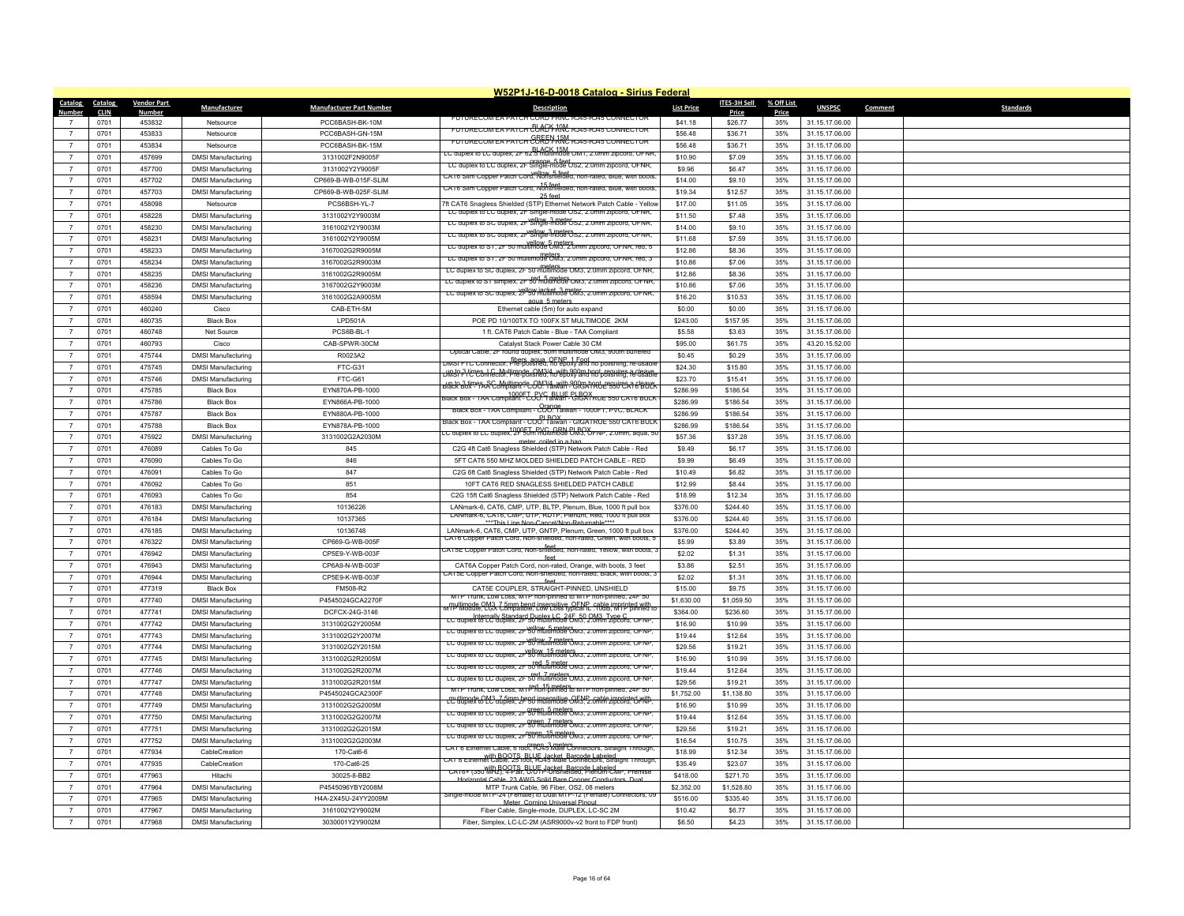## W52P1J-16-D-0018 Catalog - Sirius Federal

| Catalog Number | Catalog CLIN | Vendor Part Number | Manufacturer | Manufacturer Part Number | Description | List Price | ITES-3H Sell Price | % Off List Price | UNSPSC | Comment | Standards |
|---|---|---|---|---|---|---|---|---|---|---|---|
| 7 | 0701 | 453832 | Netsource | PCC6BASH-BK-10M | FUTURECOM EA PATCH CORD FRNC RJ45-RJ45 CONNECTOR BLACK 10M | $41.18 | $26.77 | 35% | 31.15.17.06.00 | | |
| 7 | 0701 | 453833 | Netsource | PCC6BASH-GN-15M | FUTURECOM EA PATCH CORD FRNC RJ45-RJ45 CONNECTOR GREEN 15M | $56.48 | $36.71 | 35% | 31.15.17.06.00 | | |
| 7 | 0701 | 453834 | Netsource | PCC6BASH-BK-15M | FUTURECOM EA PATCH CORD FRNC RJ45-RJ45 CONNECTOR BLACK 15M | $56.48 | $36.71 | 35% | 31.15.17.06.00 | | |
| 7 | 0701 | 457699 | DMSI Manufacturing | 3131002F2N9005F | LC duplex to LC duplex, 2F 62.5 multimode OM1, 2.0mm zipcord, OFNR, orange, 5 feet | $10.90 | $7.09 | 35% | 31.15.17.06.00 | | |
| 7 | 0701 | 457700 | DMSI Manufacturing | 3131002Y2Y9005F | LC duplex to LC duplex, 2F Single-mode OS2, 2.0mm zipcord, OFNR, yellow, 5 feet | $9.96 | $6.47 | 35% | 31.15.17.06.00 | | |
| 7 | 0701 | 457702 | DMSI Manufacturing | CP669-B-WB-015F-SLIM | CAT6 Slim Copper Patch Cord, Nonshielded, non-rated, Blue, with boots, 15 feet | $14.00 | $9.10 | 35% | 31.15.17.06.00 | | |
| 7 | 0701 | 457703 | DMSI Manufacturing | CP669-B-WB-025F-SLIM | CAT6 Slim Copper Patch Cord, Nonshielded, non-rated, Blue, with boots, 25 feet | $19.34 | $12.57 | 35% | 31.15.17.06.00 | | |
| 7 | 0701 | 458098 | Netsource | PCS6BSH-YL-7 | 7ft CAT6 Snagless Shielded (STP) Ethernet Network Patch Cable - Yellow | $17.00 | $11.05 | 35% | 31.15.17.06.00 | | |
| 7 | 0701 | 458228 | DMSI Manufacturing | 3131002Y2Y9003M | LC duplex to LC duplex, 2F Single-mode OS2, 2.0mm zipcord, OFNR, yellow, 3 meter | $11.50 | $7.48 | 35% | 31.15.17.06.00 | | |
| 7 | 0701 | 458230 | DMSI Manufacturing | 3161002Y2Y9003M | LC duplex to SC duplex, 2F Single-mode OS2, 2.0mm zipcord, OFNR, yellow, 3 meters | $14.00 | $9.10 | 35% | 31.15.17.06.00 | | |
| 7 | 0701 | 458231 | DMSI Manufacturing | 3161002Y2Y9005M | LC duplex to SC duplex, 2F Single-mode OS2, 2.0mm zipcord, OFNR, yellow, 5 meters | $11.68 | $7.59 | 35% | 31.15.17.06.00 | | |
| 7 | 0701 | 458233 | DMSI Manufacturing | 3167002G2R9005M | LC duplex to ST, 2F 50 multimode OM3, 2.0mm zipcord, OFNR, red, 5 meters | $12.86 | $8.36 | 35% | 31.15.17.06.00 | | |
| 7 | 0701 | 458234 | DMSI Manufacturing | 3167002G2R9003M | LC duplex to ST, 2F 50 multimode OM3, 2.0mm zipcord, OFNR, red, 3 meters | $10.86 | $7.06 | 35% | 31.15.17.06.00 | | |
| 7 | 0701 | 458235 | DMSI Manufacturing | 3161002G2R9005M | LC duplex to SC duplex, 2F 50 multimode OM3, 2.0mm zipcord, OFNR, red, 5 meters | $12.86 | $8.36 | 35% | 31.15.17.06.00 | | |
| 7 | 0701 | 458236 | DMSI Manufacturing | 3167002G2Y9003M | LC duplex to ST simplex, 2F 50 multimode OM3, 2.0mm zipcord, OFNR, yellow jacket, 3 meter | $10.86 | $7.06 | 35% | 31.15.17.06.00 | | |
| 7 | 0701 | 458594 | DMSI Manufacturing | 3161002G2A9005M | LC duplex to SC duplex, 2F 50 multimode OM3, 2.0mm zipcord, OFNR, aqua, 5 meters | $16.20 | $10.53 | 35% | 31.15.17.06.00 | | |
| 7 | 0701 | 460240 | Cisco | CAB-ETH-5M | Ethernet cable (5m) for auto expand | $0.00 | $0.00 | 35% | 31.15.17.06.00 | | |
| 7 | 0701 | 460735 | Black Box | LPD501A | POE PD 10/100TX TO 100FX ST MULTIMODE 2KM | $243.00 | $157.95 | 35% | 31.15.17.06.00 | | |
| 7 | 0701 | 460748 | Net Source | PCS6B-BL-1 | 1 ft. CAT6 Patch Cable - Blue - TAA Compliant | $5.58 | $3.63 | 35% | 31.15.17.06.00 | | |
| 7 | 0701 | 460793 | Cisco | CAB-SPWR-30CM | Catalyst Stack Power Cable 30 CM | $95.00 | $61.75 | 35% | 43.20.15.52.00 | | |
| 7 | 0701 | 475744 | DMSI Manufacturing | R0023A2 | Optical Cable, 2F round duplex, 50m multimode OM3, 900m buffered fibers, aqua, OFNP, 1 Foot | $0.45 | $0.29 | 35% | 31.15.17.06.00 | | |
| 7 | 0701 | 475745 | DMSI Manufacturing | FTC-G31 | DMSI FTC Connector, Pre-polished, no epoxy and no polishing, re-usable up to 3 times, LC, Multimode, OM3/4, with 900m boot, requires a cleave | $24.30 | $15.80 | 35% | 31.15.17.06.00 | | |
| 7 | 0701 | 475746 | DMSI Manufacturing | FTC-G61 | DMSI FTC Connector, Pre-polished, no epoxy and no polishing, re-usable up to 3 times, SC, Multimode, OM3/4, with 900m boot, requires a cleave | $23.70 | $15.41 | 35% | 31.15.17.06.00 | | |
| 7 | 0701 | 475785 | Black Box | EYN870A-PB-1000 | Black Box - TAA Compliant - COO: Taiwan - GIGATRUE 550 CAT6 BULK 1000FT, PVC, BLUE PLBOX | $286.99 | $186.54 | 35% | 31.15.17.06.00 | | |
| 7 | 0701 | 475786 | Black Box | EYN866A-PB-1000 | Black Box - TAA Compliant - COO: Taiwan - GIGATRUE 550 CAT6 BULK Orange | $286.99 | $186.54 | 35% | 31.15.17.06.00 | | |
| 7 | 0701 | 475787 | Black Box | EYN880A-PB-1000 | Black Box - TAA Compliant - COO: Taiwan - 1000FT, PVC, BLACK PLBOX | $286.99 | $186.54 | 35% | 31.15.17.06.00 | | |
| 7 | 0701 | 475788 | Black Box | EYN878A-PB-1000 | Black Box - TAA Compliant - COO: Taiwan - GIGATRUE 550 CAT6 BULK 1000FT, PVC, GRN PLBOX | $286.99 | $186.54 | 35% | 31.15.17.06.00 | | |
| 7 | 0701 | 475922 | DMSI Manufacturing | 3131002G2A2030M | LC duplex to LC duplex, 2F 50m multimode OM3, OFNP, 2.0mm, aqua, 50 meter, coiled in a bag | $57.36 | $37.28 | 35% | 31.15.17.06.00 | | |
| 7 | 0701 | 476089 | Cables To Go | 845 | C2G 4ft Cat6 Snagless Shielded (STP) Network Patch Cable - Red | $9.49 | $6.17 | 35% | 31.15.17.06.00 | | |
| 7 | 0701 | 476090 | Cables To Go | 846 | 5FT CAT6 550 MHZ MOLDED SHIELDED PATCH CABLE - RED | $9.99 | $6.49 | 35% | 31.15.17.06.00 | | |
| 7 | 0701 | 476091 | Cables To Go | 847 | C2G 6ft Cat6 Snagless Shielded (STP) Network Patch Cable - Red | $10.49 | $6.82 | 35% | 31.15.17.06.00 | | |
| 7 | 0701 | 476092 | Cables To Go | 851 | 10FT CAT6 RED SNAGLESS SHIELDED PATCH CABLE | $12.99 | $8.44 | 35% | 31.15.17.06.00 | | |
| 7 | 0701 | 476093 | Cables To Go | 854 | C2G 15ft Cat6 Snagless Shielded (STP) Network Patch Cable - Red | $18.99 | $12.34 | 35% | 31.15.17.06.00 | | |
| 7 | 0701 | 476183 | DMSI Manufacturing | 10136226 | LANmark-6, CAT6, CMP, UTP, BLTP, Plenum, Blue, 1000 ft pull box | $376.00 | $244.40 | 35% | 31.15.17.06.00 | | |
| 7 | 0701 | 476184 | DMSI Manufacturing | 10137365 | LANmark-6, CAT6, CMP, UTP, RDTP, Plenum, Red, 1000 ft pull box ***This Line Non-Cancel/Non-Returnable**** | $376.00 | $244.40 | 35% | 31.15.17.06.00 | | |
| 7 | 0701 | 476185 | DMSI Manufacturing | 10136748 | LANmark-6, CAT6, CMP, UTP, GNTP, Plenum, Green, 1000 ft pull box | $376.00 | $244.40 | 35% | 31.15.17.06.00 | | |
| 7 | 0701 | 476322 | DMSI Manufacturing | CP669-G-WB-005F | CAT6 Copper Patch Cord, Non-shielded, non-rated, Green, with boots, 5 feet | $5.99 | $3.89 | 35% | 31.15.17.06.00 | | |
| 7 | 0701 | 476942 | DMSI Manufacturing | CP5E9-Y-WB-003F | CAT5E Copper Patch Cord, Non-shielded, non-rated, Yellow, with boots, 3 feet | $2.02 | $1.31 | 35% | 31.15.17.06.00 | | |
| 7 | 0701 | 476943 | DMSI Manufacturing | CP6A9-N-WB-003F | CAT6A Copper Patch Cord, non-rated, Orange, with boots, 3 feet | $3.86 | $2.51 | 35% | 31.15.17.06.00 | | |
| 7 | 0701 | 476944 | DMSI Manufacturing | CP5E9-K-WB-003F | CAT5E Copper Patch Cord, Non-shielded, non-rated, Black, with boots, 3 feet | $2.02 | $1.31 | 35% | 31.15.17.06.00 | | |
| 7 | 0701 | 477319 | Black Box | FM508-R2 | CAT5E COUPLER, STRAIGHT-PINNED, UNSHIELD | $15.00 | $9.75 | 35% | 31.15.17.06.00 | | |
| 7 | 0701 | 477740 | DMSI Manufacturing | P4545024GCA2270F | MTP Trunk, Low Loss, MTP non-pinned to MTP non-pinned, 24F 50 multimode OM3, 7.5mm bend insensitive, OFNP, cable imprinted with | $1,630.00 | $1,059.50 | 35% | 31.15.17.06.00 | | |
| 7 | 0701 | 477741 | DMSI Manufacturing | DCFCX-24G-3146 | MTP Module, LGX Compatible, Low Loss typical IL .10dB, MTP pinned to Internally Standard Duplex LC, 24F, 50 OM3, Type C | $364.00 | $236.60 | 35% | 31.15.17.06.00 | | |
| 7 | 0701 | 477742 | DMSI Manufacturing | 3131002G2Y2005M | LC duplex to LC duplex, 2F 50 multimode OM3, 2.0mm zipcord, OFNP, yellow, 5 meters | $16.90 | $10.99 | 35% | 31.15.17.06.00 | | |
| 7 | 0701 | 477743 | DMSI Manufacturing | 3131002G2Y2007M | LC duplex to LC duplex, 2F 50 multimode OM3, 2.0mm zipcord, OFNP, yellow, 7 meters | $19.44 | $12.64 | 35% | 31.15.17.06.00 | | |
| 7 | 0701 | 477744 | DMSI Manufacturing | 3131002G2Y2015M | LC duplex to LC duplex, 2F 50 multimode OM3, 2.0mm zipcord, OFNP, yellow, 15 meters | $29.56 | $19.21 | 35% | 31.15.17.06.00 | | |
| 7 | 0701 | 477745 | DMSI Manufacturing | 3131002G2R2005M | LC duplex to LC duplex, 2F 50 multimode OM3, 2.0mm zipcord, OFNP, red, 5 meter | $16.90 | $10.99 | 35% | 31.15.17.06.00 | | |
| 7 | 0701 | 477746 | DMSI Manufacturing | 3131002G2R2007M | LC duplex to LC duplex, 2F 50 multimode OM3, 2.0mm zipcord, OFNP, red, 7 meters | $19.44 | $12.64 | 35% | 31.15.17.06.00 | | |
| 7 | 0701 | 477747 | DMSI Manufacturing | 3131002G2R2015M | LC duplex to LC duplex, 2F 50 multimode OM3, 2.0mm zipcord, OFNP, red, 15 meters | $29.56 | $19.21 | 35% | 31.15.17.06.00 | | |
| 7 | 0701 | 477748 | DMSI Manufacturing | P4545024GCA2300F | MTP Trunk, Low Loss, MTP non-pinned to MTP non-pinned, 24F 50 multimode OM3, 7.5mm bend insensitive, OFNP, cable imprinted with | $1,752.00 | $1,138.80 | 35% | 31.15.17.06.00 | | |
| 7 | 0701 | 477749 | DMSI Manufacturing | 3131002G2G2005M | LC duplex to LC duplex, 2F 50 multimode OM3, 2.0mm zipcord, OFNP, green, 5 meters | $16.90 | $10.99 | 35% | 31.15.17.06.00 | | |
| 7 | 0701 | 477750 | DMSI Manufacturing | 3131002G2G2007M | LC duplex to LC duplex, 2F 50 multimode OM3, 2.0mm zipcord, OFNP, green, 7 meters | $19.44 | $12.64 | 35% | 31.15.17.06.00 | | |
| 7 | 0701 | 477751 | DMSI Manufacturing | 3131002G2G2015M | LC duplex to LC duplex, 2F 50 multimode OM3, 2.0mm zipcord, OFNP, green, 15 meters | $29.56 | $19.21 | 35% | 31.15.17.06.00 | | |
| 7 | 0701 | 477752 | DMSI Manufacturing | 3131002G2G2003M | LC duplex to LC duplex, 2F 50 multimode OM3, 2.0mm zipcord, OFNP, green, 3 meters | $16.54 | $10.75 | 35% | 31.15.17.06.00 | | |
| 7 | 0701 | 477934 | CableCreation | 170-Cat6-6 | CAT 6 Ethernet Cable, 6 foot, RJ45 Male Connectors, Straight Through, with BOOTS, BLUE Jacket, Barcode Labeled | $18.99 | $12.34 | 35% | 31.15.17.06.00 | | |
| 7 | 0701 | 477935 | CableCreation | 170-Cat6-25 | CAT 6 Ethernet Cable, 25 foot, RJ45 Male Connectors, Straight Through, with BOOTS, BLUE Jacket, Barcode Labeled | $35.49 | $23.07 | 35% | 31.15.17.06.00 | | |
| 7 | 0701 | 477963 | Hitachi | 30025-8-BB2 | CAT6+ (350 MHz), 4-Pair, U/UTP-Unshielded, Plenum-CMP, Premise Horizontal Cable, 23 AWG Solid Bare Copper Conductors, Dual | $418.00 | $271.70 | 35% | 31.15.17.06.00 | | |
| 7 | 0701 | 477964 | DMSI Manufacturing | P4545096YBY2008M | MTP Trunk Cable, 96 Fiber, OS2, 08 meters | $2,352.00 | $1,528.80 | 35% | 31.15.17.06.00 | | |
| 7 | 0701 | 477965 | DMSI Manufacturing | H4A-2X45U-24YY2009M | Single-mode MTP-24 (Female) to Dual MTP-12 (Female) Connectors, 09 Meter, Corning Universal Pinout | $516.00 | $335.40 | 35% | 31.15.17.06.00 | | |
| 7 | 0701 | 477967 | DMSI Manufacturing | 3161002Y2Y9002M | Fiber Cable, Single-mode, DUPLEX, LC-SC 2M | $10.42 | $6.77 | 35% | 31.15.17.06.00 | | |
| 7 | 0701 | 477968 | DMSI Manufacturing | 3030001Y2Y9002M | Fiber, Simplex, LC-LC-2M (ASR9000v-v2 front to FDP front) | $6.50 | $4.23 | 35% | 31.15.17.06.00 | | |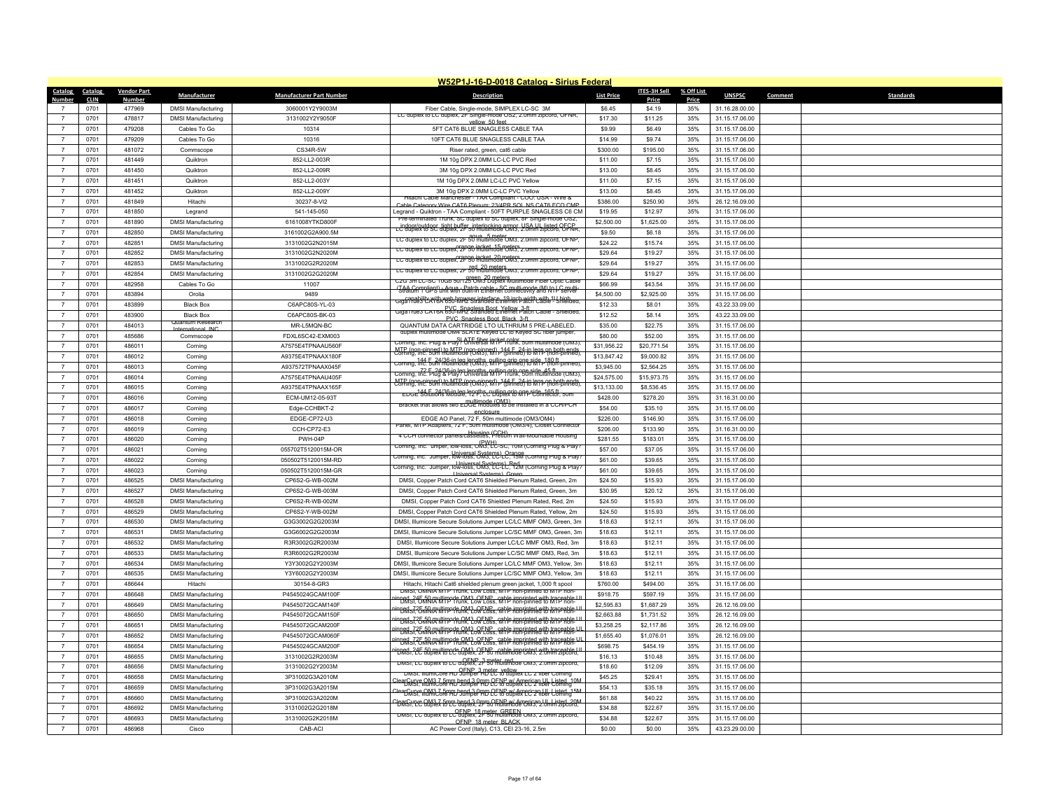# W52P1J-16-D-0018 Catalog - Sirius Federal

| Catalog Number | Catalog CLIN | Vendor Part Number | Manufacturer | Manufacturer Part Number | Description | List Price | ITES-3H Sell Price | % Off List Price | UNSPSC | Comment | Standards |
|---|---|---|---|---|---|---|---|---|---|---|---|
| 7 | 0701 | 477969 | DMSI Manufacturing | 3060001Y2Y9003M | Fiber Cable, Single-mode, SIMPLEX LC-SC 3M | $6.45 | $4.19 | 35% | 31.16.28.00.00 | | |
| 7 | 0701 | 478817 | DMSI Manufacturing | 3131002Y2Y9050F | LC duplex to LC duplex, 2F Single-mode OS2, 2.0mm zipcord, OFNR, yellow, 50 feet | $17.30 | $11.25 | 35% | 31.15.17.06.00 | | |
| 7 | 0701 | 479208 | Cables To Go | 10314 | 5FT CAT6 BLUE SNAGLESS CABLE TAA | $9.99 | $6.49 | 35% | 31.15.17.06.00 | | |
| 7 | 0701 | 479209 | Cables To Go | 10316 | 10FT CAT6 BLUE SNAGLESS CABLE TAA | $14.99 | $9.74 | 35% | 31.15.17.06.00 | | |
| 7 | 0701 | 481072 | Commscope | CS34R-5W | Riser rated, green, cat6 cable | $300.00 | $195.00 | 35% | 31.15.17.06.00 | | |
| 7 | 0701 | 481449 | Quiktron | 852-LL2-003R | 1M 10g DPX 2.0MM LC-LC PVC Red | $11.00 | $7.15 | 35% | 31.15.17.06.00 | | |
| 7 | 0701 | 481450 | Quiktron | 852-LL2-009R | 3M 10g DPX 2.0MM LC-LC PVC Red | $13.00 | $8.45 | 35% | 31.15.17.06.00 | | |
| 7 | 0701 | 481451 | Quiktron | 852-LL2-003Y | 1M 10g DPX 2.0MM LC-LC PVC Yellow | $11.00 | $7.15 | 35% | 31.15.17.06.00 | | |
| 7 | 0701 | 481452 | Quiktron | 852-LL2-009Y | 3M 10g DPX 2.0MM LC-LC PVC Yellow | $13.00 | $8.45 | 35% | 31.15.17.06.00 | | |
| 7 | 0701 | 481849 | Hitachi | 30237-8-VI2 | Hitachi Cable Manchester - TAA Compliant - COO: USA - Wire & Cable Category Wire CAT6 Plenum: 23/4PR SOL NS CAT6 ECO CMP | $386.00 | $250.90 | 35% | 26.12.16.09.00 | | |
| 7 | 0701 | 481850 | Legrand | 541-145-050 | Legrand - Quiktron - TAA Compliant - 50FT PURPLE SNAGLESS C6 CM | $19.95 | $12.97 | 35% | 31.15.17.06.00 | | |
| 7 | 0701 | 481890 | DMSI Manufacturing | 6161008YTKD800F | Pre-terminated Trunk, SC duplex to SC duplex, 8F Single-mode OS2, indoor/outdoor, tight buffer, interlocking armor, USA UL listed OFCP | $2,500.00 | $1,625.00 | 35% | 31.15.17.06.00 | | |
| 7 | 0701 | 482850 | DMSI Manufacturing | 3161002G2A900.5M | LC duplex to SC duplex, 2F 50 multimode OM3, 2.0mm zipcord, OFNR, aqua, .5 meter | $9.50 | $6.18 | 35% | 31.15.17.06.00 | | |
| 7 | 0701 | 482851 | DMSI Manufacturing | 3131002G2N2015M | LC duplex to LC duplex, 2F 50 multimode OM3, 2.0mm zipcord, OFNP, orange jacket, 15 meters | $24.22 | $15.74 | 35% | 31.15.17.06.00 | | |
| 7 | 0701 | 482852 | DMSI Manufacturing | 3131002G2N2020M | LC duplex to LC duplex, 2F 50 multimode OM3, 2.0mm zipcord, OFNP, orange jacket, 20 meters | $29.64 | $19.27 | 35% | 31.15.17.06.00 | | |
| 7 | 0701 | 482853 | DMSI Manufacturing | 3131002G2R2020M | LC duplex to LC duplex, 2F 50 multimode OM3, 2.0mm zipcord, OFNP, red, 20 meters | $29.64 | $19.27 | 35% | 31.15.17.06.00 | | |
| 7 | 0701 | 482854 | DMSI Manufacturing | 3131002G2G2020M | LC duplex to LC duplex, 2F 50 multimode OM3, 2.0mm zipcord, OFNP, green, 20 meters | $29.64 | $19.27 | 35% | 31.15.17.06.00 | | |
| 7 | 0701 | 482958 | Cables To Go | 11007 | C2G 3m LC-SC 10Gb 50/125 OM3 Duplex Multimode Fiber Optic Cable (TAA Compliant) - Aqua - Patch cable - SC multi-mode (M) to LC multi- | $66.99 | $43.54 | 35% | 31.15.17.06.00 | | |
| 7 | 0701 | 483894 | Orolia | 9489 | Stratum 1 GPS unit with built-in Ethernet connectivity and NTP server capability with web browser interface. 19 inch width with 1U high | $4,500.00 | $2,925.00 | 35% | 31.15.17.06.00 | | |
| 7 | 0701 | 483899 | Black Box | C6APC80S-YL-03 | GigaTrue3 CAT6A 650-MHz Stranded Ethernet Patch Cable - Shielded, PVC, Snagless Boot, Yellow, 3-ft | $12.33 | $8.01 | 35% | 43.22.33.09.00 | | |
| 7 | 0701 | 483900 | Black Box | C6APC80S-BK-03 | GigaTrue3 CAT6A 650-MHz Stranded Ethernet Patch Cable - Shielded, PVC, Snagless Boot, Black, 3-ft | $12.52 | $8.14 | 35% | 43.22.33.09.00 | | |
| 7 | 0701 | 484013 | Quantum Research International, INC | MR-L5MQN-BC | QUANTUM DATA CARTRIDGE LTO ULTRIUM 5 PRE-LABELED. | $35.00 | $22.75 | 35% | 31.15.17.06.00 | | |
| 7 | 0701 | 485686 | Commscope | FDXL6SC42-EXM003 | duplex multimode OM4 SLATE Keyed LC to keyed SC fiber jumper, SLATE fiber jacket color | $80.00 | $52.00 | 35% | 31.15.17.06.00 | | |
| 7 | 0701 | 486011 | Corning | A7575E4TPNAAU560F | Corning, Inc. Plug & Play? Universal MTP Trunk, 50m multimode (OM3), MTP (non-pinned) to MTP (non-pinned), 144 F, 24-in legs on both ends | $31,956.22 | $20,771.54 | 35% | 31.15.17.06.00 | | |
| 7 | 0701 | 486012 | Corning | A9375E4TPNAAX180F | Corning, Inc. 50m multimode (OM3), MTP (pinned) to MTP (non-pinned), 144 F, 24/36-in leg lengths, pulling grip one side, 180 ft | $13,847.42 | $9,000.82 | 35% | 31.15.17.06.00 | | |
| 7 | 0701 | 486013 | Corning | A937572TPNAAX045F | Corning, Inc. 50m multimode (OM3), MTP (pinned) to MTP (non-pinned), 72 F, 24/36-in leg lengths, pulling grip one side, 45 ft | $3,945.00 | $2,564.25 | 35% | 31.15.17.06.00 | | |
| 7 | 0701 | 486014 | Corning | A7575E4TPNAAU405F | Corning, Inc. Plug & Play? Universal MTP Trunk, 50m multimode (OM3), MTP (non-pinned) to MTP (non-pinned), 144 F, 24-in legs on both ends | $24,575.00 | $15,973.75 | 35% | 31.15.17.06.00 | | |
| 7 | 0701 | 486015 | Corning | A9375E4TPNAAX165F | Corning, Inc. 50m multimode (OM3), MTP (pinned) to MTP (non-pinned), 144 F, 24/36-in leg lengths, pulling grip one side, 165 ft | $13,133.00 | $8,536.45 | 35% | 31.15.17.06.00 | | |
| 7 | 0701 | 486016 | Corning | ECM-UM12-05-93T | EDGE Solutions Module, 12 F, LC Duplex to MTP Connector, 50m multimode (OM3) | $428.00 | $278.20 | 35% | 31.16.31.00.00 | | |
| 7 | 0701 | 486017 | Corning | Edge-CCHBKT-2 | Bracket that allows two EDGE modules to be installed in a CCH/PCH enclosure | $54.00 | $35.10 | 35% | 31.15.17.06.00 | | |
| 7 | 0701 | 486018 | Corning | EDGE-CP72-U3 | EDGE AO Panel, 72 F, 50m multimode (OM3/OM4) | $226.00 | $146.90 | 35% | 31.15.17.06.00 | | |
| 7 | 0701 | 486019 | Corning | CCH-CP72-E3 | Panel, MTP Adapters, 72 F, 50m multimode (OM3/4), Closet Connector Housing (CCH) | $206.00 | $133.90 | 35% | 31.16.31.00.00 | | |
| 7 | 0701 | 486020 | Corning | PWH-04P | 4 CCH connector panels/cassettes, Pretium Wall-Mountable Housing (PWH) | $281.55 | $183.01 | 35% | 31.15.17.06.00 | | |
| 7 | 0701 | 486021 | Corning | 055702T5120015M-OR | Corning, Inc. Jumper, low-loss, OM3, LC-SC, 15M (Corning Plug & Play? Universal Systems), Orange | $57.00 | $37.05 | 35% | 31.15.17.06.00 | | |
| 7 | 0701 | 486022 | Corning | 050502T5120015M-RD | Corning, Inc. Jumper, low-loss, OM3, LC-LC, 15M (Corning Plug & Play? Universal Systems), Red | $61.00 | $39.65 | 35% | 31.15.17.06.00 | | |
| 7 | 0701 | 486023 | Corning | 050502T5120015M-GR | Corning, Inc. Jumper, low-loss, OM3, LC-LC, 12M (Corning Plug & Play? Universal Systems), Green | $61.00 | $39.65 | 35% | 31.15.17.06.00 | | |
| 7 | 0701 | 486525 | DMSI Manufacturing | CP6S2-G-WB-002M | DMSI, Copper Patch Cord CAT6 Shielded Plenum Rated, Green, 2m | $24.50 | $15.93 | 35% | 31.15.17.06.00 | | |
| 7 | 0701 | 486527 | DMSI Manufacturing | CP6S2-G-WB-003M | DMSI, Copper Patch Cord CAT6 Shielded Plenum Rated, Green, 3m | $30.95 | $20.12 | 35% | 31.15.17.06.00 | | |
| 7 | 0701 | 486528 | DMSI Manufacturing | CP6S2-R-WB-002M | DMSI, Copper Patch Cord CAT6 Shielded Plenum Rated, Red, 2m | $24.50 | $15.93 | 35% | 31.15.17.06.00 | | |
| 7 | 0701 | 486529 | DMSI Manufacturing | CP6S2-Y-WB-002M | DMSI, Copper Patch Cord CAT6 Shielded Plenum Rated, Yellow, 2m | $24.50 | $15.93 | 35% | 31.15.17.06.00 | | |
| 7 | 0701 | 486530 | DMSI Manufacturing | G3G3002G2G2003M | DMSI, Illumicore Secure Solutions Jumper LC/LC MMF OM3, Green, 3m | $18.63 | $12.11 | 35% | 31.15.17.06.00 | | |
| 7 | 0701 | 486531 | DMSI Manufacturing | G3G6002G2G2003M | DMSI, Illumicore Secure Solutions Jumper LC/SC MMF OM3, Green, 3m | $18.63 | $12.11 | 35% | 31.15.17.06.00 | | |
| 7 | 0701 | 486532 | DMSI Manufacturing | R3R3002G2R2003M | DMSI, Illumicore Secure Solutions Jumper LC/LC MMF OM3, Red, 3m | $18.63 | $12.11 | 35% | 31.15.17.06.00 | | |
| 7 | 0701 | 486533 | DMSI Manufacturing | R3R6002G2R2003M | DMSI, Illumicore Secure Solutions Jumper LC/SC MMF OM3, Red, 3m | $18.63 | $12.11 | 35% | 31.15.17.06.00 | | |
| 7 | 0701 | 486534 | DMSI Manufacturing | Y3Y3002G2Y2003M | DMSI, Illumicore Secure Solutions Jumper LC/LC MMF OM3, Yellow, 3m | $18.63 | $12.11 | 35% | 31.15.17.06.00 | | |
| 7 | 0701 | 486535 | DMSI Manufacturing | Y3Y6002G2Y2003M | DMSI, Illumicore Secure Solutions Jumper LC/SC MMF OM3, Yellow, 3m | $18.63 | $12.11 | 35% | 31.15.17.06.00 | | |
| 7 | 0701 | 486644 | Hitachi | 30154-8-GR3 | Hitachi, Hitachi Cat6 shielded plenum green jacket, 1,000 ft spool | $760.00 | $494.00 | 35% | 31.15.17.06.00 | | |
| 7 | 0701 | 486648 | DMSI Manufacturing | P4545024GCAM100F | DMSI, OMNIA MTP Trunk, Low Loss, MTP non-pinned to MTP non-pinned, 24F 50 multimode OM3, OFNP, cable imprinted with traceable UL | $918.75 | $597.19 | 35% | 31.15.17.06.00 | | |
| 7 | 0701 | 486649 | DMSI Manufacturing | P4545072GCAM140F | DMSI, OMNIA MTP Trunk, Low Loss, MTP non-pinned to MTP non-pinned, 72F 50 multimode OM3, OFNP, cable imprinted with traceable UL | $2,595.83 | $1,687.29 | 35% | 26.12.16.09.00 | | |
| 7 | 0701 | 486650 | DMSI Manufacturing | P4545072GCAM150F | DMSI, OMNIA MTP Trunk, Low Loss, MTP non-pinned to MTP non-pinned, 72F 50 multimode OM3, OFNP, cable imprinted with traceable UL | $2,663.88 | $1,731.52 | 35% | 26.12.16.09.00 | | |
| 7 | 0701 | 486651 | DMSI Manufacturing | P4545072GCAM200F | DMSI, OMNIA MTP Trunk, Low Loss, MTP non-pinned to MTP non-pinned, 72F 50 multimode OM3, OFNP, cable imprinted with traceable UL | $3,258.25 | $2,117.86 | 35% | 26.12.16.09.00 | | |
| 7 | 0701 | 486652 | DMSI Manufacturing | P4545072GCAM060F | DMSI, OMNIA MTP Trunk, Low Loss, MTP non-pinned to MTP non-pinned, 72F 50 multimode OM3, OFNP, cable imprinted with traceable UL | $1,655.40 | $1,076.01 | 35% | 26.12.16.09.00 | | |
| 7 | 0701 | 486654 | DMSI Manufacturing | P4545024GCAM200F | DMSI, OMNIA MTP Trunk, Low Loss, MTP non-pinned to MTP non-pinned, 24F 50 multimode OM3, OFNP, cable imprinted with traceable UL | $698.75 | $454.19 | 35% | 31.15.17.06.00 | | |
| 7 | 0701 | 486655 | DMSI Manufacturing | 3131002G2R2003M | DMSI, LC duplex to LC duplex, 2F 50 multimode OM3, 2.0mm zipcord, OFNP, 3 meter, red | $16.13 | $10.48 | 35% | 31.15.17.06.00 | | |
| 7 | 0701 | 486656 | DMSI Manufacturing | 3131002G2Y2003M | DMSI, LC duplex to LC duplex, 2F 50 multimode OM3, 2.0mm zipcord, OFNP, 3 meter, yellow | $18.60 | $12.09 | 35% | 31.15.17.06.00 | | |
| 7 | 0701 | 486658 | DMSI Manufacturing | 3P31002G3A2010M | DMSI, IllumiCore HD Jumper HD LC to duplex LC 2 fiber Corning ClearCurve OM3 7.5mm bend 3.0mm OFNP w/ American UL Listed, 10M | $45.25 | $29.41 | 35% | 31.15.17.06.00 | | |
| 7 | 0701 | 486659 | DMSI Manufacturing | 3P31002G3A2015M | DMSI, IllumiCore HD Jumper HD LC to duplex LC 2 fiber Corning ClearCurve OM3 7.5mm bend 3.0mm OFNP w/ American UL Listed, 15M | $54.13 | $35.18 | 35% | 31.15.17.06.00 | | |
| 7 | 0701 | 486660 | DMSI Manufacturing | 3P31002G3A2020M | DMSI, IllumiCore HD Jumper HD LC to duplex LC 2 fiber Corning ClearCurve OM3 7.5mm bend 3.0mm OFNP w/ American UL Listed, 20M | $61.88 | $40.22 | 35% | 31.15.17.06.00 | | |
| 7 | 0701 | 486692 | DMSI Manufacturing | 3131002G2G2018M | DMSI, LC duplex to LC duplex, 2F 50 multimode OM3, 2.0mm zipcord, OFNP, 18 meter, GREEN | $34.88 | $22.67 | 35% | 31.15.17.06.00 | | |
| 7 | 0701 | 486693 | DMSI Manufacturing | 3131002G2K2018M | DMSI, LC duplex to LC duplex, 2F 50 multimode OM3, 2.0mm zipcord, OFNP, 18 meter, BLACK | $34.88 | $22.67 | 35% | 31.15.17.06.00 | | |
| 7 | 0701 | 486968 | Cisco | CAB-ACI | AC Power Cord (Italy), C13, CEI 23-16, 2.5m | $0.00 | $0.00 | 35% | 43.23.29.00.00 | | |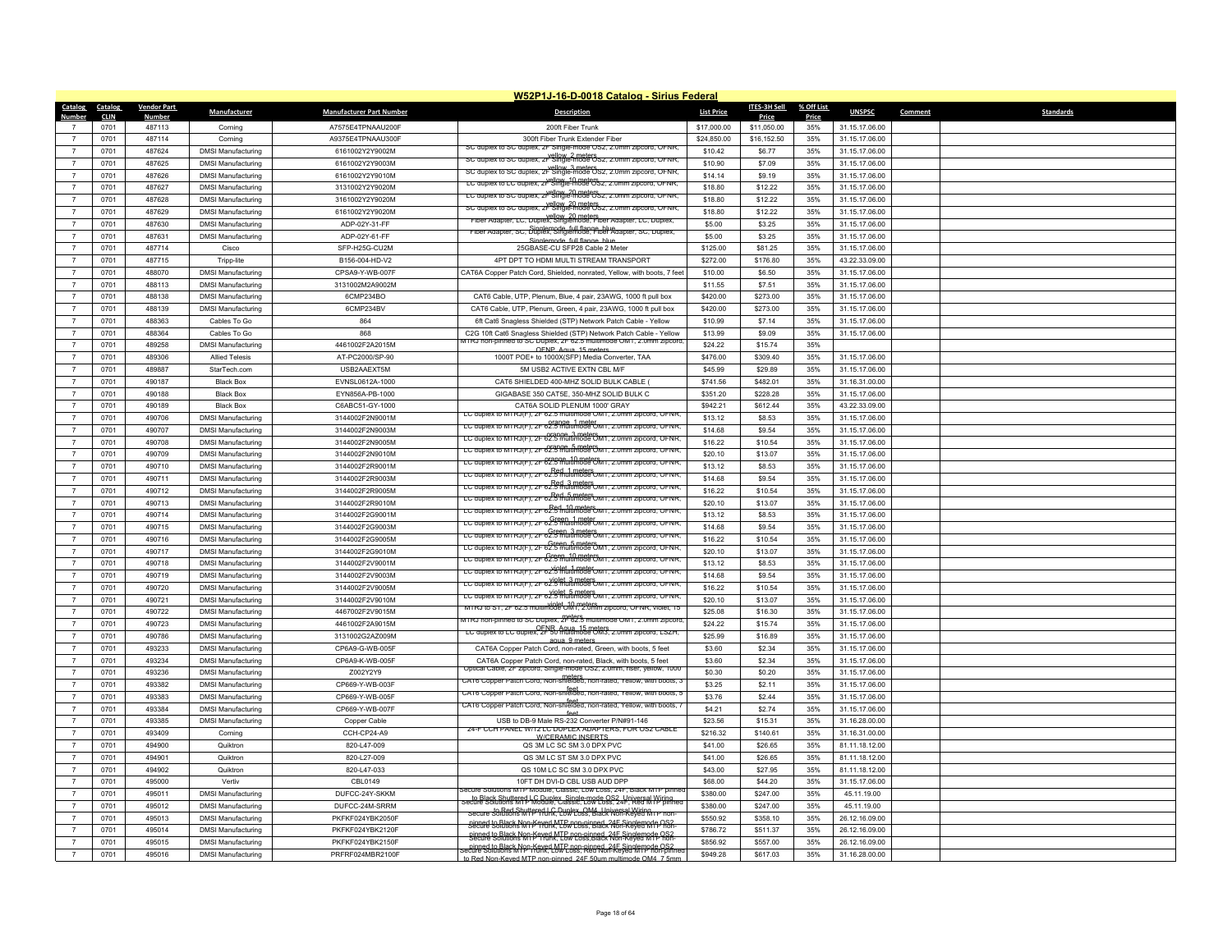## W52P1J-16-D-0018 Catalog - Sirius Federal

| Catalog Number | Catalog CLIN | Vendor Part Number | Manufacturer | Manufacturer Part Number | Description | List Price | ITES-3H Sell Price | % Off List Price | UNSPSC | Comment | Standards |
|---|---|---|---|---|---|---|---|---|---|---|---|
| 7 | 0701 | 487113 | Corning | A7575E4TPNAAU200F | 200ft Fiber Trunk | $17,000.00 | $11,050.00 | 35% | 31.15.17.06.00 | | |
| 7 | 0701 | 487114 | Corning | A9375E4TPNAAU300F | 300ft Fiber Trunk Extender Fiber | $24,850.00 | $16,152.50 | 35% | 31.15.17.06.00 | | |
| 7 | 0701 | 487624 | DMSI Manufacturing | 6161002Y2Y9002M | SC duplex to SC duplex, 2F Single-mode OS2, 2.0mm zipcord, OFNR, yellow, 2 meters | $10.42 | $6.77 | 35% | 31.15.17.06.00 | | |
| 7 | 0701 | 487625 | DMSI Manufacturing | 6161002Y2Y9003M | SC duplex to SC duplex, 2F Single-mode OS2, 2.0mm zipcord, OFNR, yellow, 3 meters | $10.90 | $7.09 | 35% | 31.15.17.06.00 | | |
| 7 | 0701 | 487626 | DMSI Manufacturing | 6161002Y2Y9010M | SC duplex to SC duplex, 2F Single-mode OS2, 2.0mm zipcord, OFNR, yellow, 10 meters | $14.14 | $9.19 | 35% | 31.15.17.06.00 | | |
| 7 | 0701 | 487627 | DMSI Manufacturing | 3131002Y2Y9020M | LC duplex to LC duplex, 2F Single-mode OS2, 2.0mm zipcord, OFNR, yellow, 20 meters | $18.80 | $12.22 | 35% | 31.15.17.06.00 | | |
| 7 | 0701 | 487628 | DMSI Manufacturing | 3161002Y2Y9020M | LC duplex to SC duplex, 2F Single-mode OS2, 2.0mm zipcord, OFNR, yellow, 20 meters | $18.80 | $12.22 | 35% | 31.15.17.06.00 | | |
| 7 | 0701 | 487629 | DMSI Manufacturing | 6161002Y2Y9020M | SC duplex to SC duplex, 2F Single-mode OS2, 2.0mm zipcord, OFNR, yellow, 20 meters | $18.80 | $12.22 | 35% | 31.15.17.06.00 | | |
| 7 | 0701 | 487630 | DMSI Manufacturing | ADP-02Y-31-FF | Fiber Adapter, LC, Duplex, Singlemode, Fiber Adapter, LC, Duplex, Singlemode, full flange, blue | $5.00 | $3.25 | 35% | 31.15.17.06.00 | | |
| 7 | 0701 | 487631 | DMSI Manufacturing | ADP-02Y-61-FF | Fiber Adapter, SC, Duplex, Singlemode, Fiber Adapter, SC, Duplex, Singlemode, full flange, blue | $5.00 | $3.25 | 35% | 31.15.17.06.00 | | |
| 7 | 0701 | 487714 | Cisco | SFP-H25G-CU2M | 25GBASE-CU SFP28 Cable 2 Meter | $125.00 | $81.25 | 35% | 31.15.17.06.00 | | |
| 7 | 0701 | 487715 | Tripp-lite | B156-004-HD-V2 | 4PT DPT TO HDMI MULTI STREAM TRANSPORT | $272.00 | $176.80 | 35% | 43.22.33.09.00 | | |
| 7 | 0701 | 488070 | DMSI Manufacturing | CPSA9-Y-WB-007F | CAT6A Copper Patch Cord, Shielded, nonrated, Yellow, with boots, 7 feet | $10.00 | $6.50 | 35% | 31.15.17.06.00 | | |
| 7 | 0701 | 488113 | DMSI Manufacturing | 3131002M2A9002M | | $11.55 | $7.51 | 35% | 31.15.17.06.00 | | |
| 7 | 0701 | 488138 | DMSI Manufacturing | 6CMP234BO | CAT6 Cable, UTP, Plenum, Blue, 4 pair, 23AWG, 1000 ft pull box | $420.00 | $273.00 | 35% | 31.15.17.06.00 | | |
| 7 | 0701 | 488139 | DMSI Manufacturing | 6CMP234BV | CAT6 Cable, UTP, Plenum, Green, 4 pair, 23AWG, 1000 ft pull box | $420.00 | $273.00 | 35% | 31.15.17.06.00 | | |
| 7 | 0701 | 488363 | Cables To Go | 864 | 6ft Cat6 Snagless Shielded (STP) Network Patch Cable - Yellow | $10.99 | $7.14 | 35% | 31.15.17.06.00 | | |
| 7 | 0701 | 488364 | Cables To Go | 868 | C2G 10ft Cat6 Snagless Shielded (STP) Network Patch Cable - Yellow | $13.99 | $9.09 | 35% | 31.15.17.06.00 | | |
| 7 | 0701 | 489258 | DMSI Manufacturing | 4461002F2A2015M | MTRJ non-pinned to SC Duplex, 2F 62.5 multimode OM1, 2.0mm zipcord, OFNP, Aqua, 15 meters | $24.22 | $15.74 | 35% | | | |
| 7 | 0701 | 489306 | Allied Telesis | AT-PC2000/SP-90 | 1000T POE+ to 1000X(SFP) Media Converter, TAA | $476.00 | $309.40 | 35% | 31.15.17.06.00 | | |
| 7 | 0701 | 489887 | StarTech.com | USB2AAEXT5M | 5M USB2 ACTIVE EXTN CBL M/F | $45.99 | $29.89 | 35% | 31.15.17.06.00 | | |
| 7 | 0701 | 490187 | Black Box | EVNSL0612A-1000 | CAT6 SHIELDED 400-MHZ SOLID BULK CABLE ( | $741.56 | $482.01 | 35% | 31.16.31.00.00 | | |
| 7 | 0701 | 490188 | Black Box | EYN856A-PB-1000 | GIGABASE 350 CAT5E, 350-MHZ SOLID BULK C | $351.20 | $228.28 | 35% | 31.15.17.06.00 | | |
| 7 | 0701 | 490189 | Black Box | C6ABC51-GY-1000 | CAT6A SOLID PLENUM 1000' GRAY | $942.21 | $612.44 | 35% | 43.22.33.09.00 | | |
| 7 | 0701 | 490706 | DMSI Manufacturing | 3144002F2N9001M | LC duplex to MTRJ(F), 2F 62.5 multimode OM1, 2.0mm zipcord, OFNR, orange, 1 meter | $13.12 | $8.53 | 35% | 31.15.17.06.00 | | |
| 7 | 0701 | 490707 | DMSI Manufacturing | 3144002F2N9003M | LC duplex to MTRJ(F), 2F 62.5 multimode OM1, 2.0mm zipcord, OFNR, orange, 3 meters | $14.68 | $9.54 | 35% | 31.15.17.06.00 | | |
| 7 | 0701 | 490708 | DMSI Manufacturing | 3144002F2N9005M | LC duplex to MTRJ(F), 2F 62.5 multimode OM1, 2.0mm zipcord, OFNR, orange, 5 meters | $16.22 | $10.54 | 35% | 31.15.17.06.00 | | |
| 7 | 0701 | 490709 | DMSI Manufacturing | 3144002F2N9010M | LC duplex to MTRJ(F), 2F 62.5 multimode OM1, 2.0mm zipcord, OFNR, orange, 10 meters | $20.10 | $13.07 | 35% | 31.15.17.06.00 | | |
| 7 | 0701 | 490710 | DMSI Manufacturing | 3144002F2R9001M | LC duplex to MTRJ(F), 2F 62.5 multimode OM1, 2.0mm zipcord, OFNR, Red, 1 meters | $13.12 | $8.53 | 35% | 31.15.17.06.00 | | |
| 7 | 0701 | 490711 | DMSI Manufacturing | 3144002F2R9003M | LC duplex to MTRJ(F), 2F 62.5 multimode OM1, 2.0mm zipcord, OFNR, Red, 3 meters | $14.68 | $9.54 | 35% | 31.15.17.06.00 | | |
| 7 | 0701 | 490712 | DMSI Manufacturing | 3144002F2R9005M | LC duplex to MTRJ(F), 2F 62.5 multimode OM1, 2.0mm zipcord, OFNR, Red, 5 meters | $16.22 | $10.54 | 35% | 31.15.17.06.00 | | |
| 7 | 0701 | 490713 | DMSI Manufacturing | 3144002F2R9010M | LC duplex to MTRJ(F), 2F 62.5 multimode OM1, 2.0mm zipcord, OFNR, Red, 10 meters | $20.10 | $13.07 | 35% | 31.15.17.06.00 | | |
| 7 | 0701 | 490714 | DMSI Manufacturing | 3144002F2G9001M | LC duplex to MTRJ(F), 2F 62.5 multimode OM1, 2.0mm zipcord, OFNR, Green, 1 meter | $13.12 | $8.53 | 35% | 31.15.17.06.00 | | |
| 7 | 0701 | 490715 | DMSI Manufacturing | 3144002F2G9003M | LC duplex to MTRJ(F), 2F 62.5 multimode OM1, 2.0mm zipcord, OFNR, Green, 3 meters | $14.68 | $9.54 | 35% | 31.15.17.06.00 | | |
| 7 | 0701 | 490716 | DMSI Manufacturing | 3144002F2G9005M | LC duplex to MTRJ(F), 2F 62.5 multimode OM1, 2.0mm zipcord, OFNR, Green, 5 meters | $16.22 | $10.54 | 35% | 31.15.17.06.00 | | |
| 7 | 0701 | 490717 | DMSI Manufacturing | 3144002F2G9010M | LC duplex to MTRJ(F), 2F 62.5 multimode OM1, 2.0mm zipcord, OFNR, Green, 10 meters | $20.10 | $13.07 | 35% | 31.15.17.06.00 | | |
| 7 | 0701 | 490718 | DMSI Manufacturing | 3144002F2V9001M | LC duplex to MTRJ(F), 2F 62.5 multimode OM1, 2.0mm zipcord, OFNR, violet, 1 meter | $13.12 | $8.53 | 35% | 31.15.17.06.00 | | |
| 7 | 0701 | 490719 | DMSI Manufacturing | 3144002F2V9003M | LC duplex to MTRJ(F), 2F 62.5 multimode OM1, 2.0mm zipcord, OFNR, violet, 3 meters | $14.68 | $9.54 | 35% | 31.15.17.06.00 | | |
| 7 | 0701 | 490720 | DMSI Manufacturing | 3144002F2V9005M | LC duplex to MTRJ(F), 2F 62.5 multimode OM1, 2.0mm zipcord, OFNR, violet, 5 meters | $16.22 | $10.54 | 35% | 31.15.17.06.00 | | |
| 7 | 0701 | 490721 | DMSI Manufacturing | 3144002F2V9010M | LC duplex to MTRJ(F), 2F 62.5 multimode OM1, 2.0mm zipcord, OFNR, violet, 10 meters | $20.10 | $13.07 | 35% | 31.15.17.06.00 | | |
| 7 | 0701 | 490722 | DMSI Manufacturing | 4467002F2V9015M | MTRJ to ST, 2F 62.5 multimode OM1, 2.0mm zipcord, OFNR, violet, 15 meters | $25.08 | $16.30 | 35% | 31.15.17.06.00 | | |
| 7 | 0701 | 490723 | DMSI Manufacturing | 4461002F2A9015M | MTRJ non-pinned to SC Duplex, 2F 62.5 multimode OM1, 2.0mm zipcord, OFNR, Aqua, 15 meters | $24.22 | $15.74 | 35% | 31.15.17.06.00 | | |
| 7 | 0701 | 490786 | DMSI Manufacturing | 3131002G2AZ009M | LC duplex to LC duplex, 2F 50 multimode OM3, 2.0mm zipcord, LSZH, aqua, 9 meters | $25.99 | $16.89 | 35% | 31.15.17.06.00 | | |
| 7 | 0701 | 493233 | DMSI Manufacturing | CP6A9-G-WB-005F | CAT6A Copper Patch Cord, non-rated, Green, with boots, 5 feet | $3.60 | $2.34 | 35% | 31.15.17.06.00 | | |
| 7 | 0701 | 493234 | DMSI Manufacturing | CP6A9-K-WB-005F | CAT6A Copper Patch Cord, non-rated, Black, with boots, 5 feet | $3.60 | $2.34 | 35% | 31.15.17.06.00 | | |
| 7 | 0701 | 493236 | DMSI Manufacturing | Z002Y2Y9 | Optical Cable, 2F zipcord, Single-mode OS2, 2.0mm, riser, yellow, 1000 meters | $0.30 | $0.20 | 35% | 31.15.17.06.00 | | |
| 7 | 0701 | 493382 | DMSI Manufacturing | CP669-Y-WB-003F | CAT6 Copper Patch Cord, Non-shielded, non-rated, Yellow, with boots, 3 feet | $3.25 | $2.11 | 35% | 31.15.17.06.00 | | |
| 7 | 0701 | 493383 | DMSI Manufacturing | CP669-Y-WB-005F | CAT6 Copper Patch Cord, Non-shielded, non-rated, Yellow, with boots, 5 feet | $3.76 | $2.44 | 35% | 31.15.17.06.00 | | |
| 7 | 0701 | 493384 | DMSI Manufacturing | CP669-Y-WB-007F | CAT6 Copper Patch Cord, Non-shielded, non-rated, Yellow, with boots, 7 feet | $4.21 | $2.74 | 35% | 31.15.17.06.00 | | |
| 7 | 0701 | 493385 | DMSI Manufacturing | Copper Cable | USB to DB-9 Male RS-232 Converter P/N#91-146 | $23.56 | $15.31 | 35% | 31.16.28.00.00 | | |
| 7 | 0701 | 493409 | Corning | CCH-CP24-A9 | 24-F CCH PANEL W/12 LC DUPLEX ADAPTERS, FOR OS2 CABLE W/CERAMIC INSERTS | $216.32 | $140.61 | 35% | 31.16.31.00.00 | | |
| 7 | 0701 | 494900 | Quiktron | 820-L47-009 | QS 3M LC SC SM 3.0 DPX PVC | $41.00 | $26.65 | 35% | 81.11.18.12.00 | | |
| 7 | 0701 | 494901 | Quiktron | 820-L27-009 | QS 3M LC ST SM 3.0 DPX PVC | $41.00 | $26.65 | 35% | 81.11.18.12.00 | | |
| 7 | 0701 | 494902 | Quiktron | 820-L47-033 | QS 10M LC SC SM 3.0 DPX PVC | $43.00 | $27.95 | 35% | 81.11.18.12.00 | | |
| 7 | 0701 | 495000 | Vertiv | CBL0149 | 10FT DH DVI-D CBL USB AUD DPP | $68.00 | $44.20 | 35% | 31.15.17.06.00 | | |
| 7 | 0701 | 495011 | DMSI Manufacturing | DUFCC-24Y-SKKM | Secure Solutions MTP Module, Classic, Low Loss, 24F, Black MTP pinned to Black Shuttered LC Duplex, Single-mode OS2, Universal Wiring | $380.00 | $247.00 | 35% | 45.11.19.00 | | |
| 7 | 0701 | 495012 | DMSI Manufacturing | DUFCC-24M-SRRM | Secure Solutions MTP Module, Classic, Low Loss, 24F, Red MTP pinned to Red Shuttered LC Duplex, OM4, Universal Wiring | $380.00 | $247.00 | 35% | 45.11.19.00 | | |
| 7 | 0701 | 495013 | DMSI Manufacturing | PKFKF024YBK2050F | Secure Solutions MTP Trunk, Low Loss, Black Non-Keyed MTP non-pinned to Black Non-Keyed MTP non-pinned, 24F Singlemode OS2 | $550.92 | $358.10 | 35% | 26.12.16.09.00 | | |
| 7 | 0701 | 495014 | DMSI Manufacturing | PKFKF024YBK2120F | Secure Solutions MTP Trunk, Low Loss, Black Non-Keyed MTP non-pinned to Black Non-Keyed MTP non-pinned, 24F Singlemode OS2 | $786.72 | $511.37 | 35% | 26.12.16.09.00 | | |
| 7 | 0701 | 495015 | DMSI Manufacturing | PKFKF024YBK2150F | Secure Solutions MTP Trunk, Low Loss, Black Non-Keyed MTP non-pinned to Black Non-Keyed MTP non-pinned, 24F Singlemode OS2 | $856.92 | $557.00 | 35% | 26.12.16.09.00 | | |
| 7 | 0701 | 495016 | DMSI Manufacturing | PRFRF024MBR2100F | Secure Solutions MTP Trunk, Low Loss, Red Non-Keyed MTP non-pinned to Red Non-Keyed MTP non-pinned, 24F 50um multimode OM4, 7.5mm | $949.28 | $617.03 | 35% | 31.16.28.00.00 | | |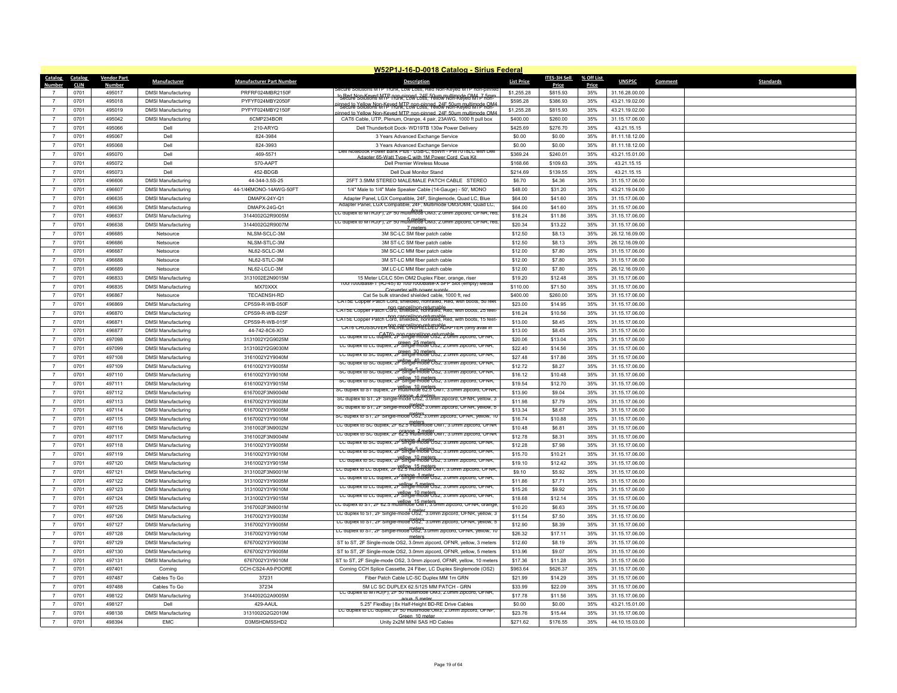## W52P1J-16-D-0018 Catalog - Sirius Federal

| Catalog Number | Catalog CLIN | Vendor Part Number | Manufacturer | Manufacturer Part Number | Description | List Price | ITES-3H Sell Price | % Off List Price | UNSPSC | Comment | Standards |
|---|---|---|---|---|---|---|---|---|---|---|---|
| 7 | 0701 | 495017 | DMSI Manufacturing | PRFRF024MBR2150F | Secure Solutions MTP Trunk, Low Loss, Red Non-Keyed MTP non-pinned to Red Non-Keyed MTP non-pinned, 24F 50um multimode OM4, 7.5mm | $1,255.28 | $815.93 | 35% | 31.16.28.00.00 | | |
| 7 | 0701 | 495018 | DMSI Manufacturing | PYFYF024MBY2050F | Secure Solutions MTP Trunk, Low Loss, Yellow Non-Keyed MTP non-pinned to Yellow Non-Keyed MTP non-pinned, 24F 50um multimode OM4 | $595.28 | $386.93 | 35% | 43.21.19.02.00 | | |
| 7 | 0701 | 495019 | DMSI Manufacturing | PYFYF024MBY2150F | Secure Solutions MTP Trunk, Low Loss, Yellow Non-Keyed MTP non-pinned to Yellow Non-Keyed MTP non-pinned, 24F 50um multimode OM4 | $1,255.28 | $815.93 | 35% | 43.21.19.02.00 | | |
| 7 | 0701 | 495042 | DMSI Manufacturing | 6CMP234BOR | CAT6 Cable, UTP, Plenum, Orange, 4 pair, 23AWG, 1000 ft pull box | $400.00 | $260.00 | 35% | 31.15.17.06.00 | | |
| 7 | 0701 | 495066 | Dell | 210-ARYQ | Dell Thunderbolt Dock- WD19TB 130w Power Delivery | $425.69 | $276.70 | 35% | 43.21.15.15 | | |
| 7 | 0701 | 495067 | Dell | 824-3984 | 3 Years Advanced Exchange Service | $0.00 | $0.00 | 35% | 81.11.18.12.00 | | |
| 7 | 0701 | 495068 | Dell | 824-3993 | 3 Years Advanced Exchange Service | $0.00 | $0.00 | 35% | 81.11.18.12.00 | | |
| 7 | 0701 | 495070 | Dell | 469-5571 | Dell Notebook Power Bank Plus - USB-C, 65Wh - PW7018LC with Dell Adapter 65-Watt Type-C with 1M Power Cord Cus Kit | $369.24 | $240.01 | 35% | 43.21.15.01.00 | | |
| 7 | 0701 | 495072 | Dell | 570-AAPT | Dell Premier Wireless Mouse | $168.66 | $109.63 | 35% | 43.21.15.15 | | |
| 7 | 0701 | 495073 | Dell | 452-BDGB | Dell Dual Monitor Stand | $214.69 | $139.55 | 35% | 43.21.15.15 | | |
| 7 | 0701 | 496606 | DMSI Manufacturing | 44-344-3.5S-25 | 25FT 3.5MM STEREO MALE/MALE PATCH CABLE STEREO | $6.70 | $4.36 | 35% | 31.15.17.06.00 | | |
| 7 | 0701 | 496607 | DMSI Manufacturing | 44-1/4€MONO-14AWG-50FT | 1/4" Male to 1/4" Male Speaker Cable (14-Gauge) - 50', MONO | $48.00 | $31.20 | 35% | 43.21.19.04.00 | | |
| 7 | 0701 | 496635 | DMSI Manufacturing | DMAPX-24Y-Q1 | Adapter Panel, LGX Compatible, 24F, Singlemode, Quad LC, Blue | $64.00 | $41.60 | 35% | 31.15.17.06.00 | | |
| 7 | 0701 | 496636 | DMSI Manufacturing | DMAPX-24G-Q1 | Adapter Panel, LGX Compatible, 24F, Multimode OM3/OM4, Quad LC, Aqua | $64.00 | $41.60 | 35% | 31.15.17.06.00 | | |
| 7 | 0701 | 496637 | DMSI Manufacturing | 3144002G2R9005M | LC duplex to MTRJ(F), 2F 50 multimode OM3, 2.0mm zipcord, OFNR, red, 5 meters | $18.24 | $11.86 | 35% | 31.15.17.06.00 | | |
| 7 | 0701 | 496638 | DMSI Manufacturing | 3144002G2R9007M | LC duplex to MTRJ(F), 2F 50 multimode OM3, 2.0mm zipcord, OFNR, red, 7 meters | $20.34 | $13.22 | 35% | 31.15.17.06.00 | | |
| 7 | 0701 | 496685 | Netsource | NLSM-SCLC-3M | 3M SC-LC SM fiber patch cable | $12.50 | $8.13 | 35% | 26.12.16.09.00 | | |
| 7 | 0701 | 496686 | Netsource | NLSM-STLC-3M | 3M ST-LC SM fiber patch cable | $12.50 | $8.13 | 35% | 26.12.16.09.00 | | |
| 7 | 0701 | 496687 | Netsource | NL62-SCLC-3M | 3M SC-LC MM fiber patch cable | $12.00 | $7.80 | 35% | 31.15.17.06.00 | | |
| 7 | 0701 | 496688 | Netsource | NL62-STLC-3M | 3M ST-LC MM fiber patch cable | $12.00 | $7.80 | 35% | 31.15.17.06.00 | | |
| 7 | 0701 | 496689 | Netsource | NL62-LCLC-3M | 3M LC-LC MM fiber patch cable | $12.00 | $7.80 | 35% | 26.12.16.09.00 | | |
| 7 | 0701 | 496833 | DMSI Manufacturing | 3131002E2N9015M | 15 Meter LC/LC 50m OM2 Duplex Fiber, orange, riser | $19.20 | $12.48 | 35% | 31.15.17.06.00 | | |
| 7 | 0701 | 496835 | DMSI Manufacturing | MX70XXX | 100/1000Base-T (RJ-45) to 100/1000Base-X SFP Slot (empty) Media Converter with power supply | $110.00 | $71.50 | 35% | 31.15.17.06.00 | | |
| 7 | 0701 | 496867 | Netsource | TECAENSH-RD | Cat 5e bulk stranded shielded cable, 1000 ft, red | $400.00 | $260.00 | 35% | 31.15.17.06.00 | | |
| 7 | 0701 | 496869 | DMSI Manufacturing | CP5S9-R-WB-050F | CAT5E Copper Patch Cord, shielded, nonrated, Red, with boots, 50 feet non cancel/non-returnable | $23.00 | $14.95 | 35% | 31.15.17.06.00 | | |
| 7 | 0701 | 496870 | DMSI Manufacturing | CP5S9-R-WB-025F | CAT5E Copper Patch Cord, shielded, nonrated, Red, with boots, 25 feet-non cancel/non-returnable | $16.24 | $10.56 | 35% | 31.15.17.06.00 | | |
| 7 | 0701 | 496871 | DMSI Manufacturing | CP5S9-R-WB-015F | CAT5E Copper Patch Cord, shielded, nonrated, Red, with boots, 15 feet-non cancel/non-returnable | $13.00 | $8.45 | 35% | 31.15.17.06.00 | | |
| 7 | 0701 | 496877 | DMSI Manufacturing | 44-742-8C6-XO | CAT6 CROSSOVER INLINE UNSHIELDED ADAPTER (only avail in CAT6)- non cancel/non-returnable | $13.00 | $8.45 | 35% | 31.15.17.06.00 | | |
| 7 | 0701 | 497098 | DMSI Manufacturing | 3131002Y2G9025M | LC duplex to LC duplex, 2F Single-mode OS2, 2.0mm zipcord, OFNR, green, 25 meters | $20.06 | $13.04 | 35% | 31.15.17.06.00 | | |
| 7 | 0701 | 497099 | DMSI Manufacturing | 3131002Y2G9030M | LC duplex to LC duplex, 2F Single-mode OS2, 2.0mm zipcord, OFNR, green, 30 meters | $22.40 | $14.56 | 35% | 31.15.17.06.00 | | |
| 7 | 0701 | 497108 | DMSI Manufacturing | 3161002Y2Y9040M | LC duplex to SC duplex, 2F Single-mode OS2, 2.0mm zipcord, OFNR, yellow, 40 meters | $27.48 | $17.86 | 35% | 31.15.17.06.00 | | |
| 7 | 0701 | 497109 | DMSI Manufacturing | 6161002Y3Y9005M | SC duplex to SC duplex, 2F Single-mode OS2, 3.0mm zipcord, OFNR, yellow, 5 meters | $12.72 | $8.27 | 35% | 31.15.17.06.00 | | |
| 7 | 0701 | 497110 | DMSI Manufacturing | 6161002Y3Y9010M | SC duplex to SC duplex, 2F Single-mode OS2, 3.0mm zipcord, OFNR, yellow, 10 meters | $16.12 | $10.48 | 35% | 31.15.17.06.00 | | |
| 7 | 0701 | 497111 | DMSI Manufacturing | 6161002Y3Y9015M | SC duplex to SC duplex, 2F Single-mode OS2, 3.0mm zipcord, OFNR, yellow, 10 meters | $19.54 | $12.70 | 35% | 31.15.17.06.00 | | |
| 7 | 0701 | 497112 | DMSI Manufacturing | 6167002F3N9004M | SC duplex to ST duplex, 2F multimode 62.5 OM1, 3.0mm zipcord, OFNR, orange, 4 meters | $13.90 | $9.04 | 35% | 31.15.17.06.00 | | |
| 7 | 0701 | 497113 | DMSI Manufacturing | 6167002Y3Y9003M | SC duplex to ST, 2F Single-mode OS2, 3.0mm zipcord, OFNR, yellow, 3 meters | $11.98 | $7.79 | 35% | 31.15.17.06.00 | | |
| 7 | 0701 | 497114 | DMSI Manufacturing | 6167002Y3Y9005M | SC duplex to ST, 2F Single-mode OS2, 3.0mm zipcord, OFNR, yellow, 5 meters | $13.34 | $8.67 | 35% | 31.15.17.06.00 | | |
| 7 | 0701 | 497115 | DMSI Manufacturing | 6167002Y3Y9010M | SC duplex to ST, 2F Single-mode OS2, 3.0mm zipcord, OFNR, yellow, 10 meters | $16.74 | $10.88 | 35% | 31.15.17.06.00 | | |
| 7 | 0701 | 497116 | DMSI Manufacturing | 3161002F3N9002M | LC duplex to SC duplex, 2F 62.5 multimode OM1, 3.0mm zipcord, OFNR orange, 2 meter | $10.48 | $6.81 | 35% | 31.15.17.06.00 | | |
| 7 | 0701 | 497117 | DMSI Manufacturing | 3161002F3N9004M | LC duplex to SC duplex, 2F 62.5 multimode OM1, 3.0mm zipcord, OFNR orange, 4 meter | $12.78 | $8.31 | 35% | 31.15.17.06.00 | | |
| 7 | 0701 | 497118 | DMSI Manufacturing | 3161002Y3Y9005M | LC duplex to SC duplex, 2F Single-mode OS2, 3.0mm zipcord, OFNR, yellow, 5 meters | $12.28 | $7.98 | 35% | 31.15.17.06.00 | | |
| 7 | 0701 | 497119 | DMSI Manufacturing | 3161002Y3Y9010M | LC duplex to SC duplex, 2F Single-mode OS2, 3.0mm zipcord, OFNR, yellow, 10 meters | $15.70 | $10.21 | 35% | 31.15.17.06.00 | | |
| 7 | 0701 | 497120 | DMSI Manufacturing | 3161002Y3Y9015M | LC duplex to SC duplex, 2F Single-mode OS2, 3.0mm zipcord, OFNR, yellow, 15 meters | $19.10 | $12.42 | 35% | 31.15.17.06.00 | | |
| 7 | 0701 | 497121 | DMSI Manufacturing | 3131002F3N9001M | LC duplex to LC duplex, 2F 62.5 multimode OM1, 3.0mm zipcord, OFNR, orange, 1 meter | $9.10 | $5.92 | 35% | 31.15.17.06.00 | | |
| 7 | 0701 | 497122 | DMSI Manufacturing | 3131002Y3Y9005M | LC duplex to LC duplex, 2F Single-mode OS2, 3.0mm zipcord, OFNR, yellow, 5 meters | $11.86 | $7.71 | 35% | 31.15.17.06.00 | | |
| 7 | 0701 | 497123 | DMSI Manufacturing | 3131002Y3Y9010M | LC duplex to LC duplex, 2F Single-mode OS2, 3.0mm zipcord, OFNR, yellow, 10 meters | $15.26 | $9.92 | 35% | 31.15.17.06.00 | | |
| 7 | 0701 | 497124 | DMSI Manufacturing | 3131002Y3Y9015M | LC duplex to LC duplex, 2F Single-mode OS2, 3.0mm zipcord, OFNR, yellow, 15 meters | $18.68 | $12.14 | 35% | 31.15.17.06.00 | | |
| 7 | 0701 | 497125 | DMSI Manufacturing | 3167002F3N9001M | LC duplex to ST, 2F 62.5 multimode OM1, 3.0mm zipcord, OFNR, orange, 1 meter | $10.20 | $6.63 | 35% | 31.15.17.06.00 | | |
| 7 | 0701 | 497126 | DMSI Manufacturing | 3167002Y3Y9003M | LC duplex to ST, 2F Single-mode OS2, 3.0mm zipcord, OFNR, yellow, 3 meters | $11.54 | $7.50 | 35% | 31.15.17.06.00 | | |
| 7 | 0701 | 497127 | DMSI Manufacturing | 3167002Y3Y9005M | LC duplex to ST, 2F Single-mode OS2, 3.0mm zipcord, OFNR, yellow, 5 meters | $12.90 | $8.39 | 35% | 31.15.17.06.00 | | |
| 7 | 0701 | 497128 | DMSI Manufacturing | 3167002Y3Y9010M | LC duplex to ST, 2F Single-mode OS2, 3.0mm zipcord, OFNR, yellow, 10 meters | $26.32 | $17.11 | 35% | 31.15.17.06.00 | | |
| 7 | 0701 | 497129 | DMSI Manufacturing | 6767002Y3Y9003M | ST to ST, 2F Single-mode OS2, 3.0mm zipcord, OFNR, yellow, 3 meters | $12.60 | $8.19 | 35% | 31.15.17.06.00 | | |
| 7 | 0701 | 497130 | DMSI Manufacturing | 6767002Y3Y9005M | ST to ST, 2F Single-mode OS2, 3.0mm zipcord, OFNR, yellow, 5 meters | $13.96 | $9.07 | 35% | 31.15.17.06.00 | | |
| 7 | 0701 | 497131 | DMSI Manufacturing | 6767002Y3Y9010M | ST to ST, 2F Single-mode OS2, 3.0mm zipcord, OFNR, yellow, 10 meters | $17.36 | $11.28 | 35% | 31.15.17.06.00 | | |
| 7 | 0701 | 497401 | Corning | CCH-CS24-A9-POORE | Corning CCH Splice Cassette, 24 Fiber, LC Duplex Singlemode (OS2) | $963.64 | $626.37 | 35% | 31.15.17.06.00 | | |
| 7 | 0701 | 497487 | Cables To Go | 37231 | Fiber Patch Cable LC-SC Duplex MM 1m GRN | $21.99 | $14.29 | 35% | 31.15.17.06.00 | | |
| 7 | 0701 | 497488 | Cables To Go | 37234 | 5M LC SC DUPLEX 62.5/125 MM PATCH - GRN | $33.99 | $22.09 | 35% | 31.15.17.06.00 | | |
| 7 | 0701 | 498122 | DMSI Manufacturing | 3144002G2A9005M | LC duplex to MTRJ(F), 2F 50 multimode OM3, 2.0mm zipcord, OFNR, aqua, 5 meter | $17.78 | $11.56 | 35% | 31.15.17.06.00 | | |
| 7 | 0701 | 498127 | Dell | 429-AAUL | 5.25" FlexBay \| 8x Half-Height BD-RE Drive Cables | $0.00 | $0.00 | 35% | 43.21.15.01.00 | | |
| 7 | 0701 | 498138 | DMSI Manufacturing | 3131002G2G2010M | LC duplex to LC duplex, 2F 50 multimode OM3, 2.0mm zipcord, OFNP, Green, 10 meter | $23.76 | $15.44 | 35% | 31.15.17.06.00 | | |
| 7 | 0701 | 498394 | EMC | D3MSHDMSSHD2 | Unity 2x2M MINI SAS HD Cables | $271.62 | $176.55 | 35% | 44.10.15.03.00 | | |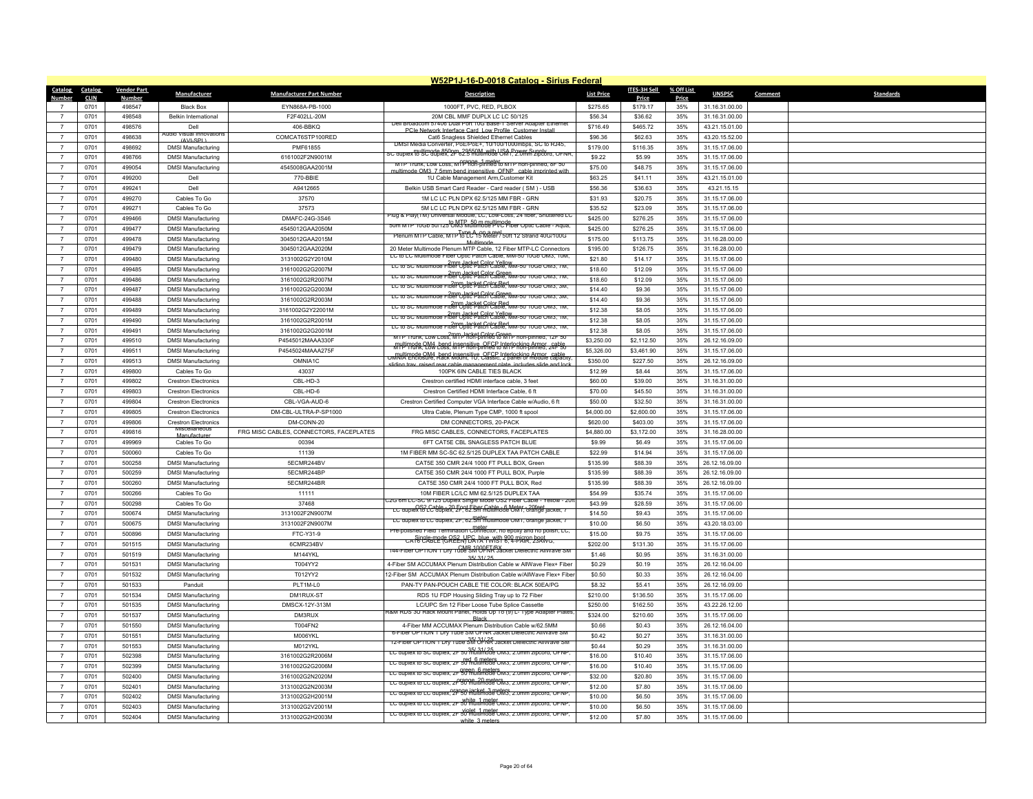# W52P1J-16-D-0018 Catalog - Sirius Federal

| Catalog Number | Catalog CLIN | Vendor Part Number | Manufacturer | Manufacturer Part Number | Description | List Price | ITES-3H Sell Price | % Off List Price | UNSPSC | Comment | Standards |
|---|---|---|---|---|---|---|---|---|---|---|---|
| 7 | 0701 | 498547 | Black Box | EYN868A-PB-1000 | 1000FT, PVC, RED, PLBOX | $275.65 | $179.17 | 35% | 31.16.31.00.00 | | |
| 7 | 0701 | 498548 | Belkin International | F2F402LL-20M | 20M CBL MMF DUPLX LC LC 50/125 | $56.34 | $36.62 | 35% | 31.16.31.00.00 | | |
| 7 | 0701 | 498576 | Dell | 406-BBKQ | Dell Broadcom 57406 Dual Port 10G Base-T Server Adapter Ethernet PCIe Network Interface Card, Low Profile, Customer Install | $716.49 | $465.72 | 35% | 43.21.15.01.00 | | |
| 7 | 0701 | 498638 | Audio Visual Innovations (AVI-SPL) | COMCAT6STP100RED | Cat6 Snagless Shielded Ethernet Cables | $96.36 | $62.63 | 35% | 43.20.15.52.00 | | |
| 7 | 0701 | 498692 | DMSI Manufacturing | PMF61855 | DMSI Media Converter, PoE/PoE+, 10/100/1000mbps, SC to RJ45, multimode 850nm, 2955OM, with USA Power Supply | $179.00 | $116.35 | 35% | 31.15.17.06.00 | | |
| 7 | 0701 | 498766 | DMSI Manufacturing | 6161002F2N9001M | SC duplex to SC duplex, 2F 62.5 multimode OM1, 2.0mm zipcord, OFNR, orange, 1 meter | $9.22 | $5.99 | 35% | 31.15.17.06.00 | | |
| 7 | 0701 | 499054 | DMSI Manufacturing | 4545008GAA2001M | MTP Trunk, Low Loss, MTP non-pinned to MTP non-pinned, 8F 50 multimode OM3, 7.5mm bend insensitive, OFNP, cable imprinted with | $75.00 | $48.75 | 35% | 31.15.17.06.00 | | |
| 7 | 0701 | 499200 | Dell | 770-BBIE | 1U Cable Management Arm,Customer Kit | $63.25 | $41.11 | 35% | 43.21.15.01.00 | | |
| 7 | 0701 | 499241 | Dell | A9412665 | Belkin USB Smart Card Reader - Card reader ( SM ) - USB | $56.36 | $36.63 | 35% | 43.21.15.15 | | |
| 7 | 0701 | 499270 | Cables To Go | 37570 | 1M LC LC PLN DPX 62.5/125 MM FBR - GRN | $31.93 | $20.75 | 35% | 31.15.17.06.00 | | |
| 7 | 0701 | 499271 | Cables To Go | 37573 | 5M LC LC PLN DPX 62.5/125 MM FBR - GRN | $35.52 | $23.09 | 35% | 31.15.17.06.00 | | |
| 7 | 0701 | 499466 | DMSI Manufacturing | DMAFC-24G-3S46 | Plug & Play(TM) Universal Module, LC, Low-Loss, 24 fiber, Shuttered LC to MTP, 50 m multimode | $425.00 | $276.25 | 35% | 31.15.17.06.00 | | |
| 7 | 0701 | 499477 | DMSI Manufacturing | 4545012GAA2050M | 50m MTP 10GB 50/125 OM3 Multimode PVC Fiber Optic Cable - Aqua, Type A, on a reel | $425.00 | $276.25 | 35% | 31.15.17.06.00 | | |
| 7 | 0701 | 499478 | DMSI Manufacturing | 3045012GAA2015M | Plenum MTP Cable, MTP to LC 15 Meter / 50ft 12 Strand 40G/100G Multimode | $175.00 | $113.75 | 35% | 31.16.28.00.00 | | |
| 7 | 0701 | 499479 | DMSI Manufacturing | 3045012GAA2020M | 20 Meter Multimode Plenum MTP Cable, 12 Fiber MTP-LC Connectors | $195.00 | $126.75 | 35% | 31.16.28.00.00 | | |
| 7 | 0701 | 499480 | DMSI Manufacturing | 3131002G2Y2010M | LC to LC Multimode Fiber Optic Patch Cable, MM-50 10Gb OM3, 10M, 2mm Jacket Color Yellow | $21.80 | $14.17 | 35% | 31.15.17.06.00 | | |
| 7 | 0701 | 499485 | DMSI Manufacturing | 3161002G2G2007M | LC to SC Multimode Fiber Optic Patch Cable, MM-50 10Gb OM3, 7M, 2mm Jacket Color Green | $18.60 | $12.09 | 35% | 31.15.17.06.00 | | |
| 7 | 0701 | 499486 | DMSI Manufacturing | 3161002G2R2007M | LC to SC Multimode Fiber Optic Patch Cable, MM-50 10Gb OM3, 7M, 2mm Jacket Color Red | $18.60 | $12.09 | 35% | 31.15.17.06.00 | | |
| 7 | 0701 | 499487 | DMSI Manufacturing | 3161002G2G2003M | LC to SC Multimode Fiber Optic Patch Cable, MM-50 10Gb OM3, 3M, 2mm Jacket Color Green | $14.40 | $9.36 | 35% | 31.15.17.06.00 | | |
| 7 | 0701 | 499488 | DMSI Manufacturing | 3161002G2R2003M | LC to SC Multimode Fiber Optic Patch Cable, MM-50 10Gb OM3, 3M, 2mm Jacket Color Red | $14.40 | $9.36 | 35% | 31.15.17.06.00 | | |
| 7 | 0701 | 499489 | DMSI Manufacturing | 3161002G2Y22001M | LC to SC Multimode Fiber Optic Patch Cable, MM-50 10Gb OM3, 1M, 2mm Jacket Color Yellow | $12.38 | $8.05 | 35% | 31.15.17.06.00 | | |
| 7 | 0701 | 499490 | DMSI Manufacturing | 3161002G2R2001M | LC to SC Multimode Fiber Optic Patch Cable, MM-50 10Gb OM3, 1M, 2mm Jacket Color Red | $12.38 | $8.05 | 35% | 31.15.17.06.00 | | |
| 7 | 0701 | 499491 | DMSI Manufacturing | 3161002G2G2001M | LC to SC Multimode Fiber Optic Patch Cable, MM-50 10Gb OM3, 1M, 2mm Jacket Color Green | $12.38 | $8.05 | 35% | 31.15.17.06.00 | | |
| 7 | 0701 | 499510 | DMSI Manufacturing | P4545012MAAA330F | MTP Trunk, Low Loss, MTP non-pinned to MTP non-pinned, 12F 50 multimode OM4, bend insensitive, OFCP Interlocking Armor, cable | $3,250.00 | $2,112.50 | 35% | 26.12.16.09.00 | | |
| 7 | 0701 | 499511 | DMSI Manufacturing | P4545024MAAA275F | MTP Trunk, Low Loss, MTP non-pinned to MTP non-pinned, 24F 50 multimode OM4, bend insensitive, OFCP Interlocking Armor, cable | $5,326.00 | $3,461.90 | 35% | 31.15.17.06.00 | | |
| 7 | 0701 | 499513 | DMSI Manufacturing | OMNIA1C | OMNIA Enclosure, Rack Mount, 1U, Classic, 2 panel or module capacity, sliding tray, raised rear cable management plate, includes slide and lock | $350.00 | $227.50 | 35% | 26.12.16.09.00 | | |
| 7 | 0701 | 499800 | Cables To Go | 43037 | 100PK 6IN CABLE TIES BLACK | $12.99 | $8.44 | 35% | 31.15.17.06.00 | | |
| 7 | 0701 | 499802 | Crestron Electronics | CBL-HD-3 | Crestron certified HDMI interface cable, 3 feet | $60.00 | $39.00 | 35% | 31.16.31.00.00 | | |
| 7 | 0701 | 499803 | Crestron Electronics | CBL-HD-6 | Crestron Certified HDMI Interface Cable, 6 ft | $70.00 | $45.50 | 35% | 31.16.31.00.00 | | |
| 7 | 0701 | 499804 | Crestron Electronics | CBL-VGA-AUD-6 | Crestron Certified Computer VGA Interface Cable w/Audio, 6 ft | $50.00 | $32.50 | 35% | 31.16.31.00.00 | | |
| 7 | 0701 | 499805 | Crestron Electronics | DM-CBL-ULTRA-P-SP1000 | Ultra Cable, Plenum Type CMP, 1000 ft spool | $4,000.00 | $2,600.00 | 35% | 31.15.17.06.00 | | |
| 7 | 0701 | 499806 | Crestron Electronics | DM-CONN-20 | DM CONNECTORS, 20-PACK | $620.00 | $403.00 | 35% | 31.15.17.06.00 | | |
| 7 | 0701 | 499816 | Miscellaneous Manufacturer | FRG MISC CABLES, CONNECTORS, FACEPLATES | FRG MISC CABLES, CONNECTORS, FACEPLATES | $4,880.00 | $3,172.00 | 35% | 31.16.28.00.00 | | |
| 7 | 0701 | 499969 | Cables To Go | 00394 | 6FT CAT5E CBL SNAGLESS PATCH BLUE | $9.99 | $6.49 | 35% | 31.15.17.06.00 | | |
| 7 | 0701 | 500060 | Cables To Go | 11139 | 1M FIBER MM SC-SC 62.5/125 DUPLEX TAA PATCH CABLE | $22.99 | $14.94 | 35% | 31.15.17.06.00 | | |
| 7 | 0701 | 500258 | DMSI Manufacturing | 5ECMR244BV | CAT5E 350 CMR 24/4 1000 FT PULL BOX, Green | $135.99 | $88.39 | 35% | 26.12.16.09.00 | | |
| 7 | 0701 | 500259 | DMSI Manufacturing | 5ECMR244BP | CAT5E 350 CMR 24/4 1000 FT PULL BOX, Purple | $135.99 | $88.39 | 35% | 26.12.16.09.00 | | |
| 7 | 0701 | 500260 | DMSI Manufacturing | 5ECMR244BR | CAT5E 350 CMR 24/4 1000 FT PULL BOX, Red | $135.99 | $88.39 | 35% | 26.12.16.09.00 | | |
| 7 | 0701 | 500266 | Cables To Go | 11111 | 10M FIBER LC/LC MM 62.5/125 DUPLEX TAA | $54.99 | $35.74 | 35% | 31.15.17.06.00 | | |
| 7 | 0701 | 500298 | Cables To Go | 37468 | C2G 6m LC-SC 9/125 Duplex Single Mode OS2 Fiber Cable - Yellow - 20ft OS2 Cable - 20 Foot Fiber Cable - 6 Meter - 20feet | $43.99 | $28.59 | 35% | 31.15.17.06.00 | | |
| 7 | 0701 | 500674 | DMSI Manufacturing | 3131002F2N9007M | LC duplex to LC duplex, 2F, 62.5m multimode OM1, orange jacket, 7 meter | $14.50 | $9.43 | 35% | 31.15.17.06.00 | | |
| 7 | 0701 | 500675 | DMSI Manufacturing | 3131002F2N9007M | LC duplex to LC duplex, 2F, 62.5m multimode OM1, orange jacket, 7 meter | $10.00 | $6.50 | 35% | 43.20.18.03.00 | | |
| 7 | 0701 | 500896 | DMSI Manufacturing | FTC-Y31-9 | Pre-polished Field Termination Connector, no epoxy and no polish, LC, Single-mode OS2, UPC, blue, with 900 micron boot | $15.00 | $9.75 | 35% | 31.15.17.06.00 | | |
| 7 | 0701 | 501515 | DMSI Manufacturing | 6CMR234BV | CAT6 CABLE (GREEN) DATA TWIST 6, 4-PAIR, 23AWG, CMR 1000FT/BX | $202.00 | $131.30 | 35% | 31.15.17.06.00 | | |
| 7 | 0701 | 501519 | DMSI Manufacturing | M144YKL | 144-Fiber OPTION 1 Dry Tube SM OFNR Jacket Dielectric AllWave SM 35/.31/.25 | $1.46 | $0.95 | 35% | 31.16.31.00.00 | | |
| 7 | 0701 | 501531 | DMSI Manufacturing | T004YY2 | 4-Fiber SM ACCUMAX Plenum Distribution Cable w AllWave Flex+ Fiber | $0.29 | $0.19 | 35% | 26.12.16.04.00 | | |
| 7 | 0701 | 501532 | DMSI Manufacturing | T012YY2 | 12-Fiber SM ACCUMAX Plenum Distribution Cable w/AllWave Flex+ Fiber | $0.50 | $0.33 | 35% | 26.12.16.04.00 | | |
| 7 | 0701 | 501533 | Panduit | PLT1M-L0 | PAN-TY PAN-POUCH CABLE TIE COLOR: BLACK 50EA/PG | $8.32 | $5.41 | 35% | 26.12.16.09.00 | | |
| 7 | 0701 | 501534 | DMSI Manufacturing | DM1RUX-ST | RDS 1U FDP Housing Sliding Tray up to 72 Fiber | $210.00 | $136.50 | 35% | 31.15.17.06.00 | | |
| 7 | 0701 | 501535 | DMSI Manufacturing | DMSCX-12Y-313M | LC/UPC Sm 12 Fiber Loose Tube Splice Cassette | $250.00 | $162.50 | 35% | 43.22.26.12.00 | | |
| 7 | 0701 | 501537 | DMSI Manufacturing | DM3RUX | R&M RDS 3U Rack Mount Panel, Holds Up To (9) L- Type Adapter Plates, Black | $324.00 | $210.60 | 35% | 31.15.17.06.00 | | |
| 7 | 0701 | 501550 | DMSI Manufacturing | T004FN2 | 4-Fiber MM ACCUMAX Plenum Distribution Cable w/62.5MM | $0.66 | $0.43 | 35% | 26.12.16.04.00 | | |
| 7 | 0701 | 501551 | DMSI Manufacturing | M006YKL | 6-Fiber OPTION 1 Dry Tube SM OFNR Jacket Dielectric AllWave SM 35/.31/.25 | $0.42 | $0.27 | 35% | 31.16.31.00.00 | | |
| 7 | 0701 | 501553 | DMSI Manufacturing | M012YKL | 12-Fiber OPTION 1 Dry Tube SM OFNR Jacket Dielectric AllWave SM 35/.31/.25 | $0.44 | $0.29 | 35% | 31.16.31.00.00 | | |
| 7 | 0701 | 502398 | DMSI Manufacturing | 3161002G2R2006M | LC duplex to SC duplex, 2F 50 multimode OM3, 2.0mm zipcord, OFNP, red, 6 meters | $16.00 | $10.40 | 35% | 31.15.17.06.00 | | |
| 7 | 0701 | 502399 | DMSI Manufacturing | 3161002G2G2006M | LC duplex to SC duplex, 2F 50 multimode OM3, 2.0mm zipcord, OFNP, green, 6 meters | $16.00 | $10.40 | 35% | 31.15.17.06.00 | | |
| 7 | 0701 | 502400 | DMSI Manufacturing | 3161002G2N2020M | LC duplex to SC duplex, 2F 50 multimode OM3, 2.0mm zipcord, OFNP, orange, 20 meters | $32.00 | $20.80 | 35% | 31.15.17.06.00 | | |
| 7 | 0701 | 502401 | DMSI Manufacturing | 3131002G2N2003M | LC duplex to LC duplex, 2F 50 multimode OM3, 2.0mm zipcord, OFNP, orange jacket, 3 meters | $12.00 | $7.80 | 35% | 31.15.17.06.00 | | |
| 7 | 0701 | 502402 | DMSI Manufacturing | 3131002G2H2001M | LC duplex to LC duplex, 2F 50 multimode OM3, 2.0mm zipcord, OFNP, white, 1 meter | $10.00 | $6.50 | 35% | 31.15.17.06.00 | | |
| 7 | 0701 | 502403 | DMSI Manufacturing | 3131002G2V2001M | LC duplex to LC duplex, 2F 50 multimode OM3, 2.0mm zipcord, OFNP, violet, 1 meter | $10.00 | $6.50 | 35% | 31.15.17.06.00 | | |
| 7 | 0701 | 502404 | DMSI Manufacturing | 3131002G2H2003M | LC duplex to LC duplex, 2F 50 multimode OM3, 2.0mm zipcord, OFNP, white, 3 meters | $12.00 | $7.80 | 35% | 31.15.17.06.00 | | |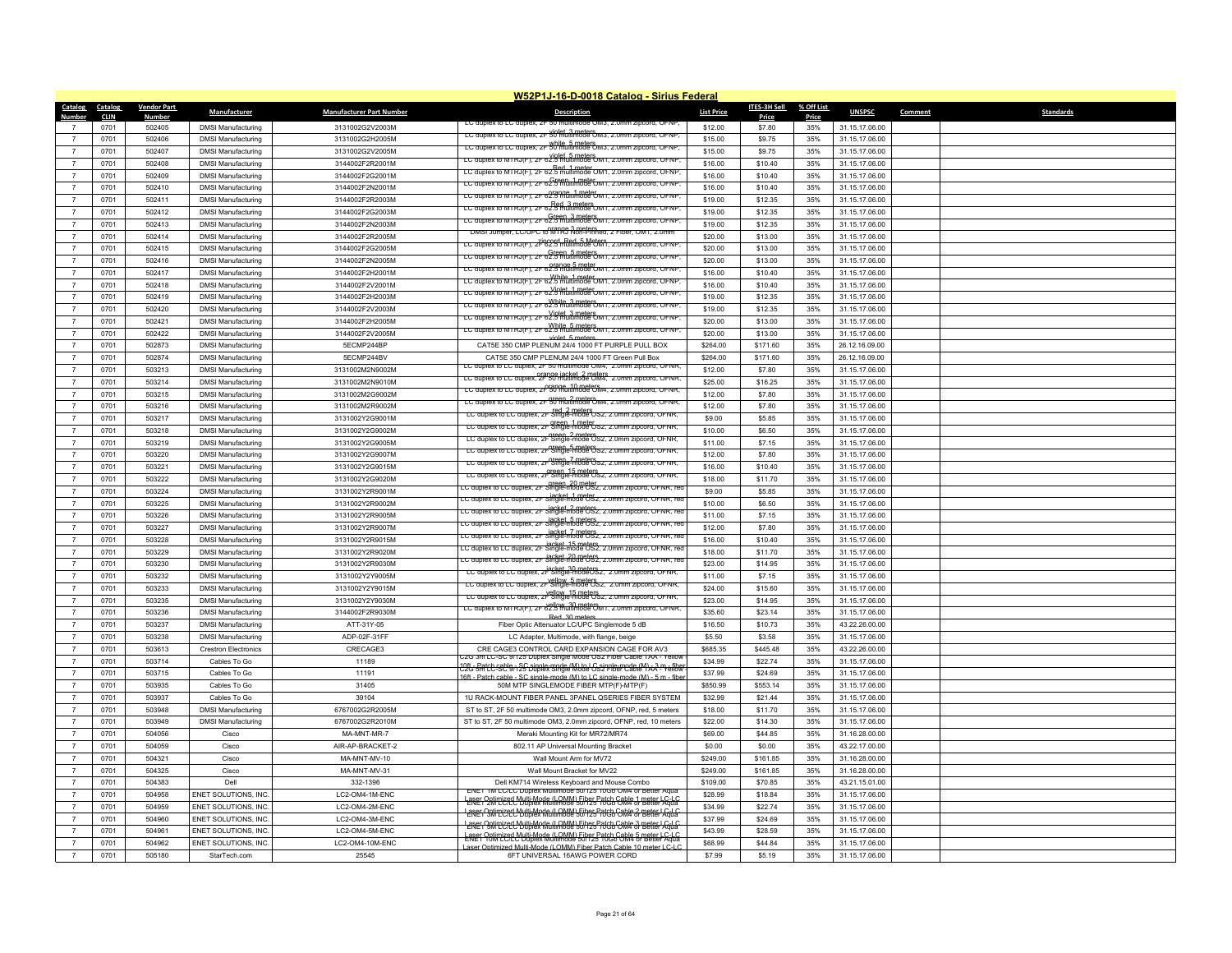## W52P1J-16-D-0018 Catalog - Sirius Federal

| Catalog Number | Catalog CLIN | Vendor Part Number | Manufacturer | Manufacturer Part Number | Description | List Price | ITES-3H Sell Price | % Off List Price | UNSPSC | Comment | Standards |
|---|---|---|---|---|---|---|---|---|---|---|---|
| 7 | 0701 | 502405 | DMSI Manufacturing | 3131002G2V2003M | LC duplex to LC duplex, 2F 50 multimode OM3, 2.0mm zipcord, OFNP, violet, 3 meters | $12.00 | $7.80 | 35% | 31.15.17.06.00 | | |
| 7 | 0701 | 502406 | DMSI Manufacturing | 3131002G2H2005M | LC duplex to LC duplex, 2F 50 multimode OM3, 2.0mm zipcord, OFNP, white, 5 meters | $15.00 | $9.75 | 35% | 31.15.17.06.00 | | |
| 7 | 0701 | 502407 | DMSI Manufacturing | 3131002G2V2005M | LC duplex to LC duplex, 2F 50 multimode OM3, 2.0mm zipcord, OFNP, violet, 5 meters | $15.00 | $9.75 | 35% | 31.15.17.06.00 | | |
| 7 | 0701 | 502408 | DMSI Manufacturing | 3144002F2R2001M | LC duplex to MTRJ(F), 2F 62.5 multimode OM1, 2.0mm zipcord, OFNP, Red, 1 meter | $16.00 | $10.40 | 35% | 31.15.17.06.00 | | |
| 7 | 0701 | 502409 | DMSI Manufacturing | 3144002F2G2001M | LC duplex to MTRJ(F), 2F 62.5 multimode OM1, 2.0mm zipcord, OFNP, Green, 1 meter | $16.00 | $10.40 | 35% | 31.15.17.06.00 | | |
| 7 | 0701 | 502410 | DMSI Manufacturing | 3144002F2N2001M | LC duplex to MTRJ(F), 2F 62.5 multimode OM1, 2.0mm zipcord, OFNP, orange, 1 meter | $16.00 | $10.40 | 35% | 31.15.17.06.00 | | |
| 7 | 0701 | 502411 | DMSI Manufacturing | 3144002F2R2003M | LC duplex to MTRJ(F), 2F 62.5 multimode OM1, 2.0mm zipcord, OFNP, Red, 3 meters | $19.00 | $12.35 | 35% | 31.15.17.06.00 | | |
| 7 | 0701 | 502412 | DMSI Manufacturing | 3144002F2G2003M | LC duplex to MTRJ(F), 2F 62.5 multimode OM1, 2.0mm zipcord, OFNP, Green, 3 meters | $19.00 | $12.35 | 35% | 31.15.17.06.00 | | |
| 7 | 0701 | 502413 | DMSI Manufacturing | 3144002F2N2003M | LC duplex to MTRJ(F), 2F 62.5 multimode OM1, 2.0mm zipcord, OFNP, orange, 3 meters | $19.00 | $12.35 | 35% | 31.15.17.06.00 | | |
| 7 | 0701 | 502414 | DMSI Manufacturing | 3144002F2R2005M | DMSI Jumper, LC/UPC to MTRJ Non-Pinned, 2 Fiber, OM1, 2.0mm zipcord, Red, 5 Meters | $20.00 | $13.00 | 35% | 31.15.17.06.00 | | |
| 7 | 0701 | 502415 | DMSI Manufacturing | 3144002F2G2005M | LC duplex to MTRJ(F), 2F 62.5 multimode OM1, 2.0mm zipcord, OFNP, Green, 5 meters | $20.00 | $13.00 | 35% | 31.15.17.06.00 | | |
| 7 | 0701 | 502416 | DMSI Manufacturing | 3144002F2N2005M | LC duplex to MTRJ(F), 2F 62.5 multimode OM1, 2.0mm zipcord, OFNP, orange, 5 meter | $20.00 | $13.00 | 35% | 31.15.17.06.00 | | |
| 7 | 0701 | 502417 | DMSI Manufacturing | 3144002F2H2001M | LC duplex to MTRJ(F), 2F 62.5 multimode OM1, 2.0mm zipcord, OFNP, White, 1 meter | $16.00 | $10.40 | 35% | 31.15.17.06.00 | | |
| 7 | 0701 | 502418 | DMSI Manufacturing | 3144002F2V2001M | LC duplex to MTRJ(F), 2F 62.5 multimode OM1, 2.0mm zipcord, OFNP, Violet, 1 meter | $16.00 | $10.40 | 35% | 31.15.17.06.00 | | |
| 7 | 0701 | 502419 | DMSI Manufacturing | 3144002F2H2003M | LC duplex to MTRJ(F), 2F 62.5 multimode OM1, 2.0mm zipcord, OFNP, White, 3 meters | $19.00 | $12.35 | 35% | 31.15.17.06.00 | | |
| 7 | 0701 | 502420 | DMSI Manufacturing | 3144002F2V2003M | LC duplex to MTRJ(F), 2F 62.5 multimode OM1, 2.0mm zipcord, OFNP, Violet, 3 meters | $19.00 | $12.35 | 35% | 31.15.17.06.00 | | |
| 7 | 0701 | 502421 | DMSI Manufacturing | 3144002F2H2005M | LC duplex to MTRJ(F), 2F 62.5 multimode OM1, 2.0mm zipcord, OFNP, White, 5 meters | $20.00 | $13.00 | 35% | 31.15.17.06.00 | | |
| 7 | 0701 | 502422 | DMSI Manufacturing | 3144002F2V2005M | LC duplex to MTRJ(F), 2F 62.5 multimode OM1, 2.0mm zipcord, OFNP, violet, 5 meters | $20.00 | $13.00 | 35% | 31.15.17.06.00 | | |
| 7 | 0701 | 502873 | DMSI Manufacturing | 5ECMP244BP | CAT5E 350 CMP PLENUM 24/4 1000 FT PURPLE PULL BOX | $264.00 | $171.60 | 35% | 26.12.16.09.00 | | |
| 7 | 0701 | 502874 | DMSI Manufacturing | 5ECMP244BV | CAT5E 350 CMP PLENUM 24/4 1000 FT Green Pull Box | $264.00 | $171.60 | 35% | 26.12.16.09.00 | | |
| 7 | 0701 | 503213 | DMSI Manufacturing | 3131002M2N9002M | LC duplex to LC duplex, 2F 50 multimode OM4, 2.0mm zipcord, OFNR, orange jacket, 2 meters | $12.00 | $7.80 | 35% | 31.15.17.06.00 | | |
| 7 | 0701 | 503214 | DMSI Manufacturing | 3131002M2N9010M | LC duplex to LC duplex, 2F 50 multimode OM4, 2.0mm zipcord, OFNR, orange, 10 meters | $25.00 | $16.25 | 35% | 31.15.17.06.00 | | |
| 7 | 0701 | 503215 | DMSI Manufacturing | 3131002M2G9002M | LC duplex to LC duplex, 2F 50 multimode OM4, 2.0mm zipcord, OFNR, green, 2 meters | $12.00 | $7.80 | 35% | 31.15.17.06.00 | | |
| 7 | 0701 | 503216 | DMSI Manufacturing | 3131002M2R9002M | LC duplex to LC duplex, 2F 50 multimode OM4, 2.0mm zipcord, OFNR, red, 2 meters | $12.00 | $7.80 | 35% | 31.15.17.06.00 | | |
| 7 | 0701 | 503217 | DMSI Manufacturing | 3131002Y2G9001M | LC duplex to LC duplex, 2F Single-mode OS2, 2.0mm zipcord, OFNR, green, 1 meter | $9.00 | $5.85 | 35% | 31.15.17.06.00 | | |
| 7 | 0701 | 503218 | DMSI Manufacturing | 3131002Y2G9002M | LC duplex to LC duplex, 2F Single-mode OS2, 2.0mm zipcord, OFNR, green, 2 meters | $10.00 | $6.50 | 35% | 31.15.17.06.00 | | |
| 7 | 0701 | 503219 | DMSI Manufacturing | 3131002Y2G9005M | LC duplex to LC duplex, 2F Single-mode OS2, 2.0mm zipcord, OFNR, green, 5 meters | $11.00 | $7.15 | 35% | 31.15.17.06.00 | | |
| 7 | 0701 | 503220 | DMSI Manufacturing | 3131002Y2G9007M | LC duplex to LC duplex, 2F Single-mode OS2, 2.0mm zipcord, OFNR, green, 7 meters | $12.00 | $7.80 | 35% | 31.15.17.06.00 | | |
| 7 | 0701 | 503221 | DMSI Manufacturing | 3131002Y2G9015M | LC duplex to LC duplex, 2F Single-mode OS2, 2.0mm zipcord, OFNR, green, 15 meters | $16.00 | $10.40 | 35% | 31.15.17.06.00 | | |
| 7 | 0701 | 503222 | DMSI Manufacturing | 3131002Y2G9020M | LC duplex to LC duplex, 2F Single-mode OS2, 2.0mm zipcord, OFNR, green, 20 meter | $18.00 | $11.70 | 35% | 31.15.17.06.00 | | |
| 7 | 0701 | 503224 | DMSI Manufacturing | 3131002Y2R9001M | LC duplex to LC duplex, 2F Single-mode OS2, 2.0mm zipcord, OFNR, red jacket, 1 meter | $9.00 | $5.85 | 35% | 31.15.17.06.00 | | |
| 7 | 0701 | 503225 | DMSI Manufacturing | 3131002Y2R9002M | LC duplex to LC duplex, 2F Single-mode OS2, 2.0mm zipcord, OFNR, red jacket, 2 meters | $10.00 | $6.50 | 35% | 31.15.17.06.00 | | |
| 7 | 0701 | 503226 | DMSI Manufacturing | 3131002Y2R9005M | LC duplex to LC duplex, 2F Single-mode OS2, 2.0mm zipcord, OFNR, red jacket, 5 meters | $11.00 | $7.15 | 35% | 31.15.17.06.00 | | |
| 7 | 0701 | 503227 | DMSI Manufacturing | 3131002Y2R9007M | LC duplex to LC duplex, 2F Single-mode OS2, 2.0mm zipcord, OFNR, red jacket, 7 meters | $12.00 | $7.80 | 35% | 31.15.17.06.00 | | |
| 7 | 0701 | 503228 | DMSI Manufacturing | 3131002Y2R9015M | LC duplex to LC duplex, 2F Single-mode OS2, 2.0mm zipcord, OFNR, red jacket, 15 meters | $16.00 | $10.40 | 35% | 31.15.17.06.00 | | |
| 7 | 0701 | 503229 | DMSI Manufacturing | 3131002Y2R9020M | LC duplex to LC duplex, 2F Single-mode OS2, 2.0mm zipcord, OFNR, red jacket, 20 meters | $18.00 | $11.70 | 35% | 31.15.17.06.00 | | |
| 7 | 0701 | 503230 | DMSI Manufacturing | 3131002Y2R9030M | LC duplex to LC duplex, 2F Single-mode OS2, 2.0mm zipcord, OFNR, red jacket, 30 meters | $23.00 | $14.95 | 35% | 31.15.17.06.00 | | |
| 7 | 0701 | 503232 | DMSI Manufacturing | 3131002Y2Y9005M | LC duplex to LC duplex, 2F Single-modeOS2, 2.0mm zipcord, OFNR, yellow, 5 meters | $11.00 | $7.15 | 35% | 31.15.17.06.00 | | |
| 7 | 0701 | 503233 | DMSI Manufacturing | 3131002Y2Y9015M | LC duplex to LC duplex, 2F Single-mode OS2, 2.0mm zipcord, OFNR, yellow, 15 meters | $24.00 | $15.60 | 35% | 31.15.17.06.00 | | |
| 7 | 0701 | 503235 | DMSI Manufacturing | 3131002Y2Y9030M | LC duplex to LC duplex, 2F Single-mode OS2, 2.0mm zipcord, OFNR, yellow, 30 meters | $23.00 | $14.95 | 35% | 31.15.17.06.00 | | |
| 7 | 0701 | 503236 | DMSI Manufacturing | 3144002F2R9030M | LC duplex to MTRJ(F), 2F 62.5 multimode OM1, 2.0mm zipcord, OFNR, Red, 30 meters | $35.60 | $23.14 | 35% | 31.15.17.06.00 | | |
| 7 | 0701 | 503237 | DMSI Manufacturing | ATT-31Y-05 | Fiber Optic Attenuator LC/UPC Singlemode 5 dB | $16.50 | $10.73 | 35% | 43.22.26.00.00 | | |
| 7 | 0701 | 503238 | DMSI Manufacturing | ADP-02F-31FF | LC Adapter, Multimode, with flange, beige | $5.50 | $3.58 | 35% | 31.15.17.06.00 | | |
| 7 | 0701 | 503613 | Crestron Electronics | CRECAGE3 | CRE CAGE3 CONTROL CARD EXPANSION CAGE FOR AV3 | $685.35 | $445.48 | 35% | 43.22.26.00.00 | | |
| 7 | 0701 | 503714 | Cables To Go | 11189 | C2G 3m LC-SC 9/125 Duplex Single Mode OS2 Fiber Cable TAA - Yellow - 10ft - Patch cable - SC single-mode (M) to LC single-mode (M) - 3 m - fiber | $34.99 | $22.74 | 35% | 31.15.17.06.00 | | |
| 7 | 0701 | 503715 | Cables To Go | 11191 | C2G 5m LC-SC 9/125 Duplex Single Mode OS2 Fiber Cable TAA - Yellow - 16ft - Patch cable - SC single-mode (M) to LC single-mode (M) - 5 m - fiber | $37.99 | $24.69 | 35% | 31.15.17.06.00 | | |
| 7 | 0701 | 503935 | Cables To Go | 31405 | 50M MTP SINGLEMODE FIBER MTP(F)-MTP(F) | $850.99 | $553.14 | 35% | 31.15.17.06.00 | | |
| 7 | 0701 | 503937 | Cables To Go | 39104 | 1U RACK-MOUNT FIBER PANEL 3PANEL QSERIES FIBER SYSTEM | $32.99 | $21.44 | 35% | 31.15.17.06.00 | | |
| 7 | 0701 | 503948 | DMSI Manufacturing | 6767002G2R2005M | ST to ST, 2F 50 multimode OM3, 2.0mm zipcord, OFNP, red, 5 meters | $18.00 | $11.70 | 35% | 31.15.17.06.00 | | |
| 7 | 0701 | 503949 | DMSI Manufacturing | 6767002G2R2010M | ST to ST, 2F 50 multimode OM3, 2.0mm zipcord, OFNP, red, 10 meters | $22.00 | $14.30 | 35% | 31.15.17.06.00 | | |
| 7 | 0701 | 504056 | Cisco | MA-MNT-MR-7 | Meraki Mounting Kit for MR72/MR74 | $69.00 | $44.85 | 35% | 31.16.28.00.00 | | |
| 7 | 0701 | 504059 | Cisco | AIR-AP-BRACKET-2 | 802.11 AP Universal Mounting Bracket | $0.00 | $0.00 | 35% | 43.22.17.00.00 | | |
| 7 | 0701 | 504321 | Cisco | MA-MNT-MV-10 | Wall Mount Arm for MV72 | $249.00 | $161.85 | 35% | 31.16.28.00.00 | | |
| 7 | 0701 | 504325 | Cisco | MA-MNT-MV-31 | Wall Mount Bracket for MV22 | $249.00 | $161.85 | 35% | 31.16.28.00.00 | | |
| 7 | 0701 | 504383 | Dell | 332-1396 | Dell KM714 Wireless Keyboard and Mouse Combo | $109.00 | $70.85 | 35% | 43.21.15.01.00 | | |
| 7 | 0701 | 504958 | ENET SOLUTIONS, INC. | LC2-OM4-1M-ENC | ENET 1M LC/LC Duplex Multimode 50/125 10Gb OM4 or Better Aqua Laser Optimized Multi-Mode (LOMM) Fiber Patch Cable 1 meter LC-LC | $28.99 | $18.84 | 35% | 31.15.17.06.00 | | |
| 7 | 0701 | 504959 | ENET SOLUTIONS, INC. | LC2-OM4-2M-ENC | ENET 2M LC/LC Duplex Multimode 50/125 10Gb OM4 or Better Aqua Laser Optimized Multi-Mode (LOMM) Fiber Patch Cable 2 meter LC-LC | $34.99 | $22.74 | 35% | 31.15.17.06.00 | | |
| 7 | 0701 | 504960 | ENET SOLUTIONS, INC. | LC2-OM4-3M-ENC | ENET 3M LC/LC Duplex Multimode 50/125 10Gb OM4 or Better Aqua Laser Optimized Multi-Mode (LOMM) Fiber Patch Cable 3 meter LC-LC | $37.99 | $24.69 | 35% | 31.15.17.06.00 | | |
| 7 | 0701 | 504961 | ENET SOLUTIONS, INC. | LC2-OM4-5M-ENC | ENET 5M LC/LC Duplex Multimode 50/125 10Gb OM4 or Better Aqua Laser Optimized Multi-Mode (LOMM) Fiber Patch Cable 5 meter LC-LC | $43.99 | $28.59 | 35% | 31.15.17.06.00 | | |
| 7 | 0701 | 504962 | ENET SOLUTIONS, INC. | LC2-OM4-10M-ENC | ENET 10M LC/LC Duplex Multimode 50/125 10Gb OM4 or Better Aqua Laser Optimized Multi-Mode (LOMM) Fiber Patch Cable 10 meter LC-LC | $68.99 | $44.84 | 35% | 31.15.17.06.00 | | |
| 7 | 0701 | 505180 | StarTech.com | 25545 | 6FT UNIVERSAL 16AWG POWER CORD | $7.99 | $5.19 | 35% | 31.15.17.06.00 | | |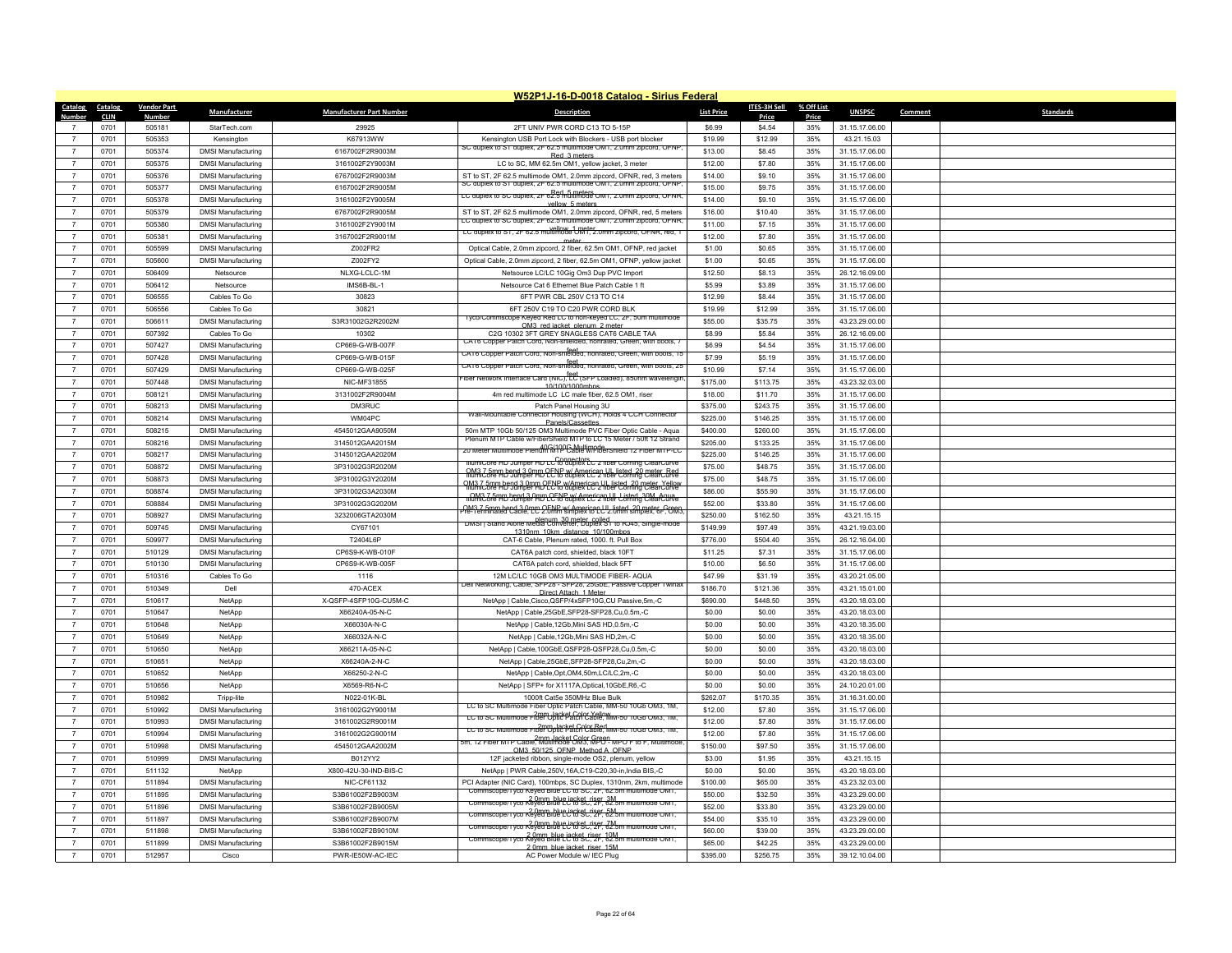## W52P1J-16-D-0018 Catalog - Sirius Federal

| Catalog Number | Catalog CLIN | Vendor Part Number | Manufacturer | Manufacturer Part Number | Description | List Price | ITES-3H Sell Price | % Off List Price | UNSPSC | Comment | Standards |
|---|---|---|---|---|---|---|---|---|---|---|---|
| 7 | 0701 | 505181 | StarTech.com | 29925 | 2FT UNIV PWR CORD C13 TO 5-15P | $6.99 | $4.54 | 35% | 31.15.17.06.00 | | |
| 7 | 0701 | 505353 | Kensington | K67913WW | Kensington USB Port Lock with Blockers - USB port blocker | $19.99 | $12.99 | 35% | 43.21.15.03 | | |
| 7 | 0701 | 505374 | DMSI Manufacturing | 6167002F2R9003M | SC duplex to ST duplex, 2F 62.5 multimode OM1, 2.0mm zipcord, OFNP, Red, 3 meters | $13.00 | $8.45 | 35% | 31.15.17.06.00 | | |
| 7 | 0701 | 505375 | DMSI Manufacturing | 3161002F2Y9003M | LC to SC, MM 62.5m OM1, yellow jacket, 3 meter | $12.00 | $7.80 | 35% | 31.15.17.06.00 | | |
| 7 | 0701 | 505376 | DMSI Manufacturing | 6767002F2R9003M | ST to ST, 2F 62.5 multimode OM1, 2.0mm zipcord, OFNR, red, 3 meters | $14.00 | $9.10 | 35% | 31.15.17.06.00 | | |
| 7 | 0701 | 505377 | DMSI Manufacturing | 6167002F2R9005M | SC duplex to ST duplex, 2F 62.5 multimode OM1, 2.0mm zipcord, OFNP, Red, 5 meters | $15.00 | $9.75 | 35% | 31.15.17.06.00 | | |
| 7 | 0701 | 505378 | DMSI Manufacturing | 3161002F2Y9005M | LC duplex to SC duplex, 2F 62.5 multimode OM1, 2.0mm zipcord, OFNR, yellow, 5 meters | $14.00 | $9.10 | 35% | 31.15.17.06.00 | | |
| 7 | 0701 | 505379 | DMSI Manufacturing | 6767002F2R9005M | ST to ST, 2F 62.5 multimode OM1, 2.0mm zipcord, OFNR, red, 5 meters | $16.00 | $10.40 | 35% | 31.15.17.06.00 | | |
| 7 | 0701 | 505380 | DMSI Manufacturing | 3161002F2Y9001M | LC duplex to SC duplex, 2F 62.5 multimode OM1, 2.0mm zipcord, OFNR, yellow, 1 meter | $11.00 | $7.15 | 35% | 31.15.17.06.00 | | |
| 7 | 0701 | 505381 | DMSI Manufacturing | 3167002F2R9001M | LC duplex to ST, 2F 62.5 multimode OM1, 2.0mm zipcord, OFNR, red, 1 meter | $12.00 | $7.80 | 35% | 31.15.17.06.00 | | |
| 7 | 0701 | 505599 | DMSI Manufacturing | Z002FR2 | Optical Cable, 2.0mm zipcord, 2 fiber, 62.5m OM1, OFNP, red jacket | $1.00 | $0.65 | 35% | 31.15.17.06.00 | | |
| 7 | 0701 | 505600 | DMSI Manufacturing | Z002FY2 | Optical Cable, 2.0mm zipcord, 2 fiber, 62.5m OM1, OFNP, yellow jacket | $1.00 | $0.65 | 35% | 31.15.17.06.00 | | |
| 7 | 0701 | 506409 | Netsource | NLXG-LCLC-1M | Netsource LC/LC 10Gig Om3 Dup PVC Import | $12.50 | $8.13 | 35% | 26.12.16.09.00 | | |
| 7 | 0701 | 506412 | Netsource | IMS6B-BL-1 | Netsource Cat 6 Ethernet Blue Patch Cable 1 ft | $5.99 | $3.89 | 35% | 31.15.17.06.00 | | |
| 7 | 0701 | 506555 | Cables To Go | 30823 | 6FT PWR CBL 250V C13 TO C14 | $12.99 | $8.44 | 35% | 31.15.17.06.00 | | |
| 7 | 0701 | 506556 | Cables To Go | 30821 | 6FT 250V C19 TO C20 PWR CORD BLK | $19.99 | $12.99 | 35% | 31.15.17.06.00 | | |
| 7 | 0701 | 506611 | DMSI Manufacturing | S3R31002G2R2002M | Tyco/Commscope Keyed Red LC to non-keyed LC, 2F, 50m multimode OM3, red jacket, plenum, 2 meter | $55.00 | $35.75 | 35% | 43.23.29.00.00 | | |
| 7 | 0701 | 507392 | Cables To Go | 10302 | C2G 10302 3FT GREY SNAGLESS CAT6 CABLE TAA | $8.99 | $5.84 | 35% | 26.12.16.09.00 | | |
| 7 | 0701 | 507427 | DMSI Manufacturing | CP669-G-WB-007F | CAT6 Copper Patch Cord, Non-shielded, nonrated, Green, with boots, 7 feet | $6.99 | $4.54 | 35% | 31.15.17.06.00 | | |
| 7 | 0701 | 507428 | DMSI Manufacturing | CP669-G-WB-015F | CAT6 Copper Patch Cord, Non-shielded, nonrated, Green, with boots, 15 feet | $7.99 | $5.19 | 35% | 31.15.17.06.00 | | |
| 7 | 0701 | 507429 | DMSI Manufacturing | CP669-G-WB-025F | CAT6 Copper Patch Cord, Non-shielded, nonrated, Green, with boots, 25 feet | $10.99 | $7.14 | 35% | 31.15.17.06.00 | | |
| 7 | 0701 | 507448 | DMSI Manufacturing | NIC-MF31855 | Fiber Network Interface Card (NIC), LC (SFP Loaded), 850nm wavelength, 10/100/1000mbps | $175.00 | $113.75 | 35% | 43.23.32.03.00 | | |
| 7 | 0701 | 508121 | DMSI Manufacturing | 3131002F2R9004M | 4m red multimode LC LC male fiber, 62.5 OM1, riser | $18.00 | $11.70 | 35% | 31.15.17.06.00 | | |
| 7 | 0701 | 508213 | DMSI Manufacturing | DM3RUC | Patch Panel Housing 3U | $375.00 | $243.75 | 35% | 31.15.17.06.00 | | |
| 7 | 0701 | 508214 | DMSI Manufacturing | WM04PC | Wall-Mountable Connector Housing (WCH), Holds 4 CCH Connector Panels/Cassettes | $225.00 | $146.25 | 35% | 31.15.17.06.00 | | |
| 7 | 0701 | 508215 | DMSI Manufacturing | 4545012GAA9050M | 50m MTP 10Gb 50/125 OM3 Multimode PVC Fiber Optic Cable - Aqua | $400.00 | $260.00 | 35% | 31.15.17.06.00 | | |
| 7 | 0701 | 508216 | DMSI Manufacturing | 3145012GAA2015M | Plenum MTP Cable w/FiberShield MTP to LC 15 Meter / 50ft 12 Strand 40G/100G Multimode | $205.00 | $133.25 | 35% | 31.15.17.06.00 | | |
| 7 | 0701 | 508217 | DMSI Manufacturing | 3145012GAA2020M | 20 Meter Multimode Plenum MTP Cable w/FiberShield 12 Fiber MTP-LC Connectors | $225.00 | $146.25 | 35% | 31.15.17.06.00 | | |
| 7 | 0701 | 508872 | DMSI Manufacturing | 3P31002G3R2020M | MultiCore HD Jumper HD LC to duplex LC 2 fiber Corning ClearCurve OM3 7.5mm bend 3.0mm OFNP w/ American UL listed, 20 meter, Red | $75.00 | $48.75 | 35% | 31.15.17.06.00 | | |
| 7 | 0701 | 508873 | DMSI Manufacturing | 3P31002G3Y2020M | MultiCore HD Jumper HD LC to duplex LC 2 fiber Corning ClearCurve OM3 7.5mm bend 3.0mm OFNP w/American UL listed, 20 meter, Yellow | $75.00 | $48.75 | 35% | 31.15.17.06.00 | | |
| 7 | 0701 | 508874 | DMSI Manufacturing | 3P31002G3A2030M | MultiCore HD Jumper HD LC to duplex LC 2 fiber Corning ClearCurve OM3 7.5mm bend 3.0mm OFNP w/ American UL Listed, 30M, Aqua | $86.00 | $55.90 | 35% | 31.15.17.06.00 | | |
| 7 | 0701 | 508884 | DMSI Manufacturing | 3P31002G3G2020M | MultiCore HD Jumper HD LC to duplex LC 2 fiber Corning ClearCurve OM3 7.5mm bend 3.0mm OFNP w/ American UL listed, 20 meter, Green | $52.00 | $33.80 | 35% | 31.15.17.06.00 | | |
| 7 | 0701 | 508927 | DMSI Manufacturing | 3232006GTA2030M | Pre-Terminated Cable, LC 2.0mm simplex to LC 2.0mm simplex, 6F, OM3, plenum, 30 meter, coiled | $250.00 | $162.50 | 35% | 43.21.15.15 | | |
| 7 | 0701 | 509745 | DMSI Manufacturing | CY67101 | DMSI \| Stand Alone Media Converter, Duplex ST to RJ45, Single-mode 1310nm, 10km distance, 10/100mbps | $149.99 | $97.49 | 35% | 43.21.19.03.00 | | |
| 7 | 0701 | 509977 | DMSI Manufacturing | T2404L6P | CAT-6 Cable, Plenum rated, 1000. ft. Pull Box | $776.00 | $504.40 | 35% | 26.12.16.04.00 | | |
| 7 | 0701 | 510129 | DMSI Manufacturing | CP6S9-K-WB-010F | CAT6A patch cord, shielded, black 10FT | $11.25 | $7.31 | 35% | 31.15.17.06.00 | | |
| 7 | 0701 | 510130 | DMSI Manufacturing | CP6S9-K-WB-005F | CAT6A patch cord, shielded, black 5FT | $10.00 | $6.50 | 35% | 31.15.17.06.00 | | |
| 7 | 0701 | 510316 | Cables To Go | 1116 | 12M LC/LC 10GB OM3 MULTIMODE FIBER- AQUA | $47.99 | $31.19 | 35% | 43.20.21.05.00 | | |
| 7 | 0701 | 510349 | Dell | 470-ACEX | Dell Networking, Cable, SFP28 - SFP28, 25GbE, Passive Copper Twinax Direct Attach, 1 Meter | $186.70 | $121.36 | 35% | 43.21.15.01.00 | | |
| 7 | 0701 | 510617 | NetApp | X-QSFP-4SFP10G-CU5M-C | NetApp \| Cable,Cisco,QSFP/4xSFP10G,CU Passive,5m,-C | $690.00 | $448.50 | 35% | 43.20.18.03.00 | | |
| 7 | 0701 | 510647 | NetApp | X66240A-05-N-C | NetApp \| Cable,25GbE,SFP28-SFP28,Cu,0.5m,-C | $0.00 | $0.00 | 35% | 43.20.18.03.00 | | |
| 7 | 0701 | 510648 | NetApp | X66030A-N-C | NetApp \| Cable,12Gb,Mini SAS HD,0.5m,-C | $0.00 | $0.00 | 35% | 43.20.18.35.00 | | |
| 7 | 0701 | 510649 | NetApp | X66032A-N-C | NetApp \| Cable,12Gb,Mini SAS HD,2m,-C | $0.00 | $0.00 | 35% | 43.20.18.35.00 | | |
| 7 | 0701 | 510650 | NetApp | X66211A-05-N-C | NetApp \| Cable,100GbE,QSFP28-QSFP28,Cu,0.5m,-C | $0.00 | $0.00 | 35% | 43.20.18.03.00 | | |
| 7 | 0701 | 510651 | NetApp | X66240A-2-N-C | NetApp \| Cable,25GbE,SFP28-SFP28,Cu,2m,-C | $0.00 | $0.00 | 35% | 43.20.18.03.00 | | |
| 7 | 0701 | 510652 | NetApp | X66250-2-N-C | NetApp \| Cable,Opt,OM4,50m,LC/LC,2m,-C | $0.00 | $0.00 | 35% | 43.20.18.03.00 | | |
| 7 | 0701 | 510656 | NetApp | X6569-R6-N-C | NetApp \| SFP+ for X1117A,Optical,10GbE,R6,-C | $0.00 | $0.00 | 35% | 24.10.20.01.00 | | |
| 7 | 0701 | 510982 | Tripp-lite | N022-01K-BL | 1000ft Cat5e 350MHz Blue Bulk | $262.07 | $170.35 | 35% | 31.16.31.00.00 | | |
| 7 | 0701 | 510992 | DMSI Manufacturing | 3161002G2Y9001M | LC to SC Multimode Fiber Optic Patch Cable, MM-50 10GB OM3, 1M, 2mm Jacket Color Yellow | $12.00 | $7.80 | 35% | 31.15.17.06.00 | | |
| 7 | 0701 | 510993 | DMSI Manufacturing | 3161002G2R9001M | LC to SC Multimode Fiber Optic Patch Cable, MM-50 10GB OM3, 1M, 2mm Jacket Color Red | $12.00 | $7.80 | 35% | 31.15.17.06.00 | | |
| 7 | 0701 | 510994 | DMSI Manufacturing | 3161002G2G9001M | LC to SC Multimode Fiber Optic Patch Cable, MM-50 10GB OM3, 1M, 2mm Jacket Color Green | $12.00 | $7.80 | 35% | 31.15.17.06.00 | | |
| 7 | 0701 | 510998 | DMSI Manufacturing | 4545012GAA2002M | 5m, 12 Fiber MTP Cable, Multimode OM3, MPO F to F, Multimode, OM3, 50/125, OFNP, Method A, OFNP | $150.00 | $97.50 | 35% | 31.15.17.06.00 | | |
| 7 | 0701 | 510999 | DMSI Manufacturing | B012YY2 | 12F jacketed ribbon, single-mode OS2, plenum, yellow | $3.00 | $1.95 | 35% | 43.21.15.15 | | |
| 7 | 0701 | 511132 | NetApp | X800-42U-30-IND-BIS-C | NetApp \| PWR Cable,250V,16A,C19-C20,30-in,India BIS,-C | $0.00 | $0.00 | 35% | 43.20.18.03.00 | | |
| 7 | 0701 | 511894 | DMSI Manufacturing | NIC-CF61132 | PCI Adapter (NIC Card), 100mbps, SC Duplex, 1310nm, 2km, multimode | $100.00 | $65.00 | 35% | 43.23.32.03.00 | | |
| 7 | 0701 | 511895 | DMSI Manufacturing | S3B61002F2B9003M | Commscope/Tyco Keyed Blue LC to SC, 2F, 62.5m multimode OM1, 2.0mm, blue jacket, riser, 3M | $50.00 | $32.50 | 35% | 43.23.29.00.00 | | |
| 7 | 0701 | 511896 | DMSI Manufacturing | S3B61002F2B9005M | Commscope/Tyco Keyed Blue LC to SC, 2F, 62.5m multimode OM1, 2.0mm, blue jacket, riser, 5M | $52.00 | $33.80 | 35% | 43.23.29.00.00 | | |
| 7 | 0701 | 511897 | DMSI Manufacturing | S3B61002F2B9007M | Commscope/Tyco Keyed Blue LC to SC, 2F, 62.5m multimode OM1, 2.0mm, blue jacket, riser, 7M | $54.00 | $35.10 | 35% | 43.23.29.00.00 | | |
| 7 | 0701 | 511898 | DMSI Manufacturing | S3B61002F2B9010M | Commscope/Tyco Keyed Blue LC to SC, 2F, 62.5m multimode OM1, 2.0mm, blue jacket, riser, 10M | $60.00 | $39.00 | 35% | 43.23.29.00.00 | | |
| 7 | 0701 | 511899 | DMSI Manufacturing | S3B61002F2B9015M | Commscope/Tyco Keyed Blue LC to SC, 2F, 62.5m multimode OM1, 2.0mm, blue jacket, riser, 15M | $65.00 | $42.25 | 35% | 43.23.29.00.00 | | |
| 7 | 0701 | 512957 | Cisco | PWR-IE50W-AC-IEC | AC Power Module w/ IEC Plug | $395.00 | $256.75 | 35% | 39.12.10.04.00 | | |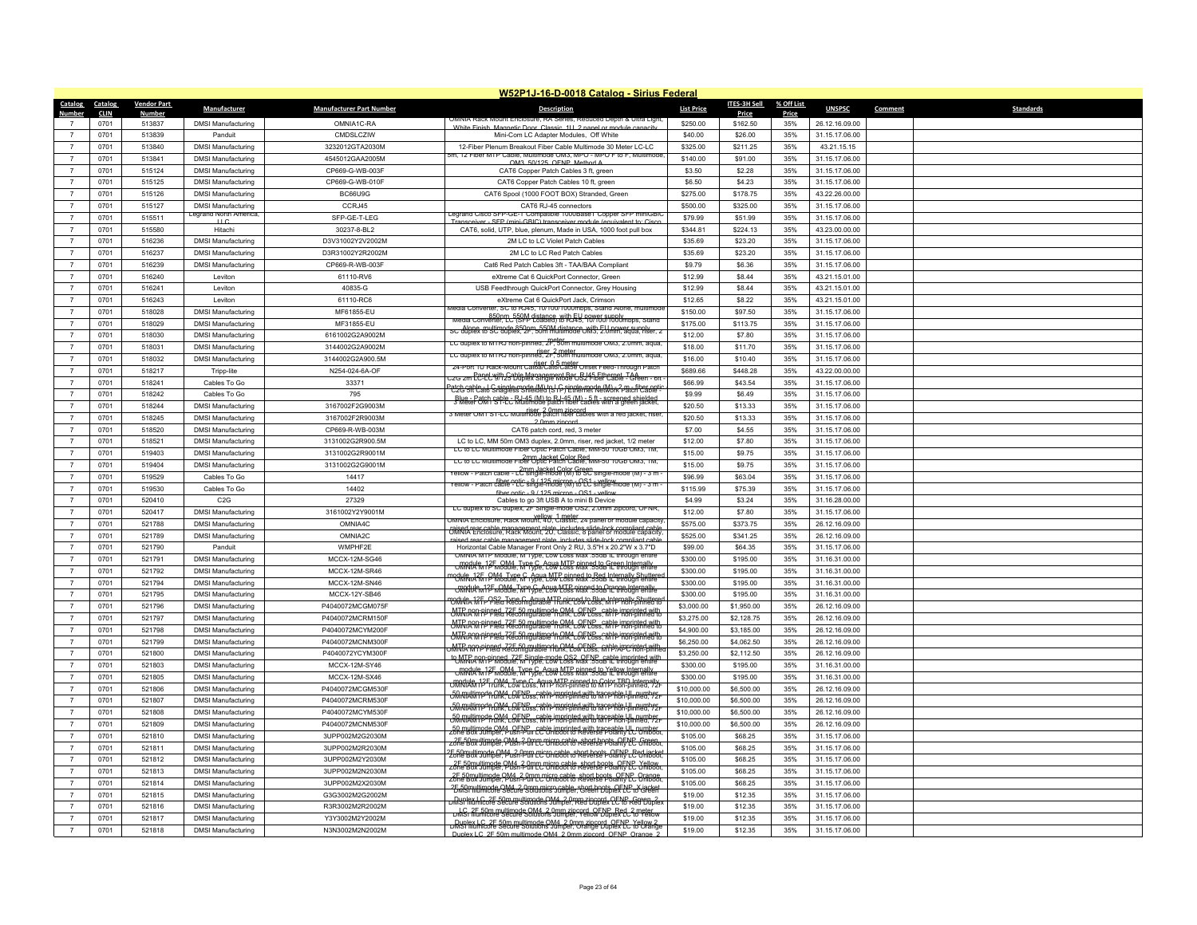# W52P1J-16-D-0018 Catalog - Sirius Federal

| Catalog Number | Catalog CLIN | Vendor Part Number | Manufacturer | Manufacturer Part Number | Description | List Price | ITES-3H Sell Price | % Off List Price | UNSPSC | Comment | Standards |
|---|---|---|---|---|---|---|---|---|---|---|---|
| 7 | 0701 | 513837 | DMSI Manufacturing | OMNIA1C-RA | OMNIA Rack Mount Enclosure, RA Series, Reduced Depth & Ultra Light, White Finish, Magnetic Door, Classic, 1U, 2 panel or module capacity | $250.00 | $162.50 | 35% | 26.12.16.09.00 | | |
| 7 | 0701 | 513839 | Panduit | CMDSLCZIW | Mini-Com LC Adapter Modules, Off White | $40.00 | $26.00 | 35% | 31.15.17.06.00 | | |
| 7 | 0701 | 513840 | DMSI Manufacturing | 3232012GTA2030M | 12-Fiber Plenum Breakout Fiber Cable Multimode 30 Meter LC-LC | $325.00 | $211.25 | 35% | 43.21.15.15 | | |
| 7 | 0701 | 513841 | DMSI Manufacturing | 4545012GAA2005M | 5m, 12 Fiber MTP Cable, Multimode OM3, MPO - MPO F to F, Multimode, OM3, 50/125, OFNP, Method A | $140.00 | $91.00 | 35% | 31.15.17.06.00 | | |
| 7 | 0701 | 515124 | DMSI Manufacturing | CP669-G-WB-003F | CAT6 Copper Patch Cables 3 ft, green | $3.50 | $2.28 | 35% | 31.15.17.06.00 | | |
| 7 | 0701 | 515125 | DMSI Manufacturing | CP669-G-WB-010F | CAT6 Copper Patch Cables 10 ft, green | $6.50 | $4.23 | 35% | 31.15.17.06.00 | | |
| 7 | 0701 | 515126 | DMSI Manufacturing | BC66U9G | CAT6 Spool (1000 FOOT BOX) Stranded, Green | $275.00 | $178.75 | 35% | 43.22.26.00.00 | | |
| 7 | 0701 | 515127 | DMSI Manufacturing | CCRJ45 | CAT6 RJ-45 connectors | $500.00 | $325.00 | 35% | 31.15.17.06.00 | | |
| 7 | 0701 | 515511 | Legrand North America, LLC | SFP-GE-T-LEG | Legrand Cisco SFP-GE-T Compatible 1000BaseT Copper SFP miniGBIC Transceiver - SFP (mini-GBIC) transceiver module (equivalent to: Cisco | $79.99 | $51.99 | 35% | 31.15.17.06.00 | | |
| 7 | 0701 | 515580 | Hitachi | 30237-8-BL2 | CAT6, solid, UTP, blue, plenum, Made in USA, 1000 foot pull box | $344.81 | $224.13 | 35% | 43.23.00.00.00 | | |
| 7 | 0701 | 516236 | DMSI Manufacturing | D3V31002Y2V2002M | 2M LC to LC Violet Patch Cables | $35.69 | $23.20 | 35% | 31.15.17.06.00 | | |
| 7 | 0701 | 516237 | DMSI Manufacturing | D3R31002Y2R2002M | 2M LC to LC Red Patch Cables | $35.69 | $23.20 | 35% | 31.15.17.06.00 | | |
| 7 | 0701 | 516239 | DMSI Manufacturing | CP669-R-WB-003F | Cat6 Red Patch Cables 3ft - TAA/BAA Compliant | $9.79 | $6.36 | 35% | 31.15.17.06.00 | | |
| 7 | 0701 | 516240 | Leviton | 61110-RV6 | eXtreme Cat 6 QuickPort Connector, Green | $12.99 | $8.44 | 35% | 43.21.15.01.00 | | |
| 7 | 0701 | 516241 | Leviton | 40835-G | USB Feedthrough QuickPort Connector, Grey Housing | $12.99 | $8.44 | 35% | 43.21.15.01.00 | | |
| 7 | 0701 | 516243 | Leviton | 61110-RC6 | eXtreme Cat 6 QuickPort Jack, Crimson | $12.65 | $8.22 | 35% | 43.21.15.01.00 | | |
| 7 | 0701 | 518028 | DMSI Manufacturing | MF61855-EU | Media Converter, SC to RJ45, 10/100/1000mbps, Stand Alone, multimode 850nm, 550M distance, with EU power supply | $150.00 | $97.50 | 35% | 31.15.17.06.00 | | |
| 7 | 0701 | 518029 | DMSI Manufacturing | MF31855-EU | Media Converter, LC (SFP Loaded) to RJ45, 10/100/1000mbps, Stand Alone, multimode 850nm, 550M distance, with EU power supply | $175.00 | $113.75 | 35% | 31.15.17.06.00 | | |
| 7 | 0701 | 518030 | DMSI Manufacturing | 6161002G2A9002M | SC duplex to SC duplex, 2F, 50m multimode OM3, 2.0mm, aqua, riser, 2 meter | $12.00 | $7.80 | 35% | 31.15.17.06.00 | | |
| 7 | 0701 | 518031 | DMSI Manufacturing | 3144002G2A9002M | LC duplex to MTRJ non-pinned, 2F, 50m multimode OM3, 2.0mm, aqua, riser, 2 meter | $18.00 | $11.70 | 35% | 31.15.17.06.00 | | |
| 7 | 0701 | 518032 | DMSI Manufacturing | 3144002G2A900.5M | LC duplex to MTRJ non-pinned, 2F, 50m multimode OM3, 2.0mm, aqua, riser, 0.5 meter | $16.00 | $10.40 | 35% | 31.15.17.06.00 | | |
| 7 | 0701 | 518217 | Tripp-lite | N254-024-6A-OF | 24-Port 1U Rack-Mount Cat6a/Cat6/Cat5e Offset Feed-Through Patch Panel with Cable Management Bar, RJ45 Ethernet, TAA | $689.66 | $448.28 | 35% | 43.22.00.00.00 | | |
| 7 | 0701 | 518241 | Cables To Go | 33371 | C2G 2m LC-LC 9/125 Duplex Single Mode OS2 Fiber Cable - Green - 6ft - Patch cable - LC single-mode (M) to LC single-mode (M) - 2 m - fiber optic | $66.99 | $43.54 | 35% | 31.15.17.06.00 | | |
| 7 | 0701 | 518242 | Cables To Go | 795 | C2G 5ft Cat6 Snagless Shielded (STP) Ethernet Network Patch Cable - Blue - Patch cable - RJ-45 (M) to RJ-45 (M) - 5 ft - screened shielded | $9.99 | $6.49 | 35% | 31.15.17.06.00 | | |
| 7 | 0701 | 518244 | DMSI Manufacturing | 3167002F2G9003M | 3 Meter OM1 ST-LC Multimode patch fiber cables with a green jacket, riser, 2.0mm zipcord | $20.50 | $13.33 | 35% | 31.15.17.06.00 | | |
| 7 | 0701 | 518245 | DMSI Manufacturing | 3167002F2R9003M | 3 Meter OM1 ST-LC Multimode patch fiber cables with a red jacket, riser, 2.0mm zipcord | $20.50 | $13.33 | 35% | 31.15.17.06.00 | | |
| 7 | 0701 | 518520 | DMSI Manufacturing | CP669-R-WB-003M | CAT6 patch cord, red, 3 meter | $7.00 | $4.55 | 35% | 31.15.17.06.00 | | |
| 7 | 0701 | 518521 | DMSI Manufacturing | 3131002G2R900.5M | LC to LC, MM 50m OM3 duplex, 2.0mm, riser, red jacket, 1/2 meter | $12.00 | $7.80 | 35% | 31.15.17.06.00 | | |
| 7 | 0701 | 519403 | DMSI Manufacturing | 3131002G2R9001M | LC to LC Multimode Fiber Optic Patch Cable, MM-50 10GB OM3, 1M, 2mm Jacket Color Red | $15.00 | $9.75 | 35% | 31.15.17.06.00 | | |
| 7 | 0701 | 519404 | DMSI Manufacturing | 3131002G2G9001M | LC to LC Multimode Fiber Optic Patch Cable, MM-50 10GB OM3, 1M, 2mm Jacket Color Green | $15.00 | $9.75 | 35% | 31.15.17.06.00 | | |
| 7 | 0701 | 519529 | Cables To Go | 14417 | Yellow - Patch cable - LC single-mode (M) to SC single-mode (M) - 3 m - fiber optic - 9 / 125 micron - OS1 - yellow | $96.99 | $63.04 | 35% | 31.15.17.06.00 | | |
| 7 | 0701 | 519530 | Cables To Go | 14402 | Yellow - Patch cable - LC single-mode (M) to LC single-mode (M) - 3 m - fiber optic - 9 / 125 micron - OS1 - yellow | $115.99 | $75.39 | 35% | 31.15.17.06.00 | | |
| 7 | 0701 | 520410 | C2G | 27329 | Cables to go 3ft USB A to mini B Device | $4.99 | $3.24 | 35% | 31.16.28.00.00 | | |
| 7 | 0701 | 520417 | DMSI Manufacturing | 3161002Y2Y9001M | LC duplex to SC duplex, 2F Single-mode OS2, 2.0mm zipcord, OFNR, yellow, 1 meter | $12.00 | $7.80 | 35% | 31.15.17.06.00 | | |
| 7 | 0701 | 521788 | DMSI Manufacturing | OMNIA4C | OMNIA Enclosure, Rack Mount, 4U, Classic, 24 panel or module capacity, raised rear cable management plate, includes slide-lock compliant cable | $575.00 | $373.75 | 35% | 26.12.16.09.00 | | |
| 7 | 0701 | 521789 | DMSI Manufacturing | OMNIA2C | OMNIA Enclosure, Rack Mount, 2U, Classic, 8 panel or module capacity, raised rear cable management plate, includes slide-lock compliant cable | $525.00 | $341.25 | 35% | 26.12.16.09.00 | | |
| 7 | 0701 | 521790 | Panduit | WMPHF2E | Horizontal Cable Manager Front Only 2 RU, 3.5"H x 20.2"W x 3.7"D | $99.00 | $64.35 | 35% | 31.15.17.06.00 | | |
| 7 | 0701 | 521791 | DMSI Manufacturing | MCCX-12M-SG46 | OMNIA MTP Module, M Type, Low Loss Max .35dB IL through entire module, 12F, OM4, Type C, Aqua MTP pinned to Green Internally | $300.00 | $195.00 | 35% | 31.16.31.00.00 | | |
| 7 | 0701 | 521792 | DMSI Manufacturing | MCCX-12M-SR46 | OMNIA MTP Module, M Type, Low Loss Max .35dB IL through entire module, 12F, OM4, Type C, Aqua MTP pinned to Red Internally Shuttered | $300.00 | $195.00 | 35% | 31.16.31.00.00 | | |
| 7 | 0701 | 521794 | DMSI Manufacturing | MCCX-12M-SN46 | OMNIA MTP Module, M Type, Low Loss Max .35dB IL through entire module, 12F, OM4, Type C, Aqua MTP pinned to Orange Internally | $300.00 | $195.00 | 35% | 31.16.31.00.00 | | |
| 7 | 0701 | 521795 | DMSI Manufacturing | MCCX-12Y-SB46 | OMNIA MTP Module, M Type, Low Loss Max .35dB IL through entire module, 12F, OS2, Type C, Aqua MTP pinned to Blue Internally Shuttered | $300.00 | $195.00 | 35% | 31.16.31.00.00 | | |
| 7 | 0701 | 521796 | DMSI Manufacturing | P4040072MCGM075F | OMNIA MTP Field Reconfigurable Trunk, Low Loss, MTP non-pinned to MTP non-pinned, 72F 50 multimode OM4, OFNP, cable imprinted with | $3,000.00 | $1,950.00 | 35% | 26.12.16.09.00 | | |
| 7 | 0701 | 521797 | DMSI Manufacturing | P4040072MCRM150F | OMNIA MTP Field Reconfigurable Trunk, Low Loss, MTP non-pinned to MTP non-pinned, 72F 50 multimode OM4, OFNP, cable imprinted with | $3,275.00 | $2,128.75 | 35% | 26.12.16.09.00 | | |
| 7 | 0701 | 521798 | DMSI Manufacturing | P4040072MCYM200F | OMNIA MTP Field Reconfigurable Trunk, Low Loss, MTP non-pinned to MTP non-pinned, 72F 50 multimode OM4, OFNP, cable imprinted with | $4,900.00 | $3,185.00 | 35% | 26.12.16.09.00 | | |
| 7 | 0701 | 521799 | DMSI Manufacturing | P4040072MCNM300F | OMNIA MTP Field Reconfigurable Trunk, Low Loss, MTP non-pinned to MTP non-pinned, 72F 50 multimode OM4, OFNP, cable imprinted with | $6,250.00 | $4,062.50 | 35% | 26.12.16.09.00 | | |
| 7 | 0701 | 521800 | DMSI Manufacturing | P4040072YCYM300F | OMNIA MTP Field Reconfigurable Trunk, Low Loss, MTP/APC non-pinned to MTP non-pinned, 72F Single-mode OS2, OFNP, cable imprinted with | $3,250.00 | $2,112.50 | 35% | 26.12.16.09.00 | | |
| 7 | 0701 | 521803 | DMSI Manufacturing | MCCX-12M-SY46 | OMNIA MTP Module, M Type, Low Loss Max .35dB IL through entire module, 12F, OM4, Type C, Aqua MTP pinned to Yellow Internally | $300.00 | $195.00 | 35% | 31.16.31.00.00 | | |
| 7 | 0701 | 521805 | DMSI Manufacturing | MCCX-12M-SX46 | OMNIA MTP Module, M Type, Low Loss Max .35dB IL through entire module, 12F, OM4, Type C, Aqua MTP pinned to Color TBD Internally | $300.00 | $195.00 | 35% | 31.16.31.00.00 | | |
| 7 | 0701 | 521806 | DMSI Manufacturing | P4040072MCGM530F | OMNIAMTP Trunk, Low Loss, MTP non-pinned to MTP non-pinned, 72F 50 multimode OM4, OFNP, cable imprinted with traceable UL number | $10,000.00 | $6,500.00 | 35% | 26.12.16.09.00 | | |
| 7 | 0701 | 521807 | DMSI Manufacturing | P4040072MCRM530F | OMNIAMTP Trunk, Low Loss, MTP non-pinned to MTP non-pinned, 72F 50 multimode OM4, OFNP, cable imprinted with traceable UL number | $10,000.00 | $6,500.00 | 35% | 26.12.16.09.00 | | |
| 7 | 0701 | 521808 | DMSI Manufacturing | P4040072MCYM530F | OMNIAMTP Trunk, Low Loss, MTP non-pinned to MTP non-pinned, 72F 50 multimode OM4, OFNP, cable imprinted with traceable UL number | $10,000.00 | $6,500.00 | 35% | 26.12.16.09.00 | | |
| 7 | 0701 | 521809 | DMSI Manufacturing | P4040072MCNM530F | OMNIAMTP Trunk, Low Loss, MTP non-pinned to MTP non-pinned, 72F 50 multimode OM4, OFNP, cable imprinted with traceable UL number | $10,000.00 | $6,500.00 | 35% | 26.12.16.09.00 | | |
| 7 | 0701 | 521810 | DMSI Manufacturing | 3UPP002M2G2030M | Zone Box Jumper, Push-Pull LC Uniboot to Reverse Polarity LC Uniboot, 2F 50multimode OM4, 2.0mm micro cable, short boots, OFNP, Green | $105.00 | $68.25 | 35% | 31.15.17.06.00 | | |
| 7 | 0701 | 521811 | DMSI Manufacturing | 3UPP002M2R2030M | Zone Box Jumper, Push-Pull LC Uniboot to Reverse Polarity LC Uniboot, 2F 50multimode OM4, 2.0mm micro cable, short boots, OFNP, Red jacket | $105.00 | $68.25 | 35% | 31.15.17.06.00 | | |
| 7 | 0701 | 521812 | DMSI Manufacturing | 3UPP002M2Y2030M | Zone Box Jumper, Push-Pull LC Uniboot to Reverse Polarity LC Uniboot, 2F 50multimode OM4, 2.0mm micro cable, short boots, OFNP, Yellow | $105.00 | $68.25 | 35% | 31.15.17.06.00 | | |
| 7 | 0701 | 521813 | DMSI Manufacturing | 3UPP002M2N2030M | Zone Box Jumper, Push-Pull LC Uniboot to Reverse Polarity LC Uniboot, 2F 50multimode OM4, 2.0mm micro cable, short boots, OFNP, Orange | $105.00 | $68.25 | 35% | 31.15.17.06.00 | | |
| 7 | 0701 | 521814 | DMSI Manufacturing | 3UPP002M2X2030M | Zone Box Jumper, Push-Pull LC Uniboot to Reverse Polarity LC Uniboot, 2F 50multimode OM4, 2.0mm micro cable, short boots, OFNP, X jacket | $105.00 | $68.25 | 35% | 31.15.17.06.00 | | |
| 7 | 0701 | 521815 | DMSI Manufacturing | G3G3002M2G2002M | DMSI Multicore Secure Solutions Jumper, Green Duplex LC to Green Duplex LC, 2F 50m multimode OM4, 2.0mm zipcord, OFNP, Green, 2 | $19.00 | $12.35 | 35% | 31.15.17.06.00 | | |
| 7 | 0701 | 521816 | DMSI Manufacturing | R3R3002M2R2002M | DMSI Multicore Secure Solutions Jumper, Red Duplex LC to Red Duplex LC, 2F 50m multimode OM4, 2.0mm zipcord, OFNP, Red, 2 meter | $19.00 | $12.35 | 35% | 31.15.17.06.00 | | |
| 7 | 0701 | 521817 | DMSI Manufacturing | Y3Y3002M2Y2002M | DMSI Multicore Secure Solutions Jumper, Yellow Duplex LC to Yellow Duplex LC, 2F 50m multimode OM4, 2.0mm zipcord, OFNP, Yellow 2 | $19.00 | $12.35 | 35% | 31.15.17.06.00 | | |
| 7 | 0701 | 521818 | DMSI Manufacturing | N3N3002M2N2002M | DMSI Multicore Secure Solutions Jumper, Orange Duplex LC to Orange Duplex LC, 2F 50m multimode OM4, 2.0mm zipcord, OFNP, Orange, 2 | $19.00 | $12.35 | 35% | 31.15.17.06.00 | | |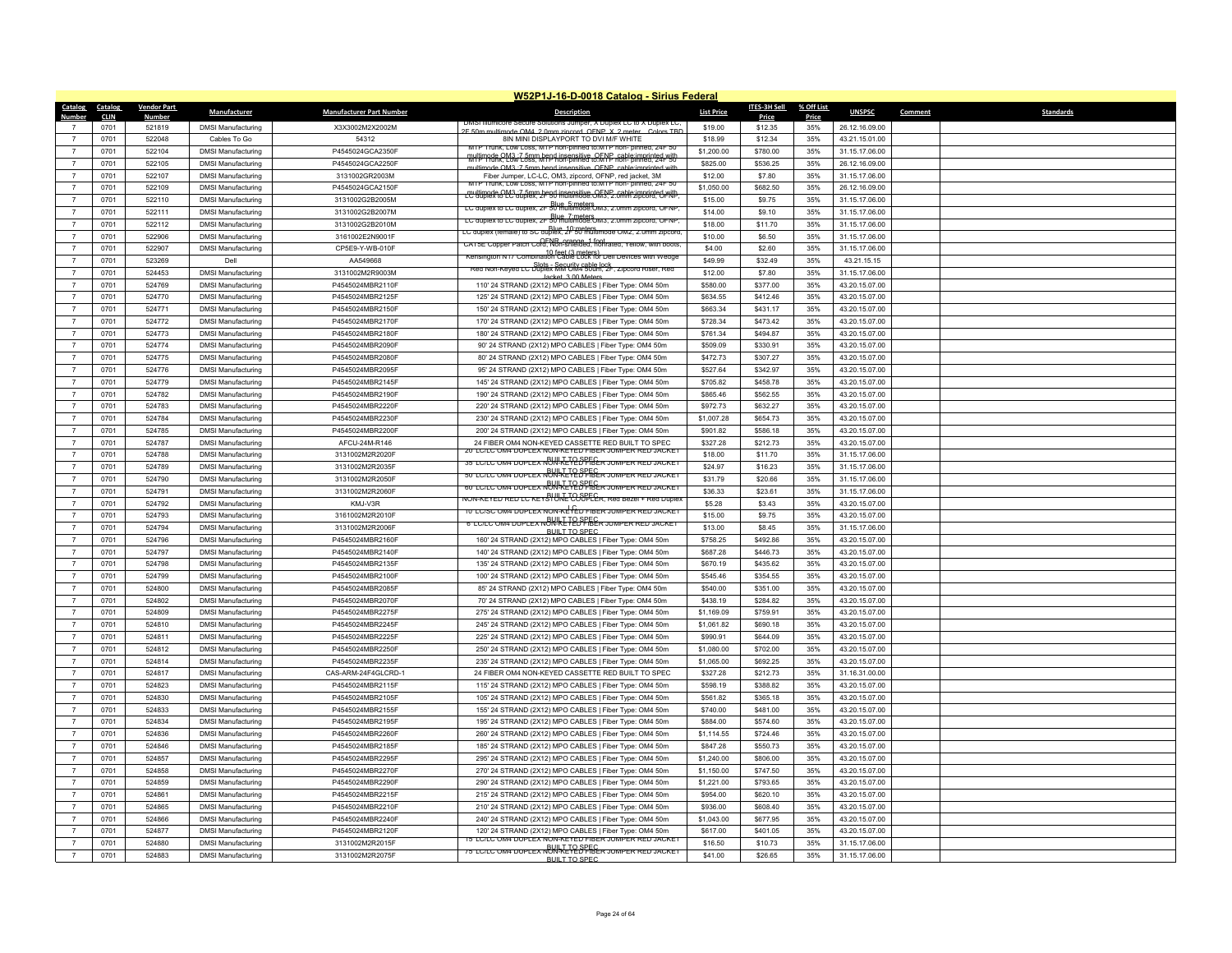# W52P1J-16-D-0018 Catalog - Sirius Federal

| Catalog Number | Catalog CLIN | Vendor Part Number | Manufacturer | Manufacturer Part Number | Description | List Price | ITES-3H Sell Price | % Off List Price | UNSPSC | Comment | Standards |
|---|---|---|---|---|---|---|---|---|---|---|---|
| 7 | 0701 | 521819 | DMSI Manufacturing | X3X3002M2X2002M | DMSI multicore Secure Solutions Jumper, X Duplex LC to X Duplex LC, 2F 50m multimode OM4, 2.0mm zipcord, OFNP, X, 2 meter, , Colors TBD | $19.00 | $12.35 | 35% | 26.12.16.09.00 | | |
| 7 | 0701 | 522048 | Cables To Go | 54312 | 8IN MINI DISPLAYPORT TO DVI M/F WHITE | $18.99 | $12.34 | 35% | 43.21.15.01.00 | | |
| 7 | 0701 | 522104 | DMSI Manufacturing | P4545024GCA2350F | MTP Trunk, Low Loss, MTP non-pinned to MTP non- pinned, 24F 50 multimode OM3, 7.5mm bend insensitive, OFNP, cable imprinted with | $1,200.00 | $780.00 | 35% | 31.15.17.06.00 | | |
| 7 | 0701 | 522105 | DMSI Manufacturing | P4545024GCA2250F | MTP Trunk, Low Loss, MTP non-pinned to MTP non- pinned, 24F 50 multimode OM3, 7.5mm bend insensitive, OFNP, cable imprinted with | $825.00 | $536.25 | 35% | 26.12.16.09.00 | | |
| 7 | 0701 | 522107 | DMSI Manufacturing | 3131002GR2003M | Fiber Jumper, LC-LC, OM3, zipcord, OFNP, red jacket, 3M | $12.00 | $7.80 | 35% | 31.15.17.06.00 | | |
| 7 | 0701 | 522109 | DMSI Manufacturing | P4545024GCA2150F | MTP Trunk, Low Loss, MTP non-pinned to MTP non- pinned, 24F 50 multimode OM3, 7.5mm bend insensitive, OFNP, cable imprinted with | $1,050.00 | $682.50 | 35% | 26.12.16.09.00 | | |
| 7 | 0701 | 522110 | DMSI Manufacturing | 3131002G2B2005M | LC duplex to LC duplex, 2F 50 multimode OM3, 2.0mm zipcord, OFNP, Blue, 5 meters | $15.00 | $9.75 | 35% | 31.15.17.06.00 | | |
| 7 | 0701 | 522111 | DMSI Manufacturing | 3131002G2B2007M | LC duplex to LC duplex, 2F 50 multimode OM3, 2.0mm zipcord, OFNP, Blue, 7 meters | $14.00 | $9.10 | 35% | 31.15.17.06.00 | | |
| 7 | 0701 | 522112 | DMSI Manufacturing | 3131002G2B2010M | LC duplex to LC duplex, 2F 50 multimode OM3, 2.0mm zipcord, OFNP, Blue, 10 meters | $18.00 | $11.70 | 35% | 31.15.17.06.00 | | |
| 7 | 0701 | 522906 | DMSI Manufacturing | 3161002E2N9001F | LC duplex (female) to SC duplex, 2F 50 multimode OM2, 2.0mm zipcord, OFNR, orange, 1 foot | $10.00 | $6.50 | 35% | 31.15.17.06.00 | | |
| 7 | 0701 | 522907 | DMSI Manufacturing | CP5E9-Y-WB-010F | CAT5E Copper Patch Cord, Non-shielded, nonrated, Yellow, with boots, 10 feet (3 meters) | $4.00 | $2.60 | 35% | 31.15.17.06.00 | | |
| 7 | 0701 | 523269 | Dell | AA549668 | Kensington N17 Combination Cable Lock for Dell Devices with Wedge Slots - Security cable lock | $49.99 | $32.49 | 35% | 43.21.15.15 | | |
| 7 | 0701 | 524453 | DMSI Manufacturing | 3131002M2R9003M | Red Non-Keyed LC Duplex MM OM4 50um, 2F, Zipcord Riser, Red Jacket, 3.00 Meters | $12.00 | $7.80 | 35% | 31.15.17.06.00 | | |
| 7 | 0701 | 524769 | DMSI Manufacturing | P4545024MBR2110F | 110' 24 STRAND (2X12) MPO CABLES \| Fiber Type: OM4 50m | $580.00 | $377.00 | 35% | 43.20.15.07.00 | | |
| 7 | 0701 | 524770 | DMSI Manufacturing | P4545024MBR2125F | 125' 24 STRAND (2X12) MPO CABLES \| Fiber Type: OM4 50m | $634.55 | $412.46 | 35% | 43.20.15.07.00 | | |
| 7 | 0701 | 524771 | DMSI Manufacturing | P4545024MBR2150F | 150' 24 STRAND (2X12) MPO CABLES \| Fiber Type: OM4 50m | $663.34 | $431.17 | 35% | 43.20.15.07.00 | | |
| 7 | 0701 | 524772 | DMSI Manufacturing | P4545024MBR2170F | 170' 24 STRAND (2X12) MPO CABLES \| Fiber Type: OM4 50m | $728.34 | $473.42 | 35% | 43.20.15.07.00 | | |
| 7 | 0701 | 524773 | DMSI Manufacturing | P4545024MBR2180F | 180' 24 STRAND (2X12) MPO CABLES \| Fiber Type: OM4 50m | $761.34 | $494.87 | 35% | 43.20.15.07.00 | | |
| 7 | 0701 | 524774 | DMSI Manufacturing | P4545024MBR2090F | 90' 24 STRAND (2X12) MPO CABLES \| Fiber Type: OM4 50m | $509.09 | $330.91 | 35% | 43.20.15.07.00 | | |
| 7 | 0701 | 524775 | DMSI Manufacturing | P4545024MBR2080F | 80' 24 STRAND (2X12) MPO CABLES \| Fiber Type: OM4 50m | $472.73 | $307.27 | 35% | 43.20.15.07.00 | | |
| 7 | 0701 | 524776 | DMSI Manufacturing | P4545024MBR2095F | 95' 24 STRAND (2X12) MPO CABLES \| Fiber Type: OM4 50m | $527.64 | $342.97 | 35% | 43.20.15.07.00 | | |
| 7 | 0701 | 524779 | DMSI Manufacturing | P4545024MBR2145F | 145' 24 STRAND (2X12) MPO CABLES \| Fiber Type: OM4 50m | $705.82 | $458.78 | 35% | 43.20.15.07.00 | | |
| 7 | 0701 | 524782 | DMSI Manufacturing | P4545024MBR2190F | 190' 24 STRAND (2X12) MPO CABLES \| Fiber Type: OM4 50m | $865.46 | $562.55 | 35% | 43.20.15.07.00 | | |
| 7 | 0701 | 524783 | DMSI Manufacturing | P4545024MBR2220F | 220' 24 STRAND (2X12) MPO CABLES \| Fiber Type: OM4 50m | $972.73 | $632.27 | 35% | 43.20.15.07.00 | | |
| 7 | 0701 | 524784 | DMSI Manufacturing | P4545024MBR2230F | 230' 24 STRAND (2X12) MPO CABLES \| Fiber Type: OM4 50m | $1,007.28 | $654.73 | 35% | 43.20.15.07.00 | | |
| 7 | 0701 | 524785 | DMSI Manufacturing | P4545024MBR2200F | 200' 24 STRAND (2X12) MPO CABLES \| Fiber Type: OM4 50m | $901.82 | $586.18 | 35% | 43.20.15.07.00 | | |
| 7 | 0701 | 524787 | DMSI Manufacturing | AFCU-24M-R146 | 24 FIBER OM4 NON-KEYED CASSETTE RED BUILT TO SPEC | $327.28 | $212.73 | 35% | 43.20.15.07.00 | | |
| 7 | 0701 | 524788 | DMSI Manufacturing | 3131002M2R2020F | 20' LC/LC OM4 DUPLEX NON-KEYED FIBER JUMPER RED JACKET BUILT TO SPEC | $18.00 | $11.70 | 35% | 31.15.17.06.00 | | |
| 7 | 0701 | 524789 | DMSI Manufacturing | 3131002M2R2035F | 35' LC/LC OM4 DUPLEX NON-KEYED FIBER JUMPER RED JACKET BUILT TO SPEC | $24.97 | $16.23 | 35% | 31.15.17.06.00 | | |
| 7 | 0701 | 524790 | DMSI Manufacturing | 3131002M2R2050F | 50' LC/LC OM4 DUPLEX NON-KEYED FIBER JUMPER RED JACKET BUILT TO SPEC | $31.79 | $20.66 | 35% | 31.15.17.06.00 | | |
| 7 | 0701 | 524791 | DMSI Manufacturing | 3131002M2R2060F | 60' LC/LC OM4 DUPLEX NON-KEYED FIBER JUMPER RED JACKET BUILT TO SPEC | $36.33 | $23.61 | 35% | 31.15.17.06.00 | | |
| 7 | 0701 | 524792 | DMSI Manufacturing | KMJ-V3R | NON-KEYED RED LC KEYSTONE COUPLER, Red Bezel + Red Duplex LC | $5.28 | $3.43 | 35% | 43.20.15.07.00 | | |
| 7 | 0701 | 524793 | DMSI Manufacturing | 3161002M2R2010F | 10' LC/SC OM4 DUPLEX NON-KEYED FIBER JUMPER RED JACKET BUILT TO SPEC | $15.00 | $9.75 | 35% | 43.20.15.07.00 | | |
| 7 | 0701 | 524794 | DMSI Manufacturing | 3131002M2R2006F | 6' LC/LC OM4 DUPLEX NON-KEYED FIBER JUMPER RED JACKET BUILT TO SPEC | $13.00 | $8.45 | 35% | 31.15.17.06.00 | | |
| 7 | 0701 | 524796 | DMSI Manufacturing | P4545024MBR2160F | 160' 24 STRAND (2X12) MPO CABLES \| Fiber Type: OM4 50m | $758.25 | $492.86 | 35% | 43.20.15.07.00 | | |
| 7 | 0701 | 524797 | DMSI Manufacturing | P4545024MBR2140F | 140' 24 STRAND (2X12) MPO CABLES \| Fiber Type: OM4 50m | $687.28 | $446.73 | 35% | 43.20.15.07.00 | | |
| 7 | 0701 | 524798 | DMSI Manufacturing | P4545024MBR2135F | 135' 24 STRAND (2X12) MPO CABLES \| Fiber Type: OM4 50m | $670.19 | $435.62 | 35% | 43.20.15.07.00 | | |
| 7 | 0701 | 524799 | DMSI Manufacturing | P4545024MBR2100F | 100' 24 STRAND (2X12) MPO CABLES \| Fiber Type: OM4 50m | $545.46 | $354.55 | 35% | 43.20.15.07.00 | | |
| 7 | 0701 | 524800 | DMSI Manufacturing | P4545024MBR2085F | 85' 24 STRAND (2X12) MPO CABLES \| Fiber Type: OM4 50m | $540.00 | $351.00 | 35% | 43.20.15.07.00 | | |
| 7 | 0701 | 524802 | DMSI Manufacturing | P4545024MBR2070F | 70' 24 STRAND (2X12) MPO CABLES \| Fiber Type: OM4 50m | $438.19 | $284.82 | 35% | 43.20.15.07.00 | | |
| 7 | 0701 | 524809 | DMSI Manufacturing | P4545024MBR2275F | 275' 24 STRAND (2X12) MPO CABLES \| Fiber Type: OM4 50m | $1,169.09 | $759.91 | 35% | 43.20.15.07.00 | | |
| 7 | 0701 | 524810 | DMSI Manufacturing | P4545024MBR2245F | 245' 24 STRAND (2X12) MPO CABLES \| Fiber Type: OM4 50m | $1,061.82 | $690.18 | 35% | 43.20.15.07.00 | | |
| 7 | 0701 | 524811 | DMSI Manufacturing | P4545024MBR2225F | 225' 24 STRAND (2X12) MPO CABLES \| Fiber Type: OM4 50m | $990.91 | $644.09 | 35% | 43.20.15.07.00 | | |
| 7 | 0701 | 524812 | DMSI Manufacturing | P4545024MBR2250F | 250' 24 STRAND (2X12) MPO CABLES \| Fiber Type: OM4 50m | $1,080.00 | $702.00 | 35% | 43.20.15.07.00 | | |
| 7 | 0701 | 524814 | DMSI Manufacturing | P4545024MBR2235F | 235' 24 STRAND (2X12) MPO CABLES \| Fiber Type: OM4 50m | $1,065.00 | $692.25 | 35% | 43.20.15.07.00 | | |
| 7 | 0701 | 524817 | DMSI Manufacturing | CAS-ARM-24F4GLCRD-1 | 24 FIBER OM4 NON-KEYED CASSETTE RED BUILT TO SPEC | $327.28 | $212.73 | 35% | 31.16.31.00.00 | | |
| 7 | 0701 | 524823 | DMSI Manufacturing | P4545024MBR2115F | 115' 24 STRAND (2X12) MPO CABLES \| Fiber Type: OM4 50m | $598.19 | $388.82 | 35% | 43.20.15.07.00 | | |
| 7 | 0701 | 524830 | DMSI Manufacturing | P4545024MBR2105F | 105' 24 STRAND (2X12) MPO CABLES \| Fiber Type: OM4 50m | $561.82 | $365.18 | 35% | 43.20.15.07.00 | | |
| 7 | 0701 | 524833 | DMSI Manufacturing | P4545024MBR2155F | 155' 24 STRAND (2X12) MPO CABLES \| Fiber Type: OM4 50m | $740.00 | $481.00 | 35% | 43.20.15.07.00 | | |
| 7 | 0701 | 524834 | DMSI Manufacturing | P4545024MBR2195F | 195' 24 STRAND (2X12) MPO CABLES \| Fiber Type: OM4 50m | $884.00 | $574.60 | 35% | 43.20.15.07.00 | | |
| 7 | 0701 | 524836 | DMSI Manufacturing | P4545024MBR2260F | 260' 24 STRAND (2X12) MPO CABLES \| Fiber Type: OM4 50m | $1,114.55 | $724.46 | 35% | 43.20.15.07.00 | | |
| 7 | 0701 | 524846 | DMSI Manufacturing | P4545024MBR2185F | 185' 24 STRAND (2X12) MPO CABLES \| Fiber Type: OM4 50m | $847.28 | $550.73 | 35% | 43.20.15.07.00 | | |
| 7 | 0701 | 524857 | DMSI Manufacturing | P4545024MBR2295F | 295' 24 STRAND (2X12) MPO CABLES \| Fiber Type: OM4 50m | $1,240.00 | $806.00 | 35% | 43.20.15.07.00 | | |
| 7 | 0701 | 524858 | DMSI Manufacturing | P4545024MBR2270F | 270' 24 STRAND (2X12) MPO CABLES \| Fiber Type: OM4 50m | $1,150.00 | $747.50 | 35% | 43.20.15.07.00 | | |
| 7 | 0701 | 524859 | DMSI Manufacturing | P4545024MBR2290F | 290' 24 STRAND (2X12) MPO CABLES \| Fiber Type: OM4 50m | $1,221.00 | $793.65 | 35% | 43.20.15.07.00 | | |
| 7 | 0701 | 524861 | DMSI Manufacturing | P4545024MBR2215F | 215' 24 STRAND (2X12) MPO CABLES \| Fiber Type: OM4 50m | $954.00 | $620.10 | 35% | 43.20.15.07.00 | | |
| 7 | 0701 | 524865 | DMSI Manufacturing | P4545024MBR2210F | 210' 24 STRAND (2X12) MPO CABLES \| Fiber Type: OM4 50m | $936.00 | $608.40 | 35% | 43.20.15.07.00 | | |
| 7 | 0701 | 524866 | DMSI Manufacturing | P4545024MBR2240F | 240' 24 STRAND (2X12) MPO CABLES \| Fiber Type: OM4 50m | $1,043.00 | $677.95 | 35% | 43.20.15.07.00 | | |
| 7 | 0701 | 524877 | DMSI Manufacturing | P4545024MBR2120F | 120' 24 STRAND (2X12) MPO CABLES \| Fiber Type: OM4 50m | $617.00 | $401.05 | 35% | 43.20.15.07.00 | | |
| 7 | 0701 | 524880 | DMSI Manufacturing | 3131002M2R2015F | 15' LC/LC OM4 DUPLEX NON-KEYED FIBER JUMPER RED JACKET BUILT TO SPEC | $16.50 | $10.73 | 35% | 31.15.17.06.00 | | |
| 7 | 0701 | 524883 | DMSI Manufacturing | 3131002M2R2075F | 75' LC/LC OM4 DUPLEX NON-KEYED FIBER JUMPER RED JACKET BUILT TO SPEC | $41.00 | $26.65 | 35% | 31.15.17.06.00 | | |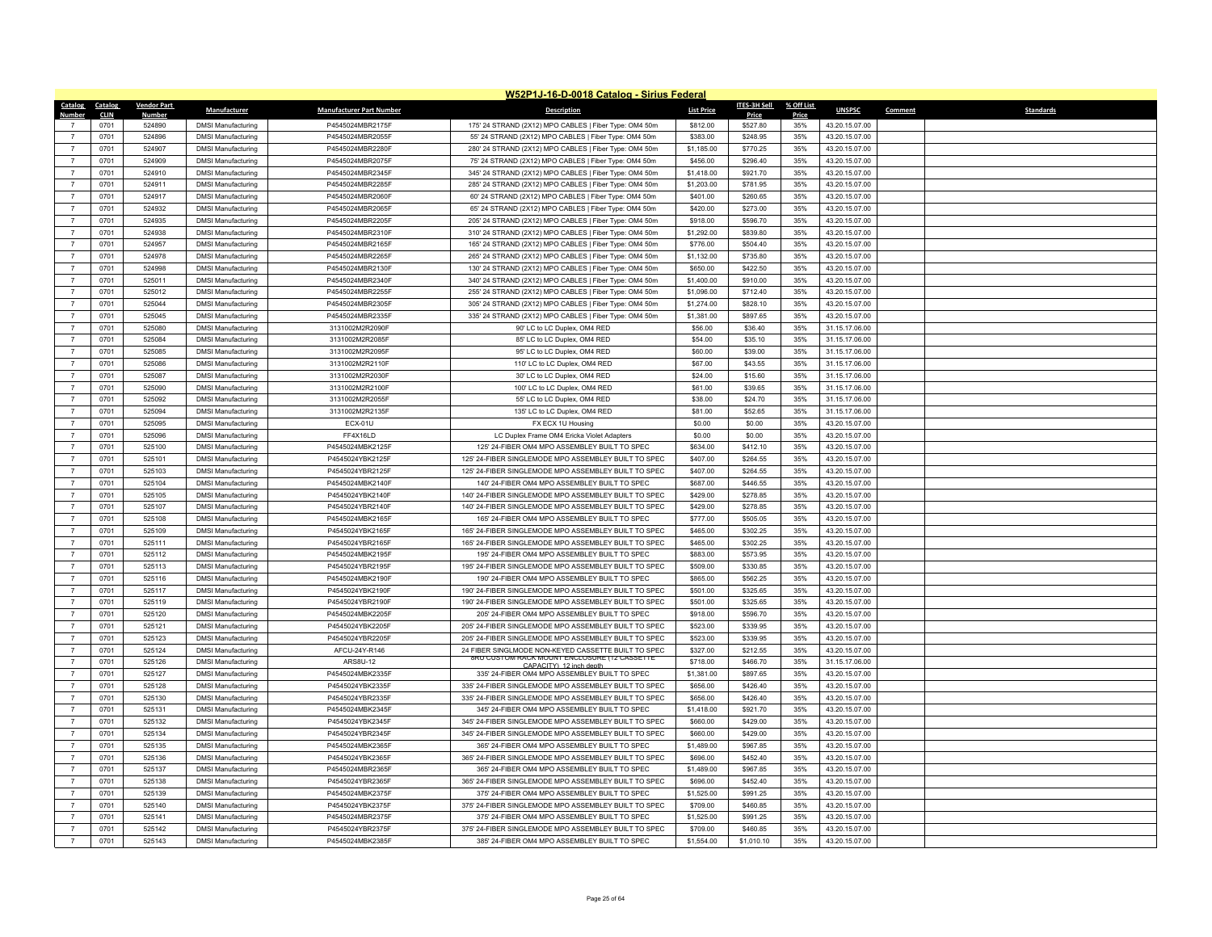# W52P1J-16-D-0018 Catalog - Sirius Federal

| Catalog Number | Catalog CLIN | Vendor Part Number | Manufacturer | Manufacturer Part Number | Description | List Price | ITES-3H Sell Price | % Off List Price | UNSPSC | Comment | Standards |
|---|---|---|---|---|---|---|---|---|---|---|---|
| 7 | 0701 | 524890 | DMSI Manufacturing | P4545024MBR2175F | 175' 24 STRAND (2X12) MPO CABLES \| Fiber Type: OM4 50m | $812.00 | $527.80 | 35% | 43.20.15.07.00 | | |
| 7 | 0701 | 524896 | DMSI Manufacturing | P4545024MBR2055F | 55' 24 STRAND (2X12) MPO CABLES \| Fiber Type: OM4 50m | $383.00 | $248.95 | 35% | 43.20.15.07.00 | | |
| 7 | 0701 | 524907 | DMSI Manufacturing | P4545024MBR2280F | 280' 24 STRAND (2X12) MPO CABLES \| Fiber Type: OM4 50m | $1,185.00 | $770.25 | 35% | 43.20.15.07.00 | | |
| 7 | 0701 | 524909 | DMSI Manufacturing | P4545024MBR2075F | 75' 24 STRAND (2X12) MPO CABLES \| Fiber Type: OM4 50m | $456.00 | $296.40 | 35% | 43.20.15.07.00 | | |
| 7 | 0701 | 524910 | DMSI Manufacturing | P4545024MBR2345F | 345' 24 STRAND (2X12) MPO CABLES \| Fiber Type: OM4 50m | $1,418.00 | $921.70 | 35% | 43.20.15.07.00 | | |
| 7 | 0701 | 524911 | DMSI Manufacturing | P4545024MBR2285F | 285' 24 STRAND (2X12) MPO CABLES \| Fiber Type: OM4 50m | $1,203.00 | $781.95 | 35% | 43.20.15.07.00 | | |
| 7 | 0701 | 524917 | DMSI Manufacturing | P4545024MBR2060F | 60' 24 STRAND (2X12) MPO CABLES \| Fiber Type: OM4 50m | $401.00 | $260.65 | 35% | 43.20.15.07.00 | | |
| 7 | 0701 | 524932 | DMSI Manufacturing | P4545024MBR2065F | 65' 24 STRAND (2X12) MPO CABLES \| Fiber Type: OM4 50m | $420.00 | $273.00 | 35% | 43.20.15.07.00 | | |
| 7 | 0701 | 524935 | DMSI Manufacturing | P4545024MBR2205F | 205' 24 STRAND (2X12) MPO CABLES \| Fiber Type: OM4 50m | $918.00 | $596.70 | 35% | 43.20.15.07.00 | | |
| 7 | 0701 | 524938 | DMSI Manufacturing | P4545024MBR2310F | 310' 24 STRAND (2X12) MPO CABLES \| Fiber Type: OM4 50m | $1,292.00 | $839.80 | 35% | 43.20.15.07.00 | | |
| 7 | 0701 | 524957 | DMSI Manufacturing | P4545024MBR2165F | 165' 24 STRAND (2X12) MPO CABLES \| Fiber Type: OM4 50m | $776.00 | $504.40 | 35% | 43.20.15.07.00 | | |
| 7 | 0701 | 524978 | DMSI Manufacturing | P4545024MBR2265F | 265' 24 STRAND (2X12) MPO CABLES \| Fiber Type: OM4 50m | $1,132.00 | $735.80 | 35% | 43.20.15.07.00 | | |
| 7 | 0701 | 524998 | DMSI Manufacturing | P4545024MBR2130F | 130' 24 STRAND (2X12) MPO CABLES \| Fiber Type: OM4 50m | $650.00 | $422.50 | 35% | 43.20.15.07.00 | | |
| 7 | 0701 | 525011 | DMSI Manufacturing | P4545024MBR2340F | 340' 24 STRAND (2X12) MPO CABLES \| Fiber Type: OM4 50m | $1,400.00 | $910.00 | 35% | 43.20.15.07.00 | | |
| 7 | 0701 | 525012 | DMSI Manufacturing | P4545024MBR2255F | 255' 24 STRAND (2X12) MPO CABLES \| Fiber Type: OM4 50m | $1,096.00 | $712.40 | 35% | 43.20.15.07.00 | | |
| 7 | 0701 | 525044 | DMSI Manufacturing | P4545024MBR2305F | 305' 24 STRAND (2X12) MPO CABLES \| Fiber Type: OM4 50m | $1,274.00 | $828.10 | 35% | 43.20.15.07.00 | | |
| 7 | 0701 | 525045 | DMSI Manufacturing | P4545024MBR2335F | 335' 24 STRAND (2X12) MPO CABLES \| Fiber Type: OM4 50m | $1,381.00 | $897.65 | 35% | 43.20.15.07.00 | | |
| 7 | 0701 | 525080 | DMSI Manufacturing | 3131002M2R2090F | 90' LC to LC Duplex, OM4 RED | $56.00 | $36.40 | 35% | 31.15.17.06.00 | | |
| 7 | 0701 | 525084 | DMSI Manufacturing | 3131002M2R2085F | 85' LC to LC Duplex, OM4 RED | $54.00 | $35.10 | 35% | 31.15.17.06.00 | | |
| 7 | 0701 | 525085 | DMSI Manufacturing | 3131002M2R2095F | 95' LC to LC Duplex, OM4 RED | $60.00 | $39.00 | 35% | 31.15.17.06.00 | | |
| 7 | 0701 | 525086 | DMSI Manufacturing | 3131002M2R2110F | 110' LC to LC Duplex, OM4 RED | $67.00 | $43.55 | 35% | 31.15.17.06.00 | | |
| 7 | 0701 | 525087 | DMSI Manufacturing | 3131002M2R2030F | 30' LC to LC Duplex, OM4 RED | $24.00 | $15.60 | 35% | 31.15.17.06.00 | | |
| 7 | 0701 | 525090 | DMSI Manufacturing | 3131002M2R2100F | 100' LC to LC Duplex, OM4 RED | $61.00 | $39.65 | 35% | 31.15.17.06.00 | | |
| 7 | 0701 | 525092 | DMSI Manufacturing | 3131002M2R2055F | 55' LC to LC Duplex, OM4 RED | $38.00 | $24.70 | 35% | 31.15.17.06.00 | | |
| 7 | 0701 | 525094 | DMSI Manufacturing | 3131002M2R2135F | 135' LC to LC Duplex, OM4 RED | $81.00 | $52.65 | 35% | 31.15.17.06.00 | | |
| 7 | 0701 | 525095 | DMSI Manufacturing | ECX-01U | FX ECX 1U Housing | $0.00 | $0.00 | 35% | 43.20.15.07.00 | | |
| 7 | 0701 | 525096 | DMSI Manufacturing | FF4X16LD | LC Duplex Frame OM4 Ericka Violet Adapters | $0.00 | $0.00 | 35% | 43.20.15.07.00 | | |
| 7 | 0701 | 525100 | DMSI Manufacturing | P4545024MBK2125F | 125' 24-FIBER OM4 MPO ASSEMBLEY BUILT TO SPEC | $634.00 | $412.10 | 35% | 43.20.15.07.00 | | |
| 7 | 0701 | 525101 | DMSI Manufacturing | P4545024YBK2125F | 125' 24-FIBER SINGLEMODE MPO ASSEMBLEY BUILT TO SPEC | $407.00 | $264.55 | 35% | 43.20.15.07.00 | | |
| 7 | 0701 | 525103 | DMSI Manufacturing | P4545024YBR2125F | 125' 24-FIBER SINGLEMODE MPO ASSEMBLEY BUILT TO SPEC | $407.00 | $264.55 | 35% | 43.20.15.07.00 | | |
| 7 | 0701 | 525104 | DMSI Manufacturing | P4545024MBK2140F | 140' 24-FIBER OM4 MPO ASSEMBLEY BUILT TO SPEC | $687.00 | $446.55 | 35% | 43.20.15.07.00 | | |
| 7 | 0701 | 525105 | DMSI Manufacturing | P4545024YBK2140F | 140' 24-FIBER SINGLEMODE MPO ASSEMBLEY BUILT TO SPEC | $429.00 | $278.85 | 35% | 43.20.15.07.00 | | |
| 7 | 0701 | 525107 | DMSI Manufacturing | P4545024YBR2140F | 140' 24-FIBER SINGLEMODE MPO ASSEMBLEY BUILT TO SPEC | $429.00 | $278.85 | 35% | 43.20.15.07.00 | | |
| 7 | 0701 | 525108 | DMSI Manufacturing | P4545024MBK2165F | 165' 24-FIBER OM4 MPO ASSEMBLEY BUILT TO SPEC | $777.00 | $505.05 | 35% | 43.20.15.07.00 | | |
| 7 | 0701 | 525109 | DMSI Manufacturing | P4545024YBK2165F | 165' 24-FIBER SINGLEMODE MPO ASSEMBLEY BUILT TO SPEC | $465.00 | $302.25 | 35% | 43.20.15.07.00 | | |
| 7 | 0701 | 525111 | DMSI Manufacturing | P4545024YBR2165F | 165' 24-FIBER SINGLEMODE MPO ASSEMBLEY BUILT TO SPEC | $465.00 | $302.25 | 35% | 43.20.15.07.00 | | |
| 7 | 0701 | 525112 | DMSI Manufacturing | P4545024MBK2195F | 195' 24-FIBER OM4 MPO ASSEMBLEY BUILT TO SPEC | $883.00 | $573.95 | 35% | 43.20.15.07.00 | | |
| 7 | 0701 | 525113 | DMSI Manufacturing | P4545024YBR2195F | 195' 24-FIBER SINGLEMODE MPO ASSEMBLEY BUILT TO SPEC | $509.00 | $330.85 | 35% | 43.20.15.07.00 | | |
| 7 | 0701 | 525116 | DMSI Manufacturing | P4545024MBK2190F | 190' 24-FIBER OM4 MPO ASSEMBLEY BUILT TO SPEC | $865.00 | $562.25 | 35% | 43.20.15.07.00 | | |
| 7 | 0701 | 525117 | DMSI Manufacturing | P4545024YBK2190F | 190' 24-FIBER SINGLEMODE MPO ASSEMBLEY BUILT TO SPEC | $501.00 | $325.65 | 35% | 43.20.15.07.00 | | |
| 7 | 0701 | 525119 | DMSI Manufacturing | P4545024YBR2190F | 190' 24-FIBER SINGLEMODE MPO ASSEMBLEY BUILT TO SPEC | $501.00 | $325.65 | 35% | 43.20.15.07.00 | | |
| 7 | 0701 | 525120 | DMSI Manufacturing | P4545024MBK2205F | 205' 24-FIBER OM4 MPO ASSEMBLEY BUILT TO SPEC | $918.00 | $596.70 | 35% | 43.20.15.07.00 | | |
| 7 | 0701 | 525121 | DMSI Manufacturing | P4545024YBK2205F | 205' 24-FIBER SINGLEMODE MPO ASSEMBLEY BUILT TO SPEC | $523.00 | $339.95 | 35% | 43.20.15.07.00 | | |
| 7 | 0701 | 525123 | DMSI Manufacturing | P4545024YBR2205F | 205' 24-FIBER SINGLEMODE MPO ASSEMBLEY BUILT TO SPEC | $523.00 | $339.95 | 35% | 43.20.15.07.00 | | |
| 7 | 0701 | 525124 | DMSI Manufacturing | AFCU-24Y-R146 | 24 FIBER SINGLMODE NON-KEYED CASSETTE BUILT TO SPEC | $327.00 | $212.55 | 35% | 43.20.15.07.00 | | |
| 7 | 0701 | 525126 | DMSI Manufacturing | ARS8U-12 | 8RU CUSTOM RACK MOUNT ENCLOSURE (12 CASSETTE CAPACITY) 12 inch depth | $718.00 | $466.70 | 35% | 31.15.17.06.00 | | |
| 7 | 0701 | 525127 | DMSI Manufacturing | P4545024MBK2335F | 335' 24-FIBER OM4 MPO ASSEMBLEY BUILT TO SPEC | $1,381.00 | $897.65 | 35% | 43.20.15.07.00 | | |
| 7 | 0701 | 525128 | DMSI Manufacturing | P4545024YBK2335F | 335' 24-FIBER SINGLEMODE MPO ASSEMBLEY BUILT TO SPEC | $656.00 | $426.40 | 35% | 43.20.15.07.00 | | |
| 7 | 0701 | 525130 | DMSI Manufacturing | P4545024YBR2335F | 335' 24-FIBER SINGLEMODE MPO ASSEMBLEY BUILT TO SPEC | $656.00 | $426.40 | 35% | 43.20.15.07.00 | | |
| 7 | 0701 | 525131 | DMSI Manufacturing | P4545024MBK2345F | 345' 24-FIBER OM4 MPO ASSEMBLEY BUILT TO SPEC | $1,418.00 | $921.70 | 35% | 43.20.15.07.00 | | |
| 7 | 0701 | 525132 | DMSI Manufacturing | P4545024YBK2345F | 345' 24-FIBER SINGLEMODE MPO ASSEMBLEY BUILT TO SPEC | $660.00 | $429.00 | 35% | 43.20.15.07.00 | | |
| 7 | 0701 | 525134 | DMSI Manufacturing | P4545024YBR2345F | 345' 24-FIBER SINGLEMODE MPO ASSEMBLEY BUILT TO SPEC | $660.00 | $429.00 | 35% | 43.20.15.07.00 | | |
| 7 | 0701 | 525135 | DMSI Manufacturing | P4545024MBK2365F | 365' 24-FIBER OM4 MPO ASSEMBLEY BUILT TO SPEC | $1,489.00 | $967.85 | 35% | 43.20.15.07.00 | | |
| 7 | 0701 | 525136 | DMSI Manufacturing | P4545024YBK2365F | 365' 24-FIBER SINGLEMODE MPO ASSEMBLEY BUILT TO SPEC | $696.00 | $452.40 | 35% | 43.20.15.07.00 | | |
| 7 | 0701 | 525137 | DMSI Manufacturing | P4545024MBR2365F | 365' 24-FIBER OM4 MPO ASSEMBLEY BUILT TO SPEC | $1,489.00 | $967.85 | 35% | 43.20.15.07.00 | | |
| 7 | 0701 | 525138 | DMSI Manufacturing | P4545024YBR2365F | 365' 24-FIBER SINGLEMODE MPO ASSEMBLEY BUILT TO SPEC | $696.00 | $452.40 | 35% | 43.20.15.07.00 | | |
| 7 | 0701 | 525139 | DMSI Manufacturing | P4545024MBK2375F | 375' 24-FIBER OM4 MPO ASSEMBLEY BUILT TO SPEC | $1,525.00 | $991.25 | 35% | 43.20.15.07.00 | | |
| 7 | 0701 | 525140 | DMSI Manufacturing | P4545024YBK2375F | 375' 24-FIBER SINGLEMODE MPO ASSEMBLEY BUILT TO SPEC | $709.00 | $460.85 | 35% | 43.20.15.07.00 | | |
| 7 | 0701 | 525141 | DMSI Manufacturing | P4545024MBR2375F | 375' 24-FIBER OM4 MPO ASSEMBLEY BUILT TO SPEC | $1,525.00 | $991.25 | 35% | 43.20.15.07.00 | | |
| 7 | 0701 | 525142 | DMSI Manufacturing | P4545024YBR2375F | 375' 24-FIBER SINGLEMODE MPO ASSEMBLEY BUILT TO SPEC | $709.00 | $460.85 | 35% | 43.20.15.07.00 | | |
| 7 | 0701 | 525143 | DMSI Manufacturing | P4545024MBK2385F | 385' 24-FIBER OM4 MPO ASSEMBLEY BUILT TO SPEC | $1,554.00 | $1,010.10 | 35% | 43.20.15.07.00 | | |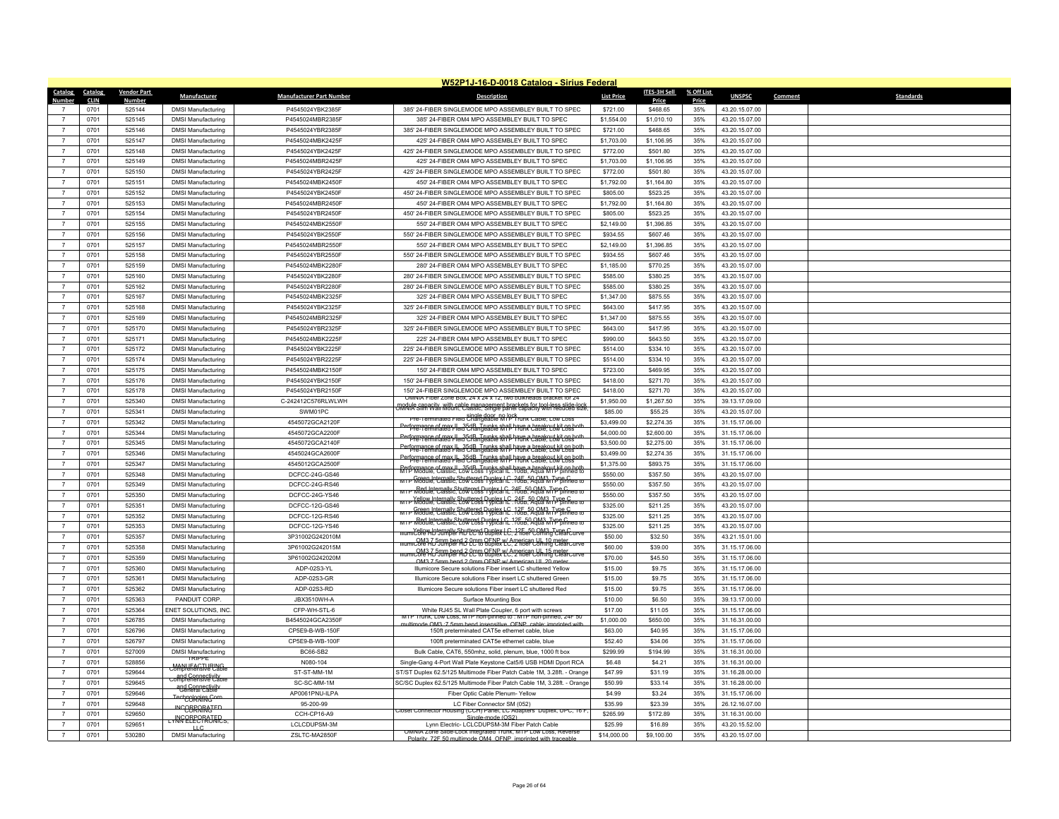# W52P1J-16-D-0018 Catalog - Sirius Federal

| Catalog Number | Catalog CLIN | Vendor Part Number | Manufacturer | Manufacturer Part Number | Description | List Price | ITES-3H Sell Price | % Off List Price | UNSPSC | Comment | Standards |
|---|---|---|---|---|---|---|---|---|---|---|---|
| 7 | 0701 | 525144 | DMSI Manufacturing | P4545024YBK2385F | 385' 24-FIBER SINGLEMODE MPO ASSEMBLEY BUILT TO SPEC | $721.00 | $468.65 | 35% | 43.20.15.07.00 | | |
| 7 | 0701 | 525145 | DMSI Manufacturing | P4545024MBR2385F | 385' 24-FIBER OM4 MPO ASSEMBLEY BUILT TO SPEC | $1,554.00 | $1,010.10 | 35% | 43.20.15.07.00 | | |
| 7 | 0701 | 525146 | DMSI Manufacturing | P4545024YBR2385F | 385' 24-FIBER SINGLEMODE MPO ASSEMBLEY BUILT TO SPEC | $721.00 | $468.65 | 35% | 43.20.15.07.00 | | |
| 7 | 0701 | 525147 | DMSI Manufacturing | P4545024MBK2425F | 425' 24-FIBER OM4 MPO ASSEMBLEY BUILT TO SPEC | $1,703.00 | $1,106.95 | 35% | 43.20.15.07.00 | | |
| 7 | 0701 | 525148 | DMSI Manufacturing | P4545024YBK2425F | 425' 24-FIBER SINGLEMODE MPO ASSEMBLEY BUILT TO SPEC | $772.00 | $501.80 | 35% | 43.20.15.07.00 | | |
| 7 | 0701 | 525149 | DMSI Manufacturing | P4545024MBR2425F | 425' 24-FIBER OM4 MPO ASSEMBLEY BUILT TO SPEC | $1,703.00 | $1,106.95 | 35% | 43.20.15.07.00 | | |
| 7 | 0701 | 525150 | DMSI Manufacturing | P4545024YBR2425F | 425' 24-FIBER SINGLEMODE MPO ASSEMBLEY BUILT TO SPEC | $772.00 | $501.80 | 35% | 43.20.15.07.00 | | |
| 7 | 0701 | 525151 | DMSI Manufacturing | P4545024MBK2450F | 450' 24-FIBER OM4 MPO ASSEMBLEY BUILT TO SPEC | $1,792.00 | $1,164.80 | 35% | 43.20.15.07.00 | | |
| 7 | 0701 | 525152 | DMSI Manufacturing | P4545024YBK2450F | 450' 24-FIBER SINGLEMODE MPO ASSEMBLEY BUILT TO SPEC | $805.00 | $523.25 | 35% | 43.20.15.07.00 | | |
| 7 | 0701 | 525153 | DMSI Manufacturing | P4545024MBR2450F | 450' 24-FIBER OM4 MPO ASSEMBLEY BUILT TO SPEC | $1,792.00 | $1,164.80 | 35% | 43.20.15.07.00 | | |
| 7 | 0701 | 525154 | DMSI Manufacturing | P4545024YBR2450F | 450' 24-FIBER SINGLEMODE MPO ASSEMBLEY BUILT TO SPEC | $805.00 | $523.25 | 35% | 43.20.15.07.00 | | |
| 7 | 0701 | 525155 | DMSI Manufacturing | P4545024MBK2550F | 550' 24-FIBER OM4 MPO ASSEMBLEY BUILT TO SPEC | $2,149.00 | $1,396.85 | 35% | 43.20.15.07.00 | | |
| 7 | 0701 | 525156 | DMSI Manufacturing | P4545024YBK2550F | 550' 24-FIBER SINGLEMODE MPO ASSEMBLEY BUILT TO SPEC | $934.55 | $607.46 | 35% | 43.20.15.07.00 | | |
| 7 | 0701 | 525157 | DMSI Manufacturing | P4545024MBR2550F | 550' 24-FIBER OM4 MPO ASSEMBLEY BUILT TO SPEC | $2,149.00 | $1,396.85 | 35% | 43.20.15.07.00 | | |
| 7 | 0701 | 525158 | DMSI Manufacturing | P4545024YBR2550F | 550' 24-FIBER SINGLEMODE MPO ASSEMBLEY BUILT TO SPEC | $934.55 | $607.46 | 35% | 43.20.15.07.00 | | |
| 7 | 0701 | 525159 | DMSI Manufacturing | P4545024MBK2280F | 280' 24-FIBER OM4 MPO ASSEMBLEY BUILT TO SPEC | $1,185.00 | $770.25 | 35% | 43.20.15.07.00 | | |
| 7 | 0701 | 525160 | DMSI Manufacturing | P4545024YBK2280F | 280' 24-FIBER SINGLEMODE MPO ASSEMBLEY BUILT TO SPEC | $585.00 | $380.25 | 35% | 43.20.15.07.00 | | |
| 7 | 0701 | 525162 | DMSI Manufacturing | P4545024YBR2280F | 280' 24-FIBER SINGLEMODE MPO ASSEMBLEY BUILT TO SPEC | $585.00 | $380.25 | 35% | 43.20.15.07.00 | | |
| 7 | 0701 | 525167 | DMSI Manufacturing | P4545024MBK2325F | 325' 24-FIBER OM4 MPO ASSEMBLEY BUILT TO SPEC | $1,347.00 | $875.55 | 35% | 43.20.15.07.00 | | |
| 7 | 0701 | 525168 | DMSI Manufacturing | P4545024YBK2325F | 325' 24-FIBER SINGLEMODE MPO ASSEMBLEY BUILT TO SPEC | $643.00 | $417.95 | 35% | 43.20.15.07.00 | | |
| 7 | 0701 | 525169 | DMSI Manufacturing | P4545024MBR2325F | 325' 24-FIBER OM4 MPO ASSEMBLEY BUILT TO SPEC | $1,347.00 | $875.55 | 35% | 43.20.15.07.00 | | |
| 7 | 0701 | 525170 | DMSI Manufacturing | P4545024YBR2325F | 325' 24-FIBER SINGLEMODE MPO ASSEMBLEY BUILT TO SPEC | $643.00 | $417.95 | 35% | 43.20.15.07.00 | | |
| 7 | 0701 | 525171 | DMSI Manufacturing | P4545024MBK2225F | 225' 24-FIBER OM4 MPO ASSEMBLEY BUILT TO SPEC | $990.00 | $643.50 | 35% | 43.20.15.07.00 | | |
| 7 | 0701 | 525172 | DMSI Manufacturing | P4545024YBK2225F | 225' 24-FIBER SINGLEMODE MPO ASSEMBLEY BUILT TO SPEC | $514.00 | $334.10 | 35% | 43.20.15.07.00 | | |
| 7 | 0701 | 525174 | DMSI Manufacturing | P4545024YBR2225F | 225' 24-FIBER SINGLEMODE MPO ASSEMBLEY BUILT TO SPEC | $514.00 | $334.10 | 35% | 43.20.15.07.00 | | |
| 7 | 0701 | 525175 | DMSI Manufacturing | P4545024MBK2150F | 150' 24-FIBER OM4 MPO ASSEMBLEY BUILT TO SPEC | $723.00 | $469.95 | 35% | 43.20.15.07.00 | | |
| 7 | 0701 | 525176 | DMSI Manufacturing | P4545024YBK2150F | 150' 24-FIBER SINGLEMODE MPO ASSEMBLEY BUILT TO SPEC | $418.00 | $271.70 | 35% | 43.20.15.07.00 | | |
| 7 | 0701 | 525178 | DMSI Manufacturing | P4545024YBR2150F | 150' 24-FIBER SINGLEMODE MPO ASSEMBLEY BUILT TO SPEC | $418.00 | $271.70 | 35% | 43.20.15.07.00 | | |
| 7 | 0701 | 525340 | DMSI Manufacturing | C-242412C576RLWLWH | OMNIA Fiber Zone Box, 24 x 24 x 12, two bulkheads bracket for 24 module capacity, with cable management brackets for tool-less slide-lock | $1,950.00 | $1,267.50 | 35% | 39.13.17.09.00 | | |
| 7 | 0701 | 525341 | DMSI Manufacturing | SWM01PC | OMNIA Slim Wall Mount, Classic, Single panel capacity with reduced size, single door, no lock | $85.00 | $55.25 | 35% | 43.20.15.07.00 | | |
| 7 | 0701 | 525342 | DMSI Manufacturing | 4545072GCA2120F | Pre-Terminated Field Changeable MTP Trunk Cable, Low Loss Performance of max IL .35dB. Trunks shall have a breakout kit on both | $3,499.00 | $2,274.35 | 35% | 31.15.17.06.00 | | |
| 7 | 0701 | 525344 | DMSI Manufacturing | 4545072GCA2200F | Pre-Terminated Field Changeable MTP Trunk Cable, Low Loss Performance of max IL .35dB. Trunks shall have a breakout kit on both | $4,000.00 | $2,600.00 | 35% | 31.15.17.06.00 | | |
| 7 | 0701 | 525345 | DMSI Manufacturing | 4545072GCA2140F | Pre-Terminated Field Changeable MTP Trunk Cable, Low Loss Performance of max IL .35dB. Trunks shall have a breakout kit on both | $3,500.00 | $2,275.00 | 35% | 31.15.17.06.00 | | |
| 7 | 0701 | 525346 | DMSI Manufacturing | 4545024GCA2600F | Pre-Terminated Field Changeable MTP Trunk Cable, Low Loss Performance of max IL .35dB. Trunks shall have a breakout kit on both | $3,499.00 | $2,274.35 | 35% | 31.15.17.06.00 | | |
| 7 | 0701 | 525347 | DMSI Manufacturing | 4545012GCA2500F | Pre-Terminated Field Changeable MTP Trunk Cable, Low Loss Performance of max IL .35dB. Trunks shall have a breakout kit on both | $1,375.00 | $893.75 | 35% | 31.15.17.06.00 | | |
| 7 | 0701 | 525348 | DMSI Manufacturing | DCFCC-24G-GS46 | MTP Module, Classic, Low Loss Typical IL .10dB, Aqua MTP pinned to Green Internally Shuttered Duplex LC, 24F, 50 OM3, Type C | $550.00 | $357.50 | 35% | 43.20.15.07.00 | | |
| 7 | 0701 | 525349 | DMSI Manufacturing | DCFCC-24G-RS46 | MTP Module, Classic, Low Loss Typical IL .10dB, Aqua MTP pinned to Red Internally Shuttered Duplex LC, 24F, 50 OM3, Type C | $550.00 | $357.50 | 35% | 43.20.15.07.00 | | |
| 7 | 0701 | 525350 | DMSI Manufacturing | DCFCC-24G-YS46 | MTP Module, Classic, Low Loss Typical IL .10dB, Aqua MTP pinned to Yellow Internally Shuttered Duplex LC, 24F, 50 OM3, Type C | $550.00 | $357.50 | 35% | 43.20.15.07.00 | | |
| 7 | 0701 | 525351 | DMSI Manufacturing | DCFCC-12G-GS46 | MTP Module, Classic, Low Loss Typical IL .10dB, Aqua MTP pinned to Green Internally Shuttered Duplex LC, 12F, 50 OM3, Type C | $325.00 | $211.25 | 35% | 43.20.15.07.00 | | |
| 7 | 0701 | 525352 | DMSI Manufacturing | DCFCC-12G-RS46 | MTP Module, Classic, Low Loss Typical IL .10dB, Aqua MTP pinned to Red Internally Shuttered Duplex LC, 12F, 50 OM3, Type C | $325.00 | $211.25 | 35% | 43.20.15.07.00 | | |
| 7 | 0701 | 525353 | DMSI Manufacturing | DCFCC-12G-YS46 | MTP Module, Classic, Low Loss Typical IL .10dB, Aqua MTP pinned to Yellow Internally Shuttered Duplex LC, 12F, 50 OM3, Type C | $325.00 | $211.25 | 35% | 43.20.15.07.00 | | |
| 7 | 0701 | 525357 | DMSI Manufacturing | 3P31002G242010M | IllumiCore HD Jumper HD LC to duplex LC, 2 fiber Corning ClearCurve OM3 7.5mm bend 2.0mm OFNP w/ American UL 10 meter | $50.00 | $32.50 | 35% | 43.21.15.01.00 | | |
| 7 | 0701 | 525358 | DMSI Manufacturing | 3P61002G242015M | IllumiCore HD Jumper HD LC to duplex LC, 2 fiber Corning ClearCurve OM3 7.5mm bend 2.0mm OFNP w/ American UL 15 meter | $60.00 | $39.00 | 35% | 31.15.17.06.00 | | |
| 7 | 0701 | 525359 | DMSI Manufacturing | 3P61002G242020M | IllumiCore HD Jumper HD LC to duplex LC, 2 fiber Corning ClearCurve OM3 7.5mm bend 2.0mm OFNP w/ American UL 20 meter | $70.00 | $45.50 | 35% | 31.15.17.06.00 | | |
| 7 | 0701 | 525360 | DMSI Manufacturing | ADP-02S3-YL | Illumicore Secure solutions Fiber insert LC shuttered Yellow | $15.00 | $9.75 | 35% | 31.15.17.06.00 | | |
| 7 | 0701 | 525361 | DMSI Manufacturing | ADP-02S3-GR | Illumicore Secure solutions Fiber insert LC shuttered Green | $15.00 | $9.75 | 35% | 31.15.17.06.00 | | |
| 7 | 0701 | 525362 | DMSI Manufacturing | ADP-02S3-RD | Illumicore Secure solutions Fiber insert LC shuttered Red | $15.00 | $9.75 | 35% | 31.15.17.06.00 | | |
| 7 | 0701 | 525363 | PANDUIT CORP. | JBX3510WH-A | Surface Mounting Box | $10.00 | $6.50 | 35% | 39.13.17.00.00 | | |
| 7 | 0701 | 525364 | ENET SOLUTIONS, INC. | CFP-WH-STL-6 | White RJ45 SL Wall Plate Coupler, 6 port with screws | $17.00 | $11.05 | 35% | 31.15.17.06.00 | | |
| 7 | 0701 | 526785 | DMSI Manufacturing | B4545024GCA2350F | MTP Trunk, Low Loss, MTP non-pinned to : MTP non-pinned, 24F 50 multimode OM3, 7.5mm bend insensitive, OFNP, cable: imprinted with | $1,000.00 | $650.00 | 35% | 31.16.31.00.00 | | |
| 7 | 0701 | 526796 | DMSI Manufacturing | CP5E9-B-WB-150F | 150ft preterminated CAT5e ethernet cable, blue | $63.00 | $40.95 | 35% | 31.15.17.06.00 | | |
| 7 | 0701 | 526797 | DMSI Manufacturing | CP5E9-B-WB-100F | 100ft preterminated CAT5e ethernet cable, blue | $52.40 | $34.06 | 35% | 31.15.17.06.00 | | |
| 7 | 0701 | 527009 | DMSI Manufacturing | BC66-SB2 | Bulk Cable, CAT6, 550mhz, solid, plenum, blue, 1000 ft box | $299.99 | $194.99 | 35% | 31.16.31.00.00 | | |
| 7 | 0701 | 528856 | TRIPPE MANUFACTURING | N080-104 | Single-Gang 4-Port Wall Plate Keystone Cat5/6 USB HDMI Dport RCA | $6.48 | $4.21 | 35% | 31.16.31.00.00 | | |
| 7 | 0701 | 529644 | Comprehensive Cable and Connectivity | ST-ST-MM-1M | ST/ST Duplex 62.5/125 Multimode Fiber Patch Cable 1M, 3.28ft. - Orange | $47.99 | $31.19 | 35% | 31.16.28.00.00 | | |
| 7 | 0701 | 529645 | Comprehensive Cable and Connectivity | SC-SC-MM-1M | SC/SC Duplex 62.5/125 Multimode Fiber Patch Cable 1M, 3.28ft. - Orange | $50.99 | $33.14 | 35% | 31.16.28.00.00 | | |
| 7 | 0701 | 529646 | General Cable Technologies Corp. | AP0061PNU-ILPA | Fiber Optic Cable Plenum- Yellow | $4.99 | $3.24 | 35% | 31.15.17.06.00 | | |
| 7 | 0701 | 529648 | CORNING INCORPORATED | 95-200-99 | LC Fiber Connector SM (052) | $35.99 | $23.39 | 35% | 26.12.16.07.00 | | |
| 7 | 0701 | 529650 | CORNING INCORPORATED | CCH-CP16-A9 | Closet Connector Housing (CCH) Panel, LC Adapters Duplex, UPC, 16 F, Single-mode (OS2) | $265.99 | $172.89 | 35% | 31.16.31.00.00 | | |
| 7 | 0701 | 529651 | LYNN ELECTRONICS, LLC | LCLCDUPSM-3M | Lynn Electric- LCLCDUPSM-3M Fiber Patch Cable | $25.99 | $16.89 | 35% | 43.20.15.52.00 | | |
| 7 | 0701 | 530280 | DMSI Manufacturing | ZSLTC-MA2850F | OMNIA Zone Slide-Lock Integrated Trunk, MTP Low Loss, Reverse Polarity, 72F 50 multimode OM4, OFNP, imprinted with traceable | $14,000.00 | $9,100.00 | 35% | 43.20.15.07.00 | | |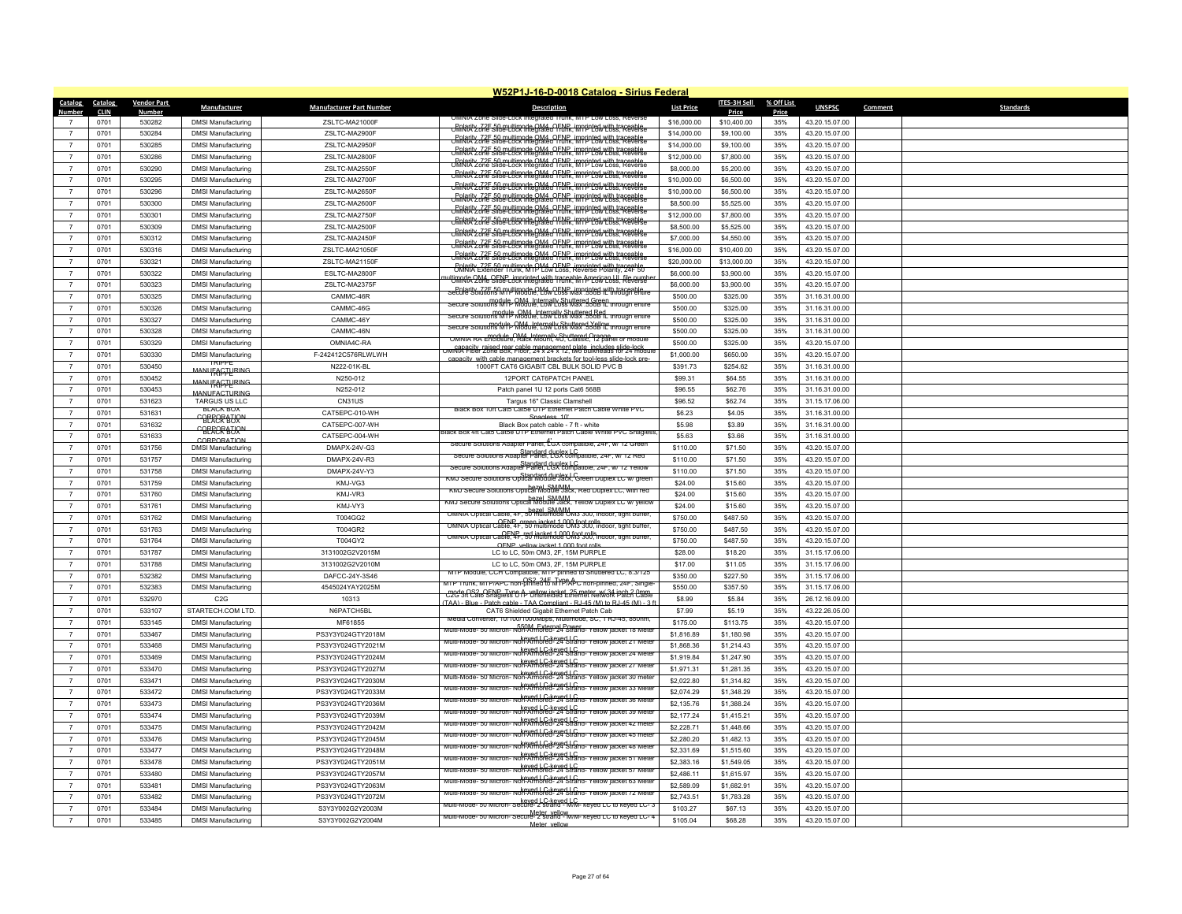# W52P1J-16-D-0018 Catalog - Sirius Federal

| Catalog Number | Catalog CLIN | Vendor Part Number | Manufacturer | Manufacturer Part Number | Description | List Price | ITES-3H Sell Price | % Off List Price | UNSPSC | Comment | Standards |
|---|---|---|---|---|---|---|---|---|---|---|---|
| 7 | 0701 | 530282 | DMSI Manufacturing | ZSLTC-MA21000F | OMNIA Zone Slide-Lock Integrated Trunk, MTP Low Loss, Reverse Polarity, 72F 50 multimode OM4, OFNP, imprinted with traceable | $16,000.00 | $10,400.00 | 35% | 43.20.15.07.00 | | |
| 7 | 0701 | 530284 | DMSI Manufacturing | ZSLTC-MA2900F | OMNIA Zone Slide-Lock Integrated Trunk, MTP Low Loss, Reverse Polarity, 72F 50 multimode OM4, OFNP, imprinted with traceable | $14,000.00 | $9,100.00 | 35% | 43.20.15.07.00 | | |
| 7 | 0701 | 530285 | DMSI Manufacturing | ZSLTC-MA2950F | OMNIA Zone Slide-Lock Integrated Trunk, MTP Low Loss, Reverse Polarity, 72F 50 multimode OM4, OFNP, imprinted with traceable | $14,000.00 | $9,100.00 | 35% | 43.20.15.07.00 | | |
| 7 | 0701 | 530286 | DMSI Manufacturing | ZSLTC-MA2800F | OMNIA Zone Slide-Lock Integrated Trunk, MTP Low Loss, Reverse Polarity, 72F 50 multimode OM4, OFNP, imprinted with traceable | $12,000.00 | $7,800.00 | 35% | 43.20.15.07.00 | | |
| 7 | 0701 | 530290 | DMSI Manufacturing | ZSLTC-MA2550F | OMNIA Zone Slide-Lock Integrated Trunk, MTP Low Loss, Reverse Polarity, 72F 50 multimode OM4, OFNP, imprinted with traceable | $8,000.00 | $5,200.00 | 35% | 43.20.15.07.00 | | |
| 7 | 0701 | 530295 | DMSI Manufacturing | ZSLTC-MA2700F | OMNIA Zone Slide-Lock Integrated Trunk, MTP Low Loss, Reverse Polarity, 72F 50 multimode OM4, OFNP, imprinted with traceable | $10,000.00 | $6,500.00 | 35% | 43.20.15.07.00 | | |
| 7 | 0701 | 530296 | DMSI Manufacturing | ZSLTC-MA2650F | OMNIA Zone Slide-Lock Integrated Trunk, MTP Low Loss, Reverse Polarity, 72F 50 multimode OM4, OFNP, imprinted with traceable | $10,000.00 | $6,500.00 | 35% | 43.20.15.07.00 | | |
| 7 | 0701 | 530300 | DMSI Manufacturing | ZSLTC-MA2600F | OMNIA Zone Slide-Lock Integrated Trunk, MTP Low Loss, Reverse Polarity, 72F 50 multimode OM4, OFNP, imprinted with traceable | $8,500.00 | $5,525.00 | 35% | 43.20.15.07.00 | | |
| 7 | 0701 | 530301 | DMSI Manufacturing | ZSLTC-MA2750F | OMNIA Zone Slide-Lock Integrated Trunk, MTP Low Loss, Reverse Polarity, 72F 50 multimode OM4, OFNP, imprinted with traceable | $12,000.00 | $7,800.00 | 35% | 43.20.15.07.00 | | |
| 7 | 0701 | 530309 | DMSI Manufacturing | ZSLTC-MA2500F | OMNIA Zone Slide-Lock Integrated Trunk, MTP Low Loss, Reverse Polarity, 72F 50 multimode OM4, OFNP, imprinted with traceable | $8,500.00 | $5,525.00 | 35% | 43.20.15.07.00 | | |
| 7 | 0701 | 530312 | DMSI Manufacturing | ZSLTC-MA2450F | OMNIA Zone Slide-Lock Integrated Trunk, MTP Low Loss, Reverse Polarity, 72F 50 multimode OM4, OFNP, imprinted with traceable | $7,000.00 | $4,550.00 | 35% | 43.20.15.07.00 | | |
| 7 | 0701 | 530316 | DMSI Manufacturing | ZSLTC-MA21050F | OMNIA Zone Slide-Lock Integrated Trunk, MTP Low Loss, Reverse Polarity, 72F 50 multimode OM4, OFNP, imprinted with traceable | $16,000.00 | $10,400.00 | 35% | 43.20.15.07.00 | | |
| 7 | 0701 | 530321 | DMSI Manufacturing | ZSLTC-MA21150F | OMNIA Zone Slide-Lock Integrated Trunk, MTP Low Loss, Reverse Polarity, 72F 50 multimode OM4, OFNP, imprinted with traceable | $20,000.00 | $13,000.00 | 35% | 43.20.15.07.00 | | |
| 7 | 0701 | 530322 | DMSI Manufacturing | ESLTC-MA2800F | OMNIA Extender Trunk, MTP Low Loss, Reverse Polarity, 24F 50 multimode OM4, OFNP, imprinted with traceable American LL file number | $6,000.00 | $3,900.00 | 35% | 43.20.15.07.00 | | |
| 7 | 0701 | 530323 | DMSI Manufacturing | ZSLTC-MA2375F | OMNIA Zone Slide-Lock Integrated Trunk, MTP Low Loss, Reverse Polarity, 72F 50 multimode OM4, OFNP, imprinted with traceable | $6,000.00 | $3,900.00 | 35% | 43.20.15.07.00 | | |
| 7 | 0701 | 530325 | DMSI Manufacturing | CAMMC-46R | Secure Solutions MTP Module, Low Loss Max .50dB IL through entire module, OM4, Internally Shuttered Green | $500.00 | $325.00 | 35% | 31.16.31.00.00 | | |
| 7 | 0701 | 530326 | DMSI Manufacturing | CAMMC-46G | Secure Solutions MTP Module, Low Loss Max .50dB IL through entire module, OM4, Internally Shuttered Red | $500.00 | $325.00 | 35% | 31.16.31.00.00 | | |
| 7 | 0701 | 530327 | DMSI Manufacturing | CAMMC-46Y | Secure Solutions MTP Module, Low Loss Max .50dB IL through entire module, OM4, Internally Shuttered Yellow | $500.00 | $325.00 | 35% | 31.16.31.00.00 | | |
| 7 | 0701 | 530328 | DMSI Manufacturing | CAMMC-46N | Secure Solutions MTP Module, Low Loss Max .50dB IL through entire module, OM4, Internally Shuttered Orange | $500.00 | $325.00 | 35% | 31.16.31.00.00 | | |
| 7 | 0701 | 530329 | DMSI Manufacturing | OMNIA4C-RA | OMNIA RA Enclosure, Rack Mount, 4U, Classic, 12 panel or module capacity, raised rear cable management plate, includes slide-lock | $500.00 | $325.00 | 35% | 43.20.15.07.00 | | |
| 7 | 0701 | 530330 | DMSI Manufacturing | F-242412C576RLWLWH | OMNIA Fiber Zone Box, Floor, 24 x 24 x 12, two bulkheads for 24 module capacity with cable management brackets for tool-less slide-lock pre- | $1,000.00 | $650.00 | 35% | 43.20.15.07.00 | | |
| 7 | 0701 | 530450 | TRIPPE MANUFACTURING | N222-01K-BL | 1000FT CAT6 GIGABIT CBL BULK SOLID PVC B | $391.73 | $254.62 | 35% | 31.16.31.00.00 | | |
| 7 | 0701 | 530452 | TRIPPE MANUFACTURING | N250-012 | 12PORT CAT6PATCH PANEL | $99.31 | $64.55 | 35% | 31.16.31.00.00 | | |
| 7 | 0701 | 530453 | TRIPPE MANUFACTURING | N252-012 | Patch panel 1U 12 ports Cat6 568B | $96.55 | $62.76 | 35% | 31.16.31.00.00 | | |
| 7 | 0701 | 531623 | TARGUS US LLC | CN31US | Targus 16" Classic Clamshell | $96.52 | $62.74 | 35% | 31.15.17.06.00 | | |
| 7 | 0701 | 531631 | BLACK BOX CORPORATION | CAT5EPC-010-WH | Black Box 10ft Cat5 Cat5e UTP Ethernet Patch Cable White PVC Snagless 10' | $6.23 | $4.05 | 35% | 31.16.31.00.00 | | |
| 7 | 0701 | 531632 | BLACK BOX CORPORATION | CAT5EPC-007-WH | Black Box patch cable - 7 ft - white | $5.98 | $3.89 | 35% | 31.16.31.00.00 | | |
| 7 | 0701 | 531633 | BLACK BOX CORPORATION | CAT5EPC-004-WH | Black Box 4ft Cat5 Cat5e UTP Ethernet Patch Cable White PVC Snagless, 4' | $5.63 | $3.66 | 35% | 31.16.31.00.00 | | |
| 7 | 0701 | 531756 | DMSI Manufacturing | DMAPX-24V-G3 | Secure Solutions Adapter Panel, LGX compatible, 24F, w/ 12 Green Standard duplex LC | $110.00 | $71.50 | 35% | 43.20.15.07.00 | | |
| 7 | 0701 | 531757 | DMSI Manufacturing | DMAPX-24V-R3 | Secure Solutions Adapter Panel, LGX compatible, 24F, w/ 12 Red Standard duplex LC | $110.00 | $71.50 | 35% | 43.20.15.07.00 | | |
| 7 | 0701 | 531758 | DMSI Manufacturing | DMAPX-24V-Y3 | Secure Solutions Adapter Panel, LGX compatible, 24F, w/ 12 Yellow Standard duplex LC | $110.00 | $71.50 | 35% | 43.20.15.07.00 | | |
| 7 | 0701 | 531759 | DMSI Manufacturing | KMJ-VG3 | KMJ Secure Solutions Optical Module Jack, Green Duplex LC w/ green bezel, SM/MM | $24.00 | $15.60 | 35% | 43.20.15.07.00 | | |
| 7 | 0701 | 531760 | DMSI Manufacturing | KMJ-VR3 | KMJ Secure Solutions Optical Module Jack, Red Duplex LC, with red bezel, SM/MM | $24.00 | $15.60 | 35% | 43.20.15.07.00 | | |
| 7 | 0701 | 531761 | DMSI Manufacturing | KMJ-VY3 | KMJ Secure Solutions Optical Module Jack, Yellow Duplex LC w/ yellow bezel, SM/MM | $24.00 | $15.60 | 35% | 43.20.15.07.00 | | |
| 7 | 0701 | 531762 | DMSI Manufacturing | T004GG2 | OMNIA Optical Cable, 4F, 50 multimode OM3 300, indoor, tight buffer, OFNP, green jacket 1,000 foot rolls | $750.00 | $487.50 | 35% | 43.20.15.07.00 | | |
| 7 | 0701 | 531763 | DMSI Manufacturing | T004GR2 | OMNIA Optical Cable, 4F, 50 multimode OM3 300, indoor, tight buffer, OFNP, red jacket 1,000 foot rolls | $750.00 | $487.50 | 35% | 43.20.15.07.00 | | |
| 7 | 0701 | 531764 | DMSI Manufacturing | T004GY2 | OMNIA Optical Cable, 4F, 50 multimode OM3 300, indoor, tight buffer, OFNP, yellow jacket 1,000 foot rolls | $750.00 | $487.50 | 35% | 43.20.15.07.00 | | |
| 7 | 0701 | 531787 | DMSI Manufacturing | 3131002G2V2015M | LC to LC, 50m OM3, 2F, 15M PURPLE | $28.00 | $18.20 | 35% | 31.15.17.06.00 | | |
| 7 | 0701 | 531788 | DMSI Manufacturing | 3131002G2V2010M | LC to LC, 50m OM3, 2F, 15M PURPLE | $17.00 | $11.05 | 35% | 31.15.17.06.00 | | |
| 7 | 0701 | 532382 | DMSI Manufacturing | DAFCC-24Y-3S46 | MTP Module, CCH Compatible, MTP pinned to Shuttered LC, 8.3/125 OS2, 24F, Type A | $350.00 | $227.50 | 35% | 31.15.17.06.00 | | |
| 7 | 0701 | 532383 | DMSI Manufacturing | 4545024YAY2025M | MTP Trunk, MTP/APC non-pinned to MTP/APC non-pinned, 24F, Single-mode OS2, OFNP, Type A, yellow jacket, 25 meter, w/ 34 inch 2.0mm | $550.00 | $357.50 | 35% | 31.15.17.06.00 | | |
| 7 | 0701 | 532970 | C2G | 10313 | C2G 3ft Cat6 Snagless UTP Unshielded Ethernet Network Patch Cable (TAA) - Blue - Patch cable - TAA Compliant - RJ-45 (M) to RJ-45 (M) - 3 ft | $8.99 | $5.84 | 35% | 26.12.16.09.00 | | |
| 7 | 0701 | 533107 | STARTECH.COM LTD. | N6PATCH5BL | CAT6 Shielded Gigabit Ethernet Patch Cab | $7.99 | $5.19 | 35% | 43.22.26.05.00 | | |
| 7 | 0701 | 533145 | DMSI Manufacturing | MF61855 | Media Converter, 10/100/1000Mbps, Multimode, SC, 1RJ-45, 850nm, 550M, External Power | $175.00 | $113.75 | 35% | 43.20.15.07.00 | | |
| 7 | 0701 | 533467 | DMSI Manufacturing | PS3Y3Y024GTY2018M | Multi-Mode- 50 Micron- Non-Armored- 24 Strand- Yellow jacket 18 Meter keyed LC-keyed LC | $1,816.89 | $1,180.98 | 35% | 43.20.15.07.00 | | |
| 7 | 0701 | 533468 | DMSI Manufacturing | PS3Y3Y024GTY2021M | Multi-Mode- 50 Micron- Non-Armored- 24 Strand- Yellow jacket 21 Meter keyed LC-keyed LC | $1,868.36 | $1,214.43 | 35% | 43.20.15.07.00 | | |
| 7 | 0701 | 533469 | DMSI Manufacturing | PS3Y3Y024GTY2024M | Multi-Mode- 50 Micron- Non-Armored- 24 Strand- Yellow jacket 24 Meter keyed LC-keyed LC | $1,919.84 | $1,247.90 | 35% | 43.20.15.07.00 | | |
| 7 | 0701 | 533470 | DMSI Manufacturing | PS3Y3Y024GTY2027M | Multi-Mode- 50 Micron- Non-Armored- 24 Strand- Yellow jacket 27 Meter keyed LC-keyed LC | $1,971.31 | $1,281.35 | 35% | 43.20.15.07.00 | | |
| 7 | 0701 | 533471 | DMSI Manufacturing | PS3Y3Y024GTY2030M | Multi-Mode- 50 Micron- Non-Armored- 24 Strand- Yellow jacket 30 meter keyed LC-keyed LC | $2,022.80 | $1,314.82 | 35% | 43.20.15.07.00 | | |
| 7 | 0701 | 533472 | DMSI Manufacturing | PS3Y3Y024GTY2033M | Multi-Mode- 50 Micron- Non-Armored- 24 Strand- Yellow jacket 33 Meter keyed LC-keyed LC | $2,074.29 | $1,348.29 | 35% | 43.20.15.07.00 | | |
| 7 | 0701 | 533473 | DMSI Manufacturing | PS3Y3Y024GTY2036M | Multi-Mode- 50 Micron- Non-Armored- 24 Strand- Yellow jacket 36 Meter keyed LC-keyed LC | $2,135.76 | $1,388.24 | 35% | 43.20.15.07.00 | | |
| 7 | 0701 | 533474 | DMSI Manufacturing | PS3Y3Y024GTY2039M | Multi-Mode- 50 Micron- Non-Armored- 24 Strand- Yellow jacket 39 Meter keyed LC-keyed LC | $2,177.24 | $1,415.21 | 35% | 43.20.15.07.00 | | |
| 7 | 0701 | 533475 | DMSI Manufacturing | PS3Y3Y024GTY2042M | Multi-Mode- 50 Micron- Non-Armored- 24 Strand- Yellow jacket 42 meter keyed LC-keyed LC | $2,228.71 | $1,448.66 | 35% | 43.20.15.07.00 | | |
| 7 | 0701 | 533476 | DMSI Manufacturing | PS3Y3Y024GTY2045M | Multi-Mode- 50 Micron- Non-Armored- 24 Strand- Yellow jacket 45 meter keyed LC-keyed LC | $2,280.20 | $1,482.13 | 35% | 43.20.15.07.00 | | |
| 7 | 0701 | 533477 | DMSI Manufacturing | PS3Y3Y024GTY2048M | Multi-Mode- 50 Micron- Non-Armored- 24 Strand- Yellow jacket 48 Meter keyed LC-keyed LC | $2,331.69 | $1,515.60 | 35% | 43.20.15.07.00 | | |
| 7 | 0701 | 533478 | DMSI Manufacturing | PS3Y3Y024GTY2051M | Multi-Mode- 50 Micron- Non-Armored- 24 Strand- Yellow jacket 51 Meter keyed LC-keyed LC | $2,383.16 | $1,549.05 | 35% | 43.20.15.07.00 | | |
| 7 | 0701 | 533480 | DMSI Manufacturing | PS3Y3Y024GTY2057M | Multi-Mode- 50 Micron- Non-Armored- 24 Strand- Yellow jacket 57 Meter keyed LC-keyed LC | $2,486.11 | $1,615.97 | 35% | 43.20.15.07.00 | | |
| 7 | 0701 | 533481 | DMSI Manufacturing | PS3Y3Y024GTY2063M | Multi-Mode- 50 Micron- Non-Armored- 24 Strand- Yellow jacket 63 Meter keyed LC-keyed LC | $2,589.09 | $1,682.91 | 35% | 43.20.15.07.00 | | |
| 7 | 0701 | 533482 | DMSI Manufacturing | PS3Y3Y024GTY2072M | Multi-Mode- 50 Micron- Non-Armored- 24 Strand- Yellow jacket 72 Meter keyed LC-keyed LC | $2,743.51 | $1,783.28 | 35% | 43.20.15.07.00 | | |
| 7 | 0701 | 533484 | DMSI Manufacturing | S3Y3Y002G2Y2003M | Multi-Mode- 50 Micron- Secure- 2 strand - M/M- keyed LC to keyed LC- 3 Meter, yellow | $103.27 | $67.13 | 35% | 43.20.15.07.00 | | |
| 7 | 0701 | 533485 | DMSI Manufacturing | S3Y3Y002G2Y2004M | Multi-Mode- 50 Micron- Secure- 2 strand - M/M- keyed LC to keyed LC- 4 Meter, yellow | $105.04 | $68.28 | 35% | 43.20.15.07.00 | | |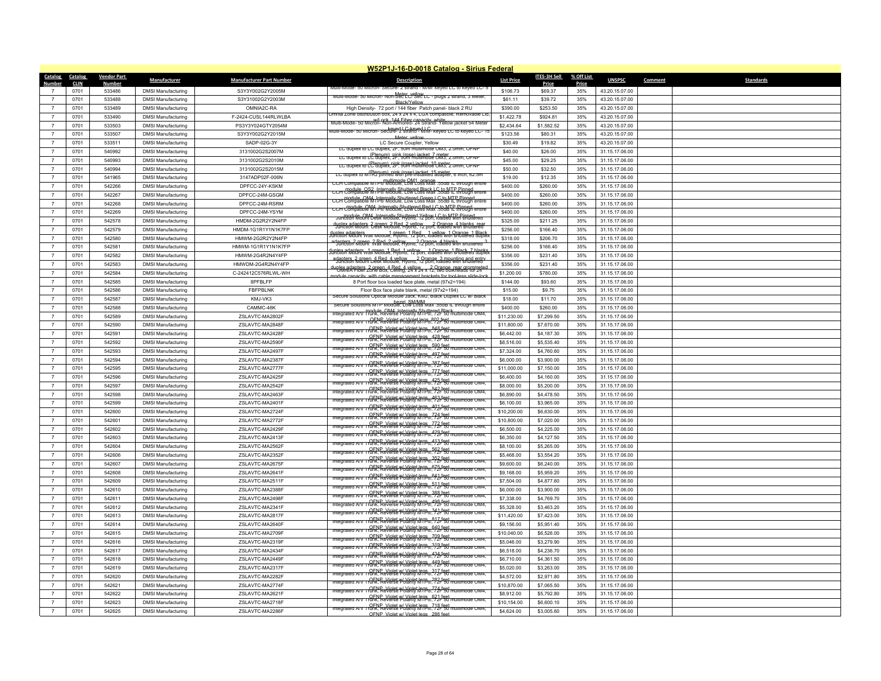# W52P1J-16-D-0018 Catalog - Sirius Federal

| Catalog Number | Catalog CLIN | Vendor Part Number | Manufacturer | Manufacturer Part Number | Description | List Price | ITES-3H Sell Price | % Off List Price | UNSPSC | Comment | Standards |
|---|---|---|---|---|---|---|---|---|---|---|---|
| 7 | 0701 | 533486 | DMSI Manufacturing | S3Y3Y002G2Y2005M | Multi-Mode- 50 Micron- Secure- 2 strand - M/M- keyed LC to keyed LC- 5 Meter, yellow | $106.73 | $69.37 | 35% | 43.20.15.07.00 | | |
| 7 | 0701 | 533488 | DMSI Manufacturing | S3Y31002G2Y2003M | Multi-Mode- 50 Micron- Non-Sec LC/ Sec LC - plugs 2 strand, 3 Meter, Black/Yellow | $61.11 | $39.72 | 35% | 43.20.15.07.00 | | |
| 7 | 0701 | 533489 | DMSI Manufacturing | OMNIA2C-RA | High Density- 72 port / 144 fiber Patch panel- black 2 RU | $390.00 | $253.50 | 35% | 43.20.15.07.00 | | |
| 7 | 0701 | 533490 | DMSI Manufacturing | F-2424-CUSL144RLWLBA | Omnia zone distribution box, 24 x 24 x 4, LGX compatible, Removable Lid, w/ lock, 144 Fiber capacity, white | $1,422.78 | $924.81 | 35% | 43.20.15.07.00 | | |
| 7 | 0701 | 533503 | DMSI Manufacturing | PS3Y3Y024GTY2054M | Multi-Mode- 50 Micron- Non-Armored- 24 Strand- Yellow jacket 54 Meter keyed LC to keyed LC | $2,434.64 | $1,582.52 | 35% | 43.20.15.07.00 | | |
| 7 | 0701 | 533507 | DMSI Manufacturing | S3Y3Y002G2Y2015M | Multi-Mode- 50 Micron- Secure- 2 strand - M/M- keyed LC to keyed LC- 15 Meter, yellow | $123.56 | $80.31 | 35% | 43.20.15.07.00 | | |
| 7 | 0701 | 533511 | DMSI Manufacturing | SADP-02G-3Y | LC Secure Coupler, Yellow | $30.49 | $19.82 | 35% | 43.20.15.07.00 | | |
| 7 | 0701 | 540992 | DMSI Manufacturing | 3131002G2S2007M | LC duplex to LC duplex, 2F, 50m multimode OM3, 2.0mm, OFNP (Plenum), pink (rose) jacket, 7 meter | $40.00 | $26.00 | 35% | 31.15.17.06.00 | | |
| 7 | 0701 | 540993 | DMSI Manufacturing | 3131002G2S2010M | LC duplex to LC duplex, 2F, 50m multimode OM3, 2.0mm, OFNP (Plenum), pink (rose) jacket, 10 meter | $45.00 | $29.25 | 35% | 31.15.17.06.00 | | |
| 7 | 0701 | 540994 | DMSI Manufacturing | 3131002G2S2015M | LC duplex to LC duplex, 2F, 50m multimode OM3, 2.0mm, OFNP (Plenum), pink (rose) jacket, 15 meter | $50.00 | $32.50 | 35% | 31.15.17.06.00 | | |
| 7 | 0701 | 541965 | DMSI Manufacturing | 3147ADP02F-006N | LC duplex to MTRJ pinned with pre-installed adapter, 6 inch, 62.5m multimode OM1, orange | $19.00 | $12.35 | 35% | 31.15.17.06.00 | | |
| 7 | 0701 | 542266 | DMSI Manufacturing | DPFCC-24Y-KSKM | CCH Compatible MTP® Module, Low Loss Max .55dB IL through entire module, OS2, Internally Shuttered Black LC to MTP Pinned | $400.00 | $260.00 | 35% | 31.15.17.06.00 | | |
| 7 | 0701 | 542267 | DMSI Manufacturing | DPFCC-24M-GSGM | CCH Compatible MTP® Module, Low Loss Max .55dB IL through entire module, OM4, Internally Shuttered Green LC to MTP Pinned | $400.00 | $260.00 | 35% | 31.15.17.06.00 | | |
| 7 | 0701 | 542268 | DMSI Manufacturing | DPFCC-24M-RSRM | CCH Compatible MTP® Module, Low Loss Max .55dB IL through entire module, OM4, Internally Shuttered Red LC to MTP Pinned | $400.00 | $260.00 | 35% | 31.15.17.06.00 | | |
| 7 | 0701 | 542269 | DMSI Manufacturing | DPFCC-24M-YSYM | CCH Compatible MTP® Module, Low Loss Max .55dB IL through entire module, OM4, Internally Shuttered Yellow LC to MTP Pinned | $400.00 | $260.00 | 35% | 31.15.17.06.00 | | |
| 7 | 0701 | 542578 | DMSI Manufacturing | HMDM-2G2R2Y2N4FP | Junction Mount Desk Module, Hybrid, 12 port, loaded with shuttered duplex adapters, 2 green, 2 Red, 2 yellow, 2 Orange, 4 blanks, rear adapters | $325.00 | $211.25 | 35% | 31.15.17.06.00 | | |
| 7 | 0701 | 542579 | DMSI Manufacturing | HMDM-1G1R1Y1N1K7FP | Junction Mount Desk Module, Hybrid, 12 port, loaded with shuttered duplex adapters, 1 green, 1 Red, 1 yellow, 1 Orange, 1 Black | $256.00 | $166.40 | 35% | 31.15.17.06.00 | | |
| 7 | 0701 | 542580 | DMSI Manufacturing | HMWM-2G2R2Y2N4FP | Junction Mount Wall Module, Hybrid, 12 port, loaded with shuttered duplex adapters, 2 green, 2 Red, 2 yellow, 2 Orange, 4 blanks, 3 | $318.00 | $206.70 | 35% | 31.15.17.06.00 | | |
| 7 | 0701 | 542581 | DMSI Manufacturing | HMWM-1G1R1Y1N1K7FP | Junction Mount Wall Module, Hybrid, 12 port, loaded with shuttered duplex adapters, 1 green, 1 Red, 1 yellow, 1 Orange, 1 Black, 7 blanks | $256.00 | $166.40 | 35% | 31.15.17.06.00 | | |
| 7 | 0701 | 542582 | DMSI Manufacturing | HMWM-2G4R2N4Y4FP | Junction Mount Wall Module, Hybrid, 12 port, loaded with shuttered duplex adapters, 2 green, 4 Red, 4 yellow, 2 Orange, 3 mounting and entry | $356.00 | $231.40 | 35% | 31.15.17.06.00 | | |
| 7 | 0701 | 542583 | DMSI Manufacturing | HMWDM-2G4R2N4Y4FP | Junction Mount Desk Module, Hybrid, 12 port, loaded with shuttered duplex adapters, 2 green, 4 Red, 4 yellow, 2 Orange, rear grommeted | $356.00 | $231.40 | 35% | 31.15.17.06.00 | | |
| 7 | 0701 | 542584 | DMSI Manufacturing | C-242412C576RLWL-WH | OMNIA Fiber Zone Box, Ceiling, 24 x 24 x 12, two bulkheads for 24 module capacity, with cable management brackets for tool-less slide-lock | $1,200.00 | $780.00 | 35% | 31.15.17.06.00 | | |
| 7 | 0701 | 542585 | DMSI Manufacturing | 8PFBLFP | 8 Port floor box loaded face plate, metal (97x2=194) | $144.00 | $93.60 | 35% | 31.15.17.06.00 | | |
| 7 | 0701 | 542586 | DMSI Manufacturing | FBFPBLNK | Floor Box face plate blank, metal (97x2=194) | $15.00 | $9.75 | 35% | 31.15.17.06.00 | | |
| 7 | 0701 | 542587 | DMSI Manufacturing | KMJ-VK3 | Secure Solutions Optical Module Jack, KMJ, Black Duplex LC w/ Black bezel, SM/MM | $18.00 | $11.70 | 35% | 31.15.17.06.00 | | |
| 7 | 0701 | 542588 | DMSI Manufacturing | CAMMC-46K | Secure Solutions MTP Module, Low Loss Max .55dB IL through entire module, OM4, Internally Shuttered Black | $400.00 | $260.00 | 35% | 31.15.17.06.00 | | |
| 7 | 0701 | 542589 | DMSI Manufacturing | ZSLAVTC-MA2802F | Integrated A/V Trunk, Reverse Polarity MTP®, 72F 50 multimode OM4, OFNP, Violet w/ Violet legs, 802 feet | $11,230.00 | $7,299.50 | 35% | 31.15.17.06.00 | | |
| 7 | 0701 | 542590 | DMSI Manufacturing | ZSLAVTC-MA2848F | Integrated A/V Trunk, Reverse Polarity MTP®, 72F 50 multimode OM4, OFNP, Violet w/ Violet legs, 848 feet | $11,800.00 | $7,670.00 | 35% | 31.15.17.06.00 | | |
| 7 | 0701 | 542591 | DMSI Manufacturing | ZSLAVTC-MA2428F | Integrated A/V Trunk, Reverse Polarity MTP®, 72F 50 multimode OM4, OFNP, Violet w/ Violet legs, 428 feet | $6,442.00 | $4,187.30 | 35% | 31.15.17.06.00 | | |
| 7 | 0701 | 542592 | DMSI Manufacturing | ZSLAVTC-MA2590F | Integrated A/V Trunk, Reverse Polarity MTP®, 72F 50 multimode OM4, OFNP, Violet w/ Violet legs, 590 feet | $8,516.00 | $5,535.40 | 35% | 31.15.17.06.00 | | |
| 7 | 0701 | 542593 | DMSI Manufacturing | ZSLAVTC-MA2497F | Integrated A/V Trunk, Reverse Polarity MTP®, 72F 50 multimode OM4, OFNP, Violet w/ Violet legs, 497 feet | $7,324.00 | $4,760.60 | 35% | 31.15.17.06.00 | | |
| 7 | 0701 | 542594 | DMSI Manufacturing | ZSLAVTC-MA2387F | Integrated A/V Trunk, Reverse Polarity MTP®, 72F 50 multimode OM4, OFNP, Violet w/ Violet legs, 387 feet | $6,000.00 | $3,900.00 | 35% | 31.15.17.06.00 | | |
| 7 | 0701 | 542595 | DMSI Manufacturing | ZSLAVTC-MA2777F | Integrated A/V Trunk, Reverse Polarity MTP®, 72F 50 multimode OM4, OFNP, Violet w/ Violet legs, 777 feet | $11,000.00 | $7,150.00 | 35% | 31.15.17.06.00 | | |
| 7 | 0701 | 542596 | DMSI Manufacturing | ZSLAVTC-MA2425F | Integrated A/V Trunk, Reverse Polarity MTP®, 72F 50 multimode OM4, OFNP, Violet w/ Violet legs, 425 feet | $6,400.00 | $4,160.00 | 35% | 31.15.17.06.00 | | |
| 7 | 0701 | 542597 | DMSI Manufacturing | ZSLAVTC-MA2542F | Integrated A/V Trunk, Reverse Polarity MTP®, 72F 50 multimode OM4, OFNP, Violet w/ Violet legs, 542 feet | $8,000.00 | $5,200.00 | 35% | 31.15.17.06.00 | | |
| 7 | 0701 | 542598 | DMSI Manufacturing | ZSLAVTC-MA2463F | Integrated A/V Trunk, Reverse Polarity MTP®, 72F 50 multimode OM4, OFNP, Violet w/ Violet legs, 463 feet | $6,890.00 | $4,478.50 | 35% | 31.15.17.06.00 | | |
| 7 | 0701 | 542599 | DMSI Manufacturing | ZSLAVTC-MA2401F | Integrated A/V Trunk, Reverse Polarity MTP®, 72F 50 multimode OM4, OFNP, Violet w/ Violet legs, 401 feet | $6,100.00 | $3,965.00 | 35% | 31.15.17.06.00 | | |
| 7 | 0701 | 542600 | DMSI Manufacturing | ZSLAVTC-MA2724F | Integrated A/V Trunk, Reverse Polarity MTP®, 72F 50 multimode OM4, OFNP, Violet w/ Violet legs, 724 feet | $10,200.00 | $6,630.00 | 35% | 31.15.17.06.00 | | |
| 7 | 0701 | 542601 | DMSI Manufacturing | ZSLAVTC-MA2772F | Integrated A/V Trunk, Reverse Polarity MTP®, 72F 50 multimode OM4, OFNP, Violet w/ Violet legs, 772 feet | $10,800.00 | $7,020.00 | 35% | 31.15.17.06.00 | | |
| 7 | 0701 | 542602 | DMSI Manufacturing | ZSLAVTC-MA2429F | Integrated A/V Trunk, Reverse Polarity MTP®, 72F 50 multimode OM4, OFNP, Violet w/ Violet legs, 429 feet | $6,500.00 | $4,225.00 | 35% | 31.15.17.06.00 | | |
| 7 | 0701 | 542603 | DMSI Manufacturing | ZSLAVTC-MA2413F | Integrated A/V Trunk, Reverse Polarity MTP®, 72F 50 multimode OM4, OFNP, Violet w/ Violet legs, 413 feet | $6,350.00 | $4,127.50 | 35% | 31.15.17.06.00 | | |
| 7 | 0701 | 542604 | DMSI Manufacturing | ZSLAVTC-MA2562F | Integrated A/V Trunk, Reverse Polarity MTP®, 72F 50 multimode OM4, OFNP, Violet w/ Violet legs, 562 feet | $8,100.00 | $5,265.00 | 35% | 31.15.17.06.00 | | |
| 7 | 0701 | 542606 | DMSI Manufacturing | ZSLAVTC-MA2352F | Integrated A/V Trunk, Reverse Polarity MTP®, 72F 50 multimode OM4, OFNP, Violet w/ Violet legs, 352 feet | $5,468.00 | $3,554.20 | 35% | 31.15.17.06.00 | | |
| 7 | 0701 | 542607 | DMSI Manufacturing | ZSLAVTC-MA2675F | Integrated A/V Trunk, Reverse Polarity MTP®, 72F 50 multimode OM4, OFNP, Violet w/ Violet legs, 675 feet | $9,600.00 | $6,240.00 | 35% | 31.15.17.06.00 | | |
| 7 | 0701 | 542608 | DMSI Manufacturing | ZSLAVTC-MA2641F | Integrated A/V Trunk, Reverse Polarity MTP®, 72F 50 multimode OM4, OFNP, Violet w/ Violet legs, 641 feet | $9,168.00 | $5,959.20 | 35% | 31.15.17.06.00 | | |
| 7 | 0701 | 542609 | DMSI Manufacturing | ZSLAVTC-MA2511F | Integrated A/V Trunk, Reverse Polarity MTP®, 72F 50 multimode OM4, OFNP, Violet w/ Violet legs, 511 feet | $7,504.00 | $4,877.60 | 35% | 31.15.17.06.00 | | |
| 7 | 0701 | 542610 | DMSI Manufacturing | ZSLAVTC-MA2388F | Integrated A/V Trunk, Reverse Polarity MTP®, 72F 50 multimode OM4, OFNP, Violet w/ Violet legs, 388 feet | $6,000.00 | $3,900.00 | 35% | 31.15.17.06.00 | | |
| 7 | 0701 | 542611 | DMSI Manufacturing | ZSLAVTC-MA2498F | Integrated A/V Trunk, Reverse Polarity MTP®, 72F 50 multimode OM4, OFNP, Violet w/ Violet legs, 498 feet | $7,338.00 | $4,769.70 | 35% | 31.15.17.06.00 | | |
| 7 | 0701 | 542612 | DMSI Manufacturing | ZSLAVTC-MA2341F | Integrated A/V Trunk, Reverse Polarity MTP®, 72F 50 multimode OM4, OFNP, Violet w/ Violet legs, 341 feet | $5,328.00 | $3,463.20 | 35% | 31.15.17.06.00 | | |
| 7 | 0701 | 542613 | DMSI Manufacturing | ZSLAVTC-MA2817F | Integrated A/V Trunk, Reverse Polarity MTP®, 72F 50 multimode OM4, OFNP, Violet w/ Violet legs, 817 feet | $11,420.00 | $7,423.00 | 35% | 31.15.17.06.00 | | |
| 7 | 0701 | 542614 | DMSI Manufacturing | ZSLAVTC-MA2640F | Integrated A/V Trunk, Reverse Polarity MTP®, 72F 50 multimode OM4, OFNP, Violet w/ Violet legs, 640 feet | $9,156.00 | $5,951.40 | 35% | 31.15.17.06.00 | | |
| 7 | 0701 | 542615 | DMSI Manufacturing | ZSLAVTC-MA2709F | Integrated A/V Trunk, Reverse Polarity MTP®, 72F 50 multimode OM4, OFNP, Violet w/ Violet legs, 709 feet | $10,040.00 | $6,526.00 | 35% | 31.15.17.06.00 | | |
| 7 | 0701 | 542616 | DMSI Manufacturing | ZSLAVTC-MA2319F | Integrated A/V Trunk, Reverse Polarity MTP®, 72F 50 multimode OM4, OFNP, Violet w/ Violet legs, 319 feet | $5,046.00 | $3,279.90 | 35% | 31.15.17.06.00 | | |
| 7 | 0701 | 542617 | DMSI Manufacturing | ZSLAVTC-MA2434F | Integrated A/V Trunk, Reverse Polarity MTP®, 72F 50 multimode OM4, OFNP, Violet w/ Violet legs, 434 feet | $6,518.00 | $4,236.70 | 35% | 31.15.17.06.00 | | |
| 7 | 0701 | 542618 | DMSI Manufacturing | ZSLAVTC-MA2449F | Integrated A/V Trunk, Reverse Polarity MTP®, 72F 50 multimode OM4, OFNP, Violet w/ Violet legs, 449 feet | $6,710.00 | $4,361.50 | 35% | 31.15.17.06.00 | | |
| 7 | 0701 | 542619 | DMSI Manufacturing | ZSLAVTC-MA2317F | Integrated A/V Trunk, Reverse Polarity MTP®, 72F 50 multimode OM4, OFNP, Violet w/ Violet legs, 317 feet | $5,020.00 | $3,263.00 | 35% | 31.15.17.06.00 | | |
| 7 | 0701 | 542620 | DMSI Manufacturing | ZSLAVTC-MA2282F | Integrated A/V Trunk, Reverse Polarity MTP®, 72F 50 multimode OM4, OFNP, Violet w/ Violet legs, 282 feet | $4,572.00 | $2,971.80 | 35% | 31.15.17.06.00 | | |
| 7 | 0701 | 542621 | DMSI Manufacturing | ZSLAVTC-MA2774F | Integrated A/V Trunk, Reverse Polarity MTP®, 72F 50 multimode OM4, OFNP, Violet w/ Violet legs, 774 feet | $10,870.00 | $7,065.50 | 35% | 31.15.17.06.00 | | |
| 7 | 0701 | 542622 | DMSI Manufacturing | ZSLAVTC-MA2621F | Integrated A/V Trunk, Reverse Polarity MTP®, 72F 50 multimode OM4, OFNP, Violet w/ Violet legs, 621 feet | $8,912.00 | $5,792.80 | 35% | 31.15.17.06.00 | | |
| 7 | 0701 | 542623 | DMSI Manufacturing | ZSLAVTC-MA2718F | Integrated A/V Trunk, Reverse Polarity MTP®, 72F 50 multimode OM4, OFNP, Violet w/ Violet legs, 718 feet | $10,154.00 | $6,600.10 | 35% | 31.15.17.06.00 | | |
| 7 | 0701 | 542625 | DMSI Manufacturing | ZSLAVTC-MA2286F | Integrated A/V Trunk, Reverse Polarity MTP®, 72F 50 multimode OM4, OFNP, Violet w/ Violet legs, 286 feet | $4,624.00 | $3,005.60 | 35% | 31.15.17.06.00 | | |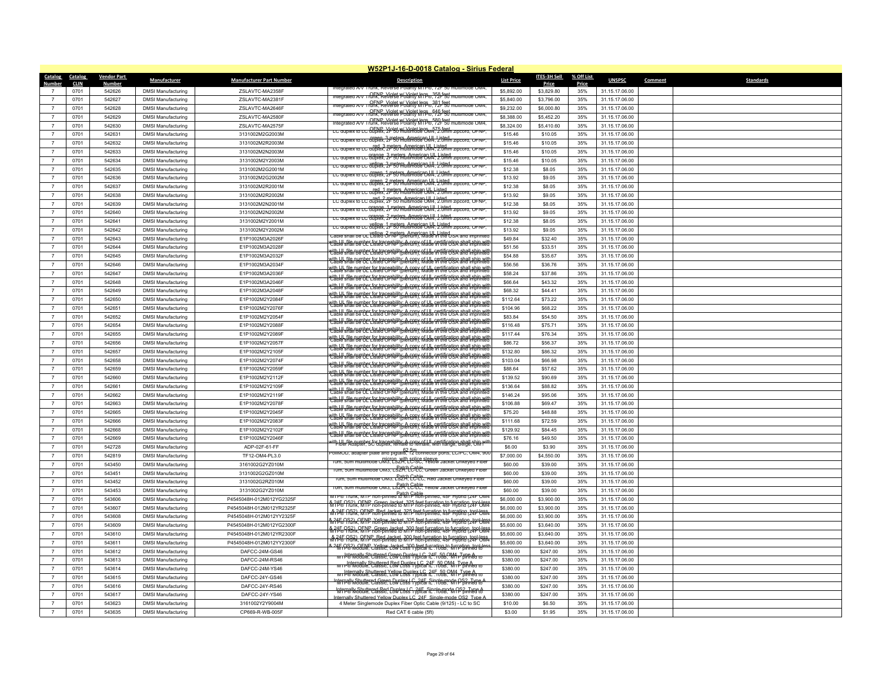# W52P1J-16-D-0018 Catalog - Sirius Federal

| Catalog Number | Catalog CLIN | Vendor Part Number | Manufacturer | Manufacturer Part Number | Description | List Price | ITES-3H Sell Price | % Off List Price | UNSPSC | Comment | Standards |
|---|---|---|---|---|---|---|---|---|---|---|---|
| 7 | 0701 | 542626 | DMSI Manufacturing | ZSLAVTC-MA2358F | Integrated A/V Trunk, Reverse Polarity MTP®, 72F 50 multimode OM4, OFNP, Violet w/ Violet legs, 358 feet | $5,892.00 | $3,829.80 | 35% | 31.15.17.06.00 | | |
| 7 | 0701 | 542627 | DMSI Manufacturing | ZSLAVTC-MA2381F | Integrated A/V Trunk, Reverse Polarity MTP®, 72F 50 multimode OM4, OFNP, Violet w/ Violet legs, 381 feet | $5,840.00 | $3,796.00 | 35% | 31.15.17.06.00 | | |
| 7 | 0701 | 542628 | DMSI Manufacturing | ZSLAVTC-MA2646F | Integrated A/V Trunk, Reverse Polarity MTP®, 72F 50 multimode OM4, OFNP, Violet w/ Violet legs, 646 feet | $9,232.00 | $6,000.80 | 35% | 31.15.17.06.00 | | |
| 7 | 0701 | 542629 | DMSI Manufacturing | ZSLAVTC-MA2580F | Integrated A/V Trunk, Reverse Polarity MTP®, 72F 50 multimode OM4, OFNP, Violet w/ Violet legs, 580 feet | $8,388.00 | $5,452.20 | 35% | 31.15.17.06.00 | | |
| 7 | 0701 | 542630 | DMSI Manufacturing | ZSLAVTC-MA2575F | Integrated A/V Trunk, Reverse Polarity MTP®, 72F 50 multimode OM4, OFNP, Violet w/ Violet legs, 575 feet | $8,324.00 | $5,410.60 | 35% | 31.15.17.06.00 | | |
| 7 | 0701 | 542631 | DMSI Manufacturing | 3131002M2G2003M | LC duplex to LC duplex, 2F 50 multimode OM4, 2.0mm zipcord, OFNP, green, 3 meters, American UL Listed | $15.46 | $10.05 | 35% | 31.15.17.06.00 | | |
| 7 | 0701 | 542632 | DMSI Manufacturing | 3131002M2R2003M | LC duplex to LC duplex, 2F 50 multimode OM4, 2.0mm zipcord, OFNP, red, 3 meters, American UL Listed | $15.46 | $10.05 | 35% | 31.15.17.06.00 | | |
| 7 | 0701 | 542633 | DMSI Manufacturing | 3131002M2N2003M | LC duplex to LC duplex, 2F 50 multimode OM4, 2.0mm zipcord, OFNP, orange, 3 meters, American UL Listed | $15.46 | $10.05 | 35% | 31.15.17.06.00 | | |
| 7 | 0701 | 542634 | DMSI Manufacturing | 3131002M2Y2003M | LC duplex to LC duplex, 2F 50 multimode OM4, 2.0mm zipcord, OFNP, yellow, 3 meters, American UL Listed | $15.46 | $10.05 | 35% | 31.15.17.06.00 | | |
| 7 | 0701 | 542635 | DMSI Manufacturing | 3131002M2G2001M | LC duplex to LC duplex, 2F 50 multimode OM4, 2.0mm zipcord, OFNP, green, 1 meters, American UL Listed | $12.38 | $8.05 | 35% | 31.15.17.06.00 | | |
| 7 | 0701 | 542636 | DMSI Manufacturing | 3131002M2G2002M | LC duplex to LC duplex, 2F 50 multimode OM4, 2.0mm zipcord, OFNP, green, 2 meters, American UL Listed | $13.92 | $9.05 | 35% | 31.15.17.06.00 | | |
| 7 | 0701 | 542637 | DMSI Manufacturing | 3131002M2R2001M | LC duplex to LC duplex, 2F 50 multimode OM4, 2.0mm zipcord, OFNP, red, 1 meters, American UL Listed | $12.38 | $8.05 | 35% | 31.15.17.06.00 | | |
| 7 | 0701 | 542638 | DMSI Manufacturing | 3131002M2R2002M | LC duplex to LC duplex, 2F 50 multimode OM4, 2.0mm zipcord, OFNP, red, 2 meters, American UL Listed | $13.92 | $9.05 | 35% | 31.15.17.06.00 | | |
| 7 | 0701 | 542639 | DMSI Manufacturing | 3131002M2N2001M | LC duplex to LC duplex, 2F 50 multimode OM4, 2.0mm zipcord, OFNP, orange, 1 meters, American UL Listed | $12.38 | $8.05 | 35% | 31.15.17.06.00 | | |
| 7 | 0701 | 542640 | DMSI Manufacturing | 3131002M2N2002M | LC duplex to LC duplex, 2F 50 multimode OM4, 2.0mm zipcord, OFNP, orange, 2 meters, American UL Listed | $13.92 | $9.05 | 35% | 31.15.17.06.00 | | |
| 7 | 0701 | 542641 | DMSI Manufacturing | 3131002M2Y2001M | LC duplex to LC duplex, 2F 50 multimode OM4, 2.0mm zipcord, OFNP, yellow, 1 meters, American UL Listed | $12.38 | $8.05 | 35% | 31.15.17.06.00 | | |
| 7 | 0701 | 542642 | DMSI Manufacturing | 3131002M2Y2002M | LC duplex to LC duplex, 2F 50 multimode OM4, 2.0mm zipcord, OFNP, yellow, 2 meters, American UL Listed | $13.92 | $9.05 | 35% | 31.15.17.06.00 | | |
| 7 | 0701 | 542643 | DMSI Manufacturing | E1P1002M3A2026F | Cable shall be UL Listed OFNP (plenum), Made in the USA and imprinted with UL file number for traceability; A copy of UL certification shall ship with | $49.84 | $32.40 | 35% | 31.15.17.06.00 | | |
| 7 | 0701 | 542644 | DMSI Manufacturing | E1P1002M3A2028F | Cable shall be UL Listed OFNP (plenum), Made in the USA and imprinted with UL file number for traceability; A copy of UL certification shall ship with | $51.56 | $33.51 | 35% | 31.15.17.06.00 | | |
| 7 | 0701 | 542645 | DMSI Manufacturing | E1P1002M3A2032F | Cable shall be UL Listed OFNP (plenum), Made in the USA and imprinted with UL file number for traceability; A copy of UL certification shall ship with | $54.88 | $35.67 | 35% | 31.15.17.06.00 | | |
| 7 | 0701 | 542646 | DMSI Manufacturing | E1P1002M3A2034F | Cable shall be UL Listed OFNP (plenum), Made in the USA and imprinted with UL file number for traceability; A copy of UL certification shall ship with | $56.56 | $36.76 | 35% | 31.15.17.06.00 | | |
| 7 | 0701 | 542647 | DMSI Manufacturing | E1P1002M3A2036F | Cable shall be UL Listed OFNP (plenum), Made in the USA and imprinted with UL file number for traceability; A copy of UL certification shall ship with | $58.24 | $37.86 | 35% | 31.15.17.06.00 | | |
| 7 | 0701 | 542648 | DMSI Manufacturing | E1P1002M3A2046F | Cable shall be UL Listed OFNP (plenum), Made in the USA and imprinted with UL file number for traceability; A copy of UL certification shall ship with | $66.64 | $43.32 | 35% | 31.15.17.06.00 | | |
| 7 | 0701 | 542649 | DMSI Manufacturing | E1P1002M3A2048F | Cable shall be UL Listed OFNP (plenum), Made in the USA and imprinted with UL file number for traceability; A copy of UL certification shall ship with | $68.32 | $44.41 | 35% | 31.15.17.06.00 | | |
| 7 | 0701 | 542650 | DMSI Manufacturing | E1P1002M2Y2084F | Cable shall be UL Listed OFNP (plenum), Made in the USA and imprinted with UL file number for traceability; A copy of UL certification shall ship with | $112.64 | $73.22 | 35% | 31.15.17.06.00 | | |
| 7 | 0701 | 542651 | DMSI Manufacturing | E1P1002M2Y2076F | Cable shall be UL Listed OFNP (plenum), Made in the USA and imprinted with UL file number for traceability; A copy of UL certification shall ship with | $104.96 | $68.22 | 35% | 31.15.17.06.00 | | |
| 7 | 0701 | 542652 | DMSI Manufacturing | E1P1002M2Y2054F | Cable shall be UL Listed OFNP (plenum), Made in the USA and imprinted with UL file number for traceability; A copy of UL certification shall ship with | $83.84 | $54.50 | 35% | 31.15.17.06.00 | | |
| 7 | 0701 | 542654 | DMSI Manufacturing | E1P1002M2Y2088F | Cable shall be UL Listed OFNP (plenum), Made in the USA and imprinted with UL file number for traceability; A copy of UL certification shall ship with | $116.48 | $75.71 | 35% | 31.15.17.06.00 | | |
| 7 | 0701 | 542655 | DMSI Manufacturing | E1P1002M2Y2089F | Cable shall be UL Listed OFNP (plenum), Made in the USA and imprinted with UL file number for traceability; A copy of UL certification shall ship with | $117.44 | $76.34 | 35% | 31.15.17.06.00 | | |
| 7 | 0701 | 542656 | DMSI Manufacturing | E1P1002M2Y2057F | Cable shall be UL Listed OFNP (plenum), Made in the USA and imprinted with UL file number for traceability; A copy of UL certification shall ship with | $86.72 | $56.37 | 35% | 31.15.17.06.00 | | |
| 7 | 0701 | 542657 | DMSI Manufacturing | E1P1002M2Y2105F | Cable shall be UL Listed OFNP (plenum), Made in the USA and imprinted with UL file number for traceability; A copy of UL certification shall ship with | $132.80 | $86.32 | 35% | 31.15.17.06.00 | | |
| 7 | 0701 | 542658 | DMSI Manufacturing | E1P1002M2Y2074F | Cable shall be UL Listed OFNP (plenum), Made in the USA and imprinted with UL file number for traceability; A copy of UL certification shall ship with | $103.04 | $66.98 | 35% | 31.15.17.06.00 | | |
| 7 | 0701 | 542659 | DMSI Manufacturing | E1P1002M2Y2059F | Cable shall be UL Listed OFNP (plenum), Made in the USA and imprinted with UL file number for traceability; A copy of UL certification shall ship with | $88.64 | $57.62 | 35% | 31.15.17.06.00 | | |
| 7 | 0701 | 542660 | DMSI Manufacturing | E1P1002M2Y2112F | Cable shall be UL Listed OFNP (plenum), Made in the USA and imprinted with UL file number for traceability; A copy of UL certification shall ship with | $139.52 | $90.69 | 35% | 31.15.17.06.00 | | |
| 7 | 0701 | 542661 | DMSI Manufacturing | E1P1002M2Y2109F | Cable shall be UL Listed OFNP (plenum), Made in the USA and imprinted with UL file number for traceability; A copy of UL certification shall ship with | $136.64 | $88.82 | 35% | 31.15.17.06.00 | | |
| 7 | 0701 | 542662 | DMSI Manufacturing | E1P1002M2Y2119F | Cable shall be UL Listed OFNP (plenum), Made in the USA and imprinted with UL file number for traceability; A copy of UL certification shall ship with | $146.24 | $95.06 | 35% | 31.15.17.06.00 | | |
| 7 | 0701 | 542663 | DMSI Manufacturing | E1P1002M2Y2078F | Cable shall be UL Listed OFNP (plenum), Made in the USA and imprinted with UL file number for traceability; A copy of UL certification shall ship with | $106.88 | $69.47 | 35% | 31.15.17.06.00 | | |
| 7 | 0701 | 542665 | DMSI Manufacturing | E1P1002M2Y2045F | Cable shall be UL Listed OFNP (plenum), Made in the USA and imprinted with UL file number for traceability; A copy of UL certification shall ship with | $75.20 | $48.88 | 35% | 31.15.17.06.00 | | |
| 7 | 0701 | 542666 | DMSI Manufacturing | E1P1002M2Y2083F | Cable shall be UL Listed OFNP (plenum), Made in the USA and imprinted with UL file number for traceability; A copy of UL certification shall ship with | $111.68 | $72.59 | 35% | 31.15.17.06.00 | | |
| 7 | 0701 | 542668 | DMSI Manufacturing | E1P1002M2Y2102F | Cable shall be UL Listed OFNP (plenum), Made in the USA and imprinted with UL file number for traceability; A copy of UL certification shall ship with | $129.92 | $84.45 | 35% | 31.15.17.06.00 | | |
| 7 | 0701 | 542669 | DMSI Manufacturing | E1P1002M2Y2046F | Cable shall be UL Listed OFNP (plenum), Made in the USA and imprinted with UL file number for traceability; A copy of UL certification shall ship with | $76.16 | $49.50 | 35% | 31.15.17.06.00 | | |
| 7 | 0701 | 542728 | DMSI Manufacturing | ADP-02F-61-FF | Fiber Adapter, SC duplex, female to female, with flange, Beige, OM1 62.5m | $6.00 | $3.90 | 35% | 31.15.17.06.00 | | |
| 7 | 0701 | 542819 | DMSI Manufacturing | TF12-OM4-PL3.0 | PolyMOD, adapter plate and pigtails, 12 connector ports, LC/PC, OM4, 900 micron, with splice sleeve | $7,000.00 | $4,550.00 | 35% | 31.15.17.06.00 | | |
| 7 | 0701 | 543450 | DMSI Manufacturing | 3161002G2YZ010M | 10m, 50m multimode OM3, LSZH, LC-SC, Yellow Jacket Unkeyed Fiber Patch Cable | $60.00 | $39.00 | 35% | 31.15.17.06.00 | | |
| 7 | 0701 | 543451 | DMSI Manufacturing | 3131002G2GZ010M | 10m, 50m multimode OM3, LSZH, LC-LC, Green Jacket Unkeyed Fiber Patch Cable | $60.00 | $39.00 | 35% | 31.15.17.06.00 | | |
| 7 | 0701 | 543452 | DMSI Manufacturing | 3131002G2RZ010M | 10m, 50m multimode OM3, LSZH, LC-LC, Red Jacket Unkeyed Fiber Patch Cable | $60.00 | $39.00 | 35% | 31.15.17.06.00 | | |
| 7 | 0701 | 543453 | DMSI Manufacturing | 3131002G2YZ010M | 10m, 50m multimode OM3, LSZH, LC-LC, Yellow Jacket Unkeyed Fiber Patch Cable | $60.00 | $39.00 | 35% | 31.15.17.06.00 | | |
| 7 | 0701 | 543606 | DMSI Manufacturing | P4545048H-012M012YG2325F | MTP® Trunk, MTP non-pinned to MTP non-pinned, 48F Hybrid (24F OM4 & 24F OS2), OFNP, Green Jacket, 325 feet furcation to furcation, tool-less | $6,000.00 | $3,900.00 | 35% | 31.15.17.06.00 | | |
| 7 | 0701 | 543607 | DMSI Manufacturing | P4545048H-012M012YR2325F | MTP® Trunk, MTP non-pinned to MTP non-pinned, 48F Hybrid (24F OM4 & 24F OS2), OFNP, Red Jacket, 325 feet furcation to furcation, tool-less | $6,000.00 | $3,900.00 | 35% | 31.15.17.06.00 | | |
| 7 | 0701 | 543608 | DMSI Manufacturing | P4545048H-012M012YY2325F | MTP® Trunk, MTP non-pinned to MTP non-pinned, 48F Hybrid (24F OM4 & 24F OS2), OFNP, Yellow Jacket, 325 feet furcation to furcation, tool-less | $6,000.00 | $3,900.00 | 35% | 31.15.17.06.00 | | |
| 7 | 0701 | 543609 | DMSI Manufacturing | P4545048H-012M012YG2300F | MTP® Trunk, MTP non-pinned to MTP non-pinned, 48F Hybrid (24F OM4 & 24F OS2), OFNP, Green Jacket, 300 feet furcation to furcation, tool-less | $5,600.00 | $3,640.00 | 35% | 31.15.17.06.00 | | |
| 7 | 0701 | 543610 | DMSI Manufacturing | P4545048H-012M012YR2300F | MTP® Trunk, MTP non-pinned to MTP non-pinned, 48F Hybrid (24F OM4 & 24F OS2), OFNP, Red Jacket, 300 feet furcation to furcation, tool-less | $5,600.00 | $3,640.00 | 35% | 31.15.17.06.00 | | |
| 7 | 0701 | 543611 | DMSI Manufacturing | P4545048H-012M012YY2300F | MTP® Trunk, MTP non-pinned to MTP non-pinned, 48F Hybrid (24F OM4 & 24F OS2), OFNP, Yellow Jacket, 300 feet furcation to furcation, tool-less | $5,600.00 | $3,640.00 | 35% | 31.15.17.06.00 | | |
| 7 | 0701 | 543612 | DMSI Manufacturing | DAFCC-24M-GS46 | MTP® Module, Classic, Low Loss Typical IL .10dB, MTP pinned to Internally Shuttered Green Duplex LC, 24F, 50 OM4, Type A | $380.00 | $247.00 | 35% | 31.15.17.06.00 | | |
| 7 | 0701 | 543613 | DMSI Manufacturing | DAFCC-24M-RS46 | MTP® Module, Classic, Low Loss Typical IL .10dB, MTP pinned to Internally Shuttered Red Duplex LC, 24F, 50 OM4, Type A | $380.00 | $247.00 | 35% | 31.15.17.06.00 | | |
| 7 | 0701 | 543614 | DMSI Manufacturing | DAFCC-24M-YS46 | MTP® Module, Classic, Low Loss Typical IL .10dB, MTP pinned to Internally Shuttered Yellow Duplex LC, 24F, 50 OM4, Type A | $380.00 | $247.00 | 35% | 31.15.17.06.00 | | |
| 7 | 0701 | 543615 | DMSI Manufacturing | DAFCC-24Y-GS46 | MTP® Module, Classic, Low Loss Typical IL .10dB, MTP pinned to Internally Shuttered Green Duplex LC, 24F, Single-mode OS2, Type A | $380.00 | $247.00 | 35% | 31.15.17.06.00 | | |
| 7 | 0701 | 543616 | DMSI Manufacturing | DAFCC-24Y-RS46 | MTP® Module, Classic, Low Loss Typical IL .10dB, MTP pinned to Internally Shuttered Red Duplex LC, 24F, Single-mode OS2, Type A | $380.00 | $247.00 | 35% | 31.15.17.06.00 | | |
| 7 | 0701 | 543617 | DMSI Manufacturing | DAFCC-24Y-YS46 | Internally Shuttered Yellow Duplex LC, 24F, Single-mode OS2, Type A | $380.00 | $247.00 | 35% | 31.15.17.06.00 | | |
| 7 | 0701 | 543623 | DMSI Manufacturing | 3161002Y2Y9004M | 4 Meter Singlemode Duplex Fiber Optic Cable (9/125) - LC to SC | $10.00 | $6.50 | 35% | 31.15.17.06.00 | | |
| 7 | 0701 | 543635 | DMSI Manufacturing | CP669-R-WB-005F | Red CAT 6 cable (5ft) | $3.00 | $1.95 | 35% | 31.15.17.06.00 | | |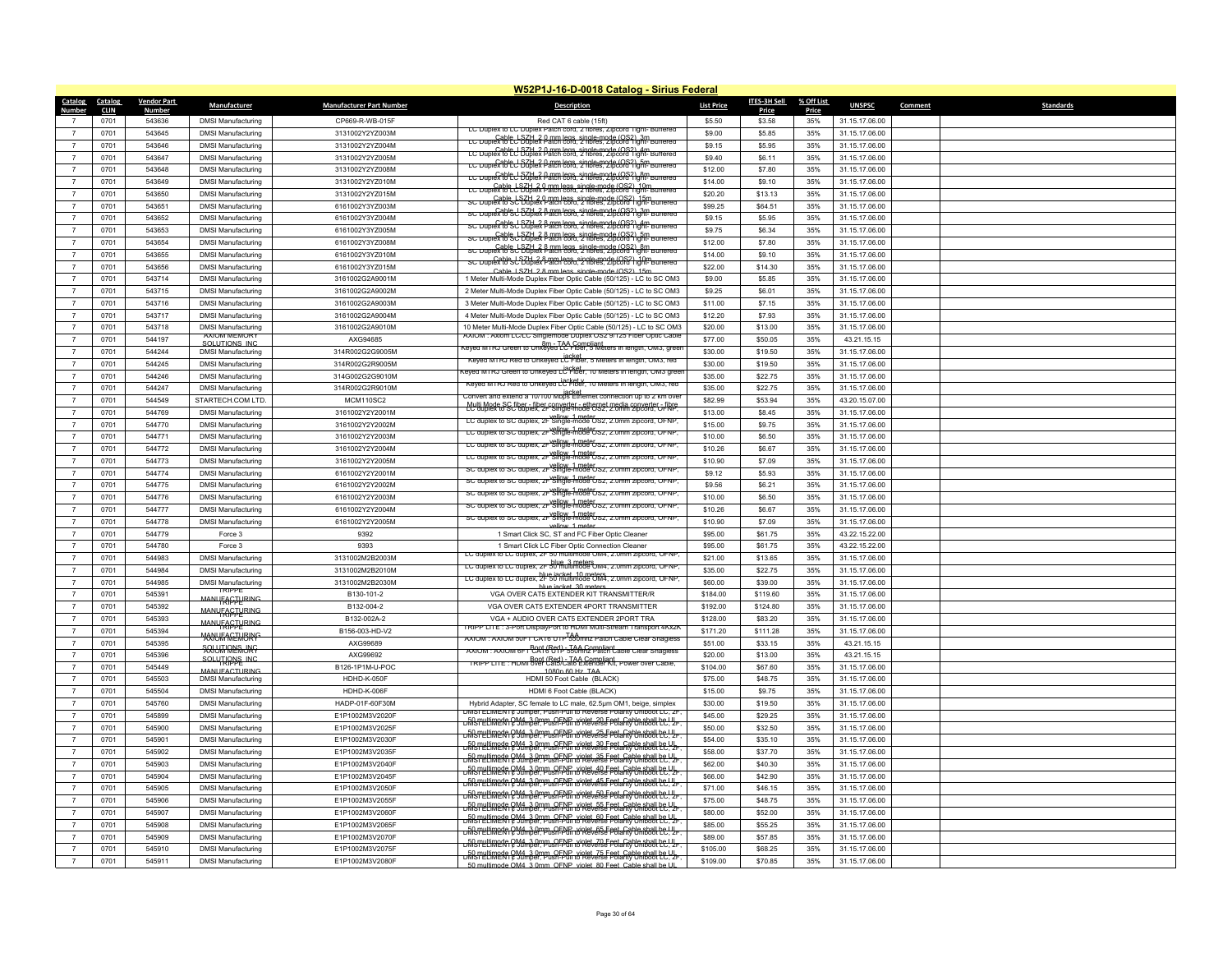# W52P1J-16-D-0018 Catalog - Sirius Federal

| Catalog Number | Catalog CLIN | Vendor Part Number | Manufacturer | Manufacturer Part Number | Description | List Price | ITES-3H Sell Price | % Off List Price | UNSPSC | Comment | Standards |
|---|---|---|---|---|---|---|---|---|---|---|---|
| 7 | 0701 | 543636 | DMSI Manufacturing | CP669-R-WB-015F | Red CAT 6 cable (15ft) | $5.50 | $3.58 | 35% | 31.15.17.06.00 | | |
| 7 | 0701 | 543645 | DMSI Manufacturing | 3131002Y2YZ003M | LC Duplex to LC Duplex Patch cord, 2 fibres, Zipcord Tight- Buffered Cable, LSZH, 2.0 mm legs, single-mode (OS2), 3m | $9.00 | $5.85 | 35% | 31.15.17.06.00 | | |
| 7 | 0701 | 543646 | DMSI Manufacturing | 3131002Y2YZ004M | LC Duplex to LC Duplex Patch cord, 2 fibres, Zipcord Tight- Buffered Cable, LSZH, 2.0 mm legs, single-mode (OS2), 4m | $9.15 | $5.95 | 35% | 31.15.17.06.00 | | |
| 7 | 0701 | 543647 | DMSI Manufacturing | 3131002Y2YZ005M | LC Duplex to LC Duplex Patch cord, 2 fibres, Zipcord Tight- Buffered Cable, LSZH, 2.0 mm legs, single-mode (OS2), 5m | $9.40 | $6.11 | 35% | 31.15.17.06.00 | | |
| 7 | 0701 | 543648 | DMSI Manufacturing | 3131002Y2YZ008M | LC Duplex to LC Duplex Patch cord, 2 fibres, Zipcord Tight- Buffered Cable, LSZH, 2.0 mm legs, single-mode (OS2), 8m | $12.00 | $7.80 | 35% | 31.15.17.06.00 | | |
| 7 | 0701 | 543649 | DMSI Manufacturing | 3131002Y2YZ010M | LC Duplex to LC Duplex Patch cord, 2 fibres, Zipcord Tight- Buffered Cable, LSZH, 2.0 mm legs, single-mode (OS2), 10m | $14.00 | $9.10 | 35% | 31.15.17.06.00 | | |
| 7 | 0701 | 543650 | DMSI Manufacturing | 3131002Y2YZ015M | LC Duplex to LC Duplex Patch cord, 2 fibres, Zipcord Tight- Buffered Cable, LSZH, 2.0 mm legs, single-mode (OS2), 15m | $20.20 | $13.13 | 35% | 31.15.17.06.00 | | |
| 7 | 0701 | 543651 | DMSI Manufacturing | 6161002Y3YZ003M | SC Duplex to SC Duplex Patch cord, 2 fibres, Zipcord Tight- Buffered Cable, LSZH, 2.8 mm legs, single-mode (OS2), 3m | $99.25 | $64.51 | 35% | 31.15.17.06.00 | | |
| 7 | 0701 | 543652 | DMSI Manufacturing | 6161002Y3YZ004M | SC Duplex to SC Duplex Patch cord, 2 fibres, Zipcord Tight- Buffered Cable, LSZH, 2.8 mm legs, single-mode (OS2), 4m | $9.15 | $5.95 | 35% | 31.15.17.06.00 | | |
| 7 | 0701 | 543653 | DMSI Manufacturing | 6161002Y3YZ005M | SC Duplex to SC Duplex Patch cord, 2 fibres, Zipcord Tight- Buffered Cable, LSZH, 2.8 mm legs, single-mode (OS2), 5m | $9.75 | $6.34 | 35% | 31.15.17.06.00 | | |
| 7 | 0701 | 543654 | DMSI Manufacturing | 6161002Y3YZ008M | SC Duplex to SC Duplex Patch cord, 2 fibres, Zipcord Tight- Buffered Cable, LSZH, 2.8 mm legs, single-mode (OS2), 8m | $12.00 | $7.80 | 35% | 31.15.17.06.00 | | |
| 7 | 0701 | 543655 | DMSI Manufacturing | 6161002Y3YZ010M | SC Duplex to SC Duplex Patch cord, 2 fibres, Zipcord Tight- Buffered Cable, LSZH, 2.8 mm legs, single-mode (OS2), 10m | $14.00 | $9.10 | 35% | 31.15.17.06.00 | | |
| 7 | 0701 | 543656 | DMSI Manufacturing | 6161002Y3YZ015M | SC Duplex to SC Duplex Patch cord, 2 fibres, Zipcord Tight- Buffered Cable, LSZH, 2.8 mm legs, single-mode (OS2), 15m | $22.00 | $14.30 | 35% | 31.15.17.06.00 | | |
| 7 | 0701 | 543714 | DMSI Manufacturing | 3161002G2A9001M | 1 Meter Multi-Mode Duplex Fiber Optic Cable (50/125) - LC to SC OM3 | $9.00 | $5.85 | 35% | 31.15.17.06.00 | | |
| 7 | 0701 | 543715 | DMSI Manufacturing | 3161002G2A9002M | 2 Meter Multi-Mode Duplex Fiber Optic Cable (50/125) - LC to SC OM3 | $9.25 | $6.01 | 35% | 31.15.17.06.00 | | |
| 7 | 0701 | 543716 | DMSI Manufacturing | 3161002G2A9003M | 3 Meter Multi-Mode Duplex Fiber Optic Cable (50/125) - LC to SC OM3 | $11.00 | $7.15 | 35% | 31.15.17.06.00 | | |
| 7 | 0701 | 543717 | DMSI Manufacturing | 3161002G2A9004M | 4 Meter Multi-Mode Duplex Fiber Optic Cable (50/125) - LC to SC OM3 | $12.20 | $7.93 | 35% | 31.15.17.06.00 | | |
| 7 | 0701 | 543718 | DMSI Manufacturing | 3161002G2A9010M | 10 Meter Multi-Mode Duplex Fiber Optic Cable (50/125) - LC to SC OM3 | $20.00 | $13.00 | 35% | 31.15.17.06.00 | | |
| 7 | 0701 | 544197 | AXIOM MEMORY SOLUTIONS, INC | AXG94685 | AXIOM : Axiom LC/LC Singlemode Duplex OS2 9/125 Fiber Optic Cable 8m - TAA Compliant | $77.00 | $50.05 | 35% | 43.21.15.15 | | |
| 7 | 0701 | 544244 | DMSI Manufacturing | 314R002G2G9005M | Keyed MTRJ Green to Unkeyed LC Fiber, 5 Meters in length, OM3, green jacket | $30.00 | $19.50 | 35% | 31.15.17.06.00 | | |
| 7 | 0701 | 544245 | DMSI Manufacturing | 314R002G2R9005M | Keyed MTRJ Red to Unkeyed LC Fiber, 5 Meters in length, OM3, red jacket | $30.00 | $19.50 | 35% | 31.15.17.06.00 | | |
| 7 | 0701 | 544246 | DMSI Manufacturing | 314G002G2G9010M | Keyed MTRJ Green to Unkeyed LC Fiber, 10 Meters in length, OM3 green jacket | $35.00 | $22.75 | 35% | 31.15.17.06.00 | | |
| 7 | 0701 | 544247 | DMSI Manufacturing | 314R002G2R9010M | Keyed MTRJ Red to Unkeyed LC Fiber, 10 Meters in length, OM3, red jacket | $35.00 | $22.75 | 35% | 31.15.17.06.00 | | |
| 7 | 0701 | 544549 | STARTECH.COM LTD. | MCM110SC2 | Convert and extend a 10/100 Mbps Ethernet connection up to 2 km over Multi Mode SC fiber - fiber converter - ethernet media converter - fibre | $82.99 | $53.94 | 35% | 43.20.15.07.00 | | |
| 7 | 0701 | 544769 | DMSI Manufacturing | 3161002Y2Y2001M | LC duplex to SC duplex, 2F Single-mode OS2, 2.0mm zipcord, OFNP, yellow, 1 meter | $13.00 | $8.45 | 35% | 31.15.17.06.00 | | |
| 7 | 0701 | 544770 | DMSI Manufacturing | 3161002Y2Y2002M | LC duplex to SC duplex, 2F Single-mode OS2, 2.0mm zipcord, OFNP, yellow, 1 meter | $15.00 | $9.75 | 35% | 31.15.17.06.00 | | |
| 7 | 0701 | 544771 | DMSI Manufacturing | 3161002Y2Y2003M | LC duplex to SC duplex, 2F Single-mode OS2, 2.0mm zipcord, OFNP, yellow, 1 meter | $10.00 | $6.50 | 35% | 31.15.17.06.00 | | |
| 7 | 0701 | 544772 | DMSI Manufacturing | 3161002Y2Y2004M | LC duplex to SC duplex, 2F Single-mode OS2, 2.0mm zipcord, OFNP, yellow, 1 meter | $10.26 | $6.67 | 35% | 31.15.17.06.00 | | |
| 7 | 0701 | 544773 | DMSI Manufacturing | 3161002Y2Y2005M | LC duplex to SC duplex, 2F Single-mode OS2, 2.0mm zipcord, OFNP, yellow, 1 meter | $10.90 | $7.09 | 35% | 31.15.17.06.00 | | |
| 7 | 0701 | 544774 | DMSI Manufacturing | 6161002Y2Y2001M | SC duplex to SC duplex, 2F Single-mode OS2, 2.0mm zipcord, OFNP, yellow, 1 meter | $9.12 | $5.93 | 35% | 31.15.17.06.00 | | |
| 7 | 0701 | 544775 | DMSI Manufacturing | 6161002Y2Y2002M | SC duplex to SC duplex, 2F Single-mode OS2, 2.0mm zipcord, OFNP, yellow, 1 meter | $9.56 | $6.21 | 35% | 31.15.17.06.00 | | |
| 7 | 0701 | 544776 | DMSI Manufacturing | 6161002Y2Y2003M | SC duplex to SC duplex, 2F Single-mode OS2, 2.0mm zipcord, OFNP, yellow, 1 meter | $10.00 | $6.50 | 35% | 31.15.17.06.00 | | |
| 7 | 0701 | 544777 | DMSI Manufacturing | 6161002Y2Y2004M | SC duplex to SC duplex, 2F Single-mode OS2, 2.0mm zipcord, OFNP, yellow, 1 meter | $10.26 | $6.67 | 35% | 31.15.17.06.00 | | |
| 7 | 0701 | 544778 | DMSI Manufacturing | 6161002Y2Y2005M | SC duplex to SC duplex, 2F Single-mode OS2, 2.0mm zipcord, OFNP, yellow, 1 meter | $10.90 | $7.09 | 35% | 31.15.17.06.00 | | |
| 7 | 0701 | 544779 | Force 3 | 9392 | 1 Smart Click SC, ST and FC Fiber Optic Cleaner | $95.00 | $61.75 | 35% | 43.22.15.22.00 | | |
| 7 | 0701 | 544780 | Force 3 | 9393 | 1 Smart Click LC Fiber Optic Connection Cleaner | $95.00 | $61.75 | 35% | 43.22.15.22.00 | | |
| 7 | 0701 | 544983 | DMSI Manufacturing | 3131002M2B2003M | LC duplex to LC duplex, 2F 50 multimode OM4, 2.0mm zipcord, OFNP, blue, 3 meters | $21.00 | $13.65 | 35% | 31.15.17.06.00 | | |
| 7 | 0701 | 544984 | DMSI Manufacturing | 3131002M2B2010M | LC duplex to LC duplex, 2F 50 multimode OM4, 2.0mm zipcord, OFNP, blue jacket, 10 meters | $35.00 | $22.75 | 35% | 31.15.17.06.00 | | |
| 7 | 0701 | 544985 | DMSI Manufacturing | 3131002M2B2030M | LC duplex to LC duplex, 2F 50 multimode OM4, 2.0mm zipcord, OFNP, blue jacket, 30 meters | $60.00 | $39.00 | 35% | 31.15.17.06.00 | | |
| 7 | 0701 | 545391 | TRIPPE MANUFACTURING | B130-101-2 | VGA OVER CAT5 EXTENDER KIT TRANSMITTER/R | $184.00 | $119.60 | 35% | 31.15.17.06.00 | | |
| 7 | 0701 | 545392 | TRIPPE MANUFACTURING | B132-004-2 | VGA OVER CAT5 EXTENDER 4PORT TRANSMITTER | $192.00 | $124.80 | 35% | 31.15.17.06.00 | | |
| 7 | 0701 | 545393 | TRIPPE MANUFACTURING | B132-002A-2 | VGA + AUDIO OVER CAT5 EXTENDER 2PORT TRA | $128.00 | $83.20 | 35% | 31.15.17.06.00 | | |
| 7 | 0701 | 545394 | TRIPPE MANUFACTURING | B156-003-HD-V2 | TRIPP LITE : 3-Port DisplayPort to HDMI Multi-Stream Transport 4Kx2K TAA | $171.20 | $111.28 | 35% | 31.15.17.06.00 | | |
| 7 | 0701 | 545395 | AXIOM MEMORY SOLUTIONS, INC | AXG99689 | AXIOM : AXIOM 50FT CAT6 UTP 550mhz Patch Cable Clear Snagless Boot (Red) - TAA Compliant | $51.00 | $33.15 | 35% | 43.21.15.15 | | |
| 7 | 0701 | 545396 | AXIOM MEMORY SOLUTIONS, INC | AXG99692 | AXIOM : AXIOM 6FT CAT6 UTP 550mhz Patch Cable Clear Snagless Boot (Red) - TAA Compliant | $20.00 | $13.00 | 35% | 43.21.15.15 | | |
| 7 | 0701 | 545449 | TRIPPE MANUFACTURING | B126-1P1M-U-POC | TRIPP LITE : HDMI over Cat5/Cat6 Extender Kit, Power over Cable, 1080p 60 Hz, TAA | $104.00 | $67.60 | 35% | 31.15.17.06.00 | | |
| 7 | 0701 | 545503 | DMSI Manufacturing | HDHD-K-050F | HDMI 50 Foot Cable (BLACK) | $75.00 | $48.75 | 35% | 31.15.17.06.00 | | |
| 7 | 0701 | 545504 | DMSI Manufacturing | HDHD-K-006F | HDMI 6 Foot Cable (BLACK) | $15.00 | $9.75 | 35% | 31.15.17.06.00 | | |
| 7 | 0701 | 545760 | DMSI Manufacturing | HADP-01F-60F30M | Hybrid Adapter, SC female to LC male, 62.5µm OM1, beige, simplex | $30.00 | $19.50 | 35% | 31.15.17.06.00 | | |
| 7 | 0701 | 545899 | DMSI Manufacturing | E1P1002M3V2020F | DMSI ELEMENT¿ Jumper, Push-Pull to Reverse Polarity Uniboot LC, 2F, 50 multimode OM4, 3.0mm, OFNP, violet, 20 Feet. Cable shall be UL | $45.00 | $29.25 | 35% | 31.15.17.06.00 | | |
| 7 | 0701 | 545900 | DMSI Manufacturing | E1P1002M3V2025F | DMSI ELEMENT¿ Jumper, Push-Pull to Reverse Polarity Uniboot LC, 2F, 50 multimode OM4, 3.0mm, OFNP, violet, 25 Feet. Cable shall be UL | $50.00 | $32.50 | 35% | 31.15.17.06.00 | | |
| 7 | 0701 | 545901 | DMSI Manufacturing | E1P1002M3V2030F | DMSI ELEMENT¿ Jumper, Push-Pull to Reverse Polarity Uniboot LC, 2F, 50 multimode OM4, 3.0mm, OFNP, violet, 30 Feet. Cable shall be UL | $54.00 | $35.10 | 35% | 31.15.17.06.00 | | |
| 7 | 0701 | 545902 | DMSI Manufacturing | E1P1002M3V2035F | DMSI ELEMENT¿ Jumper, Push-Pull to Reverse Polarity Uniboot LC, 2F, 50 multimode OM4, 3.0mm, OFNP, violet, 35 Feet. Cable shall be UL | $58.00 | $37.70 | 35% | 31.15.17.06.00 | | |
| 7 | 0701 | 545903 | DMSI Manufacturing | E1P1002M3V2040F | DMSI ELEMENT¿ Jumper, Push-Pull to Reverse Polarity Uniboot LC, 2F, 50 multimode OM4, 3.0mm, OFNP, violet, 40 Feet. Cable shall be UL | $62.00 | $40.30 | 35% | 31.15.17.06.00 | | |
| 7 | 0701 | 545904 | DMSI Manufacturing | E1P1002M3V2045F | DMSI ELEMENT¿ Jumper, Push-Pull to Reverse Polarity Uniboot LC, 2F, 50 multimode OM4, 3.0mm, OFNP, violet, 45 Feet. Cable shall be UL | $66.00 | $42.90 | 35% | 31.15.17.06.00 | | |
| 7 | 0701 | 545905 | DMSI Manufacturing | E1P1002M3V2050F | DMSI ELEMENT¿ Jumper, Push-Pull to Reverse Polarity Uniboot LC, 2F, 50 multimode OM4, 3.0mm, OFNP, violet, 50 Feet. Cable shall be UL | $71.00 | $46.15 | 35% | 31.15.17.06.00 | | |
| 7 | 0701 | 545906 | DMSI Manufacturing | E1P1002M3V2055F | DMSI ELEMENT¿ Jumper, Push-Pull to Reverse Polarity Uniboot LC, 2F, 50 multimode OM4, 3.0mm, OFNP, violet, 55 Feet. Cable shall be UL | $75.00 | $48.75 | 35% | 31.15.17.06.00 | | |
| 7 | 0701 | 545907 | DMSI Manufacturing | E1P1002M3V2060F | DMSI ELEMENT¿ Jumper, Push-Pull to Reverse Polarity Uniboot LC, 2F, 50 multimode OM4, 3.0mm, OFNP, violet, 60 Feet. Cable shall be UL | $80.00 | $52.00 | 35% | 31.15.17.06.00 | | |
| 7 | 0701 | 545908 | DMSI Manufacturing | E1P1002M3V2065F | DMSI ELEMENT¿ Jumper, Push-Pull to Reverse Polarity Uniboot LC, 2F, 50 multimode OM4, 3.0mm, OFNP, violet, 65 Feet. Cable shall be UL | $85.00 | $55.25 | 35% | 31.15.17.06.00 | | |
| 7 | 0701 | 545909 | DMSI Manufacturing | E1P1002M3V2070F | DMSI ELEMENT¿ Jumper, Push-Pull to Reverse Polarity Uniboot LC, 2F, 50 multimode OM4, 3.0mm, OFNP, violet, 70 Feet. Cable shall be UL | $89.00 | $57.85 | 35% | 31.15.17.06.00 | | |
| 7 | 0701 | 545910 | DMSI Manufacturing | E1P1002M3V2075F | DMSI ELEMENT¿ Jumper, Push-Pull to Reverse Polarity Uniboot LC, 2F, 50 multimode OM4, 3.0mm, OFNP, violet, 75 Feet. Cable shall be UL | $105.00 | $68.25 | 35% | 31.15.17.06.00 | | |
| 7 | 0701 | 545911 | DMSI Manufacturing | E1P1002M3V2080F | DMSI ELEMENT¿ Jumper, Push-Pull to Reverse Polarity Uniboot LC, 2F, 50 multimode OM4, 3.0mm, OFNP, violet, 80 Feet. Cable shall be UL | $109.00 | $70.85 | 35% | 31.15.17.06.00 | | |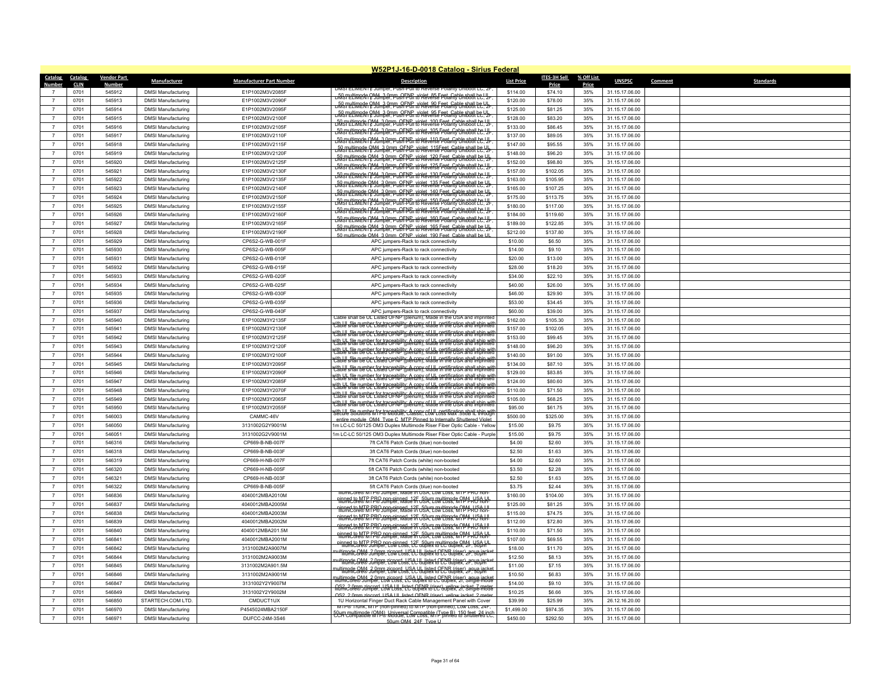## W52P1J-16-D-0018 Catalog - Sirius Federal

| Catalog Number | Catalog CLIN | Vendor Part Number | Manufacturer | Manufacturer Part Number | Description | List Price | ITES-3H Sell Price | % Off List Price | UNSPSC | Comment | Standards |
|---|---|---|---|---|---|---|---|---|---|---|---|
| 7 | 0701 | 545912 | DMSI Manufacturing | E1P1002M3V2085F | DMSI ELIMENT¢ Jumper, Push-Pull to Reverse Polarity Uniboot LC, 2F, 50 multimode OM4, 3.0mm, OFNP, violet, 85 Feet, Cable shall be UL | $114.00 | $74.10 | 35% | 31.15.17.06.00 | | |
| 7 | 0701 | 545913 | DMSI Manufacturing | E1P1002M3V2090F | DMSI ELIMENT¢ Jumper, Push-Pull to Reverse Polarity Uniboot LC, 2F, 50 multimode OM4, 3.0mm, OFNP, violet, 90 Feet, Cable shall be UL | $120.00 | $78.00 | 35% | 31.15.17.06.00 | | |
| 7 | 0701 | 545914 | DMSI Manufacturing | E1P1002M3V2095F | DMSI ELIMENT¢ Jumper, Push-Pull to Reverse Polarity Uniboot LC, 2F, 50 multimode OM4, 3.0mm, OFNP, violet, 95 Feet, Cable shall be UL | $125.00 | $81.25 | 35% | 31.15.17.06.00 | | |
| 7 | 0701 | 545915 | DMSI Manufacturing | E1P1002M3V2100F | DMSI ELIMENT¢ Jumper, Push-Pull to Reverse Polarity Uniboot LC, 2F, 50 multimode OM4, 3.0mm, OFNP, violet, 100 Feet, Cable shall be UL | $128.00 | $83.20 | 35% | 31.15.17.06.00 | | |
| 7 | 0701 | 545916 | DMSI Manufacturing | E1P1002M3V2105F | DMSI ELIMENT¢ Jumper, Push-Pull to Reverse Polarity Uniboot LC, 2F, 50 multimode OM4, 3.0mm, OFNP, violet, 105 Feet, Cable shall be UL | $133.00 | $86.45 | 35% | 31.15.17.06.00 | | |
| 7 | 0701 | 545917 | DMSI Manufacturing | E1P1002M3V2110F | DMSI ELIMENT¢ Jumper, Push-Pull to Reverse Polarity Uniboot LC, 2F, 50 multimode OM4, 3.0mm, OFNP, violet, 110 Feet, Cable shall be UL | $137.00 | $89.05 | 35% | 31.15.17.06.00 | | |
| 7 | 0701 | 545918 | DMSI Manufacturing | E1P1002M3V2115F | DMSI ELIMENT¢ Jumper, Push-Pull to Reverse Polarity Uniboot LC, 2F, 50 multimode OM4, 3.0mm, OFNP, violet, 115Feet, Cable shall be UL | $147.00 | $95.55 | 35% | 31.15.17.06.00 | | |
| 7 | 0701 | 545919 | DMSI Manufacturing | E1P1002M3V2120F | DMSI ELIMENT¢ Jumper, Push-Pull to Reverse Polarity Uniboot LC, 2F, 50 multimode OM4, 3.0mm, OFNP, violet, 120 Feet, Cable shall be UL | $148.00 | $96.20 | 35% | 31.15.17.06.00 | | |
| 7 | 0701 | 545920 | DMSI Manufacturing | E1P1002M3V2125F | DMSI ELIMENT¢ Jumper, Push-Pull to Reverse Polarity Uniboot LC, 2F, 50 multimode OM4, 3.0mm, OFNP, violet, 125 Feet, Cable shall be UL | $152.00 | $98.80 | 35% | 31.15.17.06.00 | | |
| 7 | 0701 | 545921 | DMSI Manufacturing | E1P1002M3V2130F | DMSI ELIMENT¢ Jumper, Push-Pull to Reverse Polarity Uniboot LC, 2F, 50 multimode OM4, 3.0mm, OFNP, violet, 130 Feet, Cable shall be UL | $157.00 | $102.05 | 35% | 31.15.17.06.00 | | |
| 7 | 0701 | 545922 | DMSI Manufacturing | E1P1002M3V2135F | DMSI ELIMENT¢ Jumper, Push-Pull to Reverse Polarity Uniboot LC, 2F, 50 multimode OM4, 3.0mm, OFNP, violet, 135 Feet, Cable shall be UL | $163.00 | $105.95 | 35% | 31.15.17.06.00 | | |
| 7 | 0701 | 545923 | DMSI Manufacturing | E1P1002M3V2140F | DMSI ELIMENT¢ Jumper, Push-Pull to Reverse Polarity Uniboot LC, 2F, 50 multimode OM4, 3.0mm, OFNP, violet, 140 Feet, Cable shall be UL | $165.00 | $107.25 | 35% | 31.15.17.06.00 | | |
| 7 | 0701 | 545924 | DMSI Manufacturing | E1P1002M3V2150F | DMSI ELIMENT¢ Jumper, Push-Pull to Reverse Polarity Uniboot LC, 2F, 50 multimode OM4, 3.0mm, OFNP, violet, 150 Feet, Cable shall be UL | $175.00 | $113.75 | 35% | 31.15.17.06.00 | | |
| 7 | 0701 | 545925 | DMSI Manufacturing | E1P1002M3V2155F | DMSI ELIMENT¢ Jumper, Push-Pull to Reverse Polarity Uniboot LC, 2F, 50 multimode OM4, 3.0mm, OFNP, violet, 155 Feet, Cable shall be UL | $180.00 | $117.00 | 35% | 31.15.17.06.00 | | |
| 7 | 0701 | 545926 | DMSI Manufacturing | E1P1002M3V2160F | DMSI ELIMENT¢ Jumper, Push-Pull to Reverse Polarity Uniboot LC, 2F, 50 multimode OM4, 3.0mm, OFNP, violet, 160 Feet, Cable shall be UL | $184.00 | $119.60 | 35% | 31.15.17.06.00 | | |
| 7 | 0701 | 545927 | DMSI Manufacturing | E1P1002M3V2165F | DMSI ELIMENT¢ Jumper, Push-Pull to Reverse Polarity Uniboot LC, 2F, 50 multimode OM4, 3.0mm, OFNP, violet, 165 Feet, Cable shall be UL | $189.00 | $122.85 | 35% | 31.15.17.06.00 | | |
| 7 | 0701 | 545928 | DMSI Manufacturing | E1P1002M3V2190F | DMSI ELIMENT¢ Jumper, Push-Pull to Reverse Polarity Uniboot LC, 2F, 50 multimode OM4, 3.0mm, OFNP, violet, 190 Feet, Cable shall be UL | $212.00 | $137.80 | 35% | 31.15.17.06.00 | | |
| 7 | 0701 | 545929 | DMSI Manufacturing | CP6S2-G-WB-001F | APC jumpers-Rack to rack connectivity | $10.00 | $6.50 | 35% | 31.15.17.06.00 | | |
| 7 | 0701 | 545930 | DMSI Manufacturing | CP6S2-G-WB-005F | APC jumpers-Rack to rack connectivity | $14.00 | $9.10 | 35% | 31.15.17.06.00 | | |
| 7 | 0701 | 545931 | DMSI Manufacturing | CP6S2-G-WB-010F | APC jumpers-Rack to rack connectivity | $20.00 | $13.00 | 35% | 31.15.17.06.00 | | |
| 7 | 0701 | 545932 | DMSI Manufacturing | CP6S2-G-WB-015F | APC jumpers-Rack to rack connectivity | $28.00 | $18.20 | 35% | 31.15.17.06.00 | | |
| 7 | 0701 | 545933 | DMSI Manufacturing | CP6S2-G-WB-020F | APC jumpers-Rack to rack connectivity | $34.00 | $22.10 | 35% | 31.15.17.06.00 | | |
| 7 | 0701 | 545934 | DMSI Manufacturing | CP6S2-G-WB-025F | APC jumpers-Rack to rack connectivity | $40.00 | $26.00 | 35% | 31.15.17.06.00 | | |
| 7 | 0701 | 545935 | DMSI Manufacturing | CP6S2-G-WB-030F | APC jumpers-Rack to rack connectivity | $46.00 | $29.90 | 35% | 31.15.17.06.00 | | |
| 7 | 0701 | 545936 | DMSI Manufacturing | CP6S2-G-WB-035F | APC jumpers-Rack to rack connectivity | $53.00 | $34.45 | 35% | 31.15.17.06.00 | | |
| 7 | 0701 | 545937 | DMSI Manufacturing | CP6S2-G-WB-040F | APC jumpers-Rack to rack connectivity | $60.00 | $39.00 | 35% | 31.15.17.06.00 | | |
| 7 | 0701 | 545940 | DMSI Manufacturing | E1P1002M3Y2135F | Cable shall be UL Listed OFNP (plenum), Made in the USA and imprinted with UL file number for traceability; A copy of UL certification shall ship with | $162.00 | $105.30 | 35% | 31.15.17.06.00 | | |
| 7 | 0701 | 545941 | DMSI Manufacturing | E1P1002M3Y2130F | Cable shall be UL Listed OFNP (plenum), Made in the USA and imprinted with UL file number for traceability; A copy of UL certification shall ship with | $157.00 | $102.05 | 35% | 31.15.17.06.00 | | |
| 7 | 0701 | 545942 | DMSI Manufacturing | E1P1002M3Y2125F | Cable shall be UL Listed OFNP (plenum), Made in the USA and imprinted with UL file number for traceability; A copy of UL certification shall ship with | $153.00 | $99.45 | 35% | 31.15.17.06.00 | | |
| 7 | 0701 | 545943 | DMSI Manufacturing | E1P1002M3Y2120F | Cable shall be UL Listed OFNP (plenum), Made in the USA and imprinted with UL file number for traceability; A copy of UL certification shall ship with | $148.00 | $96.20 | 35% | 31.15.17.06.00 | | |
| 7 | 0701 | 545944 | DMSI Manufacturing | E1P1002M3Y2100F | Cable shall be UL Listed OFNP (plenum), Made in the USA and imprinted with UL file number for traceability; A copy of UL certification shall ship with | $140.00 | $91.00 | 35% | 31.15.17.06.00 | | |
| 7 | 0701 | 545945 | DMSI Manufacturing | E1P1002M3Y2095F | Cable shall be UL Listed OFNP (plenum), Made in the USA and imprinted with UL file number for traceability; A copy of UL certification shall ship with | $134.00 | $87.10 | 35% | 31.15.17.06.00 | | |
| 7 | 0701 | 545946 | DMSI Manufacturing | E1P1002M3Y2090F | Cable shall be UL Listed OFNP (plenum), Made in the USA and imprinted with UL file number for traceability; A copy of UL certification shall ship with | $129.00 | $83.85 | 35% | 31.15.17.06.00 | | |
| 7 | 0701 | 545947 | DMSI Manufacturing | E1P1002M3Y2085F | Cable shall be UL Listed OFNP (plenum), Made in the USA and imprinted with UL file number for traceability; A copy of UL certification shall ship with | $124.00 | $80.60 | 35% | 31.15.17.06.00 | | |
| 7 | 0701 | 545948 | DMSI Manufacturing | E1P1002M3Y2070F | Cable shall be UL Listed OFNP (plenum), Made in the USA and imprinted with UL file number for traceability; A copy of UL certification shall ship with | $110.00 | $71.50 | 35% | 31.15.17.06.00 | | |
| 7 | 0701 | 545949 | DMSI Manufacturing | E1P1002M3Y2065F | Cable shall be UL Listed OFNP (plenum), Made in the USA and imprinted with UL file number for traceability; A copy of UL certification shall ship with | $105.00 | $68.25 | 35% | 31.15.17.06.00 | | |
| 7 | 0701 | 545950 | DMSI Manufacturing | E1P1002M3Y2055F | Cable shall be UL Listed OFNP (plenum), Made in the USA and imprinted with UL file number for traceability; A copy of UL certification shall ship with | $95.00 | $61.75 | 35% | 31.15.17.06.00 | | |
| 7 | 0701 | 546003 | DMSI Manufacturing | CAMMC-46V | Secure Solutions MTP® Module, Classic, Low Loss Max .35dB IL through entire module, OM4, Type C, MTP Pinned to Internally Shuttered Violet | $500.00 | $325.00 | 35% | 31.15.17.06.00 | | |
| 7 | 0701 | 546050 | DMSI Manufacturing | 3131002G2Y9001M | 1m LC-LC 50/125 OM3 Duplex Multimode Riser Fiber Optic Cable - Yellow | $15.00 | $9.75 | 35% | 31.15.17.06.00 | | |
| 7 | 0701 | 546051 | DMSI Manufacturing | 3131002G2V9001M | 1m LC-LC 50/125 OM3 Duplex Multimode Riser Fiber Optic Cable - Purple | $15.00 | $9.75 | 35% | 31.15.17.06.00 | | |
| 7 | 0701 | 546316 | DMSI Manufacturing | CP669-B-NB-007F | 7ft CAT6 Patch Cords (blue) non-booted | $4.00 | $2.60 | 35% | 31.15.17.06.00 | | |
| 7 | 0701 | 546318 | DMSI Manufacturing | CP669-B-NB-003F | 3ft CAT6 Patch Cords (blue) non-booted | $2.50 | $1.63 | 35% | 31.15.17.06.00 | | |
| 7 | 0701 | 546319 | DMSI Manufacturing | CP669-H-NB-007F | 7ft CAT6 Patch Cords (white) non-booted | $4.00 | $2.60 | 35% | 31.15.17.06.00 | | |
| 7 | 0701 | 546320 | DMSI Manufacturing | CP669-H-NB-005F | 5ft CAT6 Patch Cords (white) non-booted | $3.50 | $2.28 | 35% | 31.15.17.06.00 | | |
| 7 | 0701 | 546321 | DMSI Manufacturing | CP669-H-NB-003F | 3ft CAT6 Patch Cords (white) non-booted | $2.50 | $1.63 | 35% | 31.15.17.06.00 | | |
| 7 | 0701 | 546322 | DMSI Manufacturing | CP669-B-NB-005F | 5ft CAT6 Patch Cords (blue) non-booted | $3.75 | $2.44 | 35% | 31.15.17.06.00 | | |
| 7 | 0701 | 546836 | DMSI Manufacturing | 4040012MBA2010M | IlumiCore® MTP® Jumper, Made in USA, Low Loss, MTP PRO non-pinned to MTP PRO non-pinned, 12F, 50um multimode OM4, USA UL | $160.00 | $104.00 | 35% | 31.15.17.06.00 | | |
| 7 | 0701 | 546837 | DMSI Manufacturing | 4040012MBA2005M | IlumiCore® MTP® Jumper, Made in USA, Low Loss, MTP PRO non-pinned to MTP PRO non-pinned, 12F, 50um multimode OM4, USA UL | $125.00 | $81.25 | 35% | 31.15.17.06.00 | | |
| 7 | 0701 | 546838 | DMSI Manufacturing | 4040012MBA2003M | IlumiCore® MTP® Jumper, Made in USA, Low Loss, MTP PRO non-pinned to MTP PRO non-pinned, 12F, 50um multimode OM4, USA UL | $115.00 | $74.75 | 35% | 31.15.17.06.00 | | |
| 7 | 0701 | 546839 | DMSI Manufacturing | 4040012MBA2002M | IlumiCore® MTP® Jumper, Made in USA, Low Loss, MTP PRO non-pinned to MTP PRO non-pinned, 12F, 50um multimode OM4, USA UL | $112.00 | $72.80 | 35% | 31.15.17.06.00 | | |
| 7 | 0701 | 546840 | DMSI Manufacturing | 4040012MBA201.5M | IlumiCore® MTP® Jumper, Made in USA, Low Loss, MTP PRO non-pinned to MTP PRO non-pinned, 12F, 50um multimode OM4, USA UL | $110.00 | $71.50 | 35% | 31.15.17.06.00 | | |
| 7 | 0701 | 546841 | DMSI Manufacturing | 4040012MBA2001M | IlumiCore® MTP® Jumper, Made in USA, Low Loss, MTP PRO non-pinned to MTP PRO non-pinned, 12F, 50um multimode OM4, USA UL | $107.00 | $69.55 | 35% | 31.15.17.06.00 | | |
| 7 | 0701 | 546842 | DMSI Manufacturing | 3131002M2A9007M | IlumiCore® Jumper, Low Loss, LC duplex to LC duplex, 2F, 50um multimode OM4, 2.0mm zipcord, USA UL listed OFNR (riser), aqua jacket | $18.00 | $11.70 | 35% | 31.15.17.06.00 | | |
| 7 | 0701 | 546844 | DMSI Manufacturing | 3131002M2A9003M | IlumiCore® Jumper, Low Loss, LC duplex to LC duplex, 2F, 50um multimode OM4, 2.0mm zipcord, USA UL listed OFNR (riser), aqua jacket | $12.50 | $8.13 | 35% | 31.15.17.06.00 | | |
| 7 | 0701 | 546845 | DMSI Manufacturing | 3131002M2A901.5M | IlumiCore® Jumper, Low Loss, LC duplex to LC duplex, 2F, 50um multimode OM4, 2.0mm zipcord, USA UL listed OFNR (riser), aqua jacket | $11.00 | $7.15 | 35% | 31.15.17.06.00 | | |
| 7 | 0701 | 546846 | DMSI Manufacturing | 3131002M2A9001M | IlumiCore® Jumper, Low Loss, LC duplex to LC duplex, 2F, 50um multimode OM4, 2.0mm zipcord, USA UL listed OFNR (riser), aqua jacket | $10.50 | $6.83 | 35% | 31.15.17.06.00 | | |
| 7 | 0701 | 546847 | DMSI Manufacturing | 3131002Y2Y9007M | IlumiCore® Jumper, Low Loss, LC duplex to LC duplex, 2F, Single-mode OS2, 2.0mm zipcord, USA UL listed OFNR (riser), yellow jacket, 7 meter | $14.00 | $9.10 | 35% | 31.15.17.06.00 | | |
| 7 | 0701 | 546849 | DMSI Manufacturing | 3131002Y2Y9002M | IlumiCore® Jumper, Low Loss, LC duplex to LC duplex, 2F, Single-mode OS2, 2.0mm zipcord, USA UL listed OFNR (riser), yellow jacket, 2 meter | $10.25 | $6.66 | 35% | 31.15.17.06.00 | | |
| 7 | 0701 | 546850 | STARTECH.COM LTD. | CMDUCT1UX | 1U Horizontal Finger Duct Rack Cable Management Panel with Cover | $39.99 | $25.99 | 35% | 26.12.16.20.00 | | |
| 7 | 0701 | 546970 | DMSI Manufacturing | P4545024MBA2150F | MTP® Trunk, MTP (non-pinned) to MTP (non-pinned), Low Loss, 24F, 50um multimode (OM4), Universal Compatible (Type B), 150 feet, 24 inch | $1,499.00 | $974.35 | 35% | 31.15.17.06.00 | | |
| 7 | 0701 | 546971 | DMSI Manufacturing | DUFCC-24M-3S46 | CCH Compatible MTP® Module, Low Loss, MTP pinned to Shuttered LC, 50um OM4, 24F, Type U | $450.00 | $292.50 | 35% | 31.15.17.06.00 | | |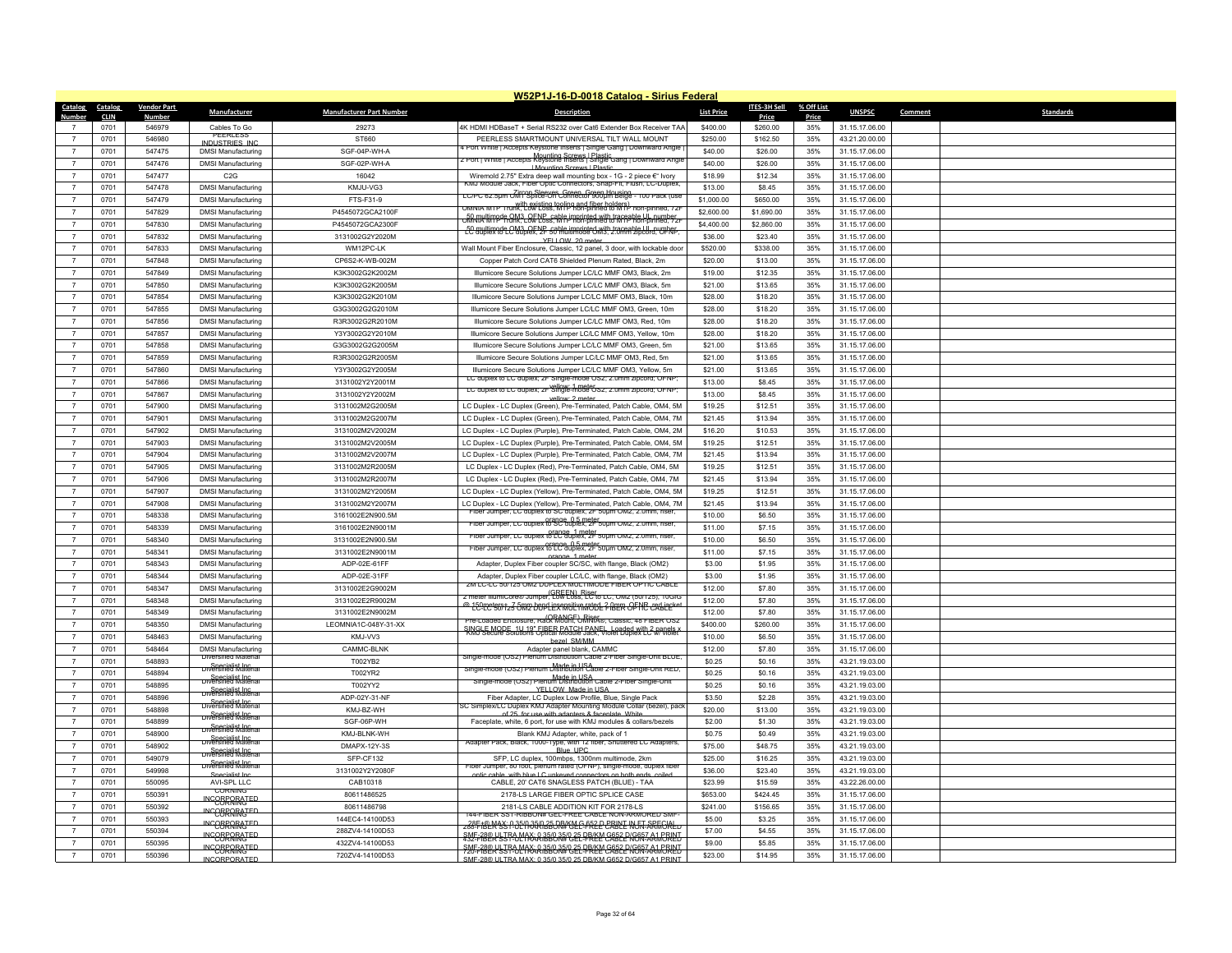## W52P1J-16-D-0018 Catalog - Sirius Federal

| Catalog Number | Catalog CLIN | Vendor Part Number | Manufacturer | Manufacturer Part Number | Description | List Price | ITES-3H Sell Price | % Off List Price | UNSPSC | Comment | Standards |
|---|---|---|---|---|---|---|---|---|---|---|---|
| 7 | 0701 | 546979 | Cables To Go | 29273 | 4K HDMI HDBaseT + Serial RS232 over Cat6 Extender Box Receiver TAA | $400.00 | $260.00 | 35% | 31.15.17.06.00 | | |
| 7 | 0701 | 546980 | PEERLESS INDUSTRIES, INC | ST660 | PEERLESS SMARTMOUNT UNIVERSAL TILT WALL MOUNT | $250.00 | $162.50 | 35% | 43.21.20.00.00 | | |
| 7 | 0701 | 547475 | DMSI Manufacturing | SGF-04P-WH-A | 4 Port White \| Accepts Keystone Inserts \| Single Gang \| Downward Angle \| Mounting Screws \| Plastic | $40.00 | $26.00 | 35% | 31.15.17.06.00 | | |
| 7 | 0701 | 547476 | DMSI Manufacturing | SGF-02P-WH-A | 2 Port \| White \| Accepts Keystone Inserts \| Single Gang \| Downward Angle \| Mounting Screws \| Plastic | $40.00 | $26.00 | 35% | 31.15.17.06.00 | | |
| 7 | 0701 | 547477 | C2G | 16042 | Wiremold 2.75" Extra deep wall mounting box - 1G - 2 piece €" Ivory | $18.99 | $12.34 | 35% | 31.15.17.06.00 | | |
| 7 | 0701 | 547478 | DMSI Manufacturing | KMJU-VG3 | KMJ Module Jack, Fiber Optic Connectors, Snap-Fit, Flush, LC-Duplex, Zircon Sleeves, Green, Green Housing | $13.00 | $8.45 | 35% | 31.15.17.06.00 | | |
| 7 | 0701 | 547479 | DMSI Manufacturing | FTS-F31-9 | LC/PC 62.5µm OM1 Splice-On Connector 900µm Beige - 100 Pack (use with existing tooling and fiber holders) | $1,000.00 | $650.00 | 35% | 31.15.17.06.00 | | |
| 7 | 0701 | 547829 | DMSI Manufacturing | P4545072GCA2100F | OMNIA MTP Trunk, Low Loss, MTP non-pinned to MTP non-pinned, 72F 50 multimode OM3, OFNP, cable imprinted with traceable UL number | $2,600.00 | $1,690.00 | 35% | 31.15.17.06.00 | | |
| 7 | 0701 | 547830 | DMSI Manufacturing | P4545072GCA2300F | OMNIA MTP Trunk, Low Loss, MTP non-pinned to MTP non-pinned, 72F 50 multimode OM3, OFNP, cable imprinted with traceable UL number | $4,400.00 | $2,860.00 | 35% | 31.15.17.06.00 | | |
| 7 | 0701 | 547832 | DMSI Manufacturing | 3131002G2Y2020M | LC duplex to LC duplex, 2F 50 multimode OM3, 2.0mm zipcord, OFNP, YELLOW, 20 meter | $36.00 | $23.40 | 35% | 31.15.17.06.00 | | |
| 7 | 0701 | 547833 | DMSI Manufacturing | WM12PC-LK | Wall Mount Fiber Enclosure, Classic, 12 panel, 3 door, with lockable door | $520.00 | $338.00 | 35% | 31.15.17.06.00 | | |
| 7 | 0701 | 547848 | DMSI Manufacturing | CP6S2-K-WB-002M | Copper Patch Cord CAT6 Shielded Plenum Rated, Black, 2m | $20.00 | $13.00 | 35% | 31.15.17.06.00 | | |
| 7 | 0701 | 547849 | DMSI Manufacturing | K3K3002G2K2002M | Illumicore Secure Solutions Jumper LC/LC MMF OM3, Black, 2m | $19.00 | $12.35 | 35% | 31.15.17.06.00 | | |
| 7 | 0701 | 547850 | DMSI Manufacturing | K3K3002G2K2005M | Illumicore Secure Solutions Jumper LC/LC MMF OM3, Black, 5m | $21.00 | $13.65 | 35% | 31.15.17.06.00 | | |
| 7 | 0701 | 547854 | DMSI Manufacturing | K3K3002G2K2010M | Illumicore Secure Solutions Jumper LC/LC MMF OM3, Black, 10m | $28.00 | $18.20 | 35% | 31.15.17.06.00 | | |
| 7 | 0701 | 547855 | DMSI Manufacturing | G3G3002G2G2010M | Illumicore Secure Solutions Jumper LC/LC MMF OM3, Green, 10m | $28.00 | $18.20 | 35% | 31.15.17.06.00 | | |
| 7 | 0701 | 547856 | DMSI Manufacturing | R3R3002G2R2010M | Illumicore Secure Solutions Jumper LC/LC MMF OM3, Red, 10m | $28.00 | $18.20 | 35% | 31.15.17.06.00 | | |
| 7 | 0701 | 547857 | DMSI Manufacturing | Y3Y3002G2Y2010M | Illumicore Secure Solutions Jumper LC/LC MMF OM3, Yellow, 10m | $28.00 | $18.20 | 35% | 31.15.17.06.00 | | |
| 7 | 0701 | 547858 | DMSI Manufacturing | G3G3002G2G2005M | Illumicore Secure Solutions Jumper LC/LC MMF OM3, Green, 5m | $21.00 | $13.65 | 35% | 31.15.17.06.00 | | |
| 7 | 0701 | 547859 | DMSI Manufacturing | R3R3002G2R2005M | Illumicore Secure Solutions Jumper LC/LC MMF OM3, Red, 5m | $21.00 | $13.65 | 35% | 31.15.17.06.00 | | |
| 7 | 0701 | 547860 | DMSI Manufacturing | Y3Y3002G2Y2005M | Illumicore Secure Solutions Jumper LC/LC MMF OM3, Yellow, 5m | $21.00 | $13.65 | 35% | 31.15.17.06.00 | | |
| 7 | 0701 | 547866 | DMSI Manufacturing | 3131002Y2Y2001M | LC duplex to LC duplex, 2F Single-mode OS2, 2.0mm zipcord, OFNP, yellow, 1 meter | $13.00 | $8.45 | 35% | 31.15.17.06.00 | | |
| 7 | 0701 | 547867 | DMSI Manufacturing | 3131002Y2Y2002M | LC duplex to LC duplex, 2F Single-mode OS2, 2.0mm zipcord, OFNP, yellow, 2 meter | $13.00 | $8.45 | 35% | 31.15.17.06.00 | | |
| 7 | 0701 | 547900 | DMSI Manufacturing | 3131002M2G2005M | LC Duplex - LC Duplex (Green), Pre-Terminated, Patch Cable, OM4, 5M | $19.25 | $12.51 | 35% | 31.15.17.06.00 | | |
| 7 | 0701 | 547901 | DMSI Manufacturing | 3131002M2G2007M | LC Duplex - LC Duplex (Green), Pre-Terminated, Patch Cable, OM4, 7M | $21.45 | $13.94 | 35% | 31.15.17.06.00 | | |
| 7 | 0701 | 547902 | DMSI Manufacturing | 3131002M2V2002M | LC Duplex - LC Duplex (Purple), Pre-Terminated, Patch Cable, OM4, 2M | $16.20 | $10.53 | 35% | 31.15.17.06.00 | | |
| 7 | 0701 | 547903 | DMSI Manufacturing | 3131002M2V2005M | LC Duplex - LC Duplex (Purple), Pre-Terminated, Patch Cable, OM4, 5M | $19.25 | $12.51 | 35% | 31.15.17.06.00 | | |
| 7 | 0701 | 547904 | DMSI Manufacturing | 3131002M2V2007M | LC Duplex - LC Duplex (Purple), Pre-Terminated, Patch Cable, OM4, 7M | $21.45 | $13.94 | 35% | 31.15.17.06.00 | | |
| 7 | 0701 | 547905 | DMSI Manufacturing | 3131002M2R2005M | LC Duplex - LC Duplex (Red), Pre-Terminated, Patch Cable, OM4, 5M | $19.25 | $12.51 | 35% | 31.15.17.06.00 | | |
| 7 | 0701 | 547906 | DMSI Manufacturing | 3131002M2R2007M | LC Duplex - LC Duplex (Red), Pre-Terminated, Patch Cable, OM4, 7M | $21.45 | $13.94 | 35% | 31.15.17.06.00 | | |
| 7 | 0701 | 547907 | DMSI Manufacturing | 3131002M2Y2005M | LC Duplex - LC Duplex (Yellow), Pre-Terminated, Patch Cable, OM4, 5M | $19.25 | $12.51 | 35% | 31.15.17.06.00 | | |
| 7 | 0701 | 547908 | DMSI Manufacturing | 3131002M2Y2007M | LC Duplex - LC Duplex (Yellow), Pre-Terminated, Patch Cable, OM4, 7M | $21.45 | $13.94 | 35% | 31.15.17.06.00 | | |
| 7 | 0701 | 548338 | DMSI Manufacturing | 3161002E2N900.5M | Fiber Jumper, LC duplex to SC duplex, 2F 50µm OM2, 2.0mm, riser, orange, 0.5 meter | $10.00 | $6.50 | 35% | 31.15.17.06.00 | | |
| 7 | 0701 | 548339 | DMSI Manufacturing | 3161002E2N9001M | Fiber Jumper, LC duplex to SC duplex, 2F 50µm OM2, 2.0mm, riser, orange, 1 meter | $11.00 | $7.15 | 35% | 31.15.17.06.00 | | |
| 7 | 0701 | 548340 | DMSI Manufacturing | 3131002E2N900.5M | Fiber Jumper, LC duplex to LC duplex, 2F 50µm OM2, 2.0mm, riser, orange, 0.5 meter | $10.00 | $6.50 | 35% | 31.15.17.06.00 | | |
| 7 | 0701 | 548341 | DMSI Manufacturing | 3131002E2N9001M | Fiber Jumper, LC duplex to LC duplex, 2F 50µm OM2, 2.0mm, riser, orange, 1 meter | $11.00 | $7.15 | 35% | 31.15.17.06.00 | | |
| 7 | 0701 | 548343 | DMSI Manufacturing | ADP-02E-61FF | Adapter, Duplex Fiber coupler SC/SC, with flange, Black (OM2) | $3.00 | $1.95 | 35% | 31.15.17.06.00 | | |
| 7 | 0701 | 548344 | DMSI Manufacturing | ADP-02E-31FF | Adapter, Duplex Fiber coupler LC/LC, with flange, Black (OM2) | $3.00 | $1.95 | 35% | 31.15.17.06.00 | | |
| 7 | 0701 | 548347 | DMSI Manufacturing | 3131002E2G9002M | 2M LC-LC 50/125 OM2 DUPLEX MULTIMODE FIBER OPTIC CABLE (GREEN), Riser | $12.00 | $7.80 | 35% | 31.15.17.06.00 | | |
| 7 | 0701 | 548348 | DMSI Manufacturing | 3131002E2R9002M | 2 meter IllumiCore® Jumper, Low Loss, LC to LC, OM2 (50/125), 10GIG @ 150meters, 7.5mm bend insensitive rated, 2.0mm, OFNR, red jacket | $12.00 | $7.80 | 35% | 31.15.17.06.00 | | |
| 7 | 0701 | 548349 | DMSI Manufacturing | 3131002E2N9002M | 2M LC-LC 50/125 OM2 DUPLEX MULTIMODE FIBER OPTIC CABLE (ORANGE), Riser | $12.00 | $7.80 | 35% | 31.15.17.06.00 | | |
| 7 | 0701 | 548350 | DMSI Manufacturing | LEOMNIA1C-048Y-31-XX | Pre-Loaded Enclosure, Rack Mount, OMNIA®, Classic, 48 FIBER OS2 SINGLE MODE, 1U 19" FIBER PATCH PANEL, Loaded with 2 panels x | $400.00 | $260.00 | 35% | 31.15.17.06.00 | | |
| 7 | 0701 | 548463 | DMSI Manufacturing | KMJ-VV3 | KMJ Secure Solutions Optical Module Jack, Violet Duplex LC w/ violet bezel, SM/MM | $10.00 | $6.50 | 35% | 31.15.17.06.00 | | |
| 7 | 0701 | 548464 | DMSI Manufacturing | CAMMC-BLNK | Adapter panel blank, CAMMC | $12.00 | $7.80 | 35% | 31.15.17.06.00 | | |
| 7 | 0701 | 548893 | Diversified Material Specialist Inc | T002YB2 | Single-mode (OS2) Plenum Distribution Cable 2-Fiber Single-Unit BLUE, Made in USA | $0.25 | $0.16 | 35% | 43.21.19.03.00 | | |
| 7 | 0701 | 548894 | Diversified Material Specialist Inc | T002YR2 | Single-mode (OS2) Plenum Distribution Cable 2-Fiber Single-Unit RED, Made in USA | $0.25 | $0.16 | 35% | 43.21.19.03.00 | | |
| 7 | 0701 | 548895 | Diversified Material Specialist Inc | T002YY2 | Single-mode (OS2) Plenum Distribution Cable 2-Fiber Single-Unit YELLOW, Made in USA | $0.25 | $0.16 | 35% | 43.21.19.03.00 | | |
| 7 | 0701 | 548896 | Diversified Material Specialist Inc | ADP-02Y-31-NF | Fiber Adapter, LC Duplex Low Profile, Blue, Single Pack | $3.50 | $2.28 | 35% | 43.21.19.03.00 | | |
| 7 | 0701 | 548898 | Diversified Material Specialist Inc | KMJ-BZ-WH | SC Simplex/LC Duplex KMJ Adapter Mounting Module Collar (bezel), pack of 25, for use with adapters & faceplate, White | $20.00 | $13.00 | 35% | 43.21.19.03.00 | | |
| 7 | 0701 | 548899 | Diversified Material Specialist Inc | SGF-06P-WH | Faceplate, white, 6 port, for use with KMJ modules & collars/bezels | $2.00 | $1.30 | 35% | 43.21.19.03.00 | | |
| 7 | 0701 | 548900 | Diversified Material Specialist Inc | KMJ-BLNK-WH | Blank KMJ Adapter, white, pack of 1 | $0.75 | $0.49 | 35% | 43.21.19.03.00 | | |
| 7 | 0701 | 548902 | Diversified Material Specialist Inc | DMAPX-12Y-3S | Adapter Pack, Black, 1000-Type, with 12 fiber, Shuttered LC Adapters, Blue, UPC | $75.00 | $48.75 | 35% | 43.21.19.03.00 | | |
| 7 | 0701 | 549079 | Diversified Material Specialist Inc | SFP-CF132 | SFP, LC duplex, 100mbps, 1300nm multimode, 2km | $25.00 | $16.25 | 35% | 43.21.19.03.00 | | |
| 7 | 0701 | 549998 | Diversified Material Specialist Inc | 3131002Y2Y2080F | Fiber Jumper, 80 foot, plenum rated (OFNP), single-mode, duplex fiber optic cable, with blue LC unkeyed connectors on both ends, coiled | $36.00 | $23.40 | 35% | 43.21.19.03.00 | | |
| 7 | 0701 | 550095 | AVI-SPL LLC | CAB10318 | CABLE, 20' CAT6 SNAGLESS PATCH (BLUE) - TAA | $23.99 | $15.59 | 35% | 43.22.26.00.00 | | |
| 7 | 0701 | 550391 | CORNING INCORPORATED | 80611486525 | 2178-LS LARGE FIBER OPTIC SPLICE CASE | $653.00 | $424.45 | 35% | 31.15.17.06.00 | | |
| 7 | 0701 | 550392 | CORNING INCORPORATED | 80611486798 | 2181-LS CABLE ADDITION KIT FOR 2178-LS | $241.00 | $156.65 | 35% | 31.15.17.06.00 | | |
| 7 | 0701 | 550393 | CORNING INCORPORATED | 144EC4-14100D53 | 144-FIBER SST-RIBBON# GEL-FREE CABLE NON-ARMORED SMF-28E+® MAX: 0.35/0.35/0.25 DB/KM G.652.D PRINT IN FT SPECIAL | $5.00 | $3.25 | 35% | 31.15.17.06.00 | | |
| 7 | 0701 | 550394 | CORNING INCORPORATED | 288ZV4-14100D53 | 288-FIBER SST-ULTRARIBBON# GEL-FREE CABLE NON-ARMORED SMF-28® ULTRA MAX: 0.35/0.35/0.25 DB/KM G652.D/G657.A1 PRINT | $7.00 | $4.55 | 35% | 31.15.17.06.00 | | |
| 7 | 0701 | 550395 | CORNING INCORPORATED | 432ZV4-14100D53 | 432-FIBER SST-ULTRARIBBON# GEL-FREE CABLE NON-ARMORED SMF-28® ULTRA MAX: 0.35/0.35/0.25 DB/KM G652.D/G657.A1 PRINT | $9.00 | $5.85 | 35% | 31.15.17.06.00 | | |
| 7 | 0701 | 550396 | CORNING INCORPORATED | 720ZV4-14100D53 | 720-FIBER SST-ULTRARIBBON# GEL-FREE CABLE NON-ARMORED SMF-28® ULTRA MAX: 0.35/0.35/0.25 DB/KM G652.D/G657.A1 PRINT | $23.00 | $14.95 | 35% | 31.15.17.06.00 | | |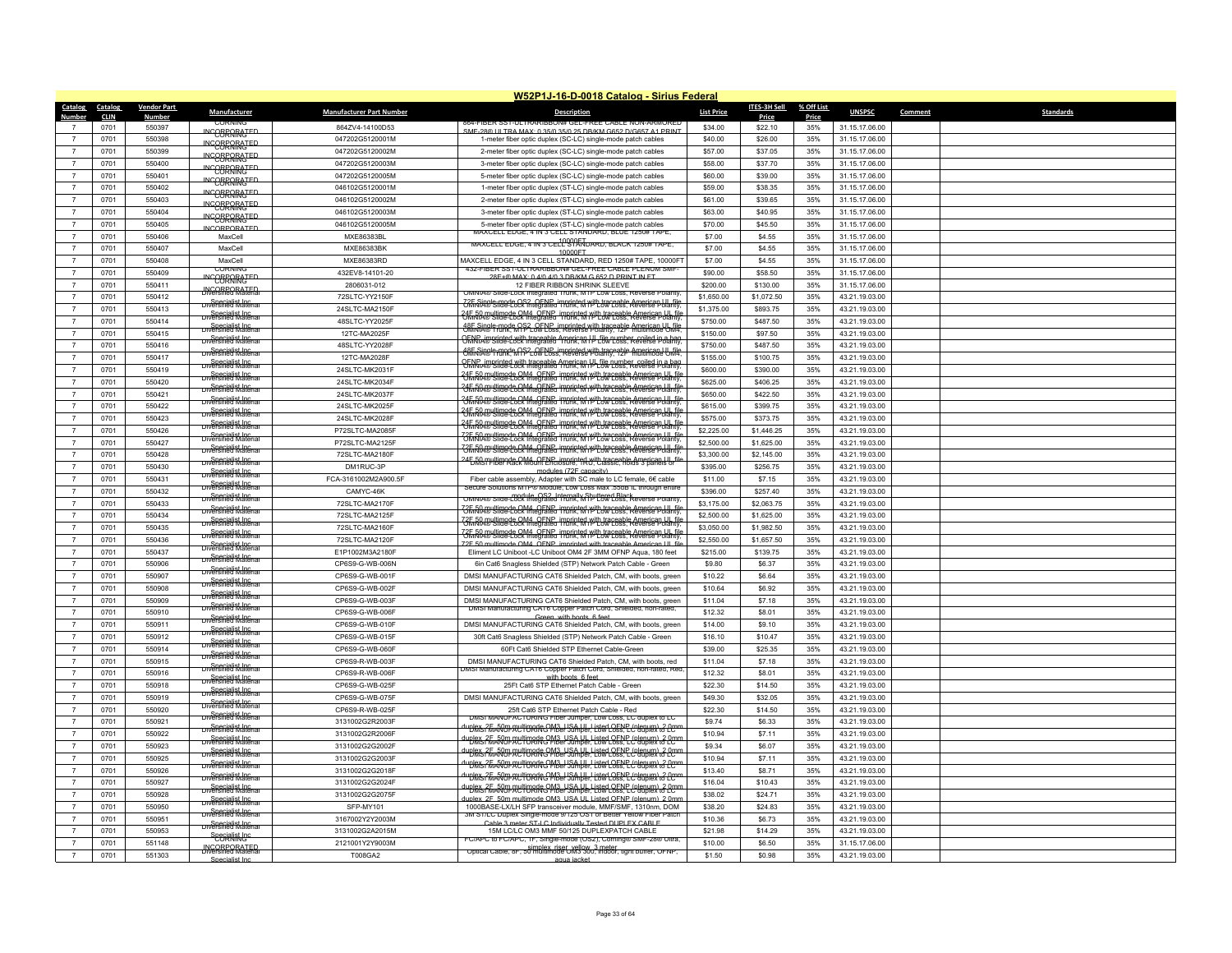# W52P1J-16-D-0018 Catalog - Sirius Federal

| Catalog Number | Catalog CLIN | Vendor Part Number | Manufacturer | Manufacturer Part Number | Description | List Price | ITES-3H Sell Price | % Off List Price | UNSPSC | Comment | Standards |
|---|---|---|---|---|---|---|---|---|---|---|---|
| 7 | 0701 | 550397 | CORNING INCORPORATED | 864ZV4-14100D53 | 864-FIBER SST-ULTRARIBBON# GEL-FREE CABLE NON-ARMORED SMF-28® ULTRA MAX: 0.35/0.35/0.25 DB/KM G652.D/G657.A1 PRINT | $34.00 | $22.10 | 35% | 31.15.17.06.00 | | |
| 7 | 0701 | 550398 | CORNING INCORPORATED | 047202G5120001M | 1-meter fiber optic duplex (SC-LC) single-mode patch cables | $40.00 | $26.00 | 35% | 31.15.17.06.00 | | |
| 7 | 0701 | 550399 | CORNING INCORPORATED | 047202G5120002M | 2-meter fiber optic duplex (SC-LC) single-mode patch cables | $57.00 | $37.05 | 35% | 31.15.17.06.00 | | |
| 7 | 0701 | 550400 | CORNING INCORPORATED | 047202G5120003M | 3-meter fiber optic duplex (SC-LC) single-mode patch cables | $58.00 | $37.70 | 35% | 31.15.17.06.00 | | |
| 7 | 0701 | 550401 | CORNING INCORPORATED | 047202G5120005M | 5-meter fiber optic duplex (SC-LC) single-mode patch cables | $60.00 | $39.00 | 35% | 31.15.17.06.00 | | |
| 7 | 0701 | 550402 | CORNING INCORPORATED | 046102G5120001M | 1-meter fiber optic duplex (ST-LC) single-mode patch cables | $59.00 | $38.35 | 35% | 31.15.17.06.00 | | |
| 7 | 0701 | 550403 | CORNING INCORPORATED | 046102G5120002M | 2-meter fiber optic duplex (ST-LC) single-mode patch cables | $61.00 | $39.65 | 35% | 31.15.17.06.00 | | |
| 7 | 0701 | 550404 | CORNING INCORPORATED | 046102G5120003M | 3-meter fiber optic duplex (ST-LC) single-mode patch cables | $63.00 | $40.95 | 35% | 31.15.17.06.00 | | |
| 7 | 0701 | 550405 | CORNING INCORPORATED | 046102G5120005M | 5-meter fiber optic duplex (ST-LC) single-mode patch cables | $70.00 | $45.50 | 35% | 31.15.17.06.00 | | |
| 7 | 0701 | 550406 | MaxCell | MXE86383BL | MAXCELL EDGE, 4 IN 3 CELL STANDARD, BLUE 1250# TAPE, 10000FT | $7.00 | $4.55 | 35% | 31.15.17.06.00 | | |
| 7 | 0701 | 550407 | MaxCell | MXE86383BK | MAXCELL EDGE, 4 IN 3 CELL STANDARD, BLACK 1250# TAPE, 10000FT | $7.00 | $4.55 | 35% | 31.15.17.06.00 | | |
| 7 | 0701 | 550408 | MaxCell | MXE86383RD | MAXCELL EDGE, 4 IN 3 CELL STANDARD, RED 1250# TAPE, 10000FT | $7.00 | $4.55 | 35% | 31.15.17.06.00 | | |
| 7 | 0701 | 550409 | CORNING INCORPORATED | 432EV8-14101-20 | 432-FIBER SST-ULTRARIBBON# GEL-FREE CABLE PLENUM SMF-28E+® MAX: 0.4/0.4/0.3 DB/KM G.652.D PRINT IN FT | $90.00 | $58.50 | 35% | 31.15.17.06.00 | | |
| 7 | 0701 | 550411 | CORNING INCORPORATED | 2806031-012 | 12 FIBER RIBBON SHRINK SLEEVE | $200.00 | $130.00 | 35% | 31.15.17.06.00 | | |
| 7 | 0701 | 550412 | Diversified Material Specialist Inc | 72SLTC-YY2150F | OMNIA® Slide-Lock Integrated Trunk, MTP Low Loss, Reverse Polarity, 72F Single-mode OS2, OFNP, imprinted with traceable American UL file | $1,650.00 | $1,072.50 | 35% | 43.21.19.03.00 | | |
| 7 | 0701 | 550413 | Diversified Material Specialist Inc | 24SLTC-MA2150F | OMNIA® Slide-Lock Integrated Trunk, MTP Low Loss, Reverse Polarity, 24F 50 multimode OM4, OFNP, imprinted with traceable American UL file | $1,375.00 | $893.75 | 35% | 43.21.19.03.00 | | |
| 7 | 0701 | 550414 | Diversified Material Specialist Inc | 48SLTC-YY2025F | OMNIA® Slide-Lock Integrated Trunk, MTP Low Loss, Reverse Polarity, 48F Single-mode OS2, OFNP, imprinted with traceable American UL file | $750.00 | $487.50 | 35% | 43.21.19.03.00 | | |
| 7 | 0701 | 550415 | Diversified Material Specialist Inc | 12TC-MA2025F | OMNIA® Trunk, MTP Low Loss, Reverse Polarity, 12F multimode OM4, OFNP, imprinted with traceable American UL file number, coiled in a bag | $150.00 | $97.50 | 35% | 43.21.19.03.00 | | |
| 7 | 0701 | 550416 | Diversified Material Specialist Inc | 48SLTC-YY2028F | OMNIA® Slide-Lock Integrated Trunk, MTP Low Loss, Reverse Polarity, 48F Single-mode OS2, OFNP, imprinted with traceable American UL file | $750.00 | $487.50 | 35% | 43.21.19.03.00 | | |
| 7 | 0701 | 550417 | Diversified Material Specialist Inc | 12TC-MA2028F | OMNIA® Trunk, MTP Low Loss, Reverse Polarity, 12F multimode OM4, OFNP, imprinted with traceable American UL file number, coiled in a bag | $155.00 | $100.75 | 35% | 43.21.19.03.00 | | |
| 7 | 0701 | 550419 | Diversified Material Specialist Inc | 24SLTC-MK2031F | OMNIA® Slide-Lock Integrated Trunk, MTP Low Loss, Reverse Polarity, 24F 50 multimode OM4, OFNP, imprinted with traceable American UL file | $600.00 | $390.00 | 35% | 43.21.19.03.00 | | |
| 7 | 0701 | 550420 | Diversified Material Specialist Inc | 24SLTC-MK2034F | OMNIA® Slide-Lock Integrated Trunk, MTP Low Loss, Reverse Polarity, 24F 50 multimode OM4, OFNP, imprinted with traceable American UL file | $625.00 | $406.25 | 35% | 43.21.19.03.00 | | |
| 7 | 0701 | 550421 | Diversified Material Specialist Inc | 24SLTC-MK2037F | OMNIA® Slide-Lock Integrated Trunk, MTP Low Loss, Reverse Polarity, 24F 50 multimode OM4, OFNP, imprinted with traceable American UL file | $650.00 | $422.50 | 35% | 43.21.19.03.00 | | |
| 7 | 0701 | 550422 | Diversified Material Specialist Inc | 24SLTC-MK2025F | OMNIA® Slide-Lock Integrated Trunk, MTP Low Loss, Reverse Polarity, 24F 50 multimode OM4, OFNP, imprinted with traceable American UL file | $615.00 | $399.75 | 35% | 43.21.19.03.00 | | |
| 7 | 0701 | 550423 | Diversified Material Specialist Inc | 24SLTC-MK2028F | OMNIA® Slide-Lock Integrated Trunk, MTP Low Loss, Reverse Polarity, 24F 50 multimode OM4, OFNP, imprinted with traceable American UL file | $575.00 | $373.75 | 35% | 43.21.19.03.00 | | |
| 7 | 0701 | 550426 | Diversified Material Specialist Inc | P72SLTC-MA2085F | OMNIA® Slide-Lock Integrated Trunk, MTP Low Loss, Reverse Polarity, 72F 50 multimode OM4, OFNP, imprinted with traceable American UL file | $2,225.00 | $1,446.25 | 35% | 43.21.19.03.00 | | |
| 7 | 0701 | 550427 | Diversified Material Specialist Inc | P72SLTC-MA2125F | OMNIA® Slide-Lock Integrated Trunk, MTP Low Loss, Reverse Polarity, 72F 50 multimode OM4, OFNP, imprinted with traceable American UL file | $2,500.00 | $1,625.00 | 35% | 43.21.19.03.00 | | |
| 7 | 0701 | 550428 | Diversified Material Specialist Inc | 72SLTC-MA2180F | OMNIA® Slide-Lock Integrated Trunk, MTP Low Loss, Reverse Polarity, 24F 50 multimode OM4, OFNP, imprinted with traceable American UL file | $3,300.00 | $2,145.00 | 35% | 43.21.19.03.00 | | |
| 7 | 0701 | 550430 | Diversified Material Specialist Inc | DM1RUC-3P | DMSI Fiber Rack Mount Enclosure, 1RU, Classic, holds 3 panels or modules (72F capacity) | $395.00 | $256.75 | 35% | 43.21.19.03.00 | | |
| 7 | 0701 | 550431 | Diversified Material Specialist Inc | FCA-3161002M2A900.5F | Fiber cable assembly, Adapter with SC male to LC female, 6€ cable | $11.00 | $7.15 | 35% | 43.21.19.03.00 | | |
| 7 | 0701 | 550432 | Diversified Material Specialist Inc | CAMYC-46K | Secure Solutions MTP® Module, Low Loss Max .35dB IL through entire module, OS2, Internally Shuttered Black | $396.00 | $257.40 | 35% | 43.21.19.03.00 | | |
| 7 | 0701 | 550433 | Diversified Material Specialist Inc | 72SLTC-MA2170F | OMNIA® Slide-Lock Integrated Trunk, MTP Low Loss, Reverse Polarity, 72F 50 multimode OM4, OFNP, imprinted with traceable American UL file | $3,175.00 | $2,063.75 | 35% | 43.21.19.03.00 | | |
| 7 | 0701 | 550434 | Diversified Material Specialist Inc | 72SLTC-MA2125F | OMNIA® Slide-Lock Integrated Trunk, MTP Low Loss, Reverse Polarity, 72F 50 multimode OM4, OFNP, imprinted with traceable American UL file | $2,500.00 | $1,625.00 | 35% | 43.21.19.03.00 | | |
| 7 | 0701 | 550435 | Diversified Material Specialist Inc | 72SLTC-MA2160F | OMNIA® Slide-Lock Integrated Trunk, MTP Low Loss, Reverse Polarity, 72F 50 multimode OM4, OFNP, imprinted with traceable American UL file | $3,050.00 | $1,982.50 | 35% | 43.21.19.03.00 | | |
| 7 | 0701 | 550436 | Diversified Material Specialist Inc | 72SLTC-MA2120F | OMNIA® Slide-Lock Integrated Trunk, MTP Low Loss, Reverse Polarity, 72F 50 multimode OM4, OFNP, imprinted with traceable American UL file | $2,550.00 | $1,657.50 | 35% | 43.21.19.03.00 | | |
| 7 | 0701 | 550437 | Diversified Material Specialist Inc | E1P1002M3A2180F | Eliment LC Uniboot -LC Uniboot OM4 2F 3MM OFNP Aqua, 180 feet | $215.00 | $139.75 | 35% | 43.21.19.03.00 | | |
| 7 | 0701 | 550906 | Diversified Material Specialist Inc | CP6S9-G-WB-006N | 6in Cat6 Snagless Shielded (STP) Network Patch Cable - Green | $9.80 | $6.37 | 35% | 43.21.19.03.00 | | |
| 7 | 0701 | 550907 | Diversified Material Specialist Inc | CP6S9-G-WB-001F | DMSI MANUFACTURING CAT6 Shielded Patch, CM, with boots, green | $10.22 | $6.64 | 35% | 43.21.19.03.00 | | |
| 7 | 0701 | 550908 | Diversified Material Specialist Inc | CP6S9-G-WB-002F | DMSI MANUFACTURING CAT6 Shielded Patch, CM, with boots, green | $10.64 | $6.92 | 35% | 43.21.19.03.00 | | |
| 7 | 0701 | 550909 | Diversified Material Specialist Inc | CP6S9-G-WB-003F | DMSI MANUFACTURING CAT6 Shielded Patch, CM, with boots, green | $11.04 | $7.18 | 35% | 43.21.19.03.00 | | |
| 7 | 0701 | 550910 | Diversified Material Specialist Inc | CP6S9-G-WB-006F | DMSI Manufacturing CAT6 Copper Patch Cord, Shielded, non-rated, Green, with boots, 6 feet | $12.32 | $8.01 | 35% | 43.21.19.03.00 | | |
| 7 | 0701 | 550911 | Diversified Material Specialist Inc | CP6S9-G-WB-010F | DMSI MANUFACTURING CAT6 Shielded Patch, CM, with boots, green | $14.00 | $9.10 | 35% | 43.21.19.03.00 | | |
| 7 | 0701 | 550912 | Diversified Material Specialist Inc | CP6S9-G-WB-015F | 30ft Cat6 Snagless Shielded (STP) Network Patch Cable - Green | $16.10 | $10.47 | 35% | 43.21.19.03.00 | | |
| 7 | 0701 | 550914 | Diversified Material Specialist Inc | CP6S9-G-WB-060F | 60Ft Cat6 Shielded STP Ethernet Cable-Green | $39.00 | $25.35 | 35% | 43.21.19.03.00 | | |
| 7 | 0701 | 550915 | Diversified Material Specialist Inc | CP6S9-R-WB-003F | DMSI MANUFACTURING CAT6 Shielded Patch, CM, with boots, red | $11.04 | $7.18 | 35% | 43.21.19.03.00 | | |
| 7 | 0701 | 550916 | Diversified Material Specialist Inc | CP6S9-R-WB-006F | DMSI Manufacturing CAT6 Copper Patch Cord, Shielded, non-rated, Red, with boots, 6 feet | $12.32 | $8.01 | 35% | 43.21.19.03.00 | | |
| 7 | 0701 | 550918 | Diversified Material Specialist Inc | CP6S9-G-WB-025F | 25Ft Cat6 STP Ethernet Patch Cable - Green | $22.30 | $14.50 | 35% | 43.21.19.03.00 | | |
| 7 | 0701 | 550919 | Diversified Material Specialist Inc | CP6S9-G-WB-075F | DMSI MANUFACTURING CAT6 Shielded Patch, CM, with boots, green | $49.30 | $32.05 | 35% | 43.21.19.03.00 | | |
| 7 | 0701 | 550920 | Diversified Material Specialist Inc | CP6S9-R-WB-025F | 25ft Cat6 STP Ethernet Patch Cable - Red | $22.30 | $14.50 | 35% | 43.21.19.03.00 | | |
| 7 | 0701 | 550921 | Diversified Material Specialist Inc | 3131002G2R2003F | DMSI MANUFACTURING Fiber Jumper, Low Loss, LC duplex to LC duplex, 2F, 50m multimode OM3, USA UL Listed OFNP (plenum), 2.0mm | $9.74 | $6.33 | 35% | 43.21.19.03.00 | | |
| 7 | 0701 | 550922 | Diversified Material Specialist Inc | 3131002G2R2006F | DMSI MANUFACTURING Fiber Jumper, Low Loss, LC duplex to LC duplex, 2F, 50m multimode OM3, USA UL Listed OFNP (plenum), 2.0mm | $10.94 | $7.11 | 35% | 43.21.19.03.00 | | |
| 7 | 0701 | 550923 | Diversified Material Specialist Inc | 3131002G2G2002F | DMSI MANUFACTURING Fiber Jumper, Low Loss, LC duplex to LC duplex, 2F, 50m multimode OM3, USA UL Listed OFNP (plenum), 2.0mm | $9.34 | $6.07 | 35% | 43.21.19.03.00 | | |
| 7 | 0701 | 550925 | Diversified Material Specialist Inc | 3131002G2G2003F | DMSI MANUFACTURING Fiber Jumper, Low Loss, LC duplex to LC duplex, 2F, 50m multimode OM3, USA UL Listed OFNP (plenum), 2.0mm | $10.94 | $7.11 | 35% | 43.21.19.03.00 | | |
| 7 | 0701 | 550926 | Diversified Material Specialist Inc | 3131002G2G2018F | DMSI MANUFACTURING Fiber Jumper, Low Loss, LC duplex to LC duplex, 2F, 50m multimode OM3, USA UL Listed OFNP (plenum), 2.0mm | $13.40 | $8.71 | 35% | 43.21.19.03.00 | | |
| 7 | 0701 | 550927 | Diversified Material Specialist Inc | 3131002G2G2024F | DMSI MANUFACTURING Fiber Jumper, Low Loss, LC duplex to LC duplex, 2F, 50m multimode OM3, USA UL Listed OFNP (plenum), 2.0mm | $16.04 | $10.43 | 35% | 43.21.19.03.00 | | |
| 7 | 0701 | 550928 | Diversified Material Specialist Inc | 3131002G2G2075F | DMSI MANUFACTURING Fiber Jumper, Low Loss, LC duplex to LC duplex, 2F, 50m multimode OM3, USA UL Listed OFNP (plenum), 2.0mm | $38.02 | $24.71 | 35% | 43.21.19.03.00 | | |
| 7 | 0701 | 550950 | Diversified Material Specialist Inc | SFP-MY101 | 1000BASE-LX/LH SFP transceiver module, MMF/SMF, 1310nm, DOM | $38.20 | $24.83 | 35% | 43.21.19.03.00 | | |
| 7 | 0701 | 550951 | Diversified Material Specialist Inc | 3167002Y2Y2003M | 3M ST/LC Duplex Single-mode 9/125 OS1 or Better Yellow Fiber Patch Cable 3 meter ST-LC Individually Tested DUPLEX CABLE | $10.36 | $6.73 | 35% | 43.21.19.03.00 | | |
| 7 | 0701 | 550953 | Diversified Material Specialist Inc | 3131002G2A2015M | 15M LC/LC OM3 MMF 50/125 DUPLEXPATCH CABLE | $21.98 | $14.29 | 35% | 43.21.19.03.00 | | |
| 7 | 0701 | 551148 | CORNING INCORPORATED | 2121001Y2Y9003M | FC/APC to FC/APC, 1F, Single-mode (OS2), Corning® SMF-28® Ultra, simplex, riser, yellow, 3 meter | $10.00 | $6.50 | 35% | 31.15.17.06.00 | | |
| 7 | 0701 | 551303 | Diversified Material Specialist Inc | T008GA2 | Optical Cable, 8F, 50 multimode OM3 300, indoor, tight buffer, OFNP, aqua jacket | $1.50 | $0.98 | 35% | 43.21.19.03.00 | | |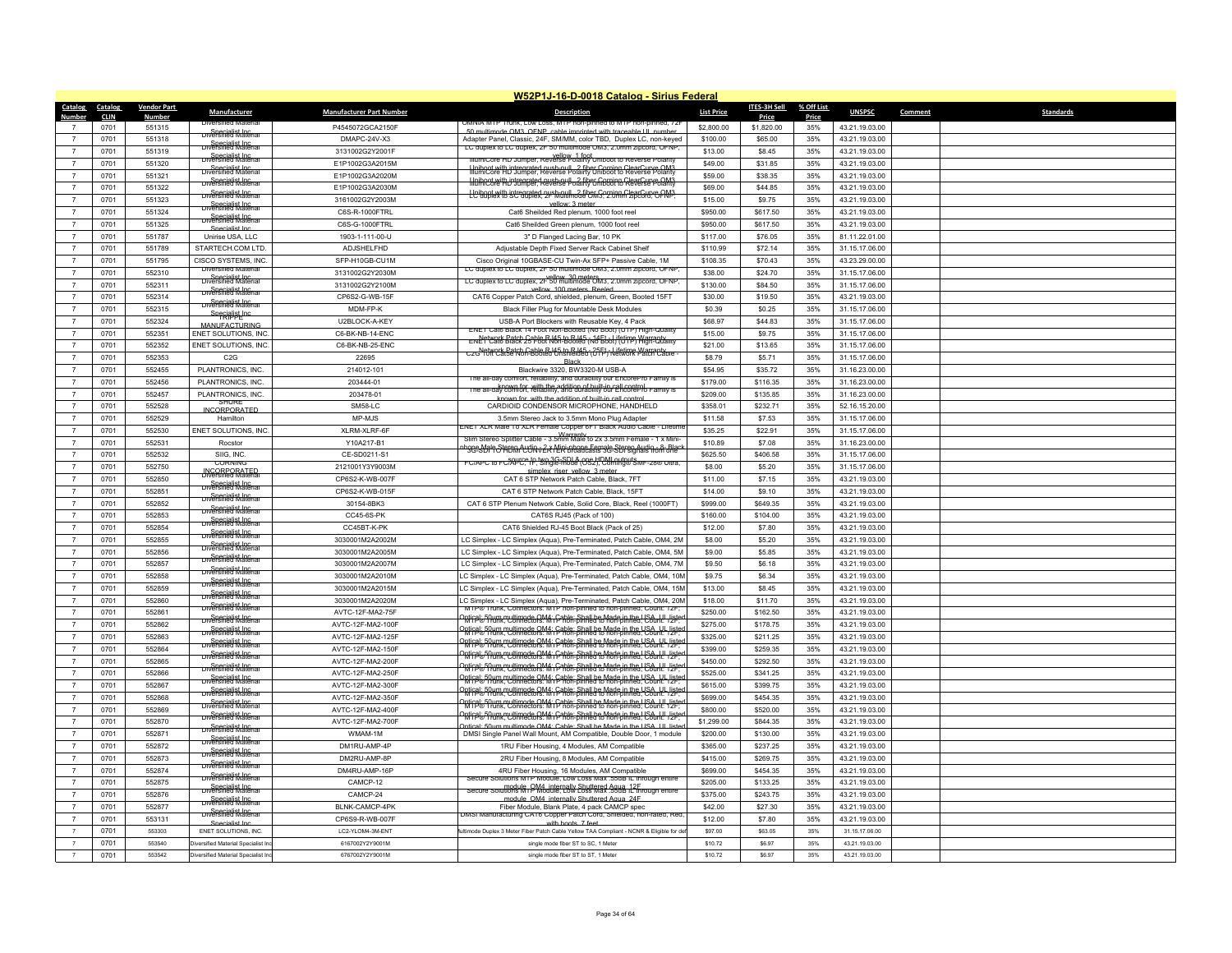## W52P1J-16-D-0018 Catalog - Sirius Federal

| Catalog Number | Catalog CLIN | Vendor Part Number | Manufacturer | Manufacturer Part Number | Description | List Price | ITES-3H Sell Price | % Off List Price | UNSPSC | Comment | Standards |
|---|---|---|---|---|---|---|---|---|---|---|---|
| 7 | 0701 | 551315 | Diversified Material Specialist Inc | P4545072GCA2150F | OMNIA MTP Trunk, Low Loss, MTP non-pinned to MTP non-pinned, 72F 50 multimode OM3, OFNP, cable imprinted with traceable UL number | $2,800.00 | $1,820.00 | 35% | 43.21.19.03.00 | | |
| 7 | 0701 | 551318 | Diversified Material Specialist Inc | DMAPC-24V-X3 | Adapter Panel, Classic, 24F, SM/MM, color TBD, Duplex LC, non-keyed | $100.00 | $65.00 | 35% | 43.21.19.03.00 | | |
| 7 | 0701 | 551319 | Diversified Material Specialist Inc | 3131002G2Y2001F | LC duplex to LC duplex, 2F 50 multimode OM3, 2.0mm zipcord, OFNP, yellow, 1 foot | $13.00 | $8.45 | 35% | 43.21.19.03.00 | | |
| 7 | 0701 | 551320 | Diversified Material Specialist Inc | E1P1002G3A2015M | IllumiCore HD Jumper, Reverse Polarity Uniboot to Reverse Polarity Uniboot with integrated push-pull, 2 fiber Corning ClearCurve OM3 | $49.00 | $31.85 | 35% | 43.21.19.03.00 | | |
| 7 | 0701 | 551321 | Diversified Material Specialist Inc | E1P1002G3A2020M | IllumiCore HD Jumper, Reverse Polarity Uniboot to Reverse Polarity Uniboot with integrated push-pull, 2 fiber Corning ClearCurve OM3 | $59.00 | $38.35 | 35% | 43.21.19.03.00 | | |
| 7 | 0701 | 551322 | Diversified Material Specialist Inc | E1P1002G3A2030M | IllumiCore HD Jumper, Reverse Polarity Uniboot to Reverse Polarity Uniboot with integrated push-pull, 2 fiber Corning ClearCurve OM3 | $69.00 | $44.85 | 35% | 43.21.19.03.00 | | |
| 7 | 0701 | 551323 | Diversified Material Specialist Inc | 3161002G2Y2003M | LC duplex to SC duplex, 2F multimode OM3, 2.0mm zipcord, OFNP, yellow, 3 meter | $15.00 | $9.75 | 35% | 43.21.19.03.00 | | |
| 7 | 0701 | 551324 | Diversified Material Specialist Inc | C6S-R-1000FTRL | Cat6 Sheilded Red plenum, 1000 foot reel | $950.00 | $617.50 | 35% | 43.21.19.03.00 | | |
| 7 | 0701 | 551325 | Diversified Material Specialist Inc | C6S-G-1000FTRL | Cat6 Sheilded Green plenum, 1000 foot reel | $950.00 | $617.50 | 35% | 43.21.19.03.00 | | |
| 7 | 0701 | 551787 | Unirise USA, LLC | 1903-1-111-00-U | 3" D Flanged Lacing Bar, 10 PK | $117.00 | $76.05 | 35% | 81.11.22.01.00 | | |
| 7 | 0701 | 551789 | STARTECH.COM LTD. | ADJSHELFHD | Adjustable Depth Fixed Server Rack Cabinet Shelf | $110.99 | $72.14 | 35% | 31.15.17.06.00 | | |
| 7 | 0701 | 551795 | CISCO SYSTEMS, INC. | SFP-H10GB-CU1M | Cisco Original 10GBASE-CU Twin-Ax SFP+ Passive Cable, 1M | $108.35 | $70.43 | 35% | 43.23.29.00.00 | | |
| 7 | 0701 | 552310 | Diversified Material Specialist Inc | 3131002G2Y2030M | LC duplex to LC duplex, 2F 50 multimode OM3, 2.0mm zipcord, OFNP, yellow, 30 meters | $38.00 | $24.70 | 35% | 31.15.17.06.00 | | |
| 7 | 0701 | 552311 | Diversified Material Specialist Inc | 3131002G2Y2100M | LC duplex to LC duplex, 2F 50 multimode OM3, 2.0mm zipcord, OFNP, yellow, 100 meters, Reeled | $130.00 | $84.50 | 35% | 31.15.17.06.00 | | |
| 7 | 0701 | 552314 | Diversified Material Specialist Inc | CP6S2-G-WB-15F | CAT6 Copper Patch Cord, shielded, plenum, Green, Booted 15FT | $30.00 | $19.50 | 35% | 43.21.19.03.00 | | |
| 7 | 0701 | 552315 | Diversified Material Specialist Inc | MDM-FP-K | Black Filler Plug for Mountable Desk Modules | $0.39 | $0.25 | 35% | 31.15.17.06.00 | | |
| 7 | 0701 | 552324 | TRIPPE MANUFACTURING | U2BLOCK-A-KEY | USB-A Port Blockers with Reusable Key, 4 Pack | $68.97 | $44.83 | 35% | 31.15.17.06.00 | | |
| 7 | 0701 | 552351 | ENET SOLUTIONS, INC. | C6-BK-NB-14-ENC | ENET Cat6 Black 14 Foot Non-Booted (No Boot) (UTP) High-Quality Network Patch Cable RJ45 to RJ45 - 14Ft - Lifetime Warranty | $15.00 | $9.75 | 35% | 31.15.17.06.00 | | |
| 7 | 0701 | 552352 | ENET SOLUTIONS, INC. | C6-BK-NB-25-ENC | ENET Cat6 Black 25 Foot Non-Booted (No Boot) (UTP) High-Quality Network Patch Cable RJ45 to RJ45 - 25Ft - Lifetime Warranty | $21.00 | $13.65 | 35% | 31.15.17.06.00 | | |
| 7 | 0701 | 552353 | C2G | 22695 | C2G 10ft Cat6e Non-Booted Unshielded (UTP) Network Patch Cable - Black | $8.79 | $5.71 | 35% | 31.15.17.06.00 | | |
| 7 | 0701 | 552455 | PLANTRONICS, INC. | 214012-101 | Blackwire 3320, BW3320-M USB-A | $54.95 | $35.72 | 35% | 31.16.23.00.00 | | |
| 7 | 0701 | 552456 | PLANTRONICS, INC. | 203444-01 | The all-day comfort, reliability, and durability our EncorePro Family is known for, with the addition of built-in call control | $179.00 | $116.35 | 35% | 31.16.23.00.00 | | |
| 7 | 0701 | 552457 | PLANTRONICS, INC. | 203478-01 | The all-day comfort, reliability, and durability our EncorePro Family is known for, with the addition of built-in call control | $209.00 | $135.85 | 35% | 31.16.23.00.00 | | |
| 7 | 0701 | 552528 | SHURE INCORPORATED | SM58-LC | CARDIOID CONDENSOR MICROPHONE, HANDHELD | $358.01 | $232.71 | 35% | 52.16.15.20.00 | | |
| 7 | 0701 | 552529 | Hamilton | MP-MJS | 3.5mm Stereo Jack to 3.5mm Mono Plug Adapter | $11.58 | $7.53 | 35% | 31.15.17.06.00 | | |
| 7 | 0701 | 552530 | ENET SOLUTIONS, INC. | XLRM-XLRF-6F | ENET XLR Male To XLR Female Copper 6FT Black Audio Cable - Lifetime Warranty | $35.25 | $22.91 | 35% | 31.15.17.06.00 | | |
| 7 | 0701 | 552531 | Rocstor | Y10A217-B1 | Slim Stereo Splitter Cable - 3.5mm Male to 2x 3.5mm Female - 1 x Mini-phone Male Stereo Audio - 2 x Mini-phone Female Stereo Audio - 8 - Black | $10.89 | $7.08 | 35% | 31.16.23.00.00 | | |
| 7 | 0701 | 552532 | SIIG, INC. | CE-SD0211-S1 | 3G-SDI TO HDMI CONVERTER broadcasts 3G-SDI signals from one source to two 3G-SDI & one HDMI outputs | $625.50 | $406.58 | 35% | 31.15.17.06.00 | | |
| 7 | 0701 | 552750 | CORNING INCORPORATED | 2121001Y3Y9003M | FC/APC to FC/APC, 1F, Single-mode (OS2), Corning® SMF-28® Ultra, simplex, riser, yellow, 3 meter | $8.00 | $5.20 | 35% | 31.15.17.06.00 | | |
| 7 | 0701 | 552850 | Diversified Material Specialist Inc | CP6S2-K-WB-007F | CAT 6 STP Network Patch Cable, Black, 7FT | $11.00 | $7.15 | 35% | 43.21.19.03.00 | | |
| 7 | 0701 | 552851 | Diversified Material Specialist Inc | CP6S2-K-WB-015F | CAT 6 STP Network Patch Cable, Black, 15FT | $14.00 | $9.10 | 35% | 43.21.19.03.00 | | |
| 7 | 0701 | 552852 | Diversified Material Specialist Inc | 30154-8BK3 | CAT 6 STP Plenum Network Cable, Solid Core, Black, Reel (1000FT) | $999.00 | $649.35 | 35% | 43.21.19.03.00 | | |
| 7 | 0701 | 552853 | Diversified Material Specialist Inc | CC45-6S-PK | CAT6S RJ45 (Pack of 100) | $160.00 | $104.00 | 35% | 43.21.19.03.00 | | |
| 7 | 0701 | 552854 | Diversified Material Specialist Inc | CC45BT-K-PK | CAT6 Shielded RJ-45 Boot Black (Pack of 25) | $12.00 | $7.80 | 35% | 43.21.19.03.00 | | |
| 7 | 0701 | 552855 | Diversified Material Specialist Inc | 3030001M2A2002M | LC Simplex - LC Simplex (Aqua), Pre-Terminated, Patch Cable, OM4, 2M | $8.00 | $5.20 | 35% | 43.21.19.03.00 | | |
| 7 | 0701 | 552856 | Diversified Material Specialist Inc | 3030001M2A2005M | LC Simplex - LC Simplex (Aqua), Pre-Terminated, Patch Cable, OM4, 5M | $9.00 | $5.85 | 35% | 43.21.19.03.00 | | |
| 7 | 0701 | 552857 | Diversified Material Specialist Inc | 3030001M2A2007M | LC Simplex - LC Simplex (Aqua), Pre-Terminated, Patch Cable, OM4, 7M | $9.50 | $6.18 | 35% | 43.21.19.03.00 | | |
| 7 | 0701 | 552858 | Diversified Material Specialist Inc | 3030001M2A2010M | LC Simplex - LC Simplex (Aqua), Pre-Terminated, Patch Cable, OM4, 10M | $9.75 | $6.34 | 35% | 43.21.19.03.00 | | |
| 7 | 0701 | 552859 | Diversified Material Specialist Inc | 3030001M2A2015M | LC Simplex - LC Simplex (Aqua), Pre-Terminated, Patch Cable, OM4, 15M | $13.00 | $8.45 | 35% | 43.21.19.03.00 | | |
| 7 | 0701 | 552860 | Diversified Material Specialist Inc | 3030001M2A2020M | LC Simplex - LC Simplex (Aqua), Pre-Terminated, Patch Cable, OM4, 20M | $18.00 | $11.70 | 35% | 43.21.19.03.00 | | |
| 7 | 0701 | 552861 | Diversified Material Specialist Inc | AVTC-12F-MA2-75F | MTP® Trunk, Connectors: MTP non-pinned to non-pinned; Count: 12F; Optical: 50µm multimode OM4; Cable: Shall be Made in the USA, UL listed | $250.00 | $162.50 | 35% | 43.21.19.03.00 | | |
| 7 | 0701 | 552862 | Diversified Material Specialist Inc | AVTC-12F-MA2-100F | MTP® Trunk, Connectors: MTP non-pinned to non-pinned; Count: 12F; Optical: 50µm multimode OM4; Cable: Shall be Made in the USA, UL listed | $275.00 | $178.75 | 35% | 43.21.19.03.00 | | |
| 7 | 0701 | 552863 | Diversified Material Specialist Inc | AVTC-12F-MA2-125F | MTP® Trunk, Connectors: MTP non-pinned to non-pinned; Count: 12F; Optical: 50µm multimode OM4; Cable: Shall be Made in the USA, UL listed | $325.00 | $211.25 | 35% | 43.21.19.03.00 | | |
| 7 | 0701 | 552864 | Diversified Material Specialist Inc | AVTC-12F-MA2-150F | MTP® Trunk, Connectors: MTP non-pinned to non-pinned; Count: 12F; Optical: 50µm multimode OM4; Cable: Shall be Made in the USA, UL listed | $399.00 | $259.35 | 35% | 43.21.19.03.00 | | |
| 7 | 0701 | 552865 | Diversified Material Specialist Inc | AVTC-12F-MA2-200F | MTP® Trunk, Connectors: MTP non-pinned to non-pinned; Count: 12F; Optical: 50µm multimode OM4; Cable: Shall be Made in the USA, UL listed | $450.00 | $292.50 | 35% | 43.21.19.03.00 | | |
| 7 | 0701 | 552866 | Diversified Material Specialist Inc | AVTC-12F-MA2-250F | MTP® Trunk, Connectors: MTP non-pinned to non-pinned; Count: 12F; Optical: 50µm multimode OM4; Cable: Shall be Made in the USA, UL listed | $525.00 | $341.25 | 35% | 43.21.19.03.00 | | |
| 7 | 0701 | 552867 | Diversified Material Specialist Inc | AVTC-12F-MA2-300F | MTP® Trunk, Connectors: MTP non-pinned to non-pinned; Count: 12F; Optical: 50µm multimode OM4; Cable: Shall be Made in the USA, UL listed | $615.00 | $399.75 | 35% | 43.21.19.03.00 | | |
| 7 | 0701 | 552868 | Diversified Material Specialist Inc | AVTC-12F-MA2-350F | MTP® Trunk, Connectors: MTP non-pinned to non-pinned; Count: 12F; Optical: 50µm multimode OM4; Cable: Shall be Made in the USA, UL listed | $699.00 | $454.35 | 35% | 43.21.19.03.00 | | |
| 7 | 0701 | 552869 | Diversified Material Specialist Inc | AVTC-12F-MA2-400F | MTP® Trunk, Connectors: MTP non-pinned to non-pinned; Count: 12F; Optical: 50µm multimode OM4; Cable: Shall be Made in the USA, UL listed | $800.00 | $520.00 | 35% | 43.21.19.03.00 | | |
| 7 | 0701 | 552870 | Diversified Material Specialist Inc | AVTC-12F-MA2-700F | MTP® Trunk, Connectors: MTP non-pinned to non-pinned; Count: 12F; Optical: 50µm multimode OM4; Cable: Shall be Made in the USA, UL listed | $1,299.00 | $844.35 | 35% | 43.21.19.03.00 | | |
| 7 | 0701 | 552871 | Diversified Material Specialist Inc | WMAM-1M | DMSI Single Panel Wall Mount, AM Compatible, Double Door, 1 module | $200.00 | $130.00 | 35% | 43.21.19.03.00 | | |
| 7 | 0701 | 552872 | Diversified Material Specialist Inc | DM1RU-AMP-4P | 1RU Fiber Housing, 4 Modules, AM Compatible | $365.00 | $237.25 | 35% | 43.21.19.03.00 | | |
| 7 | 0701 | 552873 | Diversified Material Specialist Inc | DM2RU-AMP-8P | 2RU Fiber Housing, 8 Modules, AM Compatible | $415.00 | $269.75 | 35% | 43.21.19.03.00 | | |
| 7 | 0701 | 552874 | Diversified Material Specialist Inc | DM4RU-AMP-16P | 4RU Fiber Housing, 16 Modules, AM Compatible | $699.00 | $454.35 | 35% | 43.21.19.03.00 | | |
| 7 | 0701 | 552875 | Diversified Material Specialist Inc | CAMCP-12 | Secure Solutions MTP Module, Low Loss Max .35dB IL through entire module, OM4, internally Shuttered Aqua 12F | $205.00 | $133.25 | 35% | 43.21.19.03.00 | | |
| 7 | 0701 | 552876 | Diversified Material Specialist Inc | CAMCP-24 | Secure Solutions MTP Module, Low Loss Max .35dB IL through entire module, OM4, internally Shuttered Aqua 24F | $375.00 | $243.75 | 35% | 43.21.19.03.00 | | |
| 7 | 0701 | 552877 | Diversified Material Specialist Inc | BLNK-CAMCP-4PK | Fiber Module, Blank Plate, 4 pack CAMCP spec | $42.00 | $27.30 | 35% | 43.21.19.03.00 | | |
| 7 | 0701 | 553131 | Diversified Material Specialist Inc | CP6S9-R-WB-007F | DMSI Manufacturing CAT6 Copper Patch Cord, Shielded, non-rated, Red, with boots, 7 feet | $12.00 | $7.80 | 35% | 43.21.19.03.00 | | |
| 7 | 0701 | 553303 | ENET SOLUTIONS, INC. | LC2-YLOM4-3M-ENT | Multimode Duplex 3 Meter Fiber Patch Cable Yellow TAA Compliant - NCNR & Eligible for def | $97.00 | $63.05 | 35% | 31.15.17.06.00 | | |
| 7 | 0701 | 553540 | Diversified Material Specialist Inc | 6167002Y2Y9001M | single mode fiber ST to SC, 1 Meter | $10.72 | $6.97 | 35% | 43.21.19.03.00 | | |
| 7 | 0701 | 553542 | Diversified Material Specialist Inc | 6767002Y2Y9001M | single mode fiber ST to ST, 1 Meter | $10.72 | $6.97 | 35% | 43.21.19.03.00 | | |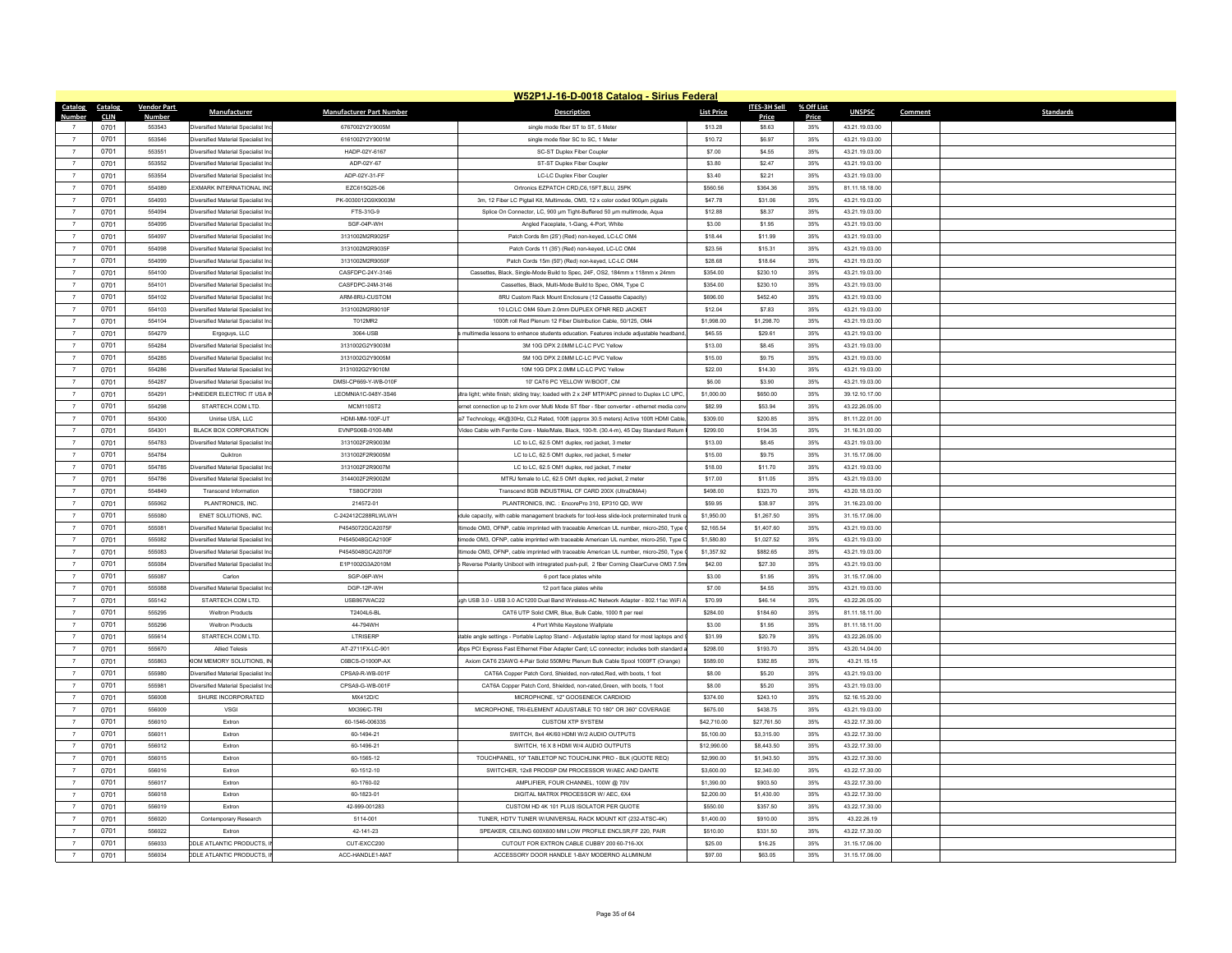## W52P1J-16-D-0018 Catalog - Sirius Federal

| Catalog Number | Catalog CLIN | Vendor Part Number | Manufacturer | Manufacturer Part Number | Description | List Price | ITES-3H Sell Price | % Off List Price | UNSPSC | Comment | Standards |
|---|---|---|---|---|---|---|---|---|---|---|---|
| 7 | 0701 | 553543 | Diversified Material Specialist Inc | 6767002Y2Y9005M | single mode fiber ST to ST, 5 Meter | $13.28 | $8.63 | 35% | 43.21.19.03.00 | | |
| 7 | 0701 | 553546 | Diversified Material Specialist Inc | 6161002Y2Y9001M | single mode fiber SC to SC, 1 Meter | $10.72 | $6.97 | 35% | 43.21.19.03.00 | | |
| 7 | 0701 | 553551 | Diversified Material Specialist Inc | HADP-02Y-6167 | SC-ST Duplex Fiber Coupler | $7.00 | $4.55 | 35% | 43.21.19.03.00 | | |
| 7 | 0701 | 553552 | Diversified Material Specialist Inc | ADP-02Y-67 | ST-ST Duplex Fiber Coupler | $3.80 | $2.47 | 35% | 43.21.19.03.00 | | |
| 7 | 0701 | 553554 | Diversified Material Specialist Inc | ADP-02Y-31-FF | LC-LC Duplex Fiber Coupler | $3.40 | $2.21 | 35% | 43.21.19.03.00 | | |
| 7 | 0701 | 554089 | LEXMARK INTERNATIONAL INC | EZC615Q25-06 | Ortronics EZPATCH CRD,C6,15FT,BLU, 25PK | $560.56 | $364.36 | 35% | 81.11.18.18.00 | | |
| 7 | 0701 | 554093 | Diversified Material Specialist Inc | PK-0030012G9X9003M | 3m, 12 Fiber LC Pigtail Kit, Multimode, OM3, 12 x color coded 900µm pigtails | $47.78 | $31.06 | 35% | 43.21.19.03.00 | | |
| 7 | 0701 | 554094 | Diversified Material Specialist Inc | FTS-31G-9 | Splice On Connector, LC, 900 µm Tight-Buffered 50 µm multimode, Aqua | $12.88 | $8.37 | 35% | 43.21.19.03.00 | | |
| 7 | 0701 | 554095 | Diversified Material Specialist Inc | SGF-04P-WH | Angled Faceplate, 1-Gang, 4-Port, White | $3.00 | $1.95 | 35% | 43.21.19.03.00 | | |
| 7 | 0701 | 554097 | Diversified Material Specialist Inc | 3131002M2R9025F | Patch Cords 8m (25') (Red) non-keyed, LC-LC OM4 | $18.44 | $11.99 | 35% | 43.21.19.03.00 | | |
| 7 | 0701 | 554098 | Diversified Material Specialist Inc | 3131002M2R9035F | Patch Cords 11 (35') (Red) non-keyed, LC-LC OM4 | $23.56 | $15.31 | 35% | 43.21.19.03.00 | | |
| 7 | 0701 | 554099 | Diversified Material Specialist Inc | 3131002M2R9050F | Patch Cords 15m (50') (Red) non-keyed, LC-LC OM4 | $28.68 | $18.64 | 35% | 43.21.19.03.00 | | |
| 7 | 0701 | 554100 | Diversified Material Specialist Inc | CASFDPC-24Y-3146 | Cassettes, Black, Single-Mode Build to Spec, 24F, OS2, 184mm x 118mm x 24mm | $354.00 | $230.10 | 35% | 43.21.19.03.00 | | |
| 7 | 0701 | 554101 | Diversified Material Specialist Inc | CASFDPC-24M-3146 | Cassettes, Black, Multi-Mode Build to Spec, OM4, Type C | $354.00 | $230.10 | 35% | 43.21.19.03.00 | | |
| 7 | 0701 | 554102 | Diversified Material Specialist Inc | ARM-8RU-CUSTOM | 8RU Custom Rack Mount Enclosure (12 Cassette Capacity) | $696.00 | $452.40 | 35% | 43.21.19.03.00 | | |
| 7 | 0701 | 554103 | Diversified Material Specialist Inc | 3131002M2R9010F | 10 LC/LC OM4 50um 2.0mm DUPLEX OFNR RED JACKET | $12.04 | $7.83 | 35% | 43.21.19.03.00 | | |
| 7 | 0701 | 554104 | Diversified Material Specialist Inc | T012MR2 | 1000ft roll Red Plenum 12 Fiber Distribution Cable, 50/125, OM4 | $1,998.00 | $1,298.70 | 35% | 43.21.19.03.00 | | |
| 7 | 0701 | 554279 | Ergoguys, LLC | 3064-USB | s multimedia lessons to enhance students education. Features include adjustable headband, | $45.55 | $29.61 | 35% | 43.21.19.03.00 | | |
| 7 | 0701 | 554284 | Diversified Material Specialist Inc | 3131002G2Y9003M | 3M 10G DPX 2.0MM LC-LC PVC Yellow | $13.00 | $8.45 | 35% | 43.21.19.03.00 | | |
| 7 | 0701 | 554285 | Diversified Material Specialist Inc | 3131002G2Y9005M | 5M 10G DPX 2.0MM LC-LC PVC Yellow | $15.00 | $9.75 | 35% | 43.21.19.03.00 | | |
| 7 | 0701 | 554286 | Diversified Material Specialist Inc | 3131002G2Y9010M | 10M 10G DPX 2.0MM LC-LC PVC Yellow | $22.00 | $14.30 | 35% | 43.21.19.03.00 | | |
| 7 | 0701 | 554287 | Diversified Material Specialist Inc | DMSI-CP669-Y-WB-010F | 10' CAT6 PC YELLOW W/BOOT, CM | $6.00 | $3.90 | 35% | 43.21.19.03.00 | | |
| 7 | 0701 | 554291 | CHNEIDER ELECTRIC IT USA IN | LEOMNIA1C-048Y-3S46 | ultra light; white finish; sliding tray; loaded with 2 x 24F MTP/APC pinned to Duplex LC UPC, | $1,000.00 | $650.00 | 35% | 39.12.10.17.00 | | |
| 7 | 0701 | 554298 | STARTECH.COM LTD. | MCM110ST2 | ernet connection up to 2 km over Multi Mode ST fiber - fiber converter - ethernet media conv | $82.99 | $53.94 | 35% | 43.22.26.05.00 | | |
| 7 | 0701 | 554300 | Unirise USA, LLC | HDMI-MM-100F-UT | a7 Technology, 4K@30Hz, CL2 Rated, 100ft (approx 30.5 meters) Active 100ft HDMI Cable, | $309.00 | $200.85 | 35% | 81.11.22.01.00 | | |
| 7 | 0701 | 554301 | BLACK BOX CORPORATION | EVNPS06B-0100-MM | Video Cable with Ferrite Core - Male/Male, Black, 100-ft. (30.4-m), 45 Day Standard Return | $299.00 | $194.35 | 35% | 31.16.31.00.00 | | |
| 7 | 0701 | 554783 | Diversified Material Specialist Inc | 3131002F2R9003M | LC to LC, 62.5 OM1 duplex, red jacket, 3 meter | $13.00 | $8.45 | 35% | 43.21.19.03.00 | | |
| 7 | 0701 | 554784 | Quiktron | 3131002F2R9005M | LC to LC, 62.5 OM1 duplex, red jacket, 5 meter | $15.00 | $9.75 | 35% | 31.15.17.06.00 | | |
| 7 | 0701 | 554785 | Diversified Material Specialist Inc | 3131002F2R9007M | LC to LC, 62.5 OM1 duplex, red jacket, 7 meter | $18.00 | $11.70 | 35% | 43.21.19.03.00 | | |
| 7 | 0701 | 554786 | Diversified Material Specialist Inc | 3144002F2R9002M | MTRJ female to LC, 62.5 OM1 duplex, red jacket, 2 meter | $17.00 | $11.05 | 35% | 43.21.19.03.00 | | |
| 7 | 0701 | 554849 | Transcend Information | TS8GCF200I | Transcend 8GB INDUSTRIAL CF CARD 200X (UltraDMA4) | $498.00 | $323.70 | 35% | 43.20.18.03.00 | | |
| 7 | 0701 | 555062 | PLANTRONICS, INC. | 214572-01 | PLANTRONICS, INC. : EncorePro 310, EP310 QD, WW | $59.95 | $38.97 | 35% | 31.16.23.00.00 | | |
| 7 | 0701 | 555080 | ENET SOLUTIONS, INC. | C-242412C288RLWLWH | dule capacity, with cable management brackets for tool-less slide-lock preterminated trunk c | $1,950.00 | $1,267.50 | 35% | 31.15.17.06.00 | | |
| 7 | 0701 | 555081 | Diversified Material Specialist Inc | P4545072GCA2075F | ltimode OM3, OFNP, cable imprinted with traceable American UL number, micro-250, Type C | $2,165.54 | $1,407.60 | 35% | 43.21.19.03.00 | | |
| 7 | 0701 | 555082 | Diversified Material Specialist Inc | P4545048GCA2100F | ltimode OM3, OFNP, cable imprinted with traceable American UL number, micro-250, Type C | $1,580.80 | $1,027.52 | 35% | 43.21.19.03.00 | | |
| 7 | 0701 | 555083 | Diversified Material Specialist Inc | P4545048GCA2070F | ltimode OM3, OFNP, cable imprinted with traceable American UL number, micro-250, Type C | $1,357.92 | $882.65 | 35% | 43.21.19.03.00 | | |
| 7 | 0701 | 555084 | Diversified Material Specialist Inc | E1P1002G3A2010M | Reverse Polarity Uniboot with intregrated push-pull, 2 fiber Corning ClearCurve OM3 7.5m | $42.00 | $27.30 | 35% | 43.21.19.03.00 | | |
| 7 | 0701 | 555087 | Carlon | SGP-06P-WH | 6 port face plates white | $3.00 | $1.95 | 35% | 31.15.17.06.00 | | |
| 7 | 0701 | 555088 | Diversified Material Specialist Inc | DGP-12P-WH | 12 port face plates white | $7.00 | $4.55 | 35% | 43.21.19.03.00 | | |
| 7 | 0701 | 555142 | STARTECH.COM LTD. | USB867WAC22 | ugh USB 3.0 - USB 3.0 AC1200 Dual Band Wireless-AC Network Adapter - 802.11ac WiFi A | $70.99 | $46.14 | 35% | 43.22.26.05.00 | | |
| 7 | 0701 | 555295 | Weltron Products | T2404L6-BL | CAT6 UTP Solid CMR, Blue, Bulk Cable, 1000 ft per reel | $284.00 | $184.60 | 35% | 81.11.18.11.00 | | |
| 7 | 0701 | 555296 | Weltron Products | 44-794WH | 4 Port White Keystone Wallplate | $3.00 | $1.95 | 35% | 81.11.18.11.00 | | |
| 7 | 0701 | 555614 | STARTECH.COM LTD. | LTRISERP | stable angle settings - Portable Laptop Stand - Adjustable laptop stand for most laptops and | $31.99 | $20.79 | 35% | 43.22.26.05.00 | | |
| 7 | 0701 | 555670 | Allied Telesis | AT-2711FX-LC-901 | Mbps PCI Express Fast Ethernet Fiber Adapter Card; LC connector; includes both standard a | $298.00 | $193.70 | 35% | 43.20.14.04.00 | | |
| 7 | 0701 | 555863 | XIOM MEMORY SOLUTIONS, IN | C6BCS-O1000P-AX | Axiom CAT6 23AWG 4-Pair Solid 550MHz Plenum Bulk Cable Spool 1000FT (Orange) | $589.00 | $382.85 | 35% | 43.21.15.15 | | |
| 7 | 0701 | 555980 | Diversified Material Specialist Inc | CPSA9-R-WB-001F | CAT6A Copper Patch Cord, Shielded, non-rated,Red, with boots, 1 foot | $8.00 | $5.20 | 35% | 43.21.19.03.00 | | |
| 7 | 0701 | 555981 | Diversified Material Specialist Inc | CPSA9-G-WB-001F | CAT6A Copper Patch Cord, Shielded, non-rated,Green, with boots, 1 foot | $8.00 | $5.20 | 35% | 43.21.19.03.00 | | |
| 7 | 0701 | 556008 | SHURE INCORPORATED | MX412D/C | MICROPHONE, 12" GOOSENECK CARDIOID | $374.00 | $243.10 | 35% | 52.16.15.20.00 | | |
| 7 | 0701 | 556009 | VSGI | MX396/C-TRI | MICROPHONE, TRI-ELEMENT ADJUSTABLE TO 180° OR 360° COVERAGE | $675.00 | $438.75 | 35% | 43.21.19.03.00 | | |
| 7 | 0701 | 556010 | Extron | 60-1546-006335 | CUSTOM XTP SYSTEM | $42,710.00 | $27,761.50 | 35% | 43.22.17.30.00 | | |
| 7 | 0701 | 556011 | Extron | 60-1494-21 | SWITCH, 8x4 4K/60 HDMI W/2 AUDIO OUTPUTS | $5,100.00 | $3,315.00 | 35% | 43.22.17.30.00 | | |
| 7 | 0701 | 556012 | Extron | 60-1496-21 | SWITCH, 16 X 8 HDMI W/4 AUDIO OUTPUTS | $12,990.00 | $8,443.50 | 35% | 43.22.17.30.00 | | |
| 7 | 0701 | 556015 | Extron | 60-1565-12 | TOUCHPANEL, 10" TABLETOP NC TOUCHLINK PRO - BLK (QUOTE REQ) | $2,990.00 | $1,943.50 | 35% | 43.22.17.30.00 | | |
| 7 | 0701 | 556016 | Extron | 60-1512-10 | SWITCHER, 12x8 PRODSP DM PROCESSOR W/AEC AND DANTE | $3,600.00 | $2,340.00 | 35% | 43.22.17.30.00 | | |
| 7 | 0701 | 556017 | Extron | 60-1760-02 | AMPLIFIER, FOUR CHANNEL, 100W @ 70V | $1,390.00 | $903.50 | 35% | 43.22.17.30.00 | | |
| 7 | 0701 | 556018 | Extron | 60-1823-01 | DIGITAL MATRIX PROCESSOR W/ AEC, 6X4 | $2,200.00 | $1,430.00 | 35% | 43.22.17.30.00 | | |
| 7 | 0701 | 556019 | Extron | 42-999-001283 | CUSTOM HD 4K 101 PLUS ISOLATOR PER QUOTE | $550.00 | $357.50 | 35% | 43.22.17.30.00 | | |
| 7 | 0701 | 556020 | Contemporary Research | 5114-001 | TUNER, HDTV TUNER W/UNIVERSAL RACK MOUNT KIT (232-ATSC-4K) | $1,400.00 | $910.00 | 35% | 43.22.26.19 | | |
| 7 | 0701 | 556022 | Extron | 42-141-23 | SPEAKER, CEILING 600X600 MM LOW PROFILE ENCLSR,FF 220, PAIR | $510.00 | $331.50 | 35% | 43.22.17.30.00 | | |
| 7 | 0701 | 556033 | DDLE ATLANTIC PRODUCTS, IN | CUT-EXCC200 | CUTOUT FOR EXTRON CABLE CUBBY 200 60-716-XX | $25.00 | $16.25 | 35% | 31.15.17.06.00 | | |
| 7 | 0701 | 556034 | DDLE ATLANTIC PRODUCTS, IN | ACC-HANDLE1-MAT | ACCESSORY DOOR HANDLE 1-BAY MODERNO ALUMINUM | $97.00 | $63.05 | 35% | 31.15.17.06.00 | | |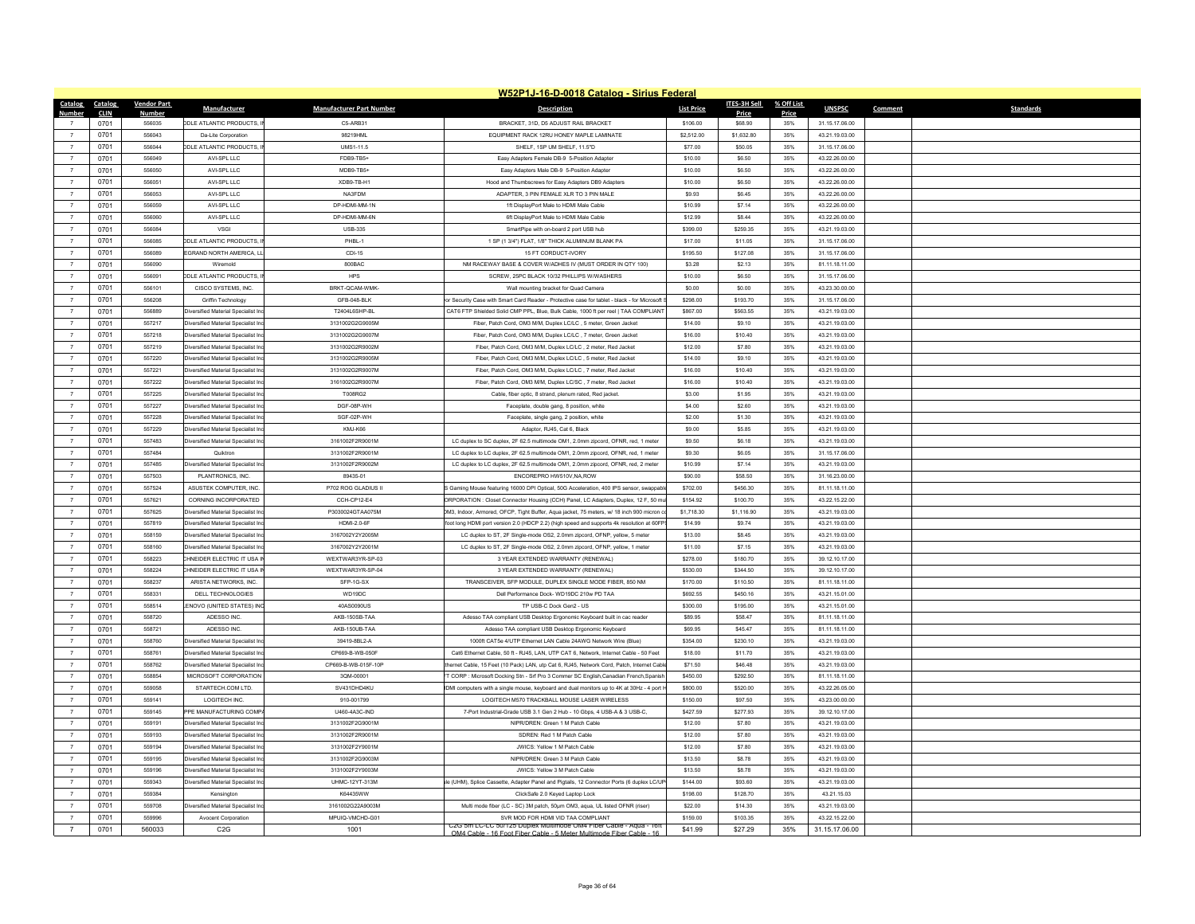# W52P1J-16-D-0018 Catalog - Sirius Federal

| Catalog Number | Catalog CLIN | Vendor Part Number | Manufacturer | Manufacturer Part Number | Description | List Price | ITES-3H Sell Price | % Off List Price | UNSPSC | Comment | Standards |
|---|---|---|---|---|---|---|---|---|---|---|---|
| 7 | 0701 | 556035 | DDLE ATLANTIC PRODUCTS, I | C5-ARB31 | BRACKET, 31D, D5 ADJUST RAIL BRACKET | $106.00 | $68.90 | 35% | 31.15.17.06.00 | | |
| 7 | 0701 | 556043 | Da-Lite Corporation | 98219HML | EQUIPMENT RACK 12RU HONEY MAPLE LAMINATE | $2,512.00 | $1,632.80 | 35% | 43.21.19.03.00 | | |
| 7 | 0701 | 556044 | DDLE ATLANTIC PRODUCTS, I | UMS1-11.5 | SHELF, 1SP UM SHELF, 11.5"D | $77.00 | $50.05 | 35% | 31.15.17.06.00 | | |
| 7 | 0701 | 556049 | AVI-SPL LLC | FDB9-TB5+ | Easy Adapters Female DB-9 5-Position Adapter | $10.00 | $6.50 | 35% | 43.22.26.00.00 | | |
| 7 | 0701 | 556050 | AVI-SPL LLC | MDB9-TB5+ | Easy Adapters Male DB-9 5-Position Adapter | $10.00 | $6.50 | 35% | 43.22.26.00.00 | | |
| 7 | 0701 | 556051 | AVI-SPL LLC | XDB9-TB-H1 | Hood and Thumbscrews for Easy Adapters DB9 Adapters | $10.00 | $6.50 | 35% | 43.22.26.00.00 | | |
| 7 | 0701 | 556053 | AVI-SPL LLC | NA3FDM | ADAPTER, 3 PIN FEMALE XLR TO 3 PIN MALE | $9.93 | $6.45 | 35% | 43.22.26.00.00 | | |
| 7 | 0701 | 556059 | AVI-SPL LLC | DP-HDMI-MM-1N | 1ft DisplayPort Male to HDMI Male Cable | $10.99 | $7.14 | 35% | 43.22.26.00.00 | | |
| 7 | 0701 | 556060 | AVI-SPL LLC | DP-HDMI-MM-6N | 6ft DisplayPort Male to HDMI Male Cable | $12.99 | $8.44 | 35% | 43.22.26.00.00 | | |
| 7 | 0701 | 556084 | VSGI | USB-335 | SmartPipe with on-board 2 port USB hub | $399.00 | $259.35 | 35% | 43.21.19.03.00 | | |
| 7 | 0701 | 556085 | DDLE ATLANTIC PRODUCTS, I | PHBL-1 | 1 SP (1 3/4") FLAT, 1/8" THICK ALUMINUM BLANK PA | $17.00 | $11.05 | 35% | 31.15.17.06.00 | | |
| 7 | 0701 | 556089 | EGRAND NORTH AMERICA, LL | CDI-15 | 15 FT CORDUCT-IVORY | $195.50 | $127.08 | 35% | 31.15.17.06.00 | | |
| 7 | 0701 | 556090 | Wiremold | 800BAC | NM RACEWAY BASE & COVER W/ADHES IV (MUST ORDER IN QTY 100) | $3.28 | $2.13 | 35% | 81.11.18.11.00 | | |
| 7 | 0701 | 556091 | DDLE ATLANTIC PRODUCTS, I | HPS | SCREW, 25PC BLACK 10/32 PHILLIPS W/WASHERS | $10.00 | $6.50 | 35% | 31.15.17.06.00 | | |
| 7 | 0701 | 556101 | CISCO SYSTEMS, INC. | BRKT-QCAM-WMK- | Wall mounting bracket for Quad Camera | $0.00 | $0.00 | 35% | 43.23.30.00.00 | | |
| 7 | 0701 | 556208 | Griffin Technology | GFB-048-BLK | or Security Case with Smart Card Reader - Protective case for tablet - black - for Microsoft S | $298.00 | $193.70 | 35% | 31.15.17.06.00 | | |
| 7 | 0701 | 556889 | Diversified Material Specialist Inc | T2404L6SHP-BL | CAT6 FTP Shielded Solid CMP PPL, Blue, Bulk Cable, 1000 ft per reel \| TAA COMPLIANT | $867.00 | $563.55 | 35% | 43.21.19.03.00 | | |
| 7 | 0701 | 557217 | Diversified Material Specialist Inc | 3131002G2G9005M | Fiber, Patch Cord, OM3 M/M, Duplex LC/LC , 5 meter, Green Jacket | $14.00 | $9.10 | 35% | 43.21.19.03.00 | | |
| 7 | 0701 | 557218 | Diversified Material Specialist Inc | 3131002G2G9007M | Fiber, Patch Cord, OM3 M/M, Duplex LC/LC , 7 meter, Green Jacket | $16.00 | $10.40 | 35% | 43.21.19.03.00 | | |
| 7 | 0701 | 557219 | Diversified Material Specialist Inc | 3131002G2R9002M | Fiber, Patch Cord, OM3 M/M, Duplex LC/LC , 2 meter, Red Jacket | $12.00 | $7.80 | 35% | 43.21.19.03.00 | | |
| 7 | 0701 | 557220 | Diversified Material Specialist Inc | 3131002G2R9005M | Fiber, Patch Cord, OM3 M/M, Duplex LC/LC , 5 meter, Red Jacket | $14.00 | $9.10 | 35% | 43.21.19.03.00 | | |
| 7 | 0701 | 557221 | Diversified Material Specialist Inc | 3131002G2R9007M | Fiber, Patch Cord, OM3 M/M, Duplex LC/LC , 7 meter, Red Jacket | $16.00 | $10.40 | 35% | 43.21.19.03.00 | | |
| 7 | 0701 | 557222 | Diversified Material Specialist Inc | 3161002G2R9007M | Fiber, Patch Cord, OM3 M/M, Duplex LC/SC , 7 meter, Red Jacket | $16.00 | $10.40 | 35% | 43.21.19.03.00 | | |
| 7 | 0701 | 557225 | Diversified Material Specialist Inc | T008RG2 | Cable, fiber optic, 8 strand, plenum rated, Red jacket. | $3.00 | $1.95 | 35% | 43.21.19.03.00 | | |
| 7 | 0701 | 557227 | Diversified Material Specialist Inc | DGF-08P-WH | Faceplate, double gang, 8 position, white | $4.00 | $2.60 | 35% | 43.21.19.03.00 | | |
| 7 | 0701 | 557228 | Diversified Material Specialist Inc | SGF-02P-WH | Faceplate, single gang, 2 position, white | $2.00 | $1.30 | 35% | 43.21.19.03.00 | | |
| 7 | 0701 | 557229 | Diversified Material Specialist Inc | KMJ-K66 | Adaptor, RJ45, Cat 6, Black | $9.00 | $5.85 | 35% | 43.21.19.03.00 | | |
| 7 | 0701 | 557483 | Diversified Material Specialist Inc | 3161002F2R9001M | LC duplex to SC duplex, 2F 62.5 multimode OM1, 2.0mm zipcord, OFNR, red, 1 meter | $9.50 | $6.18 | 35% | 43.21.19.03.00 | | |
| 7 | 0701 | 557484 | Quiktron | 3131002F2R9001M | LC duplex to LC duplex, 2F 62.5 multimode OM1, 2.0mm zipcord, OFNR, red, 1 meter | $9.30 | $6.05 | 35% | 31.15.17.06.00 | | |
| 7 | 0701 | 557485 | Diversified Material Specialist Inc | 3131002F2R9002M | LC duplex to LC duplex, 2F 62.5 multimode OM1, 2.0mm zipcord, OFNR, red, 2 meter | $10.99 | $7.14 | 35% | 43.21.19.03.00 | | |
| 7 | 0701 | 557503 | PLANTRONICS, INC. | 89435-01 | ENCOREPRO HW510V,NA,ROW | $90.00 | $58.50 | 35% | 31.16.23.00.00 | | |
| 7 | 0701 | 557524 | ASUSTEK COMPUTER, INC. | P702 ROG GLADIUS II | S Gaming Mouse featuring 16000 DPI Optical, 50G Acceleration, 400 IPS sensor, swappabl | $702.00 | $456.30 | 35% | 81.11.18.11.00 | | |
| 7 | 0701 | 557621 | CORNING INCORPORATED | CCH-CP12-E4 | ORPORATION : Closet Connector Housing (CCH) Panel, LC Adapters, Duplex, 12 F, 50 mu | $154.92 | $100.70 | 35% | 43.22.15.22.00 | | |
| 7 | 0701 | 557625 | Diversified Material Specialist Inc | P3030024GTAA075M | DM3, Indoor, Armored, OFCP, Tight Buffer, Aqua jacket, 75 meters, w/ 18 inch 900 micron co | $1,718.30 | $1,116.90 | 35% | 43.21.19.03.00 | | |
| 7 | 0701 | 557819 | Diversified Material Specialist Inc | HDMI-2.0-6F | foot long HDMI port version 2.0 (HDCP 2.2) (high speed and supports 4k resolution at 60FP | $14.99 | $9.74 | 35% | 43.21.19.03.00 | | |
| 7 | 0701 | 558159 | Diversified Material Specialist Inc | 3167002Y2Y2005M | LC duplex to ST, 2F Single-mode OS2, 2.0mm zipcord, OFNP, yellow, 5 meter | $13.00 | $8.45 | 35% | 43.21.19.03.00 | | |
| 7 | 0701 | 558160 | Diversified Material Specialist Inc | 3167002Y2Y2001M | LC duplex to ST, 2F Single-mode OS2, 2.0mm zipcord, OFNP, yellow, 1 meter | $11.00 | $7.15 | 35% | 43.21.19.03.00 | | |
| 7 | 0701 | 558223 | CHNEIDER ELECTRIC IT USA IN | WEXTWAR3YR-SP-03 | 3 YEAR EXTENDED WARRANTY (RENEWAL) | $278.00 | $180.70 | 35% | 39.12.10.17.00 | | |
| 7 | 0701 | 558224 | CHNEIDER ELECTRIC IT USA IN | WEXTWAR3YR-SP-04 | 3 YEAR EXTENDED WARRANTY (RENEWAL) | $530.00 | $344.50 | 35% | 39.12.10.17.00 | | |
| 7 | 0701 | 558237 | ARISTA NETWORKS, INC. | SFP-1G-SX | TRANSCEIVER, SFP MODULE, DUPLEX SINGLE MODE FIBER, 850 NM | $170.00 | $110.50 | 35% | 81.11.18.11.00 | | |
| 7 | 0701 | 558331 | DELL TECHNOLOGIES | WD19DC | Dell Performance Dock- WD19DC 210w PD TAA | $692.55 | $450.16 | 35% | 43.21.15.01.00 | | |
| 7 | 0701 | 558514 | LENOVO (UNITED STATES) INC | 40AS0090US | TP USB-C Dock Gen2 - US | $300.00 | $195.00 | 35% | 43.21.15.01.00 | | |
| 7 | 0701 | 558720 | ADESSO INC. | AKB-150SB-TAA | Adesso TAA compliant USB Desktop Ergonomic Keyboard built in cac reader | $89.95 | $58.47 | 35% | 81.11.18.11.00 | | |
| 7 | 0701 | 558721 | ADESSO INC. | AKB-150UB-TAA | Adesso TAA compliant USB Desktop Ergonomic Keyboard | $69.95 | $45.47 | 35% | 81.11.18.11.00 | | |
| 7 | 0701 | 558760 | Diversified Material Specialist Inc | 39419-8BL2-A | 1000ft CAT5e 4/UTP Ethernet LAN Cable 24AWG Network Wire (Blue) | $354.00 | $230.10 | 35% | 43.21.19.03.00 | | |
| 7 | 0701 | 558761 | Diversified Material Specialist Inc | CP669-B-WB-050F | Cat6 Ethernet Cable, 50 ft - RJ45, LAN, UTP CAT 6, Network, Internet Cable - 50 Feet | $18.00 | $11.70 | 35% | 43.21.19.03.00 | | |
| 7 | 0701 | 558762 | Diversified Material Specialist Inc | CP669-B-WB-015F-10P | thernet Cable, 15 Feet (10 Pack) LAN, utp Cat 6, RJ45, Network Cord, Patch, Internet Cable | $71.50 | $46.48 | 35% | 43.21.19.03.00 | | |
| 7 | 0701 | 558854 | MICROSOFT CORPORATION | 3QM-00001 | T CORP : Microsoft Docking Stn - Srf Pro 3 Commer SC English,Canadian French,Spanish | $450.00 | $292.50 | 35% | 81.11.18.11.00 | | |
| 7 | 0701 | 559058 | STARTECH.COM LTD. | SV431DHD4KU | DMI computers with a single mouse, keyboard and dual monitors up to 4K at 30Hz - 4 port H | $800.00 | $520.00 | 35% | 43.22.26.05.00 | | |
| 7 | 0701 | 559141 | LOGITECH INC. | 910-001799 | LOGITECH M570 TRACKBALL MOUSE LASER WIRELESS | $150.00 | $97.50 | 35% | 43.23.00.00.00 | | |
| 7 | 0701 | 559145 | PPE MANUFACTURING COMPA | U460-4A3C-IND | 7-Port Industrial-Grade USB 3.1 Gen 2 Hub - 10 Gbps, 4 USB-A & 3 USB-C, | $427.59 | $277.93 | 35% | 39.12.10.17.00 | | |
| 7 | 0701 | 559191 | Diversified Material Specialist Inc | 3131002F2G9001M | NIPR/DREN: Green 1 M Patch Cable | $12.00 | $7.80 | 35% | 43.21.19.03.00 | | |
| 7 | 0701 | 559193 | Diversified Material Specialist Inc | 3131002F2R9001M | SDREN: Red 1 M Patch Cable | $12.00 | $7.80 | 35% | 43.21.19.03.00 | | |
| 7 | 0701 | 559194 | Diversified Material Specialist Inc | 3131002F2Y9001M | JWICS: Yellow 1 M Patch Cable | $12.00 | $7.80 | 35% | 43.21.19.03.00 | | |
| 7 | 0701 | 559195 | Diversified Material Specialist Inc | 3131002F2G9003M | NIPR/DREN: Green 3 M Patch Cable | $13.50 | $8.78 | 35% | 43.21.19.03.00 | | |
| 7 | 0701 | 559196 | Diversified Material Specialist Inc | 3131002F2Y9003M | JWICS: Yellow 3 M Patch Cable | $13.50 | $8.78 | 35% | 43.21.19.03.00 | | |
| 7 | 0701 | 559343 | Diversified Material Specialist Inc | UHMC-12YT-313M | le (UHM), Splice Cassette, Adapter Panel and Pigtails, 12 Connector Ports (6 duplex LC/UP | $144.00 | $93.60 | 35% | 43.21.19.03.00 | | |
| 7 | 0701 | 559384 | Kensington | K64435WW | ClickSafe 2.0 Keyed Laptop Lock | $198.00 | $128.70 | 35% | 43.21.15.03 | | |
| 7 | 0701 | 559708 | Diversified Material Specialist Inc | 3161002G22A9003M | Multi mode fiber (LC - SC) 3M patch, 50µm OM3, aqua, UL listed OFNR (riser) | $22.00 | $14.30 | 35% | 43.21.19.03.00 | | |
| 7 | 0701 | 559996 | Avocent Corporation | MPUIQ-VMCHD-G01 | SVR MOD FOR HDMI VID TAA COMPLIANT | $159.00 | $103.35 | 35% | 43.22.15.22.00 | | |
| 7 | 0701 | 560033 | C2G | 1001 | C2G 5m LC-LC 50/125 Duplex Multimode OM4 Fiber Cable - Aqua - 16ft OM4 Cable - 16 Foot Fiber Cable - 5 Meter Multimode Fiber Cable - 16 | $41.99 | $27.29 | 35% | 31.15.17.06.00 | | |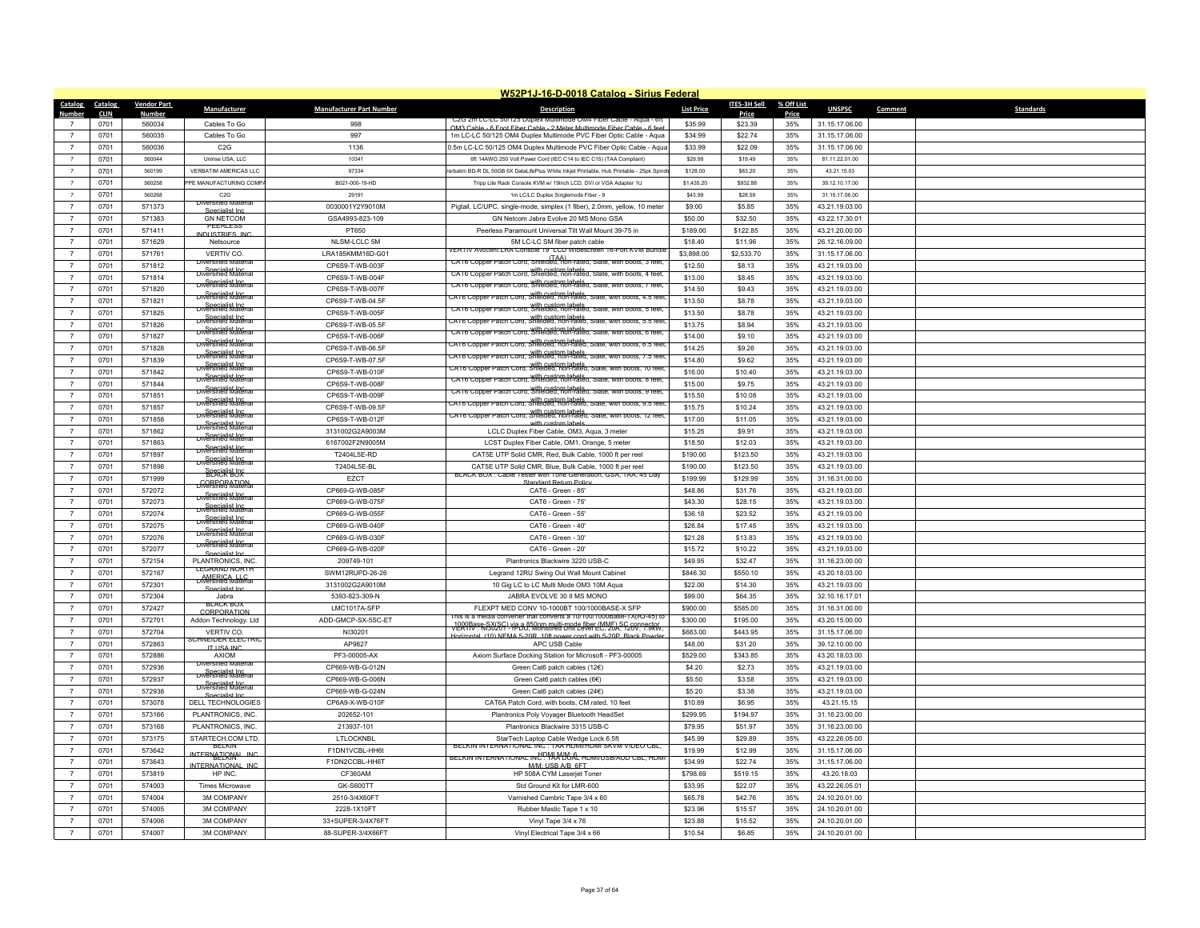## W52P1J-16-D-0018 Catalog - Sirius Federal

| Catalog Number | Catalog CLIN | Vendor Part Number | Manufacturer | Manufacturer Part Number | Description | List Price | ITES-3H Sell Price | % Off List Price | UNSPSC | Comment | Standards |
|---|---|---|---|---|---|---|---|---|---|---|---|
| 7 | 0701 | 560034 | Cables To Go | 998 | C2G 2m LC-LC 50/125 Duplex Multimode OM4 Fiber Cable - Aqua - 6ft OM3 Cable - 6 Foot Fiber Cable - 2 Meter Multimode Fiber Cable - 6 feet | $35.99 | $23.39 | 35% | 31.15.17.06.00 | | |
| 7 | 0701 | 560035 | Cables To Go | 997 | 1m LC-LC 50/125 OM4 Duplex Multimode PVC Fiber Optic Cable - Aqua | $34.99 | $22.74 | 35% | 31.15.17.06.00 | | |
| 7 | 0701 | 560036 | C2G | 1136 | 0.5m LC-LC 50/125 OM4 Duplex Multimode PVC Fiber Optic Cable - Aqua | $33.99 | $22.09 | 35% | 31.15.17.06.00 | | |
| 7 | 0701 | 560044 | Unirise USA, LLC | 10341 | 6ft 14AWG 250 Volt Power Cord (IEC C14 to IEC C15) (TAA Compliant) | $29.99 | $19.49 | 35% | 81.11.22.01.00 | | |
| 7 | 0701 | 560199 | VERBATIM AMERICAS LLC | 97334 | Verbatim BD-R DL 50GB 6X DataLifePlus White Inkjet Printable, Hub Printable - 25pk Spindle | $128.00 | $83.20 | 35% | 43.21.15.03 | | |
| 7 | 0701 | 560258 | PPE MANUFACTURING COMPA | B021-000-19-HD | Tripp Lite Rack Console KVM w/ 19inch LCD, DVI or VGA Adapter 1U | $1,435.20 | $932.88 | 35% | 39.12.10.17.00 | | |
| 7 | 0701 | 560268 | C2G | 29191 | 1m LC/LC Duplex Singlemode Fiber - 9 | $43.99 | $28.59 | 35% | 31.15.17.06.00 | | |
| 7 | 0701 | 571373 | Diversified Material Specialist Inc | 0030001Y2Y9010M | Pigtail, LC/UPC, single-mode, simplex (1 fiber), 2.0mm, yellow, 10 meter | $9.00 | $5.85 | 35% | 43.21.19.03.00 | | |
| 7 | 0701 | 571383 | GN NETCOM | GSA4993-823-109 | GN Netcom Jabra Evolve 20 MS Mono GSA | $50.00 | $32.50 | 35% | 43.22.17.30.01 | | |
| 7 | 0701 | 571411 | PEERLESS INDUSTRIES, INC | PT650 | Peerless Paramount Universal Tilt Wall Mount 39-75 in | $189.00 | $122.85 | 35% | 43.21.20.00.00 | | |
| 7 | 0701 | 571629 | Netsource | NLSM-LCLC 5M | 5M LC-LC SM fiber patch cable | $18.40 | $11.96 | 35% | 26.12.16.09.00 | | |
| 7 | 0701 | 571761 | VERTIV CO. | LRA185KMM16D-G01 | VERTIV Avocent LRA Console 19" LCD Widescreen 16-Port KVM Bundle (TAA) | $3,898.00 | $2,533.70 | 35% | 31.15.17.06.00 | | |
| 7 | 0701 | 571812 | Diversified Material Specialist Inc | CP6S9-T-WB-003F | CAT6 Copper Patch Cord, Shielded, non-rated, Slate, with boots, 3 feet, with custom labels | $12.50 | $8.13 | 35% | 43.21.19.03.00 | | |
| 7 | 0701 | 571814 | Diversified Material Specialist Inc | CP6S9-T-WB-004F | CAT6 Copper Patch Cord, Shielded, non-rated, Slate, with boots, 4 feet, with custom labels | $13.00 | $8.45 | 35% | 43.21.19.03.00 | | |
| 7 | 0701 | 571820 | Diversified Material Specialist Inc | CP6S9-T-WB-007F | CAT6 Copper Patch Cord, Shielded, non-rated, Slate, with boots, 7 feet, with custom labels | $14.50 | $9.43 | 35% | 43.21.19.03.00 | | |
| 7 | 0701 | 571821 | Diversified Material Specialist Inc | CP6S9-T-WB-04.5F | CAT6 Copper Patch Cord, Shielded, non-rated, Slate, with boots, 4.5 feet, with custom labels | $13.50 | $8.78 | 35% | 43.21.19.03.00 | | |
| 7 | 0701 | 571825 | Diversified Material Specialist Inc | CP6S9-T-WB-005F | CAT6 Copper Patch Cord, Shielded, non-rated, Slate, with boots, 5 feet, with custom labels | $13.50 | $8.78 | 35% | 43.21.19.03.00 | | |
| 7 | 0701 | 571826 | Diversified Material Specialist Inc | CP6S9-T-WB-05.5F | CAT6 Copper Patch Cord, Shielded, non-rated, Slate, with boots, 5.5 feet, with custom labels | $13.75 | $8.94 | 35% | 43.21.19.03.00 | | |
| 7 | 0701 | 571827 | Diversified Material Specialist Inc | CP6S9-T-WB-006F | CAT6 Copper Patch Cord, Shielded, non-rated, Slate, with boots, 6 feet, with custom labels | $14.00 | $9.10 | 35% | 43.21.19.03.00 | | |
| 7 | 0701 | 571828 | Diversified Material Specialist Inc | CP6S9-T-WB-06.5F | CAT6 Copper Patch Cord, Shielded, non-rated, Slate, with boots, 6.5 feet, with custom labels | $14.25 | $9.26 | 35% | 43.21.19.03.00 | | |
| 7 | 0701 | 571839 | Diversified Material Specialist Inc | CP6S9-T-WB-07.5F | CAT6 Copper Patch Cord, Shielded, non-rated, Slate, with boots, 7.5 feet, with custom labels | $14.80 | $9.62 | 35% | 43.21.19.03.00 | | |
| 7 | 0701 | 571842 | Diversified Material Specialist Inc | CP6S9-T-WB-010F | CAT6 Copper Patch Cord, Shielded, non-rated, Slate, with boots, 10 feet, with custom labels | $16.00 | $10.40 | 35% | 43.21.19.03.00 | | |
| 7 | 0701 | 571844 | Diversified Material Specialist Inc | CP6S9-T-WB-008F | CAT6 Copper Patch Cord, Shielded, non-rated, Slate, with boots, 8 feet, with custom labels | $15.00 | $9.75 | 35% | 43.21.19.03.00 | | |
| 7 | 0701 | 571851 | Diversified Material Specialist Inc | CP6S9-T-WB-009F | CAT6 Copper Patch Cord, Shielded, non-rated, Slate, with boots, 9 feet, with custom labels | $15.50 | $10.08 | 35% | 43.21.19.03.00 | | |
| 7 | 0701 | 571857 | Diversified Material Specialist Inc | CP6S9-T-WB-09.5F | CAT6 Copper Patch Cord, Shielded, non-rated, Slate, with boots, 9.5 feet, with custom labels | $15.75 | $10.24 | 35% | 43.21.19.03.00 | | |
| 7 | 0701 | 571858 | Diversified Material Specialist Inc | CP6S9-T-WB-012F | CAT6 Copper Patch Cord, Shielded, non-rated, Slate, with boots, 12 feet, with custom labels | $17.00 | $11.05 | 35% | 43.21.19.03.00 | | |
| 7 | 0701 | 571862 | Diversified Material Specialist Inc | 3131002G2A9003M | LCLC Duplex Fiber Cable, OM3, Aqua, 3 meter | $15.25 | $9.91 | 35% | 43.21.19.03.00 | | |
| 7 | 0701 | 571863 | Diversified Material Specialist Inc | 6167002F2N9005M | LCST Duplex Fiber Cable, OM1, Orange, 5 meter | $18.50 | $12.03 | 35% | 43.21.19.03.00 | | |
| 7 | 0701 | 571897 | Diversified Material Specialist Inc | T2404L5E-RD | CAT5E UTP Solid CMR, Red, Bulk Cable, 1000 ft per reel | $190.00 | $123.50 | 35% | 43.21.19.03.00 | | |
| 7 | 0701 | 571898 | Diversified Material Specialist Inc | T2404L5E-BL | CAT5E UTP Solid CMR, Blue, Bulk Cable, 1000 ft per reel | $190.00 | $123.50 | 35% | 43.21.19.03.00 | | |
| 7 | 0701 | 571999 | BLACK BOX CORPORATION | EZCT | BLACK BOX : Cable Tester with Tone Generation, GSA, TAA, 45 Day Standard Return Policy | $199.99 | $129.99 | 35% | 31.16.31.00.00 | | |
| 7 | 0701 | 572072 | Diversified Material Specialist Inc | CP6S9-G-WB-085F | CAT6 - Green - 85' | $48.86 | $31.76 | 35% | 43.21.19.03.00 | | |
| 7 | 0701 | 572073 | Diversified Material Specialist Inc | CP6S9-G-WB-075F | CAT6 - Green - 75' | $43.30 | $28.15 | 35% | 43.21.19.03.00 | | |
| 7 | 0701 | 572074 | Diversified Material Specialist Inc | CP6S9-G-WB-055F | CAT6 - Green - 55' | $36.18 | $23.52 | 35% | 43.21.19.03.00 | | |
| 7 | 0701 | 572075 | Diversified Material Specialist Inc | CP6S9-G-WB-040F | CAT6 - Green - 40' | $26.84 | $17.45 | 35% | 43.21.19.03.00 | | |
| 7 | 0701 | 572076 | Diversified Material Specialist Inc | CP6S9-G-WB-030F | CAT6 - Green - 30' | $21.28 | $13.83 | 35% | 43.21.19.03.00 | | |
| 7 | 0701 | 572077 | Diversified Material Specialist Inc | CP6S9-G-WB-020F | CAT6 - Green - 20' | $15.72 | $10.22 | 35% | 43.21.19.03.00 | | |
| 7 | 0701 | 572154 | PLANTRONICS, INC. | 209749-101 | Plantronics Blackwire 3220 USB-C | $49.95 | $32.47 | 35% | 31.16.23.00.00 | | |
| 7 | 0701 | 572167 | LEGRAND NORTH AMERICA, LLC | SWM12RUPD-26-26 | Legrand 12RU Swing Out Wall Mount Cabinet | $846.30 | $550.10 | 35% | 43.20.18.03.00 | | |
| 7 | 0701 | 572301 | Diversified Material Specialist Inc | 3131002G2A9010M | 10 Gig LC to LC Multi Mode OM3 10M Aqua | $22.00 | $14.30 | 35% | 43.21.19.03.00 | | |
| 7 | 0701 | 572304 | Jabra | 5393-823-309-N | JABRA EVOLVE 30 II MS MONO | $99.00 | $64.35 | 35% | 32.10.16.17.01 | | |
| 7 | 0701 | 572427 | BLACK BOX CORPORATION | LMC1017A-SFP | FLEXPT MED CONV 10-1000BT 100/1000BASE-X SFP | $900.00 | $585.00 | 35% | 31.16.31.00.00 | | |
| 7 | 0701 | 572701 | Addon Technology. Ltd | ADD-GMCP-SX-5SC-ET | This is a media converter that converts a 10/100/1000Base-TX(RJ-45) to 1000Base-SX(SC) via a 850nm multi-mode fiber (MMF) SC connector | $300.00 | $195.00 | 35% | 43.20.15.00.00 | | |
| 7 | 0701 | 572704 | VERTIV CO. | NI30201 | VERTIV : NI30201 - rPDU, Monitored Unit Level EC, 20A, 120V, 1.9kW, Horizontal, (10) NEMA 5-20R, 10ft power cord with 5-20P, Black Powder | $683.00 | $443.95 | 35% | 31.15.17.06.00 | | |
| 7 | 0701 | 572863 | SCHNEIDER ELECTRIC IT USA INC | AP9827 | APC USB Cable | $48.00 | $31.20 | 35% | 39.12.10.00.00 | | |
| 7 | 0701 | 572886 | AXIOM | PF3-00005-AX | Axiom Surface Docking Station for Microsoft - PF3-00005 | $529.00 | $343.85 | 35% | 43.20.18.03.00 | | |
| 7 | 0701 | 572936 | Diversified Material Specialist Inc | CP6S9-WB-G-012N | Green Cat6 patch cables (12€) | $4.20 | $2.73 | 35% | 43.21.19.03.00 | | |
| 7 | 0701 | 572937 | Diversified Material Specialist Inc | CP6S9-WB-G-006N | Green Cat6 patch cables (6€) | $5.50 | $3.58 | 35% | 43.21.19.03.00 | | |
| 7 | 0701 | 572938 | Diversified Material Specialist Inc | CP6S9-WB-G-024N | Green Cat6 patch cables (24€) | $5.20 | $3.38 | 35% | 43.21.19.03.00 | | |
| 7 | 0701 | 573078 | DELL TECHNOLOGIES | CP6A9-X-WB-010F | CAT6A Patch Cord, with boots, CM rated, 10 feet | $10.69 | $6.95 | 35% | 43.21.15.15 | | |
| 7 | 0701 | 573166 | PLANTRONICS, INC. | 202652-101 | Plantronics Poly Voyager Bluetooth HeadSet | $299.95 | $194.97 | 35% | 31.16.23.00.00 | | |
| 7 | 0701 | 573168 | PLANTRONICS, INC. | 213937-101 | Plantronics Blackwire 3315 USB-C | $79.95 | $51.97 | 35% | 31.16.23.00.00 | | |
| 7 | 0701 | 573175 | STARTECH.COM LTD. | LTLOCKNBL | StarTech Laptop Cable Wedge Lock 6.5ft | $45.99 | $29.89 | 35% | 43.22.26.05.00 | | |
| 7 | 0701 | 573642 | BELKIN INTERNATIONAL, INC | F1DN1VCBL-HH6t | BELKIN INTERNATIONAL INC : TAA HDMI/HDMI SKVM VIDEO CBL, HDMI M/M, 6 | $19.99 | $12.99 | 35% | 31.15.17.06.00 | | |
| 7 | 0701 | 573643 | BELKIN INTERNATIONAL, INC | F1DN2CCBL-HH6T | BELKIN INTERNATIONAL INC : TAA DUAL HDMI/USB/AUD CBL, HDMI M/M; USB A/B, 6FT | $34.99 | $22.74 | 35% | 31.15.17.06.00 | | |
| 7 | 0701 | 573819 | HP INC. | CF360AM | HP 508A CYM Laserjet Toner | $798.69 | $519.15 | 35% | 43.20.18.03 | | |
| 7 | 0701 | 574003 | Times Microwave | GK-S600TT | Std Ground Kit for LMR-600 | $33.95 | $22.07 | 35% | 43.22.26.05.01 | | |
| 7 | 0701 | 574004 | 3M COMPANY | 2510-3/4X60FT | Varnished Cambric Tape 3/4 x 60 | $65.78 | $42.76 | 35% | 24.10.20.01.00 | | |
| 7 | 0701 | 574005 | 3M COMPANY | 2228-1X10FT | Rubber Mastic Tape 1 x 10 | $23.96 | $15.57 | 35% | 24.10.20.01.00 | | |
| 7 | 0701 | 574006 | 3M COMPANY | 33+SUPER-3/4X76FT | Vinyl Tape 3/4 x 76 | $23.88 | $15.52 | 35% | 24.10.20.01.00 | | |
| 7 | 0701 | 574007 | 3M COMPANY | 88-SUPER-3/4X66FT | Vinyl Electrical Tape 3/4 x 66 | $10.54 | $6.85 | 35% | 24.10.20.01.00 | | |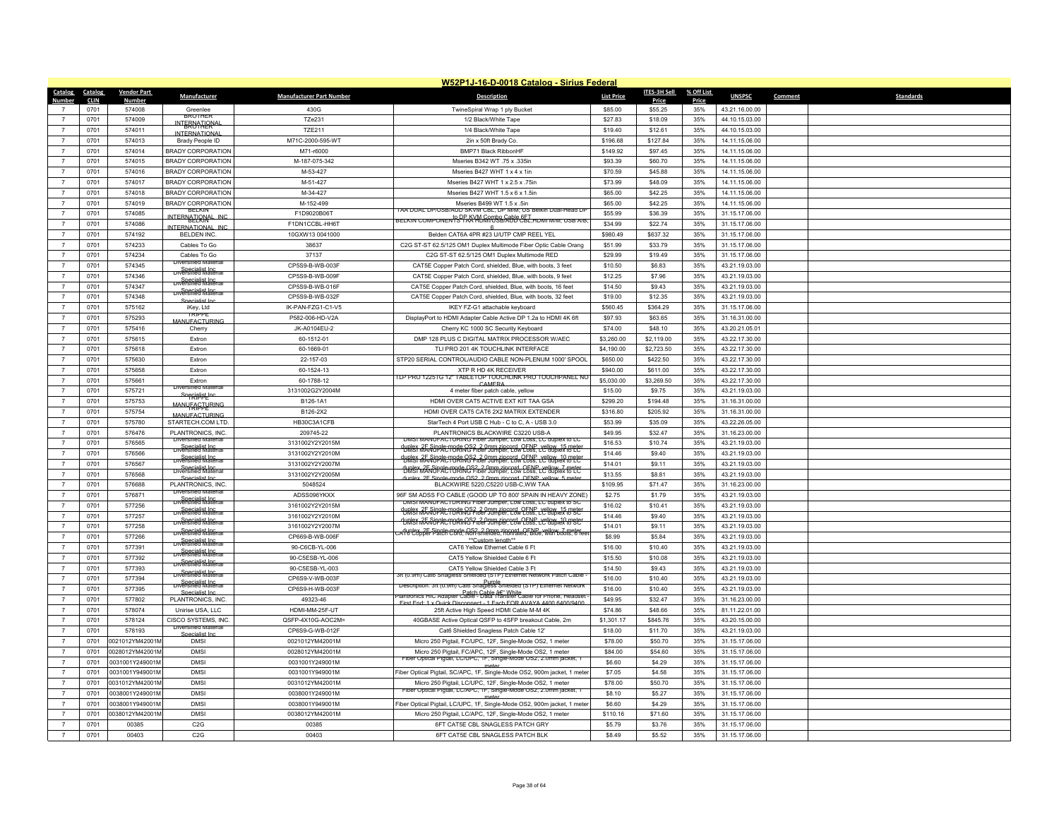# W52P1J-16-D-0018 Catalog - Sirius Federal

| Catalog Number | Catalog CLIN | Vendor Part Number | Manufacturer | Manufacturer Part Number | Description | List Price | ITES-3H Sell Price | % Off List Price | UNSPSC | Comment | Standards |
|---|---|---|---|---|---|---|---|---|---|---|---|
| 7 | 0701 | 574008 | Greenlee | 430G | TwineSpiral Wrap 1 ply Bucket | $85.00 | $55.25 | 35% | 43.21.16.00.00 | | |
| 7 | 0701 | 574009 | BROTHER INTERNATIONAL | TZe231 | 1/2 Black/White Tape | $27.83 | $18.09 | 35% | 44.10.15.03.00 | | |
| 7 | 0701 | 574011 | BROTHER INTERNATIONAL | TZE211 | 1/4 Black/White Tape | $19.40 | $12.61 | 35% | 44.10.15.03.00 | | |
| 7 | 0701 | 574013 | Brady People ID | M71C-2000-595-WT | 2in x 50ft Brady Co. | $196.68 | $127.84 | 35% | 14.11.15.06.00 | | |
| 7 | 0701 | 574014 | BRADY CORPORATION | M71-r6000 | BMP71 Black RibbonHF | $149.92 | $97.45 | 35% | 14.11.15.06.00 | | |
| 7 | 0701 | 574015 | BRADY CORPORATION | M-187-075-342 | Mseries B342 WT .75 x .335in | $93.39 | $60.70 | 35% | 14.11.15.06.00 | | |
| 7 | 0701 | 574016 | BRADY CORPORATION | M-53-427 | Mseries B427 WHT 1 x 4 x 1in | $70.59 | $45.88 | 35% | 14.11.15.06.00 | | |
| 7 | 0701 | 574017 | BRADY CORPORATION | M-51-427 | Mseries B427 WHT 1 x 2.5 x .75in | $73.99 | $48.09 | 35% | 14.11.15.06.00 | | |
| 7 | 0701 | 574018 | BRADY CORPORATION | M-34-427 | Mseries B427 WHT 1.5 x 6 x 1.5in | $65.00 | $42.25 | 35% | 14.11.15.06.00 | | |
| 7 | 0701 | 574019 | BRADY CORPORATION | M-152-499 | Mseries B499 WT 1.5 x .5in | $65.00 | $42.25 | 35% | 14.11.15.06.00 | | |
| 7 | 0701 | 574085 | BELKIN INTERNATIONAL, INC | F1D9020B06T | TAA DUAL DP/USB/AUD SKVM CBL, DP M/M, US Belkin Dual-Head DP to DP KVM Combo Cable 6FT | $55.99 | $36.39 | 35% | 31.15.17.06.00 | | |
| 7 | 0701 | 574086 | BELKIN INTERNATIONAL, INC | F1DN1CCBL-HH6T | BELKIN COMPONENTS TAA HDMI/USB/AUD CBL,HDMI M/M, USB A/B, 6 | $34.99 | $22.74 | 35% | 31.15.17.06.00 | | |
| 7 | 0701 | 574192 | BELDEN INC. | 10GXW13 0041000 | Belden CAT6A 4PR #23 U/UTP CMP REEL YEL | $980.49 | $637.32 | 35% | 31.15.17.06.00 | | |
| 7 | 0701 | 574233 | Cables To Go | 38637 | C2G ST-ST 62.5/125 OM1 Duplex Multimode Fiber Optic Cable Orang | $51.99 | $33.79 | 35% | 31.15.17.06.00 | | |
| 7 | 0701 | 574234 | Cables To Go | 37137 | C2G ST-ST 62.5/125 OM1 Duplex Multimode RED | $29.99 | $19.49 | 35% | 31.15.17.06.00 | | |
| 7 | 0701 | 574345 | Diversified Material Specialist Inc | CP5S9-B-WB-003F | CAT5E Copper Patch Cord, shielded, Blue, with boots, 3 feet | $10.50 | $6.83 | 35% | 43.21.19.03.00 | | |
| 7 | 0701 | 574346 | Diversified Material Specialist Inc | CP5S9-B-WB-009F | CAT5E Copper Patch Cord, shielded, Blue, with boots, 9 feet | $12.25 | $7.96 | 35% | 43.21.19.03.00 | | |
| 7 | 0701 | 574347 | Diversified Material Specialist Inc | CP5S9-B-WB-016F | CAT5E Copper Patch Cord, shielded, Blue, with boots, 16 feet | $14.50 | $9.43 | 35% | 43.21.19.03.00 | | |
| 7 | 0701 | 574348 | Diversified Material Specialist Inc | CP5S9-B-WB-032F | CAT5E Copper Patch Cord, shielded, Blue, with boots, 32 feet | $19.00 | $12.35 | 35% | 43.21.19.03.00 | | |
| 7 | 0701 | 575162 | iKey, Ltd | IK-PAN-FZG1-C1-V5 | IKEY FZ-G1 attachable keyboard | $560.45 | $364.29 | 35% | 31.15.17.06.00 | | |
| 7 | 0701 | 575293 | TRIPPE MANUFACTURING | P582-006-HD-V2A | DisplayPort to HDMI Adapter Cable Active DP 1.2a to HDMI 4K 6ft | $97.93 | $63.65 | 35% | 31.16.31.00.00 | | |
| 7 | 0701 | 575416 | Cherry | JK-A0104EU-2 | Cherry KC 1000 SC Security Keyboard | $74.00 | $48.10 | 35% | 43.20.21.05.01 | | |
| 7 | 0701 | 575615 | Extron | 60-1512-01 | DMP 128 PLUS C DIGITAL MATRIX PROCESSOR W/AEC | $3,260.00 | $2,119.00 | 35% | 43.22.17.30.00 | | |
| 7 | 0701 | 575618 | Extron | 60-1669-01 | TLI PRO 201 4K TOUCHLINK INTERFACE | $4,190.00 | $2,723.50 | 35% | 43.22.17.30.00 | | |
| 7 | 0701 | 575630 | Extron | 22-157-03 | STP20 SERIAL CONTROL/AUDIO CABLE NON-PLENUM 1000' SPOOL | $650.00 | $422.50 | 35% | 43.22.17.30.00 | | |
| 7 | 0701 | 575658 | Extron | 60-1524-13 | XTP R HD 4K RECEIVER | $940.00 | $611.00 | 35% | 43.22.17.30.00 | | |
| 7 | 0701 | 575661 | Extron | 60-1788-12 | TLP PRO 1225TG 12" TABLETOP TOUCHLINK PRO TOUCHPANEL NO CAMERA | $5,030.00 | $3,269.50 | 35% | 43.22.17.30.00 | | |
| 7 | 0701 | 575721 | Diversified Material Specialist Inc | 3131002G2Y2004M | 4 meter fiber patch cable, yellow | $15.00 | $9.75 | 35% | 43.21.19.03.00 | | |
| 7 | 0701 | 575753 | TRIPPE MANUFACTURING | B126-1A1 | HDMI OVER CAT5 ACTIVE EXT KIT TAA GSA | $299.20 | $194.48 | 35% | 31.16.31.00.00 | | |
| 7 | 0701 | 575754 | TRIPPE MANUFACTURING | B126-2X2 | HDMI OVER CAT5 CAT6 2X2 MATRIX EXTENDER | $316.80 | $205.92 | 35% | 31.16.31.00.00 | | |
| 7 | 0701 | 575780 | STARTECH.COM LTD. | HB30C3A1CFB | StarTech 4 Port USB C Hub - C to C, A - USB 3.0 | $53.99 | $35.09 | 35% | 43.22.26.05.00 | | |
| 7 | 0701 | 576476 | PLANTRONICS, INC. | 209745-22 | PLANTRONICS BLACKWIRE C3220 USB-A | $49.95 | $32.47 | 35% | 31.16.23.00.00 | | |
| 7 | 0701 | 576565 | Diversified Material Specialist Inc | 3131002Y2Y2015M | DMSI MANUFACTURING Fiber Jumper, Low Loss, LC duplex to LC duplex, 2F Single-mode OS2, 2.0mm zipcord, OFNP, yellow, 15 meter | $16.53 | $10.74 | 35% | 43.21.19.03.00 | | |
| 7 | 0701 | 576566 | Diversified Material Specialist Inc | 3131002Y2Y2010M | DMSI MANUFACTURING Fiber Jumper, Low Loss, LC duplex to LC duplex, 2F Single-mode OS2, 2.0mm zipcord, OFNP, yellow, 10 meter | $14.46 | $9.40 | 35% | 43.21.19.03.00 | | |
| 7 | 0701 | 576567 | Diversified Material Specialist Inc | 3131002Y2Y2007M | DMSI MANUFACTURING Fiber Jumper, Low Loss, LC duplex to LC duplex, 2F Single-mode OS2, 2.0mm zipcord, OFNP, yellow, 7 meter | $14.01 | $9.11 | 35% | 43.21.19.03.00 | | |
| 7 | 0701 | 576568 | Diversified Material Specialist Inc | 3131002Y2Y2005M | DMSI MANUFACTURING Fiber Jumper, Low Loss, LC duplex to LC duplex, 2F Single-mode OS2, 2.0mm zipcord, OFNP, yellow, 5 meter | $13.55 | $8.81 | 35% | 43.21.19.03.00 | | |
| 7 | 0701 | 576688 | PLANTRONICS, INC. | 5048524 | BLACKWIRE 5220,C5220 USB-C,WW TAA | $109.95 | $71.47 | 35% | 31.16.23.00.00 | | |
| 7 | 0701 | 576871 | Diversified Material Specialist Inc | ADSS096YKXX | 96F SM ADSS FO CABLE (GOOD UP TO 800' SPAIN IN HEAVY ZONE) | $2.75 | $1.79 | 35% | 43.21.19.03.00 | | |
| 7 | 0701 | 577256 | Diversified Material Specialist Inc | 3161002Y2Y2015M | DMSI MANUFACTURING Fiber Jumper, Low Loss, LC duplex to SC duplex, 2F Single-mode OS2, 2.0mm zipcord, OFNP, yellow, 15 meter | $16.02 | $10.41 | 35% | 43.21.19.03.00 | | |
| 7 | 0701 | 577257 | Diversified Material Specialist Inc | 3161002Y2Y2010M | DMSI MANUFACTURING Fiber Jumper, Low Loss, LC duplex to SC duplex, 2F Single-mode OS2, 2.0mm zipcord, OFNP, yellow, 10 meter | $14.46 | $9.40 | 35% | 43.21.19.03.00 | | |
| 7 | 0701 | 577258 | Diversified Material Specialist Inc | 3161002Y2Y2007M | DMSI MANUFACTURING Fiber Jumper, Low Loss, LC duplex to SC duplex, 2F Single-mode OS2, 2.0mm zipcord, OFNP, yellow, 7 meter | $14.01 | $9.11 | 35% | 43.21.19.03.00 | | |
| 7 | 0701 | 577266 | Diversified Material Specialist Inc | CP669-B-WB-006F | CAT6 Copper Patch Cord, Non-shielded, Non-rated, Blue, with boots, 6 feet **Custom length** | $8.99 | $5.84 | 35% | 43.21.19.03.00 | | |
| 7 | 0701 | 577391 | Diversified Material Specialist Inc | 90-C6CB-YL-006 | CAT6 Yellow Ethernet Cable 6 Ft | $16.00 | $10.40 | 35% | 43.21.19.03.00 | | |
| 7 | 0701 | 577392 | Diversified Material Specialist Inc | 90-C5ESB-YL-006 | CAT5 Yellow Shielded Cable 6 Ft | $15.50 | $10.08 | 35% | 43.21.19.03.00 | | |
| 7 | 0701 | 577393 | Diversified Material Specialist Inc | 90-C5ESB-YL-003 | CAT5 Yellow Shielded Cable 3 Ft | $14.50 | $9.43 | 35% | 43.21.19.03.00 | | |
| 7 | 0701 | 577394 | Diversified Material Specialist Inc | CP6S9-V-WB-003F | 3ft (0.9m) Cat6 Snagless Shielded (STP) Ethernet Network Patch Cable - Purple | $16.00 | $10.40 | 35% | 43.21.19.03.00 | | |
| 7 | 0701 | 577395 | Diversified Material Specialist Inc | CP6S9-H-WB-003F | Description: 3ft (0.9m) Cat6 Snagless Shielded (STP) Ethernet Network Patch Cable â€" White | $16.00 | $10.40 | 35% | 43.21.19.03.00 | | |
| 7 | 0701 | 577802 | PLANTRONICS, INC. | 49323-46 | Plantronics HIC Adapter Cable - Data Transfer Cable for Phone, Headset - First End: 1 x Quick Disconnect - 1 Each FOR AVAYA 4400 6400/9400 | $49.95 | $32.47 | 35% | 31.16.23.00.00 | | |
| 7 | 0701 | 578074 | Unirise USA, LLC | HDMI-MM-25F-UT | 25ft Active High Speed HDMI Cable M-M 4K | $74.86 | $48.66 | 35% | 81.11.22.01.00 | | |
| 7 | 0701 | 578124 | CISCO SYSTEMS, INC. | QSFP-4X10G-AOC2M= | 40GBASE Active Optical QSFP to 4SFP breakout Cable, 2m | $1,301.17 | $845.76 | 35% | 43.20.15.00.00 | | |
| 7 | 0701 | 578193 | Diversified Material Specialist Inc | CP6S9-G-WB-012F | Cat6 Shielded Snagless Patch Cable 12' | $18.00 | $11.70 | 35% | 43.21.19.03.00 | | |
| 7 | 0701 | 0021012YM42001M | DMSI | 0021012YM42001M | Micro 250 Pigtail, FC/UPC, 12F, Single-Mode OS2, 1 meter | $78.00 | $50.70 | 35% | 31.15.17.06.00 | | |
| 7 | 0701 | 0028012YM42001M | DMSI | 0028012YM42001M | Micro 250 Pigtail, FC/APC, 12F, Single-Mode OS2, 1 meter | $84.00 | $54.60 | 35% | 31.15.17.06.00 | | |
| 7 | 0701 | 0031001Y249001M | DMSI | 0031001Y249001M | Fiber Optical Pigtail, LC/UPC, 1F, Single-Mode OS2, 2.0mm jacket, 1 meter | $6.60 | $4.29 | 35% | 31.15.17.06.00 | | |
| 7 | 0701 | 0031001Y949001M | DMSI | 0031001Y949001M | Fiber Optical Pigtail, SC/APC, 1F, Single-Mode OS2, 900m jacket, 1 meter | $7.05 | $4.58 | 35% | 31.15.17.06.00 | | |
| 7 | 0701 | 0031012YM42001M | DMSI | 0031012YM42001M | Micro 250 Pigtail, LC/UPC, 12F, Single-Mode OS2, 1 meter | $78.00 | $50.70 | 35% | 31.15.17.06.00 | | |
| 7 | 0701 | 0038001Y249001M | DMSI | 0038001Y249001M | Fiber Optical Pigtail, LC/APC, 1F, Single-Mode OS2, 2.0mm jacket, 1 meter | $8.10 | $5.27 | 35% | 31.15.17.06.00 | | |
| 7 | 0701 | 0038001Y949001M | DMSI | 0038001Y949001M | Fiber Optical Pigtail, LC/UPC, 1F, Single-Mode OS2, 900m jacket, 1 meter | $6.60 | $4.29 | 35% | 31.15.17.06.00 | | |
| 7 | 0701 | 0038012YM42001M | DMSI | 0038012YM42001M | Micro 250 Pigtail, LC/APC, 12F, Single-Mode OS2, 1 meter | $110.16 | $71.60 | 35% | 31.15.17.06.00 | | |
| 7 | 0701 | 00385 | C2G | 00385 | 6FT CAT5E CBL SNAGLESS PATCH GRY | $5.79 | $3.76 | 35% | 31.15.17.06.00 | | |
| 7 | 0701 | 00403 | C2G | 00403 | 6FT CAT5E CBL SNAGLESS PATCH BLK | $8.49 | $5.52 | 35% | 31.15.17.06.00 | | |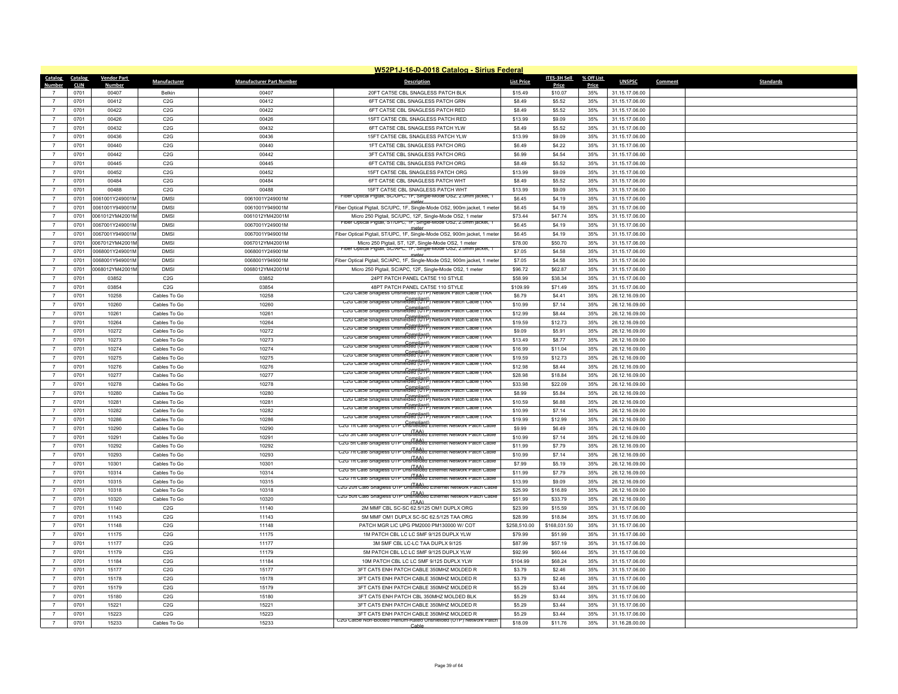## W52P1J-16-D-0018 Catalog - Sirius Federal

| Catalog Number | Catalog CLIN | Vendor Part Number | Manufacturer | Manufacturer Part Number | Description | List Price | ITES-3H Sell Price | % Off List Price | UNSPSC | Comment | Standards |
|---|---|---|---|---|---|---|---|---|---|---|---|
| 7 | 0701 | 00407 | Belkin | 00407 | 20FT CAT5E CBL SNAGLESS PATCH BLK | $15.49 | $10.07 | 35% | 31.15.17.06.00 | | |
| 7 | 0701 | 00412 | C2G | 00412 | 6FT CAT5E CBL SNAGLESS PATCH GRN | $8.49 | $5.52 | 35% | 31.15.17.06.00 | | |
| 7 | 0701 | 00422 | C2G | 00422 | 6FT CAT5E CBL SNAGLESS PATCH RED | $8.49 | $5.52 | 35% | 31.15.17.06.00 | | |
| 7 | 0701 | 00426 | C2G | 00426 | 15FT CAT5E CBL SNAGLESS PATCH RED | $13.99 | $9.09 | 35% | 31.15.17.06.00 | | |
| 7 | 0701 | 00432 | C2G | 00432 | 6FT CAT5E CBL SNAGLESS PATCH YLW | $8.49 | $5.52 | 35% | 31.15.17.06.00 | | |
| 7 | 0701 | 00436 | C2G | 00436 | 15FT CAT5E CBL SNAGLESS PATCH YLW | $13.99 | $9.09 | 35% | 31.15.17.06.00 | | |
| 7 | 0701 | 00440 | C2G | 00440 | 1FT CAT5E CBL SNAGLESS PATCH ORG | $6.49 | $4.22 | 35% | 31.15.17.06.00 | | |
| 7 | 0701 | 00442 | C2G | 00442 | 3FT CAT5E CBL SNAGLESS PATCH ORG | $6.99 | $4.54 | 35% | 31.15.17.06.00 | | |
| 7 | 0701 | 00445 | C2G | 00445 | 6FT CAT5E CBL SNAGLESS PATCH ORG | $8.49 | $5.52 | 35% | 31.15.17.06.00 | | |
| 7 | 0701 | 00452 | C2G | 00452 | 15FT CAT5E CBL SNAGLESS PATCH ORG | $13.99 | $9.09 | 35% | 31.15.17.06.00 | | |
| 7 | 0701 | 00484 | C2G | 00484 | 6FT CAT5E CBL SNAGLESS PATCH WHT | $8.49 | $5.52 | 35% | 31.15.17.06.00 | | |
| 7 | 0701 | 00488 | C2G | 00488 | 15FT CAT5E CBL SNAGLESS PATCH WHT | $13.99 | $9.09 | 35% | 31.15.17.06.00 | | |
| 7 | 0701 | 0061001Y249001M | DMSI | 0061001Y249001M | Fiber Optical Pigtail, SC/UPC, 1F, Single-Mode OS2, 2.0mm jacket, 1 meter | $6.45 | $4.19 | 35% | 31.15.17.06.00 | | |
| 7 | 0701 | 0061001Y949001M | DMSI | 0061001Y949001M | Fiber Optical Pigtail, SC/UPC, 1F, Single-Mode OS2, 900m jacket, 1 meter | $6.45 | $4.19 | 35% | 31.15.17.06.00 | | |
| 7 | 0701 | 0061012YM42001M | DMSI | 0061012YM42001M | Micro 250 Pigtail, SC/UPC, 12F, Single-Mode OS2, 1 meter | $73.44 | $47.74 | 35% | 31.15.17.06.00 | | |
| 7 | 0701 | 0067001Y249001M | DMSI | 0067001Y249001M | Fiber Optical Pigtail, ST/UPC, 1F, Single-Mode OS2, 2.0mm jacket, 1 meter | $6.45 | $4.19 | 35% | 31.15.17.06.00 | | |
| 7 | 0701 | 0067001Y949001M | DMSI | 0067001Y949001M | Fiber Optical Pigtail, ST/UPC, 1F, Single-Mode OS2, 900m jacket, 1 meter | $6.45 | $4.19 | 35% | 31.15.17.06.00 | | |
| 7 | 0701 | 0067012YM42001M | DMSI | 0067012YM42001M | Micro 250 Pigtail, ST, 12F, Single-Mode OS2, 1 meter | $78.00 | $50.70 | 35% | 31.15.17.06.00 | | |
| 7 | 0701 | 0068001Y249001M | DMSI | 0068001Y249001M | Fiber Optical Pigtail, SC/APC, 1F, Single-Mode OS2, 2.0mm jacket, 1 meter | $7.05 | $4.58 | 35% | 31.15.17.06.00 | | |
| 7 | 0701 | 0068001Y949001M | DMSI | 0068001Y949001M | Fiber Optical Pigtail, SC/APC, 1F, Single-Mode OS2, 900m jacket, 1 meter | $7.05 | $4.58 | 35% | 31.15.17.06.00 | | |
| 7 | 0701 | 0068012YM42001M | DMSI | 0068012YM42001M | Micro 250 Pigtail, SC/APC, 12F, Single-Mode OS2, 1 meter | $96.72 | $62.87 | 35% | 31.15.17.06.00 | | |
| 7 | 0701 | 03852 | C2G | 03852 | 24PT PATCH PANEL CAT5E 110 STYLE | $58.99 | $38.34 | 35% | 31.15.17.06.00 | | |
| 7 | 0701 | 03854 | C2G | 03854 | 48PT PATCH PANEL CAT5E 110 STYLE | $109.99 | $71.49 | 35% | 31.15.17.06.00 | | |
| 7 | 0701 | 10258 | Cables To Go | 10258 | C2G Cat5e Snagless Unshielded (UTP) Network Patch Cable (TAA Compliant) | $6.79 | $4.41 | 35% | 26.12.16.09.00 | | |
| 7 | 0701 | 10260 | Cables To Go | 10260 | C2G Cat5e Snagless Unshielded (UTP) Network Patch Cable (TAA Compliant) | $10.99 | $7.14 | 35% | 26.12.16.09.00 | | |
| 7 | 0701 | 10261 | Cables To Go | 10261 | C2G Cat5e Snagless Unshielded (UTP) Network Patch Cable (TAA Compliant) | $12.99 | $8.44 | 35% | 26.12.16.09.00 | | |
| 7 | 0701 | 10264 | Cables To Go | 10264 | C2G Cat5e Snagless Unshielded (UTP) Network Patch Cable (TAA Compliant) | $19.59 | $12.73 | 35% | 26.12.16.09.00 | | |
| 7 | 0701 | 10272 | Cables To Go | 10272 | C2G Cat5e Snagless Unshielded (UTP) Network Patch Cable (TAA Compliant) | $9.09 | $5.91 | 35% | 26.12.16.09.00 | | |
| 7 | 0701 | 10273 | Cables To Go | 10273 | C2G Cat5e Snagless Unshielded (UTP) Network Patch Cable (TAA Compliant) | $13.49 | $8.77 | 35% | 26.12.16.09.00 | | |
| 7 | 0701 | 10274 | Cables To Go | 10274 | C2G Cat5e Snagless Unshielded (UTP) Network Patch Cable (TAA Compliant) | $16.99 | $11.04 | 35% | 26.12.16.09.00 | | |
| 7 | 0701 | 10275 | Cables To Go | 10275 | C2G Cat5e Snagless Unshielded (UTP) Network Patch Cable (TAA Compliant) | $19.59 | $12.73 | 35% | 26.12.16.09.00 | | |
| 7 | 0701 | 10276 | Cables To Go | 10276 | C2G Cat5e Snagless Unshielded (UTP) Network Patch Cable (TAA Compliant) | $12.98 | $8.44 | 35% | 26.12.16.09.00 | | |
| 7 | 0701 | 10277 | Cables To Go | 10277 | C2G Cat5e Snagless Unshielded (UTP) Network Patch Cable (TAA Compliant) | $28.98 | $18.84 | 35% | 26.12.16.09.00 | | |
| 7 | 0701 | 10278 | Cables To Go | 10278 | C2G Cat5e Snagless Unshielded (UTP) Network Patch Cable (TAA Compliant) | $33.98 | $22.09 | 35% | 26.12.16.09.00 | | |
| 7 | 0701 | 10280 | Cables To Go | 10280 | C2G Cat5e Snagless Unshielded (UTP) Network Patch Cable (TAA Compliant) | $8.99 | $5.84 | 35% | 26.12.16.09.00 | | |
| 7 | 0701 | 10281 | Cables To Go | 10281 | C2G Cat5e Snagless Unshielded (UTP) Network Patch Cable (TAA Compliant) | $10.59 | $6.88 | 35% | 26.12.16.09.00 | | |
| 7 | 0701 | 10282 | Cables To Go | 10282 | C2G Cat5e Snagless Unshielded (UTP) Network Patch Cable (TAA Compliant) | $10.99 | $7.14 | 35% | 26.12.16.09.00 | | |
| 7 | 0701 | 10286 | Cables To Go | 10286 | C2G Cat5e Snagless Unshielded (UTP) Network Patch Cable (TAA Compliant) | $19.99 | $12.99 | 35% | 26.12.16.09.00 | | |
| 7 | 0701 | 10290 | Cables To Go | 10290 | C2G 1ft Cat6 Snagless UTP Unshielded Ethernet Network Patch Cable (TAA) | $9.99 | $6.49 | 35% | 26.12.16.09.00 | | |
| 7 | 0701 | 10291 | Cables To Go | 10291 | C2G 3ft Cat6 Snagless UTP Unshielded Ethernet Network Patch Cable (TAA) | $10.99 | $7.14 | 35% | 26.12.16.09.00 | | |
| 7 | 0701 | 10292 | Cables To Go | 10292 | C2G 5ft Cat6 Snagless UTP Unshielded Ethernet Network Patch Cable (TAA) | $11.99 | $7.79 | 35% | 26.12.16.09.00 | | |
| 7 | 0701 | 10293 | Cables To Go | 10293 | C2G 7ft Cat6 Snagless UTP Unshielded Ethernet Network Patch Cable (TAA) | $10.99 | $7.14 | 35% | 26.12.16.09.00 | | |
| 7 | 0701 | 10301 | Cables To Go | 10301 | C2G 1ft Cat6 Snagless UTP Unshielded Ethernet Network Patch Cable (TAA) | $7.99 | $5.19 | 35% | 26.12.16.09.00 | | |
| 7 | 0701 | 10314 | Cables To Go | 10314 | C2G 5ft Cat6 Snagless UTP Unshielded Ethernet Network Patch Cable (TAA) | $11.99 | $7.79 | 35% | 26.12.16.09.00 | | |
| 7 | 0701 | 10315 | Cables To Go | 10315 | C2G 7ft Cat6 Snagless UTP Unshielded Ethernet Network Patch Cable (TAA) | $13.99 | $9.09 | 35% | 26.12.16.09.00 | | |
| 7 | 0701 | 10318 | Cables To Go | 10318 | C2G 20ft Cat6 Snagless UTP Unshielded Ethernet Network Patch Cable (TAA) | $25.99 | $16.89 | 35% | 26.12.16.09.00 | | |
| 7 | 0701 | 10320 | Cables To Go | 10320 | C2G 50ft Cat6 Snagless UTP Unshielded Ethernet Network Patch Cable (TAA) | $51.99 | $33.79 | 35% | 26.12.16.09.00 | | |
| 7 | 0701 | 11140 | C2G | 11140 | 2M MMF CBL SC-SC 62.5/125 OM1 DUPLX ORG | $23.99 | $15.59 | 35% | 31.15.17.06.00 | | |
| 7 | 0701 | 11143 | C2G | 11143 | 5M MMF OM1 DUPLX SC-SC 62.5/125 TAA ORG | $28.99 | $18.84 | 35% | 31.15.17.06.00 | | |
| 7 | 0701 | 11148 | C2G | 11148 | PATCH MGR LIC UPG PM2000 PM130000 W/ COT | $258,510.00 | $168,031.50 | 35% | 31.15.17.06.00 | | |
| 7 | 0701 | 11175 | C2G | 11175 | 1M PATCH CBL LC LC SMF 9/125 DUPLX YLW | $79.99 | $51.99 | 35% | 31.15.17.06.00 | | |
| 7 | 0701 | 11177 | C2G | 11177 | 3M SMF CBL LC-LC TAA DUPLX 9/125 | $87.99 | $57.19 | 35% | 31.15.17.06.00 | | |
| 7 | 0701 | 11179 | C2G | 11179 | 5M PATCH CBL LC LC SMF 9/125 DUPLX YLW | $92.99 | $60.44 | 35% | 31.15.17.06.00 | | |
| 7 | 0701 | 11184 | C2G | 11184 | 10M PATCH CBL LC LC SMF 9/125 DUPLX YLW | $104.99 | $68.24 | 35% | 31.15.17.06.00 | | |
| 7 | 0701 | 15177 | C2G | 15177 | 3FT CAT5 ENH PATCH CABLE 350MHZ MOLDED R | $3.79 | $2.46 | 35% | 31.15.17.06.00 | | |
| 7 | 0701 | 15178 | C2G | 15178 | 3FT CAT5 ENH PATCH CABLE 350MHZ MOLDED R | $3.79 | $2.46 | 35% | 31.15.17.06.00 | | |
| 7 | 0701 | 15179 | C2G | 15179 | 3FT CAT5 ENH PATCH CABLE 350MHZ MOLDED R | $5.29 | $3.44 | 35% | 31.15.17.06.00 | | |
| 7 | 0701 | 15180 | C2G | 15180 | 3FT CAT5 ENH PATCH CBL 350MHZ MOLDED BLK | $5.29 | $3.44 | 35% | 31.15.17.06.00 | | |
| 7 | 0701 | 15221 | C2G | 15221 | 3FT CAT5 ENH PATCH CABLE 350MHZ MOLDED R | $5.29 | $3.44 | 35% | 31.15.17.06.00 | | |
| 7 | 0701 | 15223 | C2G | 15223 | 3FT CAT5 ENH PATCH CABLE 350MHZ MOLDED R | $5.29 | $3.44 | 35% | 31.15.17.06.00 | | |
| 7 | 0701 | 15233 | Cables To Go | 15233 | C2G Cat5e Non-Booted Plenum-Rated Unshielded (UTP) Network Patch Cable | $18.09 | $11.76 | 35% | 31.16.28.00.00 | | |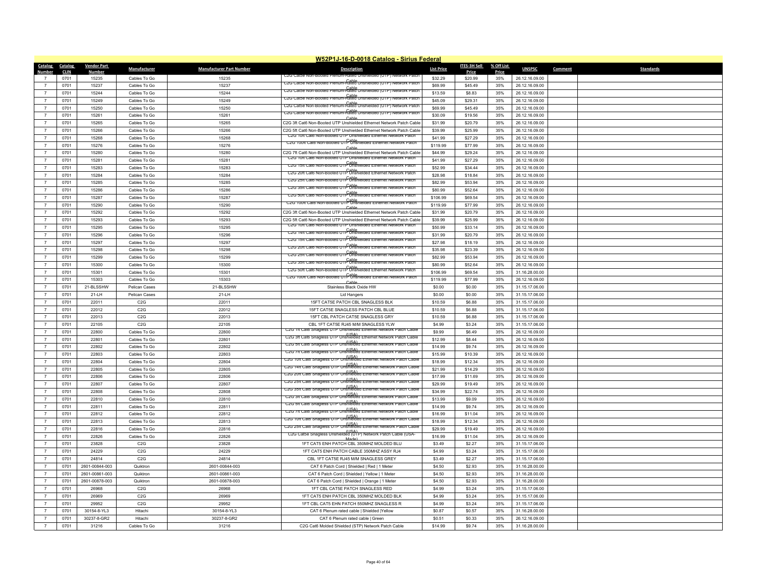# W52P1J-16-D-0018 Catalog - Sirius Federal

| Catalog Number | Catalog CLIN | Vendor Part Number | Manufacturer | Manufacturer Part Number | Description | List Price | ITES-3H Sell Price | % Off List Price | UNSPSC | Comment | Standards |
|---|---|---|---|---|---|---|---|---|---|---|---|
| 7 | 0701 | 15235 | Cables To Go | 15235 | C2G Cat5e Non-Booted Plenum-Rated Unshielded (UTP) Network Patch Cable | $32.29 | $20.99 | 35% | 26.12.16.09.00 | | |
| 7 | 0701 | 15237 | Cables To Go | 15237 | C2G Cat5e Non-Booted Plenum-Rated Unshielded (UTP) Network Patch Cable | $69.99 | $45.49 | 35% | 26.12.16.09.00 | | |
| 7 | 0701 | 15244 | Cables To Go | 15244 | C2G Cat5e Non-Booted Plenum-Rated Unshielded (UTP) Network Patch Cable | $13.59 | $8.83 | 35% | 26.12.16.09.00 | | |
| 7 | 0701 | 15249 | Cables To Go | 15249 | C2G Cat5e Non-Booted Plenum-Rated Unshielded (UTP) Network Patch Cable | $45.09 | $29.31 | 35% | 26.12.16.09.00 | | |
| 7 | 0701 | 15250 | Cables To Go | 15250 | C2G Cat5e Non-Booted Plenum-Rated Unshielded (UTP) Network Patch Cable | $69.99 | $45.49 | 35% | 26.12.16.09.00 | | |
| 7 | 0701 | 15261 | Cables To Go | 15261 | C2G Cat5e Non-Booted Plenum-Rated Unshielded (UTP) Network Patch Cable | $30.09 | $19.56 | 35% | 26.12.16.09.00 | | |
| 7 | 0701 | 15265 | Cables To Go | 15265 | C2G 3ft Cat6 Non-Booted UTP Unshielded Ethernet Network Patch Cable | $31.99 | $20.79 | 35% | 26.12.16.09.00 | | |
| 7 | 0701 | 15266 | Cables To Go | 15266 | C2G 5ft Cat6 Non-Booted UTP Unshielded Ethernet Network Patch Cable | $39.99 | $25.99 | 35% | 26.12.16.09.00 | | |
| 7 | 0701 | 15268 | Cables To Go | 15268 | C2G 10ft Cat6 Non-Booted UTP Unshielded Ethernet Network Patch Cable | $41.99 | $27.29 | 35% | 26.12.16.09.00 | | |
| 7 | 0701 | 15276 | Cables To Go | 15276 | C2G 100ft Cat6 Non-Booted UTP Unshielded Ethernet Network Patch Cable | $119.99 | $77.99 | 35% | 26.12.16.09.00 | | |
| 7 | 0701 | 15280 | Cables To Go | 15280 | C2G 7ft Cat6 Non-Booted UTP Unshielded Ethernet Network Patch Cable | $44.99 | $29.24 | 35% | 26.12.16.09.00 | | |
| 7 | 0701 | 15281 | Cables To Go | 15281 | C2G 10ft Cat6 Non-Booted UTP Unshielded Ethernet Network Patch Cable | $41.99 | $27.29 | 35% | 26.12.16.09.00 | | |
| 7 | 0701 | 15283 | Cables To Go | 15283 | C2G 15ft Cat6 Non-Booted UTP Unshielded Ethernet Network Patch Cable | $52.99 | $34.44 | 35% | 26.12.16.09.00 | | |
| 7 | 0701 | 15284 | Cables To Go | 15284 | C2G 20ft Cat6 Non-Booted UTP Unshielded Ethernet Network Patch Cable | $28.98 | $18.84 | 35% | 26.12.16.09.00 | | |
| 7 | 0701 | 15285 | Cables To Go | 15285 | C2G 25ft Cat6 Non-Booted UTP Unshielded Ethernet Network Patch Cable | $82.99 | $53.94 | 35% | 26.12.16.09.00 | | |
| 7 | 0701 | 15286 | Cables To Go | 15286 | C2G 35ft Cat6 Non-Booted UTP Unshielded Ethernet Network Patch Cable | $80.99 | $52.64 | 35% | 26.12.16.09.00 | | |
| 7 | 0701 | 15287 | Cables To Go | 15287 | C2G 50ft Cat6 Non-Booted UTP Unshielded Ethernet Network Patch Cable | $106.99 | $69.54 | 35% | 26.12.16.09.00 | | |
| 7 | 0701 | 15290 | Cables To Go | 15290 | C2G 100ft Cat6 Non-Booted UTP Unshielded Ethernet Network Patch Cable | $119.99 | $77.99 | 35% | 26.12.16.09.00 | | |
| 7 | 0701 | 15292 | Cables To Go | 15292 | C2G 3ft Cat6 Non-Booted UTP Unshielded Ethernet Network Patch Cable | $31.99 | $20.79 | 35% | 26.12.16.09.00 | | |
| 7 | 0701 | 15293 | Cables To Go | 15293 | C2G 5ft Cat6 Non-Booted UTP Unshielded Ethernet Network Patch Cable | $39.99 | $25.99 | 35% | 26.12.16.09.00 | | |
| 7 | 0701 | 15295 | Cables To Go | 15295 | C2G 10ft Cat6 Non-Booted UTP Unshielded Ethernet Network Patch Cable | $50.99 | $33.14 | 35% | 26.12.16.09.00 | | |
| 7 | 0701 | 15296 | Cables To Go | 15296 | C2G 14ft Cat6 Non-Booted UTP Unshielded Ethernet Network Patch Cable | $31.99 | $20.79 | 35% | 26.12.16.09.00 | | |
| 7 | 0701 | 15297 | Cables To Go | 15297 | C2G 15ft Cat6 Non-Booted UTP Unshielded Ethernet Network Patch Cable | $27.98 | $18.19 | 35% | 26.12.16.09.00 | | |
| 7 | 0701 | 15298 | Cables To Go | 15298 | C2G 20ft Cat6 Non-Booted UTP Unshielded Ethernet Network Patch Cable | $35.98 | $23.39 | 35% | 26.12.16.09.00 | | |
| 7 | 0701 | 15299 | Cables To Go | 15299 | C2G 25ft Cat6 Non-Booted UTP Unshielded Ethernet Network Patch Cable | $82.99 | $53.94 | 35% | 26.12.16.09.00 | | |
| 7 | 0701 | 15300 | Cables To Go | 15300 | C2G 35ft Cat6 Non-Booted UTP Unshielded Ethernet Network Patch Cable | $80.99 | $52.64 | 35% | 26.12.16.09.00 | | |
| 7 | 0701 | 15301 | Cables To Go | 15301 | C2G 50ft Cat6 Non-Booted UTP Unshielded Ethernet Network Patch Cable | $106.99 | $69.54 | 35% | 31.16.28.00.00 | | |
| 7 | 0701 | 15303 | Cables To Go | 15303 | C2G 100ft Cat6 Non-Booted UTP Unshielded Ethernet Network Patch Cable | $119.99 | $77.99 | 35% | 26.12.16.09.00 | | |
| 7 | 0701 | 21-BLSSHW | Pelican Cases | 21-BLSSHW | Stainless Black Oxide HW | $0.00 | $0.00 | 35% | 31.15.17.06.00 | | |
| 7 | 0701 | 21-LH | Pelican Cases | 21-LH | Lid Hangers | $0.00 | $0.00 | 35% | 31.15.17.06.00 | | |
| 7 | 0701 | 22011 | C2G | 22011 | 15FT CAT5E PATCH CBL SNAGLESS BLK | $10.59 | $6.88 | 35% | 31.15.17.06.00 | | |
| 7 | 0701 | 22012 | C2G | 22012 | 15FT CAT5E SNAGLESS PATCH CBL BLUE | $10.59 | $6.88 | 35% | 31.15.17.06.00 | | |
| 7 | 0701 | 22013 | C2G | 22013 | 15FT CBL PATCH CAT5E SNAGLESS GRY | $10.59 | $6.88 | 35% | 31.15.17.06.00 | | |
| 7 | 0701 | 22105 | C2G | 22105 | CBL 1FT CAT5E RJ45 M/M SNAGLESS YLW | $4.99 | $3.24 | 35% | 31.15.17.06.00 | | |
| 7 | 0701 | 22800 | Cables To Go | 22800 | C2G 1ft Cat6 Snagless UTP Unshielded Ethernet Network Patch Cable (USA) | $9.99 | $6.49 | 35% | 26.12.16.09.00 | | |
| 7 | 0701 | 22801 | Cables To Go | 22801 | C2G 3ft Cat6 Snagless UTP Unshielded Ethernet Network Patch Cable (USA) | $12.99 | $8.44 | 35% | 26.12.16.09.00 | | |
| 7 | 0701 | 22802 | Cables To Go | 22802 | C2G 5ft Cat6 Snagless UTP Unshielded Ethernet Network Patch Cable (USA) | $14.99 | $9.74 | 35% | 26.12.16.09.00 | | |
| 7 | 0701 | 22803 | Cables To Go | 22803 | C2G 7ft Cat6 Snagless UTP Unshielded Ethernet Network Patch Cable (USA) | $15.99 | $10.39 | 35% | 26.12.16.09.00 | | |
| 7 | 0701 | 22804 | Cables To Go | 22804 | C2G 10ft Cat6 Snagless UTP Unshielded Ethernet Network Patch Cable (USA) | $18.99 | $12.34 | 35% | 26.12.16.09.00 | | |
| 7 | 0701 | 22805 | Cables To Go | 22805 | C2G 14ft Cat6 Snagless UTP Unshielded Ethernet Network Patch Cable (USA) | $21.99 | $14.29 | 35% | 26.12.16.09.00 | | |
| 7 | 0701 | 22806 | Cables To Go | 22806 | C2G 20ft Cat6 Snagless UTP Unshielded Ethernet Network Patch Cable (USA) | $17.99 | $11.69 | 35% | 26.12.16.09.00 | | |
| 7 | 0701 | 22807 | Cables To Go | 22807 | C2G 25ft Cat6 Snagless UTP Unshielded Ethernet Network Patch Cable (USA) | $29.99 | $19.49 | 35% | 26.12.16.09.00 | | |
| 7 | 0701 | 22808 | Cables To Go | 22808 | C2G 35ft Cat6 Snagless UTP Unshielded Ethernet Network Patch Cable (USA) | $34.99 | $22.74 | 35% | 26.12.16.09.00 | | |
| 7 | 0701 | 22810 | Cables To Go | 22810 | C2G 3ft Cat6 Snagless UTP Unshielded Ethernet Network Patch Cable (USA) | $13.99 | $9.09 | 35% | 26.12.16.09.00 | | |
| 7 | 0701 | 22811 | Cables To Go | 22811 | C2G 5ft Cat6 Snagless UTP Unshielded Ethernet Network Patch Cable (USA) | $14.99 | $9.74 | 35% | 26.12.16.09.00 | | |
| 7 | 0701 | 22812 | Cables To Go | 22812 | C2G 7ft Cat6 Snagless UTP Unshielded Ethernet Network Patch Cable (USA) | $16.99 | $11.04 | 35% | 26.12.16.09.00 | | |
| 7 | 0701 | 22813 | Cables To Go | 22813 | C2G 10ft Cat6 Snagless UTP Unshielded Ethernet Network Patch Cable (USA) | $18.99 | $12.34 | 35% | 26.12.16.09.00 | | |
| 7 | 0701 | 22816 | Cables To Go | 22816 | C2G 25ft Cat6 Snagless UTP Unshielded Ethernet Network Patch Cable (USA) | $29.99 | $19.49 | 35% | 26.12.16.09.00 | | |
| 7 | 0701 | 22826 | Cables To Go | 22826 | C2G Cat5e Snagless Unshielded (UTP) Network Patch Cable (USA-Made) | $16.99 | $11.04 | 35% | 26.12.16.09.00 | | |
| 7 | 0701 | 23828 | C2G | 23828 | 1FT CAT5 ENH PATCH CBL 350MHZ MOLDED BLU | $3.49 | $2.27 | 35% | 31.15.17.06.00 | | |
| 7 | 0701 | 24229 | C2G | 24229 | 1FT CAT5 ENH PATCH CABLE 350MHZ ASSY RJ4 | $4.99 | $3.24 | 35% | 31.15.17.06.00 | | |
| 7 | 0701 | 24814 | C2G | 24814 | CBL 1FT CAT5E RJ45 M/M SNAGLESS GREY | $3.49 | $2.27 | 35% | 31.15.17.06.00 | | |
| 7 | 0701 | 2601-00844-003 | Quiktron | 2601-00844-003 | CAT 6 Patch Cord \| Shielded \| Red \| 1 Meter | $4.50 | $2.93 | 35% | 31.16.28.00.00 | | |
| 7 | 0701 | 2601-00861-003 | Quiktron | 2601-00861-003 | CAT 6 Patch Cord \| Shielded \| Yellow \| 1 Meter | $4.50 | $2.93 | 35% | 31.16.28.00.00 | | |
| 7 | 0701 | 2601-00878-003 | Quiktron | 2601-00878-003 | CAT 6 Patch Cord \| Shielded \| Orange \| 1 Meter | $4.50 | $2.93 | 35% | 31.16.28.00.00 | | |
| 7 | 0701 | 26968 | C2G | 26968 | 1FT CBL CAT5E PATCH SNAGLESS RED | $4.99 | $3.24 | 35% | 31.15.17.06.00 | | |
| 7 | 0701 | 26969 | C2G | 26969 | 1FT CAT5 ENH PATCH CBL 350MHZ MOLDED BLK | $4.99 | $3.24 | 35% | 31.15.17.06.00 | | |
| 7 | 0701 | 29952 | C2G | 29952 | 1FT CBL CAT5 EHN PATCH 550MHZ SNAGLESS R | $4.99 | $3.24 | 35% | 31.15.17.06.00 | | |
| 7 | 0701 | 30154-8-YL3 | Hitachi | 30154-8-YL3 | CAT 6 Plenum rated cable \| Shielded \|Yellow | $0.87 | $0.57 | 35% | 31.16.28.00.00 | | |
| 7 | 0701 | 30237-8-GR2 | Hitachi | 30237-8-GR2 | CAT 6 Plenum rated cable \| Green | $0.51 | $0.33 | 35% | 26.12.16.09.00 | | |
| 7 | 0701 | 31216 | Cables To Go | 31216 | C2G Cat6 Molded Shielded (STP) Network Patch Cable | $14.99 | $9.74 | 35% | 31.16.28.00.00 | | |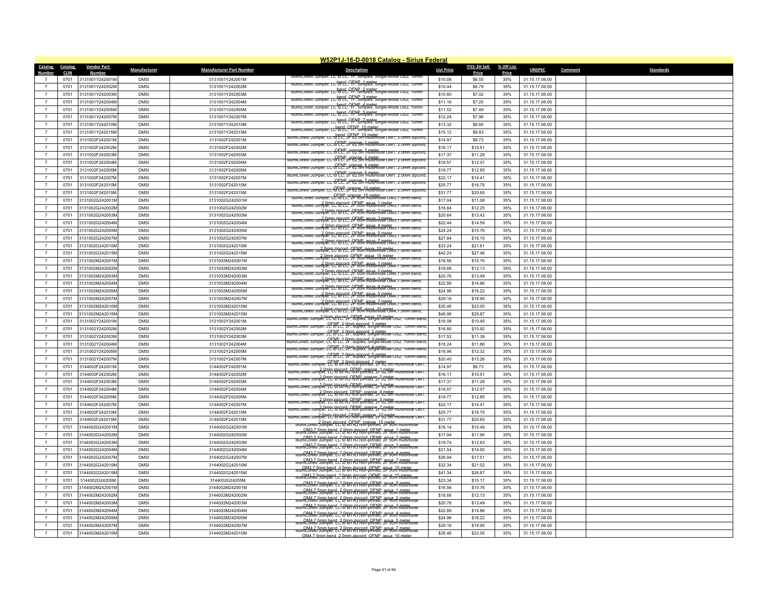# W52P1J-16-D-0018 Catalog - Sirius Federal

| Catalog Number | Catalog CLIN | Vendor Part Number | Manufacturer | Manufacturer Part Number | Description | List Price | ITES-3H Sell Price | % Off List Price | UNSPSC | Comment | Standards |
|---|---|---|---|---|---|---|---|---|---|---|---|
| 7 | 0701 | 3131001Y242001M | DMSI | 3131001Y242001M | IllumiCore® Jumper, LC to LC, 1F, Simplex, Single-Mode OS2, 10mm bend, OFNP, 1 meter | $10.08 | $6.55 | 35% | 31.15.17.06.00 | | |
| 7 | 0701 | 3131001Y242002M | DMSI | 3131001Y242002M | IllumiCore® Jumper, LC to LC, 1F, Simplex, Single-Mode OS2, 10mm bend, OFNP, 2 meter | $10.44 | $6.79 | 35% | 31.15.17.06.00 | | |
| 7 | 0701 | 3131001Y242003M | DMSI | 3131001Y242003M | IllumiCore® Jumper, LC to LC, 1F, Simplex, Single-Mode OS2, 10mm bend, OFNP, 3 meter | $10.80 | $7.02 | 35% | 31.15.17.06.00 | | |
| 7 | 0701 | 3131001Y242004M | DMSI | 3131001Y242004M | IllumiCore® Jumper, LC to LC, 1F, Simplex, Single-Mode OS2, 10mm bend, OFNP, 4 meter | $11.16 | $7.25 | 35% | 31.15.17.06.00 | | |
| 7 | 0701 | 3131001Y242005M | DMSI | 3131001Y242005M | IllumiCore® Jumper, LC to LC, 1F, Simplex, Single-Mode OS2, 10mm bend, OFNP, 5 meter | $11.52 | $7.49 | 35% | 31.15.17.06.00 | | |
| 7 | 0701 | 3131001Y242007M | DMSI | 3131001Y242007M | IllumiCore® Jumper, LC to LC, 1F, Simplex, Single-Mode OS2, 10mm bend, OFNP, 7 meter | $12.24 | $7.96 | 35% | 31.15.17.06.00 | | |
| 7 | 0701 | 3131001Y242010M | DMSI | 3131001Y242010M | IllumiCore® Jumper, LC to LC, 1F, Simplex, Single-Mode OS2, 10mm bend, OFNP, 10 meter | $13.32 | $8.66 | 35% | 31.15.17.06.00 | | |
| 7 | 0701 | 3131001Y242015M | DMSI | 3131001Y242015M | IllumiCore® Jumper, LC to LC, 1F, Simplex, Single-Mode OS2, 10mm bend, OFNP, 15 meter | $15.12 | $9.83 | 35% | 31.15.17.06.00 | | |
| 7 | 0701 | 3131002F242001M | DMSI | 3131002F242001M | IllumiCore® Jumper, LC to LC, 2F 62.5m multimode OM1, 2.0mm zipcord, OFNP, orange, 1 meter | $14.97 | $9.73 | 35% | 31.15.17.06.00 | | |
| 7 | 0701 | 3131002F242002M | DMSI | 3131002F242002M | IllumiCore® Jumper, LC to LC, 2F 62.5m multimode OM1, 2.0mm zipcord, OFNP, orange, 2 meter | $16.17 | $10.51 | 35% | 31.15.17.06.00 | | |
| 7 | 0701 | 3131002F242003M | DMSI | 3131002F242003M | IllumiCore® Jumper, LC to LC, 2F 62.5m multimode OM1, 2.0mm zipcord, OFNP, orange, 3 meter | $17.37 | $11.29 | 35% | 31.15.17.06.00 | | |
| 7 | 0701 | 3131002F242004M | DMSI | 3131002F242004M | IllumiCore® Jumper, LC to LC, 2F 62.5m multimode OM1, 2.0mm zipcord, OFNP, orange, 4 meter | $18.57 | $12.07 | 35% | 31.15.17.06.00 | | |
| 7 | 0701 | 3131002F242005M | DMSI | 3131002F242005M | IllumiCore® Jumper, LC to LC, 2F 62.5m multimode OM1, 2.0mm zipcord, OFNP, orange, 5 meter | $19.77 | $12.85 | 35% | 31.15.17.06.00 | | |
| 7 | 0701 | 3131002F242007M | DMSI | 3131002F242007M | IllumiCore® Jumper, LC to LC, 2F 62.5m multimode OM1, 2.0mm zipcord, OFNP, orange, 7 meter | $22.17 | $14.41 | 35% | 31.15.17.06.00 | | |
| 7 | 0701 | 3131002F242010M | DMSI | 3131002F242010M | IllumiCore® Jumper, LC to LC, 2F 62.5m multimode OM1, 2.0mm zipcord, OFNP, orange, 10 meter | $25.77 | $16.75 | 35% | 31.15.17.06.00 | | |
| 7 | 0701 | 3131002F242015M | DMSI | 3131002F242015M | IllumiCore® Jumper, LC to LC, 2F 62.5m multimode OM1, 2.0mm zipcord, OFNP, orange, 15 meter | $31.77 | $20.65 | 35% | 31.15.17.06.00 | | |
| 7 | 0701 | 3131002G242001M | DMSI | 3131002G242001M | IllumiCore® Jumper, LC to LC, 2F 50m multimode OM3,7.5mm bend, 2.0mm zipcord, OFNP, aqua, 1 meter | $17.04 | $11.08 | 35% | 31.15.17.06.00 | | |
| 7 | 0701 | 3131002G242002M | DMSI | 3131002G242002M | IllumiCore® Jumper, LC to LC, 2F 50m multimode OM3,7.5mm bend, 2.0mm zipcord, OFNP, aqua, 2 meter | $18.84 | $12.25 | 35% | 31.15.17.06.00 | | |
| 7 | 0701 | 3131002G242003M | DMSI | 3131002G242003M | IllumiCore® Jumper, LC to LC, 2F 50m multimode OM3,7.5mm bend, 2.0mm zipcord, OFNP, aqua, 3 meter | $20.64 | $13.42 | 35% | 31.15.17.06.00 | | |
| 7 | 0701 | 3131002G242004M | DMSI | 3131002G242004M | IllumiCore® Jumper, LC to LC, 2F 50m multimode OM3,7.5mm bend, 2.0mm zipcord, OFNP, aqua, 4 meter | $22.44 | $14.59 | 35% | 31.15.17.06.00 | | |
| 7 | 0701 | 3131002G242005M | DMSI | 3131002G242005M | IllumiCore® Jumper, LC to LC, 2F 50m multimode OM3,7.5mm bend, 2.0mm zipcord, OFNP, aqua, 5 meter | $24.24 | $15.76 | 35% | 31.15.17.06.00 | | |
| 7 | 0701 | 3131002G242007M | DMSI | 3131002G242007M | IllumiCore® Jumper, LC to LC, 2F 50m multimode OM3,7.5mm bend, 2.0mm zipcord, OFNP, aqua, 7 meter | $27.84 | $18.10 | 35% | 31.15.17.06.00 | | |
| 7 | 0701 | 3131002G242010M | DMSI | 3131002G242010M | IllumiCore® Jumper, LC to LC, 2F 50m multimode OM3,7.5mm bend, 2.0mm zipcord, OFNP, aqua, 10 meter | $33.24 | $21.61 | 35% | 31.15.17.06.00 | | |
| 7 | 0701 | 3131002G242015M | DMSI | 3131002G242015M | IllumiCore® Jumper, LC to LC, 2F 50m multimode OM3,7.5mm bend, 2.0mm zipcord, OFNP, aqua, 15 meter | $42.24 | $27.46 | 35% | 31.15.17.06.00 | | |
| 7 | 0701 | 3131002M242001M | DMSI | 3131002M242001M | IllumiCore® Jumper, LC to LC, 2F 50m multimode OM4,7.5mm bend, 2.0mm zipcord, OFNP, aqua, 1 meter | $16.56 | $10.76 | 35% | 31.15.17.06.00 | | |
| 7 | 0701 | 3131002M242002M | DMSI | 3131002M242002M | IllumiCore® Jumper, LC to LC, 2F 50m multimode OM4,7.5mm bend, 2.0mm zipcord, OFNP, aqua, 2 meter | $18.66 | $12.13 | 35% | 31.15.17.06.00 | | |
| 7 | 0701 | 3131002M242003M | DMSI | 3131002M242003M | IllumiCore® Jumper, LC to LC, 2F 50m multimode OM4,7.5mm bend, 2.0mm zipcord, OFNP, aqua, 3 meter | $20.76 | $13.49 | 35% | 31.15.17.06.00 | | |
| 7 | 0701 | 3131002M242004M | DMSI | 3131002M242004M | IllumiCore® Jumper, LC to LC, 2F 50m multimode OM4,7.5mm bend, 2.0mm zipcord, OFNP, aqua, 4 meter | $22.86 | $14.86 | 35% | 31.15.17.06.00 | | |
| 7 | 0701 | 3131002M242005M | DMSI | 3131002M242005M | IllumiCore® Jumper, LC to LC, 2F 50m multimode OM4,7.5mm bend, 2.0mm zipcord, OFNP, aqua, 5 meter | $24.96 | $16.22 | 35% | 31.15.17.06.00 | | |
| 7 | 0701 | 3131002M242007M | DMSI | 3131002M242007M | IllumiCore® Jumper, LC to LC, 2F 50m multimode OM4,7.5mm bend, 2.0mm zipcord, OFNP, aqua, 7 meter | $29.16 | $18.95 | 35% | 31.15.17.06.00 | | |
| 7 | 0701 | 3131002M242010M | DMSI | 3131002M242010M | IllumiCore® Jumper, LC to LC, 2F 50m multimode OM4,7.5mm bend, 2.0mm zipcord, OFNP, aqua, 10 meter | $35.46 | $23.05 | 35% | 31.15.17.06.00 | | |
| 7 | 0701 | 3131002M242015M | DMSI | 3131002M242015M | IllumiCore® Jumper, LC to LC, 2F 50m multimode OM4,7.5mm bend, 2.0mm zipcord, OFNP, aqua, 15 meter | $45.96 | $29.87 | 35% | 31.15.17.06.00 | | |
| 7 | 0701 | 3131002Y242001M | DMSI | 3131002Y242001M | IllumiCore® Jumper, LC to LC, 2F, duplex, Single-Mode OS2, 10mm bend, OFNP, 2.0mm zipcord, 1 meter | $16.08 | $10.45 | 35% | 31.15.17.06.00 | | |
| 7 | 0701 | 3131002Y242002M | DMSI | 3131002Y242002M | IllumiCore® Jumper, LC to LC, 2F, duplex, Single-Mode OS2, 10mm bend, OFNP, 2.0mm zipcord, 2 meter | $16.80 | $10.92 | 35% | 31.15.17.06.00 | | |
| 7 | 0701 | 3131002Y242003M | DMSI | 3131002Y242003M | IllumiCore® Jumper, LC to LC, 2F, duplex, Single-Mode OS2, 10mm bend, OFNP, 2.0mm zipcord, 3 meter | $17.52 | $11.39 | 35% | 31.15.17.06.00 | | |
| 7 | 0701 | 3131002Y242004M | DMSI | 3131002Y242004M | IllumiCore® Jumper, LC to LC, 2F, duplex, Single-Mode OS2, 10mm bend, OFNP, 2.0mm zipcord, 4 meter | $18.24 | $11.86 | 35% | 31.15.17.06.00 | | |
| 7 | 0701 | 3131002Y242005M | DMSI | 3131002Y242005M | IllumiCore® Jumper, LC to LC, 2F, duplex, Single-Mode OS2, 10mm bend, OFNP, 2.0mm zipcord, 5 meter | $18.96 | $12.32 | 35% | 31.15.17.06.00 | | |
| 7 | 0701 | 3131002Y242007M | DMSI | 3131002Y242007M | IllumiCore® Jumper, LC to LC, 2F, duplex, Single-Mode OS2, 10mm bend, OFNP, 2.0mm zipcord, 7 meter | $20.40 | $13.26 | 35% | 31.15.17.06.00 | | |
| 7 | 0701 | 3144002F242001M | DMSI | 3144002F242001M | IllumiCore® Jumper, LC to MTRJ non-pinned, 2F 62.5m multimode OM1, 2.0mm zipcord, OFNP, orange, 1 meter | $14.97 | $9.73 | 35% | 31.15.17.06.00 | | |
| 7 | 0701 | 3144002F242002M | DMSI | 3144002F242002M | IllumiCore® Jumper, LC to MTRJ non-pinned, 2F 62.5m multimode OM1, 2.0mm zipcord, OFNP, orange, 2 meter | $16.17 | $10.51 | 35% | 31.15.17.06.00 | | |
| 7 | 0701 | 3144002F242003M | DMSI | 3144002F242003M | IllumiCore® Jumper, LC to MTRJ non-pinned, 2F 62.5m multimode OM1, 2.0mm zipcord, OFNP, orange, 3 meter | $17.37 | $11.29 | 35% | 31.15.17.06.00 | | |
| 7 | 0701 | 3144002F242004M | DMSI | 3144002F242004M | IllumiCore® Jumper, LC to MTRJ non-pinned, 2F 62.5m multimode OM1, 2.0mm zipcord, OFNP, orange, 4 meter | $18.57 | $12.07 | 35% | 31.15.17.06.00 | | |
| 7 | 0701 | 3144002F242005M | DMSI | 3144002F242005M | IllumiCore® Jumper, LC to MTRJ non-pinned, 2F 62.5m multimode OM1, 2.0mm zipcord, OFNP, orange, 5 meter | $19.77 | $12.85 | 35% | 31.15.17.06.00 | | |
| 7 | 0701 | 3144002F242007M | DMSI | 3144002F242007M | IllumiCore® Jumper, LC to MTRJ non-pinned, 2F 62.5m multimode OM1, 2.0mm zipcord, OFNP, orange, 7 meter | $22.17 | $14.41 | 35% | 31.15.17.06.00 | | |
| 7 | 0701 | 3144002F242010M | DMSI | 3144002F242010M | IllumiCore® Jumper, LC to MTRJ non-pinned, 2F 62.5m multimode OM1, 2.0mm zipcord, OFNP, orange, 10 meter | $25.77 | $16.75 | 35% | 31.15.17.06.00 | | |
| 7 | 0701 | 3144002F242015M | DMSI | 3144002F242015M | IllumiCore® Jumper, LC to MTRJ non-pinned, 2F 62.5m multimode OM1, 2.0mm zipcord, OFNP, orange, 15 meter | $31.77 | $20.65 | 35% | 31.15.17.06.00 | | |
| 7 | 0701 | 3144002G242001M | DMSI | 3144002G242001M | IllumiCore® Jumper, LC to MTRJ non-pinned, 2F 50m multimode OM3 7.5mm bend, 2.0mm zipcord, OFNP, aqua, 1 meter | $16.14 | $10.49 | 35% | 31.15.17.06.00 | | |
| 7 | 0701 | 3144002G242002M | DMSI | 3144002G242002M | IllumiCore® Jumper, LC to MTRJ non-pinned, 2F 50m multimode OM3 7.5mm bend, 2.0mm zipcord, OFNP, aqua, 2 meter | $17.94 | $11.66 | 35% | 31.15.17.06.00 | | |
| 7 | 0701 | 3144002G242003M | DMSI | 3144002G242003M | IllumiCore® Jumper, LC to MTRJ non-pinned, 2F 50m multimode OM3 7.5mm bend, 2.0mm zipcord, OFNP, aqua, 3 meter | $19.74 | $12.83 | 35% | 31.15.17.06.00 | | |
| 7 | 0701 | 3144002G242004M | DMSI | 3144002G242004M | IllumiCore® Jumper, LC to MTRJ non-pinned, 2F 50m multimode OM3 7.5mm bend, 2.0mm zipcord, OFNP, aqua, 4 meter | $21.54 | $14.00 | 35% | 31.15.17.06.00 | | |
| 7 | 0701 | 3144002G242007M | DMSI | 3144002G242007M | IllumiCore® Jumper, LC to MTRJ non-pinned, 2F 50m multimode OM3 7.5mm bend, 2.0mm zipcord, OFNP, aqua, 7 meter | $26.94 | $17.51 | 35% | 31.15.17.06.00 | | |
| 7 | 0701 | 3144002G242010M | DMSI | 3144002G242010M | IllumiCore® Jumper, LC to MTRJ non-pinned, 2F 50m multimode OM3 7.5mm bend, 2.0mm zipcord, OFNP, aqua, 10 meter | $32.34 | $21.02 | 35% | 31.15.17.06.00 | | |
| 7 | 0701 | 3144002G242015M | DMSI | 3144002G242015M | IllumiCore® Jumper, LC to MTRJ non-pinned, 2F 50m multimode OM3 7.5mm bend, 2.0mm zipcord, OFNP, aqua, 15 meter | $41.34 | $26.87 | 35% | 31.15.17.06.00 | | |
| 7 | 0701 | 3144002G24205M | DMSI | 3144002G24205M | IllumiCore® Jumper, LC to MTRJ non-pinned, 2F 50m multimode OM3 7.5mm bend, 2.0mm zipcord, OFNP, aqua, 5 meter | $23.34 | $15.17 | 35% | 31.15.17.06.00 | | |
| 7 | 0701 | 3144002M242001M | DMSI | 3144002M242001M | IllumiCore® Jumper, LC to MTRJ non-pinned, 2F 50m multimode OM4 7.5mm bend, 2.0mm zipcord, OFNP, aqua, 1 meter | $16.56 | $10.76 | 35% | 31.15.17.06.00 | | |
| 7 | 0701 | 3144002M242002M | DMSI | 3144002M242002M | IllumiCore® Jumper, LC to MTRJ non-pinned, 2F 50m multimode OM4 7.5mm bend, 2.0mm zipcord, OFNP, aqua, 2 meter | $18.66 | $12.13 | 35% | 31.15.17.06.00 | | |
| 7 | 0701 | 3144002M242003M | DMSI | 3144002M242003M | IllumiCore® Jumper, LC to MTRJ non-pinned, 2F 50m multimode OM4 7.5mm bend, 2.0mm zipcord, OFNP, aqua, 3 meter | $20.76 | $13.49 | 35% | 31.15.17.06.00 | | |
| 7 | 0701 | 3144002M242004M | DMSI | 3144002M242004M | IllumiCore® Jumper, LC to MTRJ non-pinned, 2F 50m multimode OM4 7.5mm bend, 2.0mm zipcord, OFNP, aqua, 4 meter | $22.86 | $14.86 | 35% | 31.15.17.06.00 | | |
| 7 | 0701 | 3144002M242005M | DMSI | 3144002M242005M | IllumiCore® Jumper, LC to MTRJ non-pinned, 2F 50m multimode OM4 7.5mm bend, 2.0mm zipcord, OFNP, aqua, 5 meter | $24.96 | $16.22 | 35% | 31.15.17.06.00 | | |
| 7 | 0701 | 3144002M242007M | DMSI | 3144002M242007M | IllumiCore® Jumper, LC to MTRJ non-pinned, 2F 50m multimode OM4 7.5mm bend, 2.0mm zipcord, OFNP, aqua, 7 meter | $29.16 | $18.95 | 35% | 31.15.17.06.00 | | |
| 7 | 0701 | 3144002M242010M | DMSI | 3144002M242010M | IllumiCore® Jumper, LC to MTRJ non-pinned, 2F 50m multimode OM4 7.5mm bend, 2.0mm zipcord, OFNP, aqua, 10 meter | $35.46 | $23.05 | 35% | 31.15.17.06.00 | | |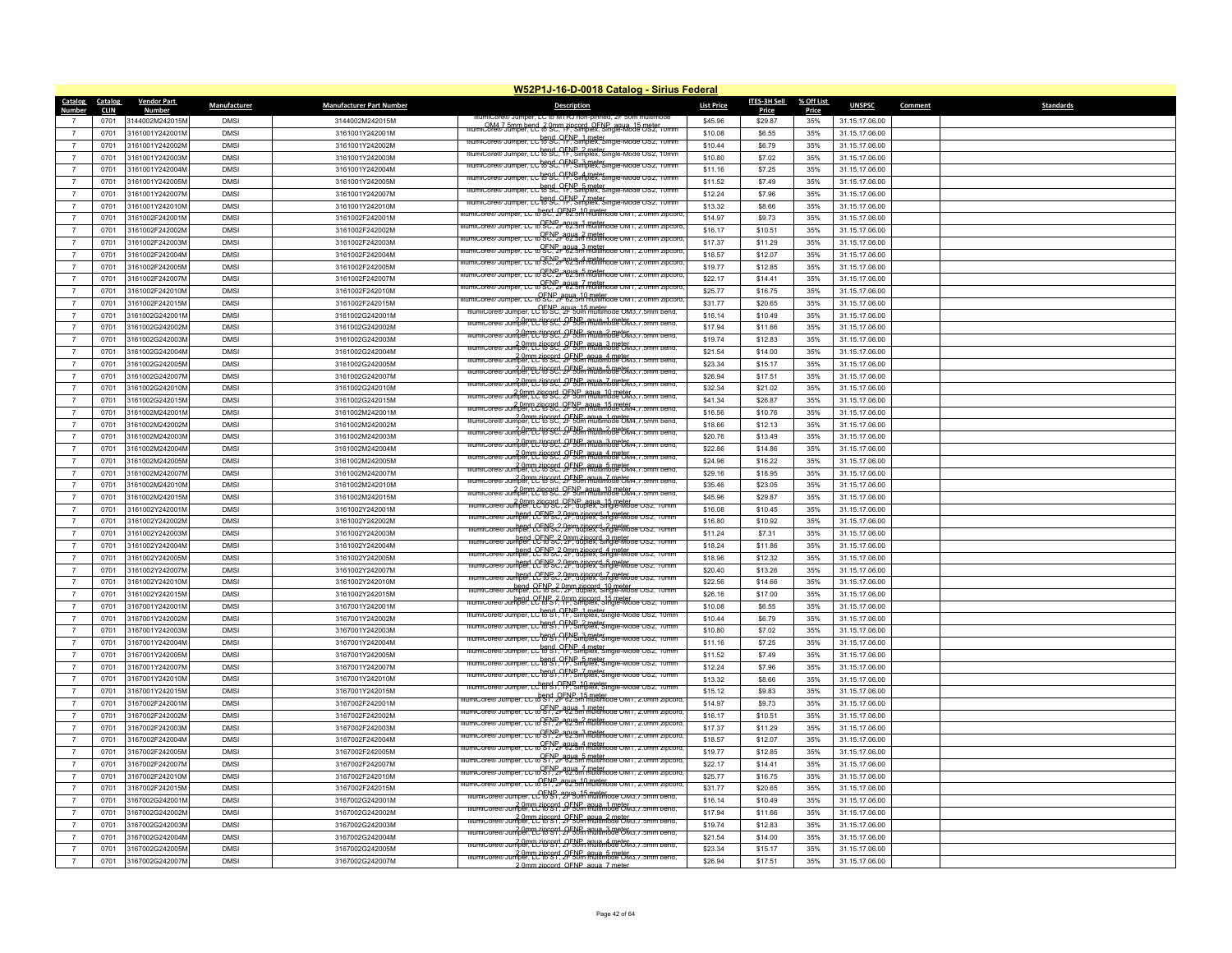# W52P1J-16-D-0018 Catalog - Sirius Federal

| Catalog Number | Catalog CLIN | Vendor Part Number | Manufacturer | Manufacturer Part Number | Description | List Price | ITES-3H Sell Price | % Off List Price | UNSPSC | Comment | Standards |
|---|---|---|---|---|---|---|---|---|---|---|---|
| 7 | 0701 | 3144002M242015M | DMSI | 3144002M242015M | IllumiCore® Jumper, LC to MTRJ non-pinned, 2F 50m multimode OM4 7.5mm bend, 2.0mm zipcord, OFNP, aqua, 15 meter | $45.96 | $29.87 | 35% | 31.15.17.06.00 | | |
| 7 | 0701 | 3161001Y242001M | DMSI | 3161001Y242001M | IllumiCore® Jumper, LC to SC, 1F, Simplex, Single-Mode OS2, 10mm bend, OFNP, 1 meter | $10.08 | $6.55 | 35% | 31.15.17.06.00 | | |
| 7 | 0701 | 3161001Y242002M | DMSI | 3161001Y242002M | IllumiCore® Jumper, LC to SC, 1F, Simplex, Single-Mode OS2, 10mm bend, OFNP, 2 meter | $10.44 | $6.79 | 35% | 31.15.17.06.00 | | |
| 7 | 0701 | 3161001Y242003M | DMSI | 3161001Y242003M | IllumiCore® Jumper, LC to SC, 1F, Simplex, Single-Mode OS2, 10mm bend, OFNP, 3 meter | $10.80 | $7.02 | 35% | 31.15.17.06.00 | | |
| 7 | 0701 | 3161001Y242004M | DMSI | 3161001Y242004M | IllumiCore® Jumper, LC to SC, 1F, Simplex, Single-Mode OS2, 10mm bend, OFNP, 4 meter | $11.16 | $7.25 | 35% | 31.15.17.06.00 | | |
| 7 | 0701 | 3161001Y242005M | DMSI | 3161001Y242005M | IllumiCore® Jumper, LC to SC, 1F, Simplex, Single-Mode OS2, 10mm bend, OFNP, 5 meter | $11.52 | $7.49 | 35% | 31.15.17.06.00 | | |
| 7 | 0701 | 3161001Y242007M | DMSI | 3161001Y242007M | IllumiCore® Jumper, LC to SC, 1F, Simplex, Single-Mode OS2, 10mm bend, OFNP, 7 meter | $12.24 | $7.96 | 35% | 31.15.17.06.00 | | |
| 7 | 0701 | 3161001Y242010M | DMSI | 3161001Y242010M | IllumiCore® Jumper, LC to SC, 1F, Simplex, Single-Mode OS2, 10mm bend, OFNP, 10 meter | $13.32 | $8.66 | 35% | 31.15.17.06.00 | | |
| 7 | 0701 | 3161002F242001M | DMSI | 3161002F242001M | IllumiCore® Jumper, LC to SC, 2F 62.5m multimode OM1, 2.0mm zipcord, OFNP, aqua, 1 meter | $14.97 | $9.73 | 35% | 31.15.17.06.00 | | |
| 7 | 0701 | 3161002F242002M | DMSI | 3161002F242002M | IllumiCore® Jumper, LC to SC, 2F 62.5m multimode OM1, 2.0mm zipcord, OFNP, aqua, 2 meter | $16.17 | $10.51 | 35% | 31.15.17.06.00 | | |
| 7 | 0701 | 3161002F242003M | DMSI | 3161002F242003M | IllumiCore® Jumper, LC to SC, 2F 62.5m multimode OM1, 2.0mm zipcord, OFNP, aqua, 3 meter | $17.37 | $11.29 | 35% | 31.15.17.06.00 | | |
| 7 | 0701 | 3161002F242004M | DMSI | 3161002F242004M | IllumiCore® Jumper, LC to SC, 2F 62.5m multimode OM1, 2.0mm zipcord, OFNP, aqua, 4 meter | $18.57 | $12.07 | 35% | 31.15.17.06.00 | | |
| 7 | 0701 | 3161002F242005M | DMSI | 3161002F242005M | IllumiCore® Jumper, LC to SC, 2F 62.5m multimode OM1, 2.0mm zipcord, OFNP, aqua, 5 meter | $19.77 | $12.85 | 35% | 31.15.17.06.00 | | |
| 7 | 0701 | 3161002F242007M | DMSI | 3161002F242007M | IllumiCore® Jumper, LC to SC, 2F 62.5m multimode OM1, 2.0mm zipcord, OFNP, aqua, 7 meter | $22.17 | $14.41 | 35% | 31.15.17.06.00 | | |
| 7 | 0701 | 3161002F242010M | DMSI | 3161002F242010M | IllumiCore® Jumper, LC to SC, 2F 62.5m multimode OM1, 2.0mm zipcord, OFNP, aqua, 10 meter | $25.77 | $16.75 | 35% | 31.15.17.06.00 | | |
| 7 | 0701 | 3161002F242015M | DMSI | 3161002F242015M | IllumiCore® Jumper, LC to SC, 2F 62.5m multimode OM1, 2.0mm zipcord, OFNP, aqua, 15 meter | $31.77 | $20.65 | 35% | 31.15.17.06.00 | | |
| 7 | 0701 | 3161002G242001M | DMSI | 3161002G242001M | IllumiCore® Jumper, LC to SC, 2F 50m multimode OM3,7.5mm bend, 2.0mm zipcord, OFNP, aqua, 1 meter | $16.14 | $10.49 | 35% | 31.15.17.06.00 | | |
| 7 | 0701 | 3161002G242002M | DMSI | 3161002G242002M | IllumiCore® Jumper, LC to SC, 2F 50m multimode OM3,7.5mm bend, 2.0mm zipcord, OFNP, aqua, 2 meter | $17.94 | $11.66 | 35% | 31.15.17.06.00 | | |
| 7 | 0701 | 3161002G242003M | DMSI | 3161002G242003M | IllumiCore® Jumper, LC to SC, 2F 50m multimode OM3,7.5mm bend, 2.0mm zipcord, OFNP, aqua, 3 meter | $19.74 | $12.83 | 35% | 31.15.17.06.00 | | |
| 7 | 0701 | 3161002G242004M | DMSI | 3161002G242004M | IllumiCore® Jumper, LC to SC, 2F 50m multimode OM3,7.5mm bend, 2.0mm zipcord, OFNP, aqua, 4 meter | $21.54 | $14.00 | 35% | 31.15.17.06.00 | | |
| 7 | 0701 | 3161002G242005M | DMSI | 3161002G242005M | IllumiCore® Jumper, LC to SC, 2F 50m multimode OM3,7.5mm bend, 2.0mm zipcord, OFNP, aqua, 5 meter | $23.34 | $15.17 | 35% | 31.15.17.06.00 | | |
| 7 | 0701 | 3161002G242007M | DMSI | 3161002G242007M | IllumiCore® Jumper, LC to SC, 2F 50m multimode OM3,7.5mm bend, 2.0mm zipcord, OFNP, aqua, 7 meter | $26.94 | $17.51 | 35% | 31.15.17.06.00 | | |
| 7 | 0701 | 3161002G242010M | DMSI | 3161002G242010M | IllumiCore® Jumper, LC to SC, 2F 50m multimode OM3,7.5mm bend, 2.0mm zipcord, OFNP, aqua, 10 meter | $32.34 | $21.02 | 35% | 31.15.17.06.00 | | |
| 7 | 0701 | 3161002G242015M | DMSI | 3161002G242015M | IllumiCore® Jumper, LC to SC, 2F 50m multimode OM3,7.5mm bend, 2.0mm zipcord, OFNP, aqua, 15 meter | $41.34 | $26.87 | 35% | 31.15.17.06.00 | | |
| 7 | 0701 | 3161002M242001M | DMSI | 3161002M242001M | IllumiCore® Jumper, LC to SC, 2F 50m multimode OM4,7.5mm bend, 2.0mm zipcord, OFNP, aqua, 1 meter | $16.56 | $10.76 | 35% | 31.15.17.06.00 | | |
| 7 | 0701 | 3161002M242002M | DMSI | 3161002M242002M | IllumiCore® Jumper, LC to SC, 2F 50m multimode OM4,7.5mm bend, 2.0mm zipcord, OFNP, aqua, 2 meter | $18.66 | $12.13 | 35% | 31.15.17.06.00 | | |
| 7 | 0701 | 3161002M242003M | DMSI | 3161002M242003M | IllumiCore® Jumper, LC to SC, 2F 50m multimode OM4,7.5mm bend, 2.0mm zipcord, OFNP, aqua, 3 meter | $20.76 | $13.49 | 35% | 31.15.17.06.00 | | |
| 7 | 0701 | 3161002M242004M | DMSI | 3161002M242004M | IllumiCore® Jumper, LC to SC, 2F 50m multimode OM4,7.5mm bend, 2.0mm zipcord, OFNP, aqua, 4 meter | $22.86 | $14.86 | 35% | 31.15.17.06.00 | | |
| 7 | 0701 | 3161002M242005M | DMSI | 3161002M242005M | IllumiCore® Jumper, LC to SC, 2F 50m multimode OM4,7.5mm bend, 2.0mm zipcord, OFNP, aqua, 5 meter | $24.96 | $16.22 | 35% | 31.15.17.06.00 | | |
| 7 | 0701 | 3161002M242007M | DMSI | 3161002M242007M | IllumiCore® Jumper, LC to SC, 2F 50m multimode OM4,7.5mm bend, 2.0mm zipcord, OFNP, aqua, 7 meter | $29.16 | $18.95 | 35% | 31.15.17.06.00 | | |
| 7 | 0701 | 3161002M242010M | DMSI | 3161002M242010M | IllumiCore® Jumper, LC to SC, 2F 50m multimode OM4,7.5mm bend, 2.0mm zipcord, OFNP, aqua, 10 meter | $35.46 | $23.05 | 35% | 31.15.17.06.00 | | |
| 7 | 0701 | 3161002M242015M | DMSI | 3161002M242015M | IllumiCore® Jumper, LC to SC, 2F 50m multimode OM4,7.5mm bend, 2.0mm zipcord, OFNP, aqua, 15 meter | $45.96 | $29.87 | 35% | 31.15.17.06.00 | | |
| 7 | 0701 | 3161002Y242001M | DMSI | 3161002Y242001M | IllumiCore® Jumper, LC to SC, 2F, duplex, Single-Mode OS2, 10mm bend, OFNP, 2.0mm zipcord, 1 meter | $16.08 | $10.45 | 35% | 31.15.17.06.00 | | |
| 7 | 0701 | 3161002Y242002M | DMSI | 3161002Y242002M | IllumiCore® Jumper, LC to SC, 2F, duplex, Single-Mode OS2, 10mm bend, OFNP, 2.0mm zipcord, 2 meter | $16.80 | $10.92 | 35% | 31.15.17.06.00 | | |
| 7 | 0701 | 3161002Y242003M | DMSI | 3161002Y242003M | IllumiCore® Jumper, LC to SC, 2F, duplex, Single-Mode OS2, 10mm bend, OFNP, 2.0mm zipcord, 3 meter | $11.24 | $7.31 | 35% | 31.15.17.06.00 | | |
| 7 | 0701 | 3161002Y242004M | DMSI | 3161002Y242004M | IllumiCore® Jumper, LC to SC, 2F, duplex, Single-Mode OS2, 10mm bend, OFNP, 2.0mm zipcord, 4 meter | $18.24 | $11.86 | 35% | 31.15.17.06.00 | | |
| 7 | 0701 | 3161002Y242005M | DMSI | 3161002Y242005M | IllumiCore® Jumper, LC to SC, 2F, duplex, Single-Mode OS2, 10mm bend, OFNP, 2.0mm zipcord, 5 meter | $18.96 | $12.32 | 35% | 31.15.17.06.00 | | |
| 7 | 0701 | 3161002Y242007M | DMSI | 3161002Y242007M | IllumiCore® Jumper, LC to SC, 2F, duplex, Single-Mode OS2, 10mm bend, OFNP, 2.0mm zipcord, 7 meter | $20.40 | $13.26 | 35% | 31.15.17.06.00 | | |
| 7 | 0701 | 3161002Y242010M | DMSI | 3161002Y242010M | IllumiCore® Jumper, LC to SC, 2F, duplex, Single-Mode OS2, 10mm bend, OFNP, 2.0mm zipcord, 10 meter | $22.56 | $14.66 | 35% | 31.15.17.06.00 | | |
| 7 | 0701 | 3161002Y242015M | DMSI | 3161002Y242015M | IllumiCore® Jumper, LC to SC, 2F, duplex, Single-Mode OS2, 10mm bend, OFNP, 2.0mm zipcord, 15 meter | $26.16 | $17.00 | 35% | 31.15.17.06.00 | | |
| 7 | 0701 | 3167001Y242001M | DMSI | 3167001Y242001M | IllumiCore® Jumper, LC to ST, 1F, Simplex, Single-Mode OS2, 10mm bend, OFNP, 1 meter | $10.08 | $6.55 | 35% | 31.15.17.06.00 | | |
| 7 | 0701 | 3167001Y242002M | DMSI | 3167001Y242002M | IllumiCore® Jumper, LC to ST, 1F, Simplex, Single-Mode OS2, 10mm bend, OFNP, 2 meter | $10.44 | $6.79 | 35% | 31.15.17.06.00 | | |
| 7 | 0701 | 3167001Y242003M | DMSI | 3167001Y242003M | IllumiCore® Jumper, LC to ST, 1F, Simplex, Single-Mode OS2, 10mm bend, OFNP, 3 meter | $10.80 | $7.02 | 35% | 31.15.17.06.00 | | |
| 7 | 0701 | 3167001Y242004M | DMSI | 3167001Y242004M | IllumiCore® Jumper, LC to ST, 1F, Simplex, Single-Mode OS2, 10mm bend, OFNP, 4 meter | $11.16 | $7.25 | 35% | 31.15.17.06.00 | | |
| 7 | 0701 | 3167001Y242005M | DMSI | 3167001Y242005M | IllumiCore® Jumper, LC to ST, 1F, Simplex, Single-Mode OS2, 10mm bend, OFNP, 5 meter | $11.52 | $7.49 | 35% | 31.15.17.06.00 | | |
| 7 | 0701 | 3167001Y242007M | DMSI | 3167001Y242007M | IllumiCore® Jumper, LC to ST, 1F, Simplex, Single-Mode OS2, 10mm bend, OFNP, 7 meter | $12.24 | $7.96 | 35% | 31.15.17.06.00 | | |
| 7 | 0701 | 3167001Y242010M | DMSI | 3167001Y242010M | IllumiCore® Jumper, LC to ST, 1F, Simplex, Single-Mode OS2, 10mm bend, OFNP, 10 meter | $13.32 | $8.66 | 35% | 31.15.17.06.00 | | |
| 7 | 0701 | 3167001Y242015M | DMSI | 3167001Y242015M | IllumiCore® Jumper, LC to ST, 1F, Simplex, Single-Mode OS2, 10mm bend, OFNP, 15 meter | $15.12 | $9.83 | 35% | 31.15.17.06.00 | | |
| 7 | 0701 | 3167002F242001M | DMSI | 3167002F242001M | IllumiCore® Jumper, LC to ST, 2F 62.5m multimode OM1, 2.0mm zipcord, OFNP, aqua, 1 meter | $14.97 | $9.73 | 35% | 31.15.17.06.00 | | |
| 7 | 0701 | 3167002F242002M | DMSI | 3167002F242002M | IllumiCore® Jumper, LC to ST, 2F 62.5m multimode OM1, 2.0mm zipcord, OFNP, aqua, 2 meter | $16.17 | $10.51 | 35% | 31.15.17.06.00 | | |
| 7 | 0701 | 3167002F242003M | DMSI | 3167002F242003M | IllumiCore® Jumper, LC to ST, 2F 62.5m multimode OM1, 2.0mm zipcord, OFNP, aqua, 3 meter | $17.37 | $11.29 | 35% | 31.15.17.06.00 | | |
| 7 | 0701 | 3167002F242004M | DMSI | 3167002F242004M | IllumiCore® Jumper, LC to ST, 2F 62.5m multimode OM1, 2.0mm zipcord, OFNP, aqua, 4 meter | $18.57 | $12.07 | 35% | 31.15.17.06.00 | | |
| 7 | 0701 | 3167002F242005M | DMSI | 3167002F242005M | IllumiCore® Jumper, LC to ST, 2F 62.5m multimode OM1, 2.0mm zipcord, OFNP, aqua, 5 meter | $19.77 | $12.85 | 35% | 31.15.17.06.00 | | |
| 7 | 0701 | 3167002F242007M | DMSI | 3167002F242007M | IllumiCore® Jumper, LC to ST, 2F 62.5m multimode OM1, 2.0mm zipcord, OFNP, aqua, 7 meter | $22.17 | $14.41 | 35% | 31.15.17.06.00 | | |
| 7 | 0701 | 3167002F242010M | DMSI | 3167002F242010M | IllumiCore® Jumper, LC to ST, 2F 62.5m multimode OM1, 2.0mm zipcord, OFNP, aqua, 10 meter | $25.77 | $16.75 | 35% | 31.15.17.06.00 | | |
| 7 | 0701 | 3167002F242015M | DMSI | 3167002F242015M | IllumiCore® Jumper, LC to ST, 2F 62.5m multimode OM1, 2.0mm zipcord, OFNP, aqua, 15 meter | $31.77 | $20.65 | 35% | 31.15.17.06.00 | | |
| 7 | 0701 | 3167002G242001M | DMSI | 3167002G242001M | IllumiCore® Jumper, LC to ST, 2F 50m multimode OM3,7.5mm bend, 2.0mm zipcord, OFNP, aqua, 1 meter | $16.14 | $10.49 | 35% | 31.15.17.06.00 | | |
| 7 | 0701 | 3167002G242002M | DMSI | 3167002G242002M | IllumiCore® Jumper, LC to ST, 2F 50m multimode OM3,7.5mm bend, 2.0mm zipcord, OFNP, aqua, 2 meter | $17.94 | $11.66 | 35% | 31.15.17.06.00 | | |
| 7 | 0701 | 3167002G242003M | DMSI | 3167002G242003M | IllumiCore® Jumper, LC to ST, 2F 50m multimode OM3,7.5mm bend, 2.0mm zipcord, OFNP, aqua, 3 meter | $19.74 | $12.83 | 35% | 31.15.17.06.00 | | |
| 7 | 0701 | 3167002G242004M | DMSI | 3167002G242004M | IllumiCore® Jumper, LC to ST, 2F 50m multimode OM3,7.5mm bend, 2.0mm zipcord, OFNP, aqua, 4 meter | $21.54 | $14.00 | 35% | 31.15.17.06.00 | | |
| 7 | 0701 | 3167002G242005M | DMSI | 3167002G242005M | IllumiCore® Jumper, LC to ST, 2F 50m multimode OM3,7.5mm bend, 2.0mm zipcord, OFNP, aqua, 5 meter | $23.34 | $15.17 | 35% | 31.15.17.06.00 | | |
| 7 | 0701 | 3167002G242007M | DMSI | 3167002G242007M | IllumiCore® Jumper, LC to ST, 2F 50m multimode OM3,7.5mm bend, 2.0mm zipcord, OFNP, aqua, 7 meter | $26.94 | $17.51 | 35% | 31.15.17.06.00 | | |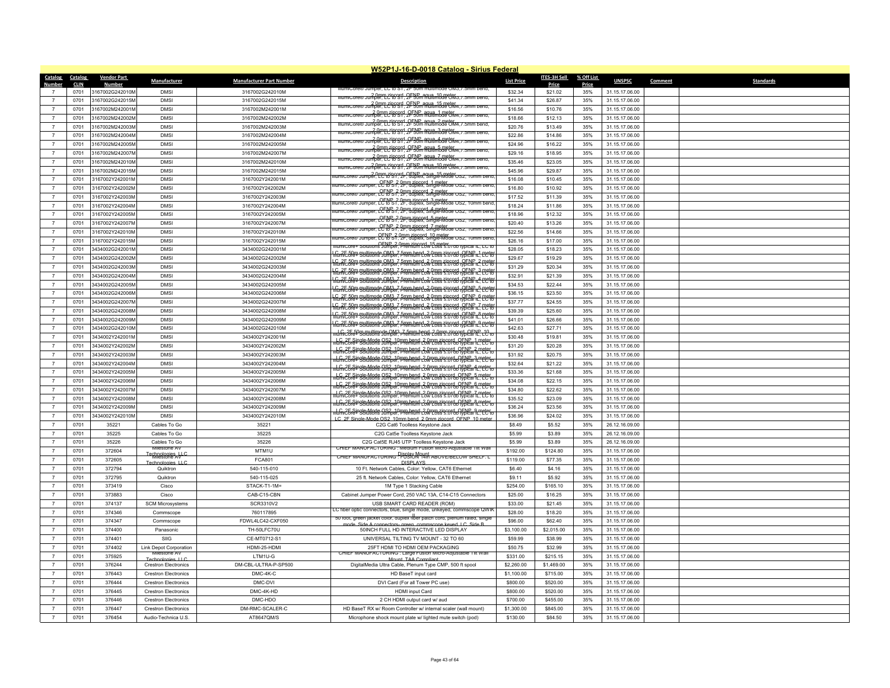# W52P1J-16-D-0018 Catalog - Sirius Federal

| Catalog Number | Catalog CLIN | Vendor Part Number | Manufacturer | Manufacturer Part Number | Description | List Price | ITES-3H Sell Price | % Off List Price | UNSPSC | Comment | Standards |
|---|---|---|---|---|---|---|---|---|---|---|---|
| 7 | 0701 | 3167002G242010M | DMSI | 3167002G242010M | IllumiCore® Jumper, LC to ST, 2F 50m multimode OM3,7.5mm bend, 2.0mm zipcord, OFNP, aqua, 10 meter | $32.34 | $21.02 | 35% | 31.15.17.06.00 | | |
| 7 | 0701 | 3167002G242015M | DMSI | 3167002G242015M | IllumiCore® Jumper, LC to ST, 2F 50m multimode OM3,7.5mm bend, 2.0mm zipcord, OFNP, aqua, 15 meter | $41.34 | $26.87 | 35% | 31.15.17.06.00 | | |
| 7 | 0701 | 3167002M242001M | DMSI | 3167002M242001M | IllumiCore® Jumper, LC to ST, 2F 50m multimode OM4,7.5mm bend, 2.0mm zipcord, OFNP, aqua, 1 meter | $16.56 | $10.76 | 35% | 31.15.17.06.00 | | |
| 7 | 0701 | 3167002M242002M | DMSI | 3167002M242002M | IllumiCore® Jumper, LC to ST, 2F 50m multimode OM4,7.5mm bend, 2.0mm zipcord, OFNP, aqua, 2 meter | $18.66 | $12.13 | 35% | 31.15.17.06.00 | | |
| 7 | 0701 | 3167002M242003M | DMSI | 3167002M242003M | IllumiCore® Jumper, LC to ST, 2F 50m multimode OM4,7.5mm bend, 2.0mm zipcord, OFNP, aqua, 3 meter | $20.76 | $13.49 | 35% | 31.15.17.06.00 | | |
| 7 | 0701 | 3167002M242004M | DMSI | 3167002M242004M | IllumiCore® Jumper, LC to ST, 2F 50m multimode OM4,7.5mm bend, 2.0mm zipcord, OFNP, aqua, 4 meter | $22.86 | $14.86 | 35% | 31.15.17.06.00 | | |
| 7 | 0701 | 3167002M242005M | DMSI | 3167002M242005M | IllumiCore® Jumper, LC to ST, 2F 50m multimode OM4,7.5mm bend, 2.0mm zipcord, OFNP, aqua, 5 meter | $24.96 | $16.22 | 35% | 31.15.17.06.00 | | |
| 7 | 0701 | 3167002M242007M | DMSI | 3167002M242007M | IllumiCore® Jumper, LC to ST, 2F 50m multimode OM4,7.5mm bend, 2.0mm zipcord, OFNP, aqua, 7 meter | $29.16 | $18.95 | 35% | 31.15.17.06.00 | | |
| 7 | 0701 | 3167002M242010M | DMSI | 3167002M242010M | IllumiCore® Jumper, LC to ST, 2F 50m multimode OM4,7.5mm bend, 2.0mm zipcord, OFNP, aqua, 10 meter | $35.46 | $23.05 | 35% | 31.15.17.06.00 | | |
| 7 | 0701 | 3167002M242015M | DMSI | 3167002M242015M | IllumiCore® Jumper, LC to ST, 2F 50m multimode OM4,7.5mm bend, 2.0mm zipcord, OFNP, aqua, 15 meter | $45.96 | $29.87 | 35% | 31.15.17.06.00 | | |
| 7 | 0701 | 3167002Y242001M | DMSI | 3167002Y242001M | IllumiCore® Jumper, LC to ST, 2F, duplex, Single-Mode OS2, 10mm bend, OFNP, 2.0mm zipcord, 1 meter | $16.08 | $10.45 | 35% | 31.15.17.06.00 | | |
| 7 | 0701 | 3167002Y242002M | DMSI | 3167002Y242002M | IllumiCore® Jumper, LC to ST, 2F, duplex, Single-Mode OS2, 10mm bend, OFNP, 2.0mm zipcord, 2 meter | $16.80 | $10.92 | 35% | 31.15.17.06.00 | | |
| 7 | 0701 | 3167002Y242003M | DMSI | 3167002Y242003M | IllumiCore® Jumper, LC to ST, 2F, duplex, Single-Mode OS2, 10mm bend, OFNP, 2.0mm zipcord, 3 meter | $17.52 | $11.39 | 35% | 31.15.17.06.00 | | |
| 7 | 0701 | 3167002Y242004M | DMSI | 3167002Y242004M | IllumiCore® Jumper, LC to ST, 2F, duplex, Single-Mode OS2, 10mm bend, OFNP, 2.0mm zipcord, 4 meter | $18.24 | $11.86 | 35% | 31.15.17.06.00 | | |
| 7 | 0701 | 3167002Y242005M | DMSI | 3167002Y242005M | IllumiCore® Jumper, LC to ST, 2F, duplex, Single-Mode OS2, 10mm bend, OFNP, 2.0mm zipcord, 5 meter | $18.96 | $12.32 | 35% | 31.15.17.06.00 | | |
| 7 | 0701 | 3167002Y242007M | DMSI | 3167002Y242007M | IllumiCore® Jumper, LC to ST, 2F, duplex, Single-Mode OS2, 10mm bend, OFNP, 2.0mm zipcord, 7 meter | $20.40 | $13.26 | 35% | 31.15.17.06.00 | | |
| 7 | 0701 | 3167002Y242010M | DMSI | 3167002Y242010M | IllumiCore® Jumper, LC to ST, 2F, duplex, Single-Mode OS2, 10mm bend, OFNP, 2.0mm zipcord, 10 meter | $22.56 | $14.66 | 35% | 31.15.17.06.00 | | |
| 7 | 0701 | 3167002Y242015M | DMSI | 3167002Y242015M | IllumiCore® Jumper, LC to ST, 2F, duplex, Single-Mode OS2, 10mm bend, OFNP, 2.0mm zipcord, 15 meter | $26.16 | $17.00 | 35% | 31.15.17.06.00 | | |
| 7 | 0701 | 3434002G242001M | DMSI | 3434002G242001M | IllumiCore+ Solutions Jumper, Premium Low Loss 0.07db typical IL, LC to LC, 2F 50m multimode OM3, 7.5mm bend, 2.0mm zipcord, OFNP, 1 meter | $28.05 | $18.23 | 35% | 31.15.17.06.00 | | |
| 7 | 0701 | 3434002G242002M | DMSI | 3434002G242002M | IllumiCore+ Solutions Jumper, Premium Low Loss 0.07db typical IL, LC to LC, 2F 50m multimode OM3, 7.5mm bend, 2.0mm zipcord, OFNP, 2 meter | $29.67 | $19.29 | 35% | 31.15.17.06.00 | | |
| 7 | 0701 | 3434002G242003M | DMSI | 3434002G242003M | IllumiCore+ Solutions Jumper, Premium Low Loss 0.07db typical IL, LC to LC, 2F 50m multimode OM3, 7.5mm bend, 2.0mm zipcord, OFNP, 3 meter | $31.29 | $20.34 | 35% | 31.15.17.06.00 | | |
| 7 | 0701 | 3434002G242004M | DMSI | 3434002G242004M | IllumiCore+ Solutions Jumper, Premium Low Loss 0.07db typical IL, LC to LC, 2F 50m multimode OM3, 7.5mm bend, 2.0mm zipcord, OFNP, 4 meter | $32.91 | $21.39 | 35% | 31.15.17.06.00 | | |
| 7 | 0701 | 3434002G242005M | DMSI | 3434002G242005M | IllumiCore+ Solutions Jumper, Premium Low Loss 0.07db typical IL, LC to LC, 2F 50m multimode OM3, 7.5mm bend, 2.0mm zipcord, OFNP, 5 meter | $34.53 | $22.44 | 35% | 31.15.17.06.00 | | |
| 7 | 0701 | 3434002G242006M | DMSI | 3434002G242006M | IllumiCore+ Solutions Jumper, Premium Low Loss 0.07db typical IL, LC to LC, 2F 50m multimode OM3, 7.5mm bend, 2.0mm zipcord, OFNP, 6 meter | $36.15 | $23.50 | 35% | 31.15.17.06.00 | | |
| 7 | 0701 | 3434002G242007M | DMSI | 3434002G242007M | IllumiCore+ Solutions Jumper, Premium Low Loss 0.07db typical IL, LC to LC, 2F 50m multimode OM3, 7.5mm bend, 2.0mm zipcord, OFNP, 7 meter | $37.77 | $24.55 | 35% | 31.15.17.06.00 | | |
| 7 | 0701 | 3434002G242008M | DMSI | 3434002G242008M | IllumiCore+ Solutions Jumper, Premium Low Loss 0.07db typical IL, LC to LC, 2F 50m multimode OM3, 7.5mm bend, 2.0mm zipcord, OFNP, 8 meter | $39.39 | $25.60 | 35% | 31.15.17.06.00 | | |
| 7 | 0701 | 3434002G242009M | DMSI | 3434002G242009M | IllumiCore+ Solutions Jumper, Premium Low Loss 0.07db typical IL, LC to LC, 2F 50m multimode OM3, 7.5mm bend, 2.0mm zipcord, OFNP, 9 meter | $41.01 | $26.66 | 35% | 31.15.17.06.00 | | |
| 7 | 0701 | 3434002G242010M | DMSI | 3434002G242010M | IllumiCore+ Solutions Jumper, Premium Low Loss 0.07db typical IL, LC to LC, 2F 50m multimode OM3, 7.5mm bend, 2.0mm zipcord, OFNP, 10 meter | $42.63 | $27.71 | 35% | 31.15.17.06.00 | | |
| 7 | 0701 | 3434002Y242001M | DMSI | 3434002Y242001M | IllumiCore+ Solutions Jumper, Premium Low Loss 0.07db typical IL, LC to LC, 2F Single-Mode OS2, 10mm bend, 2.0mm zipcord, OFNP, 1 meter | $30.48 | $19.81 | 35% | 31.15.17.06.00 | | |
| 7 | 0701 | 3434002Y242002M | DMSI | 3434002Y242002M | IllumiCore+ Solutions Jumper, Premium Low Loss 0.07db typical IL, LC to LC, 2F Single-Mode OS2, 10mm bend, 2.0mm zipcord, OFNP, 2 meter | $31.20 | $20.28 | 35% | 31.15.17.06.00 | | |
| 7 | 0701 | 3434002Y242003M | DMSI | 3434002Y242003M | IllumiCore+ Solutions Jumper, Premium Low Loss 0.07db typical IL, LC to LC, 2F Single-Mode OS2, 10mm bend, 2.0mm zipcord, OFNP, 3 meter | $31.92 | $20.75 | 35% | 31.15.17.06.00 | | |
| 7 | 0701 | 3434002Y242004M | DMSI | 3434002Y242004M | IllumiCore+ Solutions Jumper, Premium Low Loss 0.07db typical IL, LC to LC, 2F Single-Mode OS2, 10mm bend, 2.0mm zipcord, OFNP, 4 meter | $32.64 | $21.22 | 35% | 31.15.17.06.00 | | |
| 7 | 0701 | 3434002Y242005M | DMSI | 3434002Y242005M | IllumiCore+ Solutions Jumper, Premium Low Loss 0.07db typical IL, LC to LC, 2F Single-Mode OS2, 10mm bend, 2.0mm zipcord, OFNP, 5 meter | $33.36 | $21.68 | 35% | 31.15.17.06.00 | | |
| 7 | 0701 | 3434002Y242006M | DMSI | 3434002Y242006M | IllumiCore+ Solutions Jumper, Premium Low Loss 0.07db typical IL, LC to LC, 2F Single-Mode OS2, 10mm bend, 2.0mm zipcord, OFNP, 6 meter | $34.08 | $22.15 | 35% | 31.15.17.06.00 | | |
| 7 | 0701 | 3434002Y242007M | DMSI | 3434002Y242007M | IllumiCore+ Solutions Jumper, Premium Low Loss 0.07db typical IL, LC to LC, 2F Single-Mode OS2, 10mm bend, 2.0mm zipcord, OFNP, 7 meter | $34.80 | $22.62 | 35% | 31.15.17.06.00 | | |
| 7 | 0701 | 3434002Y242008M | DMSI | 3434002Y242008M | IllumiCore+ Solutions Jumper, Premium Low Loss 0.07db typical IL, LC to LC, 2F Single-Mode OS2, 10mm bend, 2.0mm zipcord, OFNP, 8 meter | $35.52 | $23.09 | 35% | 31.15.17.06.00 | | |
| 7 | 0701 | 3434002Y242009M | DMSI | 3434002Y242009M | IllumiCore+ Solutions Jumper, Premium Low Loss 0.07db typical IL, LC to LC, 2F Single-Mode OS2, 10mm bend, 2.0mm zipcord, OFNP, 9 meter | $36.24 | $23.56 | 35% | 31.15.17.06.00 | | |
| 7 | 0701 | 3434002Y242010M | DMSI | 3434002Y242010M | IllumiCore+ Solutions Jumper, Premium Low Loss 0.07db typical IL, LC to LC, 2F Single-Mode OS2, 10mm bend, 2.0mm zipcord, OFNP, 10 meter | $36.96 | $24.02 | 35% | 31.15.17.06.00 | | |
| 7 | 0701 | 35221 | Cables To Go | 35221 | C2G Cat6 Toolless Keystone Jack | $8.49 | $5.52 | 35% | 26.12.16.09.00 | | |
| 7 | 0701 | 35225 | Cables To Go | 35225 | C2G Cat5e Toolless Keystone Jack | $5.99 | $3.89 | 35% | 26.12.16.09.00 | | |
| 7 | 0701 | 35226 | Cables To Go | 35226 | C2G Cat5E RJ45 UTP Toolless Keystone Jack | $5.99 | $3.89 | 35% | 26.12.16.09.00 | | |
| 7 | 0701 | 372604 | Milestone AV Technologies, LLC | MTM1U | CHIEF MANUFACTURING : Medium Fusion Micro-Adjustable Tilt Wall Display Mount | $192.00 | $124.80 | 35% | 31.15.17.06.00 | | |
| 7 | 0701 | 372605 | Milestone AV Technologies, LLC | FCA801 | CHIEF MANUFACTURING : FUSION Thin ABOVE/BELOW SHELF: L DISPLAYS | $119.00 | $77.35 | 35% | 31.15.17.06.00 | | |
| 7 | 0701 | 372794 | Quiktron | 540-115-010 | 10 Ft. Network Cables, Color: Yellow, CAT6 Ethernet | $6.40 | $4.16 | 35% | 31.15.17.06.00 | | |
| 7 | 0701 | 372795 | Quiktron | 540-115-025 | 25 ft. Network Cables, Color: Yellow, CAT6 Ethernet | $9.11 | $5.92 | 35% | 31.15.17.06.00 | | |
| 7 | 0701 | 373419 | Cisco | STACK-T1-1M= | 1M Type 1 Stacking Cable | $254.00 | $165.10 | 35% | 31.15.17.06.00 | | |
| 7 | 0701 | 373883 | Cisco | CAB-C15-CBN | Cabinet Jumper Power Cord, 250 VAC 13A, C14-C15 Connectors | $25.00 | $16.25 | 35% | 31.15.17.06.00 | | |
| 7 | 0701 | 374137 | SCM Microsystems | SCR3310V2 | USB SMART CARD READER (ROM) | $33.00 | $21.45 | 35% | 31.15.17.06.00 | | |
| 7 | 0701 | 374346 | Commscope | 760117895 | LC fiber optic connectors, blue, single mode, unkeyed, commscope QWIK II | $28.00 | $18.20 | 35% | 31.15.17.06.00 | | |
| 7 | 0701 | 374347 | Commscope | FDWL4LC42-CXF050 | 50 foot, green jacket color, duplex fiber patch cord, plenum rated, single mode, Side A connectors- green, commscope keyed LC, Side B | $96.00 | $62.40 | 35% | 31.15.17.06.00 | | |
| 7 | 0701 | 374400 | Panasonic | TH-50LFC70U | 50INCH FULL HD INTERACTIVE LED DISPLAY | $3,100.00 | $2,015.00 | 35% | 31.15.17.06.00 | | |
| 7 | 0701 | 374401 | SIIG | CE-MT0712-S1 | UNIVERSAL TILTING TV MOUNT - 32 TO 60 | $59.99 | $38.99 | 35% | 31.15.17.06.00 | | |
| 7 | 0701 | 374402 | Link Depot Corporation | HDMI-25-HDMI | 25FT HDMI TO HDMI OEM PACKAGING | $50.75 | $32.99 | 35% | 31.15.17.06.00 | | |
| 7 | 0701 | 375925 | Milestone AV Technologies, LLC | LTM1U-G | CHIEF MANUFACTURING : Large Fusion Micro-Adjustable Tilt Wall Mount, TAA Compliant | $331.00 | $215.15 | 35% | 31.15.17.06.00 | | |
| 7 | 0701 | 376244 | Crestron Electronics | DM-CBL-ULTRA-P-SP500 | DigitalMedia Ultra Cable, Plenum Type CMP, 500 ft spool | $2,260.00 | $1,469.00 | 35% | 31.15.17.06.00 | | |
| 7 | 0701 | 376443 | Crestron Electronics | DMC-4K-C | HD BaseT input card | $1,100.00 | $715.00 | 35% | 31.15.17.06.00 | | |
| 7 | 0701 | 376444 | Crestron Electronics | DMC-DVI | DVI Card (For all Tower PC use) | $800.00 | $520.00 | 35% | 31.15.17.06.00 | | |
| 7 | 0701 | 376445 | Crestron Electronics | DMC-4K-HD | HDMI input Card | $800.00 | $520.00 | 35% | 31.15.17.06.00 | | |
| 7 | 0701 | 376446 | Crestron Electronics | DMC-HDO | 2 CH HDMI output card w/ aud | $700.00 | $455.00 | 35% | 31.15.17.06.00 | | |
| 7 | 0701 | 376447 | Crestron Electronics | DM-RMC-SCALER-C | HD BaseT RX w/ Room Controller w/ internal scaler (wall mount) | $1,300.00 | $845.00 | 35% | 31.15.17.06.00 | | |
| 7 | 0701 | 376454 | Audio-Technica U.S. | AT8647QM/S | Microphone shock mount plate w/ lighted mute switch (pod) | $130.00 | $84.50 | 35% | 31.15.17.06.00 | | |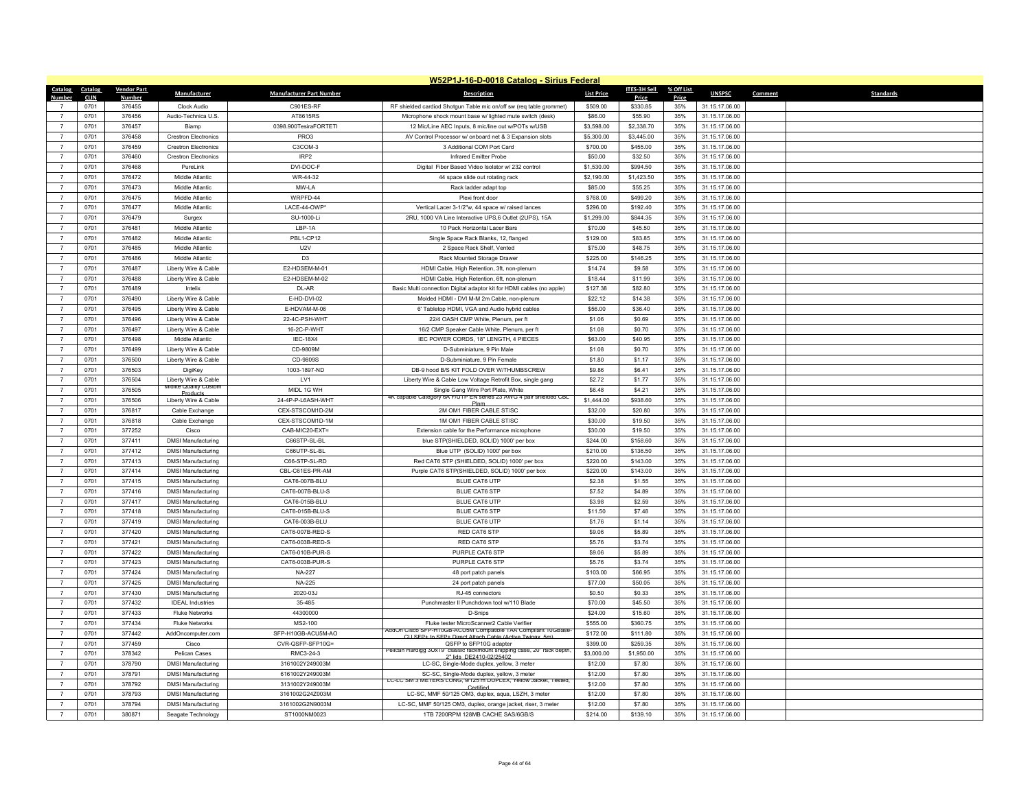## W52P1J-16-D-0018 Catalog - Sirius Federal

| Catalog Number | Catalog CLIN | Vendor Part Number | Manufacturer | Manufacturer Part Number | Description | List Price | ITES-3H Sell Price | % Off List Price | UNSPSC | Comment | Standards |
|---|---|---|---|---|---|---|---|---|---|---|---|
| 7 | 0701 | 376455 | Clock Audio | C901ES-RF | RF shielded cardiod Shotgun Table mic on/off sw (req table grommet) | $509.00 | $330.85 | 35% | 31.15.17.06.00 | | |
| 7 | 0701 | 376456 | Audio-Technica U.S. | AT8615RS | Microphone shock mount base w/ lighted mute switch (desk) | $86.00 | $55.90 | 35% | 31.15.17.06.00 | | |
| 7 | 0701 | 376457 | Biamp | 0398.900TesiraFORTETI | 12 Mic/Line AEC Inputs, 8 mic/line out w/POTs w/USB | $3,598.00 | $2,338.70 | 35% | 31.15.17.06.00 | | |
| 7 | 0701 | 376458 | Crestron Electronics | PRO3 | AV Control Processor w/ onboard net & 3 Expansion slots | $5,300.00 | $3,445.00 | 35% | 31.15.17.06.00 | | |
| 7 | 0701 | 376459 | Crestron Electronics | C3COM-3 | 3 Additional COM Port Card | $700.00 | $455.00 | 35% | 31.15.17.06.00 | | |
| 7 | 0701 | 376460 | Crestron Electronics | IRP2 | Infrared Emitter Probe | $50.00 | $32.50 | 35% | 31.15.17.06.00 | | |
| 7 | 0701 | 376468 | PureLink | DVI-DOC-F | Digital Fiber Based Video Isolator w/ 232 control | $1,530.00 | $994.50 | 35% | 31.15.17.06.00 | | |
| 7 | 0701 | 376472 | Middle Atlantic | WR-44-32 | 44 space slide out rotating rack | $2,190.00 | $1,423.50 | 35% | 31.15.17.06.00 | | |
| 7 | 0701 | 376473 | Middle Atlantic | MW-LA | Rack ladder adapt top | $85.00 | $55.25 | 35% | 31.15.17.06.00 | | |
| 7 | 0701 | 376475 | Middle Atlantic | WRPFD-44 | Plexi front door | $768.00 | $499.20 | 35% | 31.15.17.06.00 | | |
| 7 | 0701 | 376477 | Middle Atlantic | LACE-44-OWP* | Vertical Lacer 3-1/2"w, 44 space w/ raised lances | $296.00 | $192.40 | 35% | 31.15.17.06.00 | | |
| 7 | 0701 | 376479 | Surgex | SU-1000-Li | 2RU, 1000 VA Line Interactive UPS,6 Outlet (2UPS), 15A | $1,299.00 | $844.35 | 35% | 31.15.17.06.00 | | |
| 7 | 0701 | 376481 | Middle Atlantic | LBP-1A | 10 Pack Horizontal Lacer Bars | $70.00 | $45.50 | 35% | 31.15.17.06.00 | | |
| 7 | 0701 | 376482 | Middle Atlantic | PBL1-CP12 | Single Space Rack Blanks, 12, flanged | $129.00 | $83.85 | 35% | 31.15.17.06.00 | | |
| 7 | 0701 | 376485 | Middle Atlantic | U2V | 2 Space Rack Shelf, Vented | $75.00 | $48.75 | 35% | 31.15.17.06.00 | | |
| 7 | 0701 | 376486 | Middle Atlantic | D3 | Rack Mounted Storage Drawer | $225.00 | $146.25 | 35% | 31.15.17.06.00 | | |
| 7 | 0701 | 376487 | Liberty Wire & Cable | E2-HDSEM-M-01 | HDMI Cable, High Retention, 3ft, non-plenum | $14.74 | $9.58 | 35% | 31.15.17.06.00 | | |
| 7 | 0701 | 376488 | Liberty Wire & Cable | E2-HDSEM-M-02 | HDMI Cable, High Retention, 6ft, non-plenum | $18.44 | $11.99 | 35% | 31.15.17.06.00 | | |
| 7 | 0701 | 376489 | Intelix | DL-AR | Basic Multi connection Digital adaptor kit for HDMI cables (no apple) | $127.38 | $82.80 | 35% | 31.15.17.06.00 | | |
| 7 | 0701 | 376490 | Liberty Wire & Cable | E-HD-DVI-02 | Molded HDMI - DVI M-M 2m Cable, non-plenum | $22.12 | $14.38 | 35% | 31.15.17.06.00 | | |
| 7 | 0701 | 376495 | Liberty Wire & Cable | E-HDVAM-M-06 | 6' Tabletop HDMI, VGA and Audio hybrid cables | $56.00 | $36.40 | 35% | 31.15.17.06.00 | | |
| 7 | 0701 | 376496 | Liberty Wire & Cable | 22-4C-PSH-WHT | 22/4 OASH CMP White, Plenum, per ft | $1.06 | $0.69 | 35% | 31.15.17.06.00 | | |
| 7 | 0701 | 376497 | Liberty Wire & Cable | 16-2C-P-WHT | 16/2 CMP Speaker Cable White, Plenum, per ft | $1.08 | $0.70 | 35% | 31.15.17.06.00 | | |
| 7 | 0701 | 376498 | Middle Atlantic | IEC-18X4 | IEC POWER CORDS, 18" LENGTH, 4 PIECES | $63.00 | $40.95 | 35% | 31.15.17.06.00 | | |
| 7 | 0701 | 376499 | Liberty Wire & Cable | CD-9809M | D-Subminiature, 9 Pin Male | $1.08 | $0.70 | 35% | 31.15.17.06.00 | | |
| 7 | 0701 | 376500 | Liberty Wire & Cable | CD-9809S | D-Subminiature, 9 Pin Female | $1.80 | $1.17 | 35% | 31.15.17.06.00 | | |
| 7 | 0701 | 376503 | DigiKey | 1003-1897-ND | DB-9 hood B/S KIT FOLD OVER W/THUMBSCREW | $9.86 | $6.41 | 35% | 31.15.17.06.00 | | |
| 7 | 0701 | 376504 | Liberty Wire & Cable | LV1 | Liberty Wire & Cable Low Voltage Retrofit Box, single gang | $2.72 | $1.77 | 35% | 31.15.17.06.00 | | |
| 7 | 0701 | 376505 | Midlite Quality Custom Products | MIDL 1G WH | Single Gang Wire Port Plate, White | $6.48 | $4.21 | 35% | 31.15.17.06.00 | | |
| 7 | 0701 | 376506 | Liberty Wire & Cable | 24-4P-P-L6ASH-WHT | 4K capable Category 6A F/UTP EN series 23 AWG 4 pair shielded CBL Plnm | $1,444.00 | $938.60 | 35% | 31.15.17.06.00 | | |
| 7 | 0701 | 376817 | Cable Exchange | CEX-STSCOM1D-2M | 2M OM1 FIBER CABLE ST/SC | $32.00 | $20.80 | 35% | 31.15.17.06.00 | | |
| 7 | 0701 | 376818 | Cable Exchange | CEX-STSCOM1D-1M | 1M OM1 FIBER CABLE ST/SC | $30.00 | $19.50 | 35% | 31.15.17.06.00 | | |
| 7 | 0701 | 377252 | Cisco | CAB-MIC20-EXT= | Extension cable for the Performance microphone | $30.00 | $19.50 | 35% | 31.15.17.06.00 | | |
| 7 | 0701 | 377411 | DMSI Manufacturing | C66STP-SL-BL | blue STP(SHIELDED, SOLID) 1000' per box | $244.00 | $158.60 | 35% | 31.15.17.06.00 | | |
| 7 | 0701 | 377412 | DMSI Manufacturing | C66UTP-SL-BL | Blue UTP (SOLID) 1000' per box | $210.00 | $136.50 | 35% | 31.15.17.06.00 | | |
| 7 | 0701 | 377413 | DMSI Manufacturing | C66-STP-SL-RD | Red CAT6 STP (SHIELDED, SOLID) 1000' per box | $220.00 | $143.00 | 35% | 31.15.17.06.00 | | |
| 7 | 0701 | 377414 | DMSI Manufacturing | CBL-C61ES-PR-AM | Purple CAT6 STP(SHIELDED, SOLID) 1000' per box | $220.00 | $143.00 | 35% | 31.15.17.06.00 | | |
| 7 | 0701 | 377415 | DMSI Manufacturing | CAT6-007B-BLU | BLUE CAT6 UTP | $2.38 | $1.55 | 35% | 31.15.17.06.00 | | |
| 7 | 0701 | 377416 | DMSI Manufacturing | CAT6-007B-BLU-S | BLUE CAT6 STP | $7.52 | $4.89 | 35% | 31.15.17.06.00 | | |
| 7 | 0701 | 377417 | DMSI Manufacturing | CAT6-015B-BLU | BLUE CAT6 UTP | $3.98 | $2.59 | 35% | 31.15.17.06.00 | | |
| 7 | 0701 | 377418 | DMSI Manufacturing | CAT6-015B-BLU-S | BLUE CAT6 STP | $11.50 | $7.48 | 35% | 31.15.17.06.00 | | |
| 7 | 0701 | 377419 | DMSI Manufacturing | CAT6-003B-BLU | BLUE CAT6 UTP | $1.76 | $1.14 | 35% | 31.15.17.06.00 | | |
| 7 | 0701 | 377420 | DMSI Manufacturing | CAT6-007B-RED-S | RED CAT6 STP | $9.06 | $5.89 | 35% | 31.15.17.06.00 | | |
| 7 | 0701 | 377421 | DMSI Manufacturing | CAT6-003B-RED-S | RED CAT6 STP | $5.76 | $3.74 | 35% | 31.15.17.06.00 | | |
| 7 | 0701 | 377422 | DMSI Manufacturing | CAT6-010B-PUR-S | PURPLE CAT6 STP | $9.06 | $5.89 | 35% | 31.15.17.06.00 | | |
| 7 | 0701 | 377423 | DMSI Manufacturing | CAT6-003B-PUR-S | PURPLE CAT6 STP | $5.76 | $3.74 | 35% | 31.15.17.06.00 | | |
| 7 | 0701 | 377424 | DMSI Manufacturing | NA-227 | 48 port patch panels | $103.00 | $66.95 | 35% | 31.15.17.06.00 | | |
| 7 | 0701 | 377425 | DMSI Manufacturing | NA-225 | 24 port patch panels | $77.00 | $50.05 | 35% | 31.15.17.06.00 | | |
| 7 | 0701 | 377430 | DMSI Manufacturing | 2020-03J | RJ-45 connectors | $0.50 | $0.33 | 35% | 31.15.17.06.00 | | |
| 7 | 0701 | 377432 | IDEAL Industries | 35-485 | Punchmaster II Punchdown tool w/110 Blade | $70.00 | $45.50 | 35% | 31.15.17.06.00 | | |
| 7 | 0701 | 377433 | Fluke Networks | 44300000 | D-Snips | $24.00 | $15.60 | 35% | 31.15.17.06.00 | | |
| 7 | 0701 | 377434 | Fluke Networks | MS2-100 | Fluke tester MicroScanner2 Cable Verifier | $555.00 | $360.75 | 35% | 31.15.17.06.00 | | |
| 7 | 0701 | 377442 | AddOncomputer.com | SFP-H10GB-ACU5M-AO | AddOn Cisco SFP-H10GB-ACU5M Compatible TAA Compliant 10GBase-CU SFP+ to SFP+ Direct Attach Cable (Active Twinax, 5m) | $172.00 | $111.80 | 35% | 31.15.17.06.00 | | |
| 7 | 0701 | 377459 | Cisco | CVR-QSFP-SFP10G= | QSFP to SFP10G adapter | $399.00 | $259.35 | 35% | 31.15.17.06.00 | | |
| 7 | 0701 | 378342 | Pelican Cases | RMC3-24-3 | Pelican Hardigg 30x19" classic rackmount shipping case, 20" rack depth, 2" lids DE2410-02/25402 | $3,000.00 | $1,950.00 | 35% | 31.15.17.06.00 | | |
| 7 | 0701 | 378790 | DMSI Manufacturing | 3161002Y249003M | LC-SC, Single-Mode duplex, yellow, 3 meter | $12.00 | $7.80 | 35% | 31.15.17.06.00 | | |
| 7 | 0701 | 378791 | DMSI Manufacturing | 6161002Y249003M | SC-SC, Single-Mode duplex, yellow, 3 meter | $12.00 | $7.80 | 35% | 31.15.17.06.00 | | |
| 7 | 0701 | 378792 | DMSI Manufacturing | 3131002Y249003M | LC-LC SM 3 METERS LONG, 9/125 m DUPLEX, Yellow Jacket, Tested, Certified | $12.00 | $7.80 | 35% | 31.15.17.06.00 | | |
| 7 | 0701 | 378793 | DMSI Manufacturing | 3161002G24Z003M | LC-SC, MMF 50/125 OM3, duplex, aqua, LSZH, 3 meter | $12.00 | $7.80 | 35% | 31.15.17.06.00 | | |
| 7 | 0701 | 378794 | DMSI Manufacturing | 3161002G2N9003M | LC-SC, MMF 50/125 OM3, duplex, orange jacket, riser, 3 meter | $12.00 | $7.80 | 35% | 31.15.17.06.00 | | |
| 7 | 0701 | 380871 | Seagate Technology | ST1000NM0023 | 1TB 7200RPM 128MB CACHE SAS/6GB/S | $214.00 | $139.10 | 35% | 31.15.17.06.00 | | |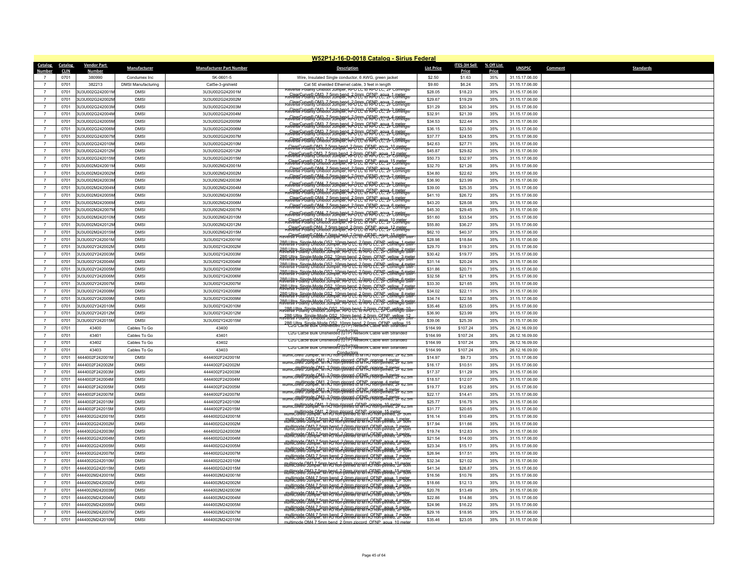## W52P1J-16-D-0018 Catalog - Sirius Federal

| Catalog Number | Catalog CLIN | Vendor Part Number | Manufacturer | Manufacturer Part Number | Description | List Price | ITES-3H Sell Price | % Off List Price | UNSPSC | Comment | Standards |
|---|---|---|---|---|---|---|---|---|---|---|---|
| 7 | 0701 | 380990 | Condumex Inc | 5K-0601-5 | Wire, Insulated Single conductor, 6 AWG, green jacket | $2.50 | $1.63 | 35% | 31.15.17.06.00 | | |
| 7 | 0701 | 382213 | DMSI Manufacturing | Cat5e-3-grshield | Cat 5E shielded Ethernet cable, 3 feet in length | $9.60 | $6.24 | 35% | 31.15.17.06.00 | | |
| 7 | 0701 | 3U3U002G242001M | DMSI | 3U3U002G242001M | Reverse Polarity Uniboot Jumper, RPO LC to RPO LC, 2F Corning® ClearCurve® OM3, 7.5mm bend, 2.0mm, OFNP, aqua, 1 meter | $28.05 | $18.23 | 35% | 31.15.17.06.00 | | |
| 7 | 0701 | 3U3U002G242002M | DMSI | 3U3U002G242002M | Reverse Polarity Uniboot Jumper, RPO LC to RPO LC, 2F Corning® ClearCurve® OM3, 7.5mm bend, 2.0mm, OFNP, aqua, 2 meter | $29.67 | $19.29 | 35% | 31.15.17.06.00 | | |
| 7 | 0701 | 3U3U002G242003M | DMSI | 3U3U002G242003M | Reverse Polarity Uniboot Jumper, RPO LC to RPO LC, 2F Corning® ClearCurve® OM3, 7.5mm bend, 2.0mm, OFNP, aqua, 3 meter | $31.29 | $20.34 | 35% | 31.15.17.06.00 | | |
| 7 | 0701 | 3U3U002G242004M | DMSI | 3U3U002G242004M | Reverse Polarity Uniboot Jumper, RPO LC to RPO LC, 2F Corning® ClearCurve® OM3, 7.5mm bend, 2.0mm, OFNP, aqua, 4 meter | $32.91 | $21.39 | 35% | 31.15.17.06.00 | | |
| 7 | 0701 | 3U3U002G242005M | DMSI | 3U3U002G242005M | Reverse Polarity Uniboot Jumper, RPO LC to RPO LC, 2F Corning® ClearCurve® OM3, 7.5mm bend, 2.0mm, OFNP, aqua, 5 meter | $34.53 | $22.44 | 35% | 31.15.17.06.00 | | |
| 7 | 0701 | 3U3U002G242006M | DMSI | 3U3U002G242006M | Reverse Polarity Uniboot Jumper, RPO LC to RPO LC, 2F Corning® ClearCurve® OM3, 7.5mm bend, 2.0mm, OFNP, aqua, 6 meter | $36.15 | $23.50 | 35% | 31.15.17.06.00 | | |
| 7 | 0701 | 3U3U002G242007M | DMSI | 3U3U002G242007M | Reverse Polarity Uniboot Jumper, RPO LC to RPO LC, 2F Corning® ClearCurve® OM3, 7.5mm bend, 2.0mm, OFNP, aqua, 7 meter | $37.77 | $24.55 | 35% | 31.15.17.06.00 | | |
| 7 | 0701 | 3U3U002G242010M | DMSI | 3U3U002G242010M | Reverse Polarity Uniboot Jumper, RPO LC to RPO LC, 2F Corning® ClearCurve® OM3, 7.5mm bend, 2.0mm, OFNP, aqua, 10 meter | $42.63 | $27.71 | 35% | 31.15.17.06.00 | | |
| 7 | 0701 | 3U3U002G242012M | DMSI | 3U3U002G242012M | Reverse Polarity Uniboot Jumper, RPO LC to RPO LC, 2F Corning® ClearCurve® OM3, 7.5mm bend, 2.0mm, OFNP, aqua, 12 meter | $45.87 | $29.82 | 35% | 31.15.17.06.00 | | |
| 7 | 0701 | 3U3U002G242015M | DMSI | 3U3U002G242015M | Reverse Polarity Uniboot Jumper, RPO LC to RPO LC, 2F Corning® ClearCurve® OM3, 7.5mm bend, 2.0mm, OFNP, aqua, 15 meter | $50.73 | $32.97 | 35% | 31.15.17.06.00 | | |
| 7 | 0701 | 3U3U002M242001M | DMSI | 3U3U002M242001M | Reverse Polarity Uniboot Jumper, RPO LC to RPO LC, 2F Corning® ClearCurve® OM4, 7.5mm bend, 2.0mm, OFNP, aqua, 1 meter | $32.70 | $21.26 | 35% | 31.15.17.06.00 | | |
| 7 | 0701 | 3U3U002M242002M | DMSI | 3U3U002M242002M | Reverse Polarity Uniboot Jumper, RPO LC to RPO LC, 2F Corning® ClearCurve® OM4, 7.5mm bend, 2.0mm, OFNP, aqua, 2 meter | $34.80 | $22.62 | 35% | 31.15.17.06.00 | | |
| 7 | 0701 | 3U3U002M242003M | DMSI | 3U3U002M242003M | Reverse Polarity Uniboot Jumper, RPO LC to RPO LC, 2F Corning® ClearCurve® OM4, 7.5mm bend, 2.0mm, OFNP, aqua, 3 meter | $36.90 | $23.99 | 35% | 31.15.17.06.00 | | |
| 7 | 0701 | 3U3U002M242004M | DMSI | 3U3U002M242004M | Reverse Polarity Uniboot Jumper, RPO LC to RPO LC, 2F Corning® ClearCurve® OM4, 7.5mm bend, 2.0mm, OFNP, aqua, 4 meter | $39.00 | $25.35 | 35% | 31.15.17.06.00 | | |
| 7 | 0701 | 3U3U002M242005M | DMSI | 3U3U002M242005M | Reverse Polarity Uniboot Jumper, RPO LC to RPO LC, 2F Corning® ClearCurve® OM4, 7.5mm bend, 2.0mm, OFNP, aqua, 5 meter | $41.10 | $26.72 | 35% | 31.15.17.06.00 | | |
| 7 | 0701 | 3U3U002M242006M | DMSI | 3U3U002M242006M | Reverse Polarity Uniboot Jumper, RPO LC to RPO LC, 2F Corning® ClearCurve® OM4, 7.5mm bend, 2.0mm, OFNP, aqua, 6 meter | $43.20 | $28.08 | 35% | 31.15.17.06.00 | | |
| 7 | 0701 | 3U3U002M242007M | DMSI | 3U3U002M242007M | Reverse Polarity Uniboot Jumper, RPO LC to RPO LC, 2F Corning® ClearCurve® OM4, 7.5mm bend, 2.0mm, OFNP, aqua, 7 meter | $45.30 | $29.45 | 35% | 31.15.17.06.00 | | |
| 7 | 0701 | 3U3U002M242010M | DMSI | 3U3U002M242010M | Reverse Polarity Uniboot Jumper, RPO LC to RPO LC, 2F Corning® ClearCurve® OM4, 7.5mm bend, 2.0mm, OFNP, aqua, 10 meter | $51.60 | $33.54 | 35% | 31.15.17.06.00 | | |
| 7 | 0701 | 3U3U002M242012M | DMSI | 3U3U002M242012M | Reverse Polarity Uniboot Jumper, RPO LC to RPO LC, 2F Corning® ClearCurve® OM4, 7.5mm bend, 2.0mm, OFNP, aqua, 12 meter | $55.80 | $36.27 | 35% | 31.15.17.06.00 | | |
| 7 | 0701 | 3U3U002M242015M | DMSI | 3U3U002M242015M | Reverse Polarity Uniboot Jumper, RPO LC to RPO LC, 2F Corning® ClearCurve® OM4, 7.5mm bend, 2.0mm, OFNP, aqua, 15 meter | $62.10 | $40.37 | 35% | 31.15.17.06.00 | | |
| 7 | 0701 | 3U3U002Y242001M | DMSI | 3U3U002Y242001M | Reverse Polarity Uniboot Jumper, RPO LC to RPO LC, 2F Corning® SMF-28® Ultra, Single-Mode OS2, 10mm bend, 2.0mm, OFNP, yellow, 1 meter | $28.98 | $18.84 | 35% | 31.15.17.06.00 | | |
| 7 | 0701 | 3U3U002Y242002M | DMSI | 3U3U002Y242002M | Reverse Polarity Uniboot Jumper, RPO LC to RPO LC, 2F Corning® SMF-28® Ultra, Single-Mode OS2, 10mm bend, 2.0mm, OFNP, yellow, 2 meter | $29.70 | $19.31 | 35% | 31.15.17.06.00 | | |
| 7 | 0701 | 3U3U002Y242003M | DMSI | 3U3U002Y242003M | Reverse Polarity Uniboot Jumper, RPO LC to RPO LC, 2F Corning® SMF-28® Ultra, Single-Mode OS2, 10mm bend, 2.0mm, OFNP, yellow, 3 meter | $30.42 | $19.77 | 35% | 31.15.17.06.00 | | |
| 7 | 0701 | 3U3U002Y242004M | DMSI | 3U3U002Y242004M | Reverse Polarity Uniboot Jumper, RPO LC to RPO LC, 2F Corning® SMF-28® Ultra, Single-Mode OS2, 10mm bend, 2.0mm, OFNP, yellow, 4 meter | $31.14 | $20.24 | 35% | 31.15.17.06.00 | | |
| 7 | 0701 | 3U3U002Y242005M | DMSI | 3U3U002Y242005M | Reverse Polarity Uniboot Jumper, RPO LC to RPO LC, 2F Corning® SMF-28® Ultra, Single-Mode OS2, 10mm bend, 2.0mm, OFNP, yellow, 5 meter | $31.86 | $20.71 | 35% | 31.15.17.06.00 | | |
| 7 | 0701 | 3U3U002Y242006M | DMSI | 3U3U002Y242006M | Reverse Polarity Uniboot Jumper, RPO LC to RPO LC, 2F Corning® SMF-28® Ultra, Single-Mode OS2, 10mm bend, 2.0mm, OFNP, yellow, 6 meter | $32.58 | $21.18 | 35% | 31.15.17.06.00 | | |
| 7 | 0701 | 3U3U002Y242007M | DMSI | 3U3U002Y242007M | Reverse Polarity Uniboot Jumper, RPO LC to RPO LC, 2F Corning® SMF-28® Ultra, Single-Mode OS2, 10mm bend, 2.0mm, OFNP, yellow, 7 meter | $33.30 | $21.65 | 35% | 31.15.17.06.00 | | |
| 7 | 0701 | 3U3U002Y242008M | DMSI | 3U3U002Y242008M | Reverse Polarity Uniboot Jumper, RPO LC to RPO LC, 2F Corning® SMF-28® Ultra, Single-Mode OS2, 10mm bend, 2.0mm, OFNP, yellow, 8 meter | $34.02 | $22.11 | 35% | 31.15.17.06.00 | | |
| 7 | 0701 | 3U3U002Y242009M | DMSI | 3U3U002Y242009M | Reverse Polarity Uniboot Jumper, RPO LC to RPO LC, 2F Corning® SMF-28® Ultra, Single-Mode OS2, 10mm bend, 2.0mm, OFNP, yellow, 9 meter | $34.74 | $22.58 | 35% | 31.15.17.06.00 | | |
| 7 | 0701 | 3U3U002Y242010M | DMSI | 3U3U002Y242010M | Reverse Polarity Uniboot Jumper, RPO LC to RPO LC, 2F Corning® SMF-28® Ultra, Single-Mode OS2, 10mm bend, 2.0mm, OFNP, yellow, 10 meter | $35.46 | $23.05 | 35% | 31.15.17.06.00 | | |
| 7 | 0701 | 3U3U002Y242012M | DMSI | 3U3U002Y242012M | Reverse Polarity Uniboot Jumper, RPO LC to RPO LC, 2F Corning® SMF-28® Ultra, Single-Mode OS2, 10mm bend, 2.0mm, OFNP, yellow, 12 meter | $36.90 | $23.99 | 35% | 31.15.17.06.00 | | |
| 7 | 0701 | 3U3U002Y242015M | DMSI | 3U3U002Y242015M | Reverse Polarity Uniboot Jumper, RPO LC to RPO LC, 2F Corning® SMF-28® Ultra, Single-Mode OS2, 10mm bend, 2.0mm, OFNP, yellow, 15 meter | $39.06 | $25.39 | 35% | 31.15.17.06.00 | | |
| 7 | 0701 | 43400 | Cables To Go | 43400 | C2G Cat5e Bulk Unshielded (UTP) Network Cable with Stranded Conductors | $164.99 | $107.24 | 35% | 26.12.16.09.00 | | |
| 7 | 0701 | 43401 | Cables To Go | 43401 | C2G Cat5e Bulk Unshielded (UTP) Network Cable with Stranded Conductors | $164.99 | $107.24 | 35% | 26.12.16.09.00 | | |
| 7 | 0701 | 43402 | Cables To Go | 43402 | C2G Cat5e Bulk Unshielded (UTP) Network Cable with Stranded Conductors | $164.99 | $107.24 | 35% | 26.12.16.09.00 | | |
| 7 | 0701 | 43403 | Cables To Go | 43403 | C2G Cat5e Bulk Unshielded (UTP) Network Cable with Stranded Conductors | $164.99 | $107.24 | 35% | 26.12.16.09.00 | | |
| 7 | 0701 | 4444002F242001M | DMSI | 4444002F242001M | illumiCore® Jumper, MTRJ non-pinned to MTRJ non-pinned, 2F 62.5m multimode OM1, 2.0mm zipcord, OFNP, orange, 1 meter | $14.97 | $9.73 | 35% | 31.15.17.06.00 | | |
| 7 | 0701 | 4444002F242002M | DMSI | 4444002F242002M | illumiCore® Jumper, MTRJ non-pinned to MTRJ non-pinned, 2F 62.5m multimode OM1, 2.0mm zipcord, OFNP, orange, 2 meter | $16.17 | $10.51 | 35% | 31.15.17.06.00 | | |
| 7 | 0701 | 4444002F242003M | DMSI | 4444002F242003M | illumiCore® Jumper, MTRJ non-pinned to MTRJ non-pinned, 2F 62.5m multimode OM1, 2.0mm zipcord, OFNP, orange, 3 meter | $17.37 | $11.29 | 35% | 31.15.17.06.00 | | |
| 7 | 0701 | 4444002F242004M | DMSI | 4444002F242004M | illumiCore® Jumper, MTRJ non-pinned to MTRJ non-pinned, 2F 62.5m multimode OM1, 2.0mm zipcord, OFNP, orange, 4 meter | $18.57 | $12.07 | 35% | 31.15.17.06.00 | | |
| 7 | 0701 | 4444002F242005M | DMSI | 4444002F242005M | illumiCore® Jumper, MTRJ non-pinned to MTRJ non-pinned, 2F 62.5m multimode OM1, 2.0mm zipcord, OFNP, orange, 5 meter | $19.77 | $12.85 | 35% | 31.15.17.06.00 | | |
| 7 | 0701 | 4444002F242007M | DMSI | 4444002F242007M | illumiCore® Jumper, MTRJ non-pinned to MTRJ non-pinned, 2F 62.5m multimode OM1, 2.0mm zipcord, OFNP, orange, 7 meter | $22.17 | $14.41 | 35% | 31.15.17.06.00 | | |
| 7 | 0701 | 4444002F242010M | DMSI | 4444002F242010M | illumiCore® Jumper, MTRJ non-pinned to MTRJ non-pinned, 2F 62.5m multimode OM1, 2.0mm zipcord, OFNP, orange, 10 meter | $25.77 | $16.75 | 35% | 31.15.17.06.00 | | |
| 7 | 0701 | 4444002F242015M | DMSI | 4444002F242015M | illumiCore® Jumper, MTRJ non-pinned to MTRJ non-pinned, 2F 62.5m multimode OM1, 2.0mm zipcord, OFNP, orange, 15 meter | $31.77 | $20.65 | 35% | 31.15.17.06.00 | | |
| 7 | 0701 | 4444002G242001M | DMSI | 4444002G242001M | illumiCore® Jumper, MTRJ non-pinned to MTRJ non-pinned, 2F 50m multimode OM3 7.5mm bend, 2.0mm zipcord, OFNP, aqua, 1 meter | $16.14 | $10.49 | 35% | 31.15.17.06.00 | | |
| 7 | 0701 | 4444002G242002M | DMSI | 4444002G242002M | illumiCore® Jumper, MTRJ non-pinned to MTRJ non-pinned, 2F 50m multimode OM3 7.5mm bend, 2.0mm zipcord, OFNP, aqua, 2 meter | $17.94 | $11.66 | 35% | 31.15.17.06.00 | | |
| 7 | 0701 | 4444002G242003M | DMSI | 4444002G242003M | illumiCore® Jumper, MTRJ non-pinned to MTRJ non-pinned, 2F 50m multimode OM3 7.5mm bend, 2.0mm zipcord, OFNP, aqua, 3 meter | $19.74 | $12.83 | 35% | 31.15.17.06.00 | | |
| 7 | 0701 | 4444002G242004M | DMSI | 4444002G242004M | illumiCore® Jumper, MTRJ non-pinned to MTRJ non-pinned, 2F 50m multimode OM3 7.5mm bend, 2.0mm zipcord, OFNP, aqua, 4 meter | $21.54 | $14.00 | 35% | 31.15.17.06.00 | | |
| 7 | 0701 | 4444002G242005M | DMSI | 4444002G242005M | illumiCore® Jumper, MTRJ non-pinned to MTRJ non-pinned, 2F 50m multimode OM3 7.5mm bend, 2.0mm zipcord, OFNP, aqua, 5 meter | $23.34 | $15.17 | 35% | 31.15.17.06.00 | | |
| 7 | 0701 | 4444002G242007M | DMSI | 4444002G242007M | illumiCore® Jumper, MTRJ non-pinned to MTRJ non-pinned, 2F 50m multimode OM3 7.5mm bend, 2.0mm zipcord, OFNP, aqua, 7 meter | $26.94 | $17.51 | 35% | 31.15.17.06.00 | | |
| 7 | 0701 | 4444002G242010M | DMSI | 4444002G242010M | illumiCore® Jumper, MTRJ non-pinned to MTRJ non-pinned, 2F 50m multimode OM3 7.5mm bend, 2.0mm zipcord, OFNP, aqua, 10 meter | $32.34 | $21.02 | 35% | 31.15.17.06.00 | | |
| 7 | 0701 | 4444002G242015M | DMSI | 4444002G242015M | illumiCore® Jumper, MTRJ non-pinned to MTRJ non-pinned, 2F 50m multimode OM3 7.5mm bend, 2.0mm zipcord, OFNP, aqua, 15 meter | $41.34 | $26.87 | 35% | 31.15.17.06.00 | | |
| 7 | 0701 | 4444002M242001M | DMSI | 4444002M242001M | illumiCore® Jumper, MTRJ non-pinned to MTRJ non-pinned, 2F 50m multimode OM4 7.5mm bend, 2.0mm zipcord, OFNP, aqua, 1 meter | $16.56 | $10.76 | 35% | 31.15.17.06.00 | | |
| 7 | 0701 | 4444002M242002M | DMSI | 4444002M242002M | illumiCore® Jumper, MTRJ non-pinned to MTRJ non-pinned, 2F 50m multimode OM4 7.5mm bend, 2.0mm zipcord, OFNP, aqua, 2 meter | $18.66 | $12.13 | 35% | 31.15.17.06.00 | | |
| 7 | 0701 | 4444002M242003M | DMSI | 4444002M242003M | illumiCore® Jumper, MTRJ non-pinned to MTRJ non-pinned, 2F 50m multimode OM4 7.5mm bend, 2.0mm zipcord, OFNP, aqua, 3 meter | $20.76 | $13.49 | 35% | 31.15.17.06.00 | | |
| 7 | 0701 | 4444002M242004M | DMSI | 4444002M242004M | illumiCore® Jumper, MTRJ non-pinned to MTRJ non-pinned, 2F 50m multimode OM4 7.5mm bend, 2.0mm zipcord, OFNP, aqua, 4 meter | $22.86 | $14.86 | 35% | 31.15.17.06.00 | | |
| 7 | 0701 | 4444002M242005M | DMSI | 4444002M242005M | illumiCore® Jumper, MTRJ non-pinned to MTRJ non-pinned, 2F 50m multimode OM4 7.5mm bend, 2.0mm zipcord, OFNP, aqua, 5 meter | $24.96 | $16.22 | 35% | 31.15.17.06.00 | | |
| 7 | 0701 | 4444002M242007M | DMSI | 4444002M242007M | illumiCore® Jumper, MTRJ non-pinned to MTRJ non-pinned, 2F 50m multimode OM4 7.5mm bend, 2.0mm zipcord, OFNP, aqua, 7 meter | $29.16 | $18.95 | 35% | 31.15.17.06.00 | | |
| 7 | 0701 | 4444002M242010M | DMSI | 4444002M242010M | illumiCore® Jumper, MTRJ non-pinned to MTRJ non-pinned, 2F 50m multimode OM4 7.5mm bend, 2.0mm zipcord, OFNP, aqua, 10 meter | $35.46 | $23.05 | 35% | 31.15.17.06.00 | | |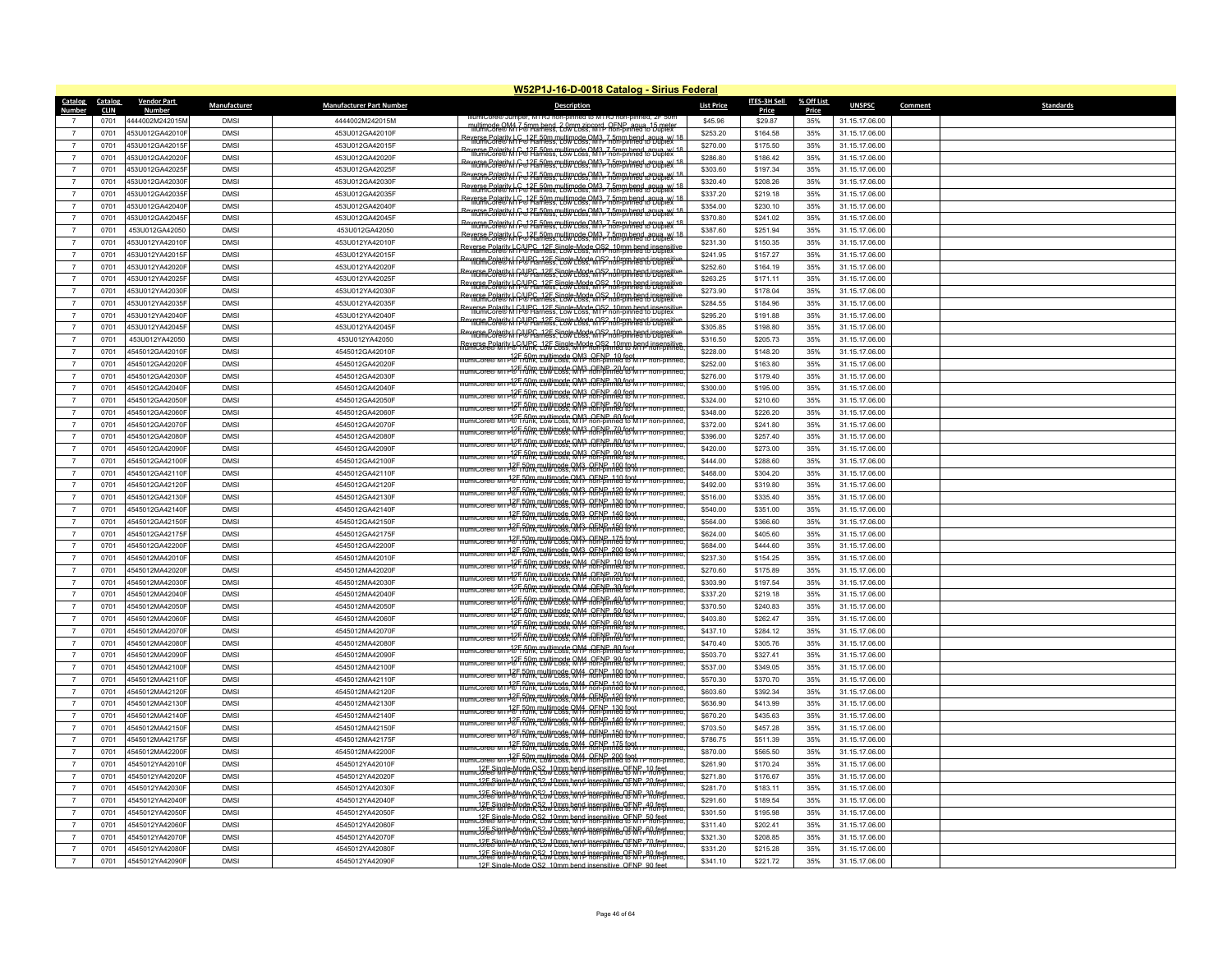# W52P1J-16-D-0018 Catalog - Sirius Federal

| Catalog Number | Catalog CLIN | Vendor Part Number | Manufacturer | Manufacturer Part Number | Description | List Price | ITES-3H Sell Price | % Off List Price | UNSPSC | Comment | Standards |
|---|---|---|---|---|---|---|---|---|---|---|---|
| 7 | 0701 | 4444002M242015M | DMSI | 4444002M242015M | IllumiCore® Jumper, MTRJ non-pinned to MTRJ non-pinned, 2F 50m multimode OM4 7.5mm bend, 2.0mm zipcord, OFNP, aqua, 15 meter | $45.96 | $29.87 | 35% | 31.15.17.06.00 | | |
| 7 | 0701 | 453U012GA42010F | DMSI | 453U012GA42010F | IllumiCore® MTP® Harness, Low Loss, MTP non-pinned to Duplex Reverse Polarity LC, 12F 50m multimode OM3, 7.5mm bend, aqua, w/ 18 | $253.20 | $164.58 | 35% | 31.15.17.06.00 | | |
| 7 | 0701 | 453U012GA42015F | DMSI | 453U012GA42015F | IllumiCore® MTP® Harness, Low Loss, MTP non-pinned to Duplex Reverse Polarity LC, 12F 50m multimode OM3, 7.5mm bend, aqua, w/ 18 | $270.00 | $175.50 | 35% | 31.15.17.06.00 | | |
| 7 | 0701 | 453U012GA42020F | DMSI | 453U012GA42020F | IllumiCore® MTP® Harness, Low Loss, MTP non-pinned to Duplex Reverse Polarity LC, 12F 50m multimode OM3, 7.5mm bend, aqua, w/ 18 | $286.80 | $186.42 | 35% | 31.15.17.06.00 | | |
| 7 | 0701 | 453U012GA42025F | DMSI | 453U012GA42025F | IllumiCore® MTP® Harness, Low Loss, MTP non-pinned to Duplex Reverse Polarity LC, 12F 50m multimode OM3, 7.5mm bend, aqua, w/ 18 | $303.60 | $197.34 | 35% | 31.15.17.06.00 | | |
| 7 | 0701 | 453U012GA42030F | DMSI | 453U012GA42030F | IllumiCore® MTP® Harness, Low Loss, MTP non-pinned to Duplex Reverse Polarity LC, 12F 50m multimode OM3, 7.5mm bend, aqua, w/ 18 | $320.40 | $208.26 | 35% | 31.15.17.06.00 | | |
| 7 | 0701 | 453U012GA42035F | DMSI | 453U012GA42035F | IllumiCore® MTP® Harness, Low Loss, MTP non-pinned to Duplex Reverse Polarity LC, 12F 50m multimode OM3, 7.5mm bend, aqua, w/ 18 | $337.20 | $219.18 | 35% | 31.15.17.06.00 | | |
| 7 | 0701 | 453U012GA42040F | DMSI | 453U012GA42040F | IllumiCore® MTP® Harness, Low Loss, MTP non-pinned to Duplex Reverse Polarity LC, 12F 50m multimode OM3, 7.5mm bend, aqua, w/ 18 | $354.00 | $230.10 | 35% | 31.15.17.06.00 | | |
| 7 | 0701 | 453U012GA42045F | DMSI | 453U012GA42045F | IllumiCore® MTP® Harness, Low Loss, MTP non-pinned to Duplex Reverse Polarity LC, 12F 50m multimode OM3, 7.5mm bend, aqua, w/ 18 | $370.80 | $241.02 | 35% | 31.15.17.06.00 | | |
| 7 | 0701 | 453U012GA42050 | DMSI | 453U012GA42050 | IllumiCore® MTP® Harness, Low Loss, MTP non-pinned to Duplex Reverse Polarity LC, 12F 50m multimode OM3, 7.5mm bend, aqua, w/ 18 | $387.60 | $251.94 | 35% | 31.15.17.06.00 | | |
| 7 | 0701 | 453U012YA42010F | DMSI | 453U012YA42010F | IllumiCore® MTP® Harness, Low Loss, MTP non-pinned to Duplex Reverse Polarity LC/UPC, 12F Single-Mode OS2, 10mm bend insensitive | $231.30 | $150.35 | 35% | 31.15.17.06.00 | | |
| 7 | 0701 | 453U012YA42015F | DMSI | 453U012YA42015F | IllumiCore® MTP® Harness, Low Loss, MTP non-pinned to Duplex Reverse Polarity LC/UPC, 12F Single-Mode OS2, 10mm bend insensitive | $241.95 | $157.27 | 35% | 31.15.17.06.00 | | |
| 7 | 0701 | 453U012YA42020F | DMSI | 453U012YA42020F | IllumiCore® MTP® Harness, Low Loss, MTP non-pinned to Duplex Reverse Polarity LC/UPC, 12F Single-Mode OS2, 10mm bend insensitive | $252.60 | $164.19 | 35% | 31.15.17.06.00 | | |
| 7 | 0701 | 453U012YA42025F | DMSI | 453U012YA42025F | IllumiCore® MTP® Harness, Low Loss, MTP non-pinned to Duplex Reverse Polarity LC/UPC, 12F Single-Mode OS2, 10mm bend insensitive | $263.25 | $171.11 | 35% | 31.15.17.06.00 | | |
| 7 | 0701 | 453U012YA42030F | DMSI | 453U012YA42030F | IllumiCore® MTP® Harness, Low Loss, MTP non-pinned to Duplex Reverse Polarity LC/UPC, 12F Single-Mode OS2, 10mm bend insensitive | $273.90 | $178.04 | 35% | 31.15.17.06.00 | | |
| 7 | 0701 | 453U012YA42035F | DMSI | 453U012YA42035F | IllumiCore® MTP® Harness, Low Loss, MTP non-pinned to Duplex Reverse Polarity LC/UPC, 12F Single-Mode OS2, 10mm bend insensitive | $284.55 | $184.96 | 35% | 31.15.17.06.00 | | |
| 7 | 0701 | 453U012YA42040F | DMSI | 453U012YA42040F | IllumiCore® MTP® Harness, Low Loss, MTP non-pinned to Duplex Reverse Polarity LC/UPC, 12F Single-Mode OS2, 10mm bend insensitive | $295.20 | $191.88 | 35% | 31.15.17.06.00 | | |
| 7 | 0701 | 453U012YA42045F | DMSI | 453U012YA42045F | IllumiCore® MTP® Harness, Low Loss, MTP non-pinned to Duplex Reverse Polarity LC/UPC, 12F Single-Mode OS2, 10mm bend insensitive | $305.85 | $198.80 | 35% | 31.15.17.06.00 | | |
| 7 | 0701 | 453U012YA42050 | DMSI | 453U012YA42050 | IllumiCore® MTP® Harness, Low Loss, MTP non-pinned to Duplex Reverse Polarity LC/UPC, 12F Single-Mode OS2, 10mm bend insensitive | $316.50 | $205.73 | 35% | 31.15.17.06.00 | | |
| 7 | 0701 | 4545012GA42010F | DMSI | 4545012GA42010F | IllumiCore® MTP® Trunk, Low Loss, MTP non-pinned to MTP non-pinned, 12F 50m multimode OM3, OFNP, 10 foot | $228.00 | $148.20 | 35% | 31.15.17.06.00 | | |
| 7 | 0701 | 4545012GA42020F | DMSI | 4545012GA42020F | IllumiCore® MTP® Trunk, Low Loss, MTP non-pinned to MTP non-pinned, 12F 50m multimode OM3, OFNP, 20 foot | $252.00 | $163.80 | 35% | 31.15.17.06.00 | | |
| 7 | 0701 | 4545012GA42030F | DMSI | 4545012GA42030F | IllumiCore® MTP® Trunk, Low Loss, MTP non-pinned to MTP non-pinned, 12F 50m multimode OM3, OFNP, 30 foot | $276.00 | $179.40 | 35% | 31.15.17.06.00 | | |
| 7 | 0701 | 4545012GA42040F | DMSI | 4545012GA42040F | IllumiCore® MTP® Trunk, Low Loss, MTP non-pinned to MTP non-pinned, 12F 50m multimode OM3, OFNP, 40 foot | $300.00 | $195.00 | 35% | 31.15.17.06.00 | | |
| 7 | 0701 | 4545012GA42050F | DMSI | 4545012GA42050F | IllumiCore® MTP® Trunk, Low Loss, MTP non-pinned to MTP non-pinned, 12F 50m multimode OM3, OFNP, 50 foot | $324.00 | $210.60 | 35% | 31.15.17.06.00 | | |
| 7 | 0701 | 4545012GA42060F | DMSI | 4545012GA42060F | IllumiCore® MTP® Trunk, Low Loss, MTP non-pinned to MTP non-pinned, 12F 50m multimode OM3, OFNP, 60 foot | $348.00 | $226.20 | 35% | 31.15.17.06.00 | | |
| 7 | 0701 | 4545012GA42070F | DMSI | 4545012GA42070F | IllumiCore® MTP® Trunk, Low Loss, MTP non-pinned to MTP non-pinned, 12F 50m multimode OM3, OFNP, 70 foot | $372.00 | $241.80 | 35% | 31.15.17.06.00 | | |
| 7 | 0701 | 4545012GA42080F | DMSI | 4545012GA42080F | IllumiCore® MTP® Trunk, Low Loss, MTP non-pinned to MTP non-pinned, 12F 50m multimode OM3, OFNP, 80 foot | $396.00 | $257.40 | 35% | 31.15.17.06.00 | | |
| 7 | 0701 | 4545012GA42090F | DMSI | 4545012GA42090F | IllumiCore® MTP® Trunk, Low Loss, MTP non-pinned to MTP non-pinned, 12F 50m multimode OM3, OFNP, 90 foot | $420.00 | $273.00 | 35% | 31.15.17.06.00 | | |
| 7 | 0701 | 4545012GA42100F | DMSI | 4545012GA42100F | IllumiCore® MTP® Trunk, Low Loss, MTP non-pinned to MTP non-pinned, 12F 50m multimode OM3, OFNP, 100 foot | $444.00 | $288.60 | 35% | 31.15.17.06.00 | | |
| 7 | 0701 | 4545012GA42110F | DMSI | 4545012GA42110F | IllumiCore® MTP® Trunk, Low Loss, MTP non-pinned to MTP non-pinned, 12F 50m multimode OM3, OFNP, 110 foot | $468.00 | $304.20 | 35% | 31.15.17.06.00 | | |
| 7 | 0701 | 4545012GA42120F | DMSI | 4545012GA42120F | IllumiCore® MTP® Trunk, Low Loss, MTP non-pinned to MTP non-pinned, 12F 50m multimode OM3, OFNP, 120 foot | $492.00 | $319.80 | 35% | 31.15.17.06.00 | | |
| 7 | 0701 | 4545012GA42130F | DMSI | 4545012GA42130F | IllumiCore® MTP® Trunk, Low Loss, MTP non-pinned to MTP non-pinned, 12F 50m multimode OM3, OFNP, 130 foot | $516.00 | $335.40 | 35% | 31.15.17.06.00 | | |
| 7 | 0701 | 4545012GA42140F | DMSI | 4545012GA42140F | IllumiCore® MTP® Trunk, Low Loss, MTP non-pinned to MTP non-pinned, 12F 50m multimode OM3, OFNP, 140 foot | $540.00 | $351.00 | 35% | 31.15.17.06.00 | | |
| 7 | 0701 | 4545012GA42150F | DMSI | 4545012GA42150F | IllumiCore® MTP® Trunk, Low Loss, MTP non-pinned to MTP non-pinned, 12F 50m multimode OM3, OFNP, 150 foot | $564.00 | $366.60 | 35% | 31.15.17.06.00 | | |
| 7 | 0701 | 4545012GA42175F | DMSI | 4545012GA42175F | IllumiCore® MTP® Trunk, Low Loss, MTP non-pinned to MTP non-pinned, 12F 50m multimode OM3, OFNP, 175 foot | $624.00 | $405.60 | 35% | 31.15.17.06.00 | | |
| 7 | 0701 | 4545012GA42200F | DMSI | 4545012GA42200F | IllumiCore® MTP® Trunk, Low Loss, MTP non-pinned to MTP non-pinned, 12F 50m multimode OM3, OFNP, 200 foot | $684.00 | $444.60 | 35% | 31.15.17.06.00 | | |
| 7 | 0701 | 4545012MA42010F | DMSI | 4545012MA42010F | IllumiCore® MTP® Trunk, Low Loss, MTP non-pinned to MTP non-pinned, 12F 50m multimode OM4, OFNP, 10 foot | $237.30 | $154.25 | 35% | 31.15.17.06.00 | | |
| 7 | 0701 | 4545012MA42020F | DMSI | 4545012MA42020F | IllumiCore® MTP® Trunk, Low Loss, MTP non-pinned to MTP non-pinned, 12F 50m multimode OM4, OFNP, 20 foot | $270.60 | $175.89 | 35% | 31.15.17.06.00 | | |
| 7 | 0701 | 4545012MA42030F | DMSI | 4545012MA42030F | IllumiCore® MTP® Trunk, Low Loss, MTP non-pinned to MTP non-pinned, 12F 50m multimode OM4, OFNP, 30 foot | $303.90 | $197.54 | 35% | 31.15.17.06.00 | | |
| 7 | 0701 | 4545012MA42040F | DMSI | 4545012MA42040F | IllumiCore® MTP® Trunk, Low Loss, MTP non-pinned to MTP non-pinned, 12F 50m multimode OM4, OFNP, 40 foot | $337.20 | $219.18 | 35% | 31.15.17.06.00 | | |
| 7 | 0701 | 4545012MA42050F | DMSI | 4545012MA42050F | IllumiCore® MTP® Trunk, Low Loss, MTP non-pinned to MTP non-pinned, 12F 50m multimode OM4, OFNP, 50 foot | $370.50 | $240.83 | 35% | 31.15.17.06.00 | | |
| 7 | 0701 | 4545012MA42060F | DMSI | 4545012MA42060F | IllumiCore® MTP® Trunk, Low Loss, MTP non-pinned to MTP non-pinned, 12F 50m multimode OM4, OFNP, 60 foot | $403.80 | $262.47 | 35% | 31.15.17.06.00 | | |
| 7 | 0701 | 4545012MA42070F | DMSI | 4545012MA42070F | IllumiCore® MTP® Trunk, Low Loss, MTP non-pinned to MTP non-pinned, 12F 50m multimode OM4, OFNP, 70 foot | $437.10 | $284.12 | 35% | 31.15.17.06.00 | | |
| 7 | 0701 | 4545012MA42080F | DMSI | 4545012MA42080F | IllumiCore® MTP® Trunk, Low Loss, MTP non-pinned to MTP non-pinned, 12F 50m multimode OM4, OFNP, 80 foot | $470.40 | $305.76 | 35% | 31.15.17.06.00 | | |
| 7 | 0701 | 4545012MA42090F | DMSI | 4545012MA42090F | IllumiCore® MTP® Trunk, Low Loss, MTP non-pinned to MTP non-pinned, 12F 50m multimode OM4, OFNP, 90 foot | $503.70 | $327.41 | 35% | 31.15.17.06.00 | | |
| 7 | 0701 | 4545012MA42100F | DMSI | 4545012MA42100F | IllumiCore® MTP® Trunk, Low Loss, MTP non-pinned to MTP non-pinned, 12F 50m multimode OM4, OFNP, 100 foot | $537.00 | $349.05 | 35% | 31.15.17.06.00 | | |
| 7 | 0701 | 4545012MA42110F | DMSI | 4545012MA42110F | IllumiCore® MTP® Trunk, Low Loss, MTP non-pinned to MTP non-pinned, 12F 50m multimode OM4, OFNP, 110 foot | $570.30 | $370.70 | 35% | 31.15.17.06.00 | | |
| 7 | 0701 | 4545012MA42120F | DMSI | 4545012MA42120F | IllumiCore® MTP® Trunk, Low Loss, MTP non-pinned to MTP non-pinned, 12F 50m multimode OM4, OFNP, 120 foot | $603.60 | $392.34 | 35% | 31.15.17.06.00 | | |
| 7 | 0701 | 4545012MA42130F | DMSI | 4545012MA42130F | IllumiCore® MTP® Trunk, Low Loss, MTP non-pinned to MTP non-pinned, 12F 50m multimode OM4, OFNP, 130 foot | $636.90 | $413.99 | 35% | 31.15.17.06.00 | | |
| 7 | 0701 | 4545012MA42140F | DMSI | 4545012MA42140F | IllumiCore® MTP® Trunk, Low Loss, MTP non-pinned to MTP non-pinned, 12F 50m multimode OM4, OFNP, 140 foot | $670.20 | $435.63 | 35% | 31.15.17.06.00 | | |
| 7 | 0701 | 4545012MA42150F | DMSI | 4545012MA42150F | IllumiCore® MTP® Trunk, Low Loss, MTP non-pinned to MTP non-pinned, 12F 50m multimode OM4, OFNP, 150 foot | $703.50 | $457.28 | 35% | 31.15.17.06.00 | | |
| 7 | 0701 | 4545012MA42175F | DMSI | 4545012MA42175F | IllumiCore® MTP® Trunk, Low Loss, MTP non-pinned to MTP non-pinned, 12F 50m multimode OM4, OFNP, 175 foot | $786.75 | $511.39 | 35% | 31.15.17.06.00 | | |
| 7 | 0701 | 4545012MA42200F | DMSI | 4545012MA42200F | IllumiCore® MTP® Trunk, Low Loss, MTP non-pinned to MTP non-pinned, 12F 50m multimode OM4, OFNP, 200 foot | $870.00 | $565.50 | 35% | 31.15.17.06.00 | | |
| 7 | 0701 | 4545012YA42010F | DMSI | 4545012YA42010F | IllumiCore® MTP® Trunk, Low Loss, MTP non-pinned to MTP non-pinned, 12F Single-Mode OS2, 10mm bend insensitive, OFNP, 10 feet | $261.90 | $170.24 | 35% | 31.15.17.06.00 | | |
| 7 | 0701 | 4545012YA42020F | DMSI | 4545012YA42020F | IllumiCore® MTP® Trunk, Low Loss, MTP non-pinned to MTP non-pinned, 12F Single-Mode OS2, 10mm bend insensitive, OFNP, 20 feet | $271.80 | $176.67 | 35% | 31.15.17.06.00 | | |
| 7 | 0701 | 4545012YA42030F | DMSI | 4545012YA42030F | IllumiCore® MTP® Trunk, Low Loss, MTP non-pinned to MTP non-pinned, 12F Single-Mode OS2, 10mm bend insensitive, OFNP, 30 feet | $281.70 | $183.11 | 35% | 31.15.17.06.00 | | |
| 7 | 0701 | 4545012YA42040F | DMSI | 4545012YA42040F | IllumiCore® MTP® Trunk, Low Loss, MTP non-pinned to MTP non-pinned, 12F Single-Mode OS2, 10mm bend insensitive, OFNP, 40 feet | $291.60 | $189.54 | 35% | 31.15.17.06.00 | | |
| 7 | 0701 | 4545012YA42050F | DMSI | 4545012YA42050F | IllumiCore® MTP® Trunk, Low Loss, MTP non-pinned to MTP non-pinned, 12F Single-Mode OS2, 10mm bend insensitive, OFNP, 50 feet | $301.50 | $195.98 | 35% | 31.15.17.06.00 | | |
| 7 | 0701 | 4545012YA42060F | DMSI | 4545012YA42060F | IllumiCore® MTP® Trunk, Low Loss, MTP non-pinned to MTP non-pinned, 12F Single-Mode OS2, 10mm bend insensitive, OFNP, 60 feet | $311.40 | $202.41 | 35% | 31.15.17.06.00 | | |
| 7 | 0701 | 4545012YA42070F | DMSI | 4545012YA42070F | IllumiCore® MTP® Trunk, Low Loss, MTP non-pinned to MTP non-pinned, 12F Single-Mode OS2, 10mm bend insensitive, OFNP, 70 feet | $321.30 | $208.85 | 35% | 31.15.17.06.00 | | |
| 7 | 0701 | 4545012YA42080F | DMSI | 4545012YA42080F | IllumiCore® MTP® Trunk, Low Loss, MTP non-pinned to MTP non-pinned, 12F Single-Mode OS2, 10mm bend insensitive, OFNP, 80 feet | $331.20 | $215.28 | 35% | 31.15.17.06.00 | | |
| 7 | 0701 | 4545012YA42090F | DMSI | 4545012YA42090F | IllumiCore® MTP® Trunk, Low Loss, MTP non-pinned to MTP non-pinned, 12F Single-Mode OS2, 10mm bend insensitive, OFNP, 90 feet | $341.10 | $221.72 | 35% | 31.15.17.06.00 | | |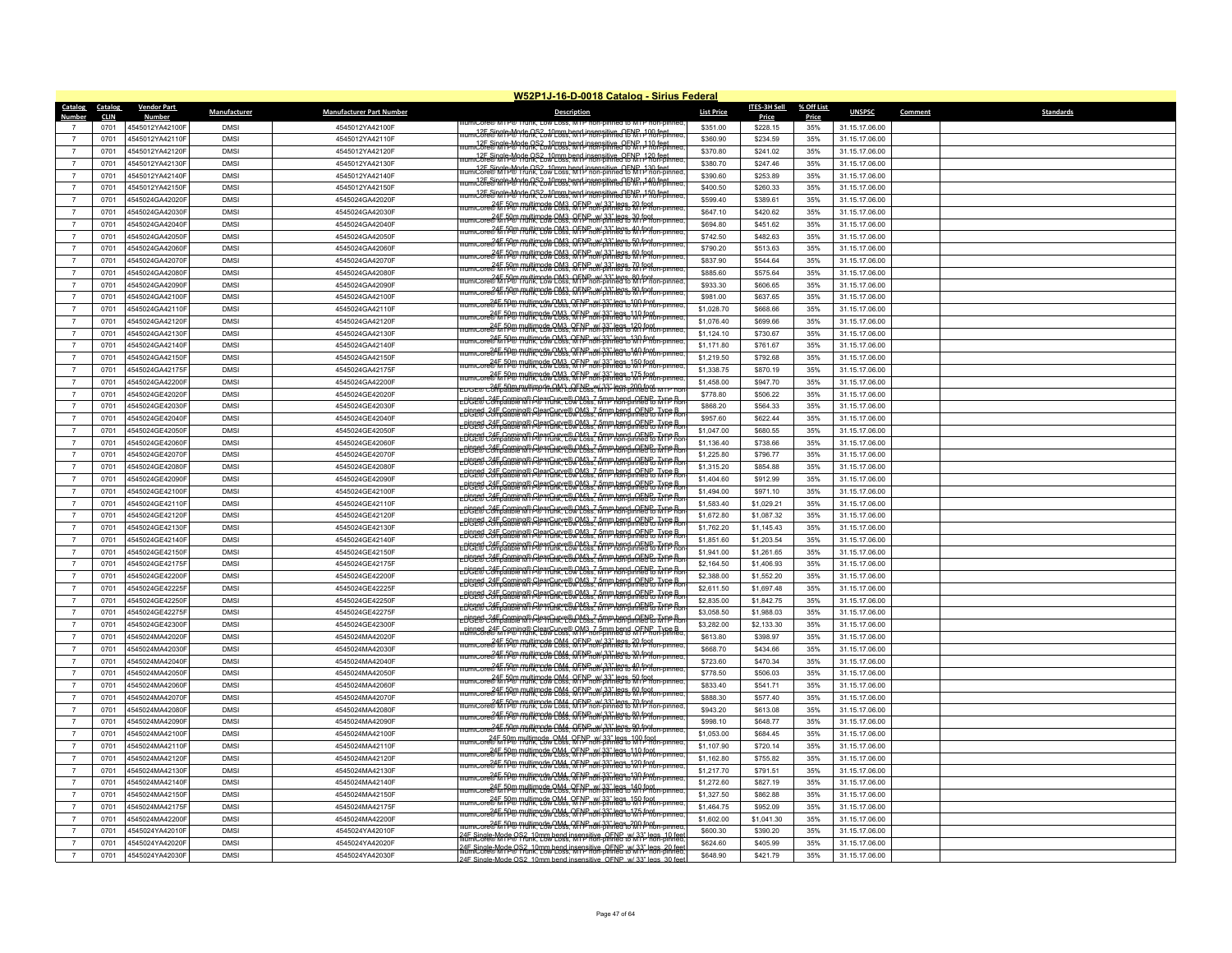# W52P1J-16-D-0018 Catalog - Sirius Federal

| Catalog Number | Catalog CLIN | Vendor Part Number | Manufacturer | Manufacturer Part Number | Description | List Price | ITES-3H Sell Price | % Off List Price | UNSPSC | Comment | Standards |
|---|---|---|---|---|---|---|---|---|---|---|---|
| 7 | 0701 | 4545012YA42100F | DMSI | 4545012YA42100F | IllumiCore® MTP® Trunk, Low Loss, MTP non-pinned to MTP non-pinned, 12F Single-Mode OS2, 10mm bend insensitive, OFNP, 100 feet | $351.00 | $228.15 | 35% | 31.15.17.06.00 | | |
| 7 | 0701 | 4545012YA42110F | DMSI | 4545012YA42110F | IllumiCore® MTP® Trunk, Low Loss, MTP non-pinned to MTP non-pinned, 12F Single-Mode OS2, 10mm bend insensitive, OFNP, 110 feet | $360.90 | $234.59 | 35% | 31.15.17.06.00 | | |
| 7 | 0701 | 4545012YA42120F | DMSI | 4545012YA42120F | IllumiCore® MTP® Trunk, Low Loss, MTP non-pinned to MTP non-pinned, 12F Single-Mode OS2, 10mm bend insensitive, OFNP, 120 feet | $370.80 | $241.02 | 35% | 31.15.17.06.00 | | |
| 7 | 0701 | 4545012YA42130F | DMSI | 4545012YA42130F | IllumiCore® MTP® Trunk, Low Loss, MTP non-pinned to MTP non-pinned, 12F Single-Mode OS2, 10mm bend insensitive, OFNP, 130 feet | $380.70 | $247.46 | 35% | 31.15.17.06.00 | | |
| 7 | 0701 | 4545012YA42140F | DMSI | 4545012YA42140F | IllumiCore® MTP® Trunk, Low Loss, MTP non-pinned to MTP non-pinned, 12F Single-Mode OS2, 10mm bend insensitive, OFNP, 140 feet | $390.60 | $253.89 | 35% | 31.15.17.06.00 | | |
| 7 | 0701 | 4545012YA42150F | DMSI | 4545012YA42150F | IllumiCore® MTP® Trunk, Low Loss, MTP non-pinned to MTP non-pinned, 12F Single-Mode OS2, 10mm bend insensitive, OFNP, 150 feet | $400.50 | $260.33 | 35% | 31.15.17.06.00 | | |
| 7 | 0701 | 4545024GA42020F | DMSI | 4545024GA42020F | IllumiCore® MTP® Trunk, Low Loss, MTP non-pinned to MTP non-pinned, 24F 50m multimode OM3, OFNP, w/ 33" legs, 20 foot | $599.40 | $389.61 | 35% | 31.15.17.06.00 | | |
| 7 | 0701 | 4545024GA42030F | DMSI | 4545024GA42030F | IllumiCore® MTP® Trunk, Low Loss, MTP non-pinned to MTP non-pinned, 24F 50m multimode OM3, OFNP, w/ 33" legs, 30 foot | $647.10 | $420.62 | 35% | 31.15.17.06.00 | | |
| 7 | 0701 | 4545024GA42040F | DMSI | 4545024GA42040F | IllumiCore® MTP® Trunk, Low Loss, MTP non-pinned to MTP non-pinned, 24F 50m multimode OM3, OFNP, w/ 33" legs, 40 foot | $694.80 | $451.62 | 35% | 31.15.17.06.00 | | |
| 7 | 0701 | 4545024GA42050F | DMSI | 4545024GA42050F | IllumiCore® MTP® Trunk, Low Loss, MTP non-pinned to MTP non-pinned, 24F 50m multimode OM3, OFNP, w/ 33" legs, 50 foot | $742.50 | $482.63 | 35% | 31.15.17.06.00 | | |
| 7 | 0701 | 4545024GA42060F | DMSI | 4545024GA42060F | IllumiCore® MTP® Trunk, Low Loss, MTP non-pinned to MTP non-pinned, 24F 50m multimode OM3, OFNP, w/ 33" legs, 60 foot | $790.20 | $513.63 | 35% | 31.15.17.06.00 | | |
| 7 | 0701 | 4545024GA42070F | DMSI | 4545024GA42070F | IllumiCore® MTP® Trunk, Low Loss, MTP non-pinned to MTP non-pinned, 24F 50m multimode OM3, OFNP, w/ 33" legs, 70 foot | $837.90 | $544.64 | 35% | 31.15.17.06.00 | | |
| 7 | 0701 | 4545024GA42080F | DMSI | 4545024GA42080F | IllumiCore® MTP® Trunk, Low Loss, MTP non-pinned to MTP non-pinned, 24F 50m multimode OM3, OFNP, w/ 33" legs, 80 foot | $885.60 | $575.64 | 35% | 31.15.17.06.00 | | |
| 7 | 0701 | 4545024GA42090F | DMSI | 4545024GA42090F | IllumiCore® MTP® Trunk, Low Loss, MTP non-pinned to MTP non-pinned, 24F 50m multimode OM3, OFNP, w/ 33" legs, 90 foot | $933.30 | $606.65 | 35% | 31.15.17.06.00 | | |
| 7 | 0701 | 4545024GA42100F | DMSI | 4545024GA42100F | IllumiCore® MTP® Trunk, Low Loss, MTP non-pinned to MTP non-pinned, 24F 50m multimode OM3, OFNP, w/ 33" legs, 100 foot | $981.00 | $637.65 | 35% | 31.15.17.06.00 | | |
| 7 | 0701 | 4545024GA42110F | DMSI | 4545024GA42110F | IllumiCore® MTP® Trunk, Low Loss, MTP non-pinned to MTP non-pinned, 24F 50m multimode OM3, OFNP, w/ 33" legs, 110 foot | $1,028.70 | $668.66 | 35% | 31.15.17.06.00 | | |
| 7 | 0701 | 4545024GA42120F | DMSI | 4545024GA42120F | IllumiCore® MTP® Trunk, Low Loss, MTP non-pinned to MTP non-pinned, 24F 50m multimode OM3, OFNP, w/ 33" legs, 120 foot | $1,076.40 | $699.66 | 35% | 31.15.17.06.00 | | |
| 7 | 0701 | 4545024GA42130F | DMSI | 4545024GA42130F | IllumiCore® MTP® Trunk, Low Loss, MTP non-pinned to MTP non-pinned, 24F 50m multimode OM3, OFNP, w/ 33" legs, 130 foot | $1,124.10 | $730.67 | 35% | 31.15.17.06.00 | | |
| 7 | 0701 | 4545024GA42140F | DMSI | 4545024GA42140F | IllumiCore® MTP® Trunk, Low Loss, MTP non-pinned to MTP non-pinned, 24F 50m multimode OM3, OFNP, w/ 33" legs, 140 foot | $1,171.80 | $761.67 | 35% | 31.15.17.06.00 | | |
| 7 | 0701 | 4545024GA42150F | DMSI | 4545024GA42150F | IllumiCore® MTP® Trunk, Low Loss, MTP non-pinned to MTP non-pinned, 24F 50m multimode OM3, OFNP, w/ 33" legs, 150 foot | $1,219.50 | $792.68 | 35% | 31.15.17.06.00 | | |
| 7 | 0701 | 4545024GA42175F | DMSI | 4545024GA42175F | IllumiCore® MTP® Trunk, Low Loss, MTP non-pinned to MTP non-pinned, 24F 50m multimode OM3, OFNP, w/ 33" legs, 175 foot | $1,338.75 | $870.19 | 35% | 31.15.17.06.00 | | |
| 7 | 0701 | 4545024GA42200F | DMSI | 4545024GA42200F | IllumiCore® MTP® Trunk, Low Loss, MTP non-pinned to MTP non-pinned, 24F 50m multimode OM3, OFNP, w/ 33" legs, 200 foot | $1,458.00 | $947.70 | 35% | 31.15.17.06.00 | | |
| 7 | 0701 | 4545024GE42020F | DMSI | 4545024GE42020F | EDGE® Compatible MTP® Trunk, Low Loss, MTP non-pinned to MTP non-pinned, 24F Corning® ClearCurve® OM3, 7.5mm bend, OFNP, Type B | $778.80 | $506.22 | 35% | 31.15.17.06.00 | | |
| 7 | 0701 | 4545024GE42030F | DMSI | 4545024GE42030F | EDGE® Compatible MTP® Trunk, Low Loss, MTP non-pinned to MTP non-pinned, 24F Corning® ClearCurve® OM3, 7.5mm bend, OFNP, Type B | $868.20 | $564.33 | 35% | 31.15.17.06.00 | | |
| 7 | 0701 | 4545024GE42040F | DMSI | 4545024GE42040F | EDGE® Compatible MTP® Trunk, Low Loss, MTP non-pinned to MTP non-pinned, 24F Corning® ClearCurve® OM3, 7.5mm bend, OFNP, Type B | $957.60 | $622.44 | 35% | 31.15.17.06.00 | | |
| 7 | 0701 | 4545024GE42050F | DMSI | 4545024GE42050F | EDGE® Compatible MTP® Trunk, Low Loss, MTP non-pinned to MTP non-pinned, 24F Corning® ClearCurve® OM3, 7.5mm bend, OFNP, Type B | $1,047.00 | $680.55 | 35% | 31.15.17.06.00 | | |
| 7 | 0701 | 4545024GE42060F | DMSI | 4545024GE42060F | EDGE® Compatible MTP® Trunk, Low Loss, MTP non-pinned to MTP non-pinned, 24F Corning® ClearCurve® OM3, 7.5mm bend, OFNP, Type B | $1,136.40 | $738.66 | 35% | 31.15.17.06.00 | | |
| 7 | 0701 | 4545024GE42070F | DMSI | 4545024GE42070F | EDGE® Compatible MTP® Trunk, Low Loss, MTP non-pinned to MTP non-pinned, 24F Corning® ClearCurve® OM3, 7.5mm bend, OFNP, Type B | $1,225.80 | $796.77 | 35% | 31.15.17.06.00 | | |
| 7 | 0701 | 4545024GE42080F | DMSI | 4545024GE42080F | EDGE® Compatible MTP® Trunk, Low Loss, MTP non-pinned to MTP non-pinned, 24F Corning® ClearCurve® OM3, 7.5mm bend, OFNP, Type B | $1,315.20 | $854.88 | 35% | 31.15.17.06.00 | | |
| 7 | 0701 | 4545024GE42090F | DMSI | 4545024GE42090F | EDGE® Compatible MTP® Trunk, Low Loss, MTP non-pinned to MTP non-pinned, 24F Corning® ClearCurve® OM3, 7.5mm bend, OFNP, Type B | $1,404.60 | $912.99 | 35% | 31.15.17.06.00 | | |
| 7 | 0701 | 4545024GE42100F | DMSI | 4545024GE42100F | EDGE® Compatible MTP® Trunk, Low Loss, MTP non-pinned to MTP non-pinned, 24F Corning® ClearCurve® OM3, 7.5mm bend, OFNP, Type B | $1,494.00 | $971.10 | 35% | 31.15.17.06.00 | | |
| 7 | 0701 | 4545024GE42110F | DMSI | 4545024GE42110F | EDGE® Compatible MTP® Trunk, Low Loss, MTP non-pinned to MTP non-pinned, 24F Corning® ClearCurve® OM3, 7.5mm bend, OFNP, Type B | $1,583.40 | $1,029.21 | 35% | 31.15.17.06.00 | | |
| 7 | 0701 | 4545024GE42120F | DMSI | 4545024GE42120F | EDGE® Compatible MTP® Trunk, Low Loss, MTP non-pinned to MTP non-pinned, 24F Corning® ClearCurve® OM3, 7.5mm bend, OFNP, Type B | $1,672.80 | $1,087.32 | 35% | 31.15.17.06.00 | | |
| 7 | 0701 | 4545024GE42130F | DMSI | 4545024GE42130F | EDGE® Compatible MTP® Trunk, Low Loss, MTP non-pinned to MTP non-pinned, 24F Corning® ClearCurve® OM3, 7.5mm bend, OFNP, Type B | $1,762.20 | $1,145.43 | 35% | 31.15.17.06.00 | | |
| 7 | 0701 | 4545024GE42140F | DMSI | 4545024GE42140F | EDGE® Compatible MTP® Trunk, Low Loss, MTP non-pinned to MTP non-pinned, 24F Corning® ClearCurve® OM3, 7.5mm bend, OFNP, Type B | $1,851.60 | $1,203.54 | 35% | 31.15.17.06.00 | | |
| 7 | 0701 | 4545024GE42150F | DMSI | 4545024GE42150F | EDGE® Compatible MTP® Trunk, Low Loss, MTP non-pinned to MTP non-pinned, 24F Corning® ClearCurve® OM3, 7.5mm bend, OFNP, Type B | $1,941.00 | $1,261.65 | 35% | 31.15.17.06.00 | | |
| 7 | 0701 | 4545024GE42175F | DMSI | 4545024GE42175F | EDGE® Compatible MTP® Trunk, Low Loss, MTP non-pinned to MTP non-pinned, 24F Corning® ClearCurve® OM3, 7.5mm bend, OFNP, Type B | $2,164.50 | $1,406.93 | 35% | 31.15.17.06.00 | | |
| 7 | 0701 | 4545024GE42200F | DMSI | 4545024GE42200F | EDGE® Compatible MTP® Trunk, Low Loss, MTP non-pinned to MTP non-pinned, 24F Corning® ClearCurve® OM3, 7.5mm bend, OFNP, Type B | $2,388.00 | $1,552.20 | 35% | 31.15.17.06.00 | | |
| 7 | 0701 | 4545024GE42225F | DMSI | 4545024GE42225F | EDGE® Compatible MTP® Trunk, Low Loss, MTP non-pinned to MTP non-pinned, 24F Corning® ClearCurve® OM3, 7.5mm bend, OFNP, Type B | $2,611.50 | $1,697.48 | 35% | 31.15.17.06.00 | | |
| 7 | 0701 | 4545024GE42250F | DMSI | 4545024GE42250F | EDGE® Compatible MTP® Trunk, Low Loss, MTP non-pinned to MTP non-pinned, 24F Corning® ClearCurve® OM3, 7.5mm bend, OFNP, Type B | $2,835.00 | $1,842.75 | 35% | 31.15.17.06.00 | | |
| 7 | 0701 | 4545024GE42275F | DMSI | 4545024GE42275F | EDGE® Compatible MTP® Trunk, Low Loss, MTP non-pinned to MTP non-pinned, 24F Corning® ClearCurve® OM3, 7.5mm bend, OFNP, Type B | $3,058.50 | $1,988.03 | 35% | 31.15.17.06.00 | | |
| 7 | 0701 | 4545024GE42300F | DMSI | 4545024GE42300F | EDGE® Compatible MTP® Trunk, Low Loss, MTP non-pinned to MTP non-pinned, 24F Corning® ClearCurve® OM3, 7.5mm bend, OFNP, Type B | $3,282.00 | $2,133.30 | 35% | 31.15.17.06.00 | | |
| 7 | 0701 | 4545024MA42020F | DMSI | 4545024MA42020F | IllumiCore® MTP® Trunk, Low Loss, MTP non-pinned to MTP non-pinned, 24F 50m multimode OM4, OFNP, w/ 33" legs, 20 foot | $613.80 | $398.97 | 35% | 31.15.17.06.00 | | |
| 7 | 0701 | 4545024MA42030F | DMSI | 4545024MA42030F | IllumiCore® MTP® Trunk, Low Loss, MTP non-pinned to MTP non-pinned, 24F 50m multimode OM4, OFNP, w/ 33" legs, 30 foot | $668.70 | $434.66 | 35% | 31.15.17.06.00 | | |
| 7 | 0701 | 4545024MA42040F | DMSI | 4545024MA42040F | IllumiCore® MTP® Trunk, Low Loss, MTP non-pinned to MTP non-pinned, 24F 50m multimode OM4, OFNP, w/ 33" legs, 40 foot | $723.60 | $470.34 | 35% | 31.15.17.06.00 | | |
| 7 | 0701 | 4545024MA42050F | DMSI | 4545024MA42050F | IllumiCore® MTP® Trunk, Low Loss, MTP non-pinned to MTP non-pinned, 24F 50m multimode OM4, OFNP, w/ 33" legs, 50 foot | $778.50 | $506.03 | 35% | 31.15.17.06.00 | | |
| 7 | 0701 | 4545024MA42060F | DMSI | 4545024MA42060F | IllumiCore® MTP® Trunk, Low Loss, MTP non-pinned to MTP non-pinned, 24F 50m multimode OM4, OFNP, w/ 33" legs, 60 foot | $833.40 | $541.71 | 35% | 31.15.17.06.00 | | |
| 7 | 0701 | 4545024MA42070F | DMSI | 4545024MA42070F | IllumiCore® MTP® Trunk, Low Loss, MTP non-pinned to MTP non-pinned, 24F 50m multimode OM4, OFNP, w/ 33" legs, 70 foot | $888.30 | $577.40 | 35% | 31.15.17.06.00 | | |
| 7 | 0701 | 4545024MA42080F | DMSI | 4545024MA42080F | IllumiCore® MTP® Trunk, Low Loss, MTP non-pinned to MTP non-pinned, 24F 50m multimode OM4, OFNP, w/ 33" legs, 80 foot | $943.20 | $613.08 | 35% | 31.15.17.06.00 | | |
| 7 | 0701 | 4545024MA42090F | DMSI | 4545024MA42090F | IllumiCore® MTP® Trunk, Low Loss, MTP non-pinned to MTP non-pinned, 24F 50m multimode OM4, OFNP, w/ 33" legs, 90 foot | $998.10 | $648.77 | 35% | 31.15.17.06.00 | | |
| 7 | 0701 | 4545024MA42100F | DMSI | 4545024MA42100F | IllumiCore® MTP® Trunk, Low Loss, MTP non-pinned to MTP non-pinned, 24F 50m multimode OM4, OFNP, w/ 33" legs, 100 foot | $1,053.00 | $684.45 | 35% | 31.15.17.06.00 | | |
| 7 | 0701 | 4545024MA42110F | DMSI | 4545024MA42110F | IllumiCore® MTP® Trunk, Low Loss, MTP non-pinned to MTP non-pinned, 24F 50m multimode OM4, OFNP, w/ 33" legs, 110 foot | $1,107.90 | $720.14 | 35% | 31.15.17.06.00 | | |
| 7 | 0701 | 4545024MA42120F | DMSI | 4545024MA42120F | IllumiCore® MTP® Trunk, Low Loss, MTP non-pinned to MTP non-pinned, 24F 50m multimode OM4, OFNP, w/ 33" legs, 120 foot | $1,162.80 | $755.82 | 35% | 31.15.17.06.00 | | |
| 7 | 0701 | 4545024MA42130F | DMSI | 4545024MA42130F | IllumiCore® MTP® Trunk, Low Loss, MTP non-pinned to MTP non-pinned, 24F 50m multimode OM4, OFNP, w/ 33" legs, 130 foot | $1,217.70 | $791.51 | 35% | 31.15.17.06.00 | | |
| 7 | 0701 | 4545024MA42140F | DMSI | 4545024MA42140F | IllumiCore® MTP® Trunk, Low Loss, MTP non-pinned to MTP non-pinned, 24F 50m multimode OM4, OFNP, w/ 33" legs, 140 foot | $1,272.60 | $827.19 | 35% | 31.15.17.06.00 | | |
| 7 | 0701 | 4545024MA42150F | DMSI | 4545024MA42150F | IllumiCore® MTP® Trunk, Low Loss, MTP non-pinned to MTP non-pinned, 24F 50m multimode OM4, OFNP, w/ 33" legs, 150 foot | $1,327.50 | $862.88 | 35% | 31.15.17.06.00 | | |
| 7 | 0701 | 4545024MA42175F | DMSI | 4545024MA42175F | IllumiCore® MTP® Trunk, Low Loss, MTP non-pinned to MTP non-pinned, 24F 50m multimode OM4, OFNP, w/ 33" legs, 175 foot | $1,464.75 | $952.09 | 35% | 31.15.17.06.00 | | |
| 7 | 0701 | 4545024MA42200F | DMSI | 4545024MA42200F | IllumiCore® MTP® Trunk, Low Loss, MTP non-pinned to MTP non-pinned, 24F 50m multimode OM4, OFNP, w/ 33" legs, 200 foot | $1,602.00 | $1,041.30 | 35% | 31.15.17.06.00 | | |
| 7 | 0701 | 4545024YA42010F | DMSI | 4545024YA42010F | IllumiCore® MTP® Trunk, Low Loss, MTP non-pinned to MTP non-pinned, 24F Single-Mode OS2, 10mm bend insensitive, OFNP, w/ 33" legs, 10 feet | $600.30 | $390.20 | 35% | 31.15.17.06.00 | | |
| 7 | 0701 | 4545024YA42020F | DMSI | 4545024YA42020F | IllumiCore® MTP® Trunk, Low Loss, MTP non-pinned to MTP non-pinned, 24F Single-Mode OS2, 10mm bend insensitive, OFNP, w/ 33" legs, 20 feet | $624.60 | $405.99 | 35% | 31.15.17.06.00 | | |
| 7 | 0701 | 4545024YA42030F | DMSI | 4545024YA42030F | IllumiCore® MTP® Trunk, Low Loss, MTP non-pinned to MTP non-pinned, 24F Single-Mode OS2, 10mm bend insensitive, OFNP, w/ 33" legs, 30 feet | $648.90 | $421.79 | 35% | 31.15.17.06.00 | | |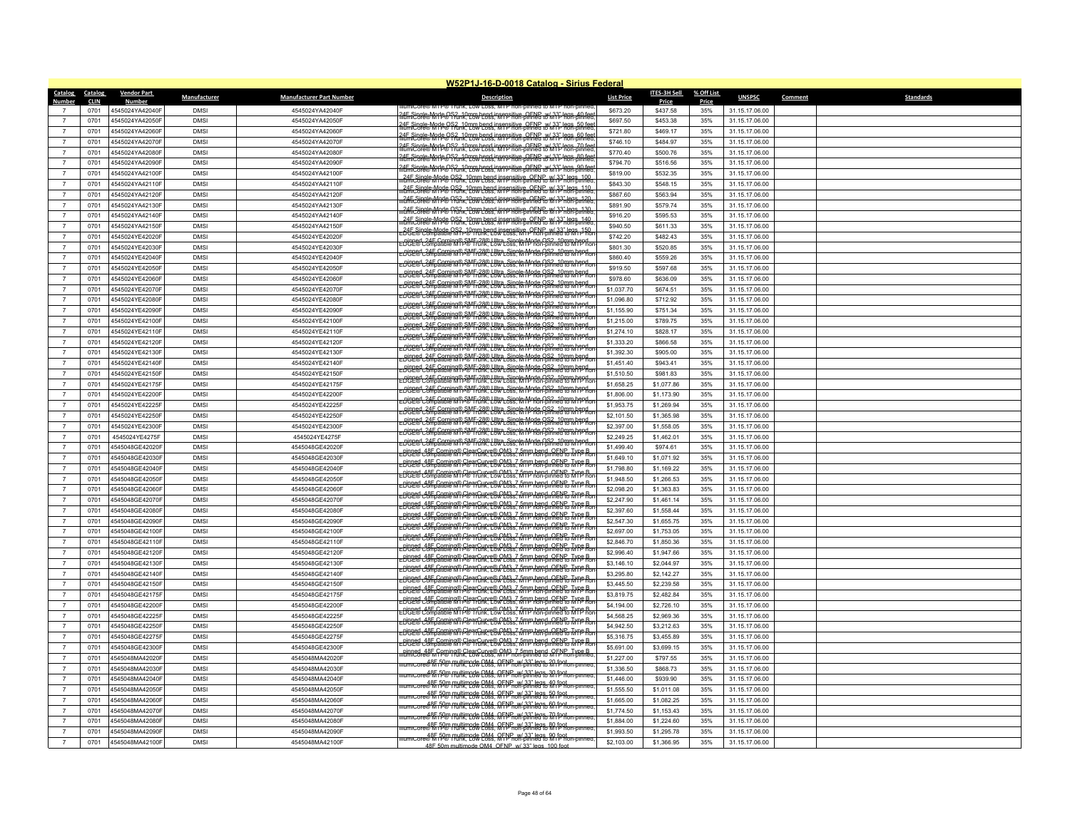# W52P1J-16-D-0018 Catalog - Sirius Federal

| Catalog Number | Catalog CLIN | Vendor Part Number | Manufacturer | Manufacturer Part Number | Description | List Price | ITES-3H Sell Price | % Off List Price | UNSPSC | Comment | Standards |
|---|---|---|---|---|---|---|---|---|---|---|---|
| 7 | 0701 | 4545024YA42040F | DMSI | 4545024YA42040F | illumiCore® MTP® Trunk, Low Loss, MTP non-pinned to MTP non-pinned, 24F Single-Mode OS2, 10mm bend insensitive, OFNP, w/ 33" legs, 40 feet | $673.20 | $437.58 | 35% | 31.15.17.06.00 | | |
| 7 | 0701 | 4545024YA42050F | DMSI | 4545024YA42050F | illumiCore® MTP® Trunk, Low Loss, MTP non-pinned to MTP non-pinned, 24F Single-Mode OS2, 10mm bend insensitive, OFNP, w/ 33" legs, 50 feet | $697.50 | $453.38 | 35% | 31.15.17.06.00 | | |
| 7 | 0701 | 4545024YA42060F | DMSI | 4545024YA42060F | illumiCore® MTP® Trunk, Low Loss, MTP non-pinned to MTP non-pinned, 24F Single-Mode OS2, 10mm bend insensitive, OFNP, w/ 33" legs, 60 feet | $721.80 | $469.17 | 35% | 31.15.17.06.00 | | |
| 7 | 0701 | 4545024YA42070F | DMSI | 4545024YA42070F | illumiCore® MTP® Trunk, Low Loss, MTP non-pinned to MTP non-pinned, 24F Single-Mode OS2, 10mm bend insensitive, OFNP, w/ 33" legs, 70 feet | $746.10 | $484.97 | 35% | 31.15.17.06.00 | | |
| 7 | 0701 | 4545024YA42080F | DMSI | 4545024YA42080F | illumiCore® MTP® Trunk, Low Loss, MTP non-pinned to MTP non-pinned, 24F Single-Mode OS2, 10mm bend insensitive, OFNP, w/ 33" legs, 80 feet | $770.40 | $500.76 | 35% | 31.15.17.06.00 | | |
| 7 | 0701 | 4545024YA42090F | DMSI | 4545024YA42090F | illumiCore® MTP® Trunk, Low Loss, MTP non-pinned to MTP non-pinned, 24F Single-Mode OS2, 10mm bend insensitive, OFNP, w/ 33" legs, 90 feet | $794.70 | $516.56 | 35% | 31.15.17.06.00 | | |
| 7 | 0701 | 4545024YA42100F | DMSI | 4545024YA42100F | illumiCore® MTP® Trunk, Low Loss, MTP non-pinned to MTP non-pinned, 24F Single-Mode OS2, 10mm bend insensitive, OFNP, w/ 33" legs, 100 | $819.00 | $532.35 | 35% | 31.15.17.06.00 | | |
| 7 | 0701 | 4545024YA42110F | DMSI | 4545024YA42110F | illumiCore® MTP® Trunk, Low Loss, MTP non-pinned to MTP non-pinned, 24F Single-Mode OS2, 10mm bend insensitive, OFNP, w/ 33" legs, 110 | $843.30 | $548.15 | 35% | 31.15.17.06.00 | | |
| 7 | 0701 | 4545024YA42120F | DMSI | 4545024YA42120F | illumiCore® MTP® Trunk, Low Loss, MTP non-pinned to MTP non-pinned, 24F Single-Mode OS2, 10mm bend insensitive, OFNP, w/ 33" legs, 120 | $867.60 | $563.94 | 35% | 31.15.17.06.00 | | |
| 7 | 0701 | 4545024YA42130F | DMSI | 4545024YA42130F | illumiCore® MTP® Trunk, Low Loss, MTP non-pinned to MTP non-pinned, 24F Single-Mode OS2, 10mm bend insensitive, OFNP, w/ 33" legs, 130 | $891.90 | $579.74 | 35% | 31.15.17.06.00 | | |
| 7 | 0701 | 4545024YA42140F | DMSI | 4545024YA42140F | illumiCore® MTP® Trunk, Low Loss, MTP non-pinned to MTP non-pinned, 24F Single-Mode OS2, 10mm bend insensitive, OFNP, w/ 33" legs, 140 | $916.20 | $595.53 | 35% | 31.15.17.06.00 | | |
| 7 | 0701 | 4545024YA42150F | DMSI | 4545024YA42150F | illumiCore® MTP® Trunk, Low Loss, MTP non-pinned to MTP non-pinned, 24F Single-Mode OS2, 10mm bend insensitive, OFNP, w/ 33" legs, 150 | $940.50 | $611.33 | 35% | 31.15.17.06.00 | | |
| 7 | 0701 | 4545024YE42020F | DMSI | 4545024YE42020F | EDGE® Compatible MTP® Trunk, Low Loss, MTP non-pinned to MTP non-pinned, 24F Corning® SMF-28® Ultra, Single-Mode OS2, 10mm bend | $742.20 | $482.43 | 35% | 31.15.17.06.00 | | |
| 7 | 0701 | 4545024YE42030F | DMSI | 4545024YE42030F | EDGE® Compatible MTP® Trunk, Low Loss, MTP non-pinned to MTP non-pinned, 24F Corning® SMF-28® Ultra, Single-Mode OS2, 10mm bend | $801.30 | $520.85 | 35% | 31.15.17.06.00 | | |
| 7 | 0701 | 4545024YE42040F | DMSI | 4545024YE42040F | EDGE® Compatible MTP® Trunk, Low Loss, MTP non-pinned to MTP non-pinned, 24F Corning® SMF-28® Ultra, Single-Mode OS2, 10mm bend | $860.40 | $559.26 | 35% | 31.15.17.06.00 | | |
| 7 | 0701 | 4545024YE42050F | DMSI | 4545024YE42050F | EDGE® Compatible MTP® Trunk, Low Loss, MTP non-pinned to MTP non-pinned, 24F Corning® SMF-28® Ultra, Single-Mode OS2, 10mm bend | $919.50 | $597.68 | 35% | 31.15.17.06.00 | | |
| 7 | 0701 | 4545024YE42060F | DMSI | 4545024YE42060F | EDGE® Compatible MTP® Trunk, Low Loss, MTP non-pinned to MTP non-pinned, 24F Corning® SMF-28® Ultra, Single-Mode OS2, 10mm bend | $978.60 | $636.09 | 35% | 31.15.17.06.00 | | |
| 7 | 0701 | 4545024YE42070F | DMSI | 4545024YE42070F | EDGE® Compatible MTP® Trunk, Low Loss, MTP non-pinned to MTP non-pinned, 24F Corning® SMF-28® Ultra, Single-Mode OS2, 10mm bend | $1,037.70 | $674.51 | 35% | 31.15.17.06.00 | | |
| 7 | 0701 | 4545024YE42080F | DMSI | 4545024YE42080F | EDGE® Compatible MTP® Trunk, Low Loss, MTP non-pinned to MTP non-pinned, 24F Corning® SMF-28® Ultra, Single-Mode OS2, 10mm bend | $1,096.80 | $712.92 | 35% | 31.15.17.06.00 | | |
| 7 | 0701 | 4545024YE42090F | DMSI | 4545024YE42090F | EDGE® Compatible MTP® Trunk, Low Loss, MTP non-pinned to MTP non-pinned, 24F Corning® SMF-28® Ultra, Single-Mode OS2, 10mm bend | $1,155.90 | $751.34 | 35% | 31.15.17.06.00 | | |
| 7 | 0701 | 4545024YE42100F | DMSI | 4545024YE42100F | EDGE® Compatible MTP® Trunk, Low Loss, MTP non-pinned to MTP non-pinned, 24F Corning® SMF-28® Ultra, Single-Mode OS2, 10mm bend | $1,215.00 | $789.75 | 35% | 31.15.17.06.00 | | |
| 7 | 0701 | 4545024YE42110F | DMSI | 4545024YE42110F | EDGE® Compatible MTP® Trunk, Low Loss, MTP non-pinned to MTP non-pinned, 24F Corning® SMF-28® Ultra, Single-Mode OS2, 10mm bend | $1,274.10 | $828.17 | 35% | 31.15.17.06.00 | | |
| 7 | 0701 | 4545024YE42120F | DMSI | 4545024YE42120F | EDGE® Compatible MTP® Trunk, Low Loss, MTP non-pinned to MTP non-pinned, 24F Corning® SMF-28® Ultra, Single-Mode OS2, 10mm bend | $1,333.20 | $866.58 | 35% | 31.15.17.06.00 | | |
| 7 | 0701 | 4545024YE42130F | DMSI | 4545024YE42130F | EDGE® Compatible MTP® Trunk, Low Loss, MTP non-pinned to MTP non-pinned, 24F Corning® SMF-28® Ultra, Single-Mode OS2, 10mm bend | $1,392.30 | $905.00 | 35% | 31.15.17.06.00 | | |
| 7 | 0701 | 4545024YE42140F | DMSI | 4545024YE42140F | EDGE® Compatible MTP® Trunk, Low Loss, MTP non-pinned to MTP non-pinned, 24F Corning® SMF-28® Ultra, Single-Mode OS2, 10mm bend | $1,451.40 | $943.41 | 35% | 31.15.17.06.00 | | |
| 7 | 0701 | 4545024YE42150F | DMSI | 4545024YE42150F | EDGE® Compatible MTP® Trunk, Low Loss, MTP non-pinned to MTP non-pinned, 24F Corning® SMF-28® Ultra, Single-Mode OS2, 10mm bend | $1,510.50 | $981.83 | 35% | 31.15.17.06.00 | | |
| 7 | 0701 | 4545024YE42175F | DMSI | 4545024YE42175F | EDGE® Compatible MTP® Trunk, Low Loss, MTP non-pinned to MTP non-pinned, 24F Corning® SMF-28® Ultra, Single-Mode OS2, 10mm bend | $1,658.25 | $1,077.86 | 35% | 31.15.17.06.00 | | |
| 7 | 0701 | 4545024YE42200F | DMSI | 4545024YE42200F | EDGE® Compatible MTP® Trunk, Low Loss, MTP non-pinned to MTP non-pinned, 24F Corning® SMF-28® Ultra, Single-Mode OS2, 10mm bend | $1,806.00 | $1,173.90 | 35% | 31.15.17.06.00 | | |
| 7 | 0701 | 4545024YE42225F | DMSI | 4545024YE42225F | EDGE® Compatible MTP® Trunk, Low Loss, MTP non-pinned to MTP non-pinned, 24F Corning® SMF-28® Ultra, Single-Mode OS2, 10mm bend | $1,953.75 | $1,269.94 | 35% | 31.15.17.06.00 | | |
| 7 | 0701 | 4545024YE42250F | DMSI | 4545024YE42250F | EDGE® Compatible MTP® Trunk, Low Loss, MTP non-pinned to MTP non-pinned, 24F Corning® SMF-28® Ultra, Single-Mode OS2, 10mm bend | $2,101.50 | $1,365.98 | 35% | 31.15.17.06.00 | | |
| 7 | 0701 | 4545024YE42300F | DMSI | 4545024YE42300F | EDGE® Compatible MTP® Trunk, Low Loss, MTP non-pinned to MTP non-pinned, 24F Corning® SMF-28® Ultra, Single-Mode OS2, 10mm bend | $2,397.00 | $1,558.05 | 35% | 31.15.17.06.00 | | |
| 7 | 0701 | 4545024YE4275F | DMSI | 4545024YE4275F | EDGE® Compatible MTP® Trunk, Low Loss, MTP non-pinned to MTP non-pinned, 24F Corning® SMF-28® Ultra, Single-Mode OS2, 10mm bend | $2,249.25 | $1,462.01 | 35% | 31.15.17.06.00 | | |
| 7 | 0701 | 4545048GE42020F | DMSI | 4545048GE42020F | EDGE® Compatible MTP® Trunk, Low Loss, MTP non-pinned to MTP non-pinned, 48F Corning® ClearCurve® OM3, 7.5mm bend, OFNP, Type B | $1,499.40 | $974.61 | 35% | 31.15.17.06.00 | | |
| 7 | 0701 | 4545048GE42030F | DMSI | 4545048GE42030F | EDGE® Compatible MTP® Trunk, Low Loss, MTP non-pinned to MTP non-pinned, 48F Corning® ClearCurve® OM3, 7.5mm bend, OFNP, Type B | $1,649.10 | $1,071.92 | 35% | 31.15.17.06.00 | | |
| 7 | 0701 | 4545048GE42040F | DMSI | 4545048GE42040F | EDGE® Compatible MTP® Trunk, Low Loss, MTP non-pinned to MTP non-pinned, 48F Corning® ClearCurve® OM3, 7.5mm bend, OFNP, Type B | $1,798.80 | $1,169.22 | 35% | 31.15.17.06.00 | | |
| 7 | 0701 | 4545048GE42050F | DMSI | 4545048GE42050F | EDGE® Compatible MTP® Trunk, Low Loss, MTP non-pinned to MTP non-pinned, 48F Corning® ClearCurve® OM3, 7.5mm bend, OFNP, Type B | $1,948.50 | $1,266.53 | 35% | 31.15.17.06.00 | | |
| 7 | 0701 | 4545048GE42060F | DMSI | 4545048GE42060F | EDGE® Compatible MTP® Trunk, Low Loss, MTP non-pinned to MTP non-pinned, 48F Corning® ClearCurve® OM3, 7.5mm bend, OFNP, Type B | $2,098.20 | $1,363.83 | 35% | 31.15.17.06.00 | | |
| 7 | 0701 | 4545048GE42070F | DMSI | 4545048GE42070F | EDGE® Compatible MTP® Trunk, Low Loss, MTP non-pinned to MTP non-pinned, 48F Corning® ClearCurve® OM3, 7.5mm bend, OFNP, Type B | $2,247.90 | $1,461.14 | 35% | 31.15.17.06.00 | | |
| 7 | 0701 | 4545048GE42080F | DMSI | 4545048GE42080F | EDGE® Compatible MTP® Trunk, Low Loss, MTP non-pinned to MTP non-pinned, 48F Corning® ClearCurve® OM3, 7.5mm bend, OFNP, Type B | $2,397.60 | $1,558.44 | 35% | 31.15.17.06.00 | | |
| 7 | 0701 | 4545048GE42090F | DMSI | 4545048GE42090F | EDGE® Compatible MTP® Trunk, Low Loss, MTP non-pinned to MTP non-pinned, 48F Corning® ClearCurve® OM3, 7.5mm bend, OFNP, Type B | $2,547.30 | $1,655.75 | 35% | 31.15.17.06.00 | | |
| 7 | 0701 | 4545048GE42100F | DMSI | 4545048GE42100F | EDGE® Compatible MTP® Trunk, Low Loss, MTP non-pinned to MTP non-pinned, 48F Corning® ClearCurve® OM3, 7.5mm bend, OFNP, Type B | $2,697.00 | $1,753.05 | 35% | 31.15.17.06.00 | | |
| 7 | 0701 | 4545048GE42110F | DMSI | 4545048GE42110F | EDGE® Compatible MTP® Trunk, Low Loss, MTP non-pinned to MTP non-pinned, 48F Corning® ClearCurve® OM3, 7.5mm bend, OFNP, Type B | $2,846.70 | $1,850.36 | 35% | 31.15.17.06.00 | | |
| 7 | 0701 | 4545048GE42120F | DMSI | 4545048GE42120F | EDGE® Compatible MTP® Trunk, Low Loss, MTP non-pinned to MTP non-pinned, 48F Corning® ClearCurve® OM3, 7.5mm bend, OFNP, Type B | $2,996.40 | $1,947.66 | 35% | 31.15.17.06.00 | | |
| 7 | 0701 | 4545048GE42130F | DMSI | 4545048GE42130F | EDGE® Compatible MTP® Trunk, Low Loss, MTP non-pinned to MTP non-pinned, 48F Corning® ClearCurve® OM3, 7.5mm bend, OFNP, Type B | $3,146.10 | $2,044.97 | 35% | 31.15.17.06.00 | | |
| 7 | 0701 | 4545048GE42140F | DMSI | 4545048GE42140F | EDGE® Compatible MTP® Trunk, Low Loss, MTP non-pinned to MTP non-pinned, 48F Corning® ClearCurve® OM3, 7.5mm bend, OFNP, Type B | $3,295.80 | $2,142.27 | 35% | 31.15.17.06.00 | | |
| 7 | 0701 | 4545048GE42150F | DMSI | 4545048GE42150F | EDGE® Compatible MTP® Trunk, Low Loss, MTP non-pinned to MTP non-pinned, 48F Corning® ClearCurve® OM3, 7.5mm bend, OFNP, Type B | $3,445.50 | $2,239.58 | 35% | 31.15.17.06.00 | | |
| 7 | 0701 | 4545048GE42175F | DMSI | 4545048GE42175F | EDGE® Compatible MTP® Trunk, Low Loss, MTP non-pinned to MTP non-pinned, 48F Corning® ClearCurve® OM3, 7.5mm bend, OFNP, Type B | $3,819.75 | $2,482.84 | 35% | 31.15.17.06.00 | | |
| 7 | 0701 | 4545048GE42200F | DMSI | 4545048GE42200F | EDGE® Compatible MTP® Trunk, Low Loss, MTP non-pinned to MTP non-pinned, 48F Corning® ClearCurve® OM3, 7.5mm bend, OFNP, Type B | $4,194.00 | $2,726.10 | 35% | 31.15.17.06.00 | | |
| 7 | 0701 | 4545048GE42225F | DMSI | 4545048GE42225F | EDGE® Compatible MTP® Trunk, Low Loss, MTP non-pinned to MTP non-pinned, 48F Corning® ClearCurve® OM3, 7.5mm bend, OFNP, Type B | $4,568.25 | $2,969.36 | 35% | 31.15.17.06.00 | | |
| 7 | 0701 | 4545048GE42250F | DMSI | 4545048GE42250F | EDGE® Compatible MTP® Trunk, Low Loss, MTP non-pinned to MTP non-pinned, 48F Corning® ClearCurve® OM3, 7.5mm bend, OFNP, Type B | $4,942.50 | $3,212.63 | 35% | 31.15.17.06.00 | | |
| 7 | 0701 | 4545048GE42275F | DMSI | 4545048GE42275F | EDGE® Compatible MTP® Trunk, Low Loss, MTP non-pinned to MTP non-pinned, 48F Corning® ClearCurve® OM3, 7.5mm bend, OFNP, Type B | $5,316.75 | $3,455.89 | 35% | 31.15.17.06.00 | | |
| 7 | 0701 | 4545048GE42300F | DMSI | 4545048GE42300F | EDGE® Compatible MTP® Trunk, Low Loss, MTP non-pinned to MTP non-pinned, 48F Corning® ClearCurve® OM3, 7.5mm bend, OFNP, Type B | $5,691.00 | $3,699.15 | 35% | 31.15.17.06.00 | | |
| 7 | 0701 | 4545048MA42020F | DMSI | 4545048MA42020F | illumiCore® MTP® Trunk, Low Loss, MTP non-pinned to MTP non-pinned, 48F 50m multimode OM4, OFNP, w/ 33" legs, 20 foot | $1,227.00 | $797.55 | 35% | 31.15.17.06.00 | | |
| 7 | 0701 | 4545048MA42030F | DMSI | 4545048MA42030F | illumiCore® MTP® Trunk, Low Loss, MTP non-pinned to MTP non-pinned, 48F 50m multimode OM4, OFNP, w/ 33" legs, 30 foot | $1,336.50 | $868.73 | 35% | 31.15.17.06.00 | | |
| 7 | 0701 | 4545048MA42040F | DMSI | 4545048MA42040F | illumiCore® MTP® Trunk, Low Loss, MTP non-pinned to MTP non-pinned, 48F 50m multimode OM4, OFNP, w/ 33" legs, 40 foot | $1,446.00 | $939.90 | 35% | 31.15.17.06.00 | | |
| 7 | 0701 | 4545048MA42050F | DMSI | 4545048MA42050F | illumiCore® MTP® Trunk, Low Loss, MTP non-pinned to MTP non-pinned, 48F 50m multimode OM4, OFNP, w/ 33" legs, 50 foot | $1,555.50 | $1,011.08 | 35% | 31.15.17.06.00 | | |
| 7 | 0701 | 4545048MA42060F | DMSI | 4545048MA42060F | illumiCore® MTP® Trunk, Low Loss, MTP non-pinned to MTP non-pinned, 48F 50m multimode OM4, OFNP, w/ 33" legs, 60 foot | $1,665.00 | $1,082.25 | 35% | 31.15.17.06.00 | | |
| 7 | 0701 | 4545048MA42070F | DMSI | 4545048MA42070F | illumiCore® MTP® Trunk, Low Loss, MTP non-pinned to MTP non-pinned, 48F 50m multimode OM4, OFNP, w/ 33" legs, 70 foot | $1,774.50 | $1,153.43 | 35% | 31.15.17.06.00 | | |
| 7 | 0701 | 4545048MA42080F | DMSI | 4545048MA42080F | illumiCore® MTP® Trunk, Low Loss, MTP non-pinned to MTP non-pinned, 48F 50m multimode OM4, OFNP, w/ 33" legs, 80 foot | $1,884.00 | $1,224.60 | 35% | 31.15.17.06.00 | | |
| 7 | 0701 | 4545048MA42090F | DMSI | 4545048MA42090F | illumiCore® MTP® Trunk, Low Loss, MTP non-pinned to MTP non-pinned, 48F 50m multimode OM4, OFNP, w/ 33" legs, 90 foot | $1,993.50 | $1,295.78 | 35% | 31.15.17.06.00 | | |
| 7 | 0701 | 4545048MA42100F | DMSI | 4545048MA42100F | illumiCore® MTP® Trunk, Low Loss, MTP non-pinned to MTP non-pinned, 48F 50m multimode OM4, OFNP, w/ 33" legs, 100 foot | $2,103.00 | $1,366.95 | 35% | 31.15.17.06.00 | | |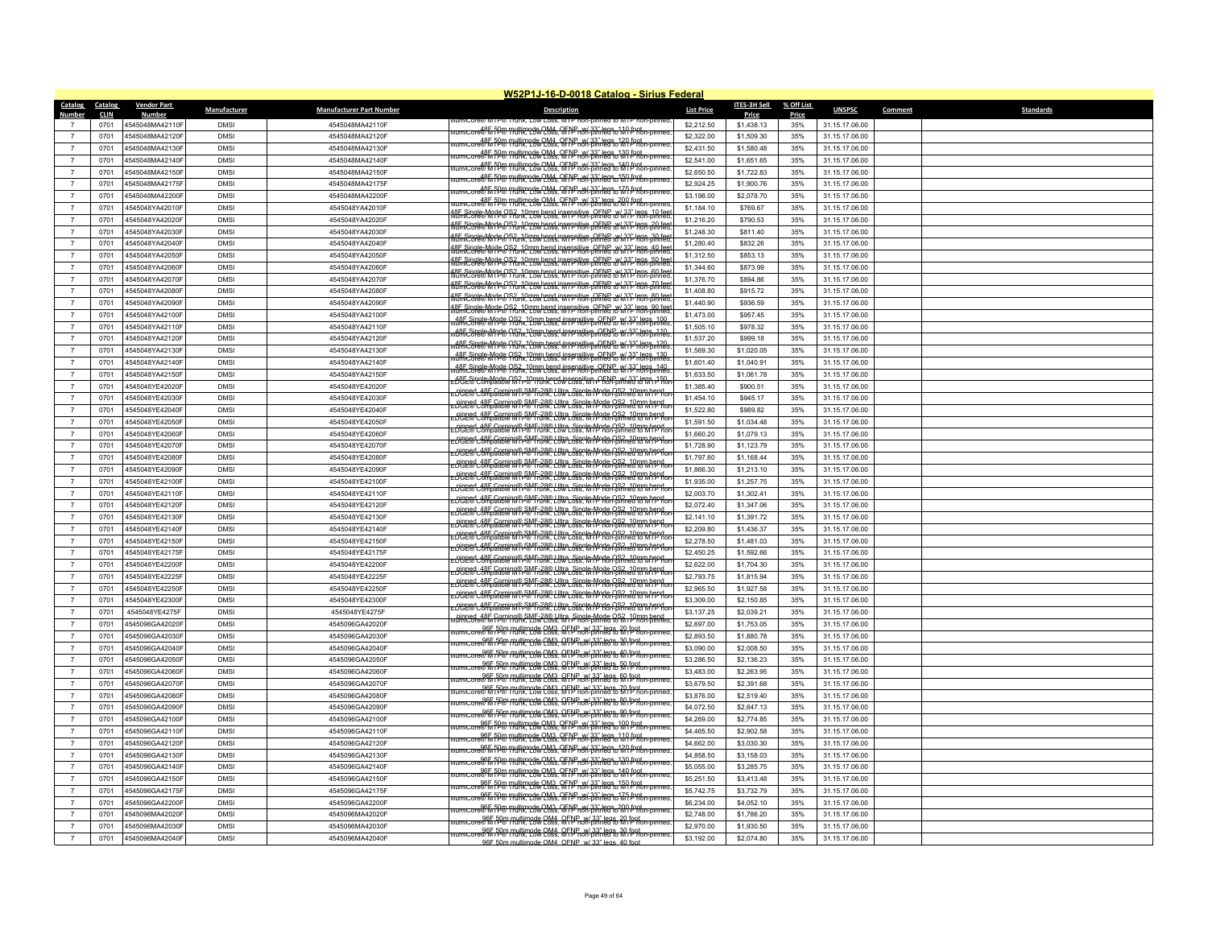## W52P1J-16-D-0018 Catalog - Sirius Federal

| Catalog Number | Catalog CLIN | Vendor Part Number | Manufacturer | Manufacturer Part Number | Description | List Price | ITES-3H Sell Price | % Off List Price | UNSPSC | Comment | Standards |
|---|---|---|---|---|---|---|---|---|---|---|---|
| 7 | 0701 | 4545048MA42110F | DMSI | 4545048MA42110F | illumiCore® MTP® Trunk, Low Loss, MTP non-pinned to MTP non-pinned, 48F 50m multimode OM4, OFNP, w/ 33" legs, 110 foot | $2,212.50 | $1,438.13 | 35% | 31.15.17.06.00 | | |
| 7 | 0701 | 4545048MA42120F | DMSI | 4545048MA42120F | illumiCore® MTP® Trunk, Low Loss, MTP non-pinned to MTP non-pinned, 48F 50m multimode OM4, OFNP, w/ 33" legs, 120 foot | $2,322.00 | $1,509.30 | 35% | 31.15.17.06.00 | | |
| 7 | 0701 | 4545048MA42130F | DMSI | 4545048MA42130F | illumiCore® MTP® Trunk, Low Loss, MTP non-pinned to MTP non-pinned, 48F 50m multimode OM4, OFNP, w/ 33" legs, 130 foot | $2,431.50 | $1,580.48 | 35% | 31.15.17.06.00 | | |
| 7 | 0701 | 4545048MA42140F | DMSI | 4545048MA42140F | illumiCore® MTP® Trunk, Low Loss, MTP non-pinned to MTP non-pinned, 48F 50m multimode OM4, OFNP, w/ 33" legs, 140 foot | $2,541.00 | $1,651.65 | 35% | 31.15.17.06.00 | | |
| 7 | 0701 | 4545048MA42150F | DMSI | 4545048MA42150F | illumiCore® MTP® Trunk, Low Loss, MTP non-pinned to MTP non-pinned, 48F 50m multimode OM4, OFNP, w/ 33" legs, 150 foot | $2,650.50 | $1,722.83 | 35% | 31.15.17.06.00 | | |
| 7 | 0701 | 4545048MA42175F | DMSI | 4545048MA42175F | illumiCore® MTP® Trunk, Low Loss, MTP non-pinned to MTP non-pinned, 48F 50m multimode OM4, OFNP, w/ 33" legs, 175 foot | $2,924.25 | $1,900.76 | 35% | 31.15.17.06.00 | | |
| 7 | 0701 | 4545048MA42200F | DMSI | 4545048MA42200F | illumiCore® MTP® Trunk, Low Loss, MTP non-pinned to MTP non-pinned, 48F 50m multimode OM4, OFNP, w/ 33" legs, 200 foot | $3,198.00 | $2,078.70 | 35% | 31.15.17.06.00 | | |
| 7 | 0701 | 4545048YA42010F | DMSI | 4545048YA42010F | illumiCore® MTP® Trunk, Low Loss, MTP non-pinned to MTP non-pinned, 48F Single-Mode OS2, 10mm bend insensitive, OFNP, w/ 33" legs, 10 feet | $1,184.10 | $769.67 | 35% | 31.15.17.06.00 | | |
| 7 | 0701 | 4545048YA42020F | DMSI | 4545048YA42020F | illumiCore® MTP® Trunk, Low Loss, MTP non-pinned to MTP non-pinned, 48F Single-Mode OS2, 10mm bend insensitive, OFNP, w/ 33" legs, 20 feet | $1,216.20 | $790.53 | 35% | 31.15.17.06.00 | | |
| 7 | 0701 | 4545048YA42030F | DMSI | 4545048YA42030F | illumiCore® MTP® Trunk, Low Loss, MTP non-pinned to MTP non-pinned, 48F Single-Mode OS2, 10mm bend insensitive, OFNP, w/ 33" legs, 30 feet | $1,248.30 | $811.40 | 35% | 31.15.17.06.00 | | |
| 7 | 0701 | 4545048YA42040F | DMSI | 4545048YA42040F | illumiCore® MTP® Trunk, Low Loss, MTP non-pinned to MTP non-pinned, 48F Single-Mode OS2, 10mm bend insensitive, OFNP, w/ 33" legs, 40 feet | $1,280.40 | $832.26 | 35% | 31.15.17.06.00 | | |
| 7 | 0701 | 4545048YA42050F | DMSI | 4545048YA42050F | illumiCore® MTP® Trunk, Low Loss, MTP non-pinned to MTP non-pinned, 48F Single-Mode OS2, 10mm bend insensitive, OFNP, w/ 33" legs, 50 feet | $1,312.50 | $853.13 | 35% | 31.15.17.06.00 | | |
| 7 | 0701 | 4545048YA42060F | DMSI | 4545048YA42060F | illumiCore® MTP® Trunk, Low Loss, MTP non-pinned to MTP non-pinned, 48F Single-Mode OS2, 10mm bend insensitive, OFNP, w/ 33" legs, 60 feet | $1,344.60 | $873.99 | 35% | 31.15.17.06.00 | | |
| 7 | 0701 | 4545048YA42070F | DMSI | 4545048YA42070F | illumiCore® MTP® Trunk, Low Loss, MTP non-pinned to MTP non-pinned, 48F Single-Mode OS2, 10mm bend insensitive, OFNP, w/ 33" legs, 70 feet | $1,376.70 | $894.86 | 35% | 31.15.17.06.00 | | |
| 7 | 0701 | 4545048YA42080F | DMSI | 4545048YA42080F | illumiCore® MTP® Trunk, Low Loss, MTP non-pinned to MTP non-pinned, 48F Single-Mode OS2, 10mm bend insensitive, OFNP, w/ 33" legs, 80 feet | $1,408.80 | $915.72 | 35% | 31.15.17.06.00 | | |
| 7 | 0701 | 4545048YA42090F | DMSI | 4545048YA42090F | illumiCore® MTP® Trunk, Low Loss, MTP non-pinned to MTP non-pinned, 48F Single-Mode OS2, 10mm bend insensitive, OFNP, w/ 33" legs, 90 feet | $1,440.90 | $936.59 | 35% | 31.15.17.06.00 | | |
| 7 | 0701 | 4545048YA42100F | DMSI | 4545048YA42100F | illumiCore® MTP® Trunk, Low Loss, MTP non-pinned to MTP non-pinned, 48F Single-Mode OS2, 10mm bend insensitive, OFNP, w/ 33" legs, 100 | $1,473.00 | $957.45 | 35% | 31.15.17.06.00 | | |
| 7 | 0701 | 4545048YA42110F | DMSI | 4545048YA42110F | illumiCore® MTP® Trunk, Low Loss, MTP non-pinned to MTP non-pinned, 48F Single-Mode OS2, 10mm bend insensitive, OFNP, w/ 33" legs, 110 | $1,505.10 | $978.32 | 35% | 31.15.17.06.00 | | |
| 7 | 0701 | 4545048YA42120F | DMSI | 4545048YA42120F | illumiCore® MTP® Trunk, Low Loss, MTP non-pinned to MTP non-pinned, 48F Single-Mode OS2, 10mm bend insensitive, OFNP, w/ 33" legs, 120 | $1,537.20 | $999.18 | 35% | 31.15.17.06.00 | | |
| 7 | 0701 | 4545048YA42130F | DMSI | 4545048YA42130F | illumiCore® MTP® Trunk, Low Loss, MTP non-pinned to MTP non-pinned, 48F Single-Mode OS2, 10mm bend insensitive, OFNP, w/ 33" legs, 130 | $1,569.30 | $1,020.05 | 35% | 31.15.17.06.00 | | |
| 7 | 0701 | 4545048YA42140F | DMSI | 4545048YA42140F | illumiCore® MTP® Trunk, Low Loss, MTP non-pinned to MTP non-pinned, 48F Single-Mode OS2, 10mm bend insensitive, OFNP, w/ 33" legs, 140 | $1,601.40 | $1,040.91 | 35% | 31.15.17.06.00 | | |
| 7 | 0701 | 4545048YA42150F | DMSI | 4545048YA42150F | illumiCore® MTP® Trunk, Low Loss, MTP non-pinned to MTP non-pinned, 48F Single-Mode OS2, 10mm bend insensitive, OFNP, w/ 33" legs, 150 | $1,633.50 | $1,061.78 | 35% | 31.15.17.06.00 | | |
| 7 | 0701 | 4545048YE42020F | DMSI | 4545048YE42020F | EDGE® Compatible MTP® Trunk, Low Loss, MTP non-pinned to MTP non-pinned, 48F Corning® SMF-28® Ultra, Single-Mode OS2, 10mm bend | $1,385.40 | $900.51 | 35% | 31.15.17.06.00 | | |
| 7 | 0701 | 4545048YE42030F | DMSI | 4545048YE42030F | EDGE® Compatible MTP® Trunk, Low Loss, MTP non-pinned to MTP non-pinned, 48F Corning® SMF-28® Ultra, Single-Mode OS2, 10mm bend | $1,454.10 | $945.17 | 35% | 31.15.17.06.00 | | |
| 7 | 0701 | 4545048YE42040F | DMSI | 4545048YE42040F | EDGE® Compatible MTP® Trunk, Low Loss, MTP non-pinned to MTP non-pinned, 48F Corning® SMF-28® Ultra, Single-Mode OS2, 10mm bend | $1,522.80 | $989.82 | 35% | 31.15.17.06.00 | | |
| 7 | 0701 | 4545048YE42050F | DMSI | 4545048YE42050F | EDGE® Compatible MTP® Trunk, Low Loss, MTP non-pinned to MTP non-pinned, 48F Corning® SMF-28® Ultra, Single-Mode OS2, 10mm bend | $1,591.50 | $1,034.48 | 35% | 31.15.17.06.00 | | |
| 7 | 0701 | 4545048YE42060F | DMSI | 4545048YE42060F | EDGE® Compatible MTP® Trunk, Low Loss, MTP non-pinned to MTP non-pinned, 48F Corning® SMF-28® Ultra, Single-Mode OS2, 10mm bend | $1,660.20 | $1,079.13 | 35% | 31.15.17.06.00 | | |
| 7 | 0701 | 4545048YE42070F | DMSI | 4545048YE42070F | EDGE® Compatible MTP® Trunk, Low Loss, MTP non-pinned to MTP non-pinned, 48F Corning® SMF-28® Ultra, Single-Mode OS2, 10mm bend | $1,728.90 | $1,123.79 | 35% | 31.15.17.06.00 | | |
| 7 | 0701 | 4545048YE42080F | DMSI | 4545048YE42080F | EDGE® Compatible MTP® Trunk, Low Loss, MTP non-pinned to MTP non-pinned, 48F Corning® SMF-28® Ultra, Single-Mode OS2, 10mm bend | $1,797.60 | $1,168.44 | 35% | 31.15.17.06.00 | | |
| 7 | 0701 | 4545048YE42090F | DMSI | 4545048YE42090F | EDGE® Compatible MTP® Trunk, Low Loss, MTP non-pinned to MTP non-pinned, 48F Corning® SMF-28® Ultra, Single-Mode OS2, 10mm bend | $1,866.30 | $1,213.10 | 35% | 31.15.17.06.00 | | |
| 7 | 0701 | 4545048YE42100F | DMSI | 4545048YE42100F | EDGE® Compatible MTP® Trunk, Low Loss, MTP non-pinned to MTP non-pinned, 48F Corning® SMF-28® Ultra, Single-Mode OS2, 10mm bend | $1,935.00 | $1,257.75 | 35% | 31.15.17.06.00 | | |
| 7 | 0701 | 4545048YE42110F | DMSI | 4545048YE42110F | EDGE® Compatible MTP® Trunk, Low Loss, MTP non-pinned to MTP non-pinned, 48F Corning® SMF-28® Ultra, Single-Mode OS2, 10mm bend | $2,003.70 | $1,302.41 | 35% | 31.15.17.06.00 | | |
| 7 | 0701 | 4545048YE42120F | DMSI | 4545048YE42120F | EDGE® Compatible MTP® Trunk, Low Loss, MTP non-pinned to MTP non-pinned, 48F Corning® SMF-28® Ultra, Single-Mode OS2, 10mm bend | $2,072.40 | $1,347.06 | 35% | 31.15.17.06.00 | | |
| 7 | 0701 | 4545048YE42130F | DMSI | 4545048YE42130F | EDGE® Compatible MTP® Trunk, Low Loss, MTP non-pinned to MTP non-pinned, 48F Corning® SMF-28® Ultra, Single-Mode OS2, 10mm bend | $2,141.10 | $1,391.72 | 35% | 31.15.17.06.00 | | |
| 7 | 0701 | 4545048YE42140F | DMSI | 4545048YE42140F | EDGE® Compatible MTP® Trunk, Low Loss, MTP non-pinned to MTP non-pinned, 48F Corning® SMF-28® Ultra, Single-Mode OS2, 10mm bend | $2,209.80 | $1,436.37 | 35% | 31.15.17.06.00 | | |
| 7 | 0701 | 4545048YE42150F | DMSI | 4545048YE42150F | EDGE® Compatible MTP® Trunk, Low Loss, MTP non-pinned to MTP non-pinned, 48F Corning® SMF-28® Ultra, Single-Mode OS2, 10mm bend | $2,278.50 | $1,481.03 | 35% | 31.15.17.06.00 | | |
| 7 | 0701 | 4545048YE42175F | DMSI | 4545048YE42175F | EDGE® Compatible MTP® Trunk, Low Loss, MTP non-pinned to MTP non-pinned, 48F Corning® SMF-28® Ultra, Single-Mode OS2, 10mm bend | $2,450.25 | $1,592.66 | 35% | 31.15.17.06.00 | | |
| 7 | 0701 | 4545048YE42200F | DMSI | 4545048YE42200F | EDGE® Compatible MTP® Trunk, Low Loss, MTP non-pinned to MTP non-pinned, 48F Corning® SMF-28® Ultra, Single-Mode OS2, 10mm bend | $2,622.00 | $1,704.30 | 35% | 31.15.17.06.00 | | |
| 7 | 0701 | 4545048YE42225F | DMSI | 4545048YE42225F | EDGE® Compatible MTP® Trunk, Low Loss, MTP non-pinned to MTP non-pinned, 48F Corning® SMF-28® Ultra, Single-Mode OS2, 10mm bend | $2,793.75 | $1,815.94 | 35% | 31.15.17.06.00 | | |
| 7 | 0701 | 4545048YE42250F | DMSI | 4545048YE42250F | EDGE® Compatible MTP® Trunk, Low Loss, MTP non-pinned to MTP non-pinned, 48F Corning® SMF-28® Ultra, Single-Mode OS2, 10mm bend | $2,965.50 | $1,927.58 | 35% | 31.15.17.06.00 | | |
| 7 | 0701 | 4545048YE42300F | DMSI | 4545048YE42300F | EDGE® Compatible MTP® Trunk, Low Loss, MTP non-pinned to MTP non-pinned, 48F Corning® SMF-28® Ultra, Single-Mode OS2, 10mm bend | $3,309.00 | $2,150.85 | 35% | 31.15.17.06.00 | | |
| 7 | 0701 | 4545048YE4275F | DMSI | 4545048YE4275F | EDGE® Compatible MTP® Trunk, Low Loss, MTP non-pinned to MTP non-pinned, 48F Corning® SMF-28® Ultra, Single-Mode OS2, 10mm bend | $3,137.25 | $2,039.21 | 35% | 31.15.17.06.00 | | |
| 7 | 0701 | 4545096GA42020F | DMSI | 4545096GA42020F | illumiCore® MTP® Trunk, Low Loss, MTP non-pinned to MTP non-pinned, 96F 50m multimode OM3, OFNP, w/ 33" legs, 20 foot | $2,697.00 | $1,753.05 | 35% | 31.15.17.06.00 | | |
| 7 | 0701 | 4545096GA42030F | DMSI | 4545096GA42030F | illumiCore® MTP® Trunk, Low Loss, MTP non-pinned to MTP non-pinned, 96F 50m multimode OM3, OFNP, w/ 33" legs, 30 foot | $2,893.50 | $1,880.78 | 35% | 31.15.17.06.00 | | |
| 7 | 0701 | 4545096GA42040F | DMSI | 4545096GA42040F | illumiCore® MTP® Trunk, Low Loss, MTP non-pinned to MTP non-pinned, 96F 50m multimode OM3, OFNP, w/ 33" legs, 40 foot | $3,090.00 | $2,008.50 | 35% | 31.15.17.06.00 | | |
| 7 | 0701 | 4545096GA42050F | DMSI | 4545096GA42050F | illumiCore® MTP® Trunk, Low Loss, MTP non-pinned to MTP non-pinned, 96F 50m multimode OM3, OFNP, w/ 33" legs, 50 foot | $3,286.50 | $2,136.23 | 35% | 31.15.17.06.00 | | |
| 7 | 0701 | 4545096GA42060F | DMSI | 4545096GA42060F | illumiCore® MTP® Trunk, Low Loss, MTP non-pinned to MTP non-pinned, 96F 50m multimode OM3, OFNP, w/ 33" legs, 60 foot | $3,483.00 | $2,263.95 | 35% | 31.15.17.06.00 | | |
| 7 | 0701 | 4545096GA42070F | DMSI | 4545096GA42070F | illumiCore® MTP® Trunk, Low Loss, MTP non-pinned to MTP non-pinned, 96F 50m multimode OM3, OFNP, w/ 33" legs, 70 foot | $3,679.50 | $2,391.68 | 35% | 31.15.17.06.00 | | |
| 7 | 0701 | 4545096GA42080F | DMSI | 4545096GA42080F | illumiCore® MTP® Trunk, Low Loss, MTP non-pinned to MTP non-pinned, 96F 50m multimode OM3, OFNP, w/ 33" legs, 80 foot | $3,876.00 | $2,519.40 | 35% | 31.15.17.06.00 | | |
| 7 | 0701 | 4545096GA42090F | DMSI | 4545096GA42090F | illumiCore® MTP® Trunk, Low Loss, MTP non-pinned to MTP non-pinned, 96F 50m multimode OM3, OFNP, w/ 33" legs, 90 foot | $4,072.50 | $2,647.13 | 35% | 31.15.17.06.00 | | |
| 7 | 0701 | 4545096GA42100F | DMSI | 4545096GA42100F | illumiCore® MTP® Trunk, Low Loss, MTP non-pinned to MTP non-pinned, 96F 50m multimode OM3, OFNP, w/ 33" legs, 100 foot | $4,269.00 | $2,774.85 | 35% | 31.15.17.06.00 | | |
| 7 | 0701 | 4545096GA42110F | DMSI | 4545096GA42110F | illumiCore® MTP® Trunk, Low Loss, MTP non-pinned to MTP non-pinned, 96F 50m multimode OM3, OFNP, w/ 33" legs, 110 foot | $4,465.50 | $2,902.58 | 35% | 31.15.17.06.00 | | |
| 7 | 0701 | 4545096GA42120F | DMSI | 4545096GA42120F | illumiCore® MTP® Trunk, Low Loss, MTP non-pinned to MTP non-pinned, 96F 50m multimode OM3, OFNP, w/ 33" legs, 120 foot | $4,662.00 | $3,030.30 | 35% | 31.15.17.06.00 | | |
| 7 | 0701 | 4545096GA42130F | DMSI | 4545096GA42130F | illumiCore® MTP® Trunk, Low Loss, MTP non-pinned to MTP non-pinned, 96F 50m multimode OM3, OFNP, w/ 33" legs, 130 foot | $4,858.50 | $3,158.03 | 35% | 31.15.17.06.00 | | |
| 7 | 0701 | 4545096GA42140F | DMSI | 4545096GA42140F | illumiCore® MTP® Trunk, Low Loss, MTP non-pinned to MTP non-pinned, 96F 50m multimode OM3, OFNP, w/ 33" legs, 140 foot | $5,055.00 | $3,285.75 | 35% | 31.15.17.06.00 | | |
| 7 | 0701 | 4545096GA42150F | DMSI | 4545096GA42150F | illumiCore® MTP® Trunk, Low Loss, MTP non-pinned to MTP non-pinned, 96F 50m multimode OM3, OFNP, w/ 33" legs, 150 foot | $5,251.50 | $3,413.48 | 35% | 31.15.17.06.00 | | |
| 7 | 0701 | 4545096GA42175F | DMSI | 4545096GA42175F | illumiCore® MTP® Trunk, Low Loss, MTP non-pinned to MTP non-pinned, 96F 50m multimode OM3, OFNP, w/ 33" legs, 175 foot | $5,742.75 | $3,732.79 | 35% | 31.15.17.06.00 | | |
| 7 | 0701 | 4545096GA42200F | DMSI | 4545096GA42200F | illumiCore® MTP® Trunk, Low Loss, MTP non-pinned to MTP non-pinned, 96F 50m multimode OM3, OFNP, w/ 33" legs, 200 foot | $6,234.00 | $4,052.10 | 35% | 31.15.17.06.00 | | |
| 7 | 0701 | 4545096MA42020F | DMSI | 4545096MA42020F | illumiCore® MTP® Trunk, Low Loss, MTP non-pinned to MTP non-pinned, 96F 50m multimode OM4, OFNP, w/ 33" legs, 20 foot | $2,748.00 | $1,786.20 | 35% | 31.15.17.06.00 | | |
| 7 | 0701 | 4545096MA42030F | DMSI | 4545096MA42030F | illumiCore® MTP® Trunk, Low Loss, MTP non-pinned to MTP non-pinned, 96F 50m multimode OM4, OFNP, w/ 33" legs, 30 foot | $2,970.00 | $1,930.50 | 35% | 31.15.17.06.00 | | |
| 7 | 0701 | 4545096MA42040F | DMSI | 4545096MA42040F | illumiCore® MTP® Trunk, Low Loss, MTP non-pinned to MTP non-pinned, 96F 50m multimode OM4, OFNP, w/ 33" legs, 40 foot | $3,192.00 | $2,074.80 | 35% | 31.15.17.06.00 | | |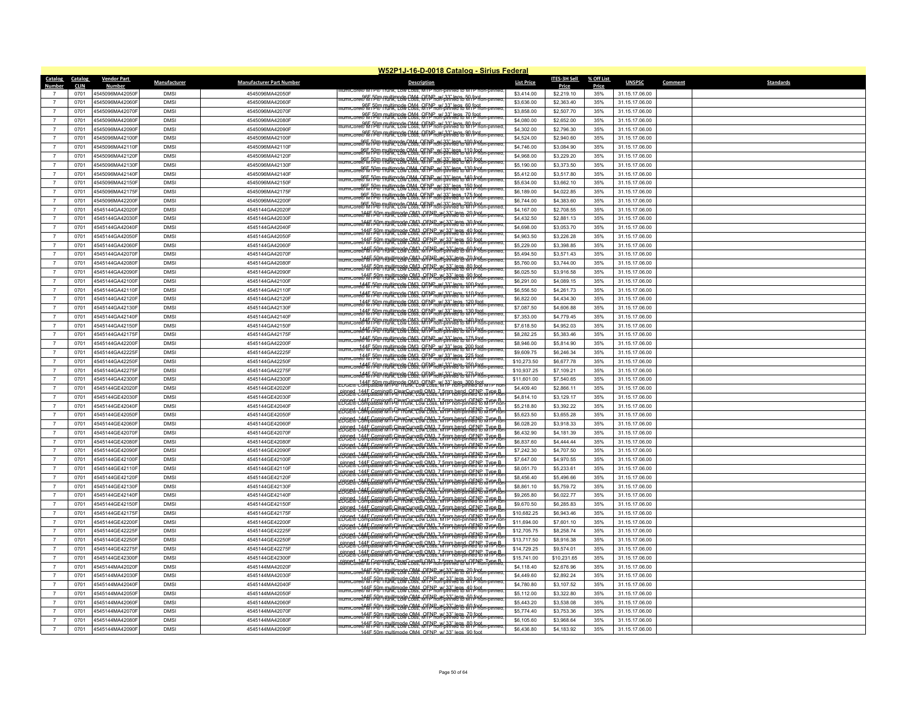## W52P1J-16-D-0018 Catalog - Sirius Federal

| Catalog Number | Catalog CLIN | Vendor Part Number | Manufacturer | Manufacturer Part Number | Description | List Price | ITES-3H Sell Price | % Off List Price | UNSPSC | Comment | Standards |
|---|---|---|---|---|---|---|---|---|---|---|---|
| 7 | 0701 | 4545096MA42050F | DMSI | 4545096MA42050F | IllumiCore® MTP® Trunk, Low Loss, MTP non-pinned to MTP non-pinned, 96F 50m multimode OM4, OFNP, w/ 33" legs, 50 foot | $3,414.00 | $2,219.10 | 35% | 31.15.17.06.00 | | |
| 7 | 0701 | 4545096MA42060F | DMSI | 4545096MA42060F | IllumiCore® MTP® Trunk, Low Loss, MTP non-pinned to MTP non-pinned, 96F 50m multimode OM4, OFNP, w/ 33" legs, 60 foot | $3,636.00 | $2,363.40 | 35% | 31.15.17.06.00 | | |
| 7 | 0701 | 4545096MA42070F | DMSI | 4545096MA42070F | IllumiCore® MTP® Trunk, Low Loss, MTP non-pinned to MTP non-pinned, 96F 50m multimode OM4, OFNP, w/ 33" legs, 70 foot | $3,858.00 | $2,507.70 | 35% | 31.15.17.06.00 | | |
| 7 | 0701 | 4545096MA42080F | DMSI | 4545096MA42080F | IllumiCore® MTP® Trunk, Low Loss, MTP non-pinned to MTP non-pinned, 96F 50m multimode OM4, OFNP, w/ 33" legs, 80 foot | $4,080.00 | $2,652.00 | 35% | 31.15.17.06.00 | | |
| 7 | 0701 | 4545096MA42090F | DMSI | 4545096MA42090F | IllumiCore® MTP® Trunk, Low Loss, MTP non-pinned to MTP non-pinned, 96F 50m multimode OM4, OFNP, w/ 33" legs, 90 foot | $4,302.00 | $2,796.30 | 35% | 31.15.17.06.00 | | |
| 7 | 0701 | 4545096MA42100F | DMSI | 4545096MA42100F | IllumiCore® MTP® Trunk, Low Loss, MTP non-pinned to MTP non-pinned, 96F 50m multimode OM4, OFNP, w/ 33" legs, 100 foot | $4,524.00 | $2,940.60 | 35% | 31.15.17.06.00 | | |
| 7 | 0701 | 4545096MA42110F | DMSI | 4545096MA42110F | IllumiCore® MTP® Trunk, Low Loss, MTP non-pinned to MTP non-pinned, 96F 50m multimode OM4, OFNP, w/ 33" legs, 110 foot | $4,746.00 | $3,084.90 | 35% | 31.15.17.06.00 | | |
| 7 | 0701 | 4545096MA42120F | DMSI | 4545096MA42120F | IllumiCore® MTP® Trunk, Low Loss, MTP non-pinned to MTP non-pinned, 96F 50m multimode OM4, OFNP, w/ 33" legs, 120 foot | $4,968.00 | $3,229.20 | 35% | 31.15.17.06.00 | | |
| 7 | 0701 | 4545096MA42130F | DMSI | 4545096MA42130F | IllumiCore® MTP® Trunk, Low Loss, MTP non-pinned to MTP non-pinned, 96F 50m multimode OM4, OFNP, w/ 33" legs, 130 foot | $5,190.00 | $3,373.50 | 35% | 31.15.17.06.00 | | |
| 7 | 0701 | 4545096MA42140F | DMSI | 4545096MA42140F | IllumiCore® MTP® Trunk, Low Loss, MTP non-pinned to MTP non-pinned, 96F 50m multimode OM4, OFNP, w/ 33" legs, 140 foot | $5,412.00 | $3,517.80 | 35% | 31.15.17.06.00 | | |
| 7 | 0701 | 4545096MA42150F | DMSI | 4545096MA42150F | IllumiCore® MTP® Trunk, Low Loss, MTP non-pinned to MTP non-pinned, 96F 50m multimode OM4, OFNP, w/ 33" legs, 150 foot | $5,634.00 | $3,662.10 | 35% | 31.15.17.06.00 | | |
| 7 | 0701 | 4545096MA42175F | DMSI | 4545096MA42175F | IllumiCore® MTP® Trunk, Low Loss, MTP non-pinned to MTP non-pinned, 96F 50m multimode OM4, OFNP, w/ 33" legs, 175 foot | $6,189.00 | $4,022.85 | 35% | 31.15.17.06.00 | | |
| 7 | 0701 | 4545096MA42200F | DMSI | 4545096MA42200F | IllumiCore® MTP® Trunk, Low Loss, MTP non-pinned to MTP non-pinned, 96F 50m multimode OM4, OFNP, w/ 33" legs, 200 foot | $6,744.00 | $4,383.60 | 35% | 31.15.17.06.00 | | |
| 7 | 0701 | 4545144GA42020F | DMSI | 4545144GA42020F | IllumiCore® MTP® Trunk, Low Loss, MTP non-pinned to MTP non-pinned, 144F 50m multimode OM3, OFNP, w/ 33" legs, 20 foot | $4,167.00 | $2,708.55 | 35% | 31.15.17.06.00 | | |
| 7 | 0701 | 4545144GA42030F | DMSI | 4545144GA42030F | IllumiCore® MTP® Trunk, Low Loss, MTP non-pinned to MTP non-pinned, 144F 50m multimode OM3, OFNP, w/ 33" legs, 30 foot | $4,432.50 | $2,881.13 | 35% | 31.15.17.06.00 | | |
| 7 | 0701 | 4545144GA42040F | DMSI | 4545144GA42040F | IllumiCore® MTP® Trunk, Low Loss, MTP non-pinned to MTP non-pinned, 144F 50m multimode OM3, OFNP, w/ 33" legs, 40 foot | $4,698.00 | $3,053.70 | 35% | 31.15.17.06.00 | | |
| 7 | 0701 | 4545144GA42050F | DMSI | 4545144GA42050F | IllumiCore® MTP® Trunk, Low Loss, MTP non-pinned to MTP non-pinned, 144F 50m multimode OM3, OFNP, w/ 33" legs, 50 foot | $4,963.50 | $3,226.28 | 35% | 31.15.17.06.00 | | |
| 7 | 0701 | 4545144GA42060F | DMSI | 4545144GA42060F | IllumiCore® MTP® Trunk, Low Loss, MTP non-pinned to MTP non-pinned, 144F 50m multimode OM3, OFNP, w/ 33" legs, 60 foot | $5,229.00 | $3,398.85 | 35% | 31.15.17.06.00 | | |
| 7 | 0701 | 4545144GA42070F | DMSI | 4545144GA42070F | IllumiCore® MTP® Trunk, Low Loss, MTP non-pinned to MTP non-pinned, 144F 50m multimode OM3, OFNP, w/ 33" legs, 70 foot | $5,494.50 | $3,571.43 | 35% | 31.15.17.06.00 | | |
| 7 | 0701 | 4545144GA42080F | DMSI | 4545144GA42080F | IllumiCore® MTP® Trunk, Low Loss, MTP non-pinned to MTP non-pinned, 144F 50m multimode OM3, OFNP, w/ 33" legs, 80 foot | $5,760.00 | $3,744.00 | 35% | 31.15.17.06.00 | | |
| 7 | 0701 | 4545144GA42090F | DMSI | 4545144GA42090F | IllumiCore® MTP® Trunk, Low Loss, MTP non-pinned to MTP non-pinned, 144F 50m multimode OM3, OFNP, w/ 33" legs, 90 foot | $6,025.50 | $3,916.58 | 35% | 31.15.17.06.00 | | |
| 7 | 0701 | 4545144GA42100F | DMSI | 4545144GA42100F | IllumiCore® MTP® Trunk, Low Loss, MTP non-pinned to MTP non-pinned, 144F 50m multimode OM3, OFNP, w/ 33" legs, 100 foot | $6,291.00 | $4,089.15 | 35% | 31.15.17.06.00 | | |
| 7 | 0701 | 4545144GA42110F | DMSI | 4545144GA42110F | IllumiCore® MTP® Trunk, Low Loss, MTP non-pinned to MTP non-pinned, 144F 50m multimode OM3, OFNP, w/ 33" legs, 110 foot | $6,556.50 | $4,261.73 | 35% | 31.15.17.06.00 | | |
| 7 | 0701 | 4545144GA42120F | DMSI | 4545144GA42120F | IllumiCore® MTP® Trunk, Low Loss, MTP non-pinned to MTP non-pinned, 144F 50m multimode OM3, OFNP, w/ 33" legs, 120 foot | $6,822.00 | $4,434.30 | 35% | 31.15.17.06.00 | | |
| 7 | 0701 | 4545144GA42130F | DMSI | 4545144GA42130F | IllumiCore® MTP® Trunk, Low Loss, MTP non-pinned to MTP non-pinned, 144F 50m multimode OM3, OFNP, w/ 33" legs, 130 foot | $7,087.50 | $4,606.88 | 35% | 31.15.17.06.00 | | |
| 7 | 0701 | 4545144GA42140F | DMSI | 4545144GA42140F | IllumiCore® MTP® Trunk, Low Loss, MTP non-pinned to MTP non-pinned, 144F 50m multimode OM3, OFNP, w/ 33" legs, 140 foot | $7,353.00 | $4,779.45 | 35% | 31.15.17.06.00 | | |
| 7 | 0701 | 4545144GA42150F | DMSI | 4545144GA42150F | IllumiCore® MTP® Trunk, Low Loss, MTP non-pinned to MTP non-pinned, 144F 50m multimode OM3, OFNP, w/ 33" legs, 150 foot | $7,618.50 | $4,952.03 | 35% | 31.15.17.06.00 | | |
| 7 | 0701 | 4545144GA42175F | DMSI | 4545144GA42175F | IllumiCore® MTP® Trunk, Low Loss, MTP non-pinned to MTP non-pinned, 144F 50m multimode OM3, OFNP, w/ 33" legs, 175 foot | $8,282.25 | $5,383.46 | 35% | 31.15.17.06.00 | | |
| 7 | 0701 | 4545144GA42200F | DMSI | 4545144GA42200F | IllumiCore® MTP® Trunk, Low Loss, MTP non-pinned to MTP non-pinned, 144F 50m multimode OM3, OFNP, w/ 33" legs, 200 foot | $8,946.00 | $5,814.90 | 35% | 31.15.17.06.00 | | |
| 7 | 0701 | 4545144GA42225F | DMSI | 4545144GA42225F | IllumiCore® MTP® Trunk, Low Loss, MTP non-pinned to MTP non-pinned, 144F 50m multimode OM3, OFNP, w/ 33" legs, 225 foot | $9,609.75 | $6,246.34 | 35% | 31.15.17.06.00 | | |
| 7 | 0701 | 4545144GA42250F | DMSI | 4545144GA42250F | IllumiCore® MTP® Trunk, Low Loss, MTP non-pinned to MTP non-pinned, 144F 50m multimode OM3, OFNP, w/ 33" legs, 250 foot | $10,273.50 | $6,677.78 | 35% | 31.15.17.06.00 | | |
| 7 | 0701 | 4545144GA42275F | DMSI | 4545144GA42275F | IllumiCore® MTP® Trunk, Low Loss, MTP non-pinned to MTP non-pinned, 144F 50m multimode OM3, OFNP, w/ 33" legs, 275 foot | $10,937.25 | $7,109.21 | 35% | 31.15.17.06.00 | | |
| 7 | 0701 | 4545144GA42300F | DMSI | 4545144GA42300F | IllumiCore® MTP® Trunk, Low Loss, MTP non-pinned to MTP non-pinned, 144F 50m multimode OM3, OFNP, w/ 33" legs, 300 foot | $11,601.00 | $7,540.65 | 35% | 31.15.17.06.00 | | |
| 7 | 0701 | 4545144GE42020F | DMSI | 4545144GE42020F | EDGE® Compatible MTP® Trunk, Low Loss, MTP non-pinned to MTP non-pinned, 144F Corning® ClearCurve® OM3, 7.5mm bend, OFNP, Type B, 20 foot | $4,409.40 | $2,866.11 | 35% | 31.15.17.06.00 | | |
| 7 | 0701 | 4545144GE42030F | DMSI | 4545144GE42030F | EDGE® Compatible MTP® Trunk, Low Loss, MTP non-pinned to MTP non-pinned, 144F Corning® ClearCurve® OM3, 7.5mm bend, OFNP, Type B, 30 foot | $4,814.10 | $3,129.17 | 35% | 31.15.17.06.00 | | |
| 7 | 0701 | 4545144GE42040F | DMSI | 4545144GE42040F | EDGE® Compatible MTP® Trunk, Low Loss, MTP non-pinned to MTP non-pinned, 144F Corning® ClearCurve® OM3, 7.5mm bend, OFNP, Type B, 40 foot | $5,218.80 | $3,392.22 | 35% | 31.15.17.06.00 | | |
| 7 | 0701 | 4545144GE42050F | DMSI | 4545144GE42050F | EDGE® Compatible MTP® Trunk, Low Loss, MTP non-pinned to MTP non-pinned, 144F Corning® ClearCurve® OM3, 7.5mm bend, OFNP, Type B, 50 foot | $5,623.50 | $3,655.28 | 35% | 31.15.17.06.00 | | |
| 7 | 0701 | 4545144GE42060F | DMSI | 4545144GE42060F | EDGE® Compatible MTP® Trunk, Low Loss, MTP non-pinned to MTP non-pinned, 144F Corning® ClearCurve® OM3, 7.5mm bend, OFNP, Type B, 60 foot | $6,028.20 | $3,918.33 | 35% | 31.15.17.06.00 | | |
| 7 | 0701 | 4545144GE42070F | DMSI | 4545144GE42070F | EDGE® Compatible MTP® Trunk, Low Loss, MTP non-pinned to MTP non-pinned, 144F Corning® ClearCurve® OM3, 7.5mm bend, OFNP, Type B, 70 foot | $6,432.90 | $4,181.39 | 35% | 31.15.17.06.00 | | |
| 7 | 0701 | 4545144GE42080F | DMSI | 4545144GE42080F | EDGE® Compatible MTP® Trunk, Low Loss, MTP non-pinned to MTP non-pinned, 144F Corning® ClearCurve® OM3, 7.5mm bend, OFNP, Type B, 80 foot | $6,837.60 | $4,444.44 | 35% | 31.15.17.06.00 | | |
| 7 | 0701 | 4545144GE42090F | DMSI | 4545144GE42090F | EDGE® Compatible MTP® Trunk, Low Loss, MTP non-pinned to MTP non-pinned, 144F Corning® ClearCurve® OM3, 7.5mm bend, OFNP, Type B, 90 foot | $7,242.30 | $4,707.50 | 35% | 31.15.17.06.00 | | |
| 7 | 0701 | 4545144GE42100F | DMSI | 4545144GE42100F | EDGE® Compatible MTP® Trunk, Low Loss, MTP non-pinned to MTP non-pinned, 144F Corning® ClearCurve® OM3, 7.5mm bend, OFNP, Type B, 100 foot | $7,647.00 | $4,970.55 | 35% | 31.15.17.06.00 | | |
| 7 | 0701 | 4545144GE42110F | DMSI | 4545144GE42110F | EDGE® Compatible MTP® Trunk, Low Loss, MTP non-pinned to MTP non-pinned, 144F Corning® ClearCurve® OM3, 7.5mm bend, OFNP, Type B, 110 foot | $8,051.70 | $5,233.61 | 35% | 31.15.17.06.00 | | |
| 7 | 0701 | 4545144GE42120F | DMSI | 4545144GE42120F | EDGE® Compatible MTP® Trunk, Low Loss, MTP non-pinned to MTP non-pinned, 144F Corning® ClearCurve® OM3, 7.5mm bend, OFNP, Type B, 120 foot | $8,456.40 | $5,496.66 | 35% | 31.15.17.06.00 | | |
| 7 | 0701 | 4545144GE42130F | DMSI | 4545144GE42130F | EDGE® Compatible MTP® Trunk, Low Loss, MTP non-pinned to MTP non-pinned, 144F Corning® ClearCurve® OM3, 7.5mm bend, OFNP, Type B, 130 foot | $8,861.10 | $5,759.72 | 35% | 31.15.17.06.00 | | |
| 7 | 0701 | 4545144GE42140F | DMSI | 4545144GE42140F | EDGE® Compatible MTP® Trunk, Low Loss, MTP non-pinned to MTP non-pinned, 144F Corning® ClearCurve® OM3, 7.5mm bend, OFNP, Type B, 140 foot | $9,265.80 | $6,022.77 | 35% | 31.15.17.06.00 | | |
| 7 | 0701 | 4545144GE42150F | DMSI | 4545144GE42150F | EDGE® Compatible MTP® Trunk, Low Loss, MTP non-pinned to MTP non-pinned, 144F Corning® ClearCurve® OM3, 7.5mm bend, OFNP, Type B, 150 foot | $9,670.50 | $6,285.83 | 35% | 31.15.17.06.00 | | |
| 7 | 0701 | 4545144GE42175F | DMSI | 4545144GE42175F | EDGE® Compatible MTP® Trunk, Low Loss, MTP non-pinned to MTP non-pinned, 144F Corning® ClearCurve® OM3, 7.5mm bend, OFNP, Type B, 175 foot | $10,682.25 | $6,943.46 | 35% | 31.15.17.06.00 | | |
| 7 | 0701 | 4545144GE42200F | DMSI | 4545144GE42200F | EDGE® Compatible MTP® Trunk, Low Loss, MTP non-pinned to MTP non-pinned, 144F Corning® ClearCurve® OM3, 7.5mm bend, OFNP, Type B, 200 foot | $11,694.00 | $7,601.10 | 35% | 31.15.17.06.00 | | |
| 7 | 0701 | 4545144GE42225F | DMSI | 4545144GE42225F | EDGE® Compatible MTP® Trunk, Low Loss, MTP non-pinned to MTP non-pinned, 144F Corning® ClearCurve® OM3, 7.5mm bend, OFNP, Type B, 225 foot | $12,705.75 | $8,258.74 | 35% | 31.15.17.06.00 | | |
| 7 | 0701 | 4545144GE42250F | DMSI | 4545144GE42250F | EDGE® Compatible MTP® Trunk, Low Loss, MTP non-pinned to MTP non-pinned, 144F Corning® ClearCurve® OM3, 7.5mm bend, OFNP, Type B, 250 foot | $13,717.50 | $8,916.38 | 35% | 31.15.17.06.00 | | |
| 7 | 0701 | 4545144GE42275F | DMSI | 4545144GE42275F | EDGE® Compatible MTP® Trunk, Low Loss, MTP non-pinned to MTP non-pinned, 144F Corning® ClearCurve® OM3, 7.5mm bend, OFNP, Type B, 275 foot | $14,729.25 | $9,574.01 | 35% | 31.15.17.06.00 | | |
| 7 | 0701 | 4545144GE42300F | DMSI | 4545144GE42300F | EDGE® Compatible MTP® Trunk, Low Loss, MTP non-pinned to MTP non-pinned, 144F Corning® ClearCurve® OM3, 7.5mm bend, OFNP, Type B, 300 foot | $15,741.00 | $10,231.65 | 35% | 31.15.17.06.00 | | |
| 7 | 0701 | 4545144MA42020F | DMSI | 4545144MA42020F | IllumiCore® MTP® Trunk, Low Loss, MTP non-pinned to MTP non-pinned, 144F 50m multimode OM4, OFNP, w/ 33" legs, 20 foot | $4,118.40 | $2,676.96 | 35% | 31.15.17.06.00 | | |
| 7 | 0701 | 4545144MA42030F | DMSI | 4545144MA42030F | IllumiCore® MTP® Trunk, Low Loss, MTP non-pinned to MTP non-pinned, 144F 50m multimode OM4, OFNP, w/ 33" legs, 30 foot | $4,449.60 | $2,892.24 | 35% | 31.15.17.06.00 | | |
| 7 | 0701 | 4545144MA42040F | DMSI | 4545144MA42040F | IllumiCore® MTP® Trunk, Low Loss, MTP non-pinned to MTP non-pinned, 144F 50m multimode OM4, OFNP, w/ 33" legs, 40 foot | $4,780.80 | $3,107.52 | 35% | 31.15.17.06.00 | | |
| 7 | 0701 | 4545144MA42050F | DMSI | 4545144MA42050F | IllumiCore® MTP® Trunk, Low Loss, MTP non-pinned to MTP non-pinned, 144F 50m multimode OM4, OFNP, w/ 33" legs, 50 foot | $5,112.00 | $3,322.80 | 35% | 31.15.17.06.00 | | |
| 7 | 0701 | 4545144MA42060F | DMSI | 4545144MA42060F | IllumiCore® MTP® Trunk, Low Loss, MTP non-pinned to MTP non-pinned, 144F 50m multimode OM4, OFNP, w/ 33" legs, 60 foot | $5,443.20 | $3,538.08 | 35% | 31.15.17.06.00 | | |
| 7 | 0701 | 4545144MA42070F | DMSI | 4545144MA42070F | IllumiCore® MTP® Trunk, Low Loss, MTP non-pinned to MTP non-pinned, 144F 50m multimode OM4, OFNP, w/ 33" legs, 70 foot | $5,774.40 | $3,753.36 | 35% | 31.15.17.06.00 | | |
| 7 | 0701 | 4545144MA42080F | DMSI | 4545144MA42080F | IllumiCore® MTP® Trunk, Low Loss, MTP non-pinned to MTP non-pinned, 144F 50m multimode OM4, OFNP, w/ 33" legs, 80 foot | $6,105.60 | $3,968.64 | 35% | 31.15.17.06.00 | | |
| 7 | 0701 | 4545144MA42090F | DMSI | 4545144MA42090F | IllumiCore® MTP® Trunk, Low Loss, MTP non-pinned to MTP non-pinned, 144F 50m multimode OM4, OFNP, w/ 33" legs, 90 foot | $6,436.80 | $4,183.92 | 35% | 31.15.17.06.00 | | |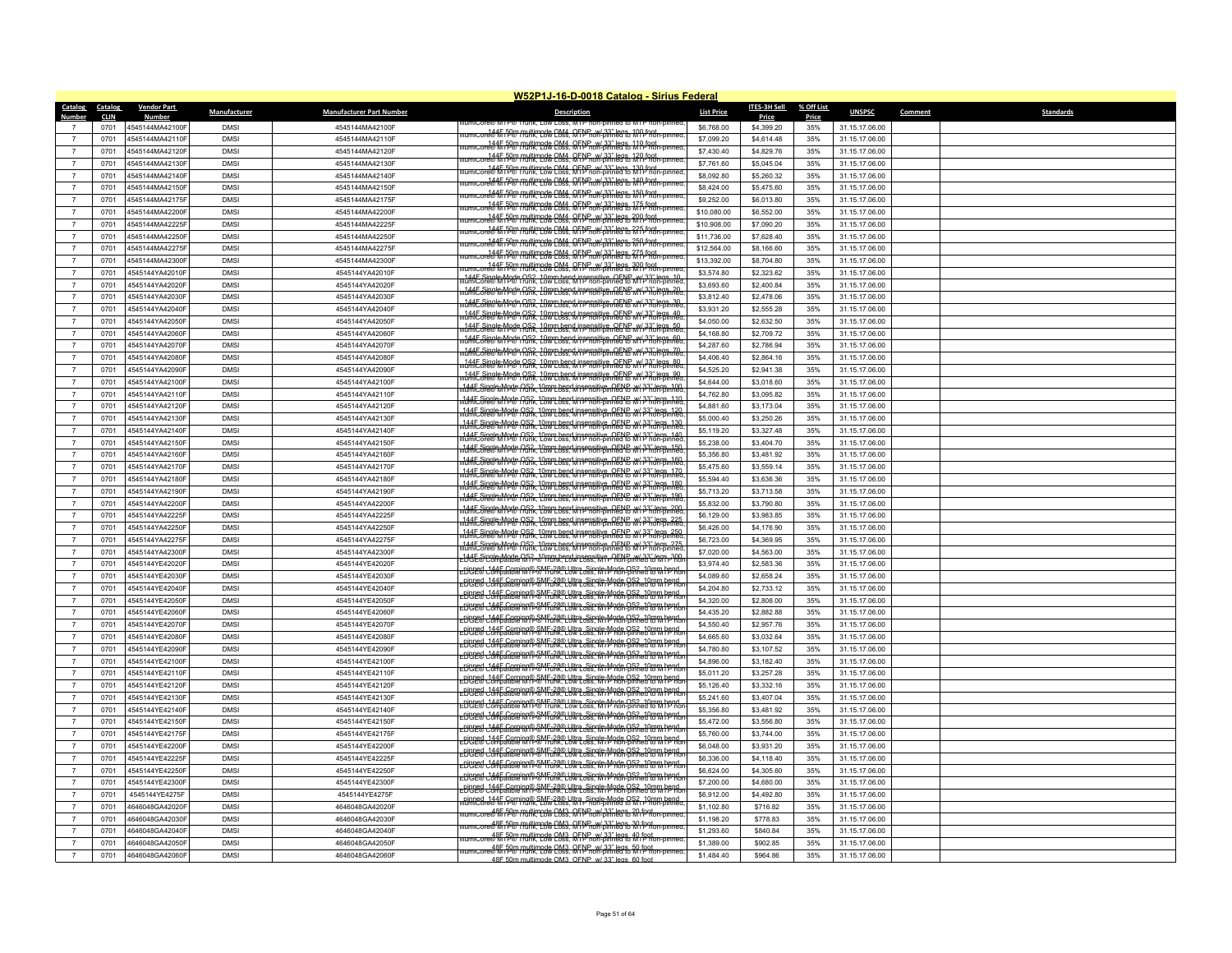# W52P1J-16-D-0018 Catalog - Sirius Federal

| Catalog Number | Catalog CLIN | Vendor Part Number | Manufacturer | Manufacturer Part Number | Description | List Price | ITES-3H Sell Price | % Off List Price | UNSPSC | Comment | Standards |
|---|---|---|---|---|---|---|---|---|---|---|---|
| 7 | 0701 | 4545144MA42100F | DMSI | 4545144MA42100F | IllumiCore® MTP® Trunk, Low Loss, MTP non-pinned to MTP non-pinned, 144F 50m multimode OM4, OFNP, w/ 33" legs, 100 foot | $6,768.00 | $4,399.20 | 35% | 31.15.17.06.00 | | |
| 7 | 0701 | 4545144MA42110F | DMSI | 4545144MA42110F | IllumiCore® MTP® Trunk, Low Loss, MTP non-pinned to MTP non-pinned, 144F 50m multimode OM4, OFNP, w/ 33" legs, 110 foot | $7,099.20 | $4,614.48 | 35% | 31.15.17.06.00 | | |
| 7 | 0701 | 4545144MA42120F | DMSI | 4545144MA42120F | IllumiCore® MTP® Trunk, Low Loss, MTP non-pinned to MTP non-pinned, 144F 50m multimode OM4, OFNP, w/ 33" legs, 120 foot | $7,430.40 | $4,829.76 | 35% | 31.15.17.06.00 | | |
| 7 | 0701 | 4545144MA42130F | DMSI | 4545144MA42130F | IllumiCore® MTP® Trunk, Low Loss, MTP non-pinned to MTP non-pinned, 144F 50m multimode OM4, OFNP, w/ 33" legs, 130 foot | $7,761.60 | $5,045.04 | 35% | 31.15.17.06.00 | | |
| 7 | 0701 | 4545144MA42140F | DMSI | 4545144MA42140F | IllumiCore® MTP® Trunk, Low Loss, MTP non-pinned to MTP non-pinned, 144F 50m multimode OM4, OFNP, w/ 33" legs, 140 foot | $8,092.80 | $5,260.32 | 35% | 31.15.17.06.00 | | |
| 7 | 0701 | 4545144MA42150F | DMSI | 4545144MA42150F | IllumiCore® MTP® Trunk, Low Loss, MTP non-pinned to MTP non-pinned, 144F 50m multimode OM4, OFNP, w/ 33" legs, 150 foot | $8,424.00 | $5,475.60 | 35% | 31.15.17.06.00 | | |
| 7 | 0701 | 4545144MA42175F | DMSI | 4545144MA42175F | IllumiCore® MTP® Trunk, Low Loss, MTP non-pinned to MTP non-pinned, 144F 50m multimode OM4, OFNP, w/ 33" legs, 175 foot | $9,252.00 | $6,013.80 | 35% | 31.15.17.06.00 | | |
| 7 | 0701 | 4545144MA42200F | DMSI | 4545144MA42200F | IllumiCore® MTP® Trunk, Low Loss, MTP non-pinned to MTP non-pinned, 144F 50m multimode OM4, OFNP, w/ 33" legs, 200 foot | $10,080.00 | $6,552.00 | 35% | 31.15.17.06.00 | | |
| 7 | 0701 | 4545144MA42225F | DMSI | 4545144MA42225F | IllumiCore® MTP® Trunk, Low Loss, MTP non-pinned to MTP non-pinned, 144F 50m multimode OM4, OFNP, w/ 33" legs, 225 foot | $10,908.00 | $7,090.20 | 35% | 31.15.17.06.00 | | |
| 7 | 0701 | 4545144MA42250F | DMSI | 4545144MA42250F | IllumiCore® MTP® Trunk, Low Loss, MTP non-pinned to MTP non-pinned, 144F 50m multimode OM4, OFNP, w/ 33" legs, 250 foot | $11,736.00 | $7,628.40 | 35% | 31.15.17.06.00 | | |
| 7 | 0701 | 4545144MA42275F | DMSI | 4545144MA42275F | IllumiCore® MTP® Trunk, Low Loss, MTP non-pinned to MTP non-pinned, 144F 50m multimode OM4, OFNP, w/ 33" legs, 275 foot | $12,564.00 | $8,166.60 | 35% | 31.15.17.06.00 | | |
| 7 | 0701 | 4545144MA42300F | DMSI | 4545144MA42300F | IllumiCore® MTP® Trunk, Low Loss, MTP non-pinned to MTP non-pinned, 144F 50m multimode OM4, OFNP, w/ 33" legs, 300 foot | $13,392.00 | $8,704.80 | 35% | 31.15.17.06.00 | | |
| 7 | 0701 | 4545144YA42010F | DMSI | 4545144YA42010F | IllumiCore® MTP® Trunk, Low Loss, MTP non-pinned to MTP non-pinned, 144F Single-Mode OS2, 10mm bend insensitive, OFNP, w/ 33" legs, 10 foot | $3,574.80 | $2,323.62 | 35% | 31.15.17.06.00 | | |
| 7 | 0701 | 4545144YA42020F | DMSI | 4545144YA42020F | IllumiCore® MTP® Trunk, Low Loss, MTP non-pinned to MTP non-pinned, 144F Single-Mode OS2, 10mm bend insensitive, OFNP, w/ 33" legs, 20 foot | $3,693.60 | $2,400.84 | 35% | 31.15.17.06.00 | | |
| 7 | 0701 | 4545144YA42030F | DMSI | 4545144YA42030F | IllumiCore® MTP® Trunk, Low Loss, MTP non-pinned to MTP non-pinned, 144F Single-Mode OS2, 10mm bend insensitive, OFNP, w/ 33" legs, 30 foot | $3,812.40 | $2,478.06 | 35% | 31.15.17.06.00 | | |
| 7 | 0701 | 4545144YA42040F | DMSI | 4545144YA42040F | IllumiCore® MTP® Trunk, Low Loss, MTP non-pinned to MTP non-pinned, 144F Single-Mode OS2, 10mm bend insensitive, OFNP, w/ 33" legs, 40 foot | $3,931.20 | $2,555.28 | 35% | 31.15.17.06.00 | | |
| 7 | 0701 | 4545144YA42050F | DMSI | 4545144YA42050F | IllumiCore® MTP® Trunk, Low Loss, MTP non-pinned to MTP non-pinned, 144F Single-Mode OS2, 10mm bend insensitive, OFNP, w/ 33" legs, 50 foot | $4,050.00 | $2,632.50 | 35% | 31.15.17.06.00 | | |
| 7 | 0701 | 4545144YA42060F | DMSI | 4545144YA42060F | IllumiCore® MTP® Trunk, Low Loss, MTP non-pinned to MTP non-pinned, 144F Single-Mode OS2, 10mm bend insensitive, OFNP, w/ 33" legs, 60 foot | $4,168.80 | $2,709.72 | 35% | 31.15.17.06.00 | | |
| 7 | 0701 | 4545144YA42070F | DMSI | 4545144YA42070F | IllumiCore® MTP® Trunk, Low Loss, MTP non-pinned to MTP non-pinned, 144F Single-Mode OS2, 10mm bend insensitive, OFNP, w/ 33" legs, 70 foot | $4,287.60 | $2,786.94 | 35% | 31.15.17.06.00 | | |
| 7 | 0701 | 4545144YA42080F | DMSI | 4545144YA42080F | IllumiCore® MTP® Trunk, Low Loss, MTP non-pinned to MTP non-pinned, 144F Single-Mode OS2, 10mm bend insensitive, OFNP, w/ 33" legs, 80 foot | $4,406.40 | $2,864.16 | 35% | 31.15.17.06.00 | | |
| 7 | 0701 | 4545144YA42090F | DMSI | 4545144YA42090F | IllumiCore® MTP® Trunk, Low Loss, MTP non-pinned to MTP non-pinned, 144F Single-Mode OS2, 10mm bend insensitive, OFNP, w/ 33" legs, 90 foot | $4,525.20 | $2,941.38 | 35% | 31.15.17.06.00 | | |
| 7 | 0701 | 4545144YA42100F | DMSI | 4545144YA42100F | IllumiCore® MTP® Trunk, Low Loss, MTP non-pinned to MTP non-pinned, 144F Single-Mode OS2, 10mm bend insensitive, OFNP, w/ 33" legs, 100 foot | $4,644.00 | $3,018.60 | 35% | 31.15.17.06.00 | | |
| 7 | 0701 | 4545144YA42110F | DMSI | 4545144YA42110F | IllumiCore® MTP® Trunk, Low Loss, MTP non-pinned to MTP non-pinned, 144F Single-Mode OS2, 10mm bend insensitive, OFNP, w/ 33" legs, 110 foot | $4,762.80 | $3,095.82 | 35% | 31.15.17.06.00 | | |
| 7 | 0701 | 4545144YA42120F | DMSI | 4545144YA42120F | IllumiCore® MTP® Trunk, Low Loss, MTP non-pinned to MTP non-pinned, 144F Single-Mode OS2, 10mm bend insensitive, OFNP, w/ 33" legs, 120 foot | $4,881.60 | $3,173.04 | 35% | 31.15.17.06.00 | | |
| 7 | 0701 | 4545144YA42130F | DMSI | 4545144YA42130F | IllumiCore® MTP® Trunk, Low Loss, MTP non-pinned to MTP non-pinned, 144F Single-Mode OS2, 10mm bend insensitive, OFNP, w/ 33" legs, 130 foot | $5,000.40 | $3,250.26 | 35% | 31.15.17.06.00 | | |
| 7 | 0701 | 4545144YA42140F | DMSI | 4545144YA42140F | IllumiCore® MTP® Trunk, Low Loss, MTP non-pinned to MTP non-pinned, 144F Single-Mode OS2, 10mm bend insensitive, OFNP, w/ 33" legs, 140 foot | $5,119.20 | $3,327.48 | 35% | 31.15.17.06.00 | | |
| 7 | 0701 | 4545144YA42150F | DMSI | 4545144YA42150F | IllumiCore® MTP® Trunk, Low Loss, MTP non-pinned to MTP non-pinned, 144F Single-Mode OS2, 10mm bend insensitive, OFNP, w/ 33" legs, 150 foot | $5,238.00 | $3,404.70 | 35% | 31.15.17.06.00 | | |
| 7 | 0701 | 4545144YA42160F | DMSI | 4545144YA42160F | IllumiCore® MTP® Trunk, Low Loss, MTP non-pinned to MTP non-pinned, 144F Single-Mode OS2, 10mm bend insensitive, OFNP, w/ 33" legs, 160 foot | $5,356.80 | $3,481.92 | 35% | 31.15.17.06.00 | | |
| 7 | 0701 | 4545144YA42170F | DMSI | 4545144YA42170F | IllumiCore® MTP® Trunk, Low Loss, MTP non-pinned to MTP non-pinned, 144F Single-Mode OS2, 10mm bend insensitive, OFNP, w/ 33" legs, 170 foot | $5,475.60 | $3,559.14 | 35% | 31.15.17.06.00 | | |
| 7 | 0701 | 4545144YA42180F | DMSI | 4545144YA42180F | IllumiCore® MTP® Trunk, Low Loss, MTP non-pinned to MTP non-pinned, 144F Single-Mode OS2, 10mm bend insensitive, OFNP, w/ 33" legs, 180 foot | $5,594.40 | $3,636.36 | 35% | 31.15.17.06.00 | | |
| 7 | 0701 | 4545144YA42190F | DMSI | 4545144YA42190F | IllumiCore® MTP® Trunk, Low Loss, MTP non-pinned to MTP non-pinned, 144F Single-Mode OS2, 10mm bend insensitive, OFNP, w/ 33" legs, 190 foot | $5,713.20 | $3,713.58 | 35% | 31.15.17.06.00 | | |
| 7 | 0701 | 4545144YA42200F | DMSI | 4545144YA42200F | IllumiCore® MTP® Trunk, Low Loss, MTP non-pinned to MTP non-pinned, 144F Single-Mode OS2, 10mm bend insensitive, OFNP, w/ 33" legs, 200 foot | $5,832.00 | $3,790.80 | 35% | 31.15.17.06.00 | | |
| 7 | 0701 | 4545144YA42225F | DMSI | 4545144YA42225F | IllumiCore® MTP® Trunk, Low Loss, MTP non-pinned to MTP non-pinned, 144F Single-Mode OS2, 10mm bend insensitive, OFNP, w/ 33" legs, 225 foot | $6,129.00 | $3,983.85 | 35% | 31.15.17.06.00 | | |
| 7 | 0701 | 4545144YA42250F | DMSI | 4545144YA42250F | IllumiCore® MTP® Trunk, Low Loss, MTP non-pinned to MTP non-pinned, 144F Single-Mode OS2, 10mm bend insensitive, OFNP, w/ 33" legs, 250 foot | $6,426.00 | $4,176.90 | 35% | 31.15.17.06.00 | | |
| 7 | 0701 | 4545144YA42275F | DMSI | 4545144YA42275F | IllumiCore® MTP® Trunk, Low Loss, MTP non-pinned to MTP non-pinned, 144F Single-Mode OS2, 10mm bend insensitive, OFNP, w/ 33" legs, 275 foot | $6,723.00 | $4,369.95 | 35% | 31.15.17.06.00 | | |
| 7 | 0701 | 4545144YA42300F | DMSI | 4545144YA42300F | IllumiCore® MTP® Trunk, Low Loss, MTP non-pinned to MTP non-pinned, 144F Single-Mode OS2, 10mm bend insensitive, OFNP, w/ 33" legs, 300 foot | $7,020.00 | $4,563.00 | 35% | 31.15.17.06.00 | | |
| 7 | 0701 | 4545144YE42020F | DMSI | 4545144YE42020F | EDGE® Compatible MTP® Trunk, Low Loss, MTP non-pinned to MTP non-pinned, 144F Corning® SMF-28® Ultra, Single-Mode OS2, 10mm bend | $3,974.40 | $2,583.36 | 35% | 31.15.17.06.00 | | |
| 7 | 0701 | 4545144YE42030F | DMSI | 4545144YE42030F | EDGE® Compatible MTP® Trunk, Low Loss, MTP non-pinned to MTP non-pinned, 144F Corning® SMF-28® Ultra, Single-Mode OS2, 10mm bend | $4,089.60 | $2,658.24 | 35% | 31.15.17.06.00 | | |
| 7 | 0701 | 4545144YE42040F | DMSI | 4545144YE42040F | EDGE® Compatible MTP® Trunk, Low Loss, MTP non-pinned to MTP non-pinned, 144F Corning® SMF-28® Ultra, Single-Mode OS2, 10mm bend | $4,204.80 | $2,733.12 | 35% | 31.15.17.06.00 | | |
| 7 | 0701 | 4545144YE42050F | DMSI | 4545144YE42050F | EDGE® Compatible MTP® Trunk, Low Loss, MTP non-pinned to MTP non-pinned, 144F Corning® SMF-28® Ultra, Single-Mode OS2, 10mm bend | $4,320.00 | $2,808.00 | 35% | 31.15.17.06.00 | | |
| 7 | 0701 | 4545144YE42060F | DMSI | 4545144YE42060F | EDGE® Compatible MTP® Trunk, Low Loss, MTP non-pinned to MTP non-pinned, 144F Corning® SMF-28® Ultra, Single-Mode OS2, 10mm bend | $4,435.20 | $2,882.88 | 35% | 31.15.17.06.00 | | |
| 7 | 0701 | 4545144YE42070F | DMSI | 4545144YE42070F | EDGE® Compatible MTP® Trunk, Low Loss, MTP non-pinned to MTP non-pinned, 144F Corning® SMF-28® Ultra, Single-Mode OS2, 10mm bend | $4,550.40 | $2,957.76 | 35% | 31.15.17.06.00 | | |
| 7 | 0701 | 4545144YE42080F | DMSI | 4545144YE42080F | EDGE® Compatible MTP® Trunk, Low Loss, MTP non-pinned to MTP non-pinned, 144F Corning® SMF-28® Ultra, Single-Mode OS2, 10mm bend | $4,665.60 | $3,032.64 | 35% | 31.15.17.06.00 | | |
| 7 | 0701 | 4545144YE42090F | DMSI | 4545144YE42090F | EDGE® Compatible MTP® Trunk, Low Loss, MTP non-pinned to MTP non-pinned, 144F Corning® SMF-28® Ultra, Single-Mode OS2, 10mm bend | $4,780.80 | $3,107.52 | 35% | 31.15.17.06.00 | | |
| 7 | 0701 | 4545144YE42100F | DMSI | 4545144YE42100F | EDGE® Compatible MTP® Trunk, Low Loss, MTP non-pinned to MTP non-pinned, 144F Corning® SMF-28® Ultra, Single-Mode OS2, 10mm bend | $4,896.00 | $3,182.40 | 35% | 31.15.17.06.00 | | |
| 7 | 0701 | 4545144YE42110F | DMSI | 4545144YE42110F | EDGE® Compatible MTP® Trunk, Low Loss, MTP non-pinned to MTP non-pinned, 144F Corning® SMF-28® Ultra, Single-Mode OS2, 10mm bend | $5,011.20 | $3,257.28 | 35% | 31.15.17.06.00 | | |
| 7 | 0701 | 4545144YE42120F | DMSI | 4545144YE42120F | EDGE® Compatible MTP® Trunk, Low Loss, MTP non-pinned to MTP non-pinned, 144F Corning® SMF-28® Ultra, Single-Mode OS2, 10mm bend | $5,126.40 | $3,332.16 | 35% | 31.15.17.06.00 | | |
| 7 | 0701 | 4545144YE42130F | DMSI | 4545144YE42130F | EDGE® Compatible MTP® Trunk, Low Loss, MTP non-pinned to MTP non-pinned, 144F Corning® SMF-28® Ultra, Single-Mode OS2, 10mm bend | $5,241.60 | $3,407.04 | 35% | 31.15.17.06.00 | | |
| 7 | 0701 | 4545144YE42140F | DMSI | 4545144YE42140F | EDGE® Compatible MTP® Trunk, Low Loss, MTP non-pinned to MTP non-pinned, 144F Corning® SMF-28® Ultra, Single-Mode OS2, 10mm bend | $5,356.80 | $3,481.92 | 35% | 31.15.17.06.00 | | |
| 7 | 0701 | 4545144YE42150F | DMSI | 4545144YE42150F | EDGE® Compatible MTP® Trunk, Low Loss, MTP non-pinned to MTP non-pinned, 144F Corning® SMF-28® Ultra, Single-Mode OS2, 10mm bend | $5,472.00 | $3,556.80 | 35% | 31.15.17.06.00 | | |
| 7 | 0701 | 4545144YE42175F | DMSI | 4545144YE42175F | EDGE® Compatible MTP® Trunk, Low Loss, MTP non-pinned to MTP non-pinned, 144F Corning® SMF-28® Ultra, Single-Mode OS2, 10mm bend | $5,760.00 | $3,744.00 | 35% | 31.15.17.06.00 | | |
| 7 | 0701 | 4545144YE42200F | DMSI | 4545144YE42200F | EDGE® Compatible MTP® Trunk, Low Loss, MTP non-pinned to MTP non-pinned, 144F Corning® SMF-28® Ultra, Single-Mode OS2, 10mm bend | $6,048.00 | $3,931.20 | 35% | 31.15.17.06.00 | | |
| 7 | 0701 | 4545144YE42225F | DMSI | 4545144YE42225F | EDGE® Compatible MTP® Trunk, Low Loss, MTP non-pinned to MTP non-pinned, 144F Corning® SMF-28® Ultra, Single-Mode OS2, 10mm bend | $6,336.00 | $4,118.40 | 35% | 31.15.17.06.00 | | |
| 7 | 0701 | 4545144YE42250F | DMSI | 4545144YE42250F | EDGE® Compatible MTP® Trunk, Low Loss, MTP non-pinned to MTP non-pinned, 144F Corning® SMF-28® Ultra, Single-Mode OS2, 10mm bend | $6,624.00 | $4,305.60 | 35% | 31.15.17.06.00 | | |
| 7 | 0701 | 4545144YE42300F | DMSI | 4545144YE42300F | EDGE® Compatible MTP® Trunk, Low Loss, MTP non-pinned to MTP non-pinned, 144F Corning® SMF-28® Ultra, Single-Mode OS2, 10mm bend | $7,200.00 | $4,680.00 | 35% | 31.15.17.06.00 | | |
| 7 | 0701 | 4545144YE4275F | DMSI | 4545144YE4275F | EDGE® Compatible MTP® Trunk, Low Loss, MTP non-pinned to MTP non-pinned, 144F Corning® SMF-28® Ultra, Single-Mode OS2, 10mm bend | $6,912.00 | $4,492.80 | 35% | 31.15.17.06.00 | | |
| 7 | 0701 | 4646048GA42020F | DMSI | 4646048GA42020F | IllumiCore® MTP® Trunk, Low Loss, MTP non-pinned to MTP non-pinned, 48F 50m multimode OM3, OFNP, w/ 33" legs, 20 foot | $1,102.80 | $716.82 | 35% | 31.15.17.06.00 | | |
| 7 | 0701 | 4646048GA42030F | DMSI | 4646048GA42030F | IllumiCore® MTP® Trunk, Low Loss, MTP non-pinned to MTP non-pinned, 48F 50m multimode OM3, OFNP, w/ 33" legs, 30 foot | $1,198.20 | $778.83 | 35% | 31.15.17.06.00 | | |
| 7 | 0701 | 4646048GA42040F | DMSI | 4646048GA42040F | IllumiCore® MTP® Trunk, Low Loss, MTP non-pinned to MTP non-pinned, 48F 50m multimode OM3, OFNP, w/ 33" legs, 40 foot | $1,293.60 | $840.84 | 35% | 31.15.17.06.00 | | |
| 7 | 0701 | 4646048GA42050F | DMSI | 4646048GA42050F | IllumiCore® MTP® Trunk, Low Loss, MTP non-pinned to MTP non-pinned, 48F 50m multimode OM3, OFNP, w/ 33" legs, 50 foot | $1,389.00 | $902.85 | 35% | 31.15.17.06.00 | | |
| 7 | 0701 | 4646048GA42060F | DMSI | 4646048GA42060F | IllumiCore® MTP® Trunk, Low Loss, MTP non-pinned to MTP non-pinned, 48F 50m multimode OM3, OFNP, w/ 33" legs, 60 foot | $1,484.40 | $964.86 | 35% | 31.15.17.06.00 | | |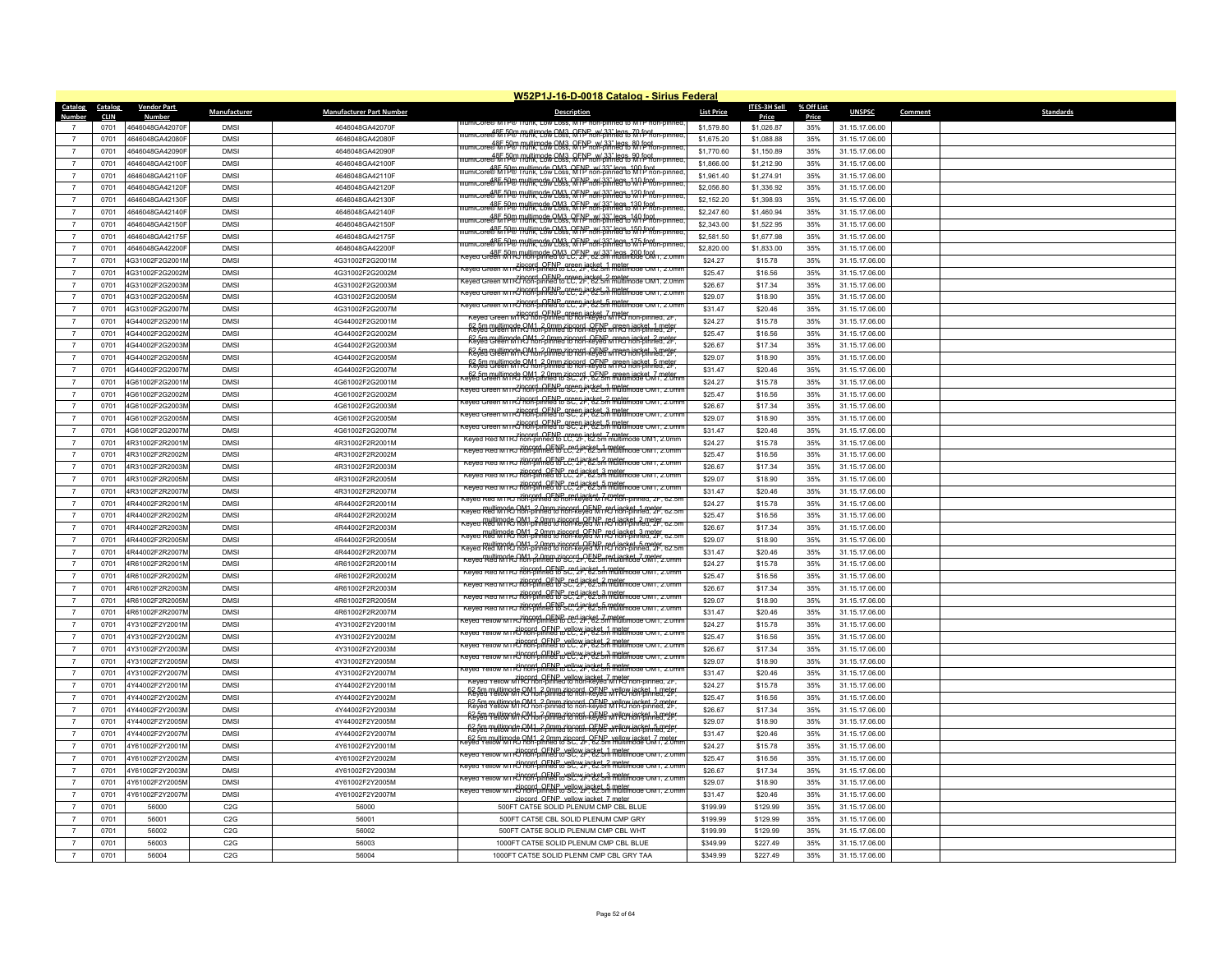## W52P1J-16-D-0018 Catalog - Sirius Federal

| Catalog Number | Catalog CLIN | Vendor Part Number | Manufacturer | Manufacturer Part Number | Description | List Price | ITES-3H Sell Price | % Off List Price | UNSPSC | Comment | Standards |
|---|---|---|---|---|---|---|---|---|---|---|---|
| 7 | 0701 | 4646048GA42070F | DMSI | 4646048GA42070F | IllumiCore® MTP® Trunk, Low Loss, MTP non-pinned to MTP non-pinned, 48F 50m multimode OM3, OFNP, w/ 33" legs, 70 foot | $1,579.80 | $1,026.87 | 35% | 31.15.17.06.00 | | |
| 7 | 0701 | 4646048GA42080F | DMSI | 4646048GA42080F | IllumiCore® MTP® Trunk, Low Loss, MTP non-pinned to MTP non-pinned, 48F 50m multimode OM3, OFNP, w/ 33" legs, 80 foot | $1,675.20 | $1,088.88 | 35% | 31.15.17.06.00 | | |
| 7 | 0701 | 4646048GA42090F | DMSI | 4646048GA42090F | IllumiCore® MTP® Trunk, Low Loss, MTP non-pinned to MTP non-pinned, 48F 50m multimode OM3, OFNP, w/ 33" legs, 90 foot | $1,770.60 | $1,150.89 | 35% | 31.15.17.06.00 | | |
| 7 | 0701 | 4646048GA42100F | DMSI | 4646048GA42100F | IllumiCore® MTP® Trunk, Low Loss, MTP non-pinned to MTP non-pinned, 48F 50m multimode OM3, OFNP, w/ 33" legs, 100 foot | $1,866.00 | $1,212.90 | 35% | 31.15.17.06.00 | | |
| 7 | 0701 | 4646048GA42110F | DMSI | 4646048GA42110F | IllumiCore® MTP® Trunk, Low Loss, MTP non-pinned to MTP non-pinned, 48F 50m multimode OM3, OFNP, w/ 33" legs, 110 foot | $1,961.40 | $1,274.91 | 35% | 31.15.17.06.00 | | |
| 7 | 0701 | 4646048GA42120F | DMSI | 4646048GA42120F | IllumiCore® MTP® Trunk, Low Loss, MTP non-pinned to MTP non-pinned, 48F 50m multimode OM3, OFNP, w/ 33" legs, 120 foot | $2,056.80 | $1,336.92 | 35% | 31.15.17.06.00 | | |
| 7 | 0701 | 4646048GA42130F | DMSI | 4646048GA42130F | IllumiCore® MTP® Trunk, Low Loss, MTP non-pinned to MTP non-pinned, 48F 50m multimode OM3, OFNP, w/ 33" legs, 130 foot | $2,152.20 | $1,398.93 | 35% | 31.15.17.06.00 | | |
| 7 | 0701 | 4646048GA42140F | DMSI | 4646048GA42140F | IllumiCore® MTP® Trunk, Low Loss, MTP non-pinned to MTP non-pinned, 48F 50m multimode OM3, OFNP, w/ 33" legs, 140 foot | $2,247.60 | $1,460.94 | 35% | 31.15.17.06.00 | | |
| 7 | 0701 | 4646048GA42150F | DMSI | 4646048GA42150F | IllumiCore® MTP® Trunk, Low Loss, MTP non-pinned to MTP non-pinned, 48F 50m multimode OM3, OFNP, w/ 33" legs, 150 foot | $2,343.00 | $1,522.95 | 35% | 31.15.17.06.00 | | |
| 7 | 0701 | 4646048GA42175F | DMSI | 4646048GA42175F | IllumiCore® MTP® Trunk, Low Loss, MTP non-pinned to MTP non-pinned, 48F 50m multimode OM3, OFNP, w/ 33" legs, 175 foot | $2,581.50 | $1,677.98 | 35% | 31.15.17.06.00 | | |
| 7 | 0701 | 4646048GA42200F | DMSI | 4646048GA42200F | IllumiCore® MTP® Trunk, Low Loss, MTP non-pinned to MTP non-pinned, 48F 50m multimode OM3, OFNP, w/ 33" legs, 200 foot | $2,820.00 | $1,833.00 | 35% | 31.15.17.06.00 | | |
| 7 | 0701 | 4G31002F2G2001M | DMSI | 4G31002F2G2001M | Keyed Green MTRJ non-pinned to LC, 2F, 62.5m multimode OM1, 2.0mm zipcord, OFNP, green jacket, 1 meter | $24.27 | $15.78 | 35% | 31.15.17.06.00 | | |
| 7 | 0701 | 4G31002F2G2002M | DMSI | 4G31002F2G2002M | Keyed Green MTRJ non-pinned to LC, 2F, 62.5m multimode OM1, 2.0mm zipcord, OFNP, green jacket, 2 meter | $25.47 | $16.56 | 35% | 31.15.17.06.00 | | |
| 7 | 0701 | 4G31002F2G2003M | DMSI | 4G31002F2G2003M | Keyed Green MTRJ non-pinned to LC, 2F, 62.5m multimode OM1, 2.0mm zipcord, OFNP, green jacket, 3 meter | $26.67 | $17.34 | 35% | 31.15.17.06.00 | | |
| 7 | 0701 | 4G31002F2G2005M | DMSI | 4G31002F2G2005M | Keyed Green MTRJ non-pinned to LC, 2F, 62.5m multimode OM1, 2.0mm zipcord, OFNP, green jacket, 5 meter | $29.07 | $18.90 | 35% | 31.15.17.06.00 | | |
| 7 | 0701 | 4G31002F2G2007M | DMSI | 4G31002F2G2007M | Keyed Green MTRJ non-pinned to LC, 2F, 62.5m multimode OM1, 2.0mm zipcord, OFNP, green jacket, 7 meter | $31.47 | $20.46 | 35% | 31.15.17.06.00 | | |
| 7 | 0701 | 4G44002F2G2001M | DMSI | 4G44002F2G2001M | Keyed Green MTRJ non-pinned to non-keyed MTRJ non-pinned, 2F, 62.5m multimode OM1, 2.0mm zipcord, OFNP, green jacket, 1 meter | $24.27 | $15.78 | 35% | 31.15.17.06.00 | | |
| 7 | 0701 | 4G44002F2G2002M | DMSI | 4G44002F2G2002M | Keyed Green MTRJ non-pinned to non-keyed MTRJ non-pinned, 2F, 62.5m multimode OM1, 2.0mm zipcord, OFNP, green jacket, 2 meter | $25.47 | $16.56 | 35% | 31.15.17.06.00 | | |
| 7 | 0701 | 4G44002F2G2003M | DMSI | 4G44002F2G2003M | Keyed Green MTRJ non-pinned to non-keyed MTRJ non-pinned, 2F, 62.5m multimode OM1, 2.0mm zipcord, OFNP, green jacket, 3 meter | $26.67 | $17.34 | 35% | 31.15.17.06.00 | | |
| 7 | 0701 | 4G44002F2G2005M | DMSI | 4G44002F2G2005M | Keyed Green MTRJ non-pinned to non-keyed MTRJ non-pinned, 2F, 62.5m multimode OM1, 2.0mm zipcord, OFNP, green jacket, 5 meter | $29.07 | $18.90 | 35% | 31.15.17.06.00 | | |
| 7 | 0701 | 4G44002F2G2007M | DMSI | 4G44002F2G2007M | Keyed Green MTRJ non-pinned to non-keyed MTRJ non-pinned, 2F, 62.5m multimode OM1, 2.0mm zipcord, OFNP, green jacket, 7 meter | $31.47 | $20.46 | 35% | 31.15.17.06.00 | | |
| 7 | 0701 | 4G61002F2G2001M | DMSI | 4G61002F2G2001M | Keyed Green MTRJ non-pinned to SC, 2F, 62.5m multimode OM1, 2.0mm zipcord, OFNP, green jacket, 1 meter | $24.27 | $15.78 | 35% | 31.15.17.06.00 | | |
| 7 | 0701 | 4G61002F2G2002M | DMSI | 4G61002F2G2002M | Keyed Green MTRJ non-pinned to SC, 2F, 62.5m multimode OM1, 2.0mm zipcord, OFNP, green jacket, 2 meter | $25.47 | $16.56 | 35% | 31.15.17.06.00 | | |
| 7 | 0701 | 4G61002F2G2003M | DMSI | 4G61002F2G2003M | Keyed Green MTRJ non-pinned to SC, 2F, 62.5m multimode OM1, 2.0mm zipcord, OFNP, green jacket, 3 meter | $26.67 | $17.34 | 35% | 31.15.17.06.00 | | |
| 7 | 0701 | 4G61002F2G2005M | DMSI | 4G61002F2G2005M | Keyed Green MTRJ non-pinned to SC, 2F, 62.5m multimode OM1, 2.0mm zipcord, OFNP, green jacket, 5 meter | $29.07 | $18.90 | 35% | 31.15.17.06.00 | | |
| 7 | 0701 | 4G61002F2G2007M | DMSI | 4G61002F2G2007M | Keyed Green MTRJ non-pinned to SC, 2F, 62.5m multimode OM1, 2.0mm zipcord, OFNP, green jacket, 7 meter | $31.47 | $20.46 | 35% | 31.15.17.06.00 | | |
| 7 | 0701 | 4R31002F2R2001M | DMSI | 4R31002F2R2001M | Keyed Red MTRJ non-pinned to LC, 2F, 62.5m multimode OM1, 2.0mm zipcord, OFNP, red jacket, 1 meter | $24.27 | $15.78 | 35% | 31.15.17.06.00 | | |
| 7 | 0701 | 4R31002F2R2002M | DMSI | 4R31002F2R2002M | Keyed Red MTRJ non-pinned to LC, 2F, 62.5m multimode OM1, 2.0mm zipcord, OFNP, red jacket, 2 meter | $25.47 | $16.56 | 35% | 31.15.17.06.00 | | |
| 7 | 0701 | 4R31002F2R2003M | DMSI | 4R31002F2R2003M | Keyed Red MTRJ non-pinned to LC, 2F, 62.5m multimode OM1, 2.0mm zipcord, OFNP, red jacket, 3 meter | $26.67 | $17.34 | 35% | 31.15.17.06.00 | | |
| 7 | 0701 | 4R31002F2R2005M | DMSI | 4R31002F2R2005M | Keyed Red MTRJ non-pinned to LC, 2F, 62.5m multimode OM1, 2.0mm zipcord, OFNP, red jacket, 5 meter | $29.07 | $18.90 | 35% | 31.15.17.06.00 | | |
| 7 | 0701 | 4R31002F2R2007M | DMSI | 4R31002F2R2007M | Keyed Red MTRJ non-pinned to LC, 2F, 62.5m multimode OM1, 2.0mm zipcord, OFNP, red jacket, 7 meter | $31.47 | $20.46 | 35% | 31.15.17.06.00 | | |
| 7 | 0701 | 4R44002F2R2001M | DMSI | 4R44002F2R2001M | Keyed Red MTRJ non-pinned to non-keyed MTRJ non-pinned, 2F, 62.5m multimode OM1, 2.0mm zipcord, OFNP, red jacket, 1 meter | $24.27 | $15.78 | 35% | 31.15.17.06.00 | | |
| 7 | 0701 | 4R44002F2R2002M | DMSI | 4R44002F2R2002M | Keyed Red MTRJ non-pinned to non-keyed MTRJ non-pinned, 2F, 62.5m multimode OM1, 2.0mm zipcord, OFNP, red jacket, 2 meter | $25.47 | $16.56 | 35% | 31.15.17.06.00 | | |
| 7 | 0701 | 4R44002F2R2003M | DMSI | 4R44002F2R2003M | Keyed Red MTRJ non-pinned to non-keyed MTRJ non-pinned, 2F, 62.5m multimode OM1, 2.0mm zipcord, OFNP, red jacket, 3 meter | $26.67 | $17.34 | 35% | 31.15.17.06.00 | | |
| 7 | 0701 | 4R44002F2R2005M | DMSI | 4R44002F2R2005M | Keyed Red MTRJ non-pinned to non-keyed MTRJ non-pinned, 2F, 62.5m multimode OM1, 2.0mm zipcord, OFNP, red jacket, 5 meter | $29.07 | $18.90 | 35% | 31.15.17.06.00 | | |
| 7 | 0701 | 4R44002F2R2007M | DMSI | 4R44002F2R2007M | Keyed Red MTRJ non-pinned to non-keyed MTRJ non-pinned, 2F, 62.5m multimode OM1, 2.0mm zipcord, OFNP, red jacket, 7 meter | $31.47 | $20.46 | 35% | 31.15.17.06.00 | | |
| 7 | 0701 | 4R61002F2R2001M | DMSI | 4R61002F2R2001M | Keyed Red MTRJ non-pinned to SC, 2F, 62.5m multimode OM1, 2.0mm zipcord, OFNP, red jacket, 1 meter | $24.27 | $15.78 | 35% | 31.15.17.06.00 | | |
| 7 | 0701 | 4R61002F2R2002M | DMSI | 4R61002F2R2002M | Keyed Red MTRJ non-pinned to SC, 2F, 62.5m multimode OM1, 2.0mm zipcord, OFNP, red jacket, 2 meter | $25.47 | $16.56 | 35% | 31.15.17.06.00 | | |
| 7 | 0701 | 4R61002F2R2003M | DMSI | 4R61002F2R2003M | Keyed Red MTRJ non-pinned to SC, 2F, 62.5m multimode OM1, 2.0mm zipcord, OFNP, red jacket, 3 meter | $26.67 | $17.34 | 35% | 31.15.17.06.00 | | |
| 7 | 0701 | 4R61002F2R2005M | DMSI | 4R61002F2R2005M | Keyed Red MTRJ non-pinned to SC, 2F, 62.5m multimode OM1, 2.0mm zipcord, OFNP, red jacket, 5 meter | $29.07 | $18.90 | 35% | 31.15.17.06.00 | | |
| 7 | 0701 | 4R61002F2R2007M | DMSI | 4R61002F2R2007M | Keyed Red MTRJ non-pinned to SC, 2F, 62.5m multimode OM1, 2.0mm zipcord, OFNP, red jacket, 7 meter | $31.47 | $20.46 | 35% | 31.15.17.06.00 | | |
| 7 | 0701 | 4Y31002F2Y2001M | DMSI | 4Y31002F2Y2001M | Keyed Yellow MTRJ non-pinned to LC, 2F, 62.5m multimode OM1, 2.0mm zipcord, OFNP, yellow jacket, 1 meter | $24.27 | $15.78 | 35% | 31.15.17.06.00 | | |
| 7 | 0701 | 4Y31002F2Y2002M | DMSI | 4Y31002F2Y2002M | Keyed Yellow MTRJ non-pinned to LC, 2F, 62.5m multimode OM1, 2.0mm zipcord, OFNP, yellow jacket, 2 meter | $25.47 | $16.56 | 35% | 31.15.17.06.00 | | |
| 7 | 0701 | 4Y31002F2Y2003M | DMSI | 4Y31002F2Y2003M | Keyed Yellow MTRJ non-pinned to LC, 2F, 62.5m multimode OM1, 2.0mm zipcord, OFNP, yellow jacket, 3 meter | $26.67 | $17.34 | 35% | 31.15.17.06.00 | | |
| 7 | 0701 | 4Y31002F2Y2005M | DMSI | 4Y31002F2Y2005M | Keyed Yellow MTRJ non-pinned to LC, 2F, 62.5m multimode OM1, 2.0mm zipcord, OFNP, yellow jacket, 5 meter | $29.07 | $18.90 | 35% | 31.15.17.06.00 | | |
| 7 | 0701 | 4Y31002F2Y2007M | DMSI | 4Y31002F2Y2007M | Keyed Yellow MTRJ non-pinned to LC, 2F, 62.5m multimode OM1, 2.0mm zipcord, OFNP, yellow jacket, 7 meter | $31.47 | $20.46 | 35% | 31.15.17.06.00 | | |
| 7 | 0701 | 4Y44002F2Y2001M | DMSI | 4Y44002F2Y2001M | Keyed Yellow MTRJ non-pinned to non-keyed MTRJ non-pinned, 2F, 62.5m multimode OM1, 2.0mm zipcord, OFNP, yellow jacket, 1 meter | $24.27 | $15.78 | 35% | 31.15.17.06.00 | | |
| 7 | 0701 | 4Y44002F2Y2002M | DMSI | 4Y44002F2Y2002M | Keyed Yellow MTRJ non-pinned to non-keyed MTRJ non-pinned, 2F, 62.5m multimode OM1, 2.0mm zipcord, OFNP, yellow jacket, 2 meter | $25.47 | $16.56 | 35% | 31.15.17.06.00 | | |
| 7 | 0701 | 4Y44002F2Y2003M | DMSI | 4Y44002F2Y2003M | Keyed Yellow MTRJ non-pinned to non-keyed MTRJ non-pinned, 2F, 62.5m multimode OM1, 2.0mm zipcord, OFNP, yellow jacket, 3 meter | $26.67 | $17.34 | 35% | 31.15.17.06.00 | | |
| 7 | 0701 | 4Y44002F2Y2005M | DMSI | 4Y44002F2Y2005M | Keyed Yellow MTRJ non-pinned to non-keyed MTRJ non-pinned, 2F, 62.5m multimode OM1, 2.0mm zipcord, OFNP, yellow jacket, 5 meter | $29.07 | $18.90 | 35% | 31.15.17.06.00 | | |
| 7 | 0701 | 4Y44002F2Y2007M | DMSI | 4Y44002F2Y2007M | Keyed Yellow MTRJ non-pinned to non-keyed MTRJ non-pinned, 2F, 62.5m multimode OM1, 2.0mm zipcord, OFNP, yellow jacket, 7 meter | $31.47 | $20.46 | 35% | 31.15.17.06.00 | | |
| 7 | 0701 | 4Y61002F2Y2001M | DMSI | 4Y61002F2Y2001M | Keyed Yellow MTRJ non-pinned to SC, 2F, 62.5m multimode OM1, 2.0mm zipcord, OFNP, yellow jacket, 1 meter | $24.27 | $15.78 | 35% | 31.15.17.06.00 | | |
| 7 | 0701 | 4Y61002F2Y2002M | DMSI | 4Y61002F2Y2002M | Keyed Yellow MTRJ non-pinned to SC, 2F, 62.5m multimode OM1, 2.0mm zipcord, OFNP, yellow jacket, 2 meter | $25.47 | $16.56 | 35% | 31.15.17.06.00 | | |
| 7 | 0701 | 4Y61002F2Y2003M | DMSI | 4Y61002F2Y2003M | Keyed Yellow MTRJ non-pinned to SC, 2F, 62.5m multimode OM1, 2.0mm zipcord, OFNP, yellow jacket, 3 meter | $26.67 | $17.34 | 35% | 31.15.17.06.00 | | |
| 7 | 0701 | 4Y61002F2Y2005M | DMSI | 4Y61002F2Y2005M | Keyed Yellow MTRJ non-pinned to SC, 2F, 62.5m multimode OM1, 2.0mm zipcord, OFNP, yellow jacket, 5 meter | $29.07 | $18.90 | 35% | 31.15.17.06.00 | | |
| 7 | 0701 | 4Y61002F2Y2007M | DMSI | 4Y61002F2Y2007M | Keyed Yellow MTRJ non-pinned to SC, 2F, 62.5m multimode OM1, 2.0mm zipcord, OFNP, yellow jacket, 7 meter | $31.47 | $20.46 | 35% | 31.15.17.06.00 | | |
| 7 | 0701 | 56000 | C2G | 56000 | 500FT CAT5E SOLID PLENUM CMP CBL BLUE | $199.99 | $129.99 | 35% | 31.15.17.06.00 | | |
| 7 | 0701 | 56001 | C2G | 56001 | 500FT CAT5E CBL SOLID PLENUM CMP GRY | $199.99 | $129.99 | 35% | 31.15.17.06.00 | | |
| 7 | 0701 | 56002 | C2G | 56002 | 500FT CAT5E SOLID PLENUM CMP CBL WHT | $199.99 | $129.99 | 35% | 31.15.17.06.00 | | |
| 7 | 0701 | 56003 | C2G | 56003 | 1000FT CAT5E SOLID PLENUM CMP CBL BLUE | $349.99 | $227.49 | 35% | 31.15.17.06.00 | | |
| 7 | 0701 | 56004 | C2G | 56004 | 1000FT CAT5E SOLID PLENM CMP CBL GRY TAA | $349.99 | $227.49 | 35% | 31.15.17.06.00 | | |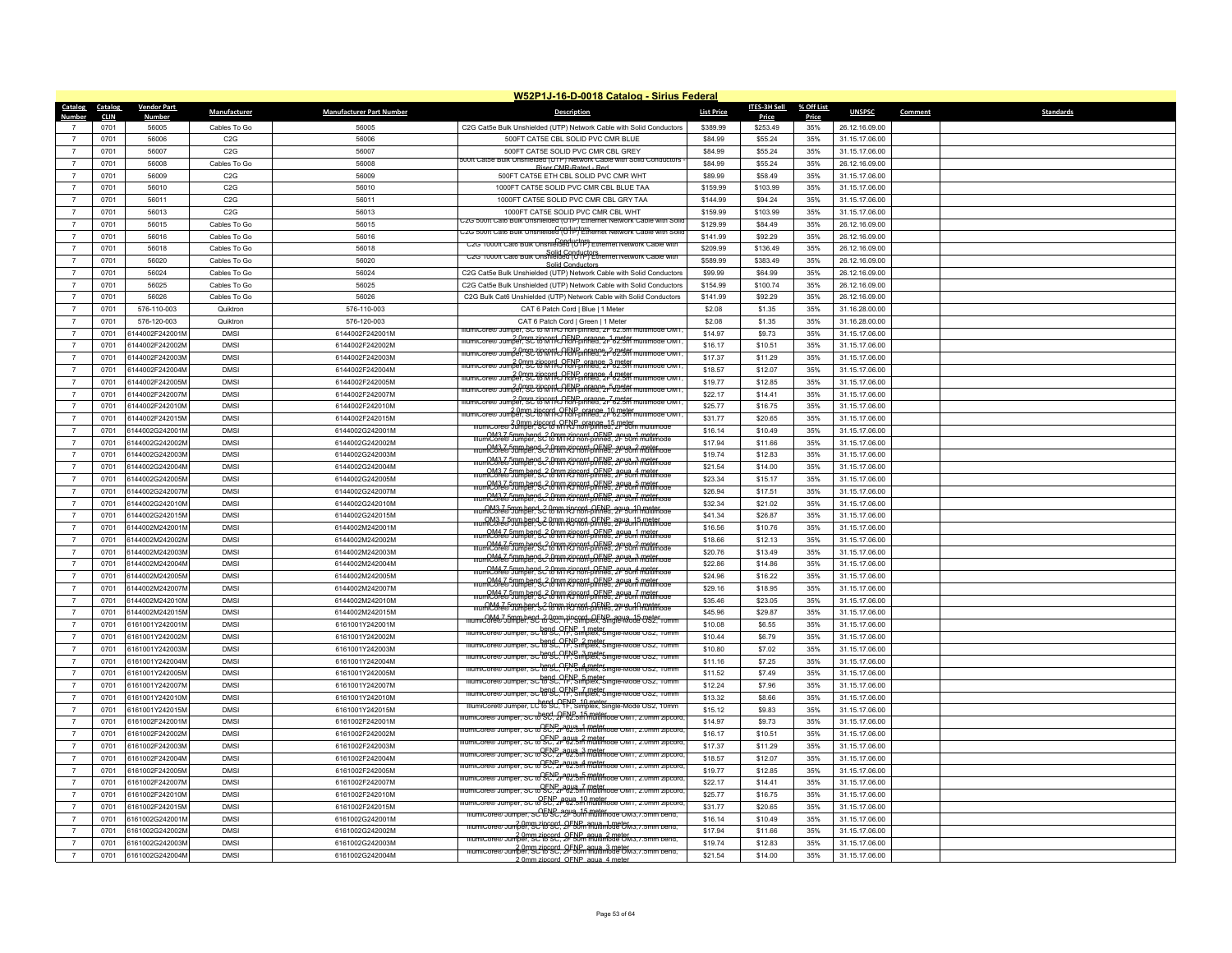# W52P1J-16-D-0018 Catalog - Sirius Federal

| Catalog Number | Catalog CLIN | Vendor Part Number | Manufacturer | Manufacturer Part Number | Description | List Price | ITES-3H Sell Price | % Off List Price | UNSPSC | Comment | Standards |
|---|---|---|---|---|---|---|---|---|---|---|---|
| 7 | 0701 | 56005 | Cables To Go | 56005 | C2G Cat5e Bulk Unshielded (UTP) Network Cable with Solid Conductors | $389.99 | $253.49 | 35% | 26.12.16.09.00 | | |
| 7 | 0701 | 56006 | C2G | 56006 | 500FT CAT5E CBL SOLID PVC CMR BLUE | $84.99 | $55.24 | 35% | 31.15.17.06.00 | | |
| 7 | 0701 | 56007 | C2G | 56007 | 500FT CAT5E SOLID PVC CMR CBL GREY | $84.99 | $55.24 | 35% | 31.15.17.06.00 | | |
| 7 | 0701 | 56008 | Cables To Go | 56008 | 500ft Cat5e Bulk Unshielded (UTP) Network Cable with Solid Conductors - Riser CMR-Rated - Red | $84.99 | $55.24 | 35% | 26.12.16.09.00 | | |
| 7 | 0701 | 56009 | C2G | 56009 | 500FT CAT5E ETH CBL SOLID PVC CMR WHT | $89.99 | $58.49 | 35% | 31.15.17.06.00 | | |
| 7 | 0701 | 56010 | C2G | 56010 | 1000FT CAT5E SOLID PVC CMR CBL BLUE TAA | $159.99 | $103.99 | 35% | 31.15.17.06.00 | | |
| 7 | 0701 | 56011 | C2G | 56011 | 1000FT CAT5E SOLID PVC CMR CBL GRY TAA | $144.99 | $94.24 | 35% | 31.15.17.06.00 | | |
| 7 | 0701 | 56013 | C2G | 56013 | 1000FT CAT5E SOLID PVC CMR CBL WHT | $159.99 | $103.99 | 35% | 31.15.17.06.00 | | |
| 7 | 0701 | 56015 | Cables To Go | 56015 | C2G 500ft Cat6 Bulk Unshielded (UTP) Ethernet Network Cable with Solid Conductors | $129.99 | $84.49 | 35% | 26.12.16.09.00 | | |
| 7 | 0701 | 56016 | Cables To Go | 56016 | C2G 500ft Cat6 Bulk Unshielded (UTP) Ethernet Network Cable with Solid Conductors | $141.99 | $92.29 | 35% | 26.12.16.09.00 | | |
| 7 | 0701 | 56018 | Cables To Go | 56018 | C2G 1000ft Cat6 Bulk Unshielded (UTP) Ethernet Network Cable with Solid Conductors | $209.99 | $136.49 | 35% | 26.12.16.09.00 | | |
| 7 | 0701 | 56020 | Cables To Go | 56020 | C2G 1000ft Cat6 Bulk Unshielded (UTP) Ethernet Network Cable with Solid Conductors | $589.99 | $383.49 | 35% | 26.12.16.09.00 | | |
| 7 | 0701 | 56024 | Cables To Go | 56024 | C2G Cat5e Bulk Unshielded (UTP) Network Cable with Solid Conductors | $99.99 | $64.99 | 35% | 26.12.16.09.00 | | |
| 7 | 0701 | 56025 | Cables To Go | 56025 | C2G Cat5e Bulk Unshielded (UTP) Network Cable with Solid Conductors | $154.99 | $100.74 | 35% | 26.12.16.09.00 | | |
| 7 | 0701 | 56026 | Cables To Go | 56026 | C2G Bulk Cat6 Unshielded (UTP) Network Cable with Solid Conductors | $141.99 | $92.29 | 35% | 26.12.16.09.00 | | |
| 7 | 0701 | 576-110-003 | Quiktron | 576-110-003 | CAT 6 Patch Cord \| Blue \| 1 Meter | $2.08 | $1.35 | 35% | 31.16.28.00.00 | | |
| 7 | 0701 | 576-120-003 | Quiktron | 576-120-003 | CAT 6 Patch Cord \| Green \| 1 Meter | $2.08 | $1.35 | 35% | 31.16.28.00.00 | | |
| 7 | 0701 | 6144002F242001M | DMSI | 6144002F242001M | IllumiCore® Jumper, SC to MTRJ non-pinned, 2F 62.5m multimode OM1, 2.0mm zipcord, OFNP, orange, 1 meter | $14.97 | $9.73 | 35% | 31.15.17.06.00 | | |
| 7 | 0701 | 6144002F242002M | DMSI | 6144002F242002M | IllumiCore® Jumper, SC to MTRJ non-pinned, 2F 62.5m multimode OM1, 2.0mm zipcord, OFNP, orange, 2 meter | $16.17 | $10.51 | 35% | 31.15.17.06.00 | | |
| 7 | 0701 | 6144002F242003M | DMSI | 6144002F242003M | IllumiCore® Jumper, SC to MTRJ non-pinned, 2F 62.5m multimode OM1, 2.0mm zipcord, OFNP, orange, 3 meter | $17.37 | $11.29 | 35% | 31.15.17.06.00 | | |
| 7 | 0701 | 6144002F242004M | DMSI | 6144002F242004M | IllumiCore® Jumper, SC to MTRJ non-pinned, 2F 62.5m multimode OM1, 2.0mm zipcord, OFNP, orange, 4 meter | $18.57 | $12.07 | 35% | 31.15.17.06.00 | | |
| 7 | 0701 | 6144002F242005M | DMSI | 6144002F242005M | IllumiCore® Jumper, SC to MTRJ non-pinned, 2F 62.5m multimode OM1, 2.0mm zipcord, OFNP, orange, 5 meter | $19.77 | $12.85 | 35% | 31.15.17.06.00 | | |
| 7 | 0701 | 6144002F242007M | DMSI | 6144002F242007M | IllumiCore® Jumper, SC to MTRJ non-pinned, 2F 62.5m multimode OM1, 2.0mm zipcord, OFNP, orange, 7 meter | $22.17 | $14.41 | 35% | 31.15.17.06.00 | | |
| 7 | 0701 | 6144002F242010M | DMSI | 6144002F242010M | IllumiCore® Jumper, SC to MTRJ non-pinned, 2F 62.5m multimode OM1, 2.0mm zipcord, OFNP, orange, 10 meter | $25.77 | $16.75 | 35% | 31.15.17.06.00 | | |
| 7 | 0701 | 6144002F242015M | DMSI | 6144002F242015M | IllumiCore® Jumper, SC to MTRJ non-pinned, 2F 62.5m multimode OM1, 2.0mm zipcord, OFNP, orange, 15 meter | $31.77 | $20.65 | 35% | 31.15.17.06.00 | | |
| 7 | 0701 | 6144002G242001M | DMSI | 6144002G242001M | IllumiCore® Jumper, SC to MTRJ non-pinned, 2F 50m multimode OM3 7.5mm bend, 2.0mm zipcord, OFNP, aqua, 1 meter | $16.14 | $10.49 | 35% | 31.15.17.06.00 | | |
| 7 | 0701 | 6144002G242002M | DMSI | 6144002G242002M | IllumiCore® Jumper, SC to MTRJ non-pinned, 2F 50m multimode OM3 7.5mm bend, 2.0mm zipcord, OFNP, aqua, 2 meter | $17.94 | $11.66 | 35% | 31.15.17.06.00 | | |
| 7 | 0701 | 6144002G242003M | DMSI | 6144002G242003M | IllumiCore® Jumper, SC to MTRJ non-pinned, 2F 50m multimode OM3 7.5mm bend, 2.0mm zipcord, OFNP, aqua, 3 meter | $19.74 | $12.83 | 35% | 31.15.17.06.00 | | |
| 7 | 0701 | 6144002G242004M | DMSI | 6144002G242004M | IllumiCore® Jumper, SC to MTRJ non-pinned, 2F 50m multimode OM3 7.5mm bend, 2.0mm zipcord, OFNP, aqua, 4 meter | $21.54 | $14.00 | 35% | 31.15.17.06.00 | | |
| 7 | 0701 | 6144002G242005M | DMSI | 6144002G242005M | IllumiCore® Jumper, SC to MTRJ non-pinned, 2F 50m multimode OM3 7.5mm bend, 2.0mm zipcord, OFNP, aqua, 5 meter | $23.34 | $15.17 | 35% | 31.15.17.06.00 | | |
| 7 | 0701 | 6144002G242007M | DMSI | 6144002G242007M | IllumiCore® Jumper, SC to MTRJ non-pinned, 2F 50m multimode OM3 7.5mm bend, 2.0mm zipcord, OFNP, aqua, 7 meter | $26.94 | $17.51 | 35% | 31.15.17.06.00 | | |
| 7 | 0701 | 6144002G242010M | DMSI | 6144002G242010M | IllumiCore® Jumper, SC to MTRJ non-pinned, 2F 50m multimode OM3 7.5mm bend, 2.0mm zipcord, OFNP, aqua, 10 meter | $32.34 | $21.02 | 35% | 31.15.17.06.00 | | |
| 7 | 0701 | 6144002G242015M | DMSI | 6144002G242015M | IllumiCore® Jumper, SC to MTRJ non-pinned, 2F 50m multimode OM3 7.5mm bend, 2.0mm zipcord, OFNP, aqua, 15 meter | $41.34 | $26.87 | 35% | 31.15.17.06.00 | | |
| 7 | 0701 | 6144002M242001M | DMSI | 6144002M242001M | IllumiCore® Jumper, SC to MTRJ non-pinned, 2F 50m multimode OM4 7.5mm bend, 2.0mm zipcord, OFNP, aqua, 1 meter | $16.56 | $10.76 | 35% | 31.15.17.06.00 | | |
| 7 | 0701 | 6144002M242002M | DMSI | 6144002M242002M | IllumiCore® Jumper, SC to MTRJ non-pinned, 2F 50m multimode OM4 7.5mm bend, 2.0mm zipcord, OFNP, aqua, 2 meter | $18.66 | $12.13 | 35% | 31.15.17.06.00 | | |
| 7 | 0701 | 6144002M242003M | DMSI | 6144002M242003M | IllumiCore® Jumper, SC to MTRJ non-pinned, 2F 50m multimode OM4 7.5mm bend, 2.0mm zipcord, OFNP, aqua, 3 meter | $20.76 | $13.49 | 35% | 31.15.17.06.00 | | |
| 7 | 0701 | 6144002M242004M | DMSI | 6144002M242004M | IllumiCore® Jumper, SC to MTRJ non-pinned, 2F 50m multimode OM4 7.5mm bend, 2.0mm zipcord, OFNP, aqua, 4 meter | $22.86 | $14.86 | 35% | 31.15.17.06.00 | | |
| 7 | 0701 | 6144002M242005M | DMSI | 6144002M242005M | IllumiCore® Jumper, SC to MTRJ non-pinned, 2F 50m multimode OM4 7.5mm bend, 2.0mm zipcord, OFNP, aqua, 5 meter | $24.96 | $16.22 | 35% | 31.15.17.06.00 | | |
| 7 | 0701 | 6144002M242007M | DMSI | 6144002M242007M | IllumiCore® Jumper, SC to MTRJ non-pinned, 2F 50m multimode OM4 7.5mm bend, 2.0mm zipcord, OFNP, aqua, 7 meter | $29.16 | $18.95 | 35% | 31.15.17.06.00 | | |
| 7 | 0701 | 6144002M242010M | DMSI | 6144002M242010M | IllumiCore® Jumper, SC to MTRJ non-pinned, 2F 50m multimode OM4 7.5mm bend, 2.0mm zipcord, OFNP, aqua, 10 meter | $35.46 | $23.05 | 35% | 31.15.17.06.00 | | |
| 7 | 0701 | 6144002M242015M | DMSI | 6144002M242015M | IllumiCore® Jumper, SC to MTRJ non-pinned, 2F 50m multimode OM4 7.5mm bend, 2.0mm zipcord, OFNP, aqua, 15 meter | $45.96 | $29.87 | 35% | 31.15.17.06.00 | | |
| 7 | 0701 | 6161001Y242001M | DMSI | 6161001Y242001M | IllumiCore® Jumper, SC to SC, 1F, Simplex, Single-Mode OS2, 10mm bend, OFNP, 1 meter | $10.08 | $6.55 | 35% | 31.15.17.06.00 | | |
| 7 | 0701 | 6161001Y242002M | DMSI | 6161001Y242002M | IllumiCore® Jumper, SC to SC, 1F, Simplex, Single-Mode OS2, 10mm bend, OFNP, 2 meter | $10.44 | $6.79 | 35% | 31.15.17.06.00 | | |
| 7 | 0701 | 6161001Y242003M | DMSI | 6161001Y242003M | IllumiCore® Jumper, SC to SC, 1F, Simplex, Single-Mode OS2, 10mm bend, OFNP, 3 meter | $10.80 | $7.02 | 35% | 31.15.17.06.00 | | |
| 7 | 0701 | 6161001Y242004M | DMSI | 6161001Y242004M | IllumiCore® Jumper, SC to SC, 1F, Simplex, Single-Mode OS2, 10mm bend, OFNP, 4 meter | $11.16 | $7.25 | 35% | 31.15.17.06.00 | | |
| 7 | 0701 | 6161001Y242005M | DMSI | 6161001Y242005M | IllumiCore® Jumper, SC to SC, 1F, Simplex, Single-Mode OS2, 10mm bend, OFNP, 5 meter | $11.52 | $7.49 | 35% | 31.15.17.06.00 | | |
| 7 | 0701 | 6161001Y242007M | DMSI | 6161001Y242007M | IllumiCore® Jumper, SC to SC, 1F, Simplex, Single-Mode OS2, 10mm bend, OFNP, 7 meter | $12.24 | $7.96 | 35% | 31.15.17.06.00 | | |
| 7 | 0701 | 6161001Y242010M | DMSI | 6161001Y242010M | IllumiCore® Jumper, SC to SC, 1F, Simplex, Single-Mode OS2, 10mm bend, OFNP, 10 meter | $13.32 | $8.66 | 35% | 31.15.17.06.00 | | |
| 7 | 0701 | 6161001Y242015M | DMSI | 6161001Y242015M | IllumiCore® Jumper, LC to SC, 1F, Simplex, Single-Mode OS2, 10mm bend, OFNP, 15 meter | $15.12 | $9.83 | 35% | 31.15.17.06.00 | | |
| 7 | 0701 | 6161002F242001M | DMSI | 6161002F242001M | IllumiCore® Jumper, SC to SC, 2F 62.5m multimode OM1, 2.0mm zipcord, OFNP, aqua, 1 meter | $14.97 | $9.73 | 35% | 31.15.17.06.00 | | |
| 7 | 0701 | 6161002F242002M | DMSI | 6161002F242002M | IllumiCore® Jumper, SC to SC, 2F 62.5m multimode OM1, 2.0mm zipcord, OFNP, aqua, 2 meter | $16.17 | $10.51 | 35% | 31.15.17.06.00 | | |
| 7 | 0701 | 6161002F242003M | DMSI | 6161002F242003M | IllumiCore® Jumper, SC to SC, 2F 62.5m multimode OM1, 2.0mm zipcord, OFNP, aqua, 3 meter | $17.37 | $11.29 | 35% | 31.15.17.06.00 | | |
| 7 | 0701 | 6161002F242004M | DMSI | 6161002F242004M | IllumiCore® Jumper, SC to SC, 2F 62.5m multimode OM1, 2.0mm zipcord, OFNP, aqua, 4 meter | $18.57 | $12.07 | 35% | 31.15.17.06.00 | | |
| 7 | 0701 | 6161002F242005M | DMSI | 6161002F242005M | IllumiCore® Jumper, SC to SC, 2F 62.5m multimode OM1, 2.0mm zipcord, OFNP, aqua, 5 meter | $19.77 | $12.85 | 35% | 31.15.17.06.00 | | |
| 7 | 0701 | 6161002F242007M | DMSI | 6161002F242007M | IllumiCore® Jumper, SC to SC, 2F 62.5m multimode OM1, 2.0mm zipcord, OFNP, aqua, 7 meter | $22.17 | $14.41 | 35% | 31.15.17.06.00 | | |
| 7 | 0701 | 6161002F242010M | DMSI | 6161002F242010M | IllumiCore® Jumper, SC to SC, 2F 62.5m multimode OM1, 2.0mm zipcord, OFNP, aqua, 10 meter | $25.77 | $16.75 | 35% | 31.15.17.06.00 | | |
| 7 | 0701 | 6161002F242015M | DMSI | 6161002F242015M | IllumiCore® Jumper, SC to SC, 2F 62.5m multimode OM1, 2.0mm zipcord, OFNP, aqua, 15 meter | $31.77 | $20.65 | 35% | 31.15.17.06.00 | | |
| 7 | 0701 | 6161002G242001M | DMSI | 6161002G242001M | IllumiCore® Jumper, SC to SC, 2F 50m multimode OM3,7.5mm bend, 2.0mm zipcord, OFNP, aqua, 1 meter | $16.14 | $10.49 | 35% | 31.15.17.06.00 | | |
| 7 | 0701 | 6161002G242002M | DMSI | 6161002G242002M | IllumiCore® Jumper, SC to SC, 2F 50m multimode OM3,7.5mm bend, 2.0mm zipcord, OFNP, aqua, 2 meter | $17.94 | $11.66 | 35% | 31.15.17.06.00 | | |
| 7 | 0701 | 6161002G242003M | DMSI | 6161002G242003M | IllumiCore® Jumper, SC to SC, 2F 50m multimode OM3,7.5mm bend, 2.0mm zipcord, OFNP, aqua, 3 meter | $19.74 | $12.83 | 35% | 31.15.17.06.00 | | |
| 7 | 0701 | 6161002G242004M | DMSI | 6161002G242004M | IllumiCore® Jumper, SC to SC, 2F 50m multimode OM3,7.5mm bend, 2.0mm zipcord, OFNP, aqua, 4 meter | $21.54 | $14.00 | 35% | 31.15.17.06.00 | | |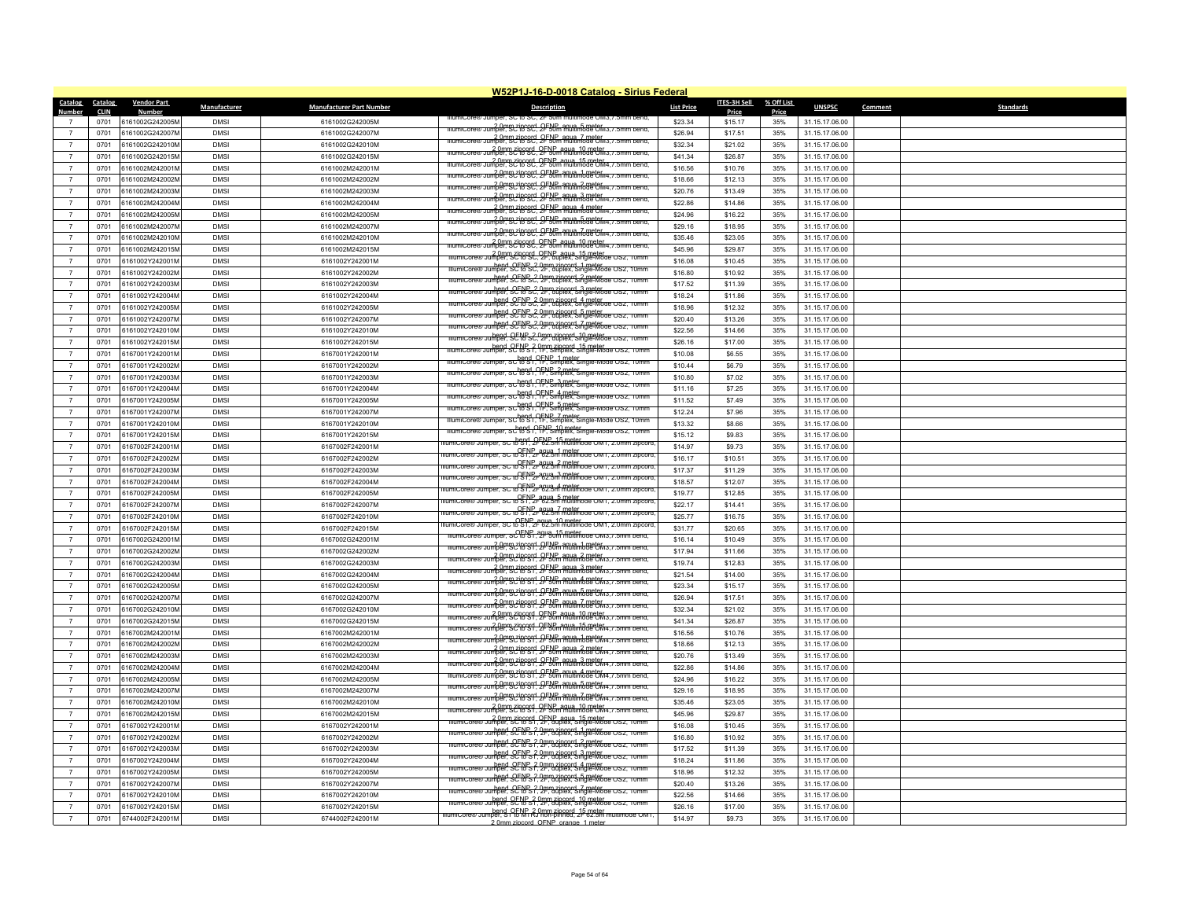## W52P1J-16-D-0018 Catalog - Sirius Federal

| Catalog Number | Catalog CLIN | Vendor Part Number | Manufacturer | Manufacturer Part Number | Description | List Price | ITES-3H Sell Price | % Off List Price | UNSPSC | Comment | Standards |
|---|---|---|---|---|---|---|---|---|---|---|---|
| 7 | 0701 | 6161002G242005M | DMSI | 6161002G242005M | IllumiCore® Jumper, SC to SC, 2F 50m multimode OM3, 7.5mm bend, 2.0mm zipcord, OFNP, aqua, 5 meter | $23.34 | $15.17 | 35% | 31.15.17.06.00 | | |
| 7 | 0701 | 6161002G242007M | DMSI | 6161002G242007M | IllumiCore® Jumper, SC to SC, 2F 50m multimode OM3, 7.5mm bend, 2.0mm zipcord, OFNP, aqua, 7 meter | $26.94 | $17.51 | 35% | 31.15.17.06.00 | | |
| 7 | 0701 | 6161002G242010M | DMSI | 6161002G242010M | IllumiCore® Jumper, SC to SC, 2F 50m multimode OM3, 7.5mm bend, 2.0mm zipcord, OFNP, aqua, 10 meter | $32.34 | $21.02 | 35% | 31.15.17.06.00 | | |
| 7 | 0701 | 6161002G242015M | DMSI | 6161002G242015M | IllumiCore® Jumper, SC to SC, 2F 50m multimode OM3, 7.5mm bend, 2.0mm zipcord, OFNP, aqua, 15 meter | $41.34 | $26.87 | 35% | 31.15.17.06.00 | | |
| 7 | 0701 | 6161002M242001M | DMSI | 6161002M242001M | IllumiCore® Jumper, SC to SC, 2F 50m multimode OM4, 7.5mm bend, 2.0mm zipcord, OFNP, aqua, 1 meter | $16.56 | $10.76 | 35% | 31.15.17.06.00 | | |
| 7 | 0701 | 6161002M242002M | DMSI | 6161002M242002M | IllumiCore® Jumper, SC to SC, 2F 50m multimode OM4, 7.5mm bend, 2.0mm zipcord, OFNP, aqua, 2 meter | $18.66 | $12.13 | 35% | 31.15.17.06.00 | | |
| 7 | 0701 | 6161002M242003M | DMSI | 6161002M242003M | IllumiCore® Jumper, SC to SC, 2F 50m multimode OM4, 7.5mm bend, 2.0mm zipcord, OFNP, aqua, 3 meter | $20.76 | $13.49 | 35% | 31.15.17.06.00 | | |
| 7 | 0701 | 6161002M242004M | DMSI | 6161002M242004M | IllumiCore® Jumper, SC to SC, 2F 50m multimode OM4, 7.5mm bend, 2.0mm zipcord, OFNP, aqua, 4 meter | $22.86 | $14.86 | 35% | 31.15.17.06.00 | | |
| 7 | 0701 | 6161002M242005M | DMSI | 6161002M242005M | IllumiCore® Jumper, SC to SC, 2F 50m multimode OM4, 7.5mm bend, 2.0mm zipcord, OFNP, aqua, 5 meter | $24.96 | $16.22 | 35% | 31.15.17.06.00 | | |
| 7 | 0701 | 6161002M242007M | DMSI | 6161002M242007M | IllumiCore® Jumper, SC to SC, 2F 50m multimode OM4, 7.5mm bend, 2.0mm zipcord, OFNP, aqua, 7 meter | $29.16 | $18.95 | 35% | 31.15.17.06.00 | | |
| 7 | 0701 | 6161002M242010M | DMSI | 6161002M242010M | IllumiCore® Jumper, SC to SC, 2F 50m multimode OM4, 7.5mm bend, 2.0mm zipcord, OFNP, aqua, 10 meter | $35.46 | $23.05 | 35% | 31.15.17.06.00 | | |
| 7 | 0701 | 6161002M242015M | DMSI | 6161002M242015M | IllumiCore® Jumper, SC to SC, 2F 50m multimode OM4, 7.5mm bend, 2.0mm zipcord, OFNP, aqua, 15 meter | $45.96 | $29.87 | 35% | 31.15.17.06.00 | | |
| 7 | 0701 | 6161002Y242001M | DMSI | 6161002Y242001M | IllumiCore® Jumper, SC to SC, 2F, duplex, Single-Mode OS2, 10mm bend, OFNP, 2.0mm zipcord, 1 meter | $16.08 | $10.45 | 35% | 31.15.17.06.00 | | |
| 7 | 0701 | 6161002Y242002M | DMSI | 6161002Y242002M | IllumiCore® Jumper, SC to SC, 2F, duplex, Single-Mode OS2, 10mm bend, OFNP, 2.0mm zipcord, 2 meter | $16.80 | $10.92 | 35% | 31.15.17.06.00 | | |
| 7 | 0701 | 6161002Y242003M | DMSI | 6161002Y242003M | IllumiCore® Jumper, SC to SC, 2F, duplex, Single-Mode OS2, 10mm bend, OFNP, 2.0mm zipcord, 3 meter | $17.52 | $11.39 | 35% | 31.15.17.06.00 | | |
| 7 | 0701 | 6161002Y242004M | DMSI | 6161002Y242004M | IllumiCore® Jumper, SC to SC, 2F, duplex, Single-Mode OS2, 10mm bend, OFNP, 2.0mm zipcord, 4 meter | $18.24 | $11.86 | 35% | 31.15.17.06.00 | | |
| 7 | 0701 | 6161002Y242005M | DMSI | 6161002Y242005M | IllumiCore® Jumper, SC to SC, 2F, duplex, Single-Mode OS2, 10mm bend, OFNP, 2.0mm zipcord, 5 meter | $18.96 | $12.32 | 35% | 31.15.17.06.00 | | |
| 7 | 0701 | 6161002Y242007M | DMSI | 6161002Y242007M | IllumiCore® Jumper, SC to SC, 2F, duplex, Single-Mode OS2, 10mm bend, OFNP, 2.0mm zipcord, 7 meter | $20.40 | $13.26 | 35% | 31.15.17.06.00 | | |
| 7 | 0701 | 6161002Y242010M | DMSI | 6161002Y242010M | IllumiCore® Jumper, SC to SC, 2F, duplex, Single-Mode OS2, 10mm bend, OFNP, 2.0mm zipcord, 10 meter | $22.56 | $14.66 | 35% | 31.15.17.06.00 | | |
| 7 | 0701 | 6161002Y242015M | DMSI | 6161002Y242015M | IllumiCore® Jumper, SC to SC, 2F, duplex, Single-Mode OS2, 10mm bend, OFNP, 2.0mm zipcord, 15 meter | $26.16 | $17.00 | 35% | 31.15.17.06.00 | | |
| 7 | 0701 | 6167001Y242001M | DMSI | 6167001Y242001M | IllumiCore® Jumper, SC to ST, 1F, Simplex, Single-Mode OS2, 10mm bend, OFNP, 1 meter | $10.08 | $6.55 | 35% | 31.15.17.06.00 | | |
| 7 | 0701 | 6167001Y242002M | DMSI | 6167001Y242002M | IllumiCore® Jumper, SC to ST, 1F, Simplex, Single-Mode OS2, 10mm bend, OFNP, 2 meter | $10.44 | $6.79 | 35% | 31.15.17.06.00 | | |
| 7 | 0701 | 6167001Y242003M | DMSI | 6167001Y242003M | IllumiCore® Jumper, SC to ST, 1F, Simplex, Single-Mode OS2, 10mm bend, OFNP, 3 meter | $10.80 | $7.02 | 35% | 31.15.17.06.00 | | |
| 7 | 0701 | 6167001Y242004M | DMSI | 6167001Y242004M | IllumiCore® Jumper, SC to ST, 1F, Simplex, Single-Mode OS2, 10mm bend, OFNP, 4 meter | $11.16 | $7.25 | 35% | 31.15.17.06.00 | | |
| 7 | 0701 | 6167001Y242005M | DMSI | 6167001Y242005M | IllumiCore® Jumper, SC to ST, 1F, Simplex, Single-Mode OS2, 10mm bend, OFNP, 5 meter | $11.52 | $7.49 | 35% | 31.15.17.06.00 | | |
| 7 | 0701 | 6167001Y242007M | DMSI | 6167001Y242007M | IllumiCore® Jumper, SC to ST, 1F, Simplex, Single-Mode OS2, 10mm bend, OFNP, 7 meter | $12.24 | $7.96 | 35% | 31.15.17.06.00 | | |
| 7 | 0701 | 6167001Y242010M | DMSI | 6167001Y242010M | IllumiCore® Jumper, SC to ST, 1F, Simplex, Single-Mode OS2, 10mm bend, OFNP, 10 meter | $13.32 | $8.66 | 35% | 31.15.17.06.00 | | |
| 7 | 0701 | 6167001Y242015M | DMSI | 6167001Y242015M | IllumiCore® Jumper, SC to ST, 1F, Simplex, Single-Mode OS2, 10mm bend, OFNP, 15 meter | $15.12 | $9.83 | 35% | 31.15.17.06.00 | | |
| 7 | 0701 | 6167002F242001M | DMSI | 6167002F242001M | IllumiCore® Jumper, SC to ST, 2F 62.5m multimode OM1, 2.0mm zipcord, OFNP, aqua, 1 meter | $14.97 | $9.73 | 35% | 31.15.17.06.00 | | |
| 7 | 0701 | 6167002F242002M | DMSI | 6167002F242002M | IllumiCore® Jumper, SC to ST, 2F 62.5m multimode OM1, 2.0mm zipcord, OFNP, aqua, 2 meter | $16.17 | $10.51 | 35% | 31.15.17.06.00 | | |
| 7 | 0701 | 6167002F242003M | DMSI | 6167002F242003M | IllumiCore® Jumper, SC to ST, 2F 62.5m multimode OM1, 2.0mm zipcord, OFNP, aqua, 3 meter | $17.37 | $11.29 | 35% | 31.15.17.06.00 | | |
| 7 | 0701 | 6167002F242004M | DMSI | 6167002F242004M | IllumiCore® Jumper, SC to ST, 2F 62.5m multimode OM1, 2.0mm zipcord, OFNP, aqua, 4 meter | $18.57 | $12.07 | 35% | 31.15.17.06.00 | | |
| 7 | 0701 | 6167002F242005M | DMSI | 6167002F242005M | IllumiCore® Jumper, SC to ST, 2F 62.5m multimode OM1, 2.0mm zipcord, OFNP, aqua, 5 meter | $19.77 | $12.85 | 35% | 31.15.17.06.00 | | |
| 7 | 0701 | 6167002F242007M | DMSI | 6167002F242007M | IllumiCore® Jumper, SC to ST, 2F 62.5m multimode OM1, 2.0mm zipcord, OFNP, aqua, 7 meter | $22.17 | $14.41 | 35% | 31.15.17.06.00 | | |
| 7 | 0701 | 6167002F242010M | DMSI | 6167002F242010M | IllumiCore® Jumper, SC to ST, 2F 62.5m multimode OM1, 2.0mm zipcord, OFNP, aqua, 10 meter | $25.77 | $16.75 | 35% | 31.15.17.06.00 | | |
| 7 | 0701 | 6167002F242015M | DMSI | 6167002F242015M | IllumiCore® Jumper, SC to ST, 2F 62.5m multimode OM1, 2.0mm zipcord, OFNP, aqua, 15 meter | $31.77 | $20.65 | 35% | 31.15.17.06.00 | | |
| 7 | 0701 | 6167002G242001M | DMSI | 6167002G242001M | IllumiCore® Jumper, SC to ST, 2F 50m multimode OM3, 7.5mm bend, 2.0mm zipcord, OFNP, aqua, 1 meter | $16.14 | $10.49 | 35% | 31.15.17.06.00 | | |
| 7 | 0701 | 6167002G242002M | DMSI | 6167002G242002M | IllumiCore® Jumper, SC to ST, 2F 50m multimode OM3, 7.5mm bend, 2.0mm zipcord, OFNP, aqua, 2 meter | $17.94 | $11.66 | 35% | 31.15.17.06.00 | | |
| 7 | 0701 | 6167002G242003M | DMSI | 6167002G242003M | IllumiCore® Jumper, SC to ST, 2F 50m multimode OM3, 7.5mm bend, 2.0mm zipcord, OFNP, aqua, 3 meter | $19.74 | $12.83 | 35% | 31.15.17.06.00 | | |
| 7 | 0701 | 6167002G242004M | DMSI | 6167002G242004M | IllumiCore® Jumper, SC to ST, 2F 50m multimode OM3, 7.5mm bend, 2.0mm zipcord, OFNP, aqua, 4 meter | $21.54 | $14.00 | 35% | 31.15.17.06.00 | | |
| 7 | 0701 | 6167002G242005M | DMSI | 6167002G242005M | IllumiCore® Jumper, SC to ST, 2F 50m multimode OM3, 7.5mm bend, 2.0mm zipcord, OFNP, aqua, 5 meter | $23.34 | $15.17 | 35% | 31.15.17.06.00 | | |
| 7 | 0701 | 6167002G242007M | DMSI | 6167002G242007M | IllumiCore® Jumper, SC to ST, 2F 50m multimode OM3, 7.5mm bend, 2.0mm zipcord, OFNP, aqua, 7 meter | $26.94 | $17.51 | 35% | 31.15.17.06.00 | | |
| 7 | 0701 | 6167002G242010M | DMSI | 6167002G242010M | IllumiCore® Jumper, SC to ST, 2F 50m multimode OM3, 7.5mm bend, 2.0mm zipcord, OFNP, aqua, 10 meter | $32.34 | $21.02 | 35% | 31.15.17.06.00 | | |
| 7 | 0701 | 6167002G242015M | DMSI | 6167002G242015M | IllumiCore® Jumper, SC to ST, 2F 50m multimode OM3, 7.5mm bend, 2.0mm zipcord, OFNP, aqua, 15 meter | $41.34 | $26.87 | 35% | 31.15.17.06.00 | | |
| 7 | 0701 | 6167002M242001M | DMSI | 6167002M242001M | IllumiCore® Jumper, SC to ST, 2F 50m multimode OM4, 7.5mm bend, 2.0mm zipcord, OFNP, aqua, 1 meter | $16.56 | $10.76 | 35% | 31.15.17.06.00 | | |
| 7 | 0701 | 6167002M242002M | DMSI | 6167002M242002M | IllumiCore® Jumper, SC to ST, 2F 50m multimode OM4, 7.5mm bend, 2.0mm zipcord, OFNP, aqua, 2 meter | $18.66 | $12.13 | 35% | 31.15.17.06.00 | | |
| 7 | 0701 | 6167002M242003M | DMSI | 6167002M242003M | IllumiCore® Jumper, SC to ST, 2F 50m multimode OM4, 7.5mm bend, 2.0mm zipcord, OFNP, aqua, 3 meter | $20.76 | $13.49 | 35% | 31.15.17.06.00 | | |
| 7 | 0701 | 6167002M242004M | DMSI | 6167002M242004M | IllumiCore® Jumper, SC to ST, 2F 50m multimode OM4, 7.5mm bend, 2.0mm zipcord, OFNP, aqua, 4 meter | $22.86 | $14.86 | 35% | 31.15.17.06.00 | | |
| 7 | 0701 | 6167002M242005M | DMSI | 6167002M242005M | IllumiCore® Jumper, SC to ST, 2F 50m multimode OM4, 7.5mm bend, 2.0mm zipcord, OFNP, aqua, 5 meter | $24.96 | $16.22 | 35% | 31.15.17.06.00 | | |
| 7 | 0701 | 6167002M242007M | DMSI | 6167002M242007M | IllumiCore® Jumper, SC to ST, 2F 50m multimode OM4, 7.5mm bend, 2.0mm zipcord, OFNP, aqua, 7 meter | $29.16 | $18.95 | 35% | 31.15.17.06.00 | | |
| 7 | 0701 | 6167002M242010M | DMSI | 6167002M242010M | IllumiCore® Jumper, SC to ST, 2F 50m multimode OM4, 7.5mm bend, 2.0mm zipcord, OFNP, aqua, 10 meter | $35.46 | $23.05 | 35% | 31.15.17.06.00 | | |
| 7 | 0701 | 6167002M242015M | DMSI | 6167002M242015M | IllumiCore® Jumper, SC to ST, 2F 50m multimode OM4, 7.5mm bend, 2.0mm zipcord, OFNP, aqua, 15 meter | $45.96 | $29.87 | 35% | 31.15.17.06.00 | | |
| 7 | 0701 | 6167002Y242001M | DMSI | 6167002Y242001M | IllumiCore® Jumper, SC to ST, 2F, duplex, Single-Mode OS2, 10mm bend, OFNP, 2.0mm zipcord, 1 meter | $16.08 | $10.45 | 35% | 31.15.17.06.00 | | |
| 7 | 0701 | 6167002Y242002M | DMSI | 6167002Y242002M | IllumiCore® Jumper, SC to ST, 2F, duplex, Single-Mode OS2, 10mm bend, OFNP, 2.0mm zipcord, 2 meter | $16.80 | $10.92 | 35% | 31.15.17.06.00 | | |
| 7 | 0701 | 6167002Y242003M | DMSI | 6167002Y242003M | IllumiCore® Jumper, SC to ST, 2F, duplex, Single-Mode OS2, 10mm bend, OFNP, 2.0mm zipcord, 3 meter | $17.52 | $11.39 | 35% | 31.15.17.06.00 | | |
| 7 | 0701 | 6167002Y242004M | DMSI | 6167002Y242004M | IllumiCore® Jumper, SC to ST, 2F, duplex, Single-Mode OS2, 10mm bend, OFNP, 2.0mm zipcord, 4 meter | $18.24 | $11.86 | 35% | 31.15.17.06.00 | | |
| 7 | 0701 | 6167002Y242005M | DMSI | 6167002Y242005M | IllumiCore® Jumper, SC to ST, 2F, duplex, Single-Mode OS2, 10mm bend, OFNP, 2.0mm zipcord, 5 meter | $18.96 | $12.32 | 35% | 31.15.17.06.00 | | |
| 7 | 0701 | 6167002Y242007M | DMSI | 6167002Y242007M | IllumiCore® Jumper, SC to ST, 2F, duplex, Single-Mode OS2, 10mm bend, OFNP, 2.0mm zipcord, 7 meter | $20.40 | $13.26 | 35% | 31.15.17.06.00 | | |
| 7 | 0701 | 6167002Y242010M | DMSI | 6167002Y242010M | IllumiCore® Jumper, SC to ST, 2F, duplex, Single-Mode OS2, 10mm bend, OFNP, 2.0mm zipcord, 10 meter | $22.56 | $14.66 | 35% | 31.15.17.06.00 | | |
| 7 | 0701 | 6167002Y242015M | DMSI | 6167002Y242015M | IllumiCore® Jumper, SC to ST, 2F, duplex, Single-Mode OS2, 10mm bend, OFNP, 2.0mm zipcord, 15 meter | $26.16 | $17.00 | 35% | 31.15.17.06.00 | | |
| 7 | 0701 | 6744002F242001M | DMSI | 6744002F242001M | IllumiCore® Jumper, ST to MTRJ non-pinned, 2F 62.5m multimode OM1, 2.0mm zipcord, OFNP, orange, 1 meter | $14.97 | $9.73 | 35% | 31.15.17.06.00 | | |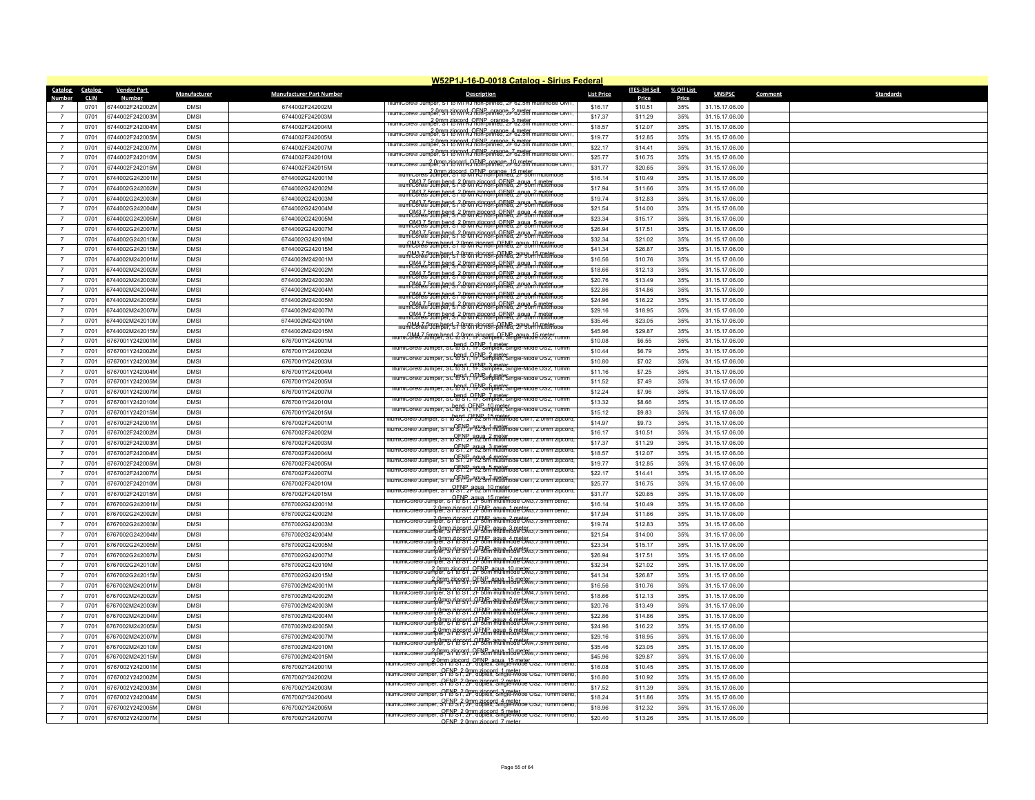## W52P1J-16-D-0018 Catalog - Sirius Federal

| Catalog Number | Catalog CLIN | Vendor Part Number | Manufacturer | Manufacturer Part Number | Description | List Price | ITES-3H Sell Price | % Off List Price | UNSPSC | Comment | Standards |
|---|---|---|---|---|---|---|---|---|---|---|---|
| 7 | 0701 | 6744002F242002M | DMSI | 6744002F242002M | IllumiCore® Jumper, ST to MTRJ non-pinned, 2F 62.5m multimode OM1, 2.0mm zipcord, OFNP, orange, 2 meter | $16.17 | $10.51 | 35% | 31.15.17.06.00 | | |
| 7 | 0701 | 6744002F242003M | DMSI | 6744002F242003M | IllumiCore® Jumper, ST to MTRJ non-pinned, 2F 62.5m multimode OM1, 2.0mm zipcord, OFNP, orange, 3 meter | $17.37 | $11.29 | 35% | 31.15.17.06.00 | | |
| 7 | 0701 | 6744002F242004M | DMSI | 6744002F242004M | IllumiCore® Jumper, ST to MTRJ non-pinned, 2F 62.5m multimode OM1, 2.0mm zipcord, OFNP, orange, 4 meter | $18.57 | $12.07 | 35% | 31.15.17.06.00 | | |
| 7 | 0701 | 6744002F242005M | DMSI | 6744002F242005M | IllumiCore® Jumper, ST to MTRJ non-pinned, 2F 62.5m multimode OM1, 2.0mm zipcord, OFNP, orange, 5 meter | $19.77 | $12.85 | 35% | 31.15.17.06.00 | | |
| 7 | 0701 | 6744002F242007M | DMSI | 6744002F242007M | IllumiCore® Jumper, ST to MTRJ non-pinned, 2F 62.5m multimode OM1, 2.0mm zipcord, OFNP, orange, 7 meter | $22.17 | $14.41 | 35% | 31.15.17.06.00 | | |
| 7 | 0701 | 6744002F242010M | DMSI | 6744002F242010M | IllumiCore® Jumper, ST to MTRJ non-pinned, 2F 62.5m multimode OM1, 2.0mm zipcord, OFNP, orange, 10 meter | $25.77 | $16.75 | 35% | 31.15.17.06.00 | | |
| 7 | 0701 | 6744002F242015M | DMSI | 6744002F242015M | IllumiCore® Jumper, ST to MTRJ non-pinned, 2F 62.5m multimode OM1, 2.0mm zipcord, OFNP, orange, 15 meter | $31.77 | $20.65 | 35% | 31.15.17.06.00 | | |
| 7 | 0701 | 6744002G242001M | DMSI | 6744002G242001M | IllumiCore® Jumper, ST to MTRJ non-pinned, 2F 50m multimode OM3 7.5mm bend, 2.0mm zipcord, OFNP, aqua, 1 meter | $16.14 | $10.49 | 35% | 31.15.17.06.00 | | |
| 7 | 0701 | 6744002G242002M | DMSI | 6744002G242002M | IllumiCore® Jumper, ST to MTRJ non-pinned, 2F 50m multimode OM3 7.5mm bend, 2.0mm zipcord, OFNP, aqua, 2 meter | $17.94 | $11.66 | 35% | 31.15.17.06.00 | | |
| 7 | 0701 | 6744002G242003M | DMSI | 6744002G242003M | IllumiCore® Jumper, ST to MTRJ non-pinned, 2F 50m multimode OM3 7.5mm bend, 2.0mm zipcord, OFNP, aqua, 3 meter | $19.74 | $12.83 | 35% | 31.15.17.06.00 | | |
| 7 | 0701 | 6744002G242004M | DMSI | 6744002G242004M | IllumiCore® Jumper, ST to MTRJ non-pinned, 2F 50m multimode OM3 7.5mm bend, 2.0mm zipcord, OFNP, aqua, 4 meter | $21.54 | $14.00 | 35% | 31.15.17.06.00 | | |
| 7 | 0701 | 6744002G242005M | DMSI | 6744002G242005M | IllumiCore® Jumper, ST to MTRJ non-pinned, 2F 50m multimode OM3 7.5mm bend, 2.0mm zipcord, OFNP, aqua, 5 meter | $23.34 | $15.17 | 35% | 31.15.17.06.00 | | |
| 7 | 0701 | 6744002G242007M | DMSI | 6744002G242007M | IllumiCore® Jumper, ST to MTRJ non-pinned, 2F 50m multimode OM3 7.5mm bend, 2.0mm zipcord, OFNP, aqua, 7 meter | $26.94 | $17.51 | 35% | 31.15.17.06.00 | | |
| 7 | 0701 | 6744002G242010M | DMSI | 6744002G242010M | IllumiCore® Jumper, ST to MTRJ non-pinned, 2F 50m multimode OM3 7.5mm bend, 2.0mm zipcord, OFNP, aqua, 10 meter | $32.34 | $21.02 | 35% | 31.15.17.06.00 | | |
| 7 | 0701 | 6744002G242015M | DMSI | 6744002G242015M | IllumiCore® Jumper, ST to MTRJ non-pinned, 2F 50m multimode OM3 7.5mm bend, 2.0mm zipcord, OFNP, aqua, 15 meter | $41.34 | $26.87 | 35% | 31.15.17.06.00 | | |
| 7 | 0701 | 6744002M242001M | DMSI | 6744002M242001M | IllumiCore® Jumper, ST to MTRJ non-pinned, 2F 50m multimode OM4 7.5mm bend, 2.0mm zipcord, OFNP, aqua, 1 meter | $16.56 | $10.76 | 35% | 31.15.17.06.00 | | |
| 7 | 0701 | 6744002M242002M | DMSI | 6744002M242002M | IllumiCore® Jumper, ST to MTRJ non-pinned, 2F 50m multimode OM4 7.5mm bend, 2.0mm zipcord, OFNP, aqua, 2 meter | $18.66 | $12.13 | 35% | 31.15.17.06.00 | | |
| 7 | 0701 | 6744002M242003M | DMSI | 6744002M242003M | IllumiCore® Jumper, ST to MTRJ non-pinned, 2F 50m multimode OM4 7.5mm bend, 2.0mm zipcord, OFNP, aqua, 3 meter | $20.76 | $13.49 | 35% | 31.15.17.06.00 | | |
| 7 | 0701 | 6744002M242004M | DMSI | 6744002M242004M | IllumiCore® Jumper, ST to MTRJ non-pinned, 2F 50m multimode OM4 7.5mm bend, 2.0mm zipcord, OFNP, aqua, 4 meter | $22.86 | $14.86 | 35% | 31.15.17.06.00 | | |
| 7 | 0701 | 6744002M242005M | DMSI | 6744002M242005M | IllumiCore® Jumper, ST to MTRJ non-pinned, 2F 50m multimode OM4 7.5mm bend, 2.0mm zipcord, OFNP, aqua, 5 meter | $24.96 | $16.22 | 35% | 31.15.17.06.00 | | |
| 7 | 0701 | 6744002M242007M | DMSI | 6744002M242007M | IllumiCore® Jumper, ST to MTRJ non-pinned, 2F 50m multimode OM4 7.5mm bend, 2.0mm zipcord, OFNP, aqua, 7 meter | $29.16 | $18.95 | 35% | 31.15.17.06.00 | | |
| 7 | 0701 | 6744002M242010M | DMSI | 6744002M242010M | IllumiCore® Jumper, ST to MTRJ non-pinned, 2F 50m multimode OM4 7.5mm bend, 2.0mm zipcord, OFNP, aqua, 10 meter | $35.46 | $23.05 | 35% | 31.15.17.06.00 | | |
| 7 | 0701 | 6744002M242015M | DMSI | 6744002M242015M | IllumiCore® Jumper, ST to MTRJ non-pinned, 2F 50m multimode OM4 7.5mm bend, 2.0mm zipcord, OFNP, aqua, 15 meter | $45.96 | $29.87 | 35% | 31.15.17.06.00 | | |
| 7 | 0701 | 6767001Y242001M | DMSI | 6767001Y242001M | IllumiCore® Jumper, SC to ST, 1F, Simplex, Single-Mode OS2, 10mm bend, OFNP, 1 meter | $10.08 | $6.55 | 35% | 31.15.17.06.00 | | |
| 7 | 0701 | 6767001Y242002M | DMSI | 6767001Y242002M | IllumiCore® Jumper, SC to ST, 1F, Simplex, Single-Mode OS2, 10mm bend, OFNP, 2 meter | $10.44 | $6.79 | 35% | 31.15.17.06.00 | | |
| 7 | 0701 | 6767001Y242003M | DMSI | 6767001Y242003M | IllumiCore® Jumper, SC to ST, 1F, Simplex, Single-Mode OS2, 10mm bend, OFNP, 3 meter | $10.80 | $7.02 | 35% | 31.15.17.06.00 | | |
| 7 | 0701 | 6767001Y242004M | DMSI | 6767001Y242004M | IllumiCore® Jumper, SC to ST, 1F, Simplex, Single-Mode OS2, 10mm bend, OFNP, 4 meter | $11.16 | $7.25 | 35% | 31.15.17.06.00 | | |
| 7 | 0701 | 6767001Y242005M | DMSI | 6767001Y242005M | IllumiCore® Jumper, SC to ST, 1F, Simplex, Single-Mode OS2, 10mm bend, OFNP, 5 meter | $11.52 | $7.49 | 35% | 31.15.17.06.00 | | |
| 7 | 0701 | 6767001Y242007M | DMSI | 6767001Y242007M | IllumiCore® Jumper, SC to ST, 1F, Simplex, Single-Mode OS2, 10mm bend, OFNP, 7 meter | $12.24 | $7.96 | 35% | 31.15.17.06.00 | | |
| 7 | 0701 | 6767001Y242010M | DMSI | 6767001Y242010M | IllumiCore® Jumper, SC to ST, 1F, Simplex, Single-Mode OS2, 10mm bend, OFNP, 10 meter | $13.32 | $8.66 | 35% | 31.15.17.06.00 | | |
| 7 | 0701 | 6767001Y242015M | DMSI | 6767001Y242015M | IllumiCore® Jumper, SC to ST, 1F, Simplex, Single-Mode OS2, 10mm bend, OFNP, 15 meter | $15.12 | $9.83 | 35% | 31.15.17.06.00 | | |
| 7 | 0701 | 6767002F242001M | DMSI | 6767002F242001M | IllumiCore® Jumper, ST to ST, 2F 62.5m multimode OM1, 2.0mm zipcord, OFNP, aqua, 1 meter | $14.97 | $9.73 | 35% | 31.15.17.06.00 | | |
| 7 | 0701 | 6767002F242002M | DMSI | 6767002F242002M | IllumiCore® Jumper, ST to ST, 2F 62.5m multimode OM1, 2.0mm zipcord, OFNP, aqua, 2 meter | $16.17 | $10.51 | 35% | 31.15.17.06.00 | | |
| 7 | 0701 | 6767002F242003M | DMSI | 6767002F242003M | IllumiCore® Jumper, ST to ST, 2F 62.5m multimode OM1, 2.0mm zipcord, OFNP, aqua, 3 meter | $17.37 | $11.29 | 35% | 31.15.17.06.00 | | |
| 7 | 0701 | 6767002F242004M | DMSI | 6767002F242004M | IllumiCore® Jumper, ST to ST, 2F 62.5m multimode OM1, 2.0mm zipcord, OFNP, aqua, 4 meter | $18.57 | $12.07 | 35% | 31.15.17.06.00 | | |
| 7 | 0701 | 6767002F242005M | DMSI | 6767002F242005M | IllumiCore® Jumper, ST to ST, 2F 62.5m multimode OM1, 2.0mm zipcord, OFNP, aqua, 5 meter | $19.77 | $12.85 | 35% | 31.15.17.06.00 | | |
| 7 | 0701 | 6767002F242007M | DMSI | 6767002F242007M | IllumiCore® Jumper, ST to ST, 2F 62.5m multimode OM1, 2.0mm zipcord, OFNP, aqua, 7 meter | $22.17 | $14.41 | 35% | 31.15.17.06.00 | | |
| 7 | 0701 | 6767002F242010M | DMSI | 6767002F242010M | IllumiCore® Jumper, ST to ST, 2F 62.5m multimode OM1, 2.0mm zipcord, OFNP, aqua, 10 meter | $25.77 | $16.75 | 35% | 31.15.17.06.00 | | |
| 7 | 0701 | 6767002F242015M | DMSI | 6767002F242015M | IllumiCore® Jumper, ST to ST, 2F 62.5m multimode OM1, 2.0mm zipcord, OFNP, aqua, 15 meter | $31.77 | $20.65 | 35% | 31.15.17.06.00 | | |
| 7 | 0701 | 6767002G242001M | DMSI | 6767002G242001M | IllumiCore® Jumper, ST to ST, 2F 50m multimode OM3,7.5mm bend, 2.0mm zipcord, OFNP, aqua, 1 meter | $16.14 | $10.49 | 35% | 31.15.17.06.00 | | |
| 7 | 0701 | 6767002G242002M | DMSI | 6767002G242002M | IllumiCore® Jumper, ST to ST, 2F 50m multimode OM3,7.5mm bend, 2.0mm zipcord, OFNP, aqua, 2 meter | $17.94 | $11.66 | 35% | 31.15.17.06.00 | | |
| 7 | 0701 | 6767002G242003M | DMSI | 6767002G242003M | IllumiCore® Jumper, ST to ST, 2F 50m multimode OM3,7.5mm bend, 2.0mm zipcord, OFNP, aqua, 3 meter | $19.74 | $12.83 | 35% | 31.15.17.06.00 | | |
| 7 | 0701 | 6767002G242004M | DMSI | 6767002G242004M | IllumiCore® Jumper, ST to ST, 2F 50m multimode OM3,7.5mm bend, 2.0mm zipcord, OFNP, aqua, 4 meter | $21.54 | $14.00 | 35% | 31.15.17.06.00 | | |
| 7 | 0701 | 6767002G242005M | DMSI | 6767002G242005M | IllumiCore® Jumper, ST to ST, 2F 50m multimode OM3,7.5mm bend, 2.0mm zipcord, OFNP, aqua, 5 meter | $23.34 | $15.17 | 35% | 31.15.17.06.00 | | |
| 7 | 0701 | 6767002G242007M | DMSI | 6767002G242007M | IllumiCore® Jumper, ST to ST, 2F 50m multimode OM3,7.5mm bend, 2.0mm zipcord, OFNP, aqua, 7 meter | $26.94 | $17.51 | 35% | 31.15.17.06.00 | | |
| 7 | 0701 | 6767002G242010M | DMSI | 6767002G242010M | IllumiCore® Jumper, ST to ST, 2F 50m multimode OM3,7.5mm bend, 2.0mm zipcord, OFNP, aqua, 10 meter | $32.34 | $21.02 | 35% | 31.15.17.06.00 | | |
| 7 | 0701 | 6767002G242015M | DMSI | 6767002G242015M | IllumiCore® Jumper, ST to ST, 2F 50m multimode OM3,7.5mm bend, 2.0mm zipcord, OFNP, aqua, 15 meter | $41.34 | $26.87 | 35% | 31.15.17.06.00 | | |
| 7 | 0701 | 6767002M242001M | DMSI | 6767002M242001M | IllumiCore® Jumper, ST to ST, 2F 50m multimode OM4,7.5mm bend, 2.0mm zipcord, OFNP, aqua, 1 meter | $16.56 | $10.76 | 35% | 31.15.17.06.00 | | |
| 7 | 0701 | 6767002M242002M | DMSI | 6767002M242002M | IllumiCore® Jumper, ST to ST, 2F 50m multimode OM4,7.5mm bend, 2.0mm zipcord, OFNP, aqua, 2 meter | $18.66 | $12.13 | 35% | 31.15.17.06.00 | | |
| 7 | 0701 | 6767002M242003M | DMSI | 6767002M242003M | IllumiCore® Jumper, ST to ST, 2F 50m multimode OM4,7.5mm bend, 2.0mm zipcord, OFNP, aqua, 3 meter | $20.76 | $13.49 | 35% | 31.15.17.06.00 | | |
| 7 | 0701 | 6767002M242004M | DMSI | 6767002M242004M | IllumiCore® Jumper, ST to ST, 2F 50m multimode OM4,7.5mm bend, 2.0mm zipcord, OFNP, aqua, 4 meter | $22.86 | $14.86 | 35% | 31.15.17.06.00 | | |
| 7 | 0701 | 6767002M242005M | DMSI | 6767002M242005M | IllumiCore® Jumper, ST to ST, 2F 50m multimode OM4,7.5mm bend, 2.0mm zipcord, OFNP, aqua, 5 meter | $24.96 | $16.22 | 35% | 31.15.17.06.00 | | |
| 7 | 0701 | 6767002M242007M | DMSI | 6767002M242007M | IllumiCore® Jumper, ST to ST, 2F 50m multimode OM4,7.5mm bend, 2.0mm zipcord, OFNP, aqua, 7 meter | $29.16 | $18.95 | 35% | 31.15.17.06.00 | | |
| 7 | 0701 | 6767002M242010M | DMSI | 6767002M242010M | IllumiCore® Jumper, ST to ST, 2F 50m multimode OM4,7.5mm bend, 2.0mm zipcord, OFNP, aqua, 10 meter | $35.46 | $23.05 | 35% | 31.15.17.06.00 | | |
| 7 | 0701 | 6767002M242015M | DMSI | 6767002M242015M | IllumiCore® Jumper, ST to ST, 2F 50m multimode OM4,7.5mm bend, 2.0mm zipcord, OFNP, aqua, 15 meter | $45.96 | $29.87 | 35% | 31.15.17.06.00 | | |
| 7 | 0701 | 6767002Y242001M | DMSI | 6767002Y242001M | IllumiCore® Jumper, ST to ST, 2F, duplex, Single-Mode OS2, 10mm bend, OFNP, 2.0mm zipcord, 1 meter | $16.08 | $10.45 | 35% | 31.15.17.06.00 | | |
| 7 | 0701 | 6767002Y242002M | DMSI | 6767002Y242002M | IllumiCore® Jumper, ST to ST, 2F, duplex, Single-Mode OS2, 10mm bend, OFNP, 2.0mm zipcord, 2 meter | $16.80 | $10.92 | 35% | 31.15.17.06.00 | | |
| 7 | 0701 | 6767002Y242003M | DMSI | 6767002Y242003M | IllumiCore® Jumper, ST to ST, 2F, duplex, Single-Mode OS2, 10mm bend, OFNP, 2.0mm zipcord, 3 meter | $17.52 | $11.39 | 35% | 31.15.17.06.00 | | |
| 7 | 0701 | 6767002Y242004M | DMSI | 6767002Y242004M | IllumiCore® Jumper, ST to ST, 2F, duplex, Single-Mode OS2, 10mm bend, OFNP, 2.0mm zipcord, 4 meter | $18.24 | $11.86 | 35% | 31.15.17.06.00 | | |
| 7 | 0701 | 6767002Y242005M | DMSI | 6767002Y242005M | IllumiCore® Jumper, ST to ST, 2F, duplex, Single-Mode OS2, 10mm bend, OFNP, 2.0mm zipcord, 5 meter | $18.96 | $12.32 | 35% | 31.15.17.06.00 | | |
| 7 | 0701 | 6767002Y242007M | DMSI | 6767002Y242007M | IllumiCore® Jumper, ST to ST, 2F, duplex, Single-Mode OS2, 10mm bend, OFNP, 2.0mm zipcord, 7 meter | $20.40 | $13.26 | 35% | 31.15.17.06.00 | | |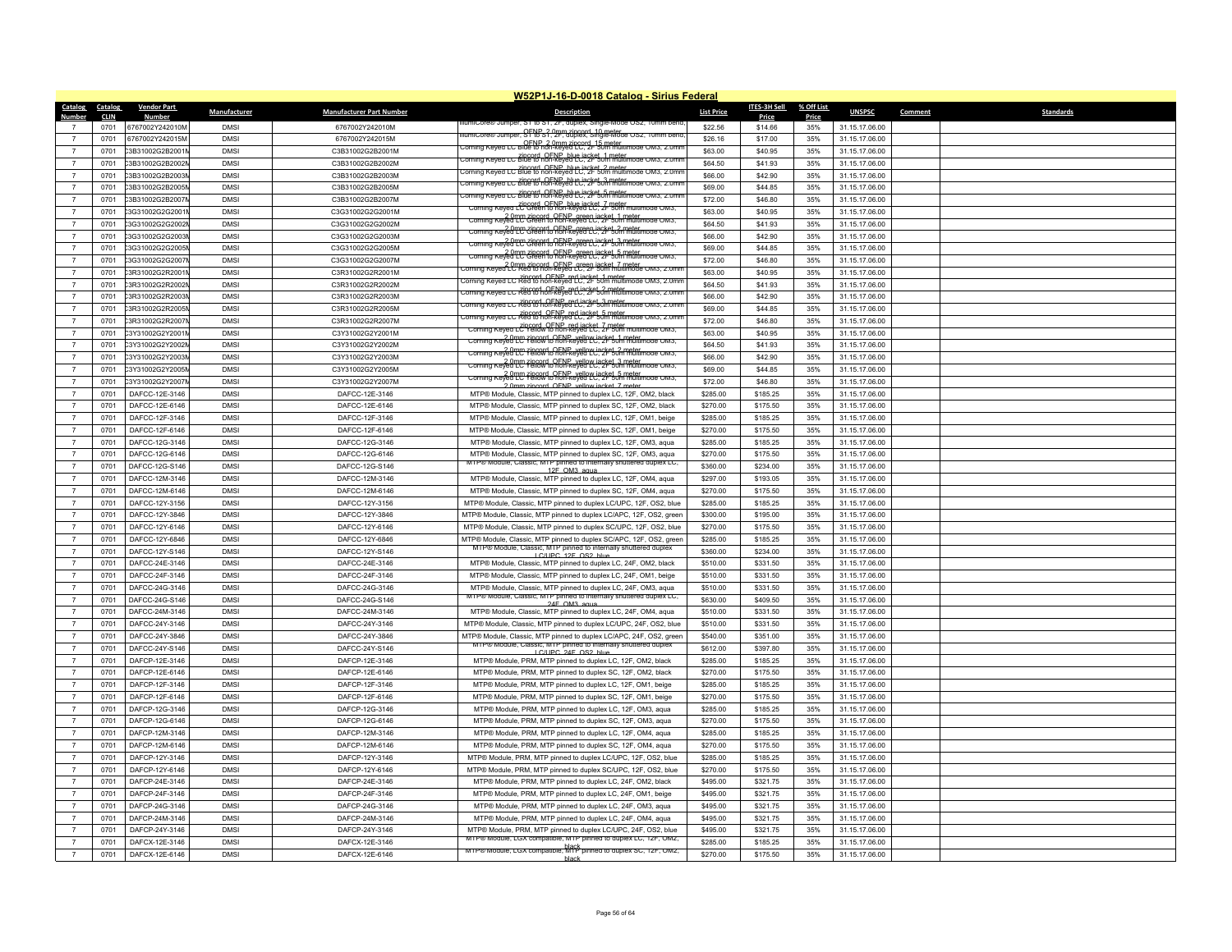# W52P1J-16-D-0018 Catalog - Sirius Federal

| Catalog Number | Catalog CLIN | Vendor Part Number | Manufacturer | Manufacturer Part Number | Description | List Price | ITES-3H Sell Price | % Off List Price | UNSPSC | Comment | Standards |
|---|---|---|---|---|---|---|---|---|---|---|---|
| 7 | 0701 | 6767002Y242010M | DMSI | 6767002Y242010M | multiCore® Jumper, ST to ST, 2F, duplex, Single-Mode OS2, 10mm bend, OFNP, 2.0mm zipcord, 10 meter | $22.56 | $14.66 | 35% | 31.15.17.06.00 | | |
| 7 | 0701 | 6767002Y242015M | DMSI | 6767002Y242015M | multiCore® Jumper, ST to ST, 2F, duplex, Single-Mode OS2, 10mm bend, OFNP, 2.0mm zipcord, 15 meter | $26.16 | $17.00 | 35% | 31.15.17.06.00 | | |
| 7 | 0701 | C3B31002G2B2001M | DMSI | C3B31002G2B2001M | Corning Keyed LC Blue to non-keyed LC, 2F 50m multimode OM3, 2.0mm zipcord, OFNP, blue jacket, 1 meter | $63.00 | $40.95 | 35% | 31.15.17.06.00 | | |
| 7 | 0701 | C3B31002G2B2002M | DMSI | C3B31002G2B2002M | Corning Keyed LC Blue to non-keyed LC, 2F 50m multimode OM3, 2.0mm zipcord, OFNP, blue jacket, 2 meter | $64.50 | $41.93 | 35% | 31.15.17.06.00 | | |
| 7 | 0701 | C3B31002G2B2003M | DMSI | C3B31002G2B2003M | Corning Keyed LC Blue to non-keyed LC, 2F 50m multimode OM3, 2.0mm zipcord, OFNP, blue jacket, 3 meter | $66.00 | $42.90 | 35% | 31.15.17.06.00 | | |
| 7 | 0701 | C3B31002G2B2005M | DMSI | C3B31002G2B2005M | Corning Keyed LC Blue to non-keyed LC, 2F 50m multimode OM3, 2.0mm zipcord, OFNP, blue jacket, 5 meter | $69.00 | $44.85 | 35% | 31.15.17.06.00 | | |
| 7 | 0701 | C3B31002G2B2007M | DMSI | C3B31002G2B2007M | Corning Keyed LC Blue to non-keyed LC, 2F 50m multimode OM3, 2.0mm zipcord, OFNP, blue jacket, 7 meter | $72.00 | $46.80 | 35% | 31.15.17.06.00 | | |
| 7 | 0701 | C3G31002G2G2001M | DMSI | C3G31002G2G2001M | Corning Keyed LC Green to non-keyed LC, 2F 50m multimode OM3, 2.0mm zipcord, OFNP, green jacket, 1 meter | $63.00 | $40.95 | 35% | 31.15.17.06.00 | | |
| 7 | 0701 | C3G31002G2G2002M | DMSI | C3G31002G2G2002M | Corning Keyed LC Green to non-keyed LC, 2F 50m multimode OM3, 2.0mm zipcord, OFNP, green jacket, 2 meter | $64.50 | $41.93 | 35% | 31.15.17.06.00 | | |
| 7 | 0701 | C3G31002G2G2003M | DMSI | C3G31002G2G2003M | Corning Keyed LC Green to non-keyed LC, 2F 50m multimode OM3, 2.0mm zipcord, OFNP, green jacket, 3 meter | $66.00 | $42.90 | 35% | 31.15.17.06.00 | | |
| 7 | 0701 | C3G31002G2G2005M | DMSI | C3G31002G2G2005M | Corning Keyed LC Green to non-keyed LC, 2F 50m multimode OM3, 2.0mm zipcord, OFNP, green jacket, 5 meter | $69.00 | $44.85 | 35% | 31.15.17.06.00 | | |
| 7 | 0701 | C3G31002G2G2007M | DMSI | C3G31002G2G2007M | Corning Keyed LC Green to non-keyed LC, 2F 50m multimode OM3, 2.0mm zipcord, OFNP, green jacket, 7 meter | $72.00 | $46.80 | 35% | 31.15.17.06.00 | | |
| 7 | 0701 | C3R31002G2R2001M | DMSI | C3R31002G2R2001M | Corning Keyed LC Red to non-keyed LC, 2F 50m multimode OM3, 2.0mm zipcord, OFNP, red jacket, 1 meter | $63.00 | $40.95 | 35% | 31.15.17.06.00 | | |
| 7 | 0701 | C3R31002G2R2002M | DMSI | C3R31002G2R2002M | Corning Keyed LC Red to non-keyed LC, 2F 50m multimode OM3, 2.0mm zipcord, OFNP, red jacket, 2 meter | $64.50 | $41.93 | 35% | 31.15.17.06.00 | | |
| 7 | 0701 | C3R31002G2R2003M | DMSI | C3R31002G2R2003M | Corning Keyed LC Red to non-keyed LC, 2F 50m multimode OM3, 2.0mm zipcord, OFNP, red jacket, 3 meter | $66.00 | $42.90 | 35% | 31.15.17.06.00 | | |
| 7 | 0701 | C3R31002G2R2005M | DMSI | C3R31002G2R2005M | Corning Keyed LC Red to non-keyed LC, 2F 50m multimode OM3, 2.0mm zipcord, OFNP, red jacket, 5 meter | $69.00 | $44.85 | 35% | 31.15.17.06.00 | | |
| 7 | 0701 | C3R31002G2R2007M | DMSI | C3R31002G2R2007M | Corning Keyed LC Red to non-keyed LC, 2F 50m multimode OM3, 2.0mm zipcord, OFNP, red jacket, 7 meter | $72.00 | $46.80 | 35% | 31.15.17.06.00 | | |
| 7 | 0701 | C3Y31002G2Y2001M | DMSI | C3Y31002G2Y2001M | Corning Keyed LC Yellow to non-keyed LC, 2F 50m multimode OM3, 2.0mm zipcord, OFNP, yellow jacket, 1 meter | $63.00 | $40.95 | 35% | 31.15.17.06.00 | | |
| 7 | 0701 | C3Y31002G2Y2002M | DMSI | C3Y31002G2Y2002M | Corning Keyed LC Yellow to non-keyed LC, 2F 50m multimode OM3, 2.0mm zipcord, OFNP, yellow jacket, 2 meter | $64.50 | $41.93 | 35% | 31.15.17.06.00 | | |
| 7 | 0701 | C3Y31002G2Y2003M | DMSI | C3Y31002G2Y2003M | Corning Keyed LC Yellow to non-keyed LC, 2F 50m multimode OM3, 2.0mm zipcord, OFNP, yellow jacket, 3 meter | $66.00 | $42.90 | 35% | 31.15.17.06.00 | | |
| 7 | 0701 | C3Y31002G2Y2005M | DMSI | C3Y31002G2Y2005M | Corning Keyed LC Yellow to non-keyed LC, 2F 50m multimode OM3, 2.0mm zipcord, OFNP, yellow jacket, 5 meter | $69.00 | $44.85 | 35% | 31.15.17.06.00 | | |
| 7 | 0701 | C3Y31002G2Y2007M | DMSI | C3Y31002G2Y2007M | Corning Keyed LC Yellow to non-keyed LC, 2F 50m multimode OM3, 2.0mm zipcord, OFNP, yellow jacket, 7 meter | $72.00 | $46.80 | 35% | 31.15.17.06.00 | | |
| 7 | 0701 | DAFCC-12E-3146 | DMSI | DAFCC-12E-3146 | MTP® Module, Classic, MTP pinned to duplex LC, 12F, OM2, black | $285.00 | $185.25 | 35% | 31.15.17.06.00 | | |
| 7 | 0701 | DAFCC-12E-6146 | DMSI | DAFCC-12E-6146 | MTP® Module, Classic, MTP pinned to duplex SC, 12F, OM2, black | $270.00 | $175.50 | 35% | 31.15.17.06.00 | | |
| 7 | 0701 | DAFCC-12F-3146 | DMSI | DAFCC-12F-3146 | MTP® Module, Classic, MTP pinned to duplex LC, 12F, OM1, beige | $285.00 | $185.25 | 35% | 31.15.17.06.00 | | |
| 7 | 0701 | DAFCC-12F-6146 | DMSI | DAFCC-12F-6146 | MTP® Module, Classic, MTP pinned to duplex SC, 12F, OM1, beige | $270.00 | $175.50 | 35% | 31.15.17.06.00 | | |
| 7 | 0701 | DAFCC-12G-3146 | DMSI | DAFCC-12G-3146 | MTP® Module, Classic, MTP pinned to duplex LC, 12F, OM3, aqua | $285.00 | $185.25 | 35% | 31.15.17.06.00 | | |
| 7 | 0701 | DAFCC-12G-6146 | DMSI | DAFCC-12G-6146 | MTP® Module, Classic, MTP pinned to duplex SC, 12F, OM3, aqua | $270.00 | $175.50 | 35% | 31.15.17.06.00 | | |
| 7 | 0701 | DAFCC-12G-S146 | DMSI | DAFCC-12G-S146 | MTP® Module, Classic, MTP pinned to internally shuttered duplex LC, 12F, OM3, aqua | $360.00 | $234.00 | 35% | 31.15.17.06.00 | | |
| 7 | 0701 | DAFCC-12M-3146 | DMSI | DAFCC-12M-3146 | MTP® Module, Classic, MTP pinned to duplex LC, 12F, OM4, aqua | $297.00 | $193.05 | 35% | 31.15.17.06.00 | | |
| 7 | 0701 | DAFCC-12M-6146 | DMSI | DAFCC-12M-6146 | MTP® Module, Classic, MTP pinned to duplex SC, 12F, OM4, aqua | $270.00 | $175.50 | 35% | 31.15.17.06.00 | | |
| 7 | 0701 | DAFCC-12Y-3156 | DMSI | DAFCC-12Y-3156 | MTP® Module, Classic, MTP pinned to duplex LC/UPC, 12F, OS2, blue | $285.00 | $185.25 | 35% | 31.15.17.06.00 | | |
| 7 | 0701 | DAFCC-12Y-3846 | DMSI | DAFCC-12Y-3846 | MTP® Module, Classic, MTP pinned to duplex LC/APC, 12F, OS2, green | $300.00 | $195.00 | 35% | 31.15.17.06.00 | | |
| 7 | 0701 | DAFCC-12Y-6146 | DMSI | DAFCC-12Y-6146 | MTP® Module, Classic, MTP pinned to duplex SC/UPC, 12F, OS2, blue | $270.00 | $175.50 | 35% | 31.15.17.06.00 | | |
| 7 | 0701 | DAFCC-12Y-6846 | DMSI | DAFCC-12Y-6846 | MTP® Module, Classic, MTP pinned to duplex SC/APC, 12F, OS2, green | $285.00 | $185.25 | 35% | 31.15.17.06.00 | | |
| 7 | 0701 | DAFCC-12Y-S146 | DMSI | DAFCC-12Y-S146 | MTP® Module, Classic, MTP pinned to internally shuttered duplex LC/UPC, 12F, OS2, blue | $360.00 | $234.00 | 35% | 31.15.17.06.00 | | |
| 7 | 0701 | DAFCC-24E-3146 | DMSI | DAFCC-24E-3146 | MTP® Module, Classic, MTP pinned to duplex LC, 24F, OM2, black | $510.00 | $331.50 | 35% | 31.15.17.06.00 | | |
| 7 | 0701 | DAFCC-24F-3146 | DMSI | DAFCC-24F-3146 | MTP® Module, Classic, MTP pinned to duplex LC, 24F, OM1, beige | $510.00 | $331.50 | 35% | 31.15.17.06.00 | | |
| 7 | 0701 | DAFCC-24G-3146 | DMSI | DAFCC-24G-3146 | MTP® Module, Classic, MTP pinned to duplex LC, 24F, OM3, aqua | $510.00 | $331.50 | 35% | 31.15.17.06.00 | | |
| 7 | 0701 | DAFCC-24G-S146 | DMSI | DAFCC-24G-S146 | MTP® Module, Classic, MTP pinned to internally shuttered duplex LC, 24F, OM3, aqua | $630.00 | $409.50 | 35% | 31.15.17.06.00 | | |
| 7 | 0701 | DAFCC-24M-3146 | DMSI | DAFCC-24M-3146 | MTP® Module, Classic, MTP pinned to duplex LC, 24F, OM4, aqua | $510.00 | $331.50 | 35% | 31.15.17.06.00 | | |
| 7 | 0701 | DAFCC-24Y-3146 | DMSI | DAFCC-24Y-3146 | MTP® Module, Classic, MTP pinned to duplex LC/UPC, 24F, OS2, blue | $510.00 | $331.50 | 35% | 31.15.17.06.00 | | |
| 7 | 0701 | DAFCC-24Y-3846 | DMSI | DAFCC-24Y-3846 | MTP® Module, Classic, MTP pinned to duplex LC/APC, 24F, OS2, green | $540.00 | $351.00 | 35% | 31.15.17.06.00 | | |
| 7 | 0701 | DAFCC-24Y-S146 | DMSI | DAFCC-24Y-S146 | MTP® Module, Classic, MTP pinned to internally shuttered duplex LC/UPC, 24F, OS2, blue | $612.00 | $397.80 | 35% | 31.15.17.06.00 | | |
| 7 | 0701 | DAFCP-12E-3146 | DMSI | DAFCP-12E-3146 | MTP® Module, PRM, MTP pinned to duplex LC, 12F, OM2, black | $285.00 | $185.25 | 35% | 31.15.17.06.00 | | |
| 7 | 0701 | DAFCP-12E-6146 | DMSI | DAFCP-12E-6146 | MTP® Module, PRM, MTP pinned to duplex SC, 12F, OM2, black | $270.00 | $175.50 | 35% | 31.15.17.06.00 | | |
| 7 | 0701 | DAFCP-12F-3146 | DMSI | DAFCP-12F-3146 | MTP® Module, PRM, MTP pinned to duplex LC, 12F, OM1, beige | $285.00 | $185.25 | 35% | 31.15.17.06.00 | | |
| 7 | 0701 | DAFCP-12F-6146 | DMSI | DAFCP-12F-6146 | MTP® Module, PRM, MTP pinned to duplex SC, 12F, OM1, beige | $270.00 | $175.50 | 35% | 31.15.17.06.00 | | |
| 7 | 0701 | DAFCP-12G-3146 | DMSI | DAFCP-12G-3146 | MTP® Module, PRM, MTP pinned to duplex LC, 12F, OM3, aqua | $285.00 | $185.25 | 35% | 31.15.17.06.00 | | |
| 7 | 0701 | DAFCP-12G-6146 | DMSI | DAFCP-12G-6146 | MTP® Module, PRM, MTP pinned to duplex SC, 12F, OM3, aqua | $270.00 | $175.50 | 35% | 31.15.17.06.00 | | |
| 7 | 0701 | DAFCP-12M-3146 | DMSI | DAFCP-12M-3146 | MTP® Module, PRM, MTP pinned to duplex LC, 12F, OM4, aqua | $285.00 | $185.25 | 35% | 31.15.17.06.00 | | |
| 7 | 0701 | DAFCP-12M-6146 | DMSI | DAFCP-12M-6146 | MTP® Module, PRM, MTP pinned to duplex SC, 12F, OM4, aqua | $270.00 | $175.50 | 35% | 31.15.17.06.00 | | |
| 7 | 0701 | DAFCP-12Y-3146 | DMSI | DAFCP-12Y-3146 | MTP® Module, PRM, MTP pinned to duplex LC/UPC, 12F, OS2, blue | $285.00 | $185.25 | 35% | 31.15.17.06.00 | | |
| 7 | 0701 | DAFCP-12Y-6146 | DMSI | DAFCP-12Y-6146 | MTP® Module, PRM, MTP pinned to duplex SC/UPC, 12F, OS2, blue | $270.00 | $175.50 | 35% | 31.15.17.06.00 | | |
| 7 | 0701 | DAFCP-24E-3146 | DMSI | DAFCP-24E-3146 | MTP® Module, PRM, MTP pinned to duplex LC, 24F, OM2, black | $495.00 | $321.75 | 35% | 31.15.17.06.00 | | |
| 7 | 0701 | DAFCP-24F-3146 | DMSI | DAFCP-24F-3146 | MTP® Module, PRM, MTP pinned to duplex LC, 24F, OM1, beige | $495.00 | $321.75 | 35% | 31.15.17.06.00 | | |
| 7 | 0701 | DAFCP-24G-3146 | DMSI | DAFCP-24G-3146 | MTP® Module, PRM, MTP pinned to duplex LC, 24F, OM3, aqua | $495.00 | $321.75 | 35% | 31.15.17.06.00 | | |
| 7 | 0701 | DAFCP-24M-3146 | DMSI | DAFCP-24M-3146 | MTP® Module, PRM, MTP pinned to duplex LC, 24F, OM4, aqua | $495.00 | $321.75 | 35% | 31.15.17.06.00 | | |
| 7 | 0701 | DAFCP-24Y-3146 | DMSI | DAFCP-24Y-3146 | MTP® Module, PRM, MTP pinned to duplex LC/UPC, 24F, OS2, blue | $495.00 | $321.75 | 35% | 31.15.17.06.00 | | |
| 7 | 0701 | DAFCX-12E-3146 | DMSI | DAFCX-12E-3146 | MTP® Module, LGX compatible, MTP pinned to duplex LC, 12F, OM2, black | $285.00 | $185.25 | 35% | 31.15.17.06.00 | | |
| 7 | 0701 | DAFCX-12E-6146 | DMSI | DAFCX-12E-6146 | MTP® Module, LGX compatible, MTP pinned to duplex SC, 12F, OM2, black | $270.00 | $175.50 | 35% | 31.15.17.06.00 | | |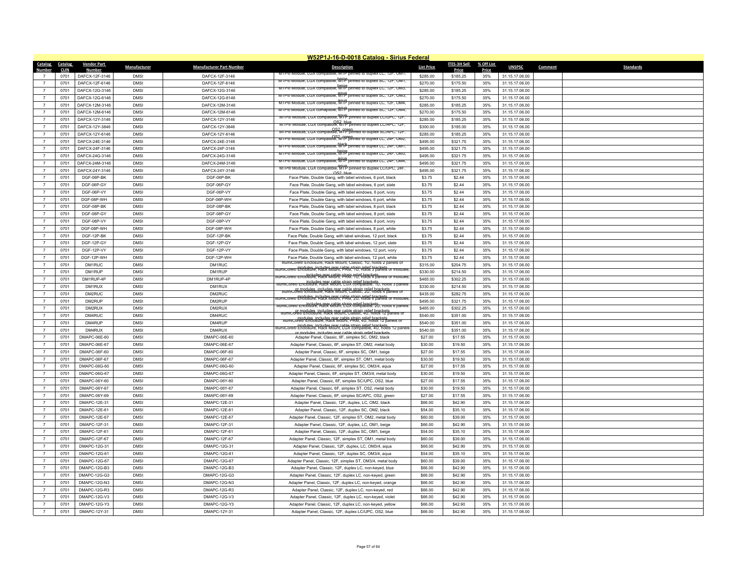## W52P1J-16-D-0018 Catalog - Sirius Federal

| Catalog Number | Catalog CLIN | Vendor Part Number | Manufacturer | Manufacturer Part Number | Description | List Price | ITES-3H Sell Price | % Off List Price | UNSPSC | Comment | Standards |
|---|---|---|---|---|---|---|---|---|---|---|---|
| 7 | 0701 | DAFCX-12F-3146 | DMSI | DAFCX-12F-3146 | MTP® Module, LGX compatible, MTP pinned to duplex LC, 12F, OM1, beige | $285.00 | $185.25 | 35% | 31.15.17.06.00 | | |
| 7 | 0701 | DAFCX-12F-6146 | DMSI | DAFCX-12F-6146 | MTP® Module, LGX compatible, MTP pinned to duplex SC, 12F, OM1, beige | $270.00 | $175.50 | 35% | 31.15.17.06.00 | | |
| 7 | 0701 | DAFCX-12G-3146 | DMSI | DAFCX-12G-3146 | MTP® Module, LGX compatible, MTP pinned to duplex LC, 12F, OM3, aqua | $285.00 | $185.25 | 35% | 31.15.17.06.00 | | |
| 7 | 0701 | DAFCX-12G-6146 | DMSI | DAFCX-12G-6146 | MTP® Module, LGX compatible, MTP pinned to duplex SC, 12F, OM3, aqua | $270.00 | $175.50 | 35% | 31.15.17.06.00 | | |
| 7 | 0701 | DAFCX-12M-3146 | DMSI | DAFCX-12M-3146 | MTP® Module, LGX compatible, MTP pinned to duplex LC, 12F, OM4, aqua | $285.00 | $185.25 | 35% | 31.15.17.06.00 | | |
| 7 | 0701 | DAFCX-12M-6146 | DMSI | DAFCX-12M-6146 | MTP® Module, LGX compatible, MTP pinned to duplex SC, 12F, OM4, aqua | $270.00 | $175.50 | 35% | 31.15.17.06.00 | | |
| 7 | 0701 | DAFCX-12Y-3146 | DMSI | DAFCX-12Y-3146 | MTP® Module, LGX compatible, MTP pinned to duplex LC/UPC, 12F, OS2, blue | $285.00 | $185.25 | 35% | 31.15.17.06.00 | | |
| 7 | 0701 | DAFCX-12Y-3846 | DMSI | DAFCX-12Y-3846 | MTP® Module, LGX compatible, MTP pinned to duplex LC/APC, 12F, OS2, green | $300.00 | $195.00 | 35% | 31.15.17.06.00 | | |
| 7 | 0701 | DAFCX-12Y-6146 | DMSI | DAFCX-12Y-6146 | MTP® Module, LGX compatible, MTP pinned to duplex SC/APC, 12F, OS2, green | $285.00 | $185.25 | 35% | 31.15.17.06.00 | | |
| 7 | 0701 | DAFCX-24E-3146 | DMSI | DAFCX-24E-3146 | MTP® Module, LGX compatible, MTP pinned to duplex LC, 24F, OM2, black | $495.00 | $321.75 | 35% | 31.15.17.06.00 | | |
| 7 | 0701 | DAFCX-24F-3146 | DMSI | DAFCX-24F-3146 | MTP® Module, LGX compatible, MTP pinned to duplex LC, 24F, OM1, beige | $495.00 | $321.75 | 35% | 31.15.17.06.00 | | |
| 7 | 0701 | DAFCX-24G-3146 | DMSI | DAFCX-24G-3146 | MTP® Module, LGX compatible, MTP pinned to duplex LC, 24F, OM3, aqua | $495.00 | $321.75 | 35% | 31.15.17.06.00 | | |
| 7 | 0701 | DAFCX-24M-3146 | DMSI | DAFCX-24M-3146 | MTP® Module, LGX compatible, MTP pinned to duplex LC, 24F, OM4, aqua | $495.00 | $321.75 | 35% | 31.15.17.06.00 | | |
| 7 | 0701 | DAFCX-24Y-3146 | DMSI | DAFCX-24Y-3146 | MTP® Module, LGX compatible, MTP pinned to duplex LC/UPC, 24F, OS2, blue | $495.00 | $321.75 | 35% | 31.15.17.06.00 | | |
| 7 | 0701 | DGF-06P-BK | DMSI | DGF-06P-BK | Face Plate, Double Gang, with label windows, 6 port, black | $3.75 | $2.44 | 35% | 31.15.17.06.00 | | |
| 7 | 0701 | DGF-06P-GY | DMSI | DGF-06P-GY | Face Plate, Double Gang, with label windows, 6 port, slate | $3.75 | $2.44 | 35% | 31.15.17.06.00 | | |
| 7 | 0701 | DGF-06P-VY | DMSI | DGF-06P-VY | Face Plate, Double Gang, with label windows, 6 port, ivory | $3.75 | $2.44 | 35% | 31.15.17.06.00 | | |
| 7 | 0701 | DGF-06P-WH | DMSI | DGF-06P-WH | Face Plate, Double Gang, with label windows, 6 port, white | $3.75 | $2.44 | 35% | 31.15.17.06.00 | | |
| 7 | 0701 | DGF-08P-BK | DMSI | DGF-08P-BK | Face Plate, Double Gang, with label windows, 8 port, black | $3.75 | $2.44 | 35% | 31.15.17.06.00 | | |
| 7 | 0701 | DGF-08P-GY | DMSI | DGF-08P-GY | Face Plate, Double Gang, with label windows, 8 port, slate | $3.75 | $2.44 | 35% | 31.15.17.06.00 | | |
| 7 | 0701 | DGF-08P-VY | DMSI | DGF-08P-VY | Face Plate, Double Gang, with label windows, 8 port, ivory | $3.75 | $2.44 | 35% | 31.15.17.06.00 | | |
| 7 | 0701 | DGF-08P-WH | DMSI | DGF-08P-WH | Face Plate, Double Gang, with label windows, 8 port, white | $3.75 | $2.44 | 35% | 31.15.17.06.00 | | |
| 7 | 0701 | DGF-12P-BK | DMSI | DGF-12P-BK | Face Plate, Double Gang, with label windows, 12 port, black | $3.75 | $2.44 | 35% | 31.15.17.06.00 | | |
| 7 | 0701 | DGF-12P-GY | DMSI | DGF-12P-GY | Face Plate, Double Gang, with label windows, 12 port, slate | $3.75 | $2.44 | 35% | 31.15.17.06.00 | | |
| 7 | 0701 | DGF-12P-VY | DMSI | DGF-12P-VY | Face Plate, Double Gang, with label windows, 12 port, ivory | $3.75 | $2.44 | 35% | 31.15.17.06.00 | | |
| 7 | 0701 | DGF-12P-WH | DMSI | DGF-12P-WH | Face Plate, Double Gang, with label windows, 12 port, white | $3.75 | $2.44 | 35% | 31.15.17.06.00 | | |
| 7 | 0701 | DM1RUC | DMSI | DM1RUC | IllumiCore® Enclosure, Rack Mount, Classic, 1U, holds 2 panels or modules, includes rear cable strain relief brackets | $315.00 | $204.75 | 35% | 31.15.17.06.00 | | |
| 7 | 0701 | DM1RUP | DMSI | DM1RUP | IllumiCore® Enclosure, Rack Mount, PRM, 1U, holds 3 panels or modules, includes rear cable strain relief brackets | $330.00 | $214.50 | 35% | 31.15.17.06.00 | | |
| 7 | 0701 | DM1RUP-4P | DMSI | DM1RUP-4P | IllumiCore® Enclosure, Rack Mount, PRM, 1U, holds 4 panels or modules, includes rear cable strain relief brackets | $465.00 | $302.25 | 35% | 31.15.17.06.00 | | |
| 7 | 0701 | DM1RUX | DMSI | DM1RUX | IllumiCore® Enclosure, Rack Mount, LGX compatible, 1U, holds 3 panels or modules, includes rear cable strain relief brackets | $330.00 | $214.50 | 35% | 31.15.17.06.00 | | |
| 7 | 0701 | DM2RUC | DMSI | DM2RUC | IllumiCore® Enclosure, Rack Mount, Classic, 2U, holds 4 panels or modules, includes rear cable strain relief brackets | $435.00 | $282.75 | 35% | 31.15.17.06.00 | | |
| 7 | 0701 | DM2RUP | DMSI | DM2RUP | IllumiCore® Enclosure, Rack Mount, PRM, 2U, holds 6 panels or modules, includes rear cable strain relief brackets | $495.00 | $321.75 | 35% | 31.15.17.06.00 | | |
| 7 | 0701 | DM2RUX | DMSI | DM2RUX | IllumiCore® Enclosure, Rack Mount, LGX compatible, 2U, holds 6 panels or modules, includes rear cable strain relief brackets | $465.00 | $302.25 | 35% | 31.15.17.06.00 | | |
| 7 | 0701 | DM4RUC | DMSI | DM4RUC | IllumiCore® Enclosure, Rack Mount, Classic, 4U, holds 12 panels or modules, includes rear cable strain relief brackets | $540.00 | $351.00 | 35% | 31.15.17.06.00 | | |
| 7 | 0701 | DM4RUP | DMSI | DM4RUP | IllumiCore® Enclosure, Rack Mount, PRM, 4U, holds 12 panels or modules, includes rear cable strain relief brackets | $540.00 | $351.00 | 35% | 31.15.17.06.00 | | |
| 7 | 0701 | DM4RUX | DMSI | DM4RUX | IllumiCore® Enclosure, Rack Mount, LGX compatible, 4U, holds 12 panels or modules, includes rear cable strain relief brackets | $540.00 | $351.00 | 35% | 31.15.17.06.00 | | |
| 7 | 0701 | DMAPC-06E-60 | DMSI | DMAPC-06E-60 | Adapter Panel, Classic, 6F, simplex SC, OM2, black | $27.00 | $17.55 | 35% | 31.15.17.06.00 | | |
| 7 | 0701 | DMAPC-06E-67 | DMSI | DMAPC-06E-67 | Adapter Panel, Classic, 6F, simplex ST, OM2, metal body | $30.00 | $19.50 | 35% | 31.15.17.06.00 | | |
| 7 | 0701 | DMAPC-06F-60 | DMSI | DMAPC-06F-60 | Adapter Panel, Classic, 6F, simplex SC, OM1, beige | $27.00 | $17.55 | 35% | 31.15.17.06.00 | | |
| 7 | 0701 | DMAPC-06F-67 | DMSI | DMAPC-06F-67 | Adapter Panel, Classic, 6F, simplex ST, OM1, metal body | $30.00 | $19.50 | 35% | 31.15.17.06.00 | | |
| 7 | 0701 | DMAPC-06G-60 | DMSI | DMAPC-06G-60 | Adapter Panel, Classic, 6F, simplex SC, OM3/4, aqua | $27.00 | $17.55 | 35% | 31.15.17.06.00 | | |
| 7 | 0701 | DMAPC-06G-67 | DMSI | DMAPC-06G-67 | Adapter Panel, Classic, 6F, simplex ST, OM3/4, metal body | $30.00 | $19.50 | 35% | 31.15.17.06.00 | | |
| 7 | 0701 | DMAPC-06Y-60 | DMSI | DMAPC-06Y-60 | Adapter Panel, Classic, 6F, simplex SC/UPC, OS2, blue | $27.00 | $17.55 | 35% | 31.15.17.06.00 | | |
| 7 | 0701 | DMAPC-06Y-67 | DMSI | DMAPC-06Y-67 | Adapter Panel, Classic, 6F, simplex ST, OS2, metal body | $30.00 | $19.50 | 35% | 31.15.17.06.00 | | |
| 7 | 0701 | DMAPC-06Y-69 | DMSI | DMAPC-06Y-69 | Adapter Panel, Classic, 6F, simplex SC/APC, OS2, green | $27.00 | $17.55 | 35% | 31.15.17.06.00 | | |
| 7 | 0701 | DMAPC-12E-31 | DMSI | DMAPC-12E-31 | Adapter Panel, Classic, 12F, duplex, LC, OM2, black | $66.00 | $42.90 | 35% | 31.15.17.06.00 | | |
| 7 | 0701 | DMAPC-12E-61 | DMSI | DMAPC-12E-61 | Adapter Panel, Classic, 12F, duplex SC, OM2, black | $54.00 | $35.10 | 35% | 31.15.17.06.00 | | |
| 7 | 0701 | DMAPC-12E-67 | DMSI | DMAPC-12E-67 | Adapter Panel, Classic, 12F, simplex ST, OM2, metal body | $60.00 | $39.00 | 35% | 31.15.17.06.00 | | |
| 7 | 0701 | DMAPC-12F-31 | DMSI | DMAPC-12F-31 | Adapter Panel, Classic, 12F, duplex, LC, OM1, beige | $66.00 | $42.90 | 35% | 31.15.17.06.00 | | |
| 7 | 0701 | DMAPC-12F-61 | DMSI | DMAPC-12F-61 | Adapter Panel, Classic, 12F, duplex SC, OM1, beige | $54.00 | $35.10 | 35% | 31.15.17.06.00 | | |
| 7 | 0701 | DMAPC-12F-67 | DMSI | DMAPC-12F-67 | Adapter Panel, Classic, 12F, simplex ST, OM1, metal body | $60.00 | $39.00 | 35% | 31.15.17.06.00 | | |
| 7 | 0701 | DMAPC-12G-31 | DMSI | DMAPC-12G-31 | Adapter Panel, Classic, 12F, duplex, LC, OM3/4, aqua | $66.00 | $42.90 | 35% | 31.15.17.06.00 | | |
| 7 | 0701 | DMAPC-12G-61 | DMSI | DMAPC-12G-61 | Adapter Panel, Classic, 12F, duplex SC, OM3/4, aqua | $54.00 | $35.10 | 35% | 31.15.17.06.00 | | |
| 7 | 0701 | DMAPC-12G-67 | DMSI | DMAPC-12G-67 | Adapter Panel, Classic, 12F, simplex ST, OM3/4, metal body | $60.00 | $39.00 | 35% | 31.15.17.06.00 | | |
| 7 | 0701 | DMAPC-12G-B3 | DMSI | DMAPC-12G-B3 | Adapter Panel, Classic, 12F, duplex LC, non-keyed, blue | $66.00 | $42.90 | 35% | 31.15.17.06.00 | | |
| 7 | 0701 | DMAPC-12G-G3 | DMSI | DMAPC-12G-G3 | Adapter Panel, Classic, 12F, duplex LC, non-keyed, green | $66.00 | $42.90 | 35% | 31.15.17.06.00 | | |
| 7 | 0701 | DMAPC-12G-N3 | DMSI | DMAPC-12G-N3 | Adapter Panel, Classic, 12F, duplex LC, non-keyed, orange | $66.00 | $42.90 | 35% | 31.15.17.06.00 | | |
| 7 | 0701 | DMAPC-12G-R3 | DMSI | DMAPC-12G-R3 | Adapter Panel, Classic, 12F, duplex LC, non-keyed, red | $66.00 | $42.90 | 35% | 31.15.17.06.00 | | |
| 7 | 0701 | DMAPC-12G-V3 | DMSI | DMAPC-12G-V3 | Adapter Panel, Classic, 12F, duplex LC, non-keyed, violet | $66.00 | $42.90 | 35% | 31.15.17.06.00 | | |
| 7 | 0701 | DMAPC-12G-Y3 | DMSI | DMAPC-12G-Y3 | Adapter Panel, Classic, 12F, duplex LC, non-keyed, yellow | $66.00 | $42.90 | 35% | 31.15.17.06.00 | | |
| 7 | 0701 | DMAPC-12Y-31 | DMSI | DMAPC-12Y-31 | Adapter Panel, Classic, 12F, duplex LC/UPC, OS2, blue | $66.00 | $42.90 | 35% | 31.15.17.06.00 | | |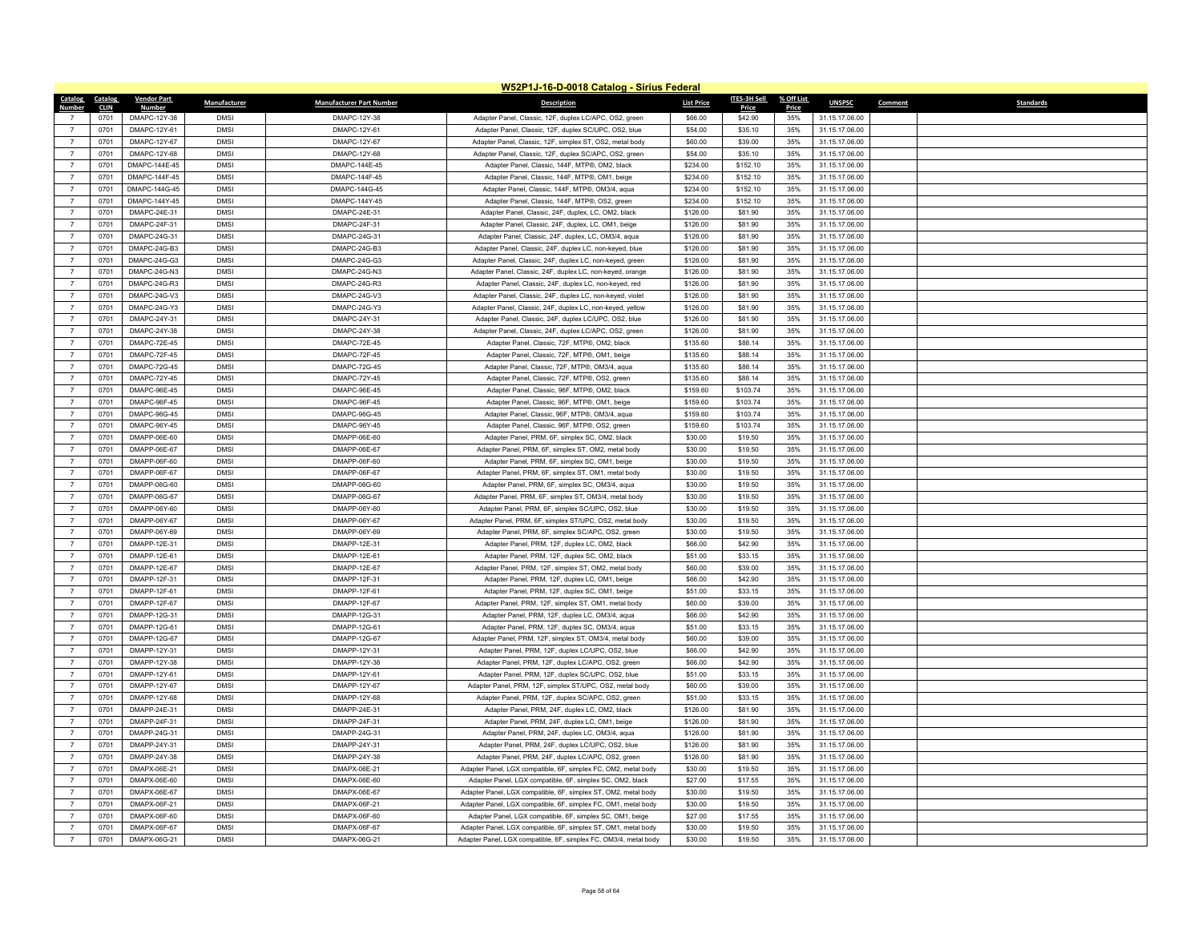# W52P1J-16-D-0018 Catalog - Sirius Federal

| Catalog Number | Catalog CLIN | Vendor Part Number | Manufacturer | Manufacturer Part Number | Description | List Price | ITES-3H Sell Price | % Off List Price | UNSPSC | Comment | Standards |
|---|---|---|---|---|---|---|---|---|---|---|---|
| 7 | 0701 | DMAPC-12Y-38 | DMSI | DMAPC-12Y-38 | Adapter Panel, Classic, 12F, duplex LC/APC, OS2, green | $66.00 | $42.90 | 35% | 31.15.17.06.00 | | |
| 7 | 0701 | DMAPC-12Y-61 | DMSI | DMAPC-12Y-61 | Adapter Panel, Classic, 12F, duplex SC/UPC, OS2, blue | $54.00 | $35.10 | 35% | 31.15.17.06.00 | | |
| 7 | 0701 | DMAPC-12Y-67 | DMSI | DMAPC-12Y-67 | Adapter Panel, Classic, 12F, simplex ST, OS2, metal body | $60.00 | $39.00 | 35% | 31.15.17.06.00 | | |
| 7 | 0701 | DMAPC-12Y-68 | DMSI | DMAPC-12Y-68 | Adapter Panel, Classic, 12F, duplex SC/APC, OS2, green | $54.00 | $35.10 | 35% | 31.15.17.06.00 | | |
| 7 | 0701 | DMAPC-144E-45 | DMSI | DMAPC-144E-45 | Adapter Panel, Classic, 144F, MTP®, OM2, black | $234.00 | $152.10 | 35% | 31.15.17.06.00 | | |
| 7 | 0701 | DMAPC-144F-45 | DMSI | DMAPC-144F-45 | Adapter Panel, Classic, 144F, MTP®, OM1, beige | $234.00 | $152.10 | 35% | 31.15.17.06.00 | | |
| 7 | 0701 | DMAPC-144G-45 | DMSI | DMAPC-144G-45 | Adapter Panel, Classic, 144F, MTP®, OM3/4, aqua | $234.00 | $152.10 | 35% | 31.15.17.06.00 | | |
| 7 | 0701 | DMAPC-144Y-45 | DMSI | DMAPC-144Y-45 | Adapter Panel, Classic, 144F, MTP®, OS2, green | $234.00 | $152.10 | 35% | 31.15.17.06.00 | | |
| 7 | 0701 | DMAPC-24E-31 | DMSI | DMAPC-24E-31 | Adapter Panel, Classic, 24F, duplex, LC, OM2, black | $126.00 | $81.90 | 35% | 31.15.17.06.00 | | |
| 7 | 0701 | DMAPC-24F-31 | DMSI | DMAPC-24F-31 | Adapter Panel, Classic, 24F, duplex, LC, OM1, beige | $126.00 | $81.90 | 35% | 31.15.17.06.00 | | |
| 7 | 0701 | DMAPC-24G-31 | DMSI | DMAPC-24G-31 | Adapter Panel, Classic, 24F, duplex, LC, OM3/4, aqua | $126.00 | $81.90 | 35% | 31.15.17.06.00 | | |
| 7 | 0701 | DMAPC-24G-B3 | DMSI | DMAPC-24G-B3 | Adapter Panel, Classic, 24F, duplex LC, non-keyed, blue | $126.00 | $81.90 | 35% | 31.15.17.06.00 | | |
| 7 | 0701 | DMAPC-24G-G3 | DMSI | DMAPC-24G-G3 | Adapter Panel, Classic, 24F, duplex LC, non-keyed, green | $126.00 | $81.90 | 35% | 31.15.17.06.00 | | |
| 7 | 0701 | DMAPC-24G-N3 | DMSI | DMAPC-24G-N3 | Adapter Panel, Classic, 24F, duplex LC, non-keyed, orange | $126.00 | $81.90 | 35% | 31.15.17.06.00 | | |
| 7 | 0701 | DMAPC-24G-R3 | DMSI | DMAPC-24G-R3 | Adapter Panel, Classic, 24F, duplex LC, non-keyed, red | $126.00 | $81.90 | 35% | 31.15.17.06.00 | | |
| 7 | 0701 | DMAPC-24G-V3 | DMSI | DMAPC-24G-V3 | Adapter Panel, Classic, 24F, duplex LC, non-keyed, violet | $126.00 | $81.90 | 35% | 31.15.17.06.00 | | |
| 7 | 0701 | DMAPC-24G-Y3 | DMSI | DMAPC-24G-Y3 | Adapter Panel, Classic, 24F, duplex LC, non-keyed, yellow | $126.00 | $81.90 | 35% | 31.15.17.06.00 | | |
| 7 | 0701 | DMAPC-24Y-31 | DMSI | DMAPC-24Y-31 | Adapter Panel, Classic, 24F, duplex LC/UPC, OS2, blue | $126.00 | $81.90 | 35% | 31.15.17.06.00 | | |
| 7 | 0701 | DMAPC-24Y-38 | DMSI | DMAPC-24Y-38 | Adapter Panel, Classic, 24F, duplex LC/APC, OS2, green | $126.00 | $81.90 | 35% | 31.15.17.06.00 | | |
| 7 | 0701 | DMAPC-72E-45 | DMSI | DMAPC-72E-45 | Adapter Panel, Classic, 72F, MTP®, OM2, black | $135.60 | $88.14 | 35% | 31.15.17.06.00 | | |
| 7 | 0701 | DMAPC-72F-45 | DMSI | DMAPC-72F-45 | Adapter Panel, Classic, 72F, MTP®, OM1, beige | $135.60 | $88.14 | 35% | 31.15.17.06.00 | | |
| 7 | 0701 | DMAPC-72G-45 | DMSI | DMAPC-72G-45 | Adapter Panel, Classic, 72F, MTP®, OM3/4, aqua | $135.60 | $88.14 | 35% | 31.15.17.06.00 | | |
| 7 | 0701 | DMAPC-72Y-45 | DMSI | DMAPC-72Y-45 | Adapter Panel, Classic, 72F, MTP®, OS2, green | $135.60 | $88.14 | 35% | 31.15.17.06.00 | | |
| 7 | 0701 | DMAPC-96E-45 | DMSI | DMAPC-96E-45 | Adapter Panel, Classic, 96F, MTP®, OM2, black | $159.60 | $103.74 | 35% | 31.15.17.06.00 | | |
| 7 | 0701 | DMAPC-96F-45 | DMSI | DMAPC-96F-45 | Adapter Panel, Classic, 96F, MTP®, OM1, beige | $159.60 | $103.74 | 35% | 31.15.17.06.00 | | |
| 7 | 0701 | DMAPC-96G-45 | DMSI | DMAPC-96G-45 | Adapter Panel, Classic, 96F, MTP®, OM3/4, aqua | $159.60 | $103.74 | 35% | 31.15.17.06.00 | | |
| 7 | 0701 | DMAPC-96Y-45 | DMSI | DMAPC-96Y-45 | Adapter Panel, Classic, 96F, MTP®, OS2, green | $159.60 | $103.74 | 35% | 31.15.17.06.00 | | |
| 7 | 0701 | DMAPP-06E-60 | DMSI | DMAPP-06E-60 | Adapter Panel, PRM, 6F, simplex SC, OM2, black | $30.00 | $19.50 | 35% | 31.15.17.06.00 | | |
| 7 | 0701 | DMAPP-06E-67 | DMSI | DMAPP-06E-67 | Adapter Panel, PRM, 6F, simplex ST, OM2, metal body | $30.00 | $19.50 | 35% | 31.15.17.06.00 | | |
| 7 | 0701 | DMAPP-06F-60 | DMSI | DMAPP-06F-60 | Adapter Panel, PRM, 6F, simplex SC, OM1, beige | $30.00 | $19.50 | 35% | 31.15.17.06.00 | | |
| 7 | 0701 | DMAPP-06F-67 | DMSI | DMAPP-06F-67 | Adapter Panel, PRM, 6F, simplex ST, OM1, metal body | $30.00 | $19.50 | 35% | 31.15.17.06.00 | | |
| 7 | 0701 | DMAPP-06G-60 | DMSI | DMAPP-06G-60 | Adapter Panel, PRM, 6F, simplex SC, OM3/4, aqua | $30.00 | $19.50 | 35% | 31.15.17.06.00 | | |
| 7 | 0701 | DMAPP-06G-67 | DMSI | DMAPP-06G-67 | Adapter Panel, PRM, 6F, simplex ST, OM3/4, metal body | $30.00 | $19.50 | 35% | 31.15.17.06.00 | | |
| 7 | 0701 | DMAPP-06Y-60 | DMSI | DMAPP-06Y-60 | Adapter Panel, PRM, 6F, simplex SC/UPC, OS2, blue | $30.00 | $19.50 | 35% | 31.15.17.06.00 | | |
| 7 | 0701 | DMAPP-06Y-67 | DMSI | DMAPP-06Y-67 | Adapter Panel, PRM, 6F, simplex ST/UPC, OS2, metal body | $30.00 | $19.50 | 35% | 31.15.17.06.00 | | |
| 7 | 0701 | DMAPP-06Y-69 | DMSI | DMAPP-06Y-69 | Adapter Panel, PRM, 6F, simplex SC/APC, OS2, green | $30.00 | $19.50 | 35% | 31.15.17.06.00 | | |
| 7 | 0701 | DMAPP-12E-31 | DMSI | DMAPP-12E-31 | Adapter Panel, PRM, 12F, duplex LC, OM2, black | $66.00 | $42.90 | 35% | 31.15.17.06.00 | | |
| 7 | 0701 | DMAPP-12E-61 | DMSI | DMAPP-12E-61 | Adapter Panel, PRM, 12F, duplex SC, OM2, black | $51.00 | $33.15 | 35% | 31.15.17.06.00 | | |
| 7 | 0701 | DMAPP-12E-67 | DMSI | DMAPP-12E-67 | Adapter Panel, PRM, 12F, simplex ST, OM2, metal body | $60.00 | $39.00 | 35% | 31.15.17.06.00 | | |
| 7 | 0701 | DMAPP-12F-31 | DMSI | DMAPP-12F-31 | Adapter Panel, PRM, 12F, duplex LC, OM1, beige | $66.00 | $42.90 | 35% | 31.15.17.06.00 | | |
| 7 | 0701 | DMAPP-12F-61 | DMSI | DMAPP-12F-61 | Adapter Panel, PRM, 12F, duplex SC, OM1, beige | $51.00 | $33.15 | 35% | 31.15.17.06.00 | | |
| 7 | 0701 | DMAPP-12F-67 | DMSI | DMAPP-12F-67 | Adapter Panel, PRM, 12F, simplex ST, OM1, metal body | $60.00 | $39.00 | 35% | 31.15.17.06.00 | | |
| 7 | 0701 | DMAPP-12G-31 | DMSI | DMAPP-12G-31 | Adapter Panel, PRM, 12F, duplex LC, OM3/4, aqua | $66.00 | $42.90 | 35% | 31.15.17.06.00 | | |
| 7 | 0701 | DMAPP-12G-61 | DMSI | DMAPP-12G-61 | Adapter Panel, PRM, 12F, duplex SC, OM3/4, aqua | $51.00 | $33.15 | 35% | 31.15.17.06.00 | | |
| 7 | 0701 | DMAPP-12G-67 | DMSI | DMAPP-12G-67 | Adapter Panel, PRM, 12F, simplex ST, OM3/4, metal body | $60.00 | $39.00 | 35% | 31.15.17.06.00 | | |
| 7 | 0701 | DMAPP-12Y-31 | DMSI | DMAPP-12Y-31 | Adapter Panel, PRM, 12F, duplex LC/UPC, OS2, blue | $66.00 | $42.90 | 35% | 31.15.17.06.00 | | |
| 7 | 0701 | DMAPP-12Y-38 | DMSI | DMAPP-12Y-38 | Adapter Panel, PRM, 12F, duplex LC/APC, OS2, green | $66.00 | $42.90 | 35% | 31.15.17.06.00 | | |
| 7 | 0701 | DMAPP-12Y-61 | DMSI | DMAPP-12Y-61 | Adapter Panel, PRM, 12F, duplex SC/UPC, OS2, blue | $51.00 | $33.15 | 35% | 31.15.17.06.00 | | |
| 7 | 0701 | DMAPP-12Y-67 | DMSI | DMAPP-12Y-67 | Adapter Panel, PRM, 12F, simplex ST/UPC, OS2, metal body | $60.00 | $39.00 | 35% | 31.15.17.06.00 | | |
| 7 | 0701 | DMAPP-12Y-68 | DMSI | DMAPP-12Y-68 | Adapter Panel, PRM, 12F, duplex SC/APC, OS2, green | $51.00 | $33.15 | 35% | 31.15.17.06.00 | | |
| 7 | 0701 | DMAPP-24E-31 | DMSI | DMAPP-24E-31 | Adapter Panel, PRM, 24F, duplex LC, OM2, black | $126.00 | $81.90 | 35% | 31.15.17.06.00 | | |
| 7 | 0701 | DMAPP-24F-31 | DMSI | DMAPP-24F-31 | Adapter Panel, PRM, 24F, duplex LC, OM1, beige | $126.00 | $81.90 | 35% | 31.15.17.06.00 | | |
| 7 | 0701 | DMAPP-24G-31 | DMSI | DMAPP-24G-31 | Adapter Panel, PRM, 24F, duplex LC, OM3/4, aqua | $126.00 | $81.90 | 35% | 31.15.17.06.00 | | |
| 7 | 0701 | DMAPP-24Y-31 | DMSI | DMAPP-24Y-31 | Adapter Panel, PRM, 24F, duplex LC/UPC, OS2, blue | $126.00 | $81.90 | 35% | 31.15.17.06.00 | | |
| 7 | 0701 | DMAPP-24Y-38 | DMSI | DMAPP-24Y-38 | Adapter Panel, PRM, 24F, duplex LC/APC, OS2, green | $126.00 | $81.90 | 35% | 31.15.17.06.00 | | |
| 7 | 0701 | DMAPX-06E-21 | DMSI | DMAPX-06E-21 | Adapter Panel, LGX compatible, 6F, simplex FC, OM2, metal body | $30.00 | $19.50 | 35% | 31.15.17.06.00 | | |
| 7 | 0701 | DMAPX-06E-60 | DMSI | DMAPX-06E-60 | Adapter Panel, LGX compatible, 6F, simplex SC, OM2, black | $27.00 | $17.55 | 35% | 31.15.17.06.00 | | |
| 7 | 0701 | DMAPX-06E-67 | DMSI | DMAPX-06E-67 | Adapter Panel, LGX compatible, 6F, simplex ST, OM2, metal body | $30.00 | $19.50 | 35% | 31.15.17.06.00 | | |
| 7 | 0701 | DMAPX-06F-21 | DMSI | DMAPX-06F-21 | Adapter Panel, LGX compatible, 6F, simplex FC, OM1, metal body | $30.00 | $19.50 | 35% | 31.15.17.06.00 | | |
| 7 | 0701 | DMAPX-06F-60 | DMSI | DMAPX-06F-60 | Adapter Panel, LGX compatible, 6F, simplex SC, OM1, beige | $27.00 | $17.55 | 35% | 31.15.17.06.00 | | |
| 7 | 0701 | DMAPX-06F-67 | DMSI | DMAPX-06F-67 | Adapter Panel, LGX compatible, 6F, simplex ST, OM1, metal body | $30.00 | $19.50 | 35% | 31.15.17.06.00 | | |
| 7 | 0701 | DMAPX-06G-21 | DMSI | DMAPX-06G-21 | Adapter Panel, LGX compatible, 6F, simplex FC, OM3/4, metal body | $30.00 | $19.50 | 35% | 31.15.17.06.00 | | |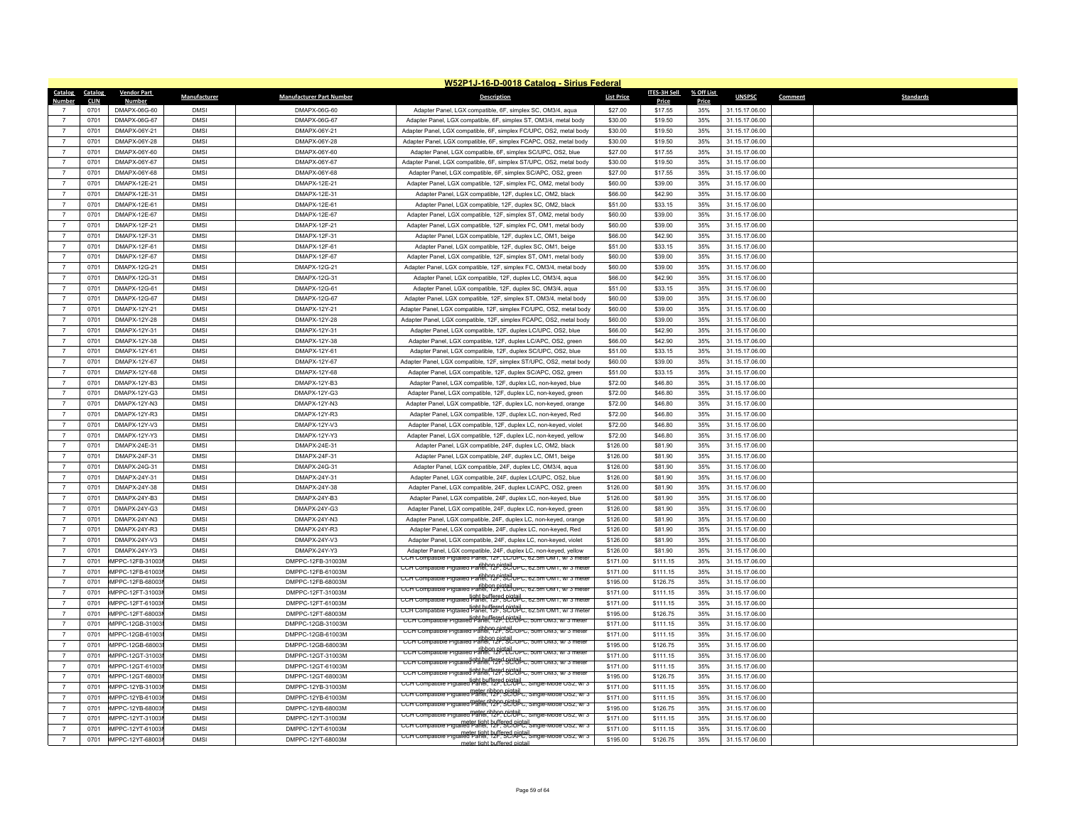## W52P1J-16-D-0018 Catalog - Sirius Federal

| Catalog Number | Catalog CLIN | Vendor Part Number | Manufacturer | Manufacturer Part Number | Description | List Price | ITES-3H Sell Price | % Off List Price | UNSPSC | Comment | Standards |
|---|---|---|---|---|---|---|---|---|---|---|---|
| 7 | 0701 | DMAPX-06G-60 | DMSI | DMAPX-06G-60 | Adapter Panel, LGX compatible, 6F, simplex SC, OM3/4, aqua | $27.00 | $17.55 | 35% | 31.15.17.06.00 | | |
| 7 | 0701 | DMAPX-06G-67 | DMSI | DMAPX-06G-67 | Adapter Panel, LGX compatible, 6F, simplex ST, OM3/4, metal body | $30.00 | $19.50 | 35% | 31.15.17.06.00 | | |
| 7 | 0701 | DMAPX-06Y-21 | DMSI | DMAPX-06Y-21 | Adapter Panel, LGX compatible, 6F, simplex FC/UPC, OS2, metal body | $30.00 | $19.50 | 35% | 31.15.17.06.00 | | |
| 7 | 0701 | DMAPX-06Y-28 | DMSI | DMAPX-06Y-28 | Adapter Panel, LGX compatible, 6F, simplex FCAPC, OS2, metal body | $30.00 | $19.50 | 35% | 31.15.17.06.00 | | |
| 7 | 0701 | DMAPX-06Y-60 | DMSI | DMAPX-06Y-60 | Adapter Panel, LGX compatible, 6F, simplex SC/UPC, OS2, blue | $27.00 | $17.55 | 35% | 31.15.17.06.00 | | |
| 7 | 0701 | DMAPX-06Y-67 | DMSI | DMAPX-06Y-67 | Adapter Panel, LGX compatible, 6F, simplex ST/UPC, OS2, metal body | $30.00 | $19.50 | 35% | 31.15.17.06.00 | | |
| 7 | 0701 | DMAPX-06Y-68 | DMSI | DMAPX-06Y-68 | Adapter Panel, LGX compatible, 6F, simplex SC/APC, OS2, green | $27.00 | $17.55 | 35% | 31.15.17.06.00 | | |
| 7 | 0701 | DMAPX-12E-21 | DMSI | DMAPX-12E-21 | Adapter Panel, LGX compatible, 12F, simplex FC, OM2, metal body | $60.00 | $39.00 | 35% | 31.15.17.06.00 | | |
| 7 | 0701 | DMAPX-12E-31 | DMSI | DMAPX-12E-31 | Adapter Panel, LGX compatible, 12F, duplex LC, OM2, black | $66.00 | $42.90 | 35% | 31.15.17.06.00 | | |
| 7 | 0701 | DMAPX-12E-61 | DMSI | DMAPX-12E-61 | Adapter Panel, LGX compatible, 12F, duplex SC, OM2, black | $51.00 | $33.15 | 35% | 31.15.17.06.00 | | |
| 7 | 0701 | DMAPX-12E-67 | DMSI | DMAPX-12E-67 | Adapter Panel, LGX compatible, 12F, simplex ST, OM2, metal body | $60.00 | $39.00 | 35% | 31.15.17.06.00 | | |
| 7 | 0701 | DMAPX-12F-21 | DMSI | DMAPX-12F-21 | Adapter Panel, LGX compatible, 12F, simplex FC, OM1, metal body | $60.00 | $39.00 | 35% | 31.15.17.06.00 | | |
| 7 | 0701 | DMAPX-12F-31 | DMSI | DMAPX-12F-31 | Adapter Panel, LGX compatible, 12F, duplex LC, OM1, beige | $66.00 | $42.90 | 35% | 31.15.17.06.00 | | |
| 7 | 0701 | DMAPX-12F-61 | DMSI | DMAPX-12F-61 | Adapter Panel, LGX compatible, 12F, duplex SC, OM1, beige | $51.00 | $33.15 | 35% | 31.15.17.06.00 | | |
| 7 | 0701 | DMAPX-12F-67 | DMSI | DMAPX-12F-67 | Adapter Panel, LGX compatible, 12F, simplex ST, OM1, metal body | $60.00 | $39.00 | 35% | 31.15.17.06.00 | | |
| 7 | 0701 | DMAPX-12G-21 | DMSI | DMAPX-12G-21 | Adapter Panel, LGX compatible, 12F, simplex FC, OM3/4, metal body | $60.00 | $39.00 | 35% | 31.15.17.06.00 | | |
| 7 | 0701 | DMAPX-12G-31 | DMSI | DMAPX-12G-31 | Adapter Panel, LGX compatible, 12F, duplex LC, OM3/4, aqua | $66.00 | $42.90 | 35% | 31.15.17.06.00 | | |
| 7 | 0701 | DMAPX-12G-61 | DMSI | DMAPX-12G-61 | Adapter Panel, LGX compatible, 12F, duplex SC, OM3/4, aqua | $51.00 | $33.15 | 35% | 31.15.17.06.00 | | |
| 7 | 0701 | DMAPX-12G-67 | DMSI | DMAPX-12G-67 | Adapter Panel, LGX compatible, 12F, simplex ST, OM3/4, metal body | $60.00 | $39.00 | 35% | 31.15.17.06.00 | | |
| 7 | 0701 | DMAPX-12Y-21 | DMSI | DMAPX-12Y-21 | Adapter Panel, LGX compatible, 12F, simplex FC/UPC, OS2, metal body | $60.00 | $39.00 | 35% | 31.15.17.06.00 | | |
| 7 | 0701 | DMAPX-12Y-28 | DMSI | DMAPX-12Y-28 | Adapter Panel, LGX compatible, 12F, simplex FCAPC, OS2, metal body | $60.00 | $39.00 | 35% | 31.15.17.06.00 | | |
| 7 | 0701 | DMAPX-12Y-31 | DMSI | DMAPX-12Y-31 | Adapter Panel, LGX compatible, 12F, duplex LC/UPC, OS2, blue | $66.00 | $42.90 | 35% | 31.15.17.06.00 | | |
| 7 | 0701 | DMAPX-12Y-38 | DMSI | DMAPX-12Y-38 | Adapter Panel, LGX compatible, 12F, duplex LC/APC, OS2, green | $66.00 | $42.90 | 35% | 31.15.17.06.00 | | |
| 7 | 0701 | DMAPX-12Y-61 | DMSI | DMAPX-12Y-61 | Adapter Panel, LGX compatible, 12F, duplex SC/UPC, OS2, blue | $51.00 | $33.15 | 35% | 31.15.17.06.00 | | |
| 7 | 0701 | DMAPX-12Y-67 | DMSI | DMAPX-12Y-67 | Adapter Panel, LGX compatible, 12F, simplex ST/UPC, OS2, metal body | $60.00 | $39.00 | 35% | 31.15.17.06.00 | | |
| 7 | 0701 | DMAPX-12Y-68 | DMSI | DMAPX-12Y-68 | Adapter Panel, LGX compatible, 12F, duplex SC/APC, OS2, green | $51.00 | $33.15 | 35% | 31.15.17.06.00 | | |
| 7 | 0701 | DMAPX-12Y-B3 | DMSI | DMAPX-12Y-B3 | Adapter Panel, LGX compatible, 12F, duplex LC, non-keyed, blue | $72.00 | $46.80 | 35% | 31.15.17.06.00 | | |
| 7 | 0701 | DMAPX-12Y-G3 | DMSI | DMAPX-12Y-G3 | Adapter Panel, LGX compatible, 12F, duplex LC, non-keyed, green | $72.00 | $46.80 | 35% | 31.15.17.06.00 | | |
| 7 | 0701 | DMAPX-12Y-N3 | DMSI | DMAPX-12Y-N3 | Adapter Panel, LGX compatible, 12F, duplex LC, non-keyed, orange | $72.00 | $46.80 | 35% | 31.15.17.06.00 | | |
| 7 | 0701 | DMAPX-12Y-R3 | DMSI | DMAPX-12Y-R3 | Adapter Panel, LGX compatible, 12F, duplex LC, non-keyed, Red | $72.00 | $46.80 | 35% | 31.15.17.06.00 | | |
| 7 | 0701 | DMAPX-12Y-V3 | DMSI | DMAPX-12Y-V3 | Adapter Panel, LGX compatible, 12F, duplex LC, non-keyed, violet | $72.00 | $46.80 | 35% | 31.15.17.06.00 | | |
| 7 | 0701 | DMAPX-12Y-Y3 | DMSI | DMAPX-12Y-Y3 | Adapter Panel, LGX compatible, 12F, duplex LC, non-keyed, yellow | $72.00 | $46.80 | 35% | 31.15.17.06.00 | | |
| 7 | 0701 | DMAPX-24E-31 | DMSI | DMAPX-24E-31 | Adapter Panel, LGX compatible, 24F, duplex LC, OM2, black | $126.00 | $81.90 | 35% | 31.15.17.06.00 | | |
| 7 | 0701 | DMAPX-24F-31 | DMSI | DMAPX-24F-31 | Adapter Panel, LGX compatible, 24F, duplex LC, OM1, beige | $126.00 | $81.90 | 35% | 31.15.17.06.00 | | |
| 7 | 0701 | DMAPX-24G-31 | DMSI | DMAPX-24G-31 | Adapter Panel, LGX compatible, 24F, duplex LC, OM3/4, aqua | $126.00 | $81.90 | 35% | 31.15.17.06.00 | | |
| 7 | 0701 | DMAPX-24Y-31 | DMSI | DMAPX-24Y-31 | Adapter Panel, LGX compatible, 24F, duplex LC/UPC, OS2, blue | $126.00 | $81.90 | 35% | 31.15.17.06.00 | | |
| 7 | 0701 | DMAPX-24Y-38 | DMSI | DMAPX-24Y-38 | Adapter Panel, LGX compatible, 24F, duplex LC/APC, OS2, green | $126.00 | $81.90 | 35% | 31.15.17.06.00 | | |
| 7 | 0701 | DMAPX-24Y-B3 | DMSI | DMAPX-24Y-B3 | Adapter Panel, LGX compatible, 24F, duplex LC, non-keyed, blue | $126.00 | $81.90 | 35% | 31.15.17.06.00 | | |
| 7 | 0701 | DMAPX-24Y-G3 | DMSI | DMAPX-24Y-G3 | Adapter Panel, LGX compatible, 24F, duplex LC, non-keyed, green | $126.00 | $81.90 | 35% | 31.15.17.06.00 | | |
| 7 | 0701 | DMAPX-24Y-N3 | DMSI | DMAPX-24Y-N3 | Adapter Panel, LGX compatible, 24F, duplex LC, non-keyed, orange | $126.00 | $81.90 | 35% | 31.15.17.06.00 | | |
| 7 | 0701 | DMAPX-24Y-R3 | DMSI | DMAPX-24Y-R3 | Adapter Panel, LGX compatible, 24F, duplex LC, non-keyed, Red | $126.00 | $81.90 | 35% | 31.15.17.06.00 | | |
| 7 | 0701 | DMAPX-24Y-V3 | DMSI | DMAPX-24Y-V3 | Adapter Panel, LGX compatible, 24F, duplex LC, non-keyed, violet | $126.00 | $81.90 | 35% | 31.15.17.06.00 | | |
| 7 | 0701 | DMAPX-24Y-Y3 | DMSI | DMAPX-24Y-Y3 | Adapter Panel, LGX compatible, 24F, duplex LC, non-keyed, yellow | $126.00 | $81.90 | 35% | 31.15.17.06.00 | | |
| 7 | 0701 | MPPC-12FB-31003I | DMSI | DMPPC-12FB-31003M | CCH Compatible Pigtailed Panel, 12F, LC/UPC, 62.5m OM1, w/ 3 meter ribbon pigtail | $171.00 | $111.15 | 35% | 31.15.17.06.00 | | |
| 7 | 0701 | MPPC-12FB-61003I | DMSI | DMPPC-12FB-61003M | CCH Compatible Pigtailed Panel, 12F, SC/UPC, 62.5m OM1, w/ 3 meter ribbon pigtail | $171.00 | $111.15 | 35% | 31.15.17.06.00 | | |
| 7 | 0701 | MPPC-12FB-68003I | DMSI | DMPPC-12FB-68003M | CCH Compatible Pigtailed Panel, 12F, SC/UPC, 62.5m OM1, w/ 3 meter ribbon pigtail | $195.00 | $126.75 | 35% | 31.15.17.06.00 | | |
| 7 | 0701 | MPPC-12FT-31003I | DMSI | DMPPC-12FT-31003M | CCH Compatible Pigtailed Panel, 12F, LC/UPC, 62.5m OM1, w/ 3 meter light buffered pigtail | $171.00 | $111.15 | 35% | 31.15.17.06.00 | | |
| 7 | 0701 | MPPC-12FT-61003I | DMSI | DMPPC-12FT-61003M | CCH Compatible Pigtailed Panel, 12F, SC/UPC, 62.5m OM1, w/ 3 meter light buffered pigtail | $171.00 | $111.15 | 35% | 31.15.17.06.00 | | |
| 7 | 0701 | MPPC-12FT-68003I | DMSI | DMPPC-12FT-68003M | CCH Compatible Pigtailed Panel, 12F, SC/UPC, 62.5m OM1, w/ 3 meter light buffered pigtail | $195.00 | $126.75 | 35% | 31.15.17.06.00 | | |
| 7 | 0701 | MPPC-12GB-31003I | DMSI | DMPPC-12GB-31003M | CCH Compatible Pigtailed Panel, 12F, LC/UPC, 50m OM3, w/ 3 meter ribbon pigtail | $171.00 | $111.15 | 35% | 31.15.17.06.00 | | |
| 7 | 0701 | MPPC-12GB-61003I | DMSI | DMPPC-12GB-61003M | CCH Compatible Pigtailed Panel, 12F, SC/UPC, 50m OM3, w/ 3 meter ribbon pigtail | $171.00 | $111.15 | 35% | 31.15.17.06.00 | | |
| 7 | 0701 | MPPC-12GB-68003I | DMSI | DMPPC-12GB-68003M | CCH Compatible Pigtailed Panel, 12F, SC/UPC, 50m OM3, w/ 3 meter ribbon pigtail | $195.00 | $126.75 | 35% | 31.15.17.06.00 | | |
| 7 | 0701 | MPPC-12GT-31003I | DMSI | DMPPC-12GT-31003M | CCH Compatible Pigtailed Panel, 12F, LC/UPC, 50m OM3, w/ 3 meter light buffered pigtail | $171.00 | $111.15 | 35% | 31.15.17.06.00 | | |
| 7 | 0701 | MPPC-12GT-61003I | DMSI | DMPPC-12GT-61003M | CCH Compatible Pigtailed Panel, 12F, SC/UPC, 50m OM3, w/ 3 meter light buffered pigtail | $171.00 | $111.15 | 35% | 31.15.17.06.00 | | |
| 7 | 0701 | MPPC-12GT-68003I | DMSI | DMPPC-12GT-68003M | CCH Compatible Pigtailed Panel, 12F, SC/UPC, 50m OM3, w/ 3 meter light buffered pigtail | $195.00 | $126.75 | 35% | 31.15.17.06.00 | | |
| 7 | 0701 | MPPC-12YB-31003I | DMSI | DMPPC-12YB-31003M | CCH Compatible Pigtailed Panel, 12F, LC/UPC, Single-Mode OS2, w/ 3 meter ribbon pigtail | $171.00 | $111.15 | 35% | 31.15.17.06.00 | | |
| 7 | 0701 | MPPC-12YB-61003I | DMSI | DMPPC-12YB-61003M | CCH Compatible Pigtailed Panel, 12F, SC/UPC, Single-Mode OS2, w/ 3 meter ribbon pigtail | $171.00 | $111.15 | 35% | 31.15.17.06.00 | | |
| 7 | 0701 | MPPC-12YB-68003I | DMSI | DMPPC-12YB-68003M | CCH Compatible Pigtailed Panel, 12F, SC/APC, Single-Mode OS2, w/ 3 meter ribbon pigtail | $195.00 | $126.75 | 35% | 31.15.17.06.00 | | |
| 7 | 0701 | MPPC-12YT-31003I | DMSI | DMPPC-12YT-31003M | CCH Compatible Pigtailed Panel, 12F, LC/UPC, Single-Mode OS2, w/ 3 meter light buffered pigtail | $171.00 | $111.15 | 35% | 31.15.17.06.00 | | |
| 7 | 0701 | MPPC-12YT-61003I | DMSI | DMPPC-12YT-61003M | CCH Compatible Pigtailed Panel, 12F, SC/UPC, Single-Mode OS2, w/ 3 meter light buffered pigtail | $171.00 | $111.15 | 35% | 31.15.17.06.00 | | |
| 7 | 0701 | MPPC-12YT-68003I | DMSI | DMPPC-12YT-68003M | CCH Compatible Pigtailed Panel, 12F, SC/APC, Single-Mode OS2, w/ 3 meter light buffered pigtail | $195.00 | $126.75 | 35% | 31.15.17.06.00 | | |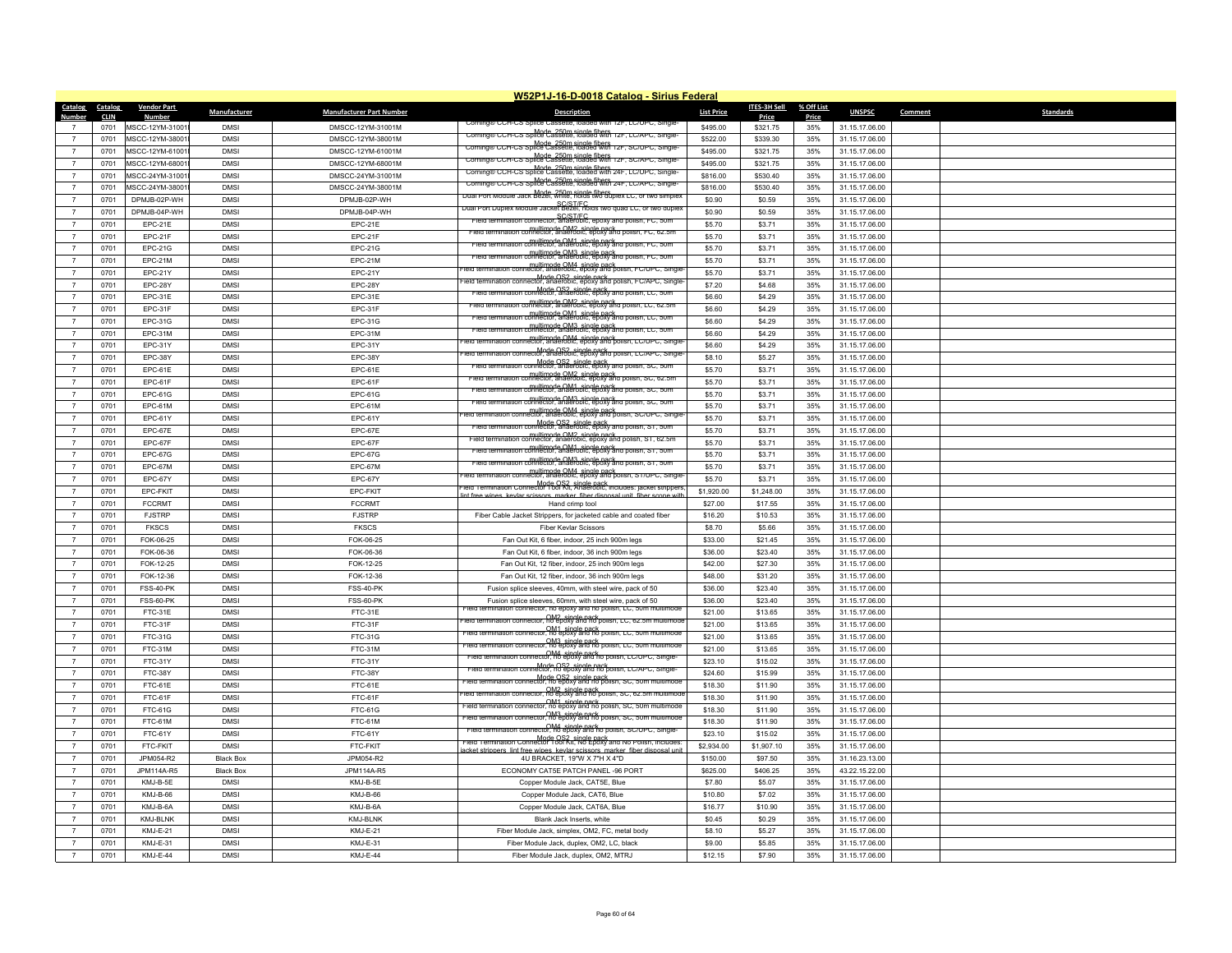## W52P1J-16-D-0018 Catalog - Sirius Federal

| Catalog Number | Catalog CLIN | Vendor Part Number | Manufacturer | Manufacturer Part Number | Description | List Price | ITES-3H Sell Price | % Off List Price | UNSPSC | Comment | Standards |
|---|---|---|---|---|---|---|---|---|---|---|---|
| 7 | 0701 | MSCC-12YM-31001 | DMSI | DMSCC-12YM-31001M | Corning® CCH-CS Splice Cassette, loaded with 12F, LC/UPC, Single-Mode, 250m single fibers | $495.00 | $321.75 | 35% | 31.15.17.06.00 | | |
| 7 | 0701 | MSCC-12YM-38001 | DMSI | DMSCC-12YM-38001M | Corning® CCH-CS Splice Cassette, loaded with 12F, LC/APC, Single-Mode, 250m single fibers | $522.00 | $339.30 | 35% | 31.15.17.06.00 | | |
| 7 | 0701 | MSCC-12YM-61001 | DMSI | DMSCC-12YM-61001M | Corning® CCH-CS Splice Cassette, loaded with 12F, SC/UPC, Single-Mode, 250m single fibers | $495.00 | $321.75 | 35% | 31.15.17.06.00 | | |
| 7 | 0701 | MSCC-12YM-68001 | DMSI | DMSCC-12YM-68001M | Corning® CCH-CS Splice Cassette, loaded with 12F, SC/APC, Single-Mode, 250m single fibers | $495.00 | $321.75 | 35% | 31.15.17.06.00 | | |
| 7 | 0701 | MSCC-24YM-31001 | DMSI | DMSCC-24YM-31001M | Corning® CCH-CS Splice Cassette, loaded with 24F, LC/UPC, Single-Mode, 250m single fibers | $816.00 | $530.40 | 35% | 31.15.17.06.00 | | |
| 7 | 0701 | MSCC-24YM-38001 | DMSI | DMSCC-24YM-38001M | Corning® CCH-CS Splice Cassette, loaded with 24F, LC/APC, Single-Mode, 250m single fibers | $816.00 | $530.40 | 35% | 31.15.17.06.00 | | |
| 7 | 0701 | DPMJB-02P-WH | DMSI | DPMJB-02P-WH | Dual Port Module Jack Bezel, white, holds two duplex LC, or two simplex SC/ST/FC | $0.90 | $0.59 | 35% | 31.15.17.06.00 | | |
| 7 | 0701 | DPMJB-04P-WH | DMSI | DPMJB-04P-WH | Dual Port Duplex Module Jacket Bezel, holds two quad LC, or two duplex SC/ST/FC | $0.90 | $0.59 | 35% | 31.15.17.06.00 | | |
| 7 | 0701 | EPC-21E | DMSI | EPC-21E | Field termination connector, anaerobic, epoxy and polish, FC, 50m multimode OM2, single pack | $5.70 | $3.71 | 35% | 31.15.17.06.00 | | |
| 7 | 0701 | EPC-21F | DMSI | EPC-21F | Field termination connector, anaerobic, epoxy and polish, FC, 62.5m multimode OM1, single pack | $5.70 | $3.71 | 35% | 31.15.17.06.00 | | |
| 7 | 0701 | EPC-21G | DMSI | EPC-21G | Field termination connector, anaerobic, epoxy and polish, FC, 50m multimode OM3, single pack | $5.70 | $3.71 | 35% | 31.15.17.06.00 | | |
| 7 | 0701 | EPC-21M | DMSI | EPC-21M | Field termination connector, anaerobic, epoxy and polish, FC, 50m multimode OM4, single pack | $5.70 | $3.71 | 35% | 31.15.17.06.00 | | |
| 7 | 0701 | EPC-21Y | DMSI | EPC-21Y | Field termination connector, anaerobic, epoxy and polish, FC/UPC, Single-Mode OS2, single pack | $5.70 | $3.71 | 35% | 31.15.17.06.00 | | |
| 7 | 0701 | EPC-28Y | DMSI | EPC-28Y | Field termination connector, anaerobic, epoxy and polish, FC/APC, Single-Mode OS2, single pack | $7.20 | $4.68 | 35% | 31.15.17.06.00 | | |
| 7 | 0701 | EPC-31E | DMSI | EPC-31E | Field termination connector, anaerobic, epoxy and polish, LC, 50m multimode OM2, single pack | $6.60 | $4.29 | 35% | 31.15.17.06.00 | | |
| 7 | 0701 | EPC-31F | DMSI | EPC-31F | Field termination connector, anaerobic, epoxy and polish, LC, 62.5m multimode OM1, single pack | $6.60 | $4.29 | 35% | 31.15.17.06.00 | | |
| 7 | 0701 | EPC-31G | DMSI | EPC-31G | Field termination connector, anaerobic, epoxy and polish, LC, 50m multimode OM3, single pack | $6.60 | $4.29 | 35% | 31.15.17.06.00 | | |
| 7 | 0701 | EPC-31M | DMSI | EPC-31M | Field termination connector, anaerobic, epoxy and polish, LC, 50m multimode OM4, single pack | $6.60 | $4.29 | 35% | 31.15.17.06.00 | | |
| 7 | 0701 | EPC-31Y | DMSI | EPC-31Y | Field termination connector, anaerobic, epoxy and polish, LC/UPC, Single-Mode OS2, single pack | $6.60 | $4.29 | 35% | 31.15.17.06.00 | | |
| 7 | 0701 | EPC-38Y | DMSI | EPC-38Y | Field termination connector, anaerobic, epoxy and polish, LC/APC, Single-Mode OS2, single pack | $8.10 | $5.27 | 35% | 31.15.17.06.00 | | |
| 7 | 0701 | EPC-61E | DMSI | EPC-61E | Field termination connector, anaerobic, epoxy and polish, SC, 50m multimode OM2, single pack | $5.70 | $3.71 | 35% | 31.15.17.06.00 | | |
| 7 | 0701 | EPC-61F | DMSI | EPC-61F | Field termination connector, anaerobic, epoxy and polish, SC, 62.5m multimode OM1, single pack | $5.70 | $3.71 | 35% | 31.15.17.06.00 | | |
| 7 | 0701 | EPC-61G | DMSI | EPC-61G | Field termination connector, anaerobic, epoxy and polish, SC, 50m multimode OM3, single pack | $5.70 | $3.71 | 35% | 31.15.17.06.00 | | |
| 7 | 0701 | EPC-61M | DMSI | EPC-61M | Field termination connector, anaerobic, epoxy and polish, SC, 50m multimode OM4, single pack | $5.70 | $3.71 | 35% | 31.15.17.06.00 | | |
| 7 | 0701 | EPC-61Y | DMSI | EPC-61Y | Field termination connector, anaerobic, epoxy and polish, SC/UPC, Single-Mode OS2, single pack | $5.70 | $3.71 | 35% | 31.15.17.06.00 | | |
| 7 | 0701 | EPC-67E | DMSI | EPC-67E | Field termination connector, anaerobic, epoxy and polish, ST, 50m multimode OM2, single pack | $5.70 | $3.71 | 35% | 31.15.17.06.00 | | |
| 7 | 0701 | EPC-67F | DMSI | EPC-67F | Field termination connector, anaerobic, epoxy and polish, ST, 62.5m multimode OM1, single pack | $5.70 | $3.71 | 35% | 31.15.17.06.00 | | |
| 7 | 0701 | EPC-67G | DMSI | EPC-67G | Field termination connector, anaerobic, epoxy and polish, ST, 50m multimode OM3, single pack | $5.70 | $3.71 | 35% | 31.15.17.06.00 | | |
| 7 | 0701 | EPC-67M | DMSI | EPC-67M | Field termination connector, anaerobic, epoxy and polish, ST, 50m multimode OM4, single pack | $5.70 | $3.71 | 35% | 31.15.17.06.00 | | |
| 7 | 0701 | EPC-67Y | DMSI | EPC-67Y | Field termination connector, anaerobic, epoxy and polish, ST/UPC, Single-Mode OS2, single pack | $5.70 | $3.71 | 35% | 31.15.17.06.00 | | |
| 7 | 0701 | EPC-FKIT | DMSI | EPC-FKIT | Field Termination Connector Tool Kit, Anaerobic, includes: jacket strippers, lint free wipes, kevlar scissors, marker, fiber disposal unit, fiber scope with | $1,920.00 | $1,248.00 | 35% | 31.15.17.06.00 | | |
| 7 | 0701 | FCCRMT | DMSI | FCCRMT | Hand crimp tool | $27.00 | $17.55 | 35% | 31.15.17.06.00 | | |
| 7 | 0701 | FJSTRP | DMSI | FJSTRP | Fiber Cable Jacket Strippers, for jacketed cable and coated fiber | $16.20 | $10.53 | 35% | 31.15.17.06.00 | | |
| 7 | 0701 | FKSCS | DMSI | FKSCS | Fiber Kevlar Scissors | $8.70 | $5.66 | 35% | 31.15.17.06.00 | | |
| 7 | 0701 | FOK-06-25 | DMSI | FOK-06-25 | Fan Out Kit, 6 fiber, indoor, 25 inch 900m legs | $33.00 | $21.45 | 35% | 31.15.17.06.00 | | |
| 7 | 0701 | FOK-06-36 | DMSI | FOK-06-36 | Fan Out Kit, 6 fiber, indoor, 36 inch 900m legs | $36.00 | $23.40 | 35% | 31.15.17.06.00 | | |
| 7 | 0701 | FOK-12-25 | DMSI | FOK-12-25 | Fan Out Kit, 12 fiber, indoor, 25 inch 900m legs | $42.00 | $27.30 | 35% | 31.15.17.06.00 | | |
| 7 | 0701 | FOK-12-36 | DMSI | FOK-12-36 | Fan Out Kit, 12 fiber, indoor, 36 inch 900m legs | $48.00 | $31.20 | 35% | 31.15.17.06.00 | | |
| 7 | 0701 | FSS-40-PK | DMSI | FSS-40-PK | Fusion splice sleeves, 40mm, with steel wire, pack of 50 | $36.00 | $23.40 | 35% | 31.15.17.06.00 | | |
| 7 | 0701 | FSS-60-PK | DMSI | FSS-60-PK | Fusion splice sleeves, 60mm, with steel wire, pack of 50 | $36.00 | $23.40 | 35% | 31.15.17.06.00 | | |
| 7 | 0701 | FTC-31E | DMSI | FTC-31E | Field termination connector, no epoxy and no polish, LC, 50m multimode OM2, single pack | $21.00 | $13.65 | 35% | 31.15.17.06.00 | | |
| 7 | 0701 | FTC-31F | DMSI | FTC-31F | Field termination connector, no epoxy and no polish, LC, 62.5m multimode OM1, single pack | $21.00 | $13.65 | 35% | 31.15.17.06.00 | | |
| 7 | 0701 | FTC-31G | DMSI | FTC-31G | Field termination connector, no epoxy and no polish, LC, 50m multimode OM3, single pack | $21.00 | $13.65 | 35% | 31.15.17.06.00 | | |
| 7 | 0701 | FTC-31M | DMSI | FTC-31M | Field termination connector, no epoxy and no polish, LC, 50m multimode OM4, single pack | $21.00 | $13.65 | 35% | 31.15.17.06.00 | | |
| 7 | 0701 | FTC-31Y | DMSI | FTC-31Y | Field termination connector, no epoxy and no polish, LC/UPC, Single-Mode OS2, single pack | $23.10 | $15.02 | 35% | 31.15.17.06.00 | | |
| 7 | 0701 | FTC-38Y | DMSI | FTC-38Y | Field termination connector, no epoxy and no polish, LC/APC, Single-Mode OS2, single pack | $24.60 | $15.99 | 35% | 31.15.17.06.00 | | |
| 7 | 0701 | FTC-61E | DMSI | FTC-61E | Field termination connector, no epoxy and no polish, SC, 50m multimode OM2, single pack | $18.30 | $11.90 | 35% | 31.15.17.06.00 | | |
| 7 | 0701 | FTC-61F | DMSI | FTC-61F | Field termination connector, no epoxy and no polish, SC, 62.5m multimode OM1, single pack | $18.30 | $11.90 | 35% | 31.15.17.06.00 | | |
| 7 | 0701 | FTC-61G | DMSI | FTC-61G | Field termination connector, no epoxy and no polish, SC, 50m multimode OM3, single pack | $18.30 | $11.90 | 35% | 31.15.17.06.00 | | |
| 7 | 0701 | FTC-61M | DMSI | FTC-61M | Field termination connector, no epoxy and no polish, SC, 50m multimode OM4, single pack | $18.30 | $11.90 | 35% | 31.15.17.06.00 | | |
| 7 | 0701 | FTC-61Y | DMSI | FTC-61Y | Field termination connector, no epoxy and no polish, SC/UPC, Single-Mode OS2, single pack | $23.10 | $15.02 | 35% | 31.15.17.06.00 | | |
| 7 | 0701 | FTC-FKIT | DMSI | FTC-FKIT | Field Termination Connector Tool Kit, No Epoxy and No Polish, includes: jacket strippers, lint free wipes, kevlar scissors, marker, fiber disposal unit | $2,934.00 | $1,907.10 | 35% | 31.15.17.06.00 | | |
| 7 | 0701 | JPM054-R2 | Black Box | JPM054-R2 | 4U BRACKET, 19"W X 7"H X 4"D | $150.00 | $97.50 | 35% | 31.16.23.13.00 | | |
| 7 | 0701 | JPM114A-R5 | Black Box | JPM114A-R5 | ECONOMY CAT5E PATCH PANEL -96 PORT | $625.00 | $406.25 | 35% | 43.22.15.22.00 | | |
| 7 | 0701 | KMJ-B-5E | DMSI | KMJ-B-5E | Copper Module Jack, CAT5E, Blue | $7.80 | $5.07 | 35% | 31.15.17.06.00 | | |
| 7 | 0701 | KMJ-B-66 | DMSI | KMJ-B-66 | Copper Module Jack, CAT6, Blue | $10.80 | $7.02 | 35% | 31.15.17.06.00 | | |
| 7 | 0701 | KMJ-B-6A | DMSI | KMJ-B-6A | Copper Module Jack, CAT6A, Blue | $16.77 | $10.90 | 35% | 31.15.17.06.00 | | |
| 7 | 0701 | KMJ-BLNK | DMSI | KMJ-BLNK | Blank Jack Inserts, white | $0.45 | $0.29 | 35% | 31.15.17.06.00 | | |
| 7 | 0701 | KMJ-E-21 | DMSI | KMJ-E-21 | Fiber Module Jack, simplex, OM2, FC, metal body | $8.10 | $5.27 | 35% | 31.15.17.06.00 | | |
| 7 | 0701 | KMJ-E-31 | DMSI | KMJ-E-31 | Fiber Module Jack, duplex, OM2, LC, black | $9.00 | $5.85 | 35% | 31.15.17.06.00 | | |
| 7 | 0701 | KMJ-E-44 | DMSI | KMJ-E-44 | Fiber Module Jack, duplex, OM2, MTRJ | $12.15 | $7.90 | 35% | 31.15.17.06.00 | | |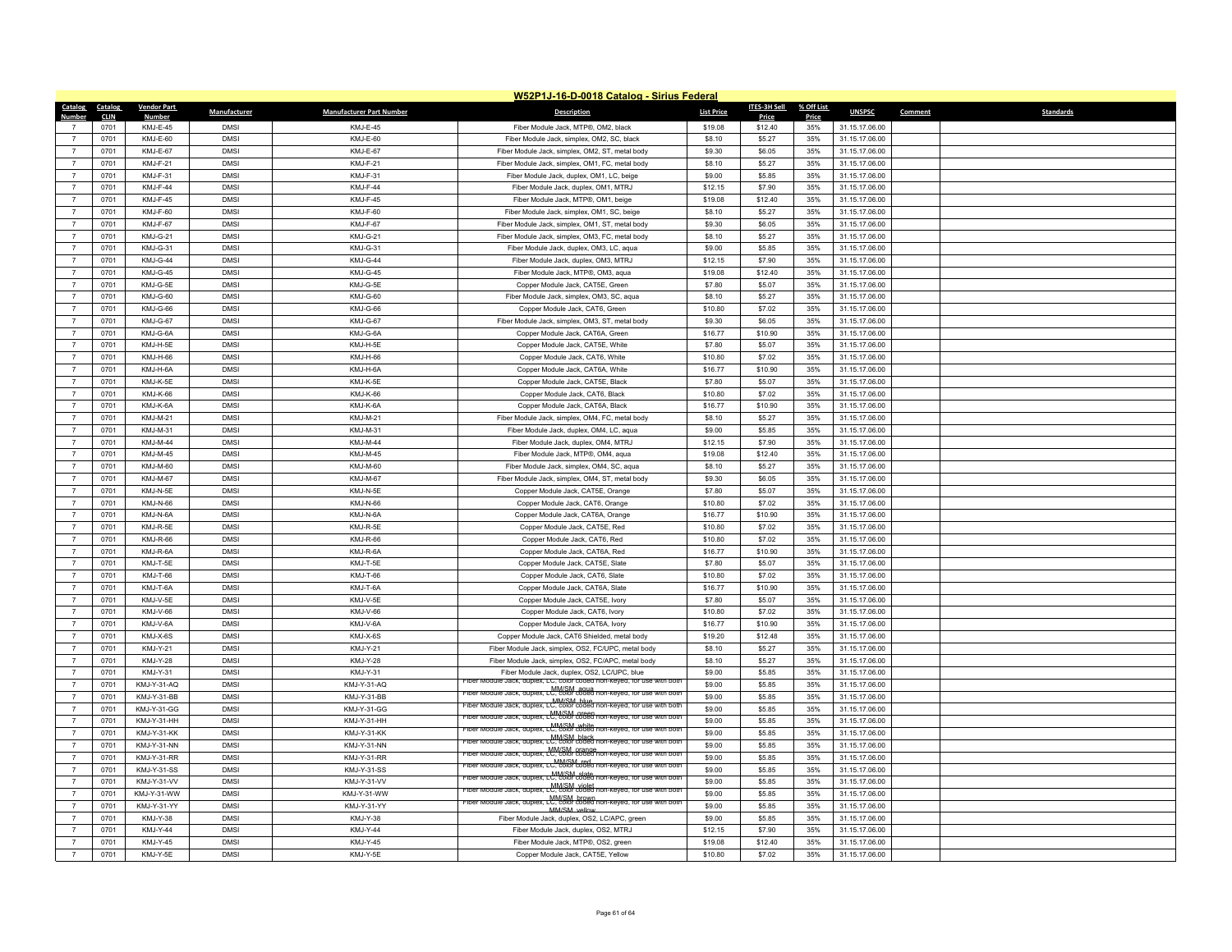# W52P1J-16-D-0018 Catalog - Sirius Federal

| Catalog Number | Catalog CLIN | Vendor Part Number | Manufacturer | Manufacturer Part Number | Description | List Price | ITES-3H Sell Price | % Off List Price | UNSPSC | Comment | Standards |
|---|---|---|---|---|---|---|---|---|---|---|---|
| 7 | 0701 | KMJ-E-45 | DMSI | KMJ-E-45 | Fiber Module Jack, MTP®, OM2, black | $19.08 | $12.40 | 35% | 31.15.17.06.00 | | |
| 7 | 0701 | KMJ-E-60 | DMSI | KMJ-E-60 | Fiber Module Jack, simplex, OM2, SC, black | $8.10 | $5.27 | 35% | 31.15.17.06.00 | | |
| 7 | 0701 | KMJ-E-67 | DMSI | KMJ-E-67 | Fiber Module Jack, simplex, OM2, ST, metal body | $9.30 | $6.05 | 35% | 31.15.17.06.00 | | |
| 7 | 0701 | KMJ-F-21 | DMSI | KMJ-F-21 | Fiber Module Jack, simplex, OM1, FC, metal body | $8.10 | $5.27 | 35% | 31.15.17.06.00 | | |
| 7 | 0701 | KMJ-F-31 | DMSI | KMJ-F-31 | Fiber Module Jack, duplex, OM1, LC, beige | $9.00 | $5.85 | 35% | 31.15.17.06.00 | | |
| 7 | 0701 | KMJ-F-44 | DMSI | KMJ-F-44 | Fiber Module Jack, duplex, OM1, MTRJ | $12.15 | $7.90 | 35% | 31.15.17.06.00 | | |
| 7 | 0701 | KMJ-F-45 | DMSI | KMJ-F-45 | Fiber Module Jack, MTP®, OM1, beige | $19.08 | $12.40 | 35% | 31.15.17.06.00 | | |
| 7 | 0701 | KMJ-F-60 | DMSI | KMJ-F-60 | Fiber Module Jack, simplex, OM1, SC, beige | $8.10 | $5.27 | 35% | 31.15.17.06.00 | | |
| 7 | 0701 | KMJ-F-67 | DMSI | KMJ-F-67 | Fiber Module Jack, simplex, OM1, ST, metal body | $9.30 | $6.05 | 35% | 31.15.17.06.00 | | |
| 7 | 0701 | KMJ-G-21 | DMSI | KMJ-G-21 | Fiber Module Jack, simplex, OM3, FC, metal body | $8.10 | $5.27 | 35% | 31.15.17.06.00 | | |
| 7 | 0701 | KMJ-G-31 | DMSI | KMJ-G-31 | Fiber Module Jack, duplex, OM3, LC, aqua | $9.00 | $5.85 | 35% | 31.15.17.06.00 | | |
| 7 | 0701 | KMJ-G-44 | DMSI | KMJ-G-44 | Fiber Module Jack, duplex, OM3, MTRJ | $12.15 | $7.90 | 35% | 31.15.17.06.00 | | |
| 7 | 0701 | KMJ-G-45 | DMSI | KMJ-G-45 | Fiber Module Jack, MTP®, OM3, aqua | $19.08 | $12.40 | 35% | 31.15.17.06.00 | | |
| 7 | 0701 | KMJ-G-5E | DMSI | KMJ-G-5E | Copper Module Jack, CAT5E, Green | $7.80 | $5.07 | 35% | 31.15.17.06.00 | | |
| 7 | 0701 | KMJ-G-60 | DMSI | KMJ-G-60 | Fiber Module Jack, simplex, OM3, SC, aqua | $8.10 | $5.27 | 35% | 31.15.17.06.00 | | |
| 7 | 0701 | KMJ-G-66 | DMSI | KMJ-G-66 | Copper Module Jack, CAT6, Green | $10.80 | $7.02 | 35% | 31.15.17.06.00 | | |
| 7 | 0701 | KMJ-G-67 | DMSI | KMJ-G-67 | Fiber Module Jack, simplex, OM3, ST, metal body | $9.30 | $6.05 | 35% | 31.15.17.06.00 | | |
| 7 | 0701 | KMJ-G-6A | DMSI | KMJ-G-6A | Copper Module Jack, CAT6A, Green | $16.77 | $10.90 | 35% | 31.15.17.06.00 | | |
| 7 | 0701 | KMJ-H-5E | DMSI | KMJ-H-5E | Copper Module Jack, CAT5E, White | $7.80 | $5.07 | 35% | 31.15.17.06.00 | | |
| 7 | 0701 | KMJ-H-66 | DMSI | KMJ-H-66 | Copper Module Jack, CAT6, White | $10.80 | $7.02 | 35% | 31.15.17.06.00 | | |
| 7 | 0701 | KMJ-H-6A | DMSI | KMJ-H-6A | Copper Module Jack, CAT6A, White | $16.77 | $10.90 | 35% | 31.15.17.06.00 | | |
| 7 | 0701 | KMJ-K-5E | DMSI | KMJ-K-5E | Copper Module Jack, CAT5E, Black | $7.80 | $5.07 | 35% | 31.15.17.06.00 | | |
| 7 | 0701 | KMJ-K-66 | DMSI | KMJ-K-66 | Copper Module Jack, CAT6, Black | $10.80 | $7.02 | 35% | 31.15.17.06.00 | | |
| 7 | 0701 | KMJ-K-6A | DMSI | KMJ-K-6A | Copper Module Jack, CAT6A, Black | $16.77 | $10.90 | 35% | 31.15.17.06.00 | | |
| 7 | 0701 | KMJ-M-21 | DMSI | KMJ-M-21 | Fiber Module Jack, simplex, OM4, FC, metal body | $8.10 | $5.27 | 35% | 31.15.17.06.00 | | |
| 7 | 0701 | KMJ-M-31 | DMSI | KMJ-M-31 | Fiber Module Jack, duplex, OM4, LC, aqua | $9.00 | $5.85 | 35% | 31.15.17.06.00 | | |
| 7 | 0701 | KMJ-M-44 | DMSI | KMJ-M-44 | Fiber Module Jack, duplex, OM4, MTRJ | $12.15 | $7.90 | 35% | 31.15.17.06.00 | | |
| 7 | 0701 | KMJ-M-45 | DMSI | KMJ-M-45 | Fiber Module Jack, MTP®, OM4, aqua | $19.08 | $12.40 | 35% | 31.15.17.06.00 | | |
| 7 | 0701 | KMJ-M-60 | DMSI | KMJ-M-60 | Fiber Module Jack, simplex, OM4, SC, aqua | $8.10 | $5.27 | 35% | 31.15.17.06.00 | | |
| 7 | 0701 | KMJ-M-67 | DMSI | KMJ-M-67 | Fiber Module Jack, simplex, OM4, ST, metal body | $9.30 | $6.05 | 35% | 31.15.17.06.00 | | |
| 7 | 0701 | KMJ-N-5E | DMSI | KMJ-N-5E | Copper Module Jack, CAT5E, Orange | $7.80 | $5.07 | 35% | 31.15.17.06.00 | | |
| 7 | 0701 | KMJ-N-66 | DMSI | KMJ-N-66 | Copper Module Jack, CAT6, Orange | $10.80 | $7.02 | 35% | 31.15.17.06.00 | | |
| 7 | 0701 | KMJ-N-6A | DMSI | KMJ-N-6A | Copper Module Jack, CAT6A, Orange | $16.77 | $10.90 | 35% | 31.15.17.06.00 | | |
| 7 | 0701 | KMJ-R-5E | DMSI | KMJ-R-5E | Copper Module Jack, CAT5E, Red | $10.80 | $7.02 | 35% | 31.15.17.06.00 | | |
| 7 | 0701 | KMJ-R-66 | DMSI | KMJ-R-66 | Copper Module Jack, CAT6, Red | $10.80 | $7.02 | 35% | 31.15.17.06.00 | | |
| 7 | 0701 | KMJ-R-6A | DMSI | KMJ-R-6A | Copper Module Jack, CAT6A, Red | $16.77 | $10.90 | 35% | 31.15.17.06.00 | | |
| 7 | 0701 | KMJ-T-5E | DMSI | KMJ-T-5E | Copper Module Jack, CAT5E, Slate | $7.80 | $5.07 | 35% | 31.15.17.06.00 | | |
| 7 | 0701 | KMJ-T-66 | DMSI | KMJ-T-66 | Copper Module Jack, CAT6, Slate | $10.80 | $7.02 | 35% | 31.15.17.06.00 | | |
| 7 | 0701 | KMJ-T-6A | DMSI | KMJ-T-6A | Copper Module Jack, CAT6A, Slate | $16.77 | $10.90 | 35% | 31.15.17.06.00 | | |
| 7 | 0701 | KMJ-V-5E | DMSI | KMJ-V-5E | Copper Module Jack, CAT5E, Ivory | $7.80 | $5.07 | 35% | 31.15.17.06.00 | | |
| 7 | 0701 | KMJ-V-66 | DMSI | KMJ-V-66 | Copper Module Jack, CAT6, Ivory | $10.80 | $7.02 | 35% | 31.15.17.06.00 | | |
| 7 | 0701 | KMJ-V-6A | DMSI | KMJ-V-6A | Copper Module Jack, CAT6A, Ivory | $16.77 | $10.90 | 35% | 31.15.17.06.00 | | |
| 7 | 0701 | KMJ-X-6S | DMSI | KMJ-X-6S | Copper Module Jack, CAT6 Shielded, metal body | $19.20 | $12.48 | 35% | 31.15.17.06.00 | | |
| 7 | 0701 | KMJ-Y-21 | DMSI | KMJ-Y-21 | Fiber Module Jack, simplex, OS2, FC/UPC, metal body | $8.10 | $5.27 | 35% | 31.15.17.06.00 | | |
| 7 | 0701 | KMJ-Y-28 | DMSI | KMJ-Y-28 | Fiber Module Jack, simplex, OS2, FC/APC, metal body | $8.10 | $5.27 | 35% | 31.15.17.06.00 | | |
| 7 | 0701 | KMJ-Y-31 | DMSI | KMJ-Y-31 | Fiber Module Jack, duplex, OS2, LC/UPC, blue | $9.00 | $5.85 | 35% | 31.15.17.06.00 | | |
| 7 | 0701 | KMJ-Y-31-AQ | DMSI | KMJ-Y-31-AQ | Fiber Module Jack, duplex, LC, color coded non-keyed, for use with both MM/SM, aqua | $9.00 | $5.85 | 35% | 31.15.17.06.00 | | |
| 7 | 0701 | KMJ-Y-31-BB | DMSI | KMJ-Y-31-BB | Fiber Module Jack, duplex, LC, color coded non-keyed, for use with both MM/SM, blue | $9.00 | $5.85 | 35% | 31.15.17.06.00 | | |
| 7 | 0701 | KMJ-Y-31-GG | DMSI | KMJ-Y-31-GG | Fiber Module Jack, duplex, LC, color coded non-keyed, for use with both MM/SM, green | $9.00 | $5.85 | 35% | 31.15.17.06.00 | | |
| 7 | 0701 | KMJ-Y-31-HH | DMSI | KMJ-Y-31-HH | Fiber Module Jack, duplex, LC, color coded non-keyed, for use with both MM/SM, white | $9.00 | $5.85 | 35% | 31.15.17.06.00 | | |
| 7 | 0701 | KMJ-Y-31-KK | DMSI | KMJ-Y-31-KK | Fiber Module Jack, duplex, LC, color coded non-keyed, for use with both MM/SM, black | $9.00 | $5.85 | 35% | 31.15.17.06.00 | | |
| 7 | 0701 | KMJ-Y-31-NN | DMSI | KMJ-Y-31-NN | Fiber Module Jack, duplex, LC, color coded non-keyed, for use with both MM/SM, orange | $9.00 | $5.85 | 35% | 31.15.17.06.00 | | |
| 7 | 0701 | KMJ-Y-31-RR | DMSI | KMJ-Y-31-RR | Fiber Module Jack, duplex, LC, color coded non-keyed, for use with both MM/SM, red | $9.00 | $5.85 | 35% | 31.15.17.06.00 | | |
| 7 | 0701 | KMJ-Y-31-SS | DMSI | KMJ-Y-31-SS | Fiber Module Jack, duplex, LC, color coded non-keyed, for use with both MM/SM, slate | $9.00 | $5.85 | 35% | 31.15.17.06.00 | | |
| 7 | 0701 | KMJ-Y-31-VV | DMSI | KMJ-Y-31-VV | Fiber Module Jack, duplex, LC, color coded non-keyed, for use with both MM/SM, violet | $9.00 | $5.85 | 35% | 31.15.17.06.00 | | |
| 7 | 0701 | KMJ-Y-31-WW | DMSI | KMJ-Y-31-WW | Fiber Module Jack, duplex, LC, color coded non-keyed, for use with both MM/SM, brown | $9.00 | $5.85 | 35% | 31.15.17.06.00 | | |
| 7 | 0701 | KMJ-Y-31-YY | DMSI | KMJ-Y-31-YY | Fiber Module Jack, duplex, LC, color coded non-keyed, for use with both MM/SM, yellow | $9.00 | $5.85 | 35% | 31.15.17.06.00 | | |
| 7 | 0701 | KMJ-Y-38 | DMSI | KMJ-Y-38 | Fiber Module Jack, duplex, OS2, LC/APC, green | $9.00 | $5.85 | 35% | 31.15.17.06.00 | | |
| 7 | 0701 | KMJ-Y-44 | DMSI | KMJ-Y-44 | Fiber Module Jack, duplex, OS2, MTRJ | $12.15 | $7.90 | 35% | 31.15.17.06.00 | | |
| 7 | 0701 | KMJ-Y-45 | DMSI | KMJ-Y-45 | Fiber Module Jack, MTP®, OS2, green | $19.08 | $12.40 | 35% | 31.15.17.06.00 | | |
| 7 | 0701 | KMJ-Y-5E | DMSI | KMJ-Y-5E | Copper Module Jack, CAT5E, Yellow | $10.80 | $7.02 | 35% | 31.15.17.06.00 | | |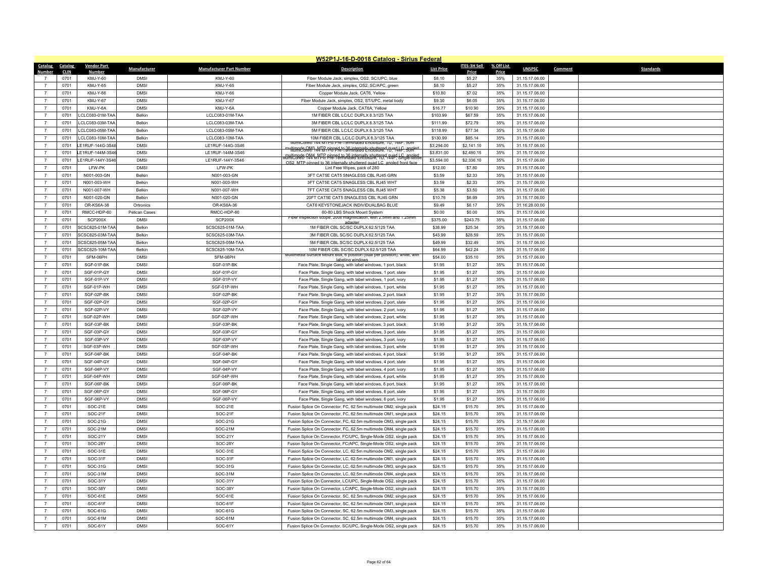# W52P1J-16-D-0018 Catalog - Sirius Federal

| Catalog Number | Catalog CLIN | Vendor Part Number | Manufacturer | Manufacturer Part Number | Description | List Price | ITES-3H Sell Price | % Off List Price | UNSPSC | Comment | Standards |
|---|---|---|---|---|---|---|---|---|---|---|---|
| 7 | 0701 | KMJ-Y-60 | DMSI | KMJ-Y-60 | Fiber Module Jack, simplex, OS2, SC/UPC, blue | $8.10 | $5.27 | 35% | 31.15.17.06.00 | | |
| 7 | 0701 | KMJ-Y-65 | DMSI | KMJ-Y-65 | Fiber Module Jack, simplex, OS2, SC/APC, green | $8.10 | $5.27 | 35% | 31.15.17.06.00 | | |
| 7 | 0701 | KMJ-Y-66 | DMSI | KMJ-Y-66 | Copper Module Jack, CAT6, Yellow | $10.80 | $7.02 | 35% | 31.15.17.06.00 | | |
| 7 | 0701 | KMJ-Y-67 | DMSI | KMJ-Y-67 | Fiber Module Jack, simplex, OS2, ST/UPC, metal body | $9.30 | $6.05 | 35% | 31.15.17.06.00 | | |
| 7 | 0701 | KMJ-Y-6A | DMSI | KMJ-Y-6A | Copper Module Jack, CAT6A, Yellow | $16.77 | $10.90 | 35% | 31.15.17.06.00 | | |
| 7 | 0701 | LCLC083-01M-TAA | Belkin | LCLC083-01M-TAA | 1M FIBER CBL LC/LC DUPLX 8.3/125 TAA | $103.99 | $67.59 | 35% | 31.15.17.06.00 | | |
| 7 | 0701 | LCLC083-03M-TAA | Belkin | LCLC083-03M-TAA | 3M FIBER CBL LC/LC DUPLX 8.3/125 TAA | $111.99 | $72.79 | 35% | 31.15.17.06.00 | | |
| 7 | 0701 | LCLC083-05M-TAA | Belkin | LCLC083-05M-TAA | 5M FIBER CBL LC/LC DUPLX 8.3/125 TAA | $118.99 | $77.34 | 35% | 31.15.17.06.00 | | |
| 7 | 0701 | LCLC083-10M-TAA | Belkin | LCLC083-10M-TAA | 10M FIBER CBL LC/LC DUPLX 8.3/125 TAA | $130.99 | $85.14 | 35% | 31.15.17.06.00 | | |
| 7 | 0701 | LE1RUF-144G-3S46 | DMSI | LE1RUF-144G-3S46 | IlumiCore® 144 MTP® Pre-Terminated Enclosure, 1U, 144F, 50um multimode OM3, MTP pinned to 36 internally shuttered quad LC, angled | $3,294.00 | $2,141.10 | 35% | 31.15.17.06.00 | | |
| 7 | 0701 | LE1RUF-144M-3S46 | DMSI | LE1RUF-144M-3S46 | IlumiCore® 144 MTP® Pre-Terminated Enclosure, 1U, 144F, 50um multimode OM4, MTP pinned to 36 internally shuttered quad LC, angled | $3,831.00 | $2,490.15 | 35% | 31.15.17.06.00 | | |
| 7 | 0701 | LE1RUF-144Y-3S46 | DMSI | LE1RUF-144Y-3S46 | IlumiCore® 144 MTP® Pre-Terminated Enclosure, 1U, 144F, Single-Mode OS2, MTP pinned to 36 internally shuttered quad LC, angled front face | $3,594.00 | $2,336.10 | 35% | 31.15.17.06.00 | | |
| 7 | 0701 | LFW-PK | DMSI | LFW-PK | Lint Free Wipes, pack of 280 | $12.00 | $7.80 | 35% | 31.15.17.06.00 | | |
| 7 | 0701 | N001-003-GN | Belkin | N001-003-GN | 3FT CAT5E CAT5 SNAGLESS CBL RJ45 GRN | $3.59 | $2.33 | 35% | 31.15.17.06.00 | | |
| 7 | 0701 | N001-003-WH | Belkin | N001-003-WH | 3FT CAT5E CAT5 SNAGLESS CBL RJ45 WHT | $3.59 | $2.33 | 35% | 31.15.17.06.00 | | |
| 7 | 0701 | N001-007-WH | Belkin | N001-007-WH | 7FT CAT5E CAT5 SNAGLESS CBL RJ45 WHT | $5.38 | $3.50 | 35% | 31.15.17.06.00 | | |
| 7 | 0701 | N001-020-GN | Belkin | N001-020-GN | 20FT CAT5E CAT5 SNAGLESS CBL RJ45 GRN | $10.76 | $6.99 | 35% | 31.15.17.06.00 | | |
| 7 | 0701 | OR-KS6A-36 | Ortronics | OR-KS6A-36 | CAT6 KEYSTONEJACK INDIVIDUALBAG BLUE | $9.49 | $6.17 | 35% | 31.16.28.00.00 | | |
| 7 | 0701 | RMCC-HDP-60 | Pelican Cases | RMCC-HDP-60 | 60-80 LBS Shock Mount System | $0.00 | $0.00 | 35% | 31.15.17.06.00 | | |
| 7 | 0701 | SCP200X | DMSI | SCP200X | Fiber inspection scope, 200x magnification, with 2.5mm and 1.25mm adapter | $375.00 | $243.75 | 35% | 31.15.17.06.00 | | |
| 7 | 0701 | SCSC625-01M-TAA | Belkin | SCSC625-01M-TAA | 1M FIBER CBL SC/SC DUPLX 62.5/125 TAA | $38.99 | $25.34 | 35% | 31.15.17.06.00 | | |
| 7 | 0701 | SCSC625-03M-TAA | Belkin | SCSC625-03M-TAA | 3M FIBER CBL SC/SC DUPLX 62.5/125 TAA | $43.99 | $28.59 | 35% | 31.15.17.06.00 | | |
| 7 | 0701 | SCSC625-05M-TAA | Belkin | SCSC625-05M-TAA | 5M FIBER CBL SC/SC DUPLX 62.5/125 TAA | $49.99 | $32.49 | 35% | 31.15.17.06.00 | | |
| 7 | 0701 | SCSC625-10M-TAA | Belkin | SCSC625-10M-TAA | 10M FIBER CBL SC/SC DUPLX 62.5/125 TAA | $64.99 | $42.24 | 35% | 31.15.17.06.00 | | |
| 7 | 0701 | SFM-06PH | DMSI | SFM-06PH | Multimedia Surface Mount Box, 6 position (dual per position), white, with labeling windows | $54.00 | $35.10 | 35% | 31.15.17.06.00 | | |
| 7 | 0701 | SGF-01P-BK | DMSI | SGF-01P-BK | Face Plate, Single Gang, with label windows, 1 port, black | $1.95 | $1.27 | 35% | 31.15.17.06.00 | | |
| 7 | 0701 | SGF-01P-GY | DMSI | SGF-01P-GY | Face Plate, Single Gang, with label windows, 1 port, slate | $1.95 | $1.27 | 35% | 31.15.17.06.00 | | |
| 7 | 0701 | SGF-01P-VY | DMSI | SGF-01P-VY | Face Plate, Single Gang, with label windows, 1 port, ivory | $1.95 | $1.27 | 35% | 31.15.17.06.00 | | |
| 7 | 0701 | SGF-01P-WH | DMSI | SGF-01P-WH | Face Plate, Single Gang, with label windows, 1 port, white | $1.95 | $1.27 | 35% | 31.15.17.06.00 | | |
| 7 | 0701 | SGF-02P-BK | DMSI | SGF-02P-BK | Face Plate, Single Gang, with label windows, 2 port, black | $1.95 | $1.27 | 35% | 31.15.17.06.00 | | |
| 7 | 0701 | SGF-02P-GY | DMSI | SGF-02P-GY | Face Plate, Single Gang, with label windows, 2 port, slate | $1.95 | $1.27 | 35% | 31.15.17.06.00 | | |
| 7 | 0701 | SGF-02P-VY | DMSI | SGF-02P-VY | Face Plate, Single Gang, with label windows, 2 port, ivory | $1.95 | $1.27 | 35% | 31.15.17.06.00 | | |
| 7 | 0701 | SGF-02P-WH | DMSI | SGF-02P-WH | Face Plate, Single Gang, with label windows, 2 port, white | $1.95 | $1.27 | 35% | 31.15.17.06.00 | | |
| 7 | 0701 | SGF-03P-BK | DMSI | SGF-03P-BK | Face Plate, Single Gang, with label windows, 3 port, black | $1.95 | $1.27 | 35% | 31.15.17.06.00 | | |
| 7 | 0701 | SGF-03P-GY | DMSI | SGF-03P-GY | Face Plate, Single Gang, with label windows, 3 port, slate | $1.95 | $1.27 | 35% | 31.15.17.06.00 | | |
| 7 | 0701 | SGF-03P-VY | DMSI | SGF-03P-VY | Face Plate, Single Gang, with label windows, 3 port, ivory | $1.95 | $1.27 | 35% | 31.15.17.06.00 | | |
| 7 | 0701 | SGF-03P-WH | DMSI | SGF-03P-WH | Face Plate, Single Gang, with label windows, 3 port, white | $1.95 | $1.27 | 35% | 31.15.17.06.00 | | |
| 7 | 0701 | SGF-04P-BK | DMSI | SGF-04P-BK | Face Plate, Single Gang, with label windows, 4 port, black | $1.95 | $1.27 | 35% | 31.15.17.06.00 | | |
| 7 | 0701 | SGF-04P-GY | DMSI | SGF-04P-GY | Face Plate, Single Gang, with label windows, 4 port, slate | $1.95 | $1.27 | 35% | 31.15.17.06.00 | | |
| 7 | 0701 | SGF-04P-VY | DMSI | SGF-04P-VY | Face Plate, Single Gang, with label windows, 4 port, ivory | $1.95 | $1.27 | 35% | 31.15.17.06.00 | | |
| 7 | 0701 | SGF-04P-WH | DMSI | SGF-04P-WH | Face Plate, Single Gang, with label windows, 4 port, white | $1.95 | $1.27 | 35% | 31.15.17.06.00 | | |
| 7 | 0701 | SGF-06P-BK | DMSI | SGF-06P-BK | Face Plate, Single Gang, with label windows, 6 port, black | $1.95 | $1.27 | 35% | 31.15.17.06.00 | | |
| 7 | 0701 | SGF-06P-GY | DMSI | SGF-06P-GY | Face Plate, Single Gang, with label windows, 6 port, slate | $1.95 | $1.27 | 35% | 31.15.17.06.00 | | |
| 7 | 0701 | SGF-06P-VY | DMSI | SGF-06P-VY | Face Plate, Single Gang, with label windows, 6 port, ivory | $1.95 | $1.27 | 35% | 31.15.17.06.00 | | |
| 7 | 0701 | SOC-21E | DMSI | SOC-21E | Fusion Splice On Connector, FC, 62.5m multimode OM2, single pack | $24.15 | $15.70 | 35% | 31.15.17.06.00 | | |
| 7 | 0701 | SOC-21F | DMSI | SOC-21F | Fusion Splice On Connector, FC, 62.5m multimode OM1, single pack | $24.15 | $15.70 | 35% | 31.15.17.06.00 | | |
| 7 | 0701 | SOC-21G | DMSI | SOC-21G | Fusion Splice On Connector, FC, 62.5m multimode OM3, single pack | $24.15 | $15.70 | 35% | 31.15.17.06.00 | | |
| 7 | 0701 | SOC-21M | DMSI | SOC-21M | Fusion Splice On Connector, FC, 62.5m multimode OM4, single pack | $24.15 | $15.70 | 35% | 31.15.17.06.00 | | |
| 7 | 0701 | SOC-21Y | DMSI | SOC-21Y | Fusion Splice On Connector, FC/UPC, Single-Mode OS2, single pack | $24.15 | $15.70 | 35% | 31.15.17.06.00 | | |
| 7 | 0701 | SOC-28Y | DMSI | SOC-28Y | Fusion Splice On Connector, FC/APC, Single-Mode OS2, single pack | $24.15 | $15.70 | 35% | 31.15.17.06.00 | | |
| 7 | 0701 | SOC-31E | DMSI | SOC-31E | Fusion Splice On Connector, LC, 62.5m multimode OM2, single pack | $24.15 | $15.70 | 35% | 31.15.17.06.00 | | |
| 7 | 0701 | SOC-31F | DMSI | SOC-31F | Fusion Splice On Connector, LC, 62.5m multimode OM1, single pack | $24.15 | $15.70 | 35% | 31.15.17.06.00 | | |
| 7 | 0701 | SOC-31G | DMSI | SOC-31G | Fusion Splice On Connector, LC, 62.5m multimode OM3, single pack | $24.15 | $15.70 | 35% | 31.15.17.06.00 | | |
| 7 | 0701 | SOC-31M | DMSI | SOC-31M | Fusion Splice On Connector, LC, 62.5m multimode OM4, single pack | $24.15 | $15.70 | 35% | 31.15.17.06.00 | | |
| 7 | 0701 | SOC-31Y | DMSI | SOC-31Y | Fusion Splice On Connector, LC/UPC, Single-Mode OS2, single pack | $24.15 | $15.70 | 35% | 31.15.17.06.00 | | |
| 7 | 0701 | SOC-38Y | DMSI | SOC-38Y | Fusion Splice On Connector, LC/APC, Single-Mode OS2, single pack | $24.15 | $15.70 | 35% | 31.15.17.06.00 | | |
| 7 | 0701 | SOC-61E | DMSI | SOC-61E | Fusion Splice On Connector, SC, 62.5m multimode OM2, single pack | $24.15 | $15.70 | 35% | 31.15.17.06.00 | | |
| 7 | 0701 | SOC-61F | DMSI | SOC-61F | Fusion Splice On Connector, SC, 62.5m multimode OM1, single pack | $24.15 | $15.70 | 35% | 31.15.17.06.00 | | |
| 7 | 0701 | SOC-61G | DMSI | SOC-61G | Fusion Splice On Connector, SC, 62.5m multimode OM3, single pack | $24.15 | $15.70 | 35% | 31.15.17.06.00 | | |
| 7 | 0701 | SOC-61M | DMSI | SOC-61M | Fusion Splice On Connector, SC, 62.5m multimode OM4, single pack | $24.15 | $15.70 | 35% | 31.15.17.06.00 | | |
| 7 | 0701 | SOC-61Y | DMSI | SOC-61Y | Fusion Splice On Connector, SC/UPC, Single-Mode OS2, single pack | $24.15 | $15.70 | 35% | 31.15.17.06.00 | | |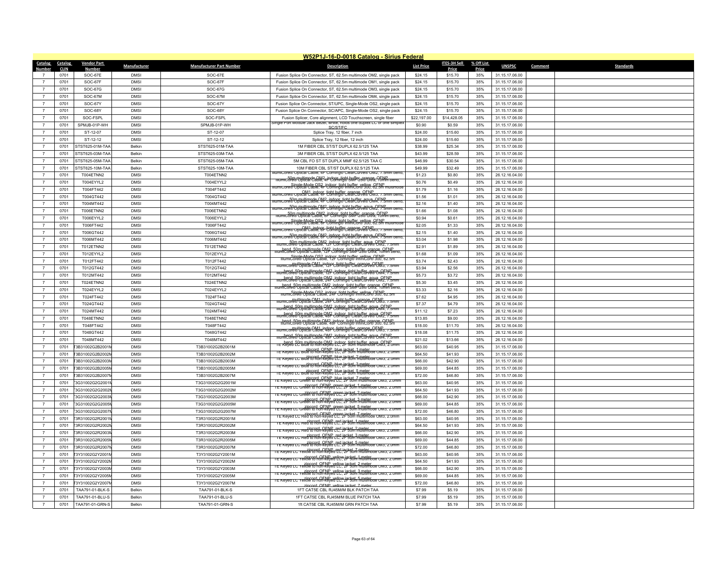# W52P1J-16-D-0018 Catalog - Sirius Federal

| Catalog Number | Catalog CLIN | Vendor Part Number | Manufacturer | Manufacturer Part Number | Description | List Price | ITES-3H Sell Price | % Off List Price | UNSPSC | Comment | Standards |
|---|---|---|---|---|---|---|---|---|---|---|---|
| 7 | 0701 | SOC-67E | DMSI | SOC-67E | Fusion Splice On Connector, ST, 62.5m multimode OM2, single pack | $24.15 | $15.70 | 35% | 31.15.17.06.00 | | |
| 7 | 0701 | SOC-67F | DMSI | SOC-67F | Fusion Splice On Connector, ST, 62.5m multimode OM1, single pack | $24.15 | $15.70 | 35% | 31.15.17.06.00 | | |
| 7 | 0701 | SOC-67G | DMSI | SOC-67G | Fusion Splice On Connector, ST, 62.5m multimode OM3, single pack | $24.15 | $15.70 | 35% | 31.15.17.06.00 | | |
| 7 | 0701 | SOC-67M | DMSI | SOC-67M | Fusion Splice On Connector, ST, 62.5m multimode OM4, single pack | $24.15 | $15.70 | 35% | 31.15.17.06.00 | | |
| 7 | 0701 | SOC-67Y | DMSI | SOC-67Y | Fusion Splice On Connector, ST/UPC, Single-Mode OS2, single pack | $24.15 | $15.70 | 35% | 31.15.17.06.00 | | |
| 7 | 0701 | SOC-68Y | DMSI | SOC-68Y | Fusion Splice On Connector, SC/APC, Single-Mode OS2, single pack | $24.15 | $15.70 | 35% | 31.15.17.06.00 | | |
| 7 | 0701 | SOC-FSPL | DMSI | SOC-FSPL | Fusion Splicer, Core alignment, LCD Touchscreen, single fiber | $22,197.00 | $14,428.05 | 35% | 31.15.17.06.00 | | |
| 7 | 0701 | SPMJB-01P-WH | DMSI | SPMJB-01P-WH | Single Port Module Jack Bezel, white, holds one duplex LC or one simplex SC/ST/FC | $0.90 | $0.59 | 35% | 31.15.17.06.00 | | |
| 7 | 0701 | ST-12-07 | DMSI | ST-12-07 | Splice Tray, 12 fiber, 7 inch | $24.00 | $15.60 | 35% | 31.15.17.06.00 | | |
| 7 | 0701 | ST-12-12 | DMSI | ST-12-12 | Splice Tray, 12 fiber, 12 inch | $24.00 | $15.60 | 35% | 31.15.17.06.00 | | |
| 7 | 0701 | STST625-01M-TAA | Belkin | STST625-01M-TAA | 1M FIBER CBL ST/ST DUPLX 62.5/125 TAA | $38.99 | $25.34 | 35% | 31.15.17.06.00 | | |
| 7 | 0701 | STST625-03M-TAA | Belkin | STST625-03M-TAA | 3M FIBER CBL ST/ST DUPLX 62.5/125 TAA | $43.99 | $28.59 | 35% | 31.15.17.06.00 | | |
| 7 | 0701 | STST625-05M-TAA | Belkin | STST625-05M-TAA | 5M CBL FO ST ST DUPLX MMF 62.5/125 TAA C | $46.99 | $30.54 | 35% | 31.15.17.06.00 | | |
| 7 | 0701 | STST625-10M-TAA | Belkin | STST625-10M-TAA | 10M FIBER CBL ST/ST DUPLX 62.5/125 TAA | $49.99 | $32.49 | 35% | 31.15.17.06.00 | | |
| 7 | 0701 | T004ETNN2 | DMSI | T004ETNN2 | IllumiCore® Optical Cable, 4F Corning® ClearCurve® OM2, 7.5mm bend, 50m multimode OM2, indoor, tight buffer, orange, OFNP | $1.23 | $0.80 | 35% | 26.12.16.04.00 | | |
| 7 | 0701 | T004EYYL2 | DMSI | T004EYYL2 | IllumiCore® Optical Cable, 4F Corning® SMF-28® Ultra, 10mm bend, Single-Mode OS2, indoor, tight buffer, yellow, OFNP | $0.76 | $0.49 | 35% | 26.12.16.04.00 | | |
| 7 | 0701 | T004FT442 | DMSI | T004FT442 | IllumiCore® Optical Cable, 4F Corning® InfiniCor® 300, 62.5m multimode OM1, indoor, tight buffer, orange, OFNP | $1.79 | $1.16 | 35% | 26.12.16.04.00 | | |
| 7 | 0701 | T004GT442 | DMSI | T004GT442 | IllumiCore® Optical Cable, 4F Corning® ClearCurve® OM3, 7.5mm bend, 50m multimode OM3, indoor, tight buffer, aqua, OFNP | $1.56 | $1.01 | 35% | 26.12.16.04.00 | | |
| 7 | 0701 | T004MT442 | DMSI | T004MT442 | IllumiCore® Optical Cable, 4F Corning® ClearCurve® OM4, 7.5mm bend, 50m multimode OM4, indoor, tight buffer, aqua, OFNP | $2.16 | $1.40 | 35% | 26.12.16.04.00 | | |
| 7 | 0701 | T006ETNN2 | DMSI | T006ETNN2 | IllumiCore® Optical Cable, 6F Corning® ClearCurve® OM2, 7.5mm bend, 50m multimode OM2, indoor, tight buffer, orange, OFNP | $1.66 | $1.08 | 35% | 26.12.16.04.00 | | |
| 7 | 0701 | T006EYYL2 | DMSI | T006EYYL2 | IllumiCore® Optical Cable, 6F Corning® SMF-28® Ultra, 10mm bend, Single-Mode OS2, indoor, tight buffer, yellow, OFNP | $0.94 | $0.61 | 35% | 26.12.16.04.00 | | |
| 7 | 0701 | T006FT442 | DMSI | T006FT442 | IllumiCore® Optical Cable, 6F Corning® InfiniCor® 300, 62.5m multimode OM1, indoor, tight buffer, orange, OFNP | $2.05 | $1.33 | 35% | 26.12.16.04.00 | | |
| 7 | 0701 | T006GT442 | DMSI | T006GT442 | IllumiCore® Optical Cable, 6F Corning® ClearCurve® OM3, 7.5mm bend, 50m multimode OM3, indoor, tight buffer, aqua, OFNP | $2.15 | $1.40 | 35% | 26.12.16.04.00 | | |
| 7 | 0701 | T006MT442 | DMSI | T006MT442 | IllumiCore® Optical Cable, 6F Corning® ClearCurve® OM4, 7.5mm bend, 50m multimode OM2, indoor, tight buffer, aqua, OFNP | $3.04 | $1.98 | 35% | 26.12.16.04.00 | | |
| 7 | 0701 | T012ETNN2 | DMSI | T012ETNN2 | IllumiCore® Optical Cable, 12F Corning® ClearCurve® OM2, 7.5mm bend, 50m multimode OM2, indoor, tight buffer, orange, OFNP | $2.91 | $1.89 | 35% | 26.12.16.04.00 | | |
| 7 | 0701 | T012EYYL2 | DMSI | T012EYYL2 | IllumiCore® Optical Cable, 12F Corning® SMF-28® Ultra, 10mm bend, Single-Mode OS2, indoor, tight buffer, yellow, OFNP | $1.68 | $1.09 | 35% | 26.12.16.04.00 | | |
| 7 | 0701 | T012FT442 | DMSI | T012FT442 | IllumiCore® Optical Cable, 12F Corning® InfiniCor® 300, 62.5m multimode OM1, indoor, tight buffer, orange, OFNP | $3.74 | $2.43 | 35% | 26.12.16.04.00 | | |
| 7 | 0701 | T012GT442 | DMSI | T012GT442 | IllumiCore® Optical Cable, 12F Corning® ClearCurve® OM3, 7.5mm bend, 50m multimode OM2, indoor, tight buffer, aqua, OFNP | $3.94 | $2.56 | 35% | 26.12.16.04.00 | | |
| 7 | 0701 | T012MT442 | DMSI | T012MT442 | IllumiCore® Optical Cable, 12F Corning® ClearCurve® OM4, 7.5mm bend, 50m multimode OM2, indoor, tight buffer, aqua, OFNP | $5.73 | $3.72 | 35% | 26.12.16.04.00 | | |
| 7 | 0701 | T024ETNN2 | DMSI | T024ETNN2 | IllumiCore® Optical Cable, 24F Corning® ClearCurve® OM2, 7.5mm bend, 50m multimode OM2, indoor, tight buffer, orange, OFNP | $5.30 | $3.45 | 35% | 26.12.16.04.00 | | |
| 7 | 0701 | T024EYYL2 | DMSI | T024EYYL2 | IllumiCore® Optical Cable, 24F Corning® SMF-28® Ultra, 10mm bend, Single-Mode OS2, indoor, tight buffer, yellow, OFNP | $3.33 | $2.16 | 35% | 26.12.16.04.00 | | |
| 7 | 0701 | T024FT442 | DMSI | T024FT442 | IllumiCore® Optical Cable, 24F Corning® InfiniCor® 300, 62.5m multimode OM1, indoor, tight buffer, orange, OFNP | $7.62 | $4.95 | 35% | 26.12.16.04.00 | | |
| 7 | 0701 | T024GT442 | DMSI | T024GT442 | IllumiCore® Optical Cable, 24F Corning® ClearCurve® OM3, 7.5mm bend, 50m multimode OM2, indoor, tight buffer, aqua, OFNP | $7.37 | $4.79 | 35% | 26.12.16.04.00 | | |
| 7 | 0701 | T024MT442 | DMSI | T024MT442 | IllumiCore® Optical Cable, 24F Corning® ClearCurve® OM4, 7.5mm bend, 50m multimode OM2, indoor, tight buffer, aqua, OFNP | $11.12 | $7.23 | 35% | 26.12.16.04.00 | | |
| 7 | 0701 | T048ETNN2 | DMSI | T048ETNN2 | IllumiCore® Optical Cable, 48F Corning® ClearCurve® OM2, 7.5mm bend, 50m multimode OM2, indoor, tight buffer, orange, OFNP | $13.85 | $9.00 | 35% | 26.12.16.04.00 | | |
| 7 | 0701 | T048FT442 | DMSI | T048FT442 | IllumiCore® Optical Cable, 48F Corning® InfiniCor® 300, 62.5m multimode OM1, indoor, tight buffer, orange, OFNP | $18.00 | $11.70 | 35% | 26.12.16.04.00 | | |
| 7 | 0701 | T048GT442 | DMSI | T048GT442 | IllumiCore® Optical Cable, 48F Corning® ClearCurve® OM3, 7.5mm bend, 50m multimode OM2, indoor, tight buffer, aqua, OFNP | $18.08 | $11.75 | 35% | 26.12.16.04.00 | | |
| 7 | 0701 | T048MT442 | DMSI | T048MT442 | IllumiCore® Optical Cable, 48F Corning® ClearCurve® OM4, 7.5mm bend, 50m multimode OM2, indoor, tight buffer, aqua, OFNP | $21.02 | $13.66 | 35% | 26.12.16.04.00 | | |
| 7 | 0701 | T3B31002G2B2001M | DMSI | T3B31002G2B2001M | TE Keyed LC Blue to non-keyed LC, 2F 50m multimode OM3, 2.0mm zipcord, OFNP, blue jacket, 1 meter | $63.00 | $40.95 | 35% | 31.15.17.06.00 | | |
| 7 | 0701 | T3B31002G2B2002M | DMSI | T3B31002G2B2002M | TE Keyed LC Blue to non-keyed LC, 2F 50m multimode OM3, 2.0mm zipcord, OFNP, blue jacket, 2 meter | $64.50 | $41.93 | 35% | 31.15.17.06.00 | | |
| 7 | 0701 | T3B31002G2B2003M | DMSI | T3B31002G2B2003M | TE Keyed LC Blue to non-keyed LC, 2F 50m multimode OM3, 2.0mm zipcord, OFNP, blue jacket, 3 meter | $66.00 | $42.90 | 35% | 31.15.17.06.00 | | |
| 7 | 0701 | T3B31002G2B2005M | DMSI | T3B31002G2B2005M | TE Keyed LC Blue to non-keyed LC, 2F 50m multimode OM3, 2.0mm zipcord, OFNP, blue jacket, 5 meter | $69.00 | $44.85 | 35% | 31.15.17.06.00 | | |
| 7 | 0701 | T3B31002G2B2007M | DMSI | T3B31002G2B2007M | TE Keyed LC Blue to non-keyed LC, 2F 50m multimode OM3, 2.0mm zipcord, OFNP, blue jacket, 7 meter | $72.00 | $46.80 | 35% | 31.15.17.06.00 | | |
| 7 | 0701 | T3G31002G2G2001M | DMSI | T3G31002G2G2001M | TE Keyed LC Green to non-keyed LC, 2F 50m multimode OM3, 2.0mm zipcord, OFNP, green jacket, 1 meter | $63.00 | $40.95 | 35% | 31.15.17.06.00 | | |
| 7 | 0701 | T3G31002G2G2002M | DMSI | T3G31002G2G2002M | TE Keyed LC Green to non-keyed LC, 2F 50m multimode OM3, 2.0mm zipcord, OFNP, green jacket, 2 meter | $64.50 | $41.93 | 35% | 31.15.17.06.00 | | |
| 7 | 0701 | T3G31002G2G2003M | DMSI | T3G31002G2G2003M | TE Keyed LC Green to non-keyed LC, 2F 50m multimode OM3, 2.0mm zipcord, OFNP, green jacket, 3 meter | $66.00 | $42.90 | 35% | 31.15.17.06.00 | | |
| 7 | 0701 | T3G31002G2G2005M | DMSI | T3G31002G2G2005M | TE Keyed LC Green to non-keyed LC, 2F 50m multimode OM3, 2.0mm zipcord, OFNP, green jacket, 5 meter | $69.00 | $44.85 | 35% | 31.15.17.06.00 | | |
| 7 | 0701 | T3G31002G2G2007M | DMSI | T3G31002G2G2007M | TE Keyed LC Green to non-keyed LC, 2F 50m multimode OM3, 2.0mm zipcord, OFNP, green jacket, 7 meter | $72.00 | $46.80 | 35% | 31.15.17.06.00 | | |
| 7 | 0701 | T3R31002G2R2001M | DMSI | T3R31002G2R2001M | TE Keyed LC Red to non-keyed LC, 2F 50m multimode OM3, 2.0mm zipcord, OFNP, red jacket, 1 meter | $63.00 | $40.95 | 35% | 31.15.17.06.00 | | |
| 7 | 0701 | T3R31002G2R2002M | DMSI | T3R31002G2R2002M | TE Keyed LC Red to non-keyed LC, 2F 50m multimode OM3, 2.0mm zipcord, OFNP, red jacket, 2 meter | $64.50 | $41.93 | 35% | 31.15.17.06.00 | | |
| 7 | 0701 | T3R31002G2R2003M | DMSI | T3R31002G2R2003M | TE Keyed LC Red to non-keyed LC, 2F 50m multimode OM3, 2.0mm zipcord, OFNP, red jacket, 3 meter | $66.00 | $42.90 | 35% | 31.15.17.06.00 | | |
| 7 | 0701 | T3R31002G2R2005M | DMSI | T3R31002G2R2005M | TE Keyed LC Red to non-keyed LC, 2F 50m multimode OM3, 2.0mm zipcord, OFNP, red jacket, 5 meter | $69.00 | $44.85 | 35% | 31.15.17.06.00 | | |
| 7 | 0701 | T3R31002G2R2007M | DMSI | T3R31002G2R2007M | TE Keyed LC Red to non-keyed LC, 2F 50m multimode OM3, 2.0mm zipcord, OFNP, red jacket, 7 meter | $72.00 | $46.80 | 35% | 31.15.17.06.00 | | |
| 7 | 0701 | T3Y31002G2Y2001M | DMSI | T3Y31002G2Y2001M | TE Keyed LC Yellow to non-keyed LC, 2F 50m multimode OM3, 2.0mm zipcord, OFNP, yellow jacket, 1 meter | $63.00 | $40.95 | 35% | 31.15.17.06.00 | | |
| 7 | 0701 | T3Y31002G2Y2002M | DMSI | T3Y31002G2Y2002M | TE Keyed LC Yellow to non-keyed LC, 2F 50m multimode OM3, 2.0mm zipcord, OFNP, yellow jacket, 2 meter | $64.50 | $41.93 | 35% | 31.15.17.06.00 | | |
| 7 | 0701 | T3Y31002G2Y2003M | DMSI | T3Y31002G2Y2003M | TE Keyed LC Yellow to non-keyed LC, 2F 50m multimode OM3, 2.0mm zipcord, OFNP, yellow jacket, 3 meter | $66.00 | $42.90 | 35% | 31.15.17.06.00 | | |
| 7 | 0701 | T3Y31002G2Y2005M | DMSI | T3Y31002G2Y2005M | TE Keyed LC Yellow to non-keyed LC, 2F 50m multimode OM3, 2.0mm zipcord, OFNP, yellow jacket, 5 meter | $69.00 | $44.85 | 35% | 31.15.17.06.00 | | |
| 7 | 0701 | T3Y31002G2Y2007M | DMSI | T3Y31002G2Y2007M | TE Keyed LC Yellow to non-keyed LC, 2F 50m multimode OM3, 2.0mm zipcord, OFNP, yellow jacket, 7 meter | $72.00 | $46.80 | 35% | 31.15.17.06.00 | | |
| 7 | 0701 | TAA791-01-BLK-S | Belkin | TAA791-01-BLK-S | 1FT CAT5E CBL RJ45M/M BLK PATCH TAA | $7.99 | $5.19 | 35% | 31.15.17.06.00 | | |
| 7 | 0701 | TAA791-01-BLU-S | Belkin | TAA791-01-BLU-S | 1FT CAT5E CBL RJ45M/M BLUE PATCH TAA | $7.99 | $5.19 | 35% | 31.15.17.06.00 | | |
| 7 | 0701 | TAA791-01-GRN-S | Belkin | TAA791-01-GRN-S | 1ft CAT5E CBL RJ45M/M GRN PATCH TAA | $7.99 | $5.19 | 35% | 31.15.17.06.00 | | |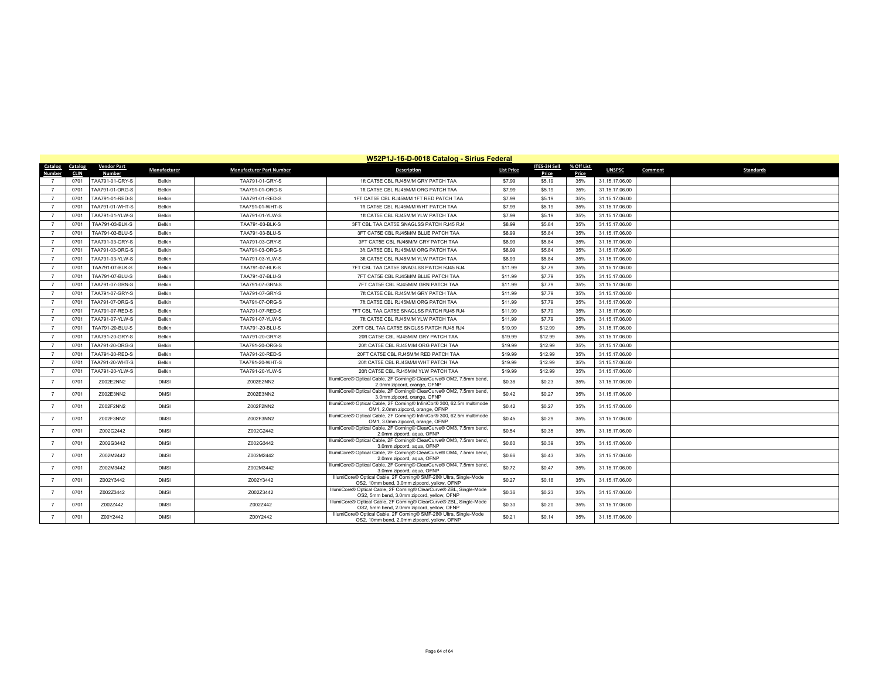## W52P1J-16-D-0018 Catalog - Sirius Federal

| Catalog Number | Catalog CLIN | Vendor Part Number | Manufacturer | Manufacturer Part Number | Description | List Price | ITES-3H Sell Price | % Off List Price | UNSPSC | Comment | Standards |
|---|---|---|---|---|---|---|---|---|---|---|---|
| 7 | 0701 | TAA791-01-GRY-S | Belkin | TAA791-01-GRY-S | 1ft CAT5E CBL RJ45M/M GRY PATCH TAA | $7.99 | $5.19 | 35% | 31.15.17.06.00 | | |
| 7 | 0701 | TAA791-01-ORG-S | Belkin | TAA791-01-ORG-S | 1ft CAT5E CBL RJ45M/M ORG PATCH TAA | $7.99 | $5.19 | 35% | 31.15.17.06.00 | | |
| 7 | 0701 | TAA791-01-RED-S | Belkin | TAA791-01-RED-S | 1FT CAT5E CBL RJ45M/M 1FT RED PATCH TAA | $7.99 | $5.19 | 35% | 31.15.17.06.00 | | |
| 7 | 0701 | TAA791-01-WHT-S | Belkin | TAA791-01-WHT-S | 1ft CAT5E CBL RJ45M/M WHT PATCH TAA | $7.99 | $5.19 | 35% | 31.15.17.06.00 | | |
| 7 | 0701 | TAA791-01-YLW-S | Belkin | TAA791-01-YLW-S | 1ft CAT5E CBL RJ45M/M YLW PATCH TAA | $7.99 | $5.19 | 35% | 31.15.17.06.00 | | |
| 7 | 0701 | TAA791-03-BLK-S | Belkin | TAA791-03-BLK-S | 3FT CBL TAA CAT5E SNAGLSS PATCH RJ45 RJ4 | $8.99 | $5.84 | 35% | 31.15.17.06.00 | | |
| 7 | 0701 | TAA791-03-BLU-S | Belkin | TAA791-03-BLU-S | 3FT CAT5E CBL RJ45M/M BLUE PATCH TAA | $8.99 | $5.84 | 35% | 31.15.17.06.00 | | |
| 7 | 0701 | TAA791-03-GRY-S | Belkin | TAA791-03-GRY-S | 3FT CAT5E CBL RJ45M/M GRY PATCH TAA | $8.99 | $5.84 | 35% | 31.15.17.06.00 | | |
| 7 | 0701 | TAA791-03-ORG-S | Belkin | TAA791-03-ORG-S | 3ft CAT5E CBL RJ45M/M ORG PATCH TAA | $8.99 | $5.84 | 35% | 31.15.17.06.00 | | |
| 7 | 0701 | TAA791-03-YLW-S | Belkin | TAA791-03-YLW-S | 3ft CAT5E CBL RJ45M/M YLW PATCH TAA | $8.99 | $5.84 | 35% | 31.15.17.06.00 | | |
| 7 | 0701 | TAA791-07-BLK-S | Belkin | TAA791-07-BLK-S | 7FT CBL TAA CAT5E SNAGLSS PATCH RJ45 RJ4 | $11.99 | $7.79 | 35% | 31.15.17.06.00 | | |
| 7 | 0701 | TAA791-07-BLU-S | Belkin | TAA791-07-BLU-S | 7FT CAT5E CBL RJ45M/M BLUE PATCH TAA | $11.99 | $7.79 | 35% | 31.15.17.06.00 | | |
| 7 | 0701 | TAA791-07-GRN-S | Belkin | TAA791-07-GRN-S | 7FT CAT5E CBL RJ45M/M GRN PATCH TAA | $11.99 | $7.79 | 35% | 31.15.17.06.00 | | |
| 7 | 0701 | TAA791-07-GRY-S | Belkin | TAA791-07-GRY-S | 7ft CAT5E CBL RJ45M/M GRY PATCH TAA | $11.99 | $7.79 | 35% | 31.15.17.06.00 | | |
| 7 | 0701 | TAA791-07-ORG-S | Belkin | TAA791-07-ORG-S | 7ft CAT5E CBL RJ45M/M ORG PATCH TAA | $11.99 | $7.79 | 35% | 31.15.17.06.00 | | |
| 7 | 0701 | TAA791-07-RED-S | Belkin | TAA791-07-RED-S | 7FT CBL TAA CAT5E SNAGLSS PATCH RJ45 RJ4 | $11.99 | $7.79 | 35% | 31.15.17.06.00 | | |
| 7 | 0701 | TAA791-07-YLW-S | Belkin | TAA791-07-YLW-S | 7ft CAT5E CBL RJ45M/M YLW PATCH TAA | $11.99 | $7.79 | 35% | 31.15.17.06.00 | | |
| 7 | 0701 | TAA791-20-BLU-S | Belkin | TAA791-20-BLU-S | 20FT CBL TAA CAT5E SNGLSS PATCH RJ45 RJ4 | $19.99 | $12.99 | 35% | 31.15.17.06.00 | | |
| 7 | 0701 | TAA791-20-GRY-S | Belkin | TAA791-20-GRY-S | 20ft CAT5E CBL RJ45M/M GRY PATCH TAA | $19.99 | $12.99 | 35% | 31.15.17.06.00 | | |
| 7 | 0701 | TAA791-20-ORG-S | Belkin | TAA791-20-ORG-S | 20ft CAT5E CBL RJ45M/M ORG PATCH TAA | $19.99 | $12.99 | 35% | 31.15.17.06.00 | | |
| 7 | 0701 | TAA791-20-RED-S | Belkin | TAA791-20-RED-S | 20FT CAT5E CBL RJ45M/M RED PATCH TAA | $19.99 | $12.99 | 35% | 31.15.17.06.00 | | |
| 7 | 0701 | TAA791-20-WHT-S | Belkin | TAA791-20-WHT-S | 20ft CAT5E CBL RJ45M/M WHT PATCH TAA | $19.99 | $12.99 | 35% | 31.15.17.06.00 | | |
| 7 | 0701 | TAA791-20-YLW-S | Belkin | TAA791-20-YLW-S | 20ft CAT5E CBL RJ45M/M YLW PATCH TAA | $19.99 | $12.99 | 35% | 31.15.17.06.00 | | |
| 7 | 0701 | Z002E2NN2 | DMSI | Z002E2NN2 | IllumiCore® Optical Cable, 2F Corning® ClearCurve® OM2, 7.5mm bend, 2.0mm zipcord, orange, OFNP | $0.36 | $0.23 | 35% | 31.15.17.06.00 | | |
| 7 | 0701 | Z002E3NN2 | DMSI | Z002E3NN2 | IllumiCore® Optical Cable, 2F Corning® ClearCurve® OM2, 7.5mm bend, 3.0mm zipcord, orange, OFNP | $0.42 | $0.27 | 35% | 31.15.17.06.00 | | |
| 7 | 0701 | Z002F2NN2 | DMSI | Z002F2NN2 | IllumiCore® Optical Cable, 2F Corning® InfiniCor® 300, 62.5m multimode OM1, 2.0mm zipcord, orange, OFNP | $0.42 | $0.27 | 35% | 31.15.17.06.00 | | |
| 7 | 0701 | Z002F3NN2 | DMSI | Z002F3NN2 | IllumiCore® Optical Cable, 2F Corning® InfiniCor® 300, 62.5m multimode OM1, 3.0mm zipcord, orange, OFNP | $0.45 | $0.29 | 35% | 31.15.17.06.00 | | |
| 7 | 0701 | Z002G2442 | DMSI | Z002G2442 | IllumiCore® Optical Cable, 2F Corning® ClearCurve® OM3, 7.5mm bend, 2.0mm zipcord, aqua, OFNP | $0.54 | $0.35 | 35% | 31.15.17.06.00 | | |
| 7 | 0701 | Z002G3442 | DMSI | Z002G3442 | IllumiCore® Optical Cable, 2F Corning® ClearCurve® OM3, 7.5mm bend, 3.0mm zipcord, aqua, OFNP | $0.60 | $0.39 | 35% | 31.15.17.06.00 | | |
| 7 | 0701 | Z002M2442 | DMSI | Z002M2442 | IllumiCore® Optical Cable, 2F Corning® ClearCurve® OM4, 7.5mm bend, 2.0mm zipcord, aqua, OFNP | $0.66 | $0.43 | 35% | 31.15.17.06.00 | | |
| 7 | 0701 | Z002M3442 | DMSI | Z002M3442 | IllumiCore® Optical Cable, 2F Corning® ClearCurve® OM4, 7.5mm bend, 3.0mm zipcord, aqua, OFNP | $0.72 | $0.47 | 35% | 31.15.17.06.00 | | |
| 7 | 0701 | Z002Y3442 | DMSI | Z002Y3442 | IllumiCore® Optical Cable, 2F Corning® SMF-28® Ultra, Single-Mode OS2, 10mm bend, 3.0mm zipcord, yellow, OFNP | $0.27 | $0.18 | 35% | 31.15.17.06.00 | | |
| 7 | 0701 | Z002Z3442 | DMSI | Z002Z3442 | IllumiCore® Optical Cable, 2F Corning® ClearCurve® ZBL, Single-Mode OS2, 5mm bend, 3.0mm zipcord, yellow, OFNP | $0.36 | $0.23 | 35% | 31.15.17.06.00 | | |
| 7 | 0701 | Z002Z442 | DMSI | Z002Z442 | IllumiCore® Optical Cable, 2F Corning® ClearCurve® ZBL, Single-Mode OS2, 5mm bend, 2.0mm zipcord, yellow, OFNP | $0.30 | $0.20 | 35% | 31.15.17.06.00 | | |
| 7 | 0701 | Z00Y2442 | DMSI | Z00Y2442 | IllumiCore® Optical Cable, 2F Corning® SMF-28® Ultra, Single-Mode OS2, 10mm bend, 2.0mm zipcord, yellow, OFNP | $0.21 | $0.14 | 35% | 31.15.17.06.00 | | |